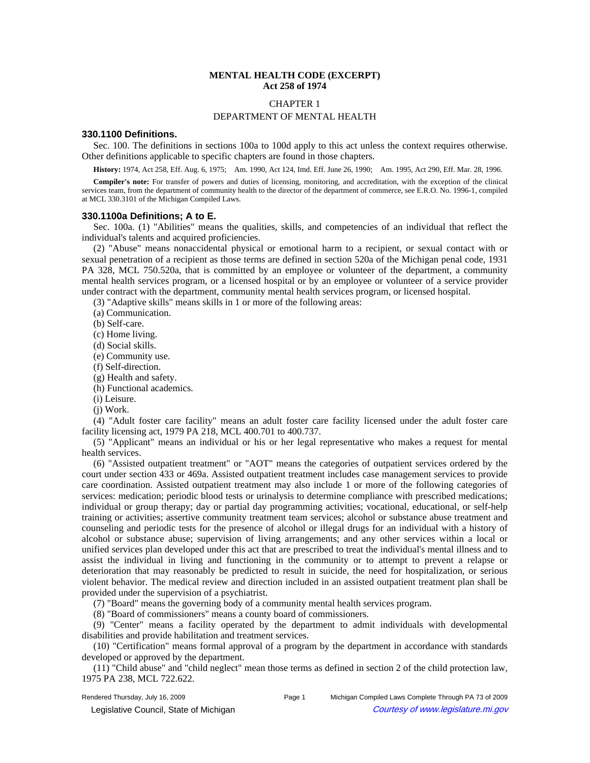# MENTAL HEALTH CODE (EXCERPT)
## Act 258 of 1974

CHAPTER 1

DEPARTMENT OF MENTAL HEALTH

### 330.1100 Definitions.

Sec. 100. The definitions in sections 100a to 100d apply to this act unless the context requires otherwise. Other definitions applicable to specific chapters are found in those chapters.

**History:** 1974, Act 258, Eff. Aug. 6, 1975;—Am. 1990, Act 124, Imd. Eff. June 26, 1990;—Am. 1995, Act 290, Eff. Mar. 28, 1996.

**Compiler's note:** For transfer of powers and duties of licensing, monitoring, and accreditation, with the exception of the clinical services team, from the department of community health to the director of the department of commerce, see E.R.O. No. 1996-1, compiled at MCL 330.3101 of the Michigan Compiled Laws.

### 330.1100a Definitions; A to E.

Sec. 100a. (1) "Abilities" means the qualities, skills, and competencies of an individual that reflect the individual's talents and acquired proficiencies.

(2) "Abuse" means nonaccidental physical or emotional harm to a recipient, or sexual contact with or sexual penetration of a recipient as those terms are defined in section 520a of the Michigan penal code, 1931 PA 328, MCL 750.520a, that is committed by an employee or volunteer of the department, a community mental health services program, or a licensed hospital or by an employee or volunteer of a service provider under contract with the department, community mental health services program, or licensed hospital.

(3) "Adaptive skills" means skills in 1 or more of the following areas:

(a) Communication.

(b) Self-care.

(c) Home living.

(d) Social skills.

(e) Community use.

(f) Self-direction.

(g) Health and safety.

(h) Functional academics.

(i) Leisure.

(j) Work.

(4) "Adult foster care facility" means an adult foster care facility licensed under the adult foster care facility licensing act, 1979 PA 218, MCL 400.701 to 400.737.

(5) "Applicant" means an individual or his or her legal representative who makes a request for mental health services.

(6) "Assisted outpatient treatment" or "AOT" means the categories of outpatient services ordered by the court under section 433 or 469a. Assisted outpatient treatment includes case management services to provide care coordination. Assisted outpatient treatment may also include 1 or more of the following categories of services: medication; periodic blood tests or urinalysis to determine compliance with prescribed medications; individual or group therapy; day or partial day programming activities; vocational, educational, or self-help training or activities; assertive community treatment team services; alcohol or substance abuse treatment and counseling and periodic tests for the presence of alcohol or illegal drugs for an individual with a history of alcohol or substance abuse; supervision of living arrangements; and any other services within a local or unified services plan developed under this act that are prescribed to treat the individual's mental illness and to assist the individual in living and functioning in the community or to attempt to prevent a relapse or deterioration that may reasonably be predicted to result in suicide, the need for hospitalization, or serious violent behavior. The medical review and direction included in an assisted outpatient treatment plan shall be provided under the supervision of a psychiatrist.

(7) "Board" means the governing body of a community mental health services program.

(8) "Board of commissioners" means a county board of commissioners.

(9) "Center" means a facility operated by the department to admit individuals with developmental disabilities and provide habilitation and treatment services.

(10) "Certification" means formal approval of a program by the department in accordance with standards developed or approved by the department.

(11) "Child abuse" and "child neglect" mean those terms as defined in section 2 of the child protection law, 1975 PA 238, MCL 722.622.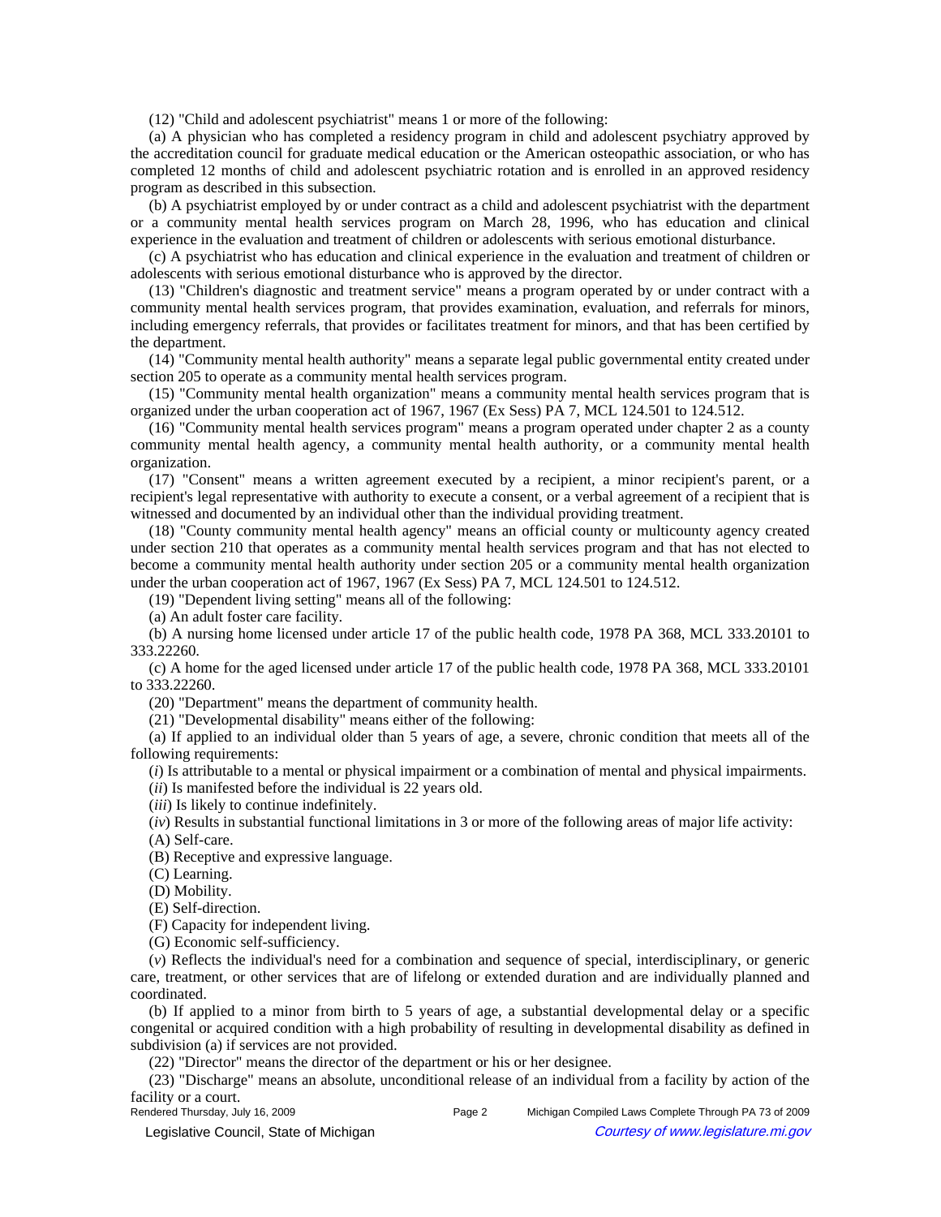(12) "Child and adolescent psychiatrist" means 1 or more of the following:

(a) A physician who has completed a residency program in child and adolescent psychiatry approved by the accreditation council for graduate medical education or the American osteopathic association, or who has completed 12 months of child and adolescent psychiatric rotation and is enrolled in an approved residency program as described in this subsection.

(b) A psychiatrist employed by or under contract as a child and adolescent psychiatrist with the department or a community mental health services program on March 28, 1996, who has education and clinical experience in the evaluation and treatment of children or adolescents with serious emotional disturbance.

(c) A psychiatrist who has education and clinical experience in the evaluation and treatment of children or adolescents with serious emotional disturbance who is approved by the director.

(13) "Children's diagnostic and treatment service" means a program operated by or under contract with a community mental health services program, that provides examination, evaluation, and referrals for minors, including emergency referrals, that provides or facilitates treatment for minors, and that has been certified by the department.

(14) "Community mental health authority" means a separate legal public governmental entity created under section 205 to operate as a community mental health services program.

(15) "Community mental health organization" means a community mental health services program that is organized under the urban cooperation act of 1967, 1967 (Ex Sess) PA 7, MCL 124.501 to 124.512.

(16) "Community mental health services program" means a program operated under chapter 2 as a county community mental health agency, a community mental health authority, or a community mental health organization.

(17) "Consent" means a written agreement executed by a recipient, a minor recipient's parent, or a recipient's legal representative with authority to execute a consent, or a verbal agreement of a recipient that is witnessed and documented by an individual other than the individual providing treatment.

(18) "County community mental health agency" means an official county or multicounty agency created under section 210 that operates as a community mental health services program and that has not elected to become a community mental health authority under section 205 or a community mental health organization under the urban cooperation act of 1967, 1967 (Ex Sess) PA 7, MCL 124.501 to 124.512.

(19) "Dependent living setting" means all of the following:

(a) An adult foster care facility.

(b) A nursing home licensed under article 17 of the public health code, 1978 PA 368, MCL 333.20101 to 333.22260.

(c) A home for the aged licensed under article 17 of the public health code, 1978 PA 368, MCL 333.20101 to 333.22260.

(20) "Department" means the department of community health.

(21) "Developmental disability" means either of the following:

(a) If applied to an individual older than 5 years of age, a severe, chronic condition that meets all of the following requirements:

(*i*) Is attributable to a mental or physical impairment or a combination of mental and physical impairments.

(*ii*) Is manifested before the individual is 22 years old.

(*iii*) Is likely to continue indefinitely.

(*iv*) Results in substantial functional limitations in 3 or more of the following areas of major life activity:

(A) Self-care.

(B) Receptive and expressive language.

(C) Learning.

(D) Mobility.

(E) Self-direction.

(F) Capacity for independent living.

(G) Economic self-sufficiency.

(*v*) Reflects the individual's need for a combination and sequence of special, interdisciplinary, or generic care, treatment, or other services that are of lifelong or extended duration and are individually planned and coordinated.

(b) If applied to a minor from birth to 5 years of age, a substantial developmental delay or a specific congenital or acquired condition with a high probability of resulting in developmental disability as defined in subdivision (a) if services are not provided.

(22) "Director" means the director of the department or his or her designee.

(23) "Discharge" means an absolute, unconditional release of an individual from a facility by action of the facility or a court.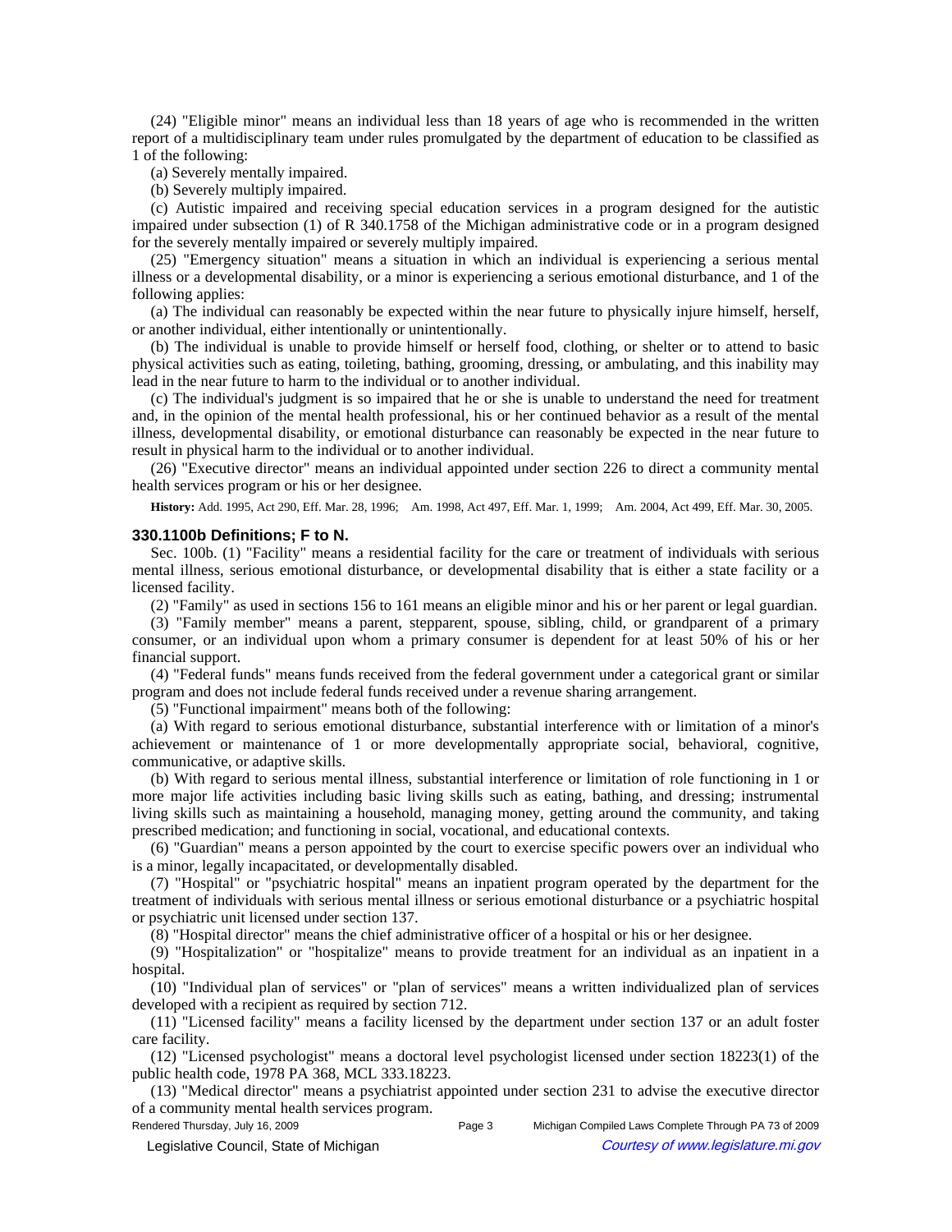(24) "Eligible minor" means an individual less than 18 years of age who is recommended in the written report of a multidisciplinary team under rules promulgated by the department of education to be classified as 1 of the following:

(a) Severely mentally impaired.

(b) Severely multiply impaired.

(c) Autistic impaired and receiving special education services in a program designed for the autistic impaired under subsection (1) of R 340.1758 of the Michigan administrative code or in a program designed for the severely mentally impaired or severely multiply impaired.

(25) "Emergency situation" means a situation in which an individual is experiencing a serious mental illness or a developmental disability, or a minor is experiencing a serious emotional disturbance, and 1 of the following applies:

(a) The individual can reasonably be expected within the near future to physically injure himself, herself, or another individual, either intentionally or unintentionally.

(b) The individual is unable to provide himself or herself food, clothing, or shelter or to attend to basic physical activities such as eating, toileting, bathing, grooming, dressing, or ambulating, and this inability may lead in the near future to harm to the individual or to another individual.

(c) The individual's judgment is so impaired that he or she is unable to understand the need for treatment and, in the opinion of the mental health professional, his or her continued behavior as a result of the mental illness, developmental disability, or emotional disturbance can reasonably be expected in the near future to result in physical harm to the individual or to another individual.

(26) "Executive director" means an individual appointed under section 226 to direct a community mental health services program or his or her designee.

**History:** Add. 1995, Act 290, Eff. Mar. 28, 1996; Am. 1998, Act 497, Eff. Mar. 1, 1999; Am. 2004, Act 499, Eff. Mar. 30, 2005.

### 330.1100b Definitions; F to N.

Sec. 100b. (1) "Facility" means a residential facility for the care or treatment of individuals with serious mental illness, serious emotional disturbance, or developmental disability that is either a state facility or a licensed facility.

(2) "Family" as used in sections 156 to 161 means an eligible minor and his or her parent or legal guardian.

(3) "Family member" means a parent, stepparent, spouse, sibling, child, or grandparent of a primary consumer, or an individual upon whom a primary consumer is dependent for at least 50% of his or her financial support.

(4) "Federal funds" means funds received from the federal government under a categorical grant or similar program and does not include federal funds received under a revenue sharing arrangement.

(5) "Functional impairment" means both of the following:

(a) With regard to serious emotional disturbance, substantial interference with or limitation of a minor's achievement or maintenance of 1 or more developmentally appropriate social, behavioral, cognitive, communicative, or adaptive skills.

(b) With regard to serious mental illness, substantial interference or limitation of role functioning in 1 or more major life activities including basic living skills such as eating, bathing, and dressing; instrumental living skills such as maintaining a household, managing money, getting around the community, and taking prescribed medication; and functioning in social, vocational, and educational contexts.

(6) "Guardian" means a person appointed by the court to exercise specific powers over an individual who is a minor, legally incapacitated, or developmentally disabled.

(7) "Hospital" or "psychiatric hospital" means an inpatient program operated by the department for the treatment of individuals with serious mental illness or serious emotional disturbance or a psychiatric hospital or psychiatric unit licensed under section 137.

(8) "Hospital director" means the chief administrative officer of a hospital or his or her designee.

(9) "Hospitalization" or "hospitalize" means to provide treatment for an individual as an inpatient in a hospital.

(10) "Individual plan of services" or "plan of services" means a written individualized plan of services developed with a recipient as required by section 712.

(11) "Licensed facility" means a facility licensed by the department under section 137 or an adult foster care facility.

(12) "Licensed psychologist" means a doctoral level psychologist licensed under section 18223(1) of the public health code, 1978 PA 368, MCL 333.18223.

(13) "Medical director" means a psychiatrist appointed under section 231 to advise the executive director of a community mental health services program.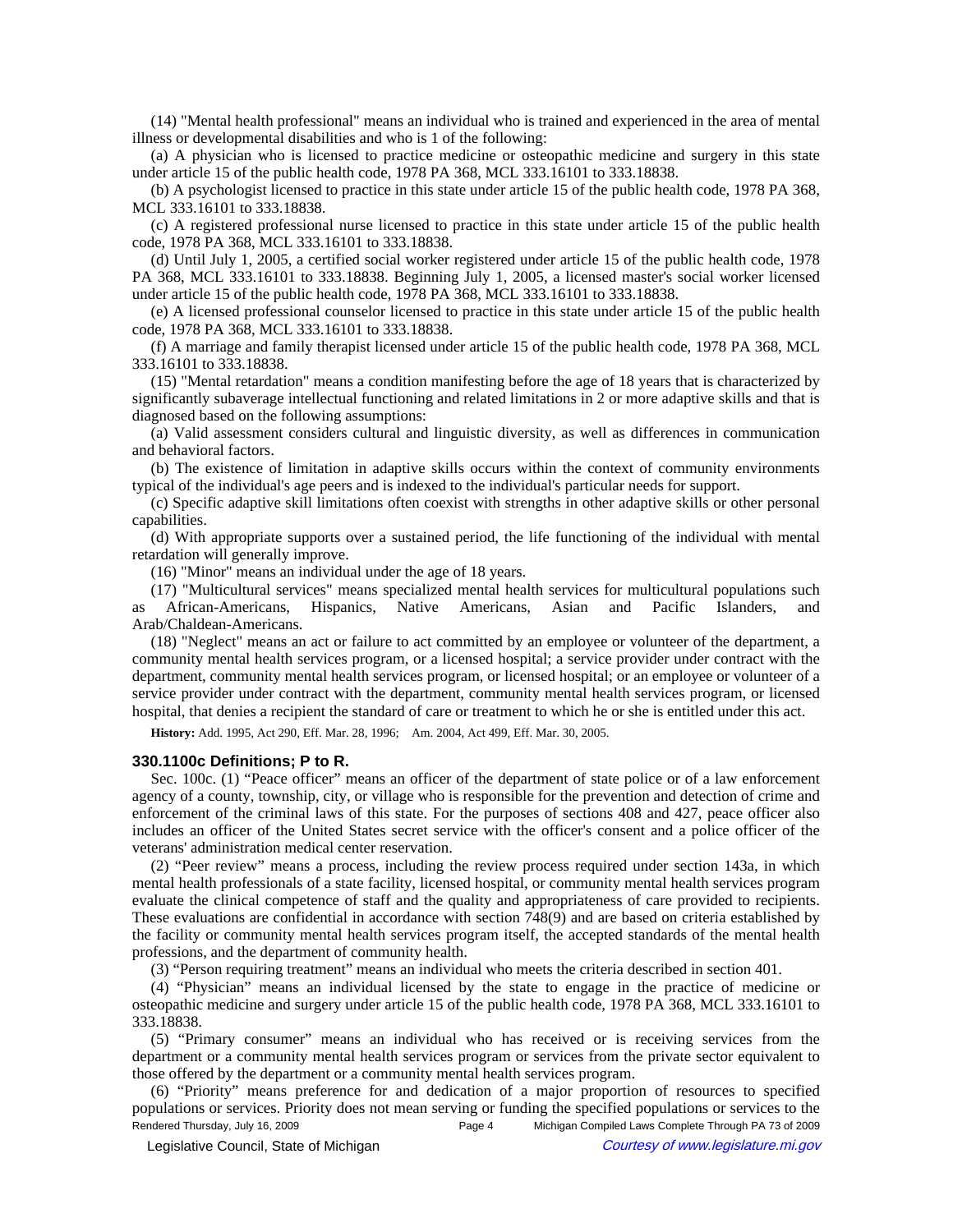(14) "Mental health professional" means an individual who is trained and experienced in the area of mental illness or developmental disabilities and who is 1 of the following:

(a) A physician who is licensed to practice medicine or osteopathic medicine and surgery in this state under article 15 of the public health code, 1978 PA 368, MCL 333.16101 to 333.18838.

(b) A psychologist licensed to practice in this state under article 15 of the public health code, 1978 PA 368, MCL 333.16101 to 333.18838.

(c) A registered professional nurse licensed to practice in this state under article 15 of the public health code, 1978 PA 368, MCL 333.16101 to 333.18838.

(d) Until July 1, 2005, a certified social worker registered under article 15 of the public health code, 1978 PA 368, MCL 333.16101 to 333.18838. Beginning July 1, 2005, a licensed master's social worker licensed under article 15 of the public health code, 1978 PA 368, MCL 333.16101 to 333.18838.

(e) A licensed professional counselor licensed to practice in this state under article 15 of the public health code, 1978 PA 368, MCL 333.16101 to 333.18838.

(f) A marriage and family therapist licensed under article 15 of the public health code, 1978 PA 368, MCL 333.16101 to 333.18838.

(15) "Mental retardation" means a condition manifesting before the age of 18 years that is characterized by significantly subaverage intellectual functioning and related limitations in 2 or more adaptive skills and that is diagnosed based on the following assumptions:

(a) Valid assessment considers cultural and linguistic diversity, as well as differences in communication and behavioral factors.

(b) The existence of limitation in adaptive skills occurs within the context of community environments typical of the individual's age peers and is indexed to the individual's particular needs for support.

(c) Specific adaptive skill limitations often coexist with strengths in other adaptive skills or other personal capabilities.

(d) With appropriate supports over a sustained period, the life functioning of the individual with mental retardation will generally improve.

(16) "Minor" means an individual under the age of 18 years.

(17) "Multicultural services" means specialized mental health services for multicultural populations such as African-Americans, Hispanics, Native Americans, Asian and Pacific Islanders, and Arab/Chaldean-Americans.

(18) "Neglect" means an act or failure to act committed by an employee or volunteer of the department, a community mental health services program, or a licensed hospital; a service provider under contract with the department, community mental health services program, or licensed hospital; or an employee or volunteer of a service provider under contract with the department, community mental health services program, or licensed hospital, that denies a recipient the standard of care or treatment to which he or she is entitled under this act.

**History:** Add. 1995, Act 290, Eff. Mar. 28, 1996; Am. 2004, Act 499, Eff. Mar. 30, 2005.

### 330.1100c Definitions; P to R.

Sec. 100c. (1) "Peace officer" means an officer of the department of state police or of a law enforcement agency of a county, township, city, or village who is responsible for the prevention and detection of crime and enforcement of the criminal laws of this state. For the purposes of sections 408 and 427, peace officer also includes an officer of the United States secret service with the officer's consent and a police officer of the veterans' administration medical center reservation.

(2) "Peer review" means a process, including the review process required under section 143a, in which mental health professionals of a state facility, licensed hospital, or community mental health services program evaluate the clinical competence of staff and the quality and appropriateness of care provided to recipients. These evaluations are confidential in accordance with section 748(9) and are based on criteria established by the facility or community mental health services program itself, the accepted standards of the mental health professions, and the department of community health.

(3) "Person requiring treatment" means an individual who meets the criteria described in section 401.

(4) "Physician" means an individual licensed by the state to engage in the practice of medicine or osteopathic medicine and surgery under article 15 of the public health code, 1978 PA 368, MCL 333.16101 to 333.18838.

(5) "Primary consumer" means an individual who has received or is receiving services from the department or a community mental health services program or services from the private sector equivalent to those offered by the department or a community mental health services program.

(6) "Priority" means preference for and dedication of a major proportion of resources to specified populations or services. Priority does not mean serving or funding the specified populations or services to the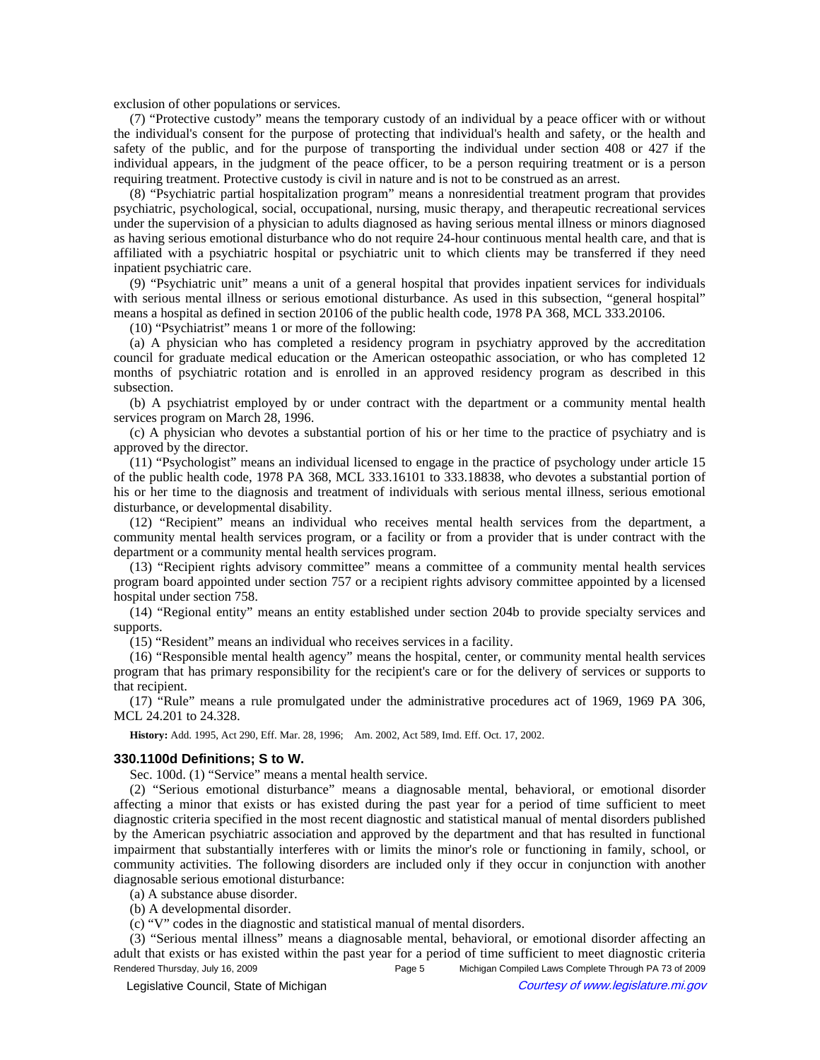exclusion of other populations or services.

(7) "Protective custody" means the temporary custody of an individual by a peace officer with or without the individual's consent for the purpose of protecting that individual's health and safety, or the health and safety of the public, and for the purpose of transporting the individual under section 408 or 427 if the individual appears, in the judgment of the peace officer, to be a person requiring treatment or is a person requiring treatment. Protective custody is civil in nature and is not to be construed as an arrest.

(8) "Psychiatric partial hospitalization program" means a nonresidential treatment program that provides psychiatric, psychological, social, occupational, nursing, music therapy, and therapeutic recreational services under the supervision of a physician to adults diagnosed as having serious mental illness or minors diagnosed as having serious emotional disturbance who do not require 24-hour continuous mental health care, and that is affiliated with a psychiatric hospital or psychiatric unit to which clients may be transferred if they need inpatient psychiatric care.

(9) "Psychiatric unit" means a unit of a general hospital that provides inpatient services for individuals with serious mental illness or serious emotional disturbance. As used in this subsection, "general hospital" means a hospital as defined in section 20106 of the public health code, 1978 PA 368, MCL 333.20106.

(10) "Psychiatrist" means 1 or more of the following:

(a) A physician who has completed a residency program in psychiatry approved by the accreditation council for graduate medical education or the American osteopathic association, or who has completed 12 months of psychiatric rotation and is enrolled in an approved residency program as described in this subsection.

(b) A psychiatrist employed by or under contract with the department or a community mental health services program on March 28, 1996.

(c) A physician who devotes a substantial portion of his or her time to the practice of psychiatry and is approved by the director.

(11) "Psychologist" means an individual licensed to engage in the practice of psychology under article 15 of the public health code, 1978 PA 368, MCL 333.16101 to 333.18838, who devotes a substantial portion of his or her time to the diagnosis and treatment of individuals with serious mental illness, serious emotional disturbance, or developmental disability.

(12) "Recipient" means an individual who receives mental health services from the department, a community mental health services program, or a facility or from a provider that is under contract with the department or a community mental health services program.

(13) "Recipient rights advisory committee" means a committee of a community mental health services program board appointed under section 757 or a recipient rights advisory committee appointed by a licensed hospital under section 758.

(14) "Regional entity" means an entity established under section 204b to provide specialty services and supports.

(15) "Resident" means an individual who receives services in a facility.

(16) "Responsible mental health agency" means the hospital, center, or community mental health services program that has primary responsibility for the recipient's care or for the delivery of services or supports to that recipient.

(17) "Rule" means a rule promulgated under the administrative procedures act of 1969, 1969 PA 306, MCL 24.201 to 24.328.

**History:** Add. 1995, Act 290, Eff. Mar. 28, 1996; Am. 2002, Act 589, Imd. Eff. Oct. 17, 2002.

### 330.1100d Definitions; S to W.

Sec. 100d. (1) "Service" means a mental health service.

(2) "Serious emotional disturbance" means a diagnosable mental, behavioral, or emotional disorder affecting a minor that exists or has existed during the past year for a period of time sufficient to meet diagnostic criteria specified in the most recent diagnostic and statistical manual of mental disorders published by the American psychiatric association and approved by the department and that has resulted in functional impairment that substantially interferes with or limits the minor's role or functioning in family, school, or community activities. The following disorders are included only if they occur in conjunction with another diagnosable serious emotional disturbance:

(a) A substance abuse disorder.

(b) A developmental disorder.

(c) "V" codes in the diagnostic and statistical manual of mental disorders.

(3) "Serious mental illness" means a diagnosable mental, behavioral, or emotional disorder affecting an adult that exists or has existed within the past year for a period of time sufficient to meet diagnostic criteria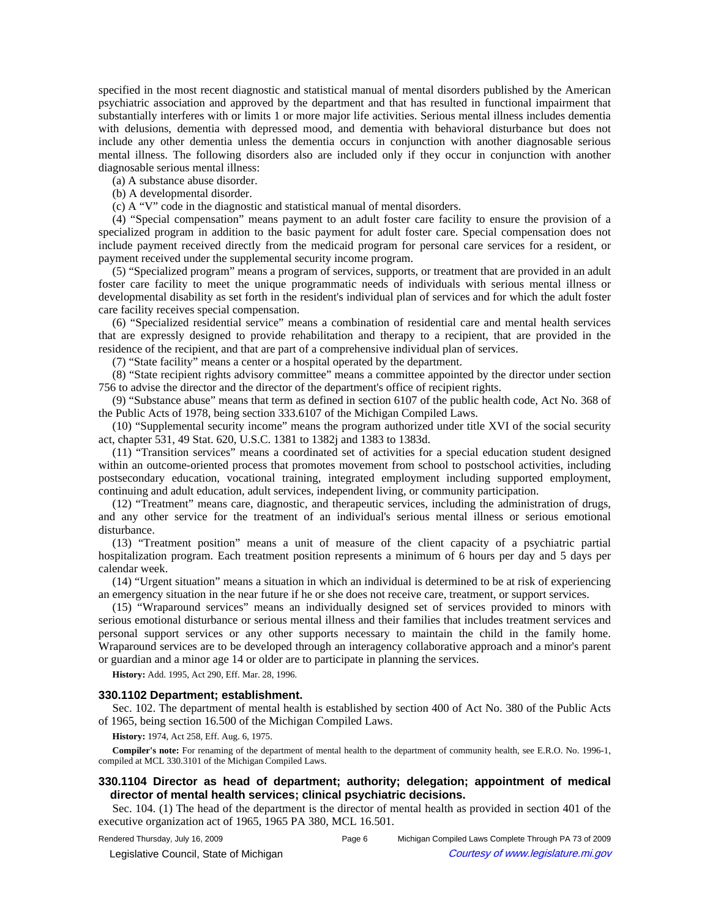specified in the most recent diagnostic and statistical manual of mental disorders published by the American psychiatric association and approved by the department and that has resulted in functional impairment that substantially interferes with or limits 1 or more major life activities. Serious mental illness includes dementia with delusions, dementia with depressed mood, and dementia with behavioral disturbance but does not include any other dementia unless the dementia occurs in conjunction with another diagnosable serious mental illness. The following disorders also are included only if they occur in conjunction with another diagnosable serious mental illness:

(a) A substance abuse disorder.

(b) A developmental disorder.

(c) A "V" code in the diagnostic and statistical manual of mental disorders.

(4) "Special compensation" means payment to an adult foster care facility to ensure the provision of a specialized program in addition to the basic payment for adult foster care. Special compensation does not include payment received directly from the medicaid program for personal care services for a resident, or payment received under the supplemental security income program.

(5) "Specialized program" means a program of services, supports, or treatment that are provided in an adult foster care facility to meet the unique programmatic needs of individuals with serious mental illness or developmental disability as set forth in the resident's individual plan of services and for which the adult foster care facility receives special compensation.

(6) "Specialized residential service" means a combination of residential care and mental health services that are expressly designed to provide rehabilitation and therapy to a recipient, that are provided in the residence of the recipient, and that are part of a comprehensive individual plan of services.

(7) "State facility" means a center or a hospital operated by the department.

(8) "State recipient rights advisory committee" means a committee appointed by the director under section 756 to advise the director and the director of the department's office of recipient rights.

(9) "Substance abuse" means that term as defined in section 6107 of the public health code, Act No. 368 of the Public Acts of 1978, being section 333.6107 of the Michigan Compiled Laws.

(10) "Supplemental security income" means the program authorized under title XVI of the social security act, chapter 531, 49 Stat. 620, U.S.C. 1381 to 1382j and 1383 to 1383d.

(11) "Transition services" means a coordinated set of activities for a special education student designed within an outcome-oriented process that promotes movement from school to postschool activities, including postsecondary education, vocational training, integrated employment including supported employment, continuing and adult education, adult services, independent living, or community participation.

(12) "Treatment" means care, diagnostic, and therapeutic services, including the administration of drugs, and any other service for the treatment of an individual's serious mental illness or serious emotional disturbance.

(13) "Treatment position" means a unit of measure of the client capacity of a psychiatric partial hospitalization program. Each treatment position represents a minimum of 6 hours per day and 5 days per calendar week.

(14) "Urgent situation" means a situation in which an individual is determined to be at risk of experiencing an emergency situation in the near future if he or she does not receive care, treatment, or support services.

(15) "Wraparound services" means an individually designed set of services provided to minors with serious emotional disturbance or serious mental illness and their families that includes treatment services and personal support services or any other supports necessary to maintain the child in the family home. Wraparound services are to be developed through an interagency collaborative approach and a minor's parent or guardian and a minor age 14 or older are to participate in planning the services.

**History:** Add. 1995, Act 290, Eff. Mar. 28, 1996.

### 330.1102 Department; establishment.

Sec. 102. The department of mental health is established by section 400 of Act No. 380 of the Public Acts of 1965, being section 16.500 of the Michigan Compiled Laws.

**History:** 1974, Act 258, Eff. Aug. 6, 1975.

**Compiler's note:** For renaming of the department of mental health to the department of community health, see E.R.O. No. 1996-1, compiled at MCL 330.3101 of the Michigan Compiled Laws.

### 330.1104 Director as head of department; authority; delegation; appointment of medical director of mental health services; clinical psychiatric decisions.

Sec. 104. (1) The head of the department is the director of mental health as provided in section 401 of the executive organization act of 1965, 1965 PA 380, MCL 16.501.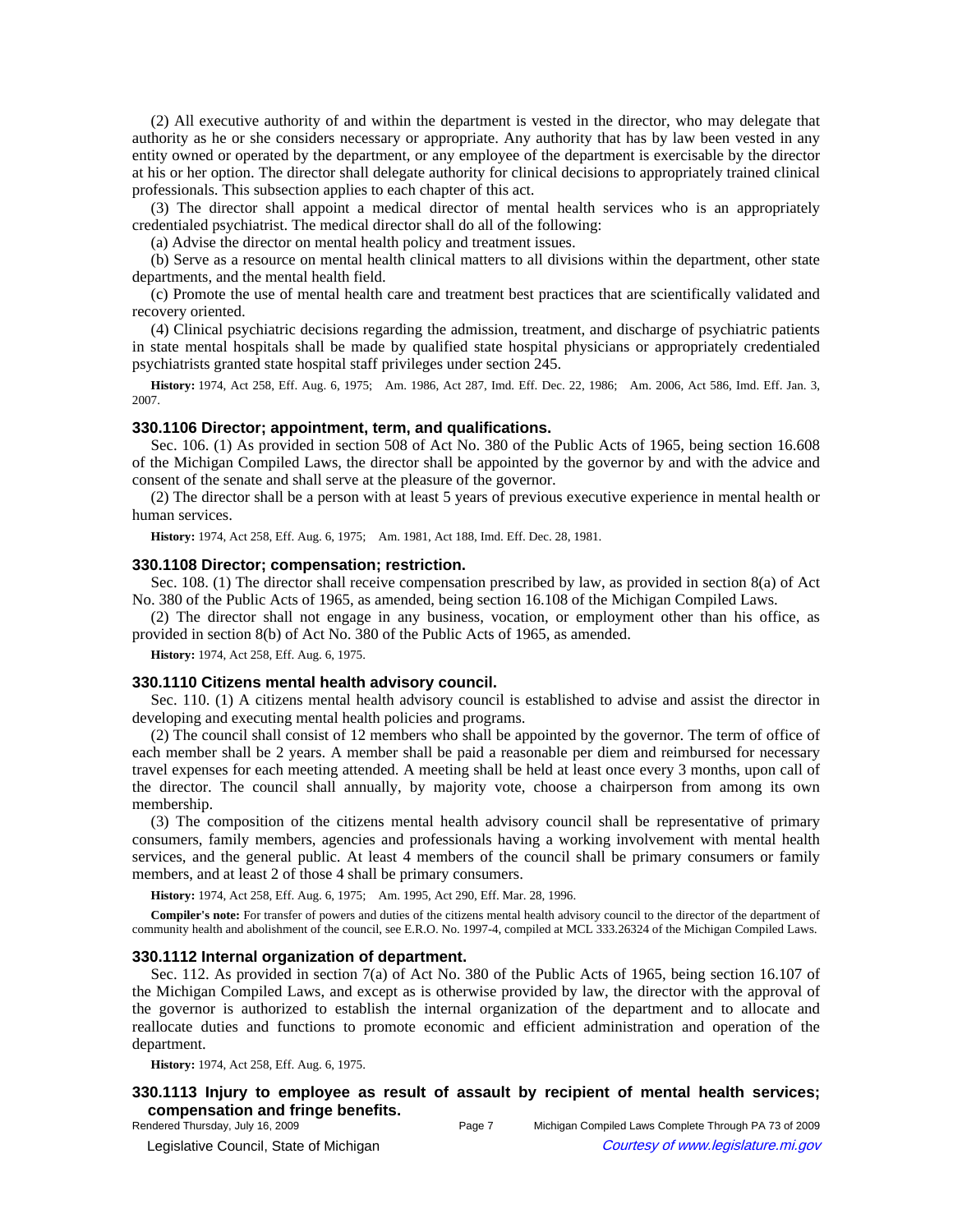(2) All executive authority of and within the department is vested in the director, who may delegate that authority as he or she considers necessary or appropriate. Any authority that has by law been vested in any entity owned or operated by the department, or any employee of the department is exercisable by the director at his or her option. The director shall delegate authority for clinical decisions to appropriately trained clinical professionals. This subsection applies to each chapter of this act.

(3) The director shall appoint a medical director of mental health services who is an appropriately credentialed psychiatrist. The medical director shall do all of the following:

(a) Advise the director on mental health policy and treatment issues.

(b) Serve as a resource on mental health clinical matters to all divisions within the department, other state departments, and the mental health field.

(c) Promote the use of mental health care and treatment best practices that are scientifically validated and recovery oriented.

(4) Clinical psychiatric decisions regarding the admission, treatment, and discharge of psychiatric patients in state mental hospitals shall be made by qualified state hospital physicians or appropriately credentialed psychiatrists granted state hospital staff privileges under section 245.

**History:** 1974, Act 258, Eff. Aug. 6, 1975; Am. 1986, Act 287, Imd. Eff. Dec. 22, 1986; Am. 2006, Act 586, Imd. Eff. Jan. 3, 2007.

### 330.1106 Director; appointment, term, and qualifications.

Sec. 106. (1) As provided in section 508 of Act No. 380 of the Public Acts of 1965, being section 16.608 of the Michigan Compiled Laws, the director shall be appointed by the governor by and with the advice and consent of the senate and shall serve at the pleasure of the governor.

(2) The director shall be a person with at least 5 years of previous executive experience in mental health or human services.

**History:** 1974, Act 258, Eff. Aug. 6, 1975; Am. 1981, Act 188, Imd. Eff. Dec. 28, 1981.

### 330.1108 Director; compensation; restriction.

Sec. 108. (1) The director shall receive compensation prescribed by law, as provided in section 8(a) of Act No. 380 of the Public Acts of 1965, as amended, being section 16.108 of the Michigan Compiled Laws.

(2) The director shall not engage in any business, vocation, or employment other than his office, as provided in section 8(b) of Act No. 380 of the Public Acts of 1965, as amended.

**History:** 1974, Act 258, Eff. Aug. 6, 1975.

### 330.1110 Citizens mental health advisory council.

Sec. 110. (1) A citizens mental health advisory council is established to advise and assist the director in developing and executing mental health policies and programs.

(2) The council shall consist of 12 members who shall be appointed by the governor. The term of office of each member shall be 2 years. A member shall be paid a reasonable per diem and reimbursed for necessary travel expenses for each meeting attended. A meeting shall be held at least once every 3 months, upon call of the director. The council shall annually, by majority vote, choose a chairperson from among its own membership.

(3) The composition of the citizens mental health advisory council shall be representative of primary consumers, family members, agencies and professionals having a working involvement with mental health services, and the general public. At least 4 members of the council shall be primary consumers or family members, and at least 2 of those 4 shall be primary consumers.

**History:** 1974, Act 258, Eff. Aug. 6, 1975; Am. 1995, Act 290, Eff. Mar. 28, 1996.

**Compiler's note:** For transfer of powers and duties of the citizens mental health advisory council to the director of the department of community health and abolishment of the council, see E.R.O. No. 1997-4, compiled at MCL 333.26324 of the Michigan Compiled Laws.

### 330.1112 Internal organization of department.

Sec. 112. As provided in section 7(a) of Act No. 380 of the Public Acts of 1965, being section 16.107 of the Michigan Compiled Laws, and except as is otherwise provided by law, the director with the approval of the governor is authorized to establish the internal organization of the department and to allocate and reallocate duties and functions to promote economic and efficient administration and operation of the department.

**History:** 1974, Act 258, Eff. Aug. 6, 1975.

### 330.1113 Injury to employee as result of assault by recipient of mental health services; compensation and fringe benefits.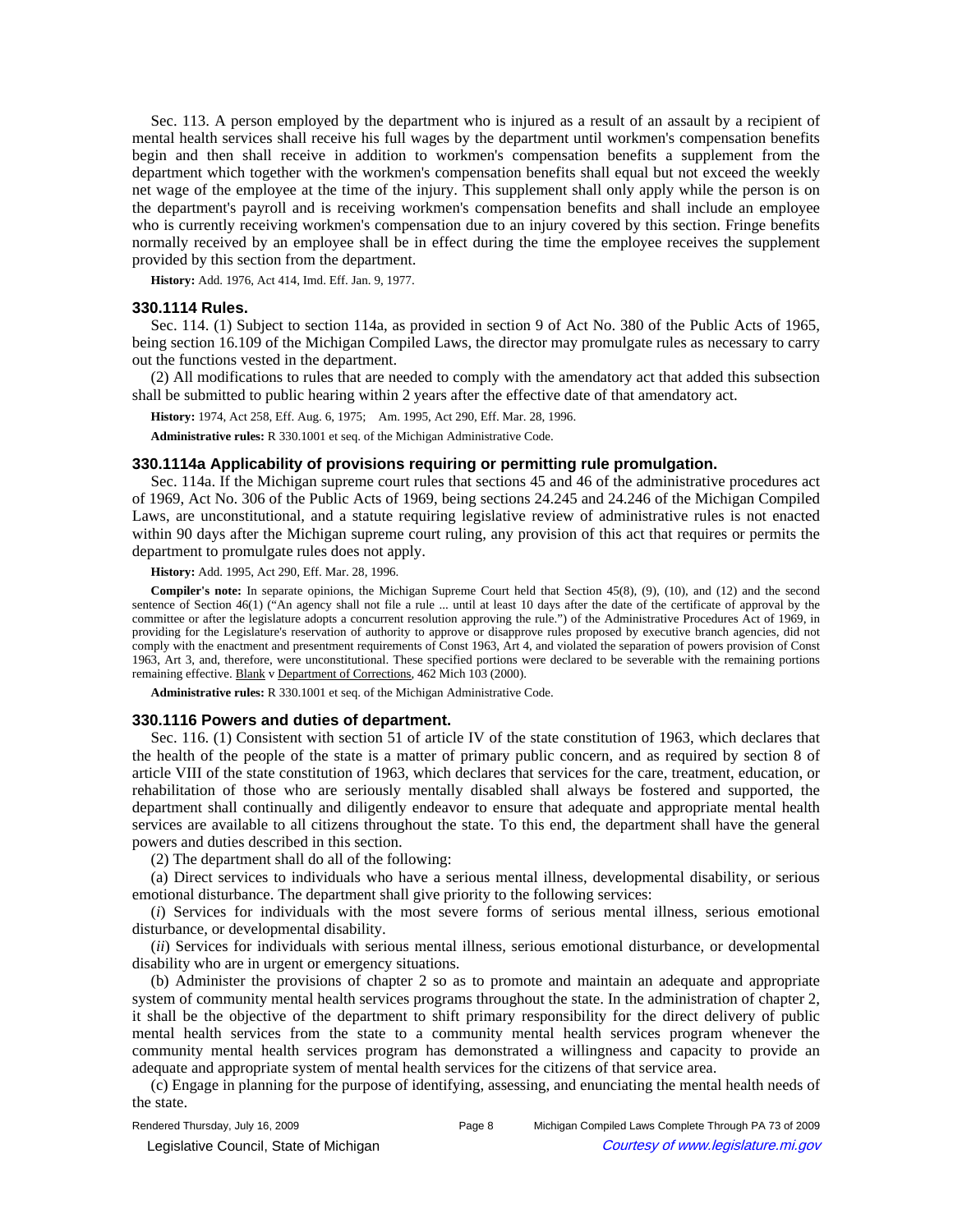Sec. 113. A person employed by the department who is injured as a result of an assault by a recipient of mental health services shall receive his full wages by the department until workmen's compensation benefits begin and then shall receive in addition to workmen's compensation benefits a supplement from the department which together with the workmen's compensation benefits shall equal but not exceed the weekly net wage of the employee at the time of the injury. This supplement shall only apply while the person is on the department's payroll and is receiving workmen's compensation benefits and shall include an employee who is currently receiving workmen's compensation due to an injury covered by this section. Fringe benefits normally received by an employee shall be in effect during the time the employee receives the supplement provided by this section from the department.

**History:** Add. 1976, Act 414, Imd. Eff. Jan. 9, 1977.

### 330.1114 Rules.

Sec. 114. (1) Subject to section 114a, as provided in section 9 of Act No. 380 of the Public Acts of 1965, being section 16.109 of the Michigan Compiled Laws, the director may promulgate rules as necessary to carry out the functions vested in the department.

(2) All modifications to rules that are needed to comply with the amendatory act that added this subsection shall be submitted to public hearing within 2 years after the effective date of that amendatory act.

**History:** 1974, Act 258, Eff. Aug. 6, 1975; Am. 1995, Act 290, Eff. Mar. 28, 1996.

**Administrative rules:** R 330.1001 et seq. of the Michigan Administrative Code.

### 330.1114a Applicability of provisions requiring or permitting rule promulgation.

Sec. 114a. If the Michigan supreme court rules that sections 45 and 46 of the administrative procedures act of 1969, Act No. 306 of the Public Acts of 1969, being sections 24.245 and 24.246 of the Michigan Compiled Laws, are unconstitutional, and a statute requiring legislative review of administrative rules is not enacted within 90 days after the Michigan supreme court ruling, any provision of this act that requires or permits the department to promulgate rules does not apply.

**History:** Add. 1995, Act 290, Eff. Mar. 28, 1996.

**Compiler's note:** In separate opinions, the Michigan Supreme Court held that Section 45(8), (9), (10), and (12) and the second sentence of Section 46(1) ("An agency shall not file a rule ... until at least 10 days after the date of the certificate of approval by the committee or after the legislature adopts a concurrent resolution approving the rule.") of the Administrative Procedures Act of 1969, in providing for the Legislature's reservation of authority to approve or disapprove rules proposed by executive branch agencies, did not comply with the enactment and presentment requirements of Const 1963, Art 4, and violated the separation of powers provision of Const 1963, Art 3, and, therefore, were unconstitutional. These specified portions were declared to be severable with the remaining portions remaining effective. Blank v Department of Corrections, 462 Mich 103 (2000).

**Administrative rules:** R 330.1001 et seq. of the Michigan Administrative Code.

### 330.1116 Powers and duties of department.

Sec. 116. (1) Consistent with section 51 of article IV of the state constitution of 1963, which declares that the health of the people of the state is a matter of primary public concern, and as required by section 8 of article VIII of the state constitution of 1963, which declares that services for the care, treatment, education, or rehabilitation of those who are seriously mentally disabled shall always be fostered and supported, the department shall continually and diligently endeavor to ensure that adequate and appropriate mental health services are available to all citizens throughout the state. To this end, the department shall have the general powers and duties described in this section.

(2) The department shall do all of the following:

(a) Direct services to individuals who have a serious mental illness, developmental disability, or serious emotional disturbance. The department shall give priority to the following services:

(*i*) Services for individuals with the most severe forms of serious mental illness, serious emotional disturbance, or developmental disability.

(*ii*) Services for individuals with serious mental illness, serious emotional disturbance, or developmental disability who are in urgent or emergency situations.

(b) Administer the provisions of chapter 2 so as to promote and maintain an adequate and appropriate system of community mental health services programs throughout the state. In the administration of chapter 2, it shall be the objective of the department to shift primary responsibility for the direct delivery of public mental health services from the state to a community mental health services program whenever the community mental health services program has demonstrated a willingness and capacity to provide an adequate and appropriate system of mental health services for the citizens of that service area.

(c) Engage in planning for the purpose of identifying, assessing, and enunciating the mental health needs of the state.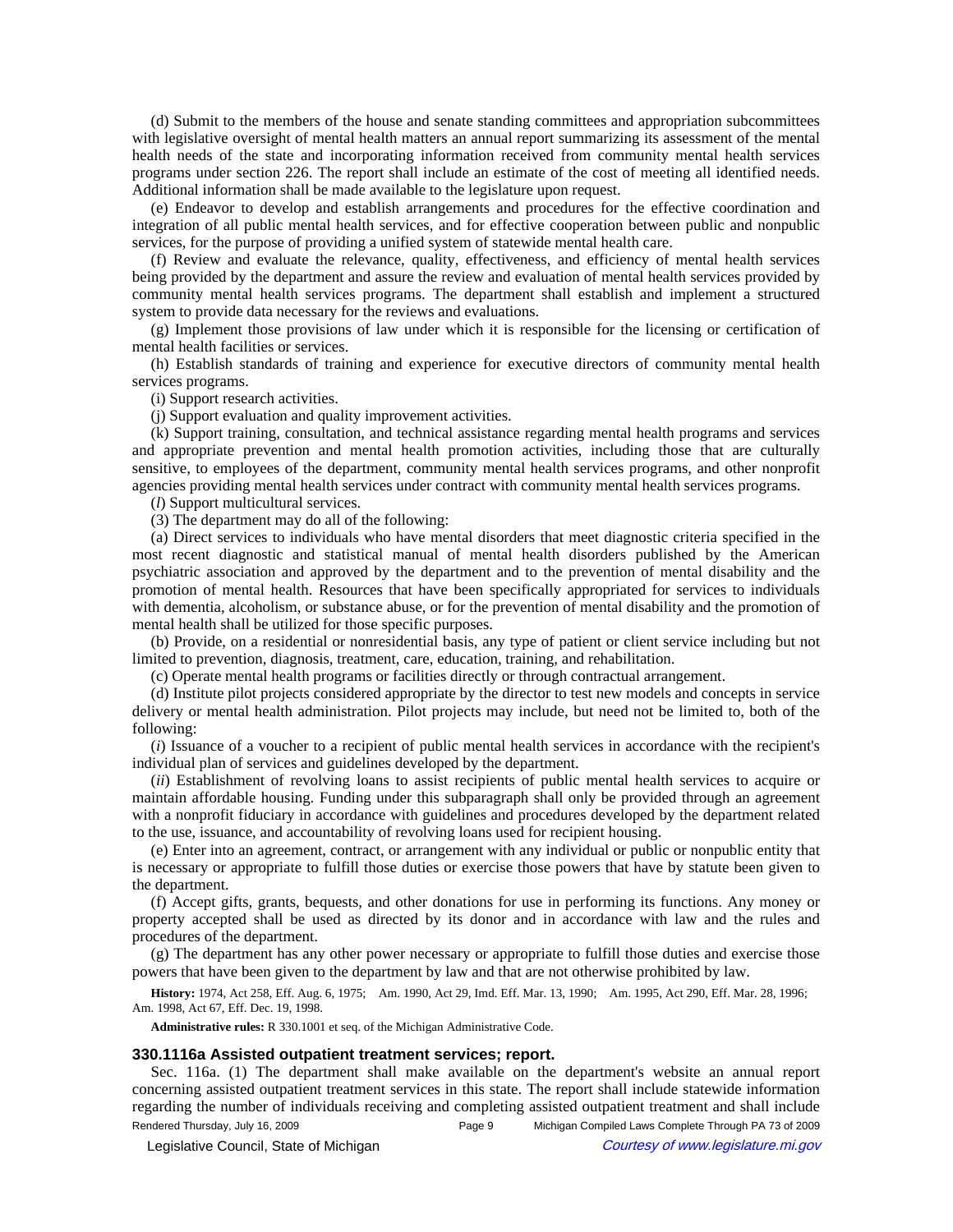(d) Submit to the members of the house and senate standing committees and appropriation subcommittees with legislative oversight of mental health matters an annual report summarizing its assessment of the mental health needs of the state and incorporating information received from community mental health services programs under section 226. The report shall include an estimate of the cost of meeting all identified needs. Additional information shall be made available to the legislature upon request.

(e) Endeavor to develop and establish arrangements and procedures for the effective coordination and integration of all public mental health services, and for effective cooperation between public and nonpublic services, for the purpose of providing a unified system of statewide mental health care.

(f) Review and evaluate the relevance, quality, effectiveness, and efficiency of mental health services being provided by the department and assure the review and evaluation of mental health services provided by community mental health services programs. The department shall establish and implement a structured system to provide data necessary for the reviews and evaluations.

(g) Implement those provisions of law under which it is responsible for the licensing or certification of mental health facilities or services.

(h) Establish standards of training and experience for executive directors of community mental health services programs.

(i) Support research activities.

(j) Support evaluation and quality improvement activities.

(k) Support training, consultation, and technical assistance regarding mental health programs and services and appropriate prevention and mental health promotion activities, including those that are culturally sensitive, to employees of the department, community mental health services programs, and other nonprofit agencies providing mental health services under contract with community mental health services programs.

(*l*) Support multicultural services.

(3) The department may do all of the following:

(a) Direct services to individuals who have mental disorders that meet diagnostic criteria specified in the most recent diagnostic and statistical manual of mental health disorders published by the American psychiatric association and approved by the department and to the prevention of mental disability and the promotion of mental health. Resources that have been specifically appropriated for services to individuals with dementia, alcoholism, or substance abuse, or for the prevention of mental disability and the promotion of mental health shall be utilized for those specific purposes.

(b) Provide, on a residential or nonresidential basis, any type of patient or client service including but not limited to prevention, diagnosis, treatment, care, education, training, and rehabilitation.

(c) Operate mental health programs or facilities directly or through contractual arrangement.

(d) Institute pilot projects considered appropriate by the director to test new models and concepts in service delivery or mental health administration. Pilot projects may include, but need not be limited to, both of the following:

(*i*) Issuance of a voucher to a recipient of public mental health services in accordance with the recipient's individual plan of services and guidelines developed by the department.

(*ii*) Establishment of revolving loans to assist recipients of public mental health services to acquire or maintain affordable housing. Funding under this subparagraph shall only be provided through an agreement with a nonprofit fiduciary in accordance with guidelines and procedures developed by the department related to the use, issuance, and accountability of revolving loans used for recipient housing.

(e) Enter into an agreement, contract, or arrangement with any individual or public or nonpublic entity that is necessary or appropriate to fulfill those duties or exercise those powers that have by statute been given to the department.

(f) Accept gifts, grants, bequests, and other donations for use in performing its functions. Any money or property accepted shall be used as directed by its donor and in accordance with law and the rules and procedures of the department.

(g) The department has any other power necessary or appropriate to fulfill those duties and exercise those powers that have been given to the department by law and that are not otherwise prohibited by law.

**History:** 1974, Act 258, Eff. Aug. 6, 1975; Am. 1990, Act 29, Imd. Eff. Mar. 13, 1990; Am. 1995, Act 290, Eff. Mar. 28, 1996; Am. 1998, Act 67, Eff. Dec. 19, 1998.

**Administrative rules:** R 330.1001 et seq. of the Michigan Administrative Code.

### 330.1116a Assisted outpatient treatment services; report.

Sec. 116a. (1) The department shall make available on the department's website an annual report concerning assisted outpatient treatment services in this state. The report shall include statewide information regarding the number of individuals receiving and completing assisted outpatient treatment and shall include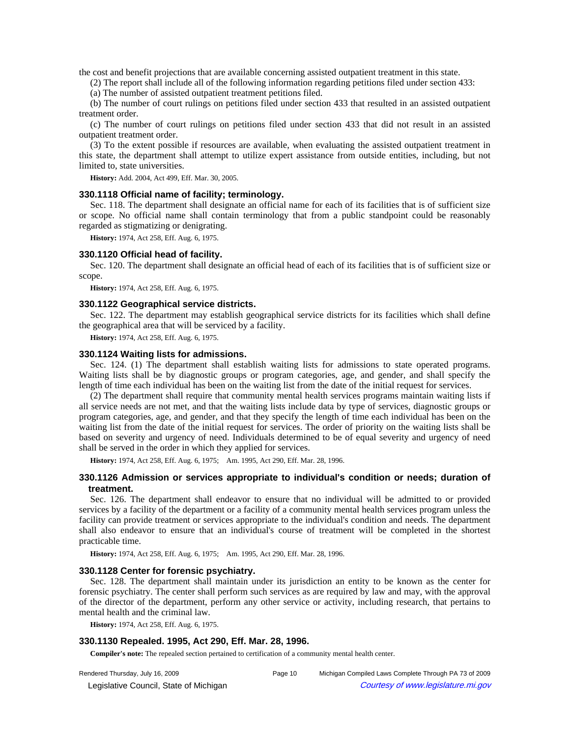the cost and benefit projections that are available concerning assisted outpatient treatment in this state.

(2) The report shall include all of the following information regarding petitions filed under section 433:

(a) The number of assisted outpatient treatment petitions filed.

(b) The number of court rulings on petitions filed under section 433 that resulted in an assisted outpatient treatment order.

(c) The number of court rulings on petitions filed under section 433 that did not result in an assisted outpatient treatment order.

(3) To the extent possible if resources are available, when evaluating the assisted outpatient treatment in this state, the department shall attempt to utilize expert assistance from outside entities, including, but not limited to, state universities.

**History:** Add. 2004, Act 499, Eff. Mar. 30, 2005.

### 330.1118 Official name of facility; terminology.

Sec. 118. The department shall designate an official name for each of its facilities that is of sufficient size or scope. No official name shall contain terminology that from a public standpoint could be reasonably regarded as stigmatizing or denigrating.

**History:** 1974, Act 258, Eff. Aug. 6, 1975.

### 330.1120 Official head of facility.

Sec. 120. The department shall designate an official head of each of its facilities that is of sufficient size or scope.

**History:** 1974, Act 258, Eff. Aug. 6, 1975.

### 330.1122 Geographical service districts.

Sec. 122. The department may establish geographical service districts for its facilities which shall define the geographical area that will be serviced by a facility.

**History:** 1974, Act 258, Eff. Aug. 6, 1975.

### 330.1124 Waiting lists for admissions.

Sec. 124. (1) The department shall establish waiting lists for admissions to state operated programs. Waiting lists shall be by diagnostic groups or program categories, age, and gender, and shall specify the length of time each individual has been on the waiting list from the date of the initial request for services.

(2) The department shall require that community mental health services programs maintain waiting lists if all service needs are not met, and that the waiting lists include data by type of services, diagnostic groups or program categories, age, and gender, and that they specify the length of time each individual has been on the waiting list from the date of the initial request for services. The order of priority on the waiting lists shall be based on severity and urgency of need. Individuals determined to be of equal severity and urgency of need shall be served in the order in which they applied for services.

**History:** 1974, Act 258, Eff. Aug. 6, 1975;—Am. 1995, Act 290, Eff. Mar. 28, 1996.

### 330.1126 Admission or services appropriate to individual's condition or needs; duration of treatment.

Sec. 126. The department shall endeavor to ensure that no individual will be admitted to or provided services by a facility of the department or a facility of a community mental health services program unless the facility can provide treatment or services appropriate to the individual's condition and needs. The department shall also endeavor to ensure that an individual's course of treatment will be completed in the shortest practicable time.

**History:** 1974, Act 258, Eff. Aug. 6, 1975;—Am. 1995, Act 290, Eff. Mar. 28, 1996.

### 330.1128 Center for forensic psychiatry.

Sec. 128. The department shall maintain under its jurisdiction an entity to be known as the center for forensic psychiatry. The center shall perform such services as are required by law and may, with the approval of the director of the department, perform any other service or activity, including research, that pertains to mental health and the criminal law.

**History:** 1974, Act 258, Eff. Aug. 6, 1975.

### 330.1130 Repealed. 1995, Act 290, Eff. Mar. 28, 1996.

**Compiler's note:** The repealed section pertained to certification of a community mental health center.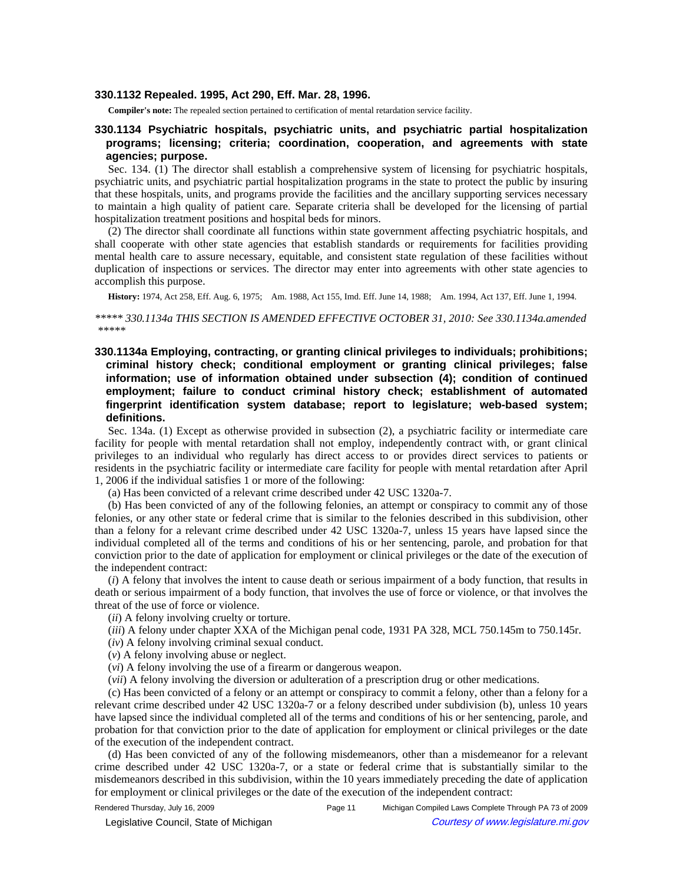### 330.1132 Repealed. 1995, Act 290, Eff. Mar. 28, 1996.

**Compiler's note:** The repealed section pertained to certification of mental retardation service facility.

### 330.1134 Psychiatric hospitals, psychiatric units, and psychiatric partial hospitalization programs; licensing; criteria; coordination, cooperation, and agreements with state agencies; purpose.

Sec. 134. (1) The director shall establish a comprehensive system of licensing for psychiatric hospitals, psychiatric units, and psychiatric partial hospitalization programs in the state to protect the public by insuring that these hospitals, units, and programs provide the facilities and the ancillary supporting services necessary to maintain a high quality of patient care. Separate criteria shall be developed for the licensing of partial hospitalization treatment positions and hospital beds for minors.

(2) The director shall coordinate all functions within state government affecting psychiatric hospitals, and shall cooperate with other state agencies that establish standards or requirements for facilities providing mental health care to assure necessary, equitable, and consistent state regulation of these facilities without duplication of inspections or services. The director may enter into agreements with other state agencies to accomplish this purpose.

**History:** 1974, Act 258, Eff. Aug. 6, 1975; Am. 1988, Act 155, Imd. Eff. June 14, 1988; Am. 1994, Act 137, Eff. June 1, 1994.

*\*\*\*\*\* 330.1134a THIS SECTION IS AMENDED EFFECTIVE OCTOBER 31, 2010: See 330.1134a.amended \*\*\*\*\**

### 330.1134a Employing, contracting, or granting clinical privileges to individuals; prohibitions; criminal history check; conditional employment or granting clinical privileges; false information; use of information obtained under subsection (4); condition of continued employment; failure to conduct criminal history check; establishment of automated fingerprint identification system database; report to legislature; web-based system; definitions.

Sec. 134a. (1) Except as otherwise provided in subsection (2), a psychiatric facility or intermediate care facility for people with mental retardation shall not employ, independently contract with, or grant clinical privileges to an individual who regularly has direct access to or provides direct services to patients or residents in the psychiatric facility or intermediate care facility for people with mental retardation after April 1, 2006 if the individual satisfies 1 or more of the following:

(a) Has been convicted of a relevant crime described under 42 USC 1320a-7.

(b) Has been convicted of any of the following felonies, an attempt or conspiracy to commit any of those felonies, or any other state or federal crime that is similar to the felonies described in this subdivision, other than a felony for a relevant crime described under 42 USC 1320a-7, unless 15 years have lapsed since the individual completed all of the terms and conditions of his or her sentencing, parole, and probation for that conviction prior to the date of application for employment or clinical privileges or the date of the execution of the independent contract:

(*i*) A felony that involves the intent to cause death or serious impairment of a body function, that results in death or serious impairment of a body function, that involves the use of force or violence, or that involves the threat of the use of force or violence.

(*ii*) A felony involving cruelty or torture.

(*iii*) A felony under chapter XXA of the Michigan penal code, 1931 PA 328, MCL 750.145m to 750.145r.

(*iv*) A felony involving criminal sexual conduct.

(*v*) A felony involving abuse or neglect.

(*vi*) A felony involving the use of a firearm or dangerous weapon.

(*vii*) A felony involving the diversion or adulteration of a prescription drug or other medications.

(c) Has been convicted of a felony or an attempt or conspiracy to commit a felony, other than a felony for a relevant crime described under 42 USC 1320a-7 or a felony described under subdivision (b), unless 10 years have lapsed since the individual completed all of the terms and conditions of his or her sentencing, parole, and probation for that conviction prior to the date of application for employment or clinical privileges or the date of the execution of the independent contract.

(d) Has been convicted of any of the following misdemeanors, other than a misdemeanor for a relevant crime described under 42 USC 1320a-7, or a state or federal crime that is substantially similar to the misdemeanors described in this subdivision, within the 10 years immediately preceding the date of application for employment or clinical privileges or the date of the execution of the independent contract: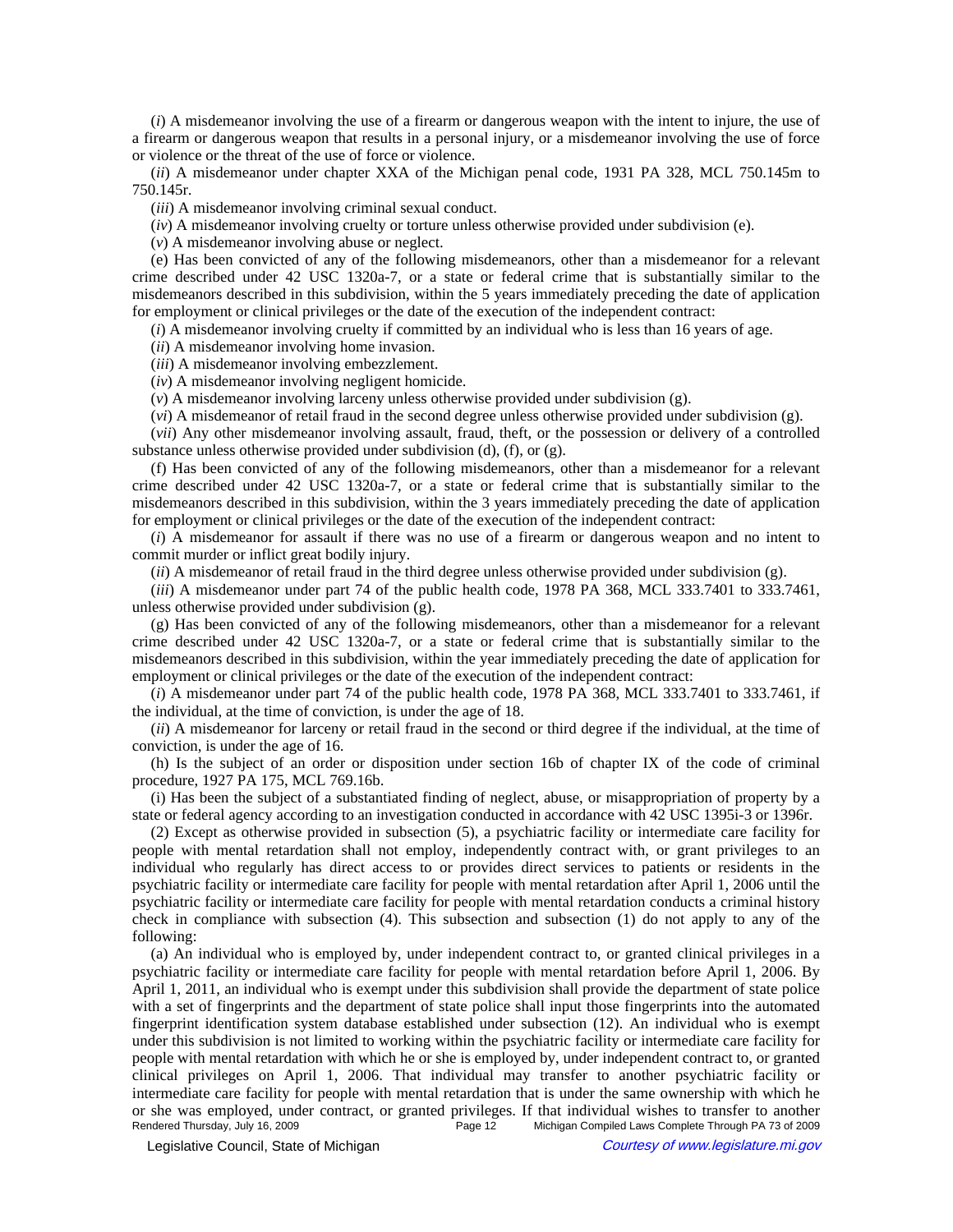(*i*) A misdemeanor involving the use of a firearm or dangerous weapon with the intent to injure, the use of a firearm or dangerous weapon that results in a personal injury, or a misdemeanor involving the use of force or violence or the threat of the use of force or violence.

(*ii*) A misdemeanor under chapter XXA of the Michigan penal code, 1931 PA 328, MCL 750.145m to 750.145r.

(*iii*) A misdemeanor involving criminal sexual conduct.

(*iv*) A misdemeanor involving cruelty or torture unless otherwise provided under subdivision (e).

(*v*) A misdemeanor involving abuse or neglect.

(e) Has been convicted of any of the following misdemeanors, other than a misdemeanor for a relevant crime described under 42 USC 1320a-7, or a state or federal crime that is substantially similar to the misdemeanors described in this subdivision, within the 5 years immediately preceding the date of application for employment or clinical privileges or the date of the execution of the independent contract:

(*i*) A misdemeanor involving cruelty if committed by an individual who is less than 16 years of age.

(*ii*) A misdemeanor involving home invasion.

(*iii*) A misdemeanor involving embezzlement.

(*iv*) A misdemeanor involving negligent homicide.

(*v*) A misdemeanor involving larceny unless otherwise provided under subdivision (g).

(*vi*) A misdemeanor of retail fraud in the second degree unless otherwise provided under subdivision (g).

(*vii*) Any other misdemeanor involving assault, fraud, theft, or the possession or delivery of a controlled substance unless otherwise provided under subdivision (d), (f), or (g).

(f) Has been convicted of any of the following misdemeanors, other than a misdemeanor for a relevant crime described under 42 USC 1320a-7, or a state or federal crime that is substantially similar to the misdemeanors described in this subdivision, within the 3 years immediately preceding the date of application for employment or clinical privileges or the date of the execution of the independent contract:

(*i*) A misdemeanor for assault if there was no use of a firearm or dangerous weapon and no intent to commit murder or inflict great bodily injury.

(*ii*) A misdemeanor of retail fraud in the third degree unless otherwise provided under subdivision (g).

(*iii*) A misdemeanor under part 74 of the public health code, 1978 PA 368, MCL 333.7401 to 333.7461, unless otherwise provided under subdivision (g).

(g) Has been convicted of any of the following misdemeanors, other than a misdemeanor for a relevant crime described under 42 USC 1320a-7, or a state or federal crime that is substantially similar to the misdemeanors described in this subdivision, within the year immediately preceding the date of application for employment or clinical privileges or the date of the execution of the independent contract:

(*i*) A misdemeanor under part 74 of the public health code, 1978 PA 368, MCL 333.7401 to 333.7461, if the individual, at the time of conviction, is under the age of 18.

(*ii*) A misdemeanor for larceny or retail fraud in the second or third degree if the individual, at the time of conviction, is under the age of 16.

(h) Is the subject of an order or disposition under section 16b of chapter IX of the code of criminal procedure, 1927 PA 175, MCL 769.16b.

(i) Has been the subject of a substantiated finding of neglect, abuse, or misappropriation of property by a state or federal agency according to an investigation conducted in accordance with 42 USC 1395i-3 or 1396r.

(2) Except as otherwise provided in subsection (5), a psychiatric facility or intermediate care facility for people with mental retardation shall not employ, independently contract with, or grant privileges to an individual who regularly has direct access to or provides direct services to patients or residents in the psychiatric facility or intermediate care facility for people with mental retardation after April 1, 2006 until the psychiatric facility or intermediate care facility for people with mental retardation conducts a criminal history check in compliance with subsection (4). This subsection and subsection (1) do not apply to any of the following:

(a) An individual who is employed by, under independent contract to, or granted clinical privileges in a psychiatric facility or intermediate care facility for people with mental retardation before April 1, 2006. By April 1, 2011, an individual who is exempt under this subdivision shall provide the department of state police with a set of fingerprints and the department of state police shall input those fingerprints into the automated fingerprint identification system database established under subsection (12). An individual who is exempt under this subdivision is not limited to working within the psychiatric facility or intermediate care facility for people with mental retardation with which he or she is employed by, under independent contract to, or granted clinical privileges on April 1, 2006. That individual may transfer to another psychiatric facility or intermediate care facility for people with mental retardation that is under the same ownership with which he or she was employed, under contract, or granted privileges. If that individual wishes to transfer to another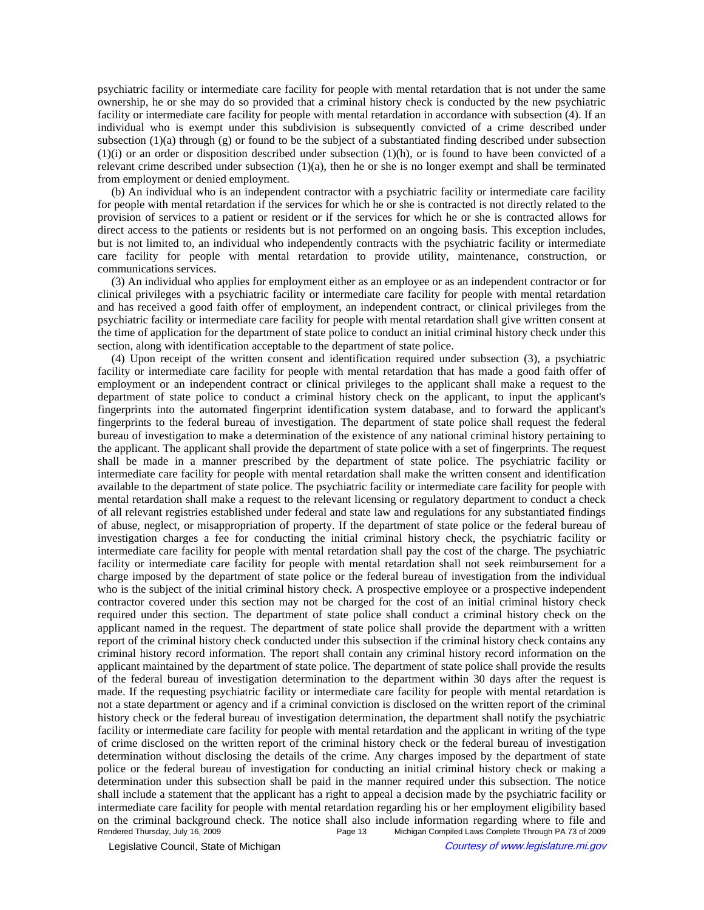psychiatric facility or intermediate care facility for people with mental retardation that is not under the same ownership, he or she may do so provided that a criminal history check is conducted by the new psychiatric facility or intermediate care facility for people with mental retardation in accordance with subsection (4). If an individual who is exempt under this subdivision is subsequently convicted of a crime described under subsection (1)(a) through (g) or found to be the subject of a substantiated finding described under subsection (1)(i) or an order or disposition described under subsection (1)(h), or is found to have been convicted of a relevant crime described under subsection (1)(a), then he or she is no longer exempt and shall be terminated from employment or denied employment.

(b) An individual who is an independent contractor with a psychiatric facility or intermediate care facility for people with mental retardation if the services for which he or she is contracted is not directly related to the provision of services to a patient or resident or if the services for which he or she is contracted allows for direct access to the patients or residents but is not performed on an ongoing basis. This exception includes, but is not limited to, an individual who independently contracts with the psychiatric facility or intermediate care facility for people with mental retardation to provide utility, maintenance, construction, or communications services.

(3) An individual who applies for employment either as an employee or as an independent contractor or for clinical privileges with a psychiatric facility or intermediate care facility for people with mental retardation and has received a good faith offer of employment, an independent contract, or clinical privileges from the psychiatric facility or intermediate care facility for people with mental retardation shall give written consent at the time of application for the department of state police to conduct an initial criminal history check under this section, along with identification acceptable to the department of state police.

(4) Upon receipt of the written consent and identification required under subsection (3), a psychiatric facility or intermediate care facility for people with mental retardation that has made a good faith offer of employment or an independent contract or clinical privileges to the applicant shall make a request to the department of state police to conduct a criminal history check on the applicant, to input the applicant's fingerprints into the automated fingerprint identification system database, and to forward the applicant's fingerprints to the federal bureau of investigation. The department of state police shall request the federal bureau of investigation to make a determination of the existence of any national criminal history pertaining to the applicant. The applicant shall provide the department of state police with a set of fingerprints. The request shall be made in a manner prescribed by the department of state police. The psychiatric facility or intermediate care facility for people with mental retardation shall make the written consent and identification available to the department of state police. The psychiatric facility or intermediate care facility for people with mental retardation shall make a request to the relevant licensing or regulatory department to conduct a check of all relevant registries established under federal and state law and regulations for any substantiated findings of abuse, neglect, or misappropriation of property. If the department of state police or the federal bureau of investigation charges a fee for conducting the initial criminal history check, the psychiatric facility or intermediate care facility for people with mental retardation shall pay the cost of the charge. The psychiatric facility or intermediate care facility for people with mental retardation shall not seek reimbursement for a charge imposed by the department of state police or the federal bureau of investigation from the individual who is the subject of the initial criminal history check. A prospective employee or a prospective independent contractor covered under this section may not be charged for the cost of an initial criminal history check required under this section. The department of state police shall conduct a criminal history check on the applicant named in the request. The department of state police shall provide the department with a written report of the criminal history check conducted under this subsection if the criminal history check contains any criminal history record information. The report shall contain any criminal history record information on the applicant maintained by the department of state police. The department of state police shall provide the results of the federal bureau of investigation determination to the department within 30 days after the request is made. If the requesting psychiatric facility or intermediate care facility for people with mental retardation is not a state department or agency and if a criminal conviction is disclosed on the written report of the criminal history check or the federal bureau of investigation determination, the department shall notify the psychiatric facility or intermediate care facility for people with mental retardation and the applicant in writing of the type of crime disclosed on the written report of the criminal history check or the federal bureau of investigation determination without disclosing the details of the crime. Any charges imposed by the department of state police or the federal bureau of investigation for conducting an initial criminal history check or making a determination under this subsection shall be paid in the manner required under this subsection. The notice shall include a statement that the applicant has a right to appeal a decision made by the psychiatric facility or intermediate care facility for people with mental retardation regarding his or her employment eligibility based on the criminal background check. The notice shall also include information regarding where to file and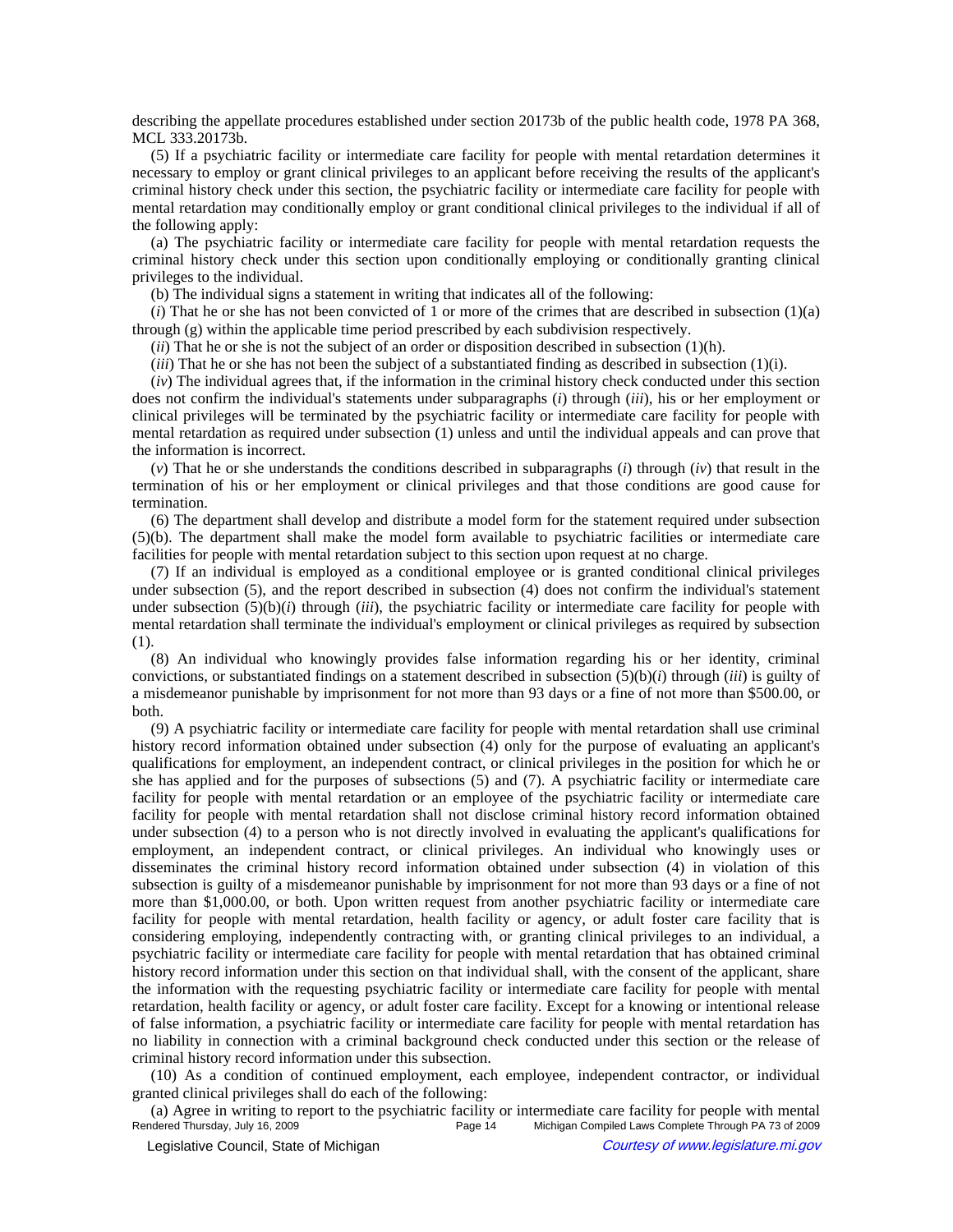describing the appellate procedures established under section 20173b of the public health code, 1978 PA 368, MCL 333.20173b.

(5) If a psychiatric facility or intermediate care facility for people with mental retardation determines it necessary to employ or grant clinical privileges to an applicant before receiving the results of the applicant's criminal history check under this section, the psychiatric facility or intermediate care facility for people with mental retardation may conditionally employ or grant conditional clinical privileges to the individual if all of the following apply:

(a) The psychiatric facility or intermediate care facility for people with mental retardation requests the criminal history check under this section upon conditionally employing or conditionally granting clinical privileges to the individual.

(b) The individual signs a statement in writing that indicates all of the following:

(*i*) That he or she has not been convicted of 1 or more of the crimes that are described in subsection (1)(a) through (g) within the applicable time period prescribed by each subdivision respectively.

(*ii*) That he or she is not the subject of an order or disposition described in subsection (1)(h).

(*iii*) That he or she has not been the subject of a substantiated finding as described in subsection (1)(i).

(*iv*) The individual agrees that, if the information in the criminal history check conducted under this section does not confirm the individual's statements under subparagraphs (*i*) through (*iii*), his or her employment or clinical privileges will be terminated by the psychiatric facility or intermediate care facility for people with mental retardation as required under subsection (1) unless and until the individual appeals and can prove that the information is incorrect.

(*v*) That he or she understands the conditions described in subparagraphs (*i*) through (*iv*) that result in the termination of his or her employment or clinical privileges and that those conditions are good cause for termination.

(6) The department shall develop and distribute a model form for the statement required under subsection (5)(b). The department shall make the model form available to psychiatric facilities or intermediate care facilities for people with mental retardation subject to this section upon request at no charge.

(7) If an individual is employed as a conditional employee or is granted conditional clinical privileges under subsection (5), and the report described in subsection (4) does not confirm the individual's statement under subsection (5)(b)(*i*) through (*iii*), the psychiatric facility or intermediate care facility for people with mental retardation shall terminate the individual's employment or clinical privileges as required by subsection (1).

(8) An individual who knowingly provides false information regarding his or her identity, criminal convictions, or substantiated findings on a statement described in subsection (5)(b)(*i*) through (*iii*) is guilty of a misdemeanor punishable by imprisonment for not more than 93 days or a fine of not more than $500.00, or both.

(9) A psychiatric facility or intermediate care facility for people with mental retardation shall use criminal history record information obtained under subsection (4) only for the purpose of evaluating an applicant's qualifications for employment, an independent contract, or clinical privileges in the position for which he or she has applied and for the purposes of subsections (5) and (7). A psychiatric facility or intermediate care facility for people with mental retardation or an employee of the psychiatric facility or intermediate care facility for people with mental retardation shall not disclose criminal history record information obtained under subsection (4) to a person who is not directly involved in evaluating the applicant's qualifications for employment, an independent contract, or clinical privileges. An individual who knowingly uses or disseminates the criminal history record information obtained under subsection (4) in violation of this subsection is guilty of a misdemeanor punishable by imprisonment for not more than 93 days or a fine of not more than $1,000.00, or both. Upon written request from another psychiatric facility or intermediate care facility for people with mental retardation, health facility or agency, or adult foster care facility that is considering employing, independently contracting with, or granting clinical privileges to an individual, a psychiatric facility or intermediate care facility for people with mental retardation that has obtained criminal history record information under this section on that individual shall, with the consent of the applicant, share the information with the requesting psychiatric facility or intermediate care facility for people with mental retardation, health facility or agency, or adult foster care facility. Except for a knowing or intentional release of false information, a psychiatric facility or intermediate care facility for people with mental retardation has no liability in connection with a criminal background check conducted under this section or the release of criminal history record information under this subsection.

(10) As a condition of continued employment, each employee, independent contractor, or individual granted clinical privileges shall do each of the following:

(a) Agree in writing to report to the psychiatric facility or intermediate care facility for people with mental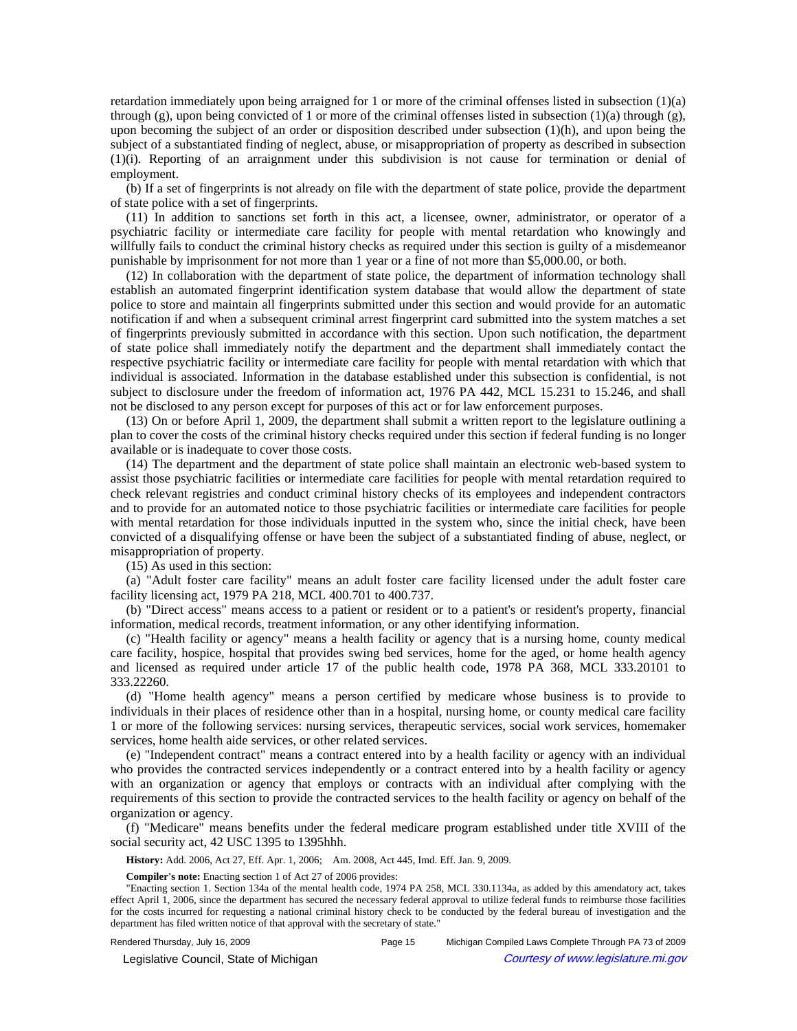retardation immediately upon being arraigned for 1 or more of the criminal offenses listed in subsection (1)(a) through (g), upon being convicted of 1 or more of the criminal offenses listed in subsection (1)(a) through (g), upon becoming the subject of an order or disposition described under subsection (1)(h), and upon being the subject of a substantiated finding of neglect, abuse, or misappropriation of property as described in subsection (1)(i). Reporting of an arraignment under this subdivision is not cause for termination or denial of employment.

(b) If a set of fingerprints is not already on file with the department of state police, provide the department of state police with a set of fingerprints.

(11) In addition to sanctions set forth in this act, a licensee, owner, administrator, or operator of a psychiatric facility or intermediate care facility for people with mental retardation who knowingly and willfully fails to conduct the criminal history checks as required under this section is guilty of a misdemeanor punishable by imprisonment for not more than 1 year or a fine of not more than $5,000.00, or both.

(12) In collaboration with the department of state police, the department of information technology shall establish an automated fingerprint identification system database that would allow the department of state police to store and maintain all fingerprints submitted under this section and would provide for an automatic notification if and when a subsequent criminal arrest fingerprint card submitted into the system matches a set of fingerprints previously submitted in accordance with this section. Upon such notification, the department of state police shall immediately notify the department and the department shall immediately contact the respective psychiatric facility or intermediate care facility for people with mental retardation with which that individual is associated. Information in the database established under this subsection is confidential, is not subject to disclosure under the freedom of information act, 1976 PA 442, MCL 15.231 to 15.246, and shall not be disclosed to any person except for purposes of this act or for law enforcement purposes.

(13) On or before April 1, 2009, the department shall submit a written report to the legislature outlining a plan to cover the costs of the criminal history checks required under this section if federal funding is no longer available or is inadequate to cover those costs.

(14) The department and the department of state police shall maintain an electronic web-based system to assist those psychiatric facilities or intermediate care facilities for people with mental retardation required to check relevant registries and conduct criminal history checks of its employees and independent contractors and to provide for an automated notice to those psychiatric facilities or intermediate care facilities for people with mental retardation for those individuals inputted in the system who, since the initial check, have been convicted of a disqualifying offense or have been the subject of a substantiated finding of abuse, neglect, or misappropriation of property.

(15) As used in this section:

(a) "Adult foster care facility" means an adult foster care facility licensed under the adult foster care facility licensing act, 1979 PA 218, MCL 400.701 to 400.737.

(b) "Direct access" means access to a patient or resident or to a patient's or resident's property, financial information, medical records, treatment information, or any other identifying information.

(c) "Health facility or agency" means a health facility or agency that is a nursing home, county medical care facility, hospice, hospital that provides swing bed services, home for the aged, or home health agency and licensed as required under article 17 of the public health code, 1978 PA 368, MCL 333.20101 to 333.22260.

(d) "Home health agency" means a person certified by medicare whose business is to provide to individuals in their places of residence other than in a hospital, nursing home, or county medical care facility 1 or more of the following services: nursing services, therapeutic services, social work services, homemaker services, home health aide services, or other related services.

(e) "Independent contract" means a contract entered into by a health facility or agency with an individual who provides the contracted services independently or a contract entered into by a health facility or agency with an organization or agency that employs or contracts with an individual after complying with the requirements of this section to provide the contracted services to the health facility or agency on behalf of the organization or agency.

(f) "Medicare" means benefits under the federal medicare program established under title XVIII of the social security act, 42 USC 1395 to 1395hhh.

**History:** Add. 2006, Act 27, Eff. Apr. 1, 2006;  Am. 2008, Act 445, Imd. Eff. Jan. 9, 2009.

**Compiler's note:** Enacting section 1 of Act 27 of 2006 provides:

"Enacting section 1. Section 134a of the mental health code, 1974 PA 258, MCL 330.1134a, as added by this amendatory act, takes effect April 1, 2006, since the department has secured the necessary federal approval to utilize federal funds to reimburse those facilities for the costs incurred for requesting a national criminal history check to be conducted by the federal bureau of investigation and the department has filed written notice of that approval with the secretary of state."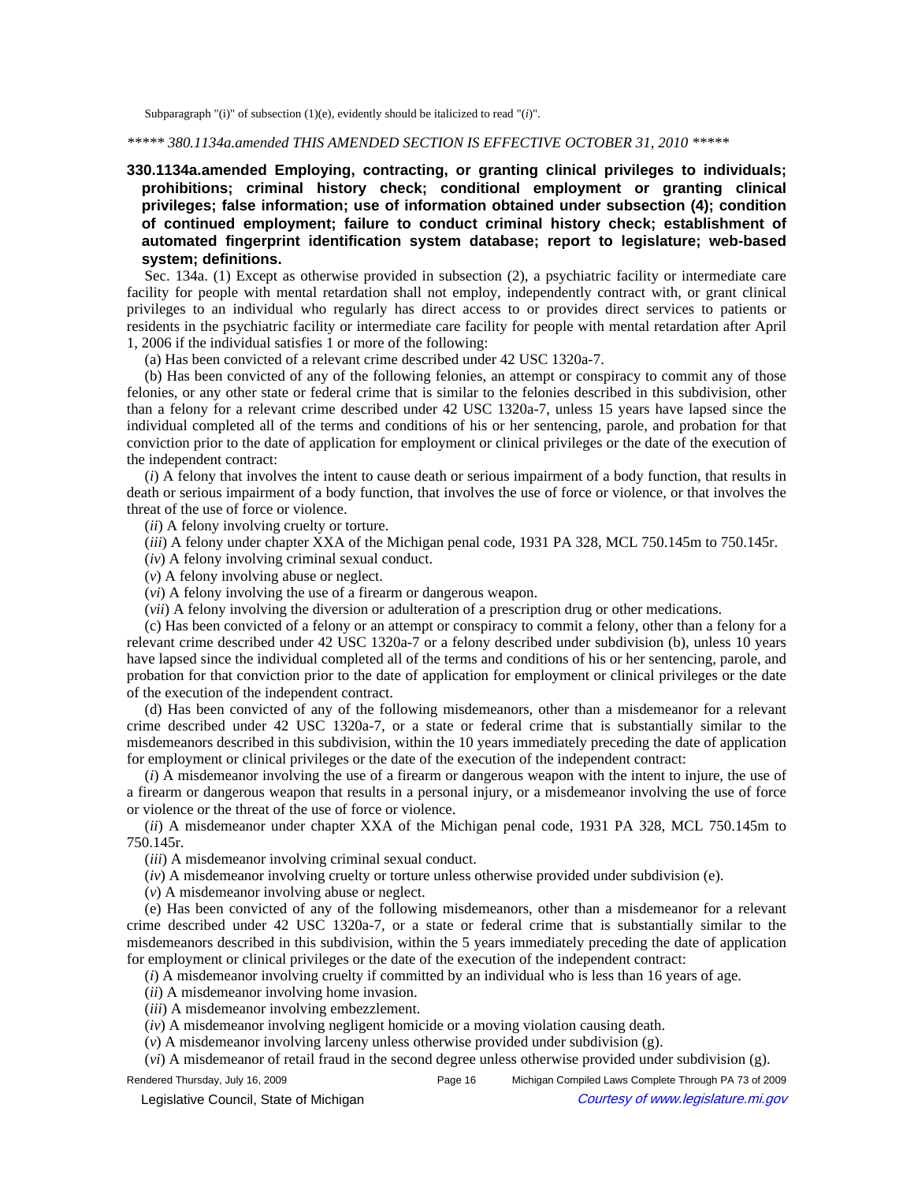Subparagraph "(i)" of subsection (1)(e), evidently should be italicized to read "(*i*)".

*\*\*\*\*\* 380.1134a.amended THIS AMENDED SECTION IS EFFECTIVE OCTOBER 31, 2010 \*\*\*\*\**

**330.1134a.amended Employing, contracting, or granting clinical privileges to individuals; prohibitions; criminal history check; conditional employment or granting clinical privileges; false information; use of information obtained under subsection (4); condition of continued employment; failure to conduct criminal history check; establishment of automated fingerprint identification system database; report to legislature; web-based system; definitions.**

Sec. 134a. (1) Except as otherwise provided in subsection (2), a psychiatric facility or intermediate care facility for people with mental retardation shall not employ, independently contract with, or grant clinical privileges to an individual who regularly has direct access to or provides direct services to patients or residents in the psychiatric facility or intermediate care facility for people with mental retardation after April 1, 2006 if the individual satisfies 1 or more of the following:

(a) Has been convicted of a relevant crime described under 42 USC 1320a-7.

(b) Has been convicted of any of the following felonies, an attempt or conspiracy to commit any of those felonies, or any other state or federal crime that is similar to the felonies described in this subdivision, other than a felony for a relevant crime described under 42 USC 1320a-7, unless 15 years have lapsed since the individual completed all of the terms and conditions of his or her sentencing, parole, and probation for that conviction prior to the date of application for employment or clinical privileges or the date of the execution of the independent contract:

(*i*) A felony that involves the intent to cause death or serious impairment of a body function, that results in death or serious impairment of a body function, that involves the use of force or violence, or that involves the threat of the use of force or violence.

(*ii*) A felony involving cruelty or torture.

(*iii*) A felony under chapter XXA of the Michigan penal code, 1931 PA 328, MCL 750.145m to 750.145r.

(*iv*) A felony involving criminal sexual conduct.

(*v*) A felony involving abuse or neglect.

(*vi*) A felony involving the use of a firearm or dangerous weapon.

(*vii*) A felony involving the diversion or adulteration of a prescription drug or other medications.

(c) Has been convicted of a felony or an attempt or conspiracy to commit a felony, other than a felony for a relevant crime described under 42 USC 1320a-7 or a felony described under subdivision (b), unless 10 years have lapsed since the individual completed all of the terms and conditions of his or her sentencing, parole, and probation for that conviction prior to the date of application for employment or clinical privileges or the date of the execution of the independent contract.

(d) Has been convicted of any of the following misdemeanors, other than a misdemeanor for a relevant crime described under 42 USC 1320a-7, or a state or federal crime that is substantially similar to the misdemeanors described in this subdivision, within the 10 years immediately preceding the date of application for employment or clinical privileges or the date of the execution of the independent contract:

(*i*) A misdemeanor involving the use of a firearm or dangerous weapon with the intent to injure, the use of a firearm or dangerous weapon that results in a personal injury, or a misdemeanor involving the use of force or violence or the threat of the use of force or violence.

(*ii*) A misdemeanor under chapter XXA of the Michigan penal code, 1931 PA 328, MCL 750.145m to 750.145r.

(*iii*) A misdemeanor involving criminal sexual conduct.

(*iv*) A misdemeanor involving cruelty or torture unless otherwise provided under subdivision (e).

(*v*) A misdemeanor involving abuse or neglect.

(e) Has been convicted of any of the following misdemeanors, other than a misdemeanor for a relevant crime described under 42 USC 1320a-7, or a state or federal crime that is substantially similar to the misdemeanors described in this subdivision, within the 5 years immediately preceding the date of application for employment or clinical privileges or the date of the execution of the independent contract:

(*i*) A misdemeanor involving cruelty if committed by an individual who is less than 16 years of age.

(*ii*) A misdemeanor involving home invasion.

(*iii*) A misdemeanor involving embezzlement.

(*iv*) A misdemeanor involving negligent homicide or a moving violation causing death.

(*v*) A misdemeanor involving larceny unless otherwise provided under subdivision (g).

(*vi*) A misdemeanor of retail fraud in the second degree unless otherwise provided under subdivision (g).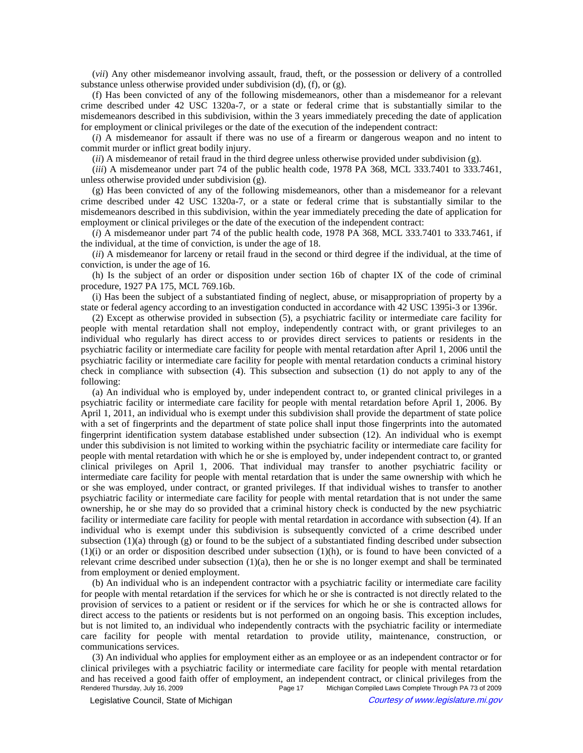(*vii*) Any other misdemeanor involving assault, fraud, theft, or the possession or delivery of a controlled substance unless otherwise provided under subdivision (d), (f), or (g).

(f) Has been convicted of any of the following misdemeanors, other than a misdemeanor for a relevant crime described under 42 USC 1320a-7, or a state or federal crime that is substantially similar to the misdemeanors described in this subdivision, within the 3 years immediately preceding the date of application for employment or clinical privileges or the date of the execution of the independent contract:

(*i*) A misdemeanor for assault if there was no use of a firearm or dangerous weapon and no intent to commit murder or inflict great bodily injury.

(*ii*) A misdemeanor of retail fraud in the third degree unless otherwise provided under subdivision (g).

(*iii*) A misdemeanor under part 74 of the public health code, 1978 PA 368, MCL 333.7401 to 333.7461, unless otherwise provided under subdivision (g).

(g) Has been convicted of any of the following misdemeanors, other than a misdemeanor for a relevant crime described under 42 USC 1320a-7, or a state or federal crime that is substantially similar to the misdemeanors described in this subdivision, within the year immediately preceding the date of application for employment or clinical privileges or the date of the execution of the independent contract:

(*i*) A misdemeanor under part 74 of the public health code, 1978 PA 368, MCL 333.7401 to 333.7461, if the individual, at the time of conviction, is under the age of 18.

(*ii*) A misdemeanor for larceny or retail fraud in the second or third degree if the individual, at the time of conviction, is under the age of 16.

(h) Is the subject of an order or disposition under section 16b of chapter IX of the code of criminal procedure, 1927 PA 175, MCL 769.16b.

(i) Has been the subject of a substantiated finding of neglect, abuse, or misappropriation of property by a state or federal agency according to an investigation conducted in accordance with 42 USC 1395i-3 or 1396r.

(2) Except as otherwise provided in subsection (5), a psychiatric facility or intermediate care facility for people with mental retardation shall not employ, independently contract with, or grant privileges to an individual who regularly has direct access to or provides direct services to patients or residents in the psychiatric facility or intermediate care facility for people with mental retardation after April 1, 2006 until the psychiatric facility or intermediate care facility for people with mental retardation conducts a criminal history check in compliance with subsection (4). This subsection and subsection (1) do not apply to any of the following:

(a) An individual who is employed by, under independent contract to, or granted clinical privileges in a psychiatric facility or intermediate care facility for people with mental retardation before April 1, 2006. By April 1, 2011, an individual who is exempt under this subdivision shall provide the department of state police with a set of fingerprints and the department of state police shall input those fingerprints into the automated fingerprint identification system database established under subsection (12). An individual who is exempt under this subdivision is not limited to working within the psychiatric facility or intermediate care facility for people with mental retardation with which he or she is employed by, under independent contract to, or granted clinical privileges on April 1, 2006. That individual may transfer to another psychiatric facility or intermediate care facility for people with mental retardation that is under the same ownership with which he or she was employed, under contract, or granted privileges. If that individual wishes to transfer to another psychiatric facility or intermediate care facility for people with mental retardation that is not under the same ownership, he or she may do so provided that a criminal history check is conducted by the new psychiatric facility or intermediate care facility for people with mental retardation in accordance with subsection (4). If an individual who is exempt under this subdivision is subsequently convicted of a crime described under subsection (1)(a) through (g) or found to be the subject of a substantiated finding described under subsection (1)(i) or an order or disposition described under subsection (1)(h), or is found to have been convicted of a relevant crime described under subsection (1)(a), then he or she is no longer exempt and shall be terminated from employment or denied employment.

(b) An individual who is an independent contractor with a psychiatric facility or intermediate care facility for people with mental retardation if the services for which he or she is contracted is not directly related to the provision of services to a patient or resident or if the services for which he or she is contracted allows for direct access to the patients or residents but is not performed on an ongoing basis. This exception includes, but is not limited to, an individual who independently contracts with the psychiatric facility or intermediate care facility for people with mental retardation to provide utility, maintenance, construction, or communications services.

(3) An individual who applies for employment either as an employee or as an independent contractor or for clinical privileges with a psychiatric facility or intermediate care facility for people with mental retardation and has received a good faith offer of employment, an independent contract, or clinical privileges from the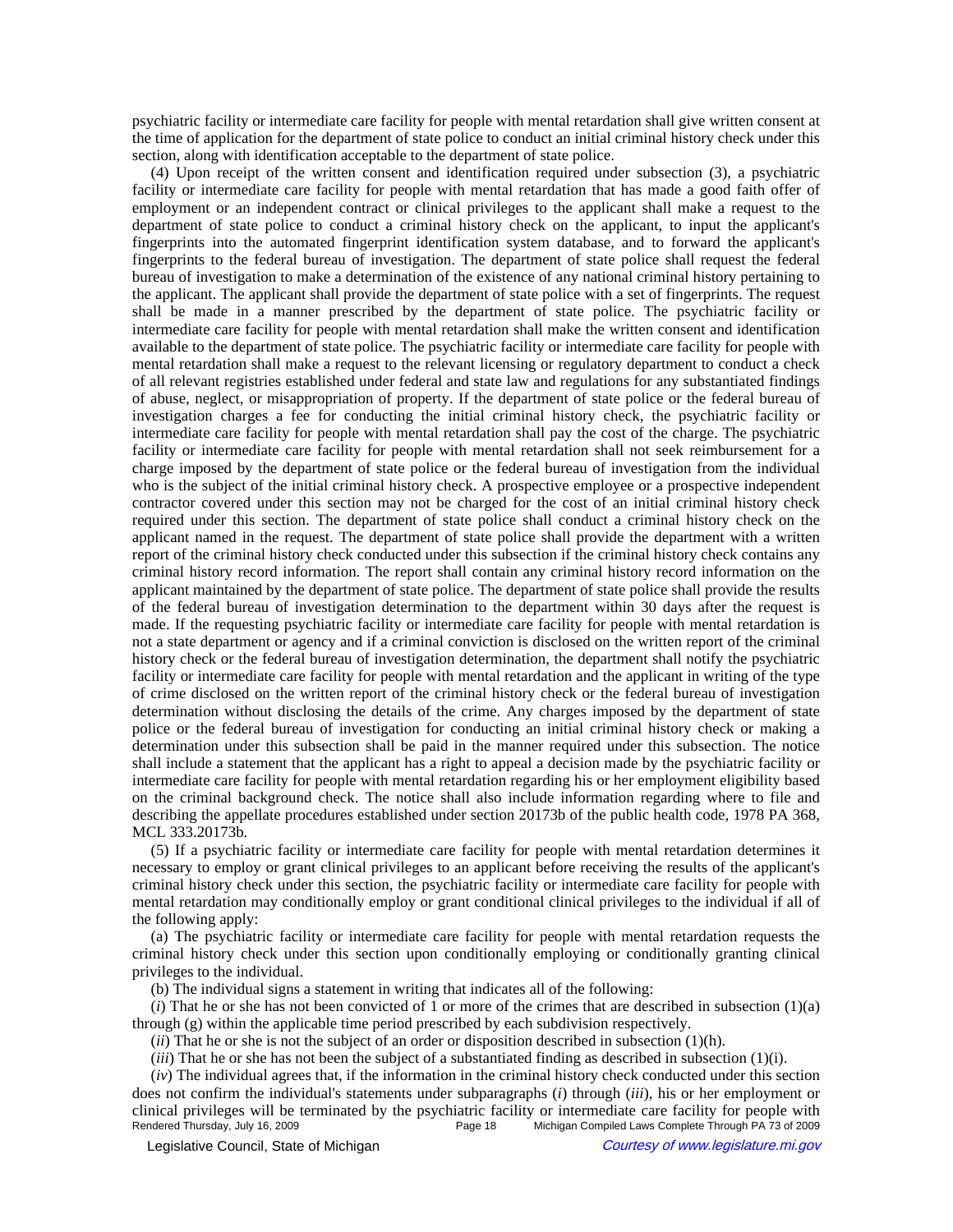psychiatric facility or intermediate care facility for people with mental retardation shall give written consent at the time of application for the department of state police to conduct an initial criminal history check under this section, along with identification acceptable to the department of state police.

(4) Upon receipt of the written consent and identification required under subsection (3), a psychiatric facility or intermediate care facility for people with mental retardation that has made a good faith offer of employment or an independent contract or clinical privileges to the applicant shall make a request to the department of state police to conduct a criminal history check on the applicant, to input the applicant's fingerprints into the automated fingerprint identification system database, and to forward the applicant's fingerprints to the federal bureau of investigation. The department of state police shall request the federal bureau of investigation to make a determination of the existence of any national criminal history pertaining to the applicant. The applicant shall provide the department of state police with a set of fingerprints. The request shall be made in a manner prescribed by the department of state police. The psychiatric facility or intermediate care facility for people with mental retardation shall make the written consent and identification available to the department of state police. The psychiatric facility or intermediate care facility for people with mental retardation shall make a request to the relevant licensing or regulatory department to conduct a check of all relevant registries established under federal and state law and regulations for any substantiated findings of abuse, neglect, or misappropriation of property. If the department of state police or the federal bureau of investigation charges a fee for conducting the initial criminal history check, the psychiatric facility or intermediate care facility for people with mental retardation shall pay the cost of the charge. The psychiatric facility or intermediate care facility for people with mental retardation shall not seek reimbursement for a charge imposed by the department of state police or the federal bureau of investigation from the individual who is the subject of the initial criminal history check. A prospective employee or a prospective independent contractor covered under this section may not be charged for the cost of an initial criminal history check required under this section. The department of state police shall conduct a criminal history check on the applicant named in the request. The department of state police shall provide the department with a written report of the criminal history check conducted under this subsection if the criminal history check contains any criminal history record information. The report shall contain any criminal history record information on the applicant maintained by the department of state police. The department of state police shall provide the results of the federal bureau of investigation determination to the department within 30 days after the request is made. If the requesting psychiatric facility or intermediate care facility for people with mental retardation is not a state department or agency and if a criminal conviction is disclosed on the written report of the criminal history check or the federal bureau of investigation determination, the department shall notify the psychiatric facility or intermediate care facility for people with mental retardation and the applicant in writing of the type of crime disclosed on the written report of the criminal history check or the federal bureau of investigation determination without disclosing the details of the crime. Any charges imposed by the department of state police or the federal bureau of investigation for conducting an initial criminal history check or making a determination under this subsection shall be paid in the manner required under this subsection. The notice shall include a statement that the applicant has a right to appeal a decision made by the psychiatric facility or intermediate care facility for people with mental retardation regarding his or her employment eligibility based on the criminal background check. The notice shall also include information regarding where to file and describing the appellate procedures established under section 20173b of the public health code, 1978 PA 368, MCL 333.20173b.

(5) If a psychiatric facility or intermediate care facility for people with mental retardation determines it necessary to employ or grant clinical privileges to an applicant before receiving the results of the applicant's criminal history check under this section, the psychiatric facility or intermediate care facility for people with mental retardation may conditionally employ or grant conditional clinical privileges to the individual if all of the following apply:

(a) The psychiatric facility or intermediate care facility for people with mental retardation requests the criminal history check under this section upon conditionally employing or conditionally granting clinical privileges to the individual.

(b) The individual signs a statement in writing that indicates all of the following:

(*i*) That he or she has not been convicted of 1 or more of the crimes that are described in subsection (1)(a) through (g) within the applicable time period prescribed by each subdivision respectively.

(*ii*) That he or she is not the subject of an order or disposition described in subsection (1)(h).

(*iii*) That he or she has not been the subject of a substantiated finding as described in subsection (1)(i).

(*iv*) The individual agrees that, if the information in the criminal history check conducted under this section does not confirm the individual's statements under subparagraphs (*i*) through (*iii*), his or her employment or clinical privileges will be terminated by the psychiatric facility or intermediate care facility for people with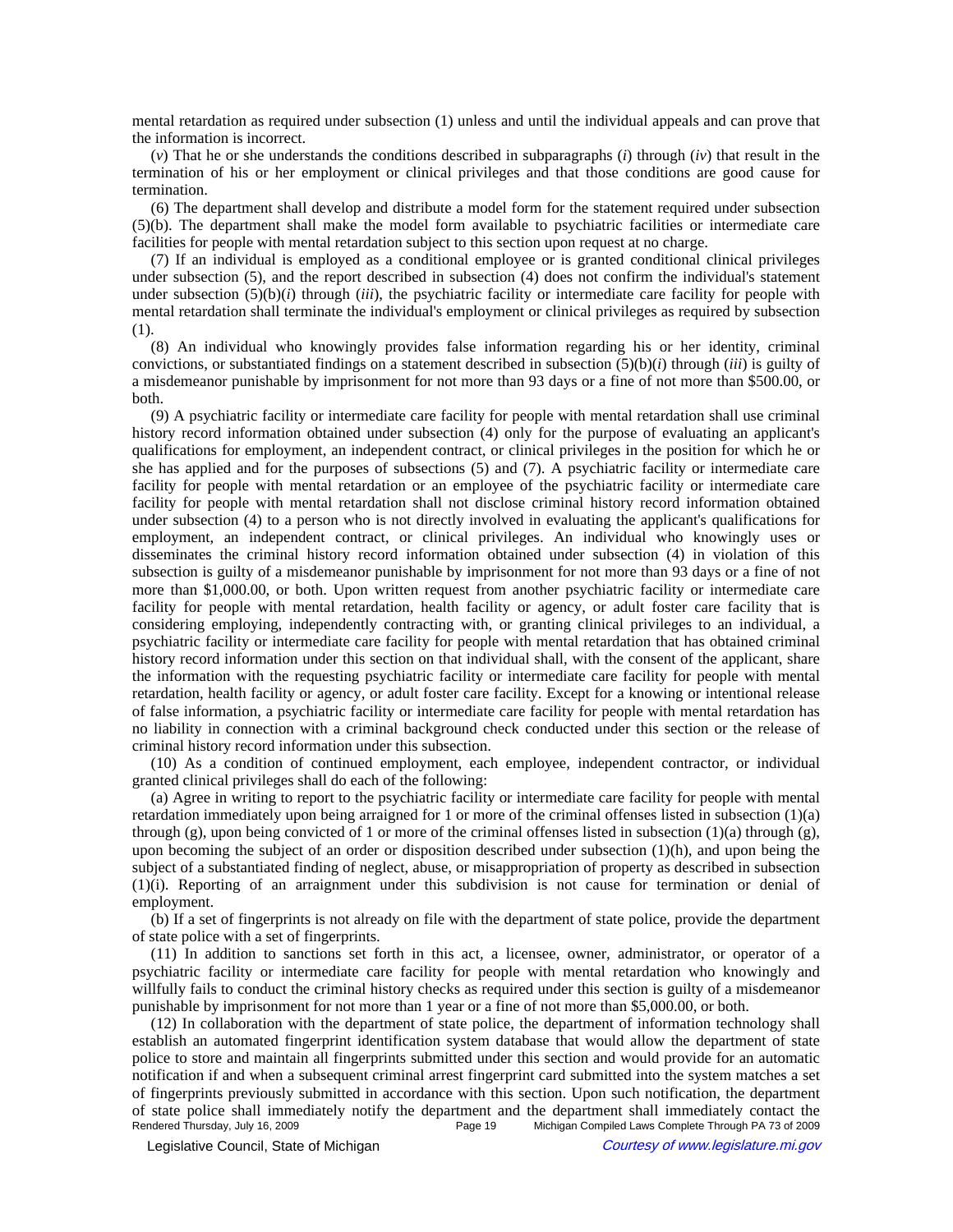mental retardation as required under subsection (1) unless and until the individual appeals and can prove that the information is incorrect.

(*v*) That he or she understands the conditions described in subparagraphs (*i*) through (*iv*) that result in the termination of his or her employment or clinical privileges and that those conditions are good cause for termination.

(6) The department shall develop and distribute a model form for the statement required under subsection (5)(b). The department shall make the model form available to psychiatric facilities or intermediate care facilities for people with mental retardation subject to this section upon request at no charge.

(7) If an individual is employed as a conditional employee or is granted conditional clinical privileges under subsection (5), and the report described in subsection (4) does not confirm the individual's statement under subsection (5)(b)(*i*) through (*iii*), the psychiatric facility or intermediate care facility for people with mental retardation shall terminate the individual's employment or clinical privileges as required by subsection (1).

(8) An individual who knowingly provides false information regarding his or her identity, criminal convictions, or substantiated findings on a statement described in subsection (5)(b)(*i*) through (*iii*) is guilty of a misdemeanor punishable by imprisonment for not more than 93 days or a fine of not more than $500.00, or both.

(9) A psychiatric facility or intermediate care facility for people with mental retardation shall use criminal history record information obtained under subsection (4) only for the purpose of evaluating an applicant's qualifications for employment, an independent contract, or clinical privileges in the position for which he or she has applied and for the purposes of subsections (5) and (7). A psychiatric facility or intermediate care facility for people with mental retardation or an employee of the psychiatric facility or intermediate care facility for people with mental retardation shall not disclose criminal history record information obtained under subsection (4) to a person who is not directly involved in evaluating the applicant's qualifications for employment, an independent contract, or clinical privileges. An individual who knowingly uses or disseminates the criminal history record information obtained under subsection (4) in violation of this subsection is guilty of a misdemeanor punishable by imprisonment for not more than 93 days or a fine of not more than $1,000.00, or both. Upon written request from another psychiatric facility or intermediate care facility for people with mental retardation, health facility or agency, or adult foster care facility that is considering employing, independently contracting with, or granting clinical privileges to an individual, a psychiatric facility or intermediate care facility for people with mental retardation that has obtained criminal history record information under this section on that individual shall, with the consent of the applicant, share the information with the requesting psychiatric facility or intermediate care facility for people with mental retardation, health facility or agency, or adult foster care facility. Except for a knowing or intentional release of false information, a psychiatric facility or intermediate care facility for people with mental retardation has no liability in connection with a criminal background check conducted under this section or the release of criminal history record information under this subsection.

(10) As a condition of continued employment, each employee, independent contractor, or individual granted clinical privileges shall do each of the following:

(a) Agree in writing to report to the psychiatric facility or intermediate care facility for people with mental retardation immediately upon being arraigned for 1 or more of the criminal offenses listed in subsection (1)(a) through (g), upon being convicted of 1 or more of the criminal offenses listed in subsection (1)(a) through (g), upon becoming the subject of an order or disposition described under subsection (1)(h), and upon being the subject of a substantiated finding of neglect, abuse, or misappropriation of property as described in subsection (1)(i). Reporting of an arraignment under this subdivision is not cause for termination or denial of employment.

(b) If a set of fingerprints is not already on file with the department of state police, provide the department of state police with a set of fingerprints.

(11) In addition to sanctions set forth in this act, a licensee, owner, administrator, or operator of a psychiatric facility or intermediate care facility for people with mental retardation who knowingly and willfully fails to conduct the criminal history checks as required under this section is guilty of a misdemeanor punishable by imprisonment for not more than 1 year or a fine of not more than $5,000.00, or both.

(12) In collaboration with the department of state police, the department of information technology shall establish an automated fingerprint identification system database that would allow the department of state police to store and maintain all fingerprints submitted under this section and would provide for an automatic notification if and when a subsequent criminal arrest fingerprint card submitted into the system matches a set of fingerprints previously submitted in accordance with this section. Upon such notification, the department of state police shall immediately notify the department and the department shall immediately contact the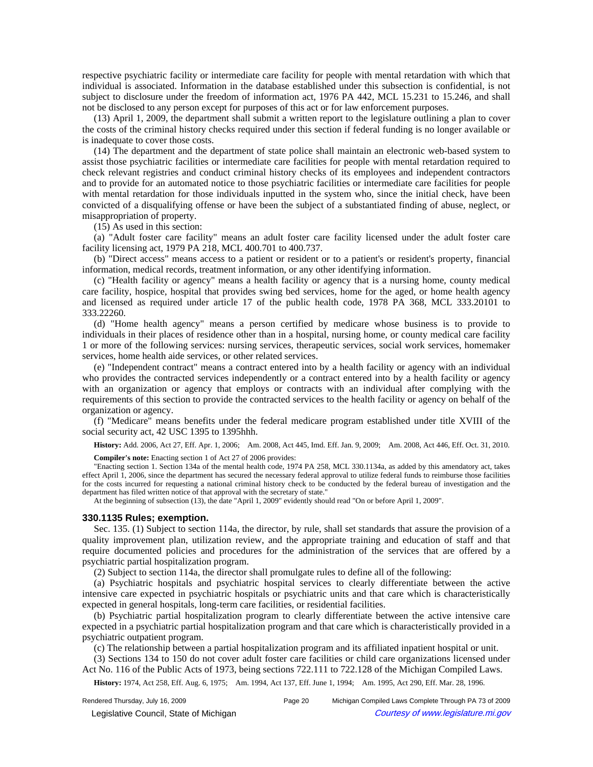respective psychiatric facility or intermediate care facility for people with mental retardation with which that individual is associated. Information in the database established under this subsection is confidential, is not subject to disclosure under the freedom of information act, 1976 PA 442, MCL 15.231 to 15.246, and shall not be disclosed to any person except for purposes of this act or for law enforcement purposes.

(13) April 1, 2009, the department shall submit a written report to the legislature outlining a plan to cover the costs of the criminal history checks required under this section if federal funding is no longer available or is inadequate to cover those costs.

(14) The department and the department of state police shall maintain an electronic web-based system to assist those psychiatric facilities or intermediate care facilities for people with mental retardation required to check relevant registries and conduct criminal history checks of its employees and independent contractors and to provide for an automated notice to those psychiatric facilities or intermediate care facilities for people with mental retardation for those individuals inputted in the system who, since the initial check, have been convicted of a disqualifying offense or have been the subject of a substantiated finding of abuse, neglect, or misappropriation of property.

(15) As used in this section:

(a) "Adult foster care facility" means an adult foster care facility licensed under the adult foster care facility licensing act, 1979 PA 218, MCL 400.701 to 400.737.

(b) "Direct access" means access to a patient or resident or to a patient's or resident's property, financial information, medical records, treatment information, or any other identifying information.

(c) "Health facility or agency" means a health facility or agency that is a nursing home, county medical care facility, hospice, hospital that provides swing bed services, home for the aged, or home health agency and licensed as required under article 17 of the public health code, 1978 PA 368, MCL 333.20101 to 333.22260.

(d) "Home health agency" means a person certified by medicare whose business is to provide to individuals in their places of residence other than in a hospital, nursing home, or county medical care facility 1 or more of the following services: nursing services, therapeutic services, social work services, homemaker services, home health aide services, or other related services.

(e) "Independent contract" means a contract entered into by a health facility or agency with an individual who provides the contracted services independently or a contract entered into by a health facility or agency with an organization or agency that employs or contracts with an individual after complying with the requirements of this section to provide the contracted services to the health facility or agency on behalf of the organization or agency.

(f) "Medicare" means benefits under the federal medicare program established under title XVIII of the social security act, 42 USC 1395 to 1395hhh.

**History:** Add. 2006, Act 27, Eff. Apr. 1, 2006; Am. 2008, Act 445, Imd. Eff. Jan. 9, 2009; Am. 2008, Act 446, Eff. Oct. 31, 2010.

**Compiler's note:** Enacting section 1 of Act 27 of 2006 provides:

"Enacting section 1. Section 134a of the mental health code, 1974 PA 258, MCL 330.1134a, as added by this amendatory act, takes effect April 1, 2006, since the department has secured the necessary federal approval to utilize federal funds to reimburse those facilities for the costs incurred for requesting a national criminal history check to be conducted by the federal bureau of investigation and the department has filed written notice of that approval with the secretary of state."

At the beginning of subsection (13), the date "April 1, 2009" evidently should read "On or before April 1, 2009".

### 330.1135 Rules; exemption.

Sec. 135. (1) Subject to section 114a, the director, by rule, shall set standards that assure the provision of a quality improvement plan, utilization review, and the appropriate training and education of staff and that require documented policies and procedures for the administration of the services that are offered by a psychiatric partial hospitalization program.

(2) Subject to section 114a, the director shall promulgate rules to define all of the following:

(a) Psychiatric hospitals and psychiatric hospital services to clearly differentiate between the active intensive care expected in psychiatric hospitals or psychiatric units and that care which is characteristically expected in general hospitals, long-term care facilities, or residential facilities.

(b) Psychiatric partial hospitalization program to clearly differentiate between the active intensive care expected in a psychiatric partial hospitalization program and that care which is characteristically provided in a psychiatric outpatient program.

(c) The relationship between a partial hospitalization program and its affiliated inpatient hospital or unit.

(3) Sections 134 to 150 do not cover adult foster care facilities or child care organizations licensed under Act No. 116 of the Public Acts of 1973, being sections 722.111 to 722.128 of the Michigan Compiled Laws.

**History:** 1974, Act 258, Eff. Aug. 6, 1975; Am. 1994, Act 137, Eff. June 1, 1994; Am. 1995, Act 290, Eff. Mar. 28, 1996.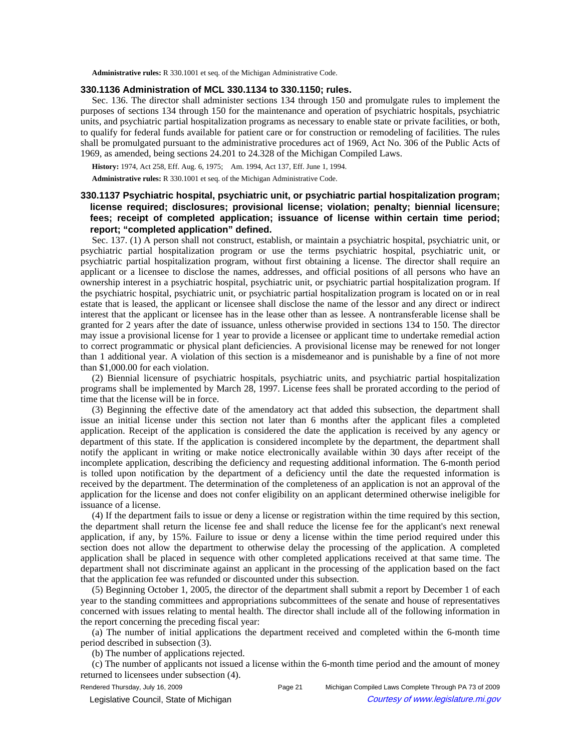**Administrative rules:** R 330.1001 et seq. of the Michigan Administrative Code.

### 330.1136 Administration of MCL 330.1134 to 330.1150; rules.

Sec. 136. The director shall administer sections 134 through 150 and promulgate rules to implement the purposes of sections 134 through 150 for the maintenance and operation of psychiatric hospitals, psychiatric units, and psychiatric partial hospitalization programs as necessary to enable state or private facilities, or both, to qualify for federal funds available for patient care or for construction or remodeling of facilities. The rules shall be promulgated pursuant to the administrative procedures act of 1969, Act No. 306 of the Public Acts of 1969, as amended, being sections 24.201 to 24.328 of the Michigan Compiled Laws.

**History:** 1974, Act 258, Eff. Aug. 6, 1975;—Am. 1994, Act 137, Eff. June 1, 1994.

**Administrative rules:** R 330.1001 et seq. of the Michigan Administrative Code.

### 330.1137 Psychiatric hospital, psychiatric unit, or psychiatric partial hospitalization program; license required; disclosures; provisional license; violation; penalty; biennial licensure; fees; receipt of completed application; issuance of license within certain time period; report; "completed application" defined.

Sec. 137. (1) A person shall not construct, establish, or maintain a psychiatric hospital, psychiatric unit, or psychiatric partial hospitalization program or use the terms psychiatric hospital, psychiatric unit, or psychiatric partial hospitalization program, without first obtaining a license. The director shall require an applicant or a licensee to disclose the names, addresses, and official positions of all persons who have an ownership interest in a psychiatric hospital, psychiatric unit, or psychiatric partial hospitalization program. If the psychiatric hospital, psychiatric unit, or psychiatric partial hospitalization program is located on or in real estate that is leased, the applicant or licensee shall disclose the name of the lessor and any direct or indirect interest that the applicant or licensee has in the lease other than as lessee. A nontransferable license shall be granted for 2 years after the date of issuance, unless otherwise provided in sections 134 to 150. The director may issue a provisional license for 1 year to provide a licensee or applicant time to undertake remedial action to correct programmatic or physical plant deficiencies. A provisional license may be renewed for not longer than 1 additional year. A violation of this section is a misdemeanor and is punishable by a fine of not more than $1,000.00 for each violation.

(2) Biennial licensure of psychiatric hospitals, psychiatric units, and psychiatric partial hospitalization programs shall be implemented by March 28, 1997. License fees shall be prorated according to the period of time that the license will be in force.

(3) Beginning the effective date of the amendatory act that added this subsection, the department shall issue an initial license under this section not later than 6 months after the applicant files a completed application. Receipt of the application is considered the date the application is received by any agency or department of this state. If the application is considered incomplete by the department, the department shall notify the applicant in writing or make notice electronically available within 30 days after receipt of the incomplete application, describing the deficiency and requesting additional information. The 6-month period is tolled upon notification by the department of a deficiency until the date the requested information is received by the department. The determination of the completeness of an application is not an approval of the application for the license and does not confer eligibility on an applicant determined otherwise ineligible for issuance of a license.

(4) If the department fails to issue or deny a license or registration within the time required by this section, the department shall return the license fee and shall reduce the license fee for the applicant's next renewal application, if any, by 15%. Failure to issue or deny a license within the time period required under this section does not allow the department to otherwise delay the processing of the application. A completed application shall be placed in sequence with other completed applications received at that same time. The department shall not discriminate against an applicant in the processing of the application based on the fact that the application fee was refunded or discounted under this subsection.

(5) Beginning October 1, 2005, the director of the department shall submit a report by December 1 of each year to the standing committees and appropriations subcommittees of the senate and house of representatives concerned with issues relating to mental health. The director shall include all of the following information in the report concerning the preceding fiscal year:

(a) The number of initial applications the department received and completed within the 6-month time period described in subsection (3).

(b) The number of applications rejected.

(c) The number of applicants not issued a license within the 6-month time period and the amount of money returned to licensees under subsection (4).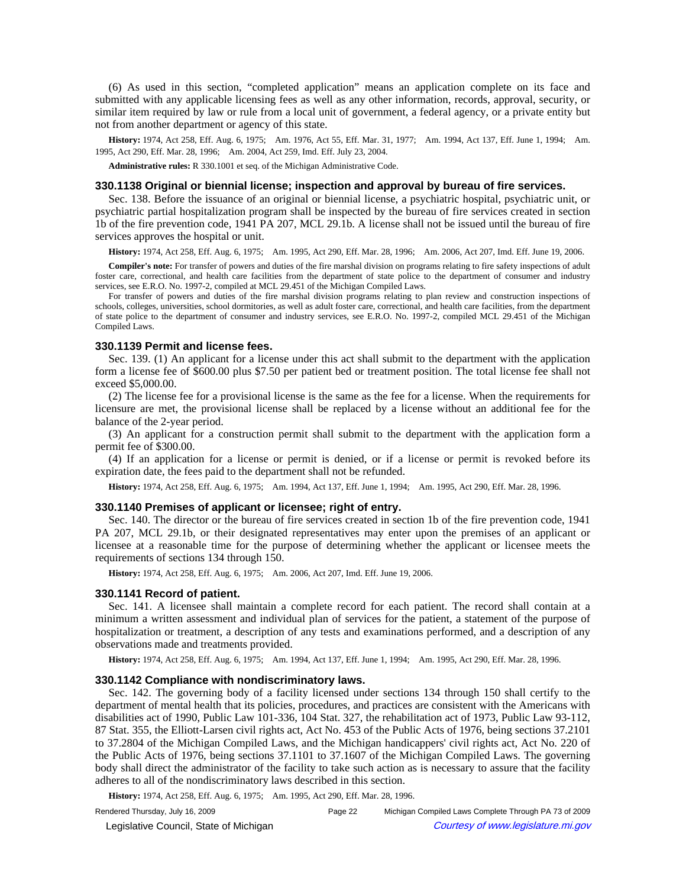(6) As used in this section, "completed application" means an application complete on its face and submitted with any applicable licensing fees as well as any other information, records, approval, security, or similar item required by law or rule from a local unit of government, a federal agency, or a private entity but not from another department or agency of this state.

**History:** 1974, Act 258, Eff. Aug. 6, 1975;—Am. 1976, Act 55, Eff. Mar. 31, 1977;—Am. 1994, Act 137, Eff. June 1, 1994;—Am. 1995, Act 290, Eff. Mar. 28, 1996;—Am. 2004, Act 259, Imd. Eff. July 23, 2004.

**Administrative rules:** R 330.1001 et seq. of the Michigan Administrative Code.

### 330.1138 Original or biennial license; inspection and approval by bureau of fire services.

Sec. 138. Before the issuance of an original or biennial license, a psychiatric hospital, psychiatric unit, or psychiatric partial hospitalization program shall be inspected by the bureau of fire services created in section 1b of the fire prevention code, 1941 PA 207, MCL 29.1b. A license shall not be issued until the bureau of fire services approves the hospital or unit.

**History:** 1974, Act 258, Eff. Aug. 6, 1975;—Am. 1995, Act 290, Eff. Mar. 28, 1996;—Am. 2006, Act 207, Imd. Eff. June 19, 2006.

**Compiler's note:** For transfer of powers and duties of the fire marshal division on programs relating to fire safety inspections of adult foster care, correctional, and health care facilities from the department of state police to the department of consumer and industry services, see E.R.O. No. 1997-2, compiled at MCL 29.451 of the Michigan Compiled Laws.

For transfer of powers and duties of the fire marshal division programs relating to plan review and construction inspections of schools, colleges, universities, school dormitories, as well as adult foster care, correctional, and health care facilities, from the department of state police to the department of consumer and industry services, see E.R.O. No. 1997-2, compiled MCL 29.451 of the Michigan Compiled Laws.

### 330.1139 Permit and license fees.

Sec. 139. (1) An applicant for a license under this act shall submit to the department with the application form a license fee of $600.00 plus $7.50 per patient bed or treatment position. The total license fee shall not exceed $5,000.00.

(2) The license fee for a provisional license is the same as the fee for a license. When the requirements for licensure are met, the provisional license shall be replaced by a license without an additional fee for the balance of the 2-year period.

(3) An applicant for a construction permit shall submit to the department with the application form a permit fee of $300.00.

(4) If an application for a license or permit is denied, or if a license or permit is revoked before its expiration date, the fees paid to the department shall not be refunded.

**History:** 1974, Act 258, Eff. Aug. 6, 1975;—Am. 1994, Act 137, Eff. June 1, 1994;—Am. 1995, Act 290, Eff. Mar. 28, 1996.

### 330.1140 Premises of applicant or licensee; right of entry.

Sec. 140. The director or the bureau of fire services created in section 1b of the fire prevention code, 1941 PA 207, MCL 29.1b, or their designated representatives may enter upon the premises of an applicant or licensee at a reasonable time for the purpose of determining whether the applicant or licensee meets the requirements of sections 134 through 150.

**History:** 1974, Act 258, Eff. Aug. 6, 1975;—Am. 2006, Act 207, Imd. Eff. June 19, 2006.

### 330.1141 Record of patient.

Sec. 141. A licensee shall maintain a complete record for each patient. The record shall contain at a minimum a written assessment and individual plan of services for the patient, a statement of the purpose of hospitalization or treatment, a description of any tests and examinations performed, and a description of any observations made and treatments provided.

**History:** 1974, Act 258, Eff. Aug. 6, 1975;—Am. 1994, Act 137, Eff. June 1, 1994;—Am. 1995, Act 290, Eff. Mar. 28, 1996.

### 330.1142 Compliance with nondiscriminatory laws.

Sec. 142. The governing body of a facility licensed under sections 134 through 150 shall certify to the department of mental health that its policies, procedures, and practices are consistent with the Americans with disabilities act of 1990, Public Law 101-336, 104 Stat. 327, the rehabilitation act of 1973, Public Law 93-112, 87 Stat. 355, the Elliott-Larsen civil rights act, Act No. 453 of the Public Acts of 1976, being sections 37.2101 to 37.2804 of the Michigan Compiled Laws, and the Michigan handicappers' civil rights act, Act No. 220 of the Public Acts of 1976, being sections 37.1101 to 37.1607 of the Michigan Compiled Laws. The governing body shall direct the administrator of the facility to take such action as is necessary to assure that the facility adheres to all of the nondiscriminatory laws described in this section.

**History:** 1974, Act 258, Eff. Aug. 6, 1975;—Am. 1995, Act 290, Eff. Mar. 28, 1996.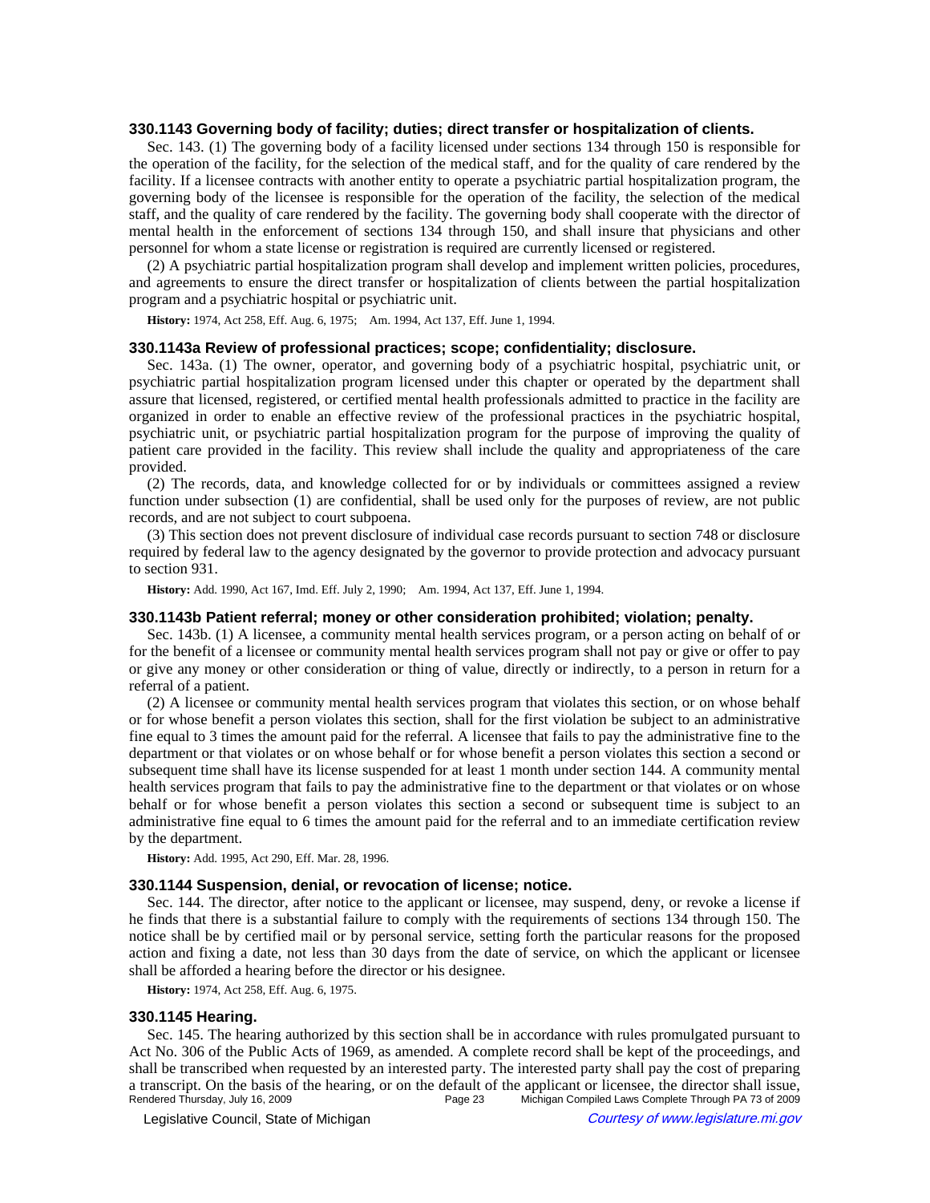### 330.1143 Governing body of facility; duties; direct transfer or hospitalization of clients.

Sec. 143. (1) The governing body of a facility licensed under sections 134 through 150 is responsible for the operation of the facility, for the selection of the medical staff, and for the quality of care rendered by the facility. If a licensee contracts with another entity to operate a psychiatric partial hospitalization program, the governing body of the licensee is responsible for the operation of the facility, the selection of the medical staff, and the quality of care rendered by the facility. The governing body shall cooperate with the director of mental health in the enforcement of sections 134 through 150, and shall insure that physicians and other personnel for whom a state license or registration is required are currently licensed or registered.

(2) A psychiatric partial hospitalization program shall develop and implement written policies, procedures, and agreements to ensure the direct transfer or hospitalization of clients between the partial hospitalization program and a psychiatric hospital or psychiatric unit.

**History:** 1974, Act 258, Eff. Aug. 6, 1975; Am. 1994, Act 137, Eff. June 1, 1994.

### 330.1143a Review of professional practices; scope; confidentiality; disclosure.

Sec. 143a. (1) The owner, operator, and governing body of a psychiatric hospital, psychiatric unit, or psychiatric partial hospitalization program licensed under this chapter or operated by the department shall assure that licensed, registered, or certified mental health professionals admitted to practice in the facility are organized in order to enable an effective review of the professional practices in the psychiatric hospital, psychiatric unit, or psychiatric partial hospitalization program for the purpose of improving the quality of patient care provided in the facility. This review shall include the quality and appropriateness of the care provided.

(2) The records, data, and knowledge collected for or by individuals or committees assigned a review function under subsection (1) are confidential, shall be used only for the purposes of review, are not public records, and are not subject to court subpoena.

(3) This section does not prevent disclosure of individual case records pursuant to section 748 or disclosure required by federal law to the agency designated by the governor to provide protection and advocacy pursuant to section 931.

**History:** Add. 1990, Act 167, Imd. Eff. July 2, 1990; Am. 1994, Act 137, Eff. June 1, 1994.

### 330.1143b Patient referral; money or other consideration prohibited; violation; penalty.

Sec. 143b. (1) A licensee, a community mental health services program, or a person acting on behalf of or for the benefit of a licensee or community mental health services program shall not pay or give or offer to pay or give any money or other consideration or thing of value, directly or indirectly, to a person in return for a referral of a patient.

(2) A licensee or community mental health services program that violates this section, or on whose behalf or for whose benefit a person violates this section, shall for the first violation be subject to an administrative fine equal to 3 times the amount paid for the referral. A licensee that fails to pay the administrative fine to the department or that violates or on whose behalf or for whose benefit a person violates this section a second or subsequent time shall have its license suspended for at least 1 month under section 144. A community mental health services program that fails to pay the administrative fine to the department or that violates or on whose behalf or for whose benefit a person violates this section a second or subsequent time is subject to an administrative fine equal to 6 times the amount paid for the referral and to an immediate certification review by the department.

**History:** Add. 1995, Act 290, Eff. Mar. 28, 1996.

### 330.1144 Suspension, denial, or revocation of license; notice.

Sec. 144. The director, after notice to the applicant or licensee, may suspend, deny, or revoke a license if he finds that there is a substantial failure to comply with the requirements of sections 134 through 150. The notice shall be by certified mail or by personal service, setting forth the particular reasons for the proposed action and fixing a date, not less than 30 days from the date of service, on which the applicant or licensee shall be afforded a hearing before the director or his designee.

**History:** 1974, Act 258, Eff. Aug. 6, 1975.

### 330.1145 Hearing.

Sec. 145. The hearing authorized by this section shall be in accordance with rules promulgated pursuant to Act No. 306 of the Public Acts of 1969, as amended. A complete record shall be kept of the proceedings, and shall be transcribed when requested by an interested party. The interested party shall pay the cost of preparing a transcript. On the basis of the hearing, or on the default of the applicant or licensee, the director shall issue,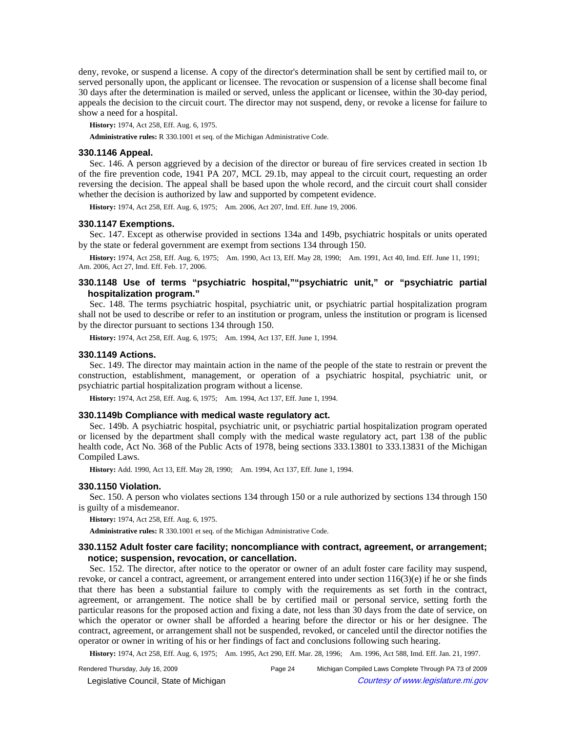deny, revoke, or suspend a license. A copy of the director's determination shall be sent by certified mail to, or served personally upon, the applicant or licensee. The revocation or suspension of a license shall become final 30 days after the determination is mailed or served, unless the applicant or licensee, within the 30-day period, appeals the decision to the circuit court. The director may not suspend, deny, or revoke a license for failure to show a need for a hospital.

**History:** 1974, Act 258, Eff. Aug. 6, 1975.

**Administrative rules:** R 330.1001 et seq. of the Michigan Administrative Code.

### 330.1146 Appeal.

Sec. 146. A person aggrieved by a decision of the director or bureau of fire services created in section 1b of the fire prevention code, 1941 PA 207, MCL 29.1b, may appeal to the circuit court, requesting an order reversing the decision. The appeal shall be based upon the whole record, and the circuit court shall consider whether the decision is authorized by law and supported by competent evidence.

**History:** 1974, Act 258, Eff. Aug. 6, 1975; Am. 2006, Act 207, Imd. Eff. June 19, 2006.

### 330.1147 Exemptions.

Sec. 147. Except as otherwise provided in sections 134a and 149b, psychiatric hospitals or units operated by the state or federal government are exempt from sections 134 through 150.

**History:** 1974, Act 258, Eff. Aug. 6, 1975; Am. 1990, Act 13, Eff. May 28, 1990; Am. 1991, Act 40, Imd. Eff. June 11, 1991; Am. 2006, Act 27, Imd. Eff. Feb. 17, 2006.

### 330.1148 Use of terms "psychiatric hospital," "psychiatric unit," or "psychiatric partial hospitalization program."

Sec. 148. The terms psychiatric hospital, psychiatric unit, or psychiatric partial hospitalization program shall not be used to describe or refer to an institution or program, unless the institution or program is licensed by the director pursuant to sections 134 through 150.

**History:** 1974, Act 258, Eff. Aug. 6, 1975; Am. 1994, Act 137, Eff. June 1, 1994.

### 330.1149 Actions.

Sec. 149. The director may maintain action in the name of the people of the state to restrain or prevent the construction, establishment, management, or operation of a psychiatric hospital, psychiatric unit, or psychiatric partial hospitalization program without a license.

**History:** 1974, Act 258, Eff. Aug. 6, 1975; Am. 1994, Act 137, Eff. June 1, 1994.

### 330.1149b Compliance with medical waste regulatory act.

Sec. 149b. A psychiatric hospital, psychiatric unit, or psychiatric partial hospitalization program operated or licensed by the department shall comply with the medical waste regulatory act, part 138 of the public health code, Act No. 368 of the Public Acts of 1978, being sections 333.13801 to 333.13831 of the Michigan Compiled Laws.

**History:** Add. 1990, Act 13, Eff. May 28, 1990; Am. 1994, Act 137, Eff. June 1, 1994.

### 330.1150 Violation.

Sec. 150. A person who violates sections 134 through 150 or a rule authorized by sections 134 through 150 is guilty of a misdemeanor.

**History:** 1974, Act 258, Eff. Aug. 6, 1975.

**Administrative rules:** R 330.1001 et seq. of the Michigan Administrative Code.

### 330.1152 Adult foster care facility; noncompliance with contract, agreement, or arrangement; notice; suspension, revocation, or cancellation.

Sec. 152. The director, after notice to the operator or owner of an adult foster care facility may suspend, revoke, or cancel a contract, agreement, or arrangement entered into under section 116(3)(e) if he or she finds that there has been a substantial failure to comply with the requirements as set forth in the contract, agreement, or arrangement. The notice shall be by certified mail or personal service, setting forth the particular reasons for the proposed action and fixing a date, not less than 30 days from the date of service, on which the operator or owner shall be afforded a hearing before the director or his or her designee. The contract, agreement, or arrangement shall not be suspended, revoked, or canceled until the director notifies the operator or owner in writing of his or her findings of fact and conclusions following such hearing.

**History:** 1974, Act 258, Eff. Aug. 6, 1975; Am. 1995, Act 290, Eff. Mar. 28, 1996; Am. 1996, Act 588, Imd. Eff. Jan. 21, 1997.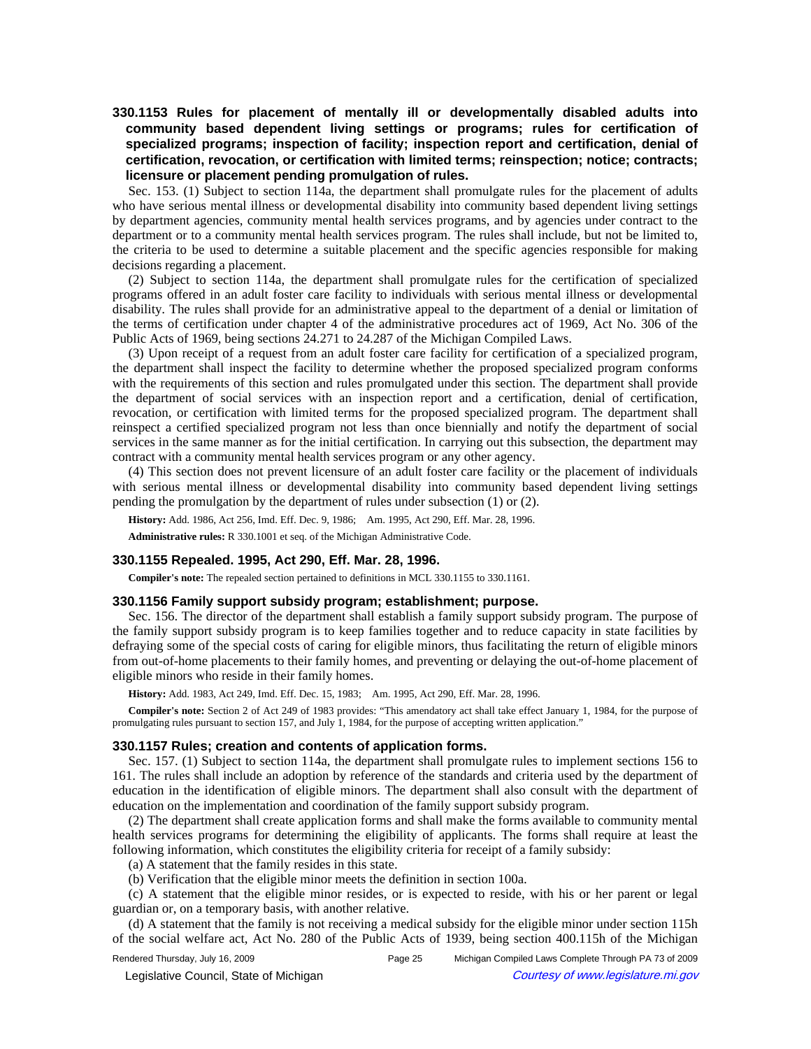### 330.1153 Rules for placement of mentally ill or developmentally disabled adults into community based dependent living settings or programs; rules for certification of specialized programs; inspection of facility; inspection report and certification, denial of certification, revocation, or certification with limited terms; reinspection; notice; contracts; licensure or placement pending promulgation of rules.

Sec. 153. (1) Subject to section 114a, the department shall promulgate rules for the placement of adults who have serious mental illness or developmental disability into community based dependent living settings by department agencies, community mental health services programs, and by agencies under contract to the department or to a community mental health services program. The rules shall include, but not be limited to, the criteria to be used to determine a suitable placement and the specific agencies responsible for making decisions regarding a placement.

(2) Subject to section 114a, the department shall promulgate rules for the certification of specialized programs offered in an adult foster care facility to individuals with serious mental illness or developmental disability. The rules shall provide for an administrative appeal to the department of a denial or limitation of the terms of certification under chapter 4 of the administrative procedures act of 1969, Act No. 306 of the Public Acts of 1969, being sections 24.271 to 24.287 of the Michigan Compiled Laws.

(3) Upon receipt of a request from an adult foster care facility for certification of a specialized program, the department shall inspect the facility to determine whether the proposed specialized program conforms with the requirements of this section and rules promulgated under this section. The department shall provide the department of social services with an inspection report and a certification, denial of certification, revocation, or certification with limited terms for the proposed specialized program. The department shall reinspect a certified specialized program not less than once biennially and notify the department of social services in the same manner as for the initial certification. In carrying out this subsection, the department may contract with a community mental health services program or any other agency.

(4) This section does not prevent licensure of an adult foster care facility or the placement of individuals with serious mental illness or developmental disability into community based dependent living settings pending the promulgation by the department of rules under subsection (1) or (2).

**History:** Add. 1986, Act 256, Imd. Eff. Dec. 9, 1986;  Am. 1995, Act 290, Eff. Mar. 28, 1996.

**Administrative rules:** R 330.1001 et seq. of the Michigan Administrative Code.

### 330.1155 Repealed. 1995, Act 290, Eff. Mar. 28, 1996.

**Compiler's note:** The repealed section pertained to definitions in MCL 330.1155 to 330.1161.

### 330.1156 Family support subsidy program; establishment; purpose.

Sec. 156. The director of the department shall establish a family support subsidy program. The purpose of the family support subsidy program is to keep families together and to reduce capacity in state facilities by defraying some of the special costs of caring for eligible minors, thus facilitating the return of eligible minors from out-of-home placements to their family homes, and preventing or delaying the out-of-home placement of eligible minors who reside in their family homes.

**History:** Add. 1983, Act 249, Imd. Eff. Dec. 15, 1983;  Am. 1995, Act 290, Eff. Mar. 28, 1996.

**Compiler's note:** Section 2 of Act 249 of 1983 provides: "This amendatory act shall take effect January 1, 1984, for the purpose of promulgating rules pursuant to section 157, and July 1, 1984, for the purpose of accepting written application."

### 330.1157 Rules; creation and contents of application forms.

Sec. 157. (1) Subject to section 114a, the department shall promulgate rules to implement sections 156 to 161. The rules shall include an adoption by reference of the standards and criteria used by the department of education in the identification of eligible minors. The department shall also consult with the department of education on the implementation and coordination of the family support subsidy program.

(2) The department shall create application forms and shall make the forms available to community mental health services programs for determining the eligibility of applicants. The forms shall require at least the following information, which constitutes the eligibility criteria for receipt of a family subsidy:

(a) A statement that the family resides in this state.

(b) Verification that the eligible minor meets the definition in section 100a.

(c) A statement that the eligible minor resides, or is expected to reside, with his or her parent or legal guardian or, on a temporary basis, with another relative.

(d) A statement that the family is not receiving a medical subsidy for the eligible minor under section 115h of the social welfare act, Act No. 280 of the Public Acts of 1939, being section 400.115h of the Michigan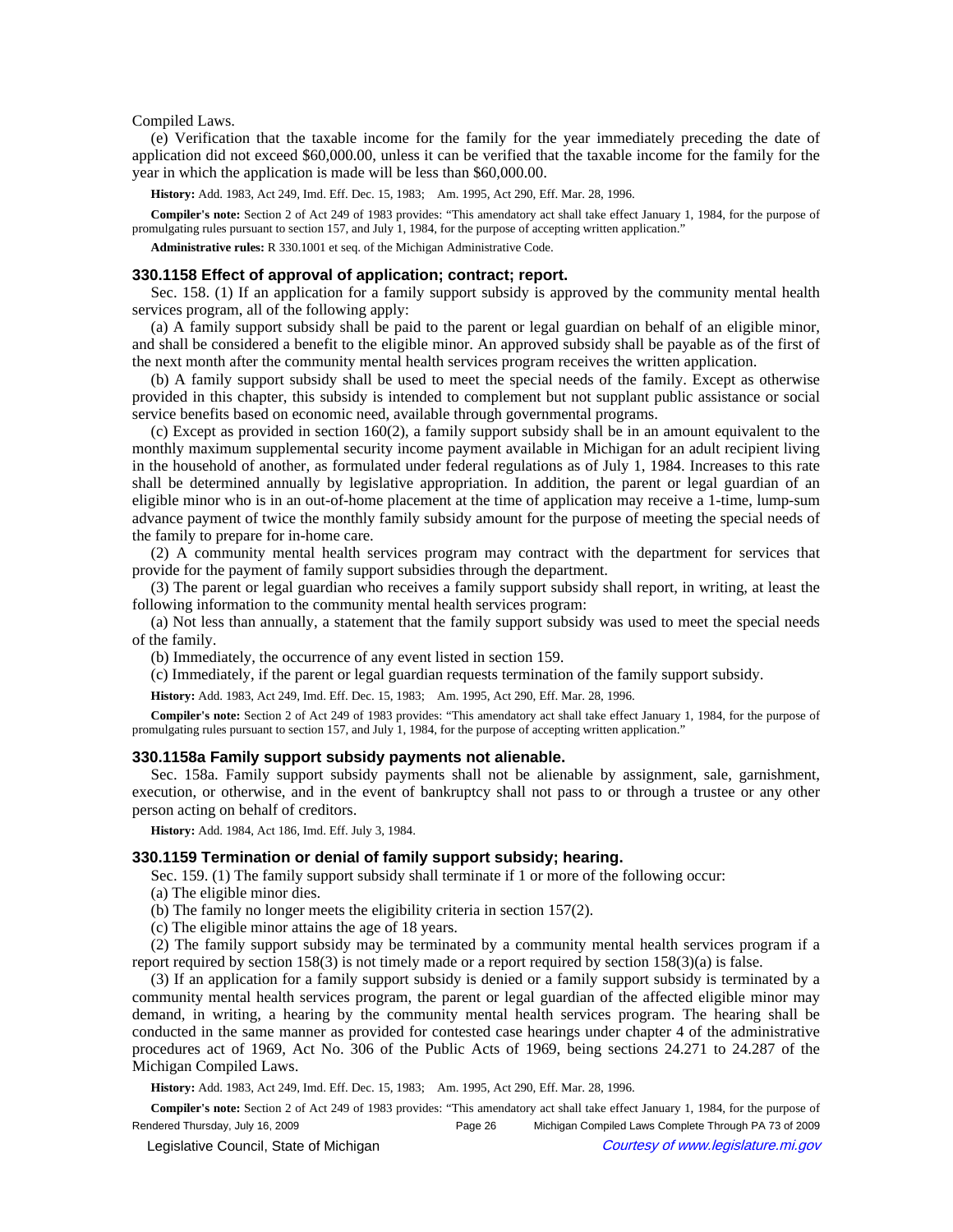Compiled Laws.

(e) Verification that the taxable income for the family for the year immediately preceding the date of application did not exceed $60,000.00, unless it can be verified that the taxable income for the family for the year in which the application is made will be less than $60,000.00.

**History:** Add. 1983, Act 249, Imd. Eff. Dec. 15, 1983; Am. 1995, Act 290, Eff. Mar. 28, 1996.

**Compiler's note:** Section 2 of Act 249 of 1983 provides: "This amendatory act shall take effect January 1, 1984, for the purpose of promulgating rules pursuant to section 157, and July 1, 1984, for the purpose of accepting written application."

**Administrative rules:** R 330.1001 et seq. of the Michigan Administrative Code.

### 330.1158 Effect of approval of application; contract; report.

Sec. 158. (1) If an application for a family support subsidy is approved by the community mental health services program, all of the following apply:

(a) A family support subsidy shall be paid to the parent or legal guardian on behalf of an eligible minor, and shall be considered a benefit to the eligible minor. An approved subsidy shall be payable as of the first of the next month after the community mental health services program receives the written application.

(b) A family support subsidy shall be used to meet the special needs of the family. Except as otherwise provided in this chapter, this subsidy is intended to complement but not supplant public assistance or social service benefits based on economic need, available through governmental programs.

(c) Except as provided in section 160(2), a family support subsidy shall be in an amount equivalent to the monthly maximum supplemental security income payment available in Michigan for an adult recipient living in the household of another, as formulated under federal regulations as of July 1, 1984. Increases to this rate shall be determined annually by legislative appropriation. In addition, the parent or legal guardian of an eligible minor who is in an out-of-home placement at the time of application may receive a 1-time, lump-sum advance payment of twice the monthly family subsidy amount for the purpose of meeting the special needs of the family to prepare for in-home care.

(2) A community mental health services program may contract with the department for services that provide for the payment of family support subsidies through the department.

(3) The parent or legal guardian who receives a family support subsidy shall report, in writing, at least the following information to the community mental health services program:

(a) Not less than annually, a statement that the family support subsidy was used to meet the special needs of the family.

(b) Immediately, the occurrence of any event listed in section 159.

(c) Immediately, if the parent or legal guardian requests termination of the family support subsidy.

**History:** Add. 1983, Act 249, Imd. Eff. Dec. 15, 1983; Am. 1995, Act 290, Eff. Mar. 28, 1996.

**Compiler's note:** Section 2 of Act 249 of 1983 provides: "This amendatory act shall take effect January 1, 1984, for the purpose of promulgating rules pursuant to section 157, and July 1, 1984, for the purpose of accepting written application."

### 330.1158a Family support subsidy payments not alienable.

Sec. 158a. Family support subsidy payments shall not be alienable by assignment, sale, garnishment, execution, or otherwise, and in the event of bankruptcy shall not pass to or through a trustee or any other person acting on behalf of creditors.

**History:** Add. 1984, Act 186, Imd. Eff. July 3, 1984.

### 330.1159 Termination or denial of family support subsidy; hearing.

Sec. 159. (1) The family support subsidy shall terminate if 1 or more of the following occur:

(a) The eligible minor dies.

(b) The family no longer meets the eligibility criteria in section 157(2).

(c) The eligible minor attains the age of 18 years.

(2) The family support subsidy may be terminated by a community mental health services program if a report required by section 158(3) is not timely made or a report required by section 158(3)(a) is false.

(3) If an application for a family support subsidy is denied or a family support subsidy is terminated by a community mental health services program, the parent or legal guardian of the affected eligible minor may demand, in writing, a hearing by the community mental health services program. The hearing shall be conducted in the same manner as provided for contested case hearings under chapter 4 of the administrative procedures act of 1969, Act No. 306 of the Public Acts of 1969, being sections 24.271 to 24.287 of the Michigan Compiled Laws.

**History:** Add. 1983, Act 249, Imd. Eff. Dec. 15, 1983; Am. 1995, Act 290, Eff. Mar. 28, 1996.

**Compiler's note:** Section 2 of Act 249 of 1983 provides: "This amendatory act shall take effect January 1, 1984, for the purpose of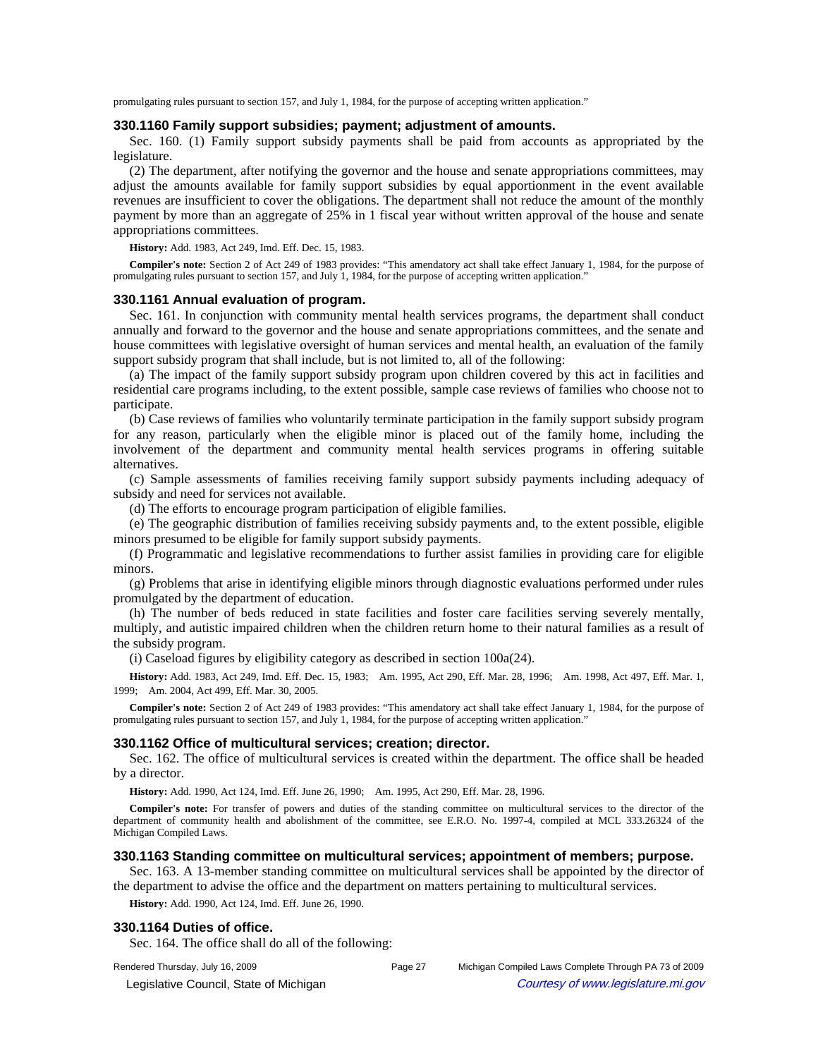promulgating rules pursuant to section 157, and July 1, 1984, for the purpose of accepting written application."

### 330.1160 Family support subsidies; payment; adjustment of amounts.

Sec. 160. (1) Family support subsidy payments shall be paid from accounts as appropriated by the legislature.

(2) The department, after notifying the governor and the house and senate appropriations committees, may adjust the amounts available for family support subsidies by equal apportionment in the event available revenues are insufficient to cover the obligations. The department shall not reduce the amount of the monthly payment by more than an aggregate of 25% in 1 fiscal year without written approval of the house and senate appropriations committees.

**History:** Add. 1983, Act 249, Imd. Eff. Dec. 15, 1983.

**Compiler's note:** Section 2 of Act 249 of 1983 provides: "This amendatory act shall take effect January 1, 1984, for the purpose of promulgating rules pursuant to section 157, and July 1, 1984, for the purpose of accepting written application."

### 330.1161 Annual evaluation of program.

Sec. 161. In conjunction with community mental health services programs, the department shall conduct annually and forward to the governor and the house and senate appropriations committees, and the senate and house committees with legislative oversight of human services and mental health, an evaluation of the family support subsidy program that shall include, but is not limited to, all of the following:

(a) The impact of the family support subsidy program upon children covered by this act in facilities and residential care programs including, to the extent possible, sample case reviews of families who choose not to participate.

(b) Case reviews of families who voluntarily terminate participation in the family support subsidy program for any reason, particularly when the eligible minor is placed out of the family home, including the involvement of the department and community mental health services programs in offering suitable alternatives.

(c) Sample assessments of families receiving family support subsidy payments including adequacy of subsidy and need for services not available.

(d) The efforts to encourage program participation of eligible families.

(e) The geographic distribution of families receiving subsidy payments and, to the extent possible, eligible minors presumed to be eligible for family support subsidy payments.

(f) Programmatic and legislative recommendations to further assist families in providing care for eligible minors.

(g) Problems that arise in identifying eligible minors through diagnostic evaluations performed under rules promulgated by the department of education.

(h) The number of beds reduced in state facilities and foster care facilities serving severely mentally, multiply, and autistic impaired children when the children return home to their natural families as a result of the subsidy program.

(i) Caseload figures by eligibility category as described in section 100a(24).

**History:** Add. 1983, Act 249, Imd. Eff. Dec. 15, 1983; Am. 1995, Act 290, Eff. Mar. 28, 1996; Am. 1998, Act 497, Eff. Mar. 1, 1999; Am. 2004, Act 499, Eff. Mar. 30, 2005.

**Compiler's note:** Section 2 of Act 249 of 1983 provides: "This amendatory act shall take effect January 1, 1984, for the purpose of promulgating rules pursuant to section 157, and July 1, 1984, for the purpose of accepting written application."

### 330.1162 Office of multicultural services; creation; director.

Sec. 162. The office of multicultural services is created within the department. The office shall be headed by a director.

**History:** Add. 1990, Act 124, Imd. Eff. June 26, 1990; Am. 1995, Act 290, Eff. Mar. 28, 1996.

**Compiler's note:** For transfer of powers and duties of the standing committee on multicultural services to the director of the department of community health and abolishment of the committee, see E.R.O. No. 1997-4, compiled at MCL 333.26324 of the Michigan Compiled Laws.

### 330.1163 Standing committee on multicultural services; appointment of members; purpose.

Sec. 163. A 13-member standing committee on multicultural services shall be appointed by the director of the department to advise the office and the department on matters pertaining to multicultural services.

**History:** Add. 1990, Act 124, Imd. Eff. June 26, 1990.

### 330.1164 Duties of office.

Sec. 164. The office shall do all of the following: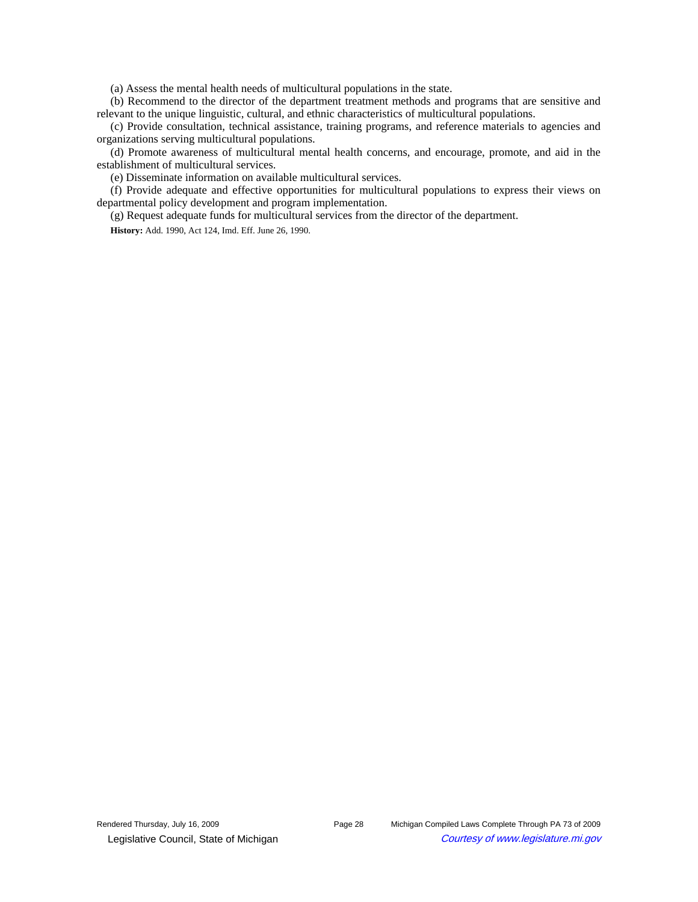(a) Assess the mental health needs of multicultural populations in the state.

(b) Recommend to the director of the department treatment methods and programs that are sensitive and relevant to the unique linguistic, cultural, and ethnic characteristics of multicultural populations.

(c) Provide consultation, technical assistance, training programs, and reference materials to agencies and organizations serving multicultural populations.

(d) Promote awareness of multicultural mental health concerns, and encourage, promote, and aid in the establishment of multicultural services.

(e) Disseminate information on available multicultural services.

(f) Provide adequate and effective opportunities for multicultural populations to express their views on departmental policy development and program implementation.

(g) Request adequate funds for multicultural services from the director of the department.

**History:** Add. 1990, Act 124, Imd. Eff. June 26, 1990.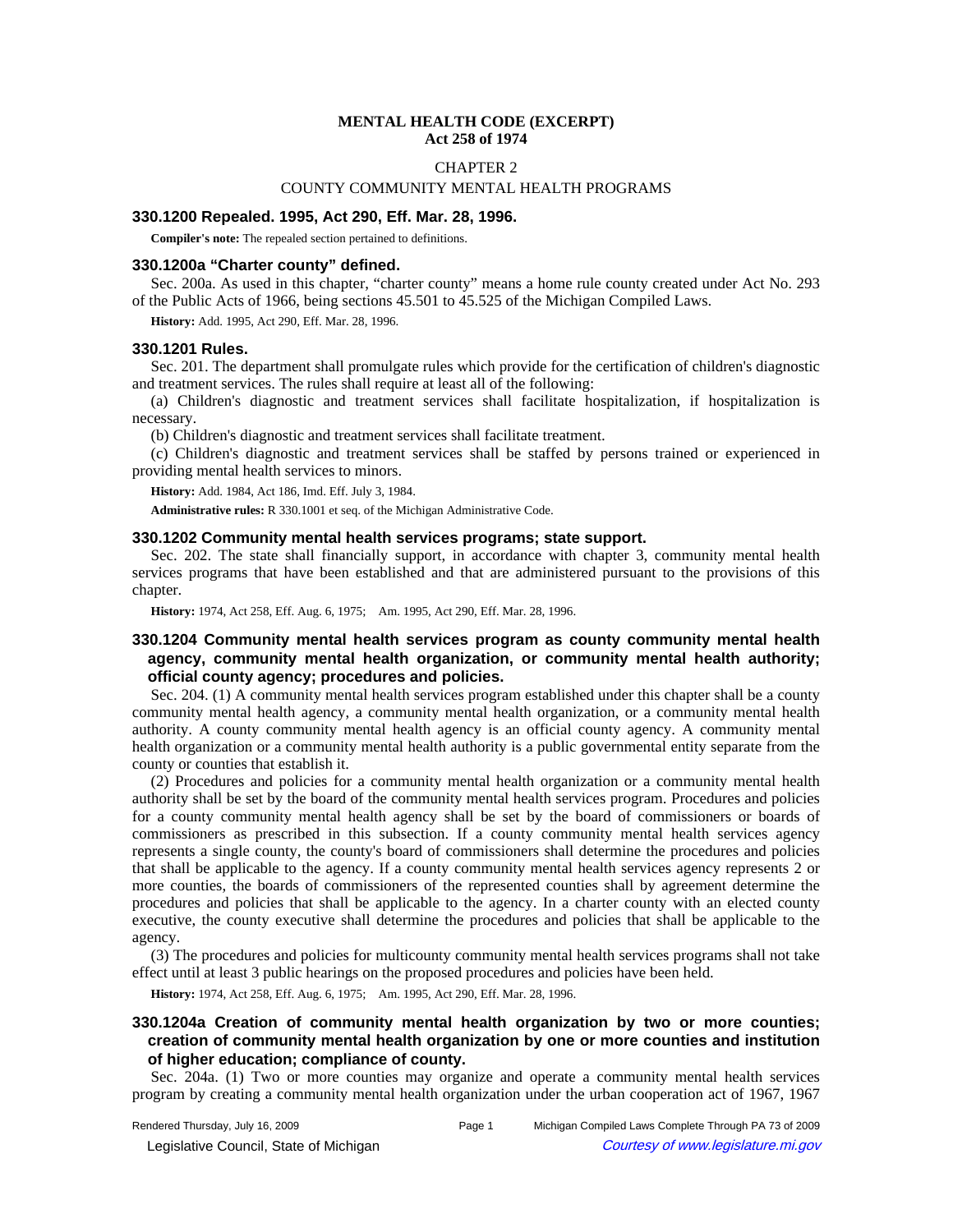# MENTAL HEALTH CODE (EXCERPT)
## Act 258 of 1974

### CHAPTER 2

### COUNTY COMMUNITY MENTAL HEALTH PROGRAMS

### 330.1200 Repealed. 1995, Act 290, Eff. Mar. 28, 1996.

**Compiler's note:** The repealed section pertained to definitions.

### 330.1200a "Charter county" defined.

Sec. 200a. As used in this chapter, "charter county" means a home rule county created under Act No. 293 of the Public Acts of 1966, being sections 45.501 to 45.525 of the Michigan Compiled Laws.

**History:** Add. 1995, Act 290, Eff. Mar. 28, 1996.

### 330.1201 Rules.

Sec. 201. The department shall promulgate rules which provide for the certification of children's diagnostic and treatment services. The rules shall require at least all of the following:

(a) Children's diagnostic and treatment services shall facilitate hospitalization, if hospitalization is necessary.

(b) Children's diagnostic and treatment services shall facilitate treatment.

(c) Children's diagnostic and treatment services shall be staffed by persons trained or experienced in providing mental health services to minors.

**History:** Add. 1984, Act 186, Imd. Eff. July 3, 1984.

**Administrative rules:** R 330.1001 et seq. of the Michigan Administrative Code.

### 330.1202 Community mental health services programs; state support.

Sec. 202. The state shall financially support, in accordance with chapter 3, community mental health services programs that have been established and that are administered pursuant to the provisions of this chapter.

**History:** 1974, Act 258, Eff. Aug. 6, 1975;— Am. 1995, Act 290, Eff. Mar. 28, 1996.

### 330.1204 Community mental health services program as county community mental health agency, community mental health organization, or community mental health authority; official county agency; procedures and policies.

Sec. 204. (1) A community mental health services program established under this chapter shall be a county community mental health agency, a community mental health organization, or a community mental health authority. A county community mental health agency is an official county agency. A community mental health organization or a community mental health authority is a public governmental entity separate from the county or counties that establish it.

(2) Procedures and policies for a community mental health organization or a community mental health authority shall be set by the board of the community mental health services program. Procedures and policies for a county community mental health agency shall be set by the board of commissioners or boards of commissioners as prescribed in this subsection. If a county community mental health services agency represents a single county, the county's board of commissioners shall determine the procedures and policies that shall be applicable to the agency. If a county community mental health services agency represents 2 or more counties, the boards of commissioners of the represented counties shall by agreement determine the procedures and policies that shall be applicable to the agency. In a charter county with an elected county executive, the county executive shall determine the procedures and policies that shall be applicable to the agency.

(3) The procedures and policies for multicounty community mental health services programs shall not take effect until at least 3 public hearings on the proposed procedures and policies have been held.

**History:** 1974, Act 258, Eff. Aug. 6, 1975;— Am. 1995, Act 290, Eff. Mar. 28, 1996.

### 330.1204a Creation of community mental health organization by two or more counties; creation of community mental health organization by one or more counties and institution of higher education; compliance of county.

Sec. 204a. (1) Two or more counties may organize and operate a community mental health services program by creating a community mental health organization under the urban cooperation act of 1967, 1967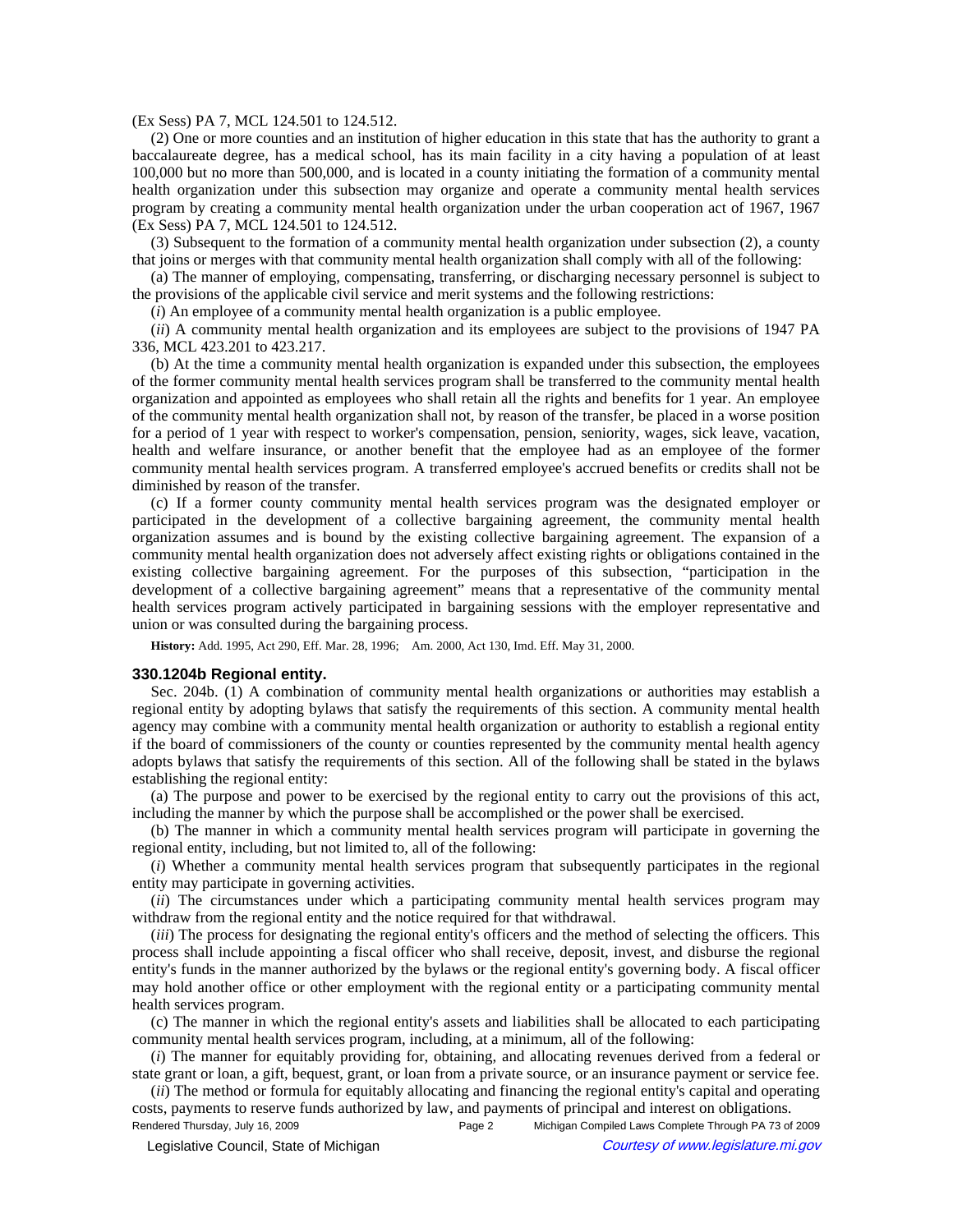(Ex Sess) PA 7, MCL 124.501 to 124.512.

(2) One or more counties and an institution of higher education in this state that has the authority to grant a baccalaureate degree, has a medical school, has its main facility in a city having a population of at least 100,000 but no more than 500,000, and is located in a county initiating the formation of a community mental health organization under this subsection may organize and operate a community mental health services program by creating a community mental health organization under the urban cooperation act of 1967, 1967 (Ex Sess) PA 7, MCL 124.501 to 124.512.

(3) Subsequent to the formation of a community mental health organization under subsection (2), a county that joins or merges with that community mental health organization shall comply with all of the following:

(a) The manner of employing, compensating, transferring, or discharging necessary personnel is subject to the provisions of the applicable civil service and merit systems and the following restrictions:

(*i*) An employee of a community mental health organization is a public employee.

(*ii*) A community mental health organization and its employees are subject to the provisions of 1947 PA 336, MCL 423.201 to 423.217.

(b) At the time a community mental health organization is expanded under this subsection, the employees of the former community mental health services program shall be transferred to the community mental health organization and appointed as employees who shall retain all the rights and benefits for 1 year. An employee of the community mental health organization shall not, by reason of the transfer, be placed in a worse position for a period of 1 year with respect to worker's compensation, pension, seniority, wages, sick leave, vacation, health and welfare insurance, or another benefit that the employee had as an employee of the former community mental health services program. A transferred employee's accrued benefits or credits shall not be diminished by reason of the transfer.

(c) If a former county community mental health services program was the designated employer or participated in the development of a collective bargaining agreement, the community mental health organization assumes and is bound by the existing collective bargaining agreement. The expansion of a community mental health organization does not adversely affect existing rights or obligations contained in the existing collective bargaining agreement. For the purposes of this subsection, "participation in the development of a collective bargaining agreement" means that a representative of the community mental health services program actively participated in bargaining sessions with the employer representative and union or was consulted during the bargaining process.

**History:** Add. 1995, Act 290, Eff. Mar. 28, 1996;  Am. 2000, Act 130, Imd. Eff. May 31, 2000.

### 330.1204b Regional entity.

Sec. 204b. (1) A combination of community mental health organizations or authorities may establish a regional entity by adopting bylaws that satisfy the requirements of this section. A community mental health agency may combine with a community mental health organization or authority to establish a regional entity if the board of commissioners of the county or counties represented by the community mental health agency adopts bylaws that satisfy the requirements of this section. All of the following shall be stated in the bylaws establishing the regional entity:

(a) The purpose and power to be exercised by the regional entity to carry out the provisions of this act, including the manner by which the purpose shall be accomplished or the power shall be exercised.

(b) The manner in which a community mental health services program will participate in governing the regional entity, including, but not limited to, all of the following:

(*i*) Whether a community mental health services program that subsequently participates in the regional entity may participate in governing activities.

(*ii*) The circumstances under which a participating community mental health services program may withdraw from the regional entity and the notice required for that withdrawal.

(*iii*) The process for designating the regional entity's officers and the method of selecting the officers. This process shall include appointing a fiscal officer who shall receive, deposit, invest, and disburse the regional entity's funds in the manner authorized by the bylaws or the regional entity's governing body. A fiscal officer may hold another office or other employment with the regional entity or a participating community mental health services program.

(c) The manner in which the regional entity's assets and liabilities shall be allocated to each participating community mental health services program, including, at a minimum, all of the following:

(*i*) The manner for equitably providing for, obtaining, and allocating revenues derived from a federal or state grant or loan, a gift, bequest, grant, or loan from a private source, or an insurance payment or service fee.

(*ii*) The method or formula for equitably allocating and financing the regional entity's capital and operating costs, payments to reserve funds authorized by law, and payments of principal and interest on obligations.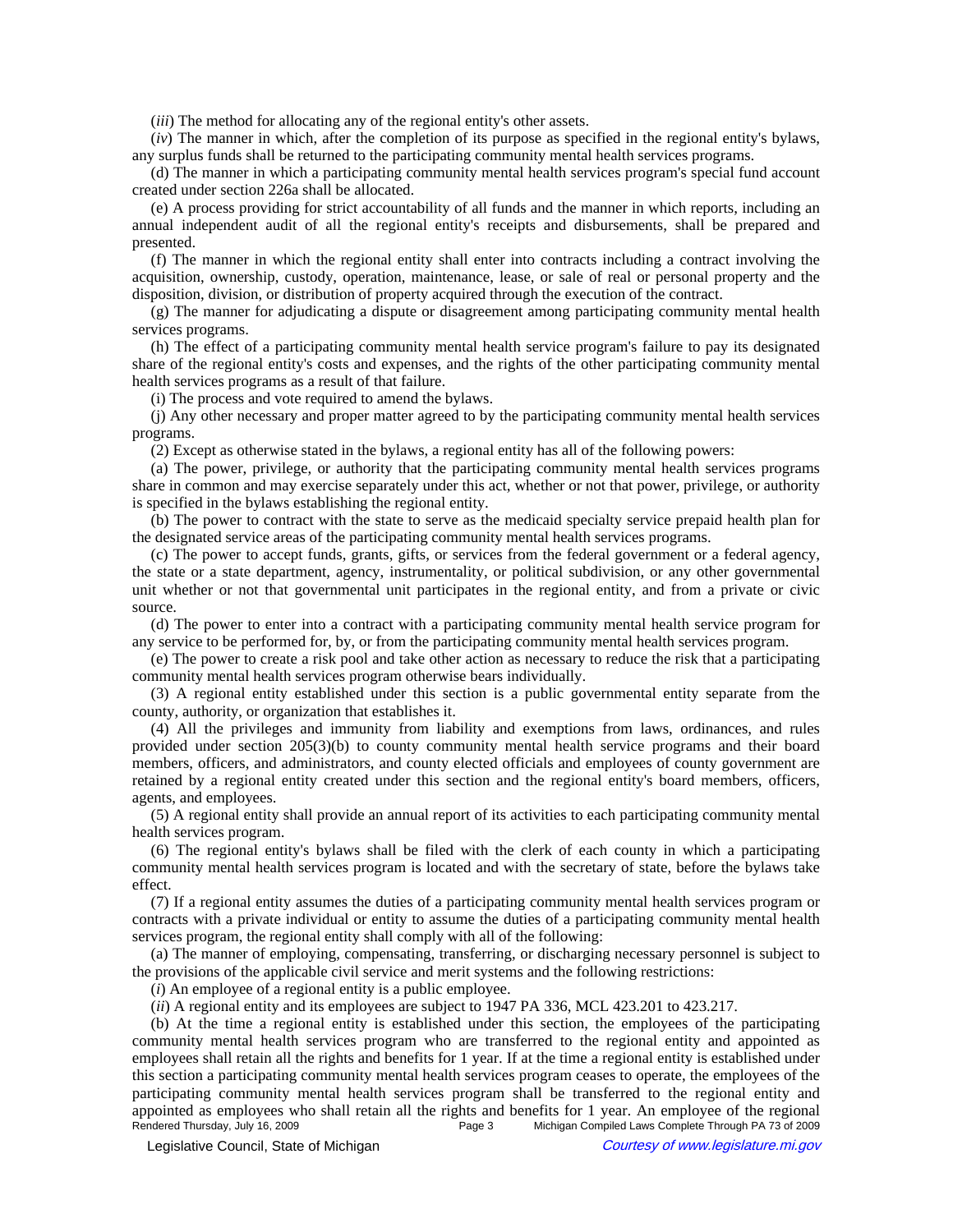(*iii*) The method for allocating any of the regional entity's other assets.

(*iv*) The manner in which, after the completion of its purpose as specified in the regional entity's bylaws, any surplus funds shall be returned to the participating community mental health services programs.

(d) The manner in which a participating community mental health services program's special fund account created under section 226a shall be allocated.

(e) A process providing for strict accountability of all funds and the manner in which reports, including an annual independent audit of all the regional entity's receipts and disbursements, shall be prepared and presented.

(f) The manner in which the regional entity shall enter into contracts including a contract involving the acquisition, ownership, custody, operation, maintenance, lease, or sale of real or personal property and the disposition, division, or distribution of property acquired through the execution of the contract.

(g) The manner for adjudicating a dispute or disagreement among participating community mental health services programs.

(h) The effect of a participating community mental health service program's failure to pay its designated share of the regional entity's costs and expenses, and the rights of the other participating community mental health services programs as a result of that failure.

(i) The process and vote required to amend the bylaws.

(j) Any other necessary and proper matter agreed to by the participating community mental health services programs.

(2) Except as otherwise stated in the bylaws, a regional entity has all of the following powers:

(a) The power, privilege, or authority that the participating community mental health services programs share in common and may exercise separately under this act, whether or not that power, privilege, or authority is specified in the bylaws establishing the regional entity.

(b) The power to contract with the state to serve as the medicaid specialty service prepaid health plan for the designated service areas of the participating community mental health services programs.

(c) The power to accept funds, grants, gifts, or services from the federal government or a federal agency, the state or a state department, agency, instrumentality, or political subdivision, or any other governmental unit whether or not that governmental unit participates in the regional entity, and from a private or civic source.

(d) The power to enter into a contract with a participating community mental health service program for any service to be performed for, by, or from the participating community mental health services program.

(e) The power to create a risk pool and take other action as necessary to reduce the risk that a participating community mental health services program otherwise bears individually.

(3) A regional entity established under this section is a public governmental entity separate from the county, authority, or organization that establishes it.

(4) All the privileges and immunity from liability and exemptions from laws, ordinances, and rules provided under section 205(3)(b) to county community mental health service programs and their board members, officers, and administrators, and county elected officials and employees of county government are retained by a regional entity created under this section and the regional entity's board members, officers, agents, and employees.

(5) A regional entity shall provide an annual report of its activities to each participating community mental health services program.

(6) The regional entity's bylaws shall be filed with the clerk of each county in which a participating community mental health services program is located and with the secretary of state, before the bylaws take effect.

(7) If a regional entity assumes the duties of a participating community mental health services program or contracts with a private individual or entity to assume the duties of a participating community mental health services program, the regional entity shall comply with all of the following:

(a) The manner of employing, compensating, transferring, or discharging necessary personnel is subject to the provisions of the applicable civil service and merit systems and the following restrictions:

(*i*) An employee of a regional entity is a public employee.

(*ii*) A regional entity and its employees are subject to 1947 PA 336, MCL 423.201 to 423.217.

(b) At the time a regional entity is established under this section, the employees of the participating community mental health services program who are transferred to the regional entity and appointed as employees shall retain all the rights and benefits for 1 year. If at the time a regional entity is established under this section a participating community mental health services program ceases to operate, the employees of the participating community mental health services program shall be transferred to the regional entity and appointed as employees who shall retain all the rights and benefits for 1 year. An employee of the regional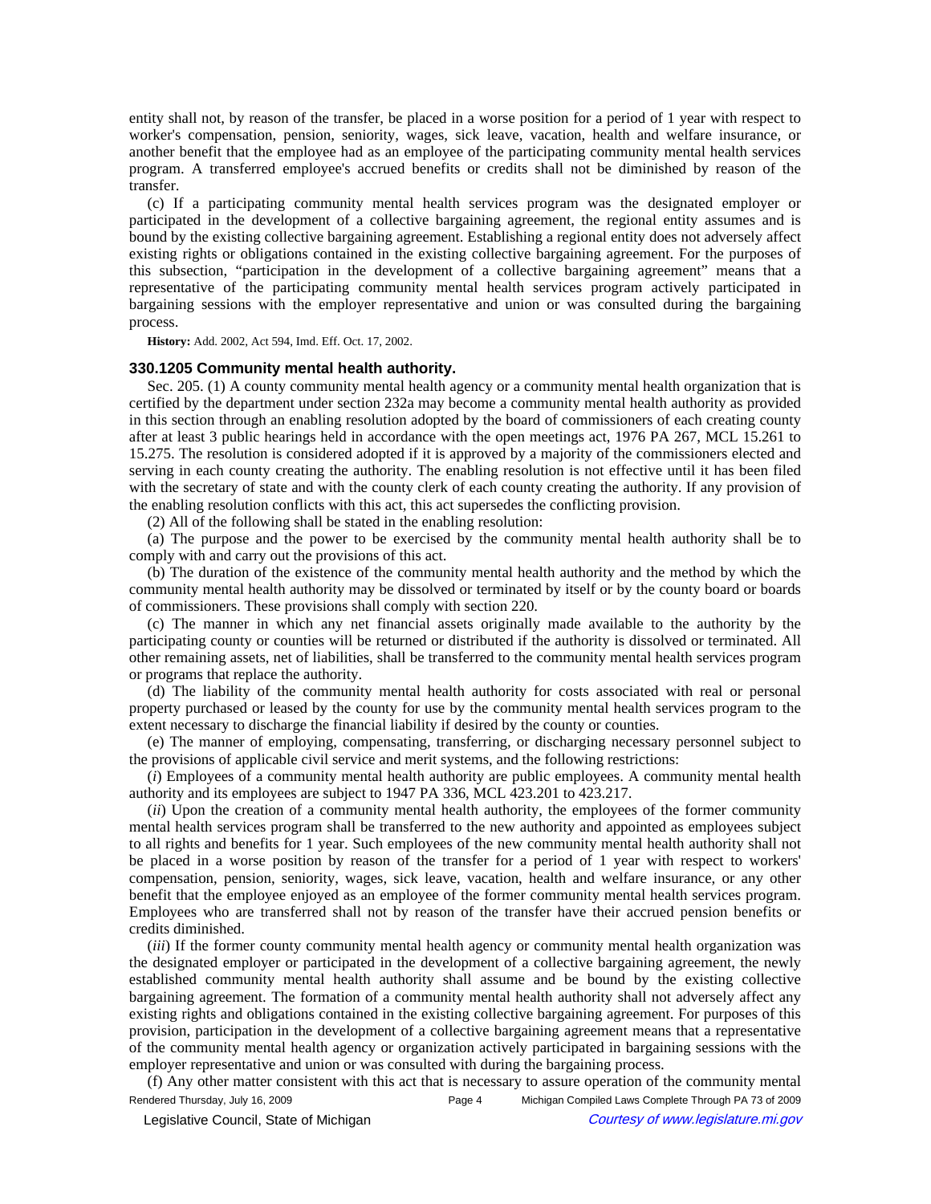entity shall not, by reason of the transfer, be placed in a worse position for a period of 1 year with respect to worker's compensation, pension, seniority, wages, sick leave, vacation, health and welfare insurance, or another benefit that the employee had as an employee of the participating community mental health services program. A transferred employee's accrued benefits or credits shall not be diminished by reason of the transfer.

(c) If a participating community mental health services program was the designated employer or participated in the development of a collective bargaining agreement, the regional entity assumes and is bound by the existing collective bargaining agreement. Establishing a regional entity does not adversely affect existing rights or obligations contained in the existing collective bargaining agreement. For the purposes of this subsection, "participation in the development of a collective bargaining agreement" means that a representative of the participating community mental health services program actively participated in bargaining sessions with the employer representative and union or was consulted during the bargaining process.

**History:** Add. 2002, Act 594, Imd. Eff. Oct. 17, 2002.

### 330.1205 Community mental health authority.

Sec. 205. (1) A county community mental health agency or a community mental health organization that is certified by the department under section 232a may become a community mental health authority as provided in this section through an enabling resolution adopted by the board of commissioners of each creating county after at least 3 public hearings held in accordance with the open meetings act, 1976 PA 267, MCL 15.261 to 15.275. The resolution is considered adopted if it is approved by a majority of the commissioners elected and serving in each county creating the authority. The enabling resolution is not effective until it has been filed with the secretary of state and with the county clerk of each county creating the authority. If any provision of the enabling resolution conflicts with this act, this act supersedes the conflicting provision.

(2) All of the following shall be stated in the enabling resolution:

(a) The purpose and the power to be exercised by the community mental health authority shall be to comply with and carry out the provisions of this act.

(b) The duration of the existence of the community mental health authority and the method by which the community mental health authority may be dissolved or terminated by itself or by the county board or boards of commissioners. These provisions shall comply with section 220.

(c) The manner in which any net financial assets originally made available to the authority by the participating county or counties will be returned or distributed if the authority is dissolved or terminated. All other remaining assets, net of liabilities, shall be transferred to the community mental health services program or programs that replace the authority.

(d) The liability of the community mental health authority for costs associated with real or personal property purchased or leased by the county for use by the community mental health services program to the extent necessary to discharge the financial liability if desired by the county or counties.

(e) The manner of employing, compensating, transferring, or discharging necessary personnel subject to the provisions of applicable civil service and merit systems, and the following restrictions:

(*i*) Employees of a community mental health authority are public employees. A community mental health authority and its employees are subject to 1947 PA 336, MCL 423.201 to 423.217.

(*ii*) Upon the creation of a community mental health authority, the employees of the former community mental health services program shall be transferred to the new authority and appointed as employees subject to all rights and benefits for 1 year. Such employees of the new community mental health authority shall not be placed in a worse position by reason of the transfer for a period of 1 year with respect to workers' compensation, pension, seniority, wages, sick leave, vacation, health and welfare insurance, or any other benefit that the employee enjoyed as an employee of the former community mental health services program. Employees who are transferred shall not by reason of the transfer have their accrued pension benefits or credits diminished.

(*iii*) If the former county community mental health agency or community mental health organization was the designated employer or participated in the development of a collective bargaining agreement, the newly established community mental health authority shall assume and be bound by the existing collective bargaining agreement. The formation of a community mental health authority shall not adversely affect any existing rights and obligations contained in the existing collective bargaining agreement. For purposes of this provision, participation in the development of a collective bargaining agreement means that a representative of the community mental health agency or organization actively participated in bargaining sessions with the employer representative and union or was consulted with during the bargaining process.

(f) Any other matter consistent with this act that is necessary to assure operation of the community mental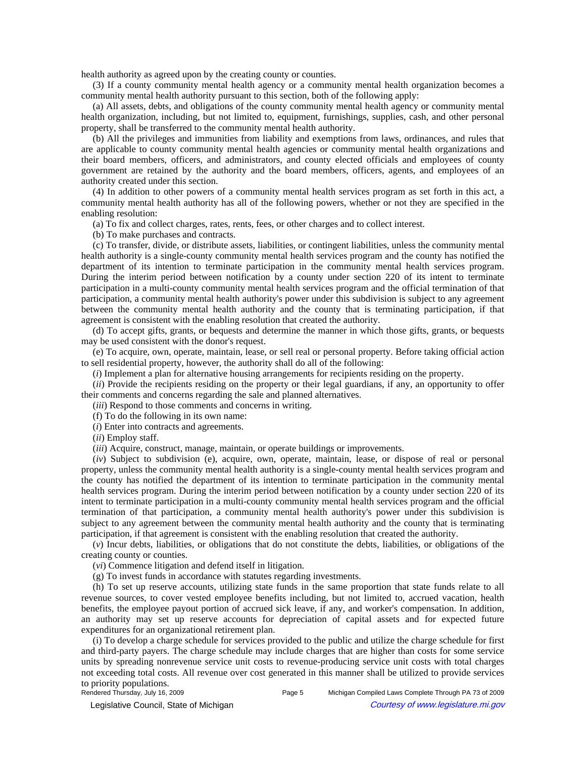health authority as agreed upon by the creating county or counties.

(3) If a county community mental health agency or a community mental health organization becomes a community mental health authority pursuant to this section, both of the following apply:

(a) All assets, debts, and obligations of the county community mental health agency or community mental health organization, including, but not limited to, equipment, furnishings, supplies, cash, and other personal property, shall be transferred to the community mental health authority.

(b) All the privileges and immunities from liability and exemptions from laws, ordinances, and rules that are applicable to county community mental health agencies or community mental health organizations and their board members, officers, and administrators, and county elected officials and employees of county government are retained by the authority and the board members, officers, agents, and employees of an authority created under this section.

(4) In addition to other powers of a community mental health services program as set forth in this act, a community mental health authority has all of the following powers, whether or not they are specified in the enabling resolution:

(a) To fix and collect charges, rates, rents, fees, or other charges and to collect interest.

(b) To make purchases and contracts.

(c) To transfer, divide, or distribute assets, liabilities, or contingent liabilities, unless the community mental health authority is a single-county community mental health services program and the county has notified the department of its intention to terminate participation in the community mental health services program. During the interim period between notification by a county under section 220 of its intent to terminate participation in a multi-county community mental health services program and the official termination of that participation, a community mental health authority's power under this subdivision is subject to any agreement between the community mental health authority and the county that is terminating participation, if that agreement is consistent with the enabling resolution that created the authority.

(d) To accept gifts, grants, or bequests and determine the manner in which those gifts, grants, or bequests may be used consistent with the donor's request.

(e) To acquire, own, operate, maintain, lease, or sell real or personal property. Before taking official action to sell residential property, however, the authority shall do all of the following:

(*i*) Implement a plan for alternative housing arrangements for recipients residing on the property.

(*ii*) Provide the recipients residing on the property or their legal guardians, if any, an opportunity to offer their comments and concerns regarding the sale and planned alternatives.

(*iii*) Respond to those comments and concerns in writing.

(f) To do the following in its own name:

(*i*) Enter into contracts and agreements.

(*ii*) Employ staff.

(*iii*) Acquire, construct, manage, maintain, or operate buildings or improvements.

(*iv*) Subject to subdivision (e), acquire, own, operate, maintain, lease, or dispose of real or personal property, unless the community mental health authority is a single-county community mental health services program and the county has notified the department of its intention to terminate participation in the community mental health services program. During the interim period between notification by a county under section 220 of its intent to terminate participation in a multi-county community mental health services program and the official termination of that participation, a community mental health authority's power under this subdivision is subject to any agreement between the community mental health authority and the county that is terminating participation, if that agreement is consistent with the enabling resolution that created the authority.

(*v*) Incur debts, liabilities, or obligations that do not constitute the debts, liabilities, or obligations of the creating county or counties.

(*vi*) Commence litigation and defend itself in litigation.

(g) To invest funds in accordance with statutes regarding investments.

(h) To set up reserve accounts, utilizing state funds in the same proportion that state funds relate to all revenue sources, to cover vested employee benefits including, but not limited to, accrued vacation, health benefits, the employee payout portion of accrued sick leave, if any, and worker's compensation. In addition, an authority may set up reserve accounts for depreciation of capital assets and for expected future expenditures for an organizational retirement plan.

(i) To develop a charge schedule for services provided to the public and utilize the charge schedule for first and third-party payers. The charge schedule may include charges that are higher than costs for some service units by spreading nonrevenue service unit costs to revenue-producing service unit costs with total charges not exceeding total costs. All revenue over cost generated in this manner shall be utilized to provide services to priority populations.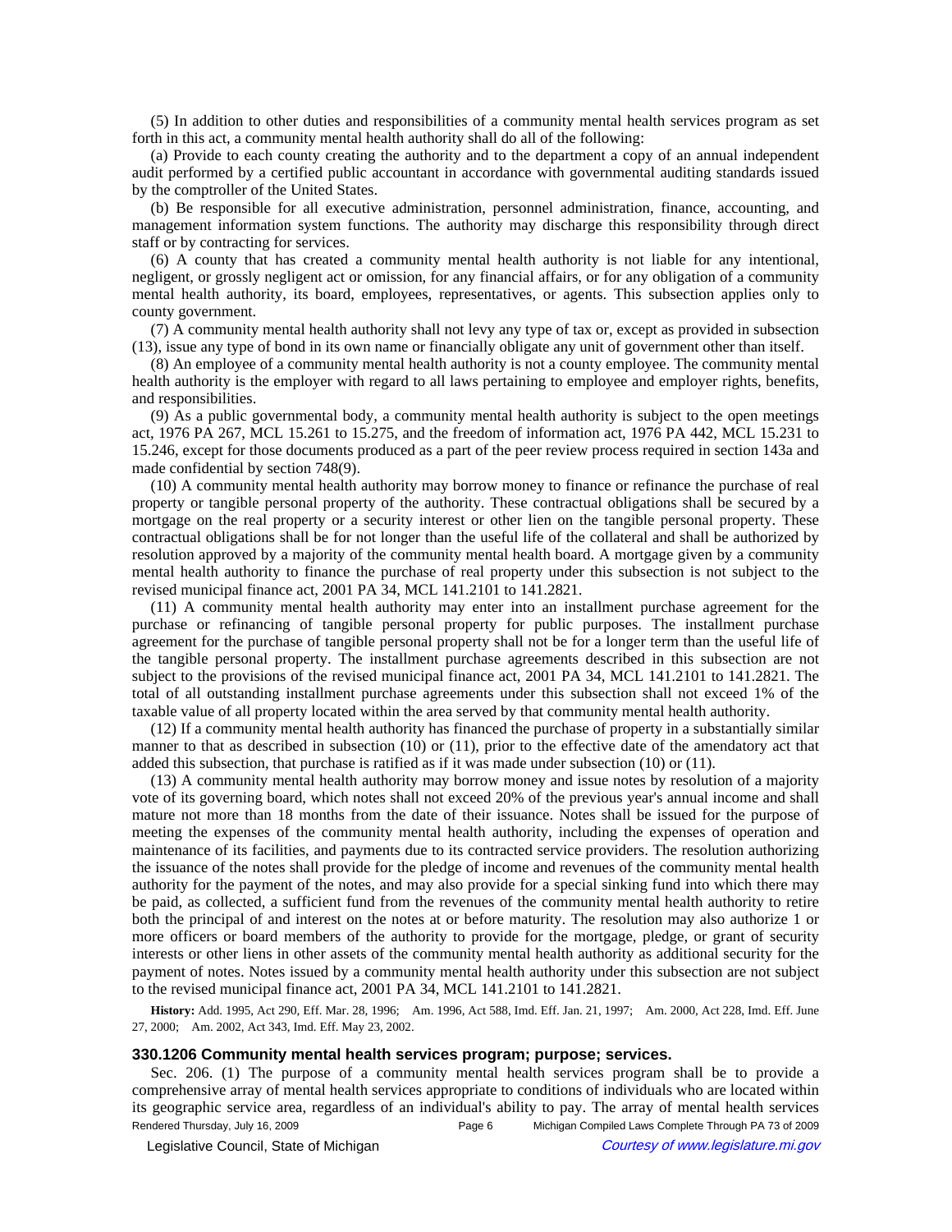(5) In addition to other duties and responsibilities of a community mental health services program as set forth in this act, a community mental health authority shall do all of the following:

(a) Provide to each county creating the authority and to the department a copy of an annual independent audit performed by a certified public accountant in accordance with governmental auditing standards issued by the comptroller of the United States.

(b) Be responsible for all executive administration, personnel administration, finance, accounting, and management information system functions. The authority may discharge this responsibility through direct staff or by contracting for services.

(6) A county that has created a community mental health authority is not liable for any intentional, negligent, or grossly negligent act or omission, for any financial affairs, or for any obligation of a community mental health authority, its board, employees, representatives, or agents. This subsection applies only to county government.

(7) A community mental health authority shall not levy any type of tax or, except as provided in subsection (13), issue any type of bond in its own name or financially obligate any unit of government other than itself.

(8) An employee of a community mental health authority is not a county employee. The community mental health authority is the employer with regard to all laws pertaining to employee and employer rights, benefits, and responsibilities.

(9) As a public governmental body, a community mental health authority is subject to the open meetings act, 1976 PA 267, MCL 15.261 to 15.275, and the freedom of information act, 1976 PA 442, MCL 15.231 to 15.246, except for those documents produced as a part of the peer review process required in section 143a and made confidential by section 748(9).

(10) A community mental health authority may borrow money to finance or refinance the purchase of real property or tangible personal property of the authority. These contractual obligations shall be secured by a mortgage on the real property or a security interest or other lien on the tangible personal property. These contractual obligations shall be for not longer than the useful life of the collateral and shall be authorized by resolution approved by a majority of the community mental health board. A mortgage given by a community mental health authority to finance the purchase of real property under this subsection is not subject to the revised municipal finance act, 2001 PA 34, MCL 141.2101 to 141.2821.

(11) A community mental health authority may enter into an installment purchase agreement for the purchase or refinancing of tangible personal property for public purposes. The installment purchase agreement for the purchase of tangible personal property shall not be for a longer term than the useful life of the tangible personal property. The installment purchase agreements described in this subsection are not subject to the provisions of the revised municipal finance act, 2001 PA 34, MCL 141.2101 to 141.2821. The total of all outstanding installment purchase agreements under this subsection shall not exceed 1% of the taxable value of all property located within the area served by that community mental health authority.

(12) If a community mental health authority has financed the purchase of property in a substantially similar manner to that as described in subsection (10) or (11), prior to the effective date of the amendatory act that added this subsection, that purchase is ratified as if it was made under subsection (10) or (11).

(13) A community mental health authority may borrow money and issue notes by resolution of a majority vote of its governing board, which notes shall not exceed 20% of the previous year's annual income and shall mature not more than 18 months from the date of their issuance. Notes shall be issued for the purpose of meeting the expenses of the community mental health authority, including the expenses of operation and maintenance of its facilities, and payments due to its contracted service providers. The resolution authorizing the issuance of the notes shall provide for the pledge of income and revenues of the community mental health authority for the payment of the notes, and may also provide for a special sinking fund into which there may be paid, as collected, a sufficient fund from the revenues of the community mental health authority to retire both the principal of and interest on the notes at or before maturity. The resolution may also authorize 1 or more officers or board members of the authority to provide for the mortgage, pledge, or grant of security interests or other liens in other assets of the community mental health authority as additional security for the payment of notes. Notes issued by a community mental health authority under this subsection are not subject to the revised municipal finance act, 2001 PA 34, MCL 141.2101 to 141.2821.

**History:** Add. 1995, Act 290, Eff. Mar. 28, 1996;—Am. 1996, Act 588, Imd. Eff. Jan. 21, 1997;—Am. 2000, Act 228, Imd. Eff. June 27, 2000;—Am. 2002, Act 343, Imd. Eff. May 23, 2002.

### 330.1206 Community mental health services program; purpose; services.

Sec. 206. (1) The purpose of a community mental health services program shall be to provide a comprehensive array of mental health services appropriate to conditions of individuals who are located within its geographic service area, regardless of an individual's ability to pay. The array of mental health services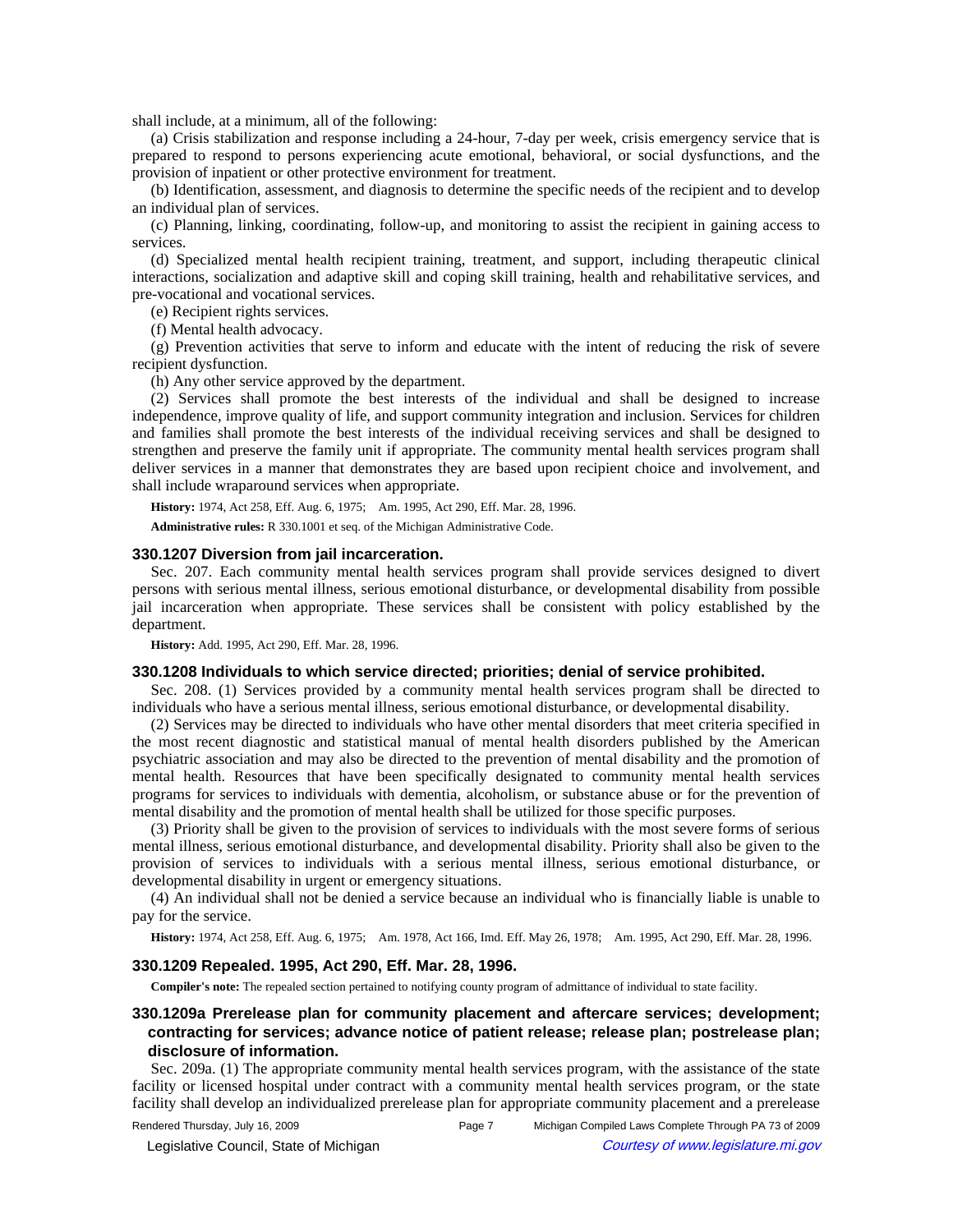shall include, at a minimum, all of the following:

(a) Crisis stabilization and response including a 24-hour, 7-day per week, crisis emergency service that is prepared to respond to persons experiencing acute emotional, behavioral, or social dysfunctions, and the provision of inpatient or other protective environment for treatment.

(b) Identification, assessment, and diagnosis to determine the specific needs of the recipient and to develop an individual plan of services.

(c) Planning, linking, coordinating, follow-up, and monitoring to assist the recipient in gaining access to services.

(d) Specialized mental health recipient training, treatment, and support, including therapeutic clinical interactions, socialization and adaptive skill and coping skill training, health and rehabilitative services, and pre-vocational and vocational services.

(e) Recipient rights services.

(f) Mental health advocacy.

(g) Prevention activities that serve to inform and educate with the intent of reducing the risk of severe recipient dysfunction.

(h) Any other service approved by the department.

(2) Services shall promote the best interests of the individual and shall be designed to increase independence, improve quality of life, and support community integration and inclusion. Services for children and families shall promote the best interests of the individual receiving services and shall be designed to strengthen and preserve the family unit if appropriate. The community mental health services program shall deliver services in a manner that demonstrates they are based upon recipient choice and involvement, and shall include wraparound services when appropriate.

**History:** 1974, Act 258, Eff. Aug. 6, 1975; Am. 1995, Act 290, Eff. Mar. 28, 1996.

**Administrative rules:** R 330.1001 et seq. of the Michigan Administrative Code.

### 330.1207 Diversion from jail incarceration.

Sec. 207. Each community mental health services program shall provide services designed to divert persons with serious mental illness, serious emotional disturbance, or developmental disability from possible jail incarceration when appropriate. These services shall be consistent with policy established by the department.

**History:** Add. 1995, Act 290, Eff. Mar. 28, 1996.

### 330.1208 Individuals to which service directed; priorities; denial of service prohibited.

Sec. 208. (1) Services provided by a community mental health services program shall be directed to individuals who have a serious mental illness, serious emotional disturbance, or developmental disability.

(2) Services may be directed to individuals who have other mental disorders that meet criteria specified in the most recent diagnostic and statistical manual of mental health disorders published by the American psychiatric association and may also be directed to the prevention of mental disability and the promotion of mental health. Resources that have been specifically designated to community mental health services programs for services to individuals with dementia, alcoholism, or substance abuse or for the prevention of mental disability and the promotion of mental health shall be utilized for those specific purposes.

(3) Priority shall be given to the provision of services to individuals with the most severe forms of serious mental illness, serious emotional disturbance, and developmental disability. Priority shall also be given to the provision of services to individuals with a serious mental illness, serious emotional disturbance, or developmental disability in urgent or emergency situations.

(4) An individual shall not be denied a service because an individual who is financially liable is unable to pay for the service.

**History:** 1974, Act 258, Eff. Aug. 6, 1975; Am. 1978, Act 166, Imd. Eff. May 26, 1978; Am. 1995, Act 290, Eff. Mar. 28, 1996.

### 330.1209 Repealed. 1995, Act 290, Eff. Mar. 28, 1996.

**Compiler's note:** The repealed section pertained to notifying county program of admittance of individual to state facility.

### 330.1209a Prerelease plan for community placement and aftercare services; development; contracting for services; advance notice of patient release; release plan; postrelease plan; disclosure of information.

Sec. 209a. (1) The appropriate community mental health services program, with the assistance of the state facility or licensed hospital under contract with a community mental health services program, or the state facility shall develop an individualized prerelease plan for appropriate community placement and a prerelease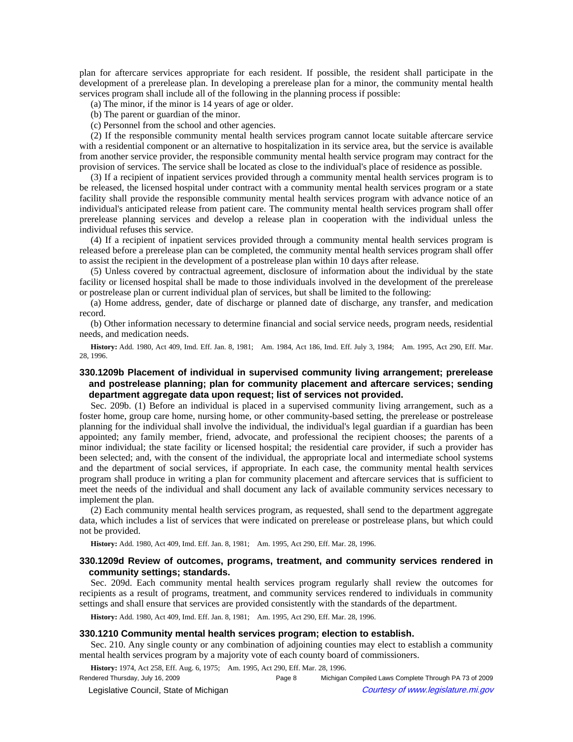plan for aftercare services appropriate for each resident. If possible, the resident shall participate in the development of a prerelease plan. In developing a prerelease plan for a minor, the community mental health services program shall include all of the following in the planning process if possible:

(a) The minor, if the minor is 14 years of age or older.

(b) The parent or guardian of the minor.

(c) Personnel from the school and other agencies.

(2) If the responsible community mental health services program cannot locate suitable aftercare service with a residential component or an alternative to hospitalization in its service area, but the service is available from another service provider, the responsible community mental health service program may contract for the provision of services. The service shall be located as close to the individual's place of residence as possible.

(3) If a recipient of inpatient services provided through a community mental health services program is to be released, the licensed hospital under contract with a community mental health services program or a state facility shall provide the responsible community mental health services program with advance notice of an individual's anticipated release from patient care. The community mental health services program shall offer prerelease planning services and develop a release plan in cooperation with the individual unless the individual refuses this service.

(4) If a recipient of inpatient services provided through a community mental health services program is released before a prerelease plan can be completed, the community mental health services program shall offer to assist the recipient in the development of a postrelease plan within 10 days after release.

(5) Unless covered by contractual agreement, disclosure of information about the individual by the state facility or licensed hospital shall be made to those individuals involved in the development of the prerelease or postrelease plan or current individual plan of services, but shall be limited to the following:

(a) Home address, gender, date of discharge or planned date of discharge, any transfer, and medication record.

(b) Other information necessary to determine financial and social service needs, program needs, residential needs, and medication needs.

**History:** Add. 1980, Act 409, Imd. Eff. Jan. 8, 1981; Am. 1984, Act 186, Imd. Eff. July 3, 1984; Am. 1995, Act 290, Eff. Mar. 28, 1996.

### 330.1209b Placement of individual in supervised community living arrangement; prerelease and postrelease planning; plan for community placement and aftercare services; sending department aggregate data upon request; list of services not provided.

Sec. 209b. (1) Before an individual is placed in a supervised community living arrangement, such as a foster home, group care home, nursing home, or other community-based setting, the prerelease or postrelease planning for the individual shall involve the individual, the individual's legal guardian if a guardian has been appointed; any family member, friend, advocate, and professional the recipient chooses; the parents of a minor individual; the state facility or licensed hospital; the residential care provider, if such a provider has been selected; and, with the consent of the individual, the appropriate local and intermediate school systems and the department of social services, if appropriate. In each case, the community mental health services program shall produce in writing a plan for community placement and aftercare services that is sufficient to meet the needs of the individual and shall document any lack of available community services necessary to implement the plan.

(2) Each community mental health services program, as requested, shall send to the department aggregate data, which includes a list of services that were indicated on prerelease or postrelease plans, but which could not be provided.

**History:** Add. 1980, Act 409, Imd. Eff. Jan. 8, 1981; Am. 1995, Act 290, Eff. Mar. 28, 1996.

### 330.1209d Review of outcomes, programs, treatment, and community services rendered in community settings; standards.

Sec. 209d. Each community mental health services program regularly shall review the outcomes for recipients as a result of programs, treatment, and community services rendered to individuals in community settings and shall ensure that services are provided consistently with the standards of the department.

**History:** Add. 1980, Act 409, Imd. Eff. Jan. 8, 1981; Am. 1995, Act 290, Eff. Mar. 28, 1996.

### 330.1210 Community mental health services program; election to establish.

Sec. 210. Any single county or any combination of adjoining counties may elect to establish a community mental health services program by a majority vote of each county board of commissioners.

**History:** 1974, Act 258, Eff. Aug. 6, 1975; Am. 1995, Act 290, Eff. Mar. 28, 1996.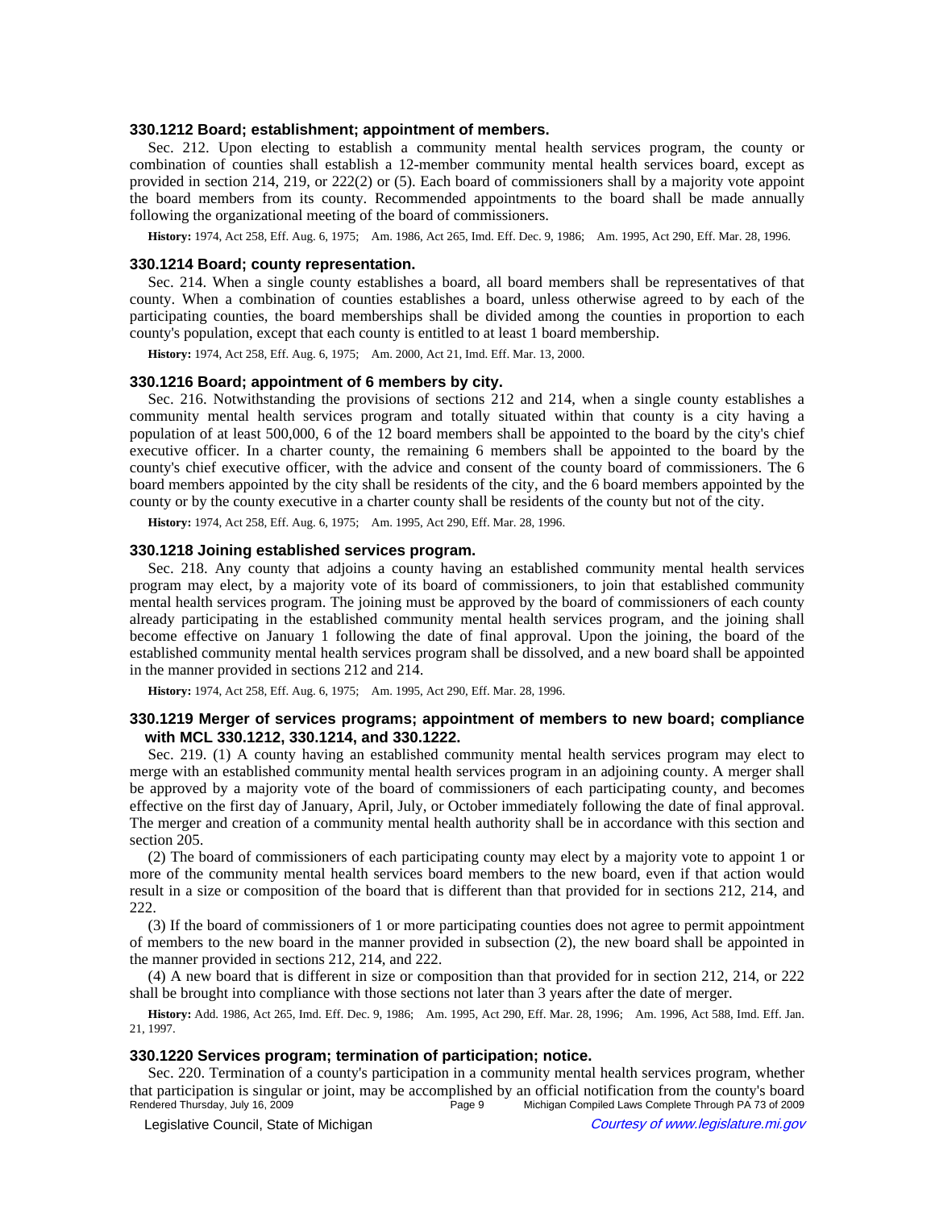### 330.1212 Board; establishment; appointment of members.

Sec. 212. Upon electing to establish a community mental health services program, the county or combination of counties shall establish a 12-member community mental health services board, except as provided in section 214, 219, or 222(2) or (5). Each board of commissioners shall by a majority vote appoint the board members from its county. Recommended appointments to the board shall be made annually following the organizational meeting of the board of commissioners.

**History:** 1974, Act 258, Eff. Aug. 6, 1975;—Am. 1986, Act 265, Imd. Eff. Dec. 9, 1986;—Am. 1995, Act 290, Eff. Mar. 28, 1996.

### 330.1214 Board; county representation.

Sec. 214. When a single county establishes a board, all board members shall be representatives of that county. When a combination of counties establishes a board, unless otherwise agreed to by each of the participating counties, the board memberships shall be divided among the counties in proportion to each county's population, except that each county is entitled to at least 1 board membership.

**History:** 1974, Act 258, Eff. Aug. 6, 1975;—Am. 2000, Act 21, Imd. Eff. Mar. 13, 2000.

### 330.1216 Board; appointment of 6 members by city.

Sec. 216. Notwithstanding the provisions of sections 212 and 214, when a single county establishes a community mental health services program and totally situated within that county is a city having a population of at least 500,000, 6 of the 12 board members shall be appointed to the board by the city's chief executive officer. In a charter county, the remaining 6 members shall be appointed to the board by the county's chief executive officer, with the advice and consent of the county board of commissioners. The 6 board members appointed by the city shall be residents of the city, and the 6 board members appointed by the county or by the county executive in a charter county shall be residents of the county but not of the city.

**History:** 1974, Act 258, Eff. Aug. 6, 1975;—Am. 1995, Act 290, Eff. Mar. 28, 1996.

### 330.1218 Joining established services program.

Sec. 218. Any county that adjoins a county having an established community mental health services program may elect, by a majority vote of its board of commissioners, to join that established community mental health services program. The joining must be approved by the board of commissioners of each county already participating in the established community mental health services program, and the joining shall become effective on January 1 following the date of final approval. Upon the joining, the board of the established community mental health services program shall be dissolved, and a new board shall be appointed in the manner provided in sections 212 and 214.

**History:** 1974, Act 258, Eff. Aug. 6, 1975;—Am. 1995, Act 290, Eff. Mar. 28, 1996.

### 330.1219 Merger of services programs; appointment of members to new board; compliance with MCL 330.1212, 330.1214, and 330.1222.

Sec. 219. (1) A county having an established community mental health services program may elect to merge with an established community mental health services program in an adjoining county. A merger shall be approved by a majority vote of the board of commissioners of each participating county, and becomes effective on the first day of January, April, July, or October immediately following the date of final approval. The merger and creation of a community mental health authority shall be in accordance with this section and section 205.

(2) The board of commissioners of each participating county may elect by a majority vote to appoint 1 or more of the community mental health services board members to the new board, even if that action would result in a size or composition of the board that is different than that provided for in sections 212, 214, and 222.

(3) If the board of commissioners of 1 or more participating counties does not agree to permit appointment of members to the new board in the manner provided in subsection (2), the new board shall be appointed in the manner provided in sections 212, 214, and 222.

(4) A new board that is different in size or composition than that provided for in section 212, 214, or 222 shall be brought into compliance with those sections not later than 3 years after the date of merger.

**History:** Add. 1986, Act 265, Imd. Eff. Dec. 9, 1986;—Am. 1995, Act 290, Eff. Mar. 28, 1996;—Am. 1996, Act 588, Imd. Eff. Jan. 21, 1997.

### 330.1220 Services program; termination of participation; notice.

Sec. 220. Termination of a county's participation in a community mental health services program, whether that participation is singular or joint, may be accomplished by an official notification from the county's board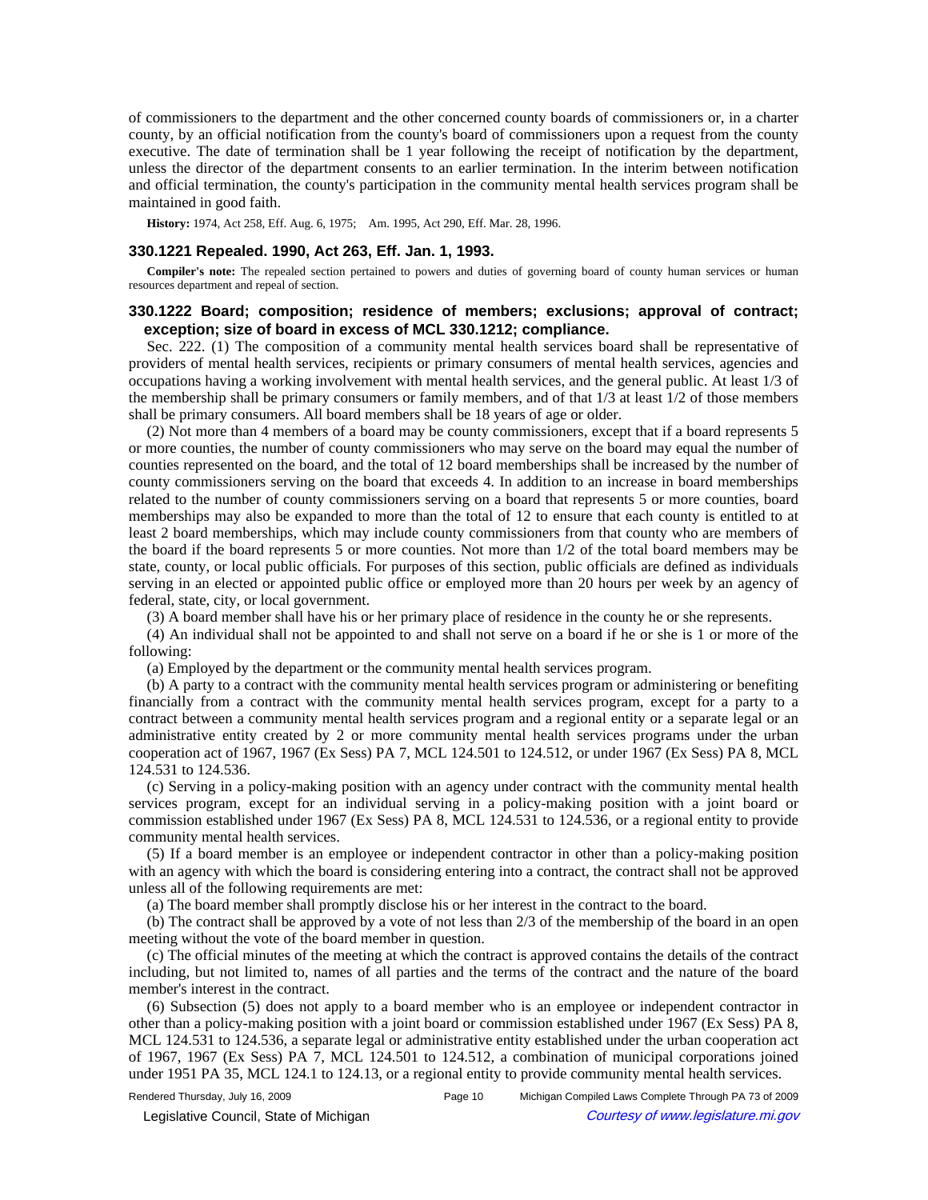of commissioners to the department and the other concerned county boards of commissioners or, in a charter county, by an official notification from the county's board of commissioners upon a request from the county executive. The date of termination shall be 1 year following the receipt of notification by the department, unless the director of the department consents to an earlier termination. In the interim between notification and official termination, the county's participation in the community mental health services program shall be maintained in good faith.

**History:** 1974, Act 258, Eff. Aug. 6, 1975; Am. 1995, Act 290, Eff. Mar. 28, 1996.

### 330.1221 Repealed. 1990, Act 263, Eff. Jan. 1, 1993.

**Compiler's note:** The repealed section pertained to powers and duties of governing board of county human services or human resources department and repeal of section.

### 330.1222 Board; composition; residence of members; exclusions; approval of contract; exception; size of board in excess of MCL 330.1212; compliance.

Sec. 222. (1) The composition of a community mental health services board shall be representative of providers of mental health services, recipients or primary consumers of mental health services, agencies and occupations having a working involvement with mental health services, and the general public. At least 1/3 of the membership shall be primary consumers or family members, and of that 1/3 at least 1/2 of those members shall be primary consumers. All board members shall be 18 years of age or older.

(2) Not more than 4 members of a board may be county commissioners, except that if a board represents 5 or more counties, the number of county commissioners who may serve on the board may equal the number of counties represented on the board, and the total of 12 board memberships shall be increased by the number of county commissioners serving on the board that exceeds 4. In addition to an increase in board memberships related to the number of county commissioners serving on a board that represents 5 or more counties, board memberships may also be expanded to more than the total of 12 to ensure that each county is entitled to at least 2 board memberships, which may include county commissioners from that county who are members of the board if the board represents 5 or more counties. Not more than 1/2 of the total board members may be state, county, or local public officials. For purposes of this section, public officials are defined as individuals serving in an elected or appointed public office or employed more than 20 hours per week by an agency of federal, state, city, or local government.

(3) A board member shall have his or her primary place of residence in the county he or she represents.

(4) An individual shall not be appointed to and shall not serve on a board if he or she is 1 or more of the following:

(a) Employed by the department or the community mental health services program.

(b) A party to a contract with the community mental health services program or administering or benefiting financially from a contract with the community mental health services program, except for a party to a contract between a community mental health services program and a regional entity or a separate legal or an administrative entity created by 2 or more community mental health services programs under the urban cooperation act of 1967, 1967 (Ex Sess) PA 7, MCL 124.501 to 124.512, or under 1967 (Ex Sess) PA 8, MCL 124.531 to 124.536.

(c) Serving in a policy-making position with an agency under contract with the community mental health services program, except for an individual serving in a policy-making position with a joint board or commission established under 1967 (Ex Sess) PA 8, MCL 124.531 to 124.536, or a regional entity to provide community mental health services.

(5) If a board member is an employee or independent contractor in other than a policy-making position with an agency with which the board is considering entering into a contract, the contract shall not be approved unless all of the following requirements are met:

(a) The board member shall promptly disclose his or her interest in the contract to the board.

(b) The contract shall be approved by a vote of not less than 2/3 of the membership of the board in an open meeting without the vote of the board member in question.

(c) The official minutes of the meeting at which the contract is approved contains the details of the contract including, but not limited to, names of all parties and the terms of the contract and the nature of the board member's interest in the contract.

(6) Subsection (5) does not apply to a board member who is an employee or independent contractor in other than a policy-making position with a joint board or commission established under 1967 (Ex Sess) PA 8, MCL 124.531 to 124.536, a separate legal or administrative entity established under the urban cooperation act of 1967, 1967 (Ex Sess) PA 7, MCL 124.501 to 124.512, a combination of municipal corporations joined under 1951 PA 35, MCL 124.1 to 124.13, or a regional entity to provide community mental health services.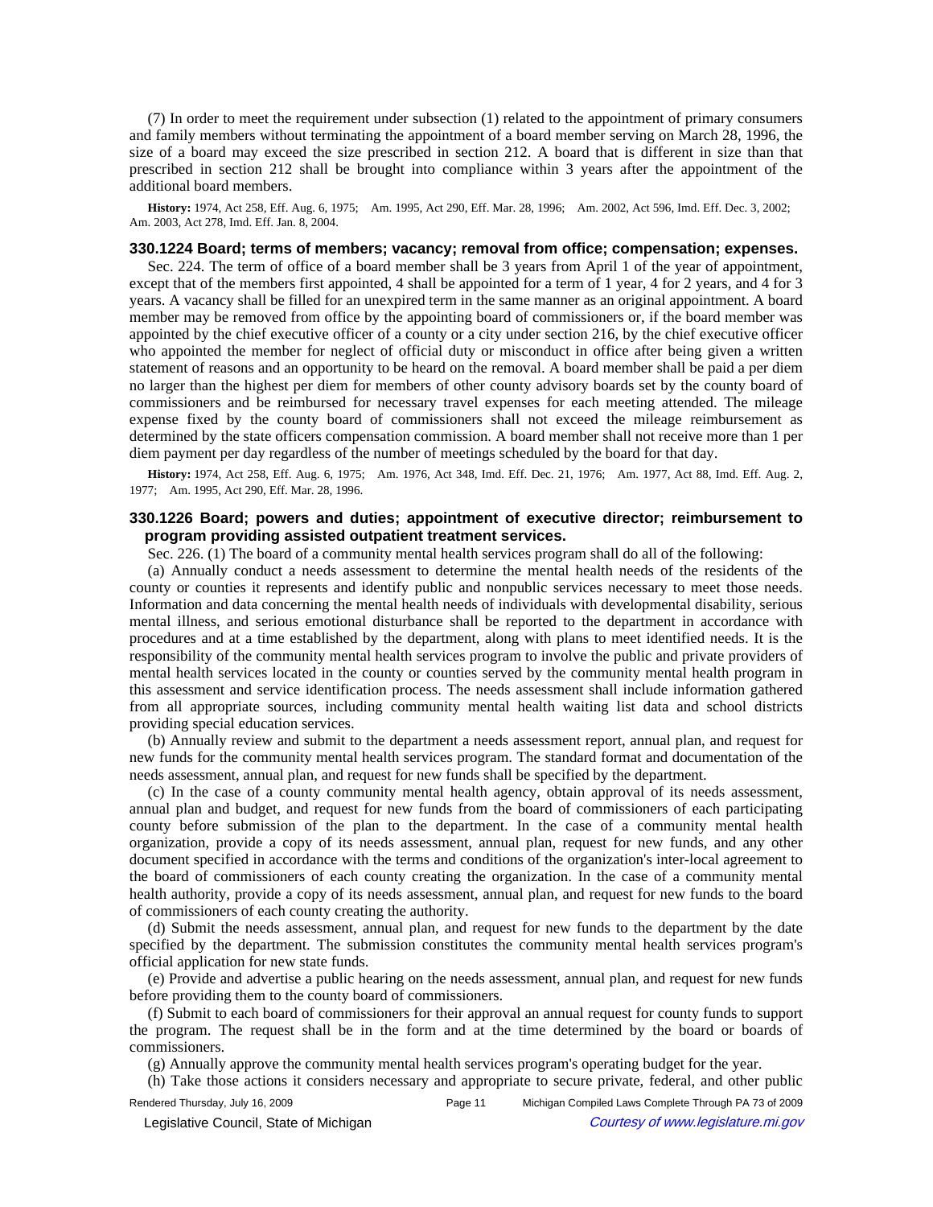(7) In order to meet the requirement under subsection (1) related to the appointment of primary consumers and family members without terminating the appointment of a board member serving on March 28, 1996, the size of a board may exceed the size prescribed in section 212. A board that is different in size than that prescribed in section 212 shall be brought into compliance within 3 years after the appointment of the additional board members.

**History:** 1974, Act 258, Eff. Aug. 6, 1975; Am. 1995, Act 290, Eff. Mar. 28, 1996; Am. 2002, Act 596, Imd. Eff. Dec. 3, 2002; Am. 2003, Act 278, Imd. Eff. Jan. 8, 2004.

### 330.1224 Board; terms of members; vacancy; removal from office; compensation; expenses.

Sec. 224. The term of office of a board member shall be 3 years from April 1 of the year of appointment, except that of the members first appointed, 4 shall be appointed for a term of 1 year, 4 for 2 years, and 4 for 3 years. A vacancy shall be filled for an unexpired term in the same manner as an original appointment. A board member may be removed from office by the appointing board of commissioners or, if the board member was appointed by the chief executive officer of a county or a city under section 216, by the chief executive officer who appointed the member for neglect of official duty or misconduct in office after being given a written statement of reasons and an opportunity to be heard on the removal. A board member shall be paid a per diem no larger than the highest per diem for members of other county advisory boards set by the county board of commissioners and be reimbursed for necessary travel expenses for each meeting attended. The mileage expense fixed by the county board of commissioners shall not exceed the mileage reimbursement as determined by the state officers compensation commission. A board member shall not receive more than 1 per diem payment per day regardless of the number of meetings scheduled by the board for that day.

**History:** 1974, Act 258, Eff. Aug. 6, 1975; Am. 1976, Act 348, Imd. Eff. Dec. 21, 1976; Am. 1977, Act 88, Imd. Eff. Aug. 2, 1977; Am. 1995, Act 290, Eff. Mar. 28, 1996.

### 330.1226 Board; powers and duties; appointment of executive director; reimbursement to program providing assisted outpatient treatment services.

Sec. 226. (1) The board of a community mental health services program shall do all of the following:

(a) Annually conduct a needs assessment to determine the mental health needs of the residents of the county or counties it represents and identify public and nonpublic services necessary to meet those needs. Information and data concerning the mental health needs of individuals with developmental disability, serious mental illness, and serious emotional disturbance shall be reported to the department in accordance with procedures and at a time established by the department, along with plans to meet identified needs. It is the responsibility of the community mental health services program to involve the public and private providers of mental health services located in the county or counties served by the community mental health program in this assessment and service identification process. The needs assessment shall include information gathered from all appropriate sources, including community mental health waiting list data and school districts providing special education services.

(b) Annually review and submit to the department a needs assessment report, annual plan, and request for new funds for the community mental health services program. The standard format and documentation of the needs assessment, annual plan, and request for new funds shall be specified by the department.

(c) In the case of a county community mental health agency, obtain approval of its needs assessment, annual plan and budget, and request for new funds from the board of commissioners of each participating county before submission of the plan to the department. In the case of a community mental health organization, provide a copy of its needs assessment, annual plan, request for new funds, and any other document specified in accordance with the terms and conditions of the organization's inter-local agreement to the board of commissioners of each county creating the organization. In the case of a community mental health authority, provide a copy of its needs assessment, annual plan, and request for new funds to the board of commissioners of each county creating the authority.

(d) Submit the needs assessment, annual plan, and request for new funds to the department by the date specified by the department. The submission constitutes the community mental health services program's official application for new state funds.

(e) Provide and advertise a public hearing on the needs assessment, annual plan, and request for new funds before providing them to the county board of commissioners.

(f) Submit to each board of commissioners for their approval an annual request for county funds to support the program. The request shall be in the form and at the time determined by the board or boards of commissioners.

(g) Annually approve the community mental health services program's operating budget for the year.

(h) Take those actions it considers necessary and appropriate to secure private, federal, and other public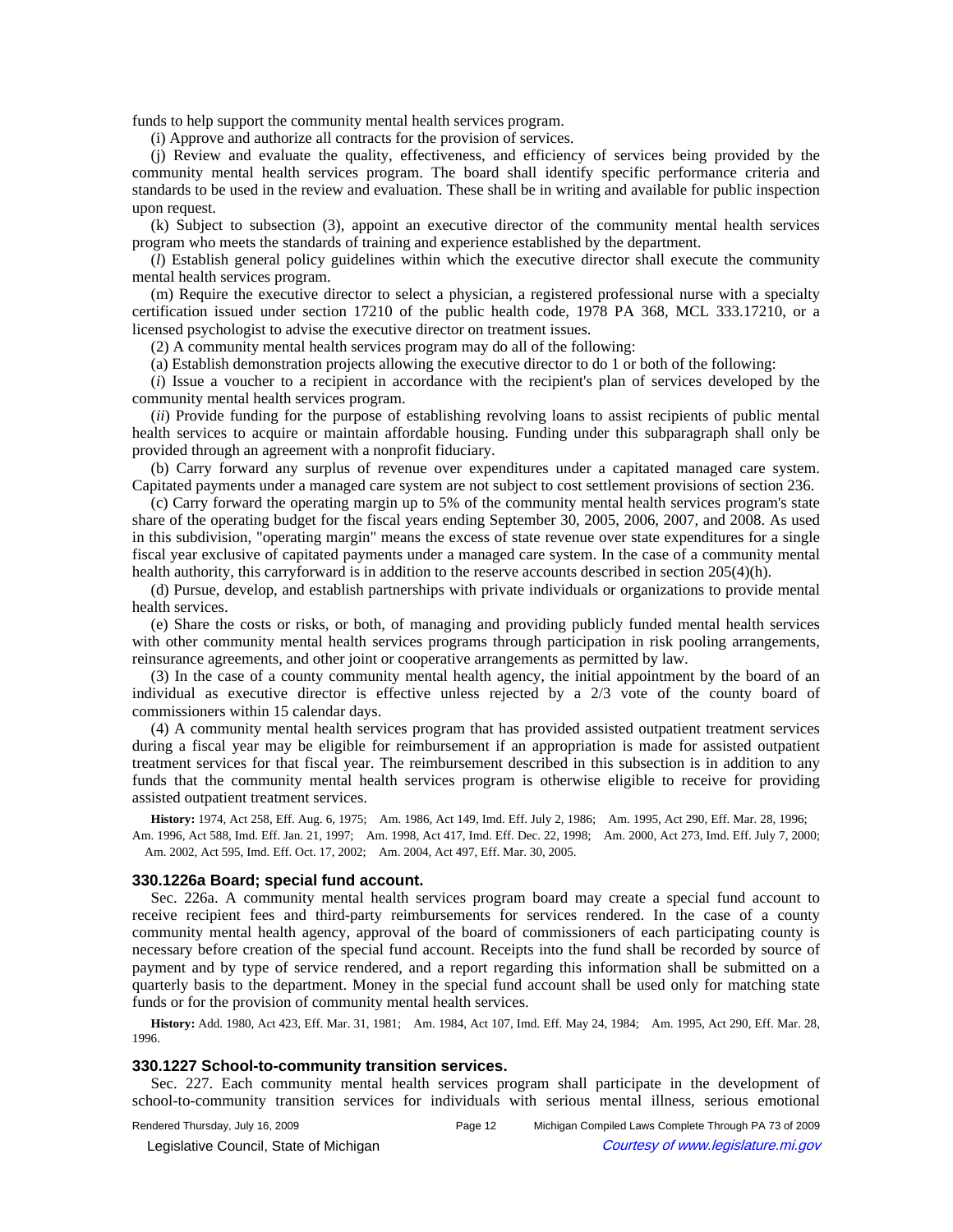funds to help support the community mental health services program.

(i) Approve and authorize all contracts for the provision of services.

(j) Review and evaluate the quality, effectiveness, and efficiency of services being provided by the community mental health services program. The board shall identify specific performance criteria and standards to be used in the review and evaluation. These shall be in writing and available for public inspection upon request.

(k) Subject to subsection (3), appoint an executive director of the community mental health services program who meets the standards of training and experience established by the department.

(*l*) Establish general policy guidelines within which the executive director shall execute the community mental health services program.

(m) Require the executive director to select a physician, a registered professional nurse with a specialty certification issued under section 17210 of the public health code, 1978 PA 368, MCL 333.17210, or a licensed psychologist to advise the executive director on treatment issues.

(2) A community mental health services program may do all of the following:

(a) Establish demonstration projects allowing the executive director to do 1 or both of the following:

(*i*) Issue a voucher to a recipient in accordance with the recipient's plan of services developed by the community mental health services program.

(*ii*) Provide funding for the purpose of establishing revolving loans to assist recipients of public mental health services to acquire or maintain affordable housing. Funding under this subparagraph shall only be provided through an agreement with a nonprofit fiduciary.

(b) Carry forward any surplus of revenue over expenditures under a capitated managed care system. Capitated payments under a managed care system are not subject to cost settlement provisions of section 236.

(c) Carry forward the operating margin up to 5% of the community mental health services program's state share of the operating budget for the fiscal years ending September 30, 2005, 2006, 2007, and 2008. As used in this subdivision, "operating margin" means the excess of state revenue over state expenditures for a single fiscal year exclusive of capitated payments under a managed care system. In the case of a community mental health authority, this carryforward is in addition to the reserve accounts described in section 205(4)(h).

(d) Pursue, develop, and establish partnerships with private individuals or organizations to provide mental health services.

(e) Share the costs or risks, or both, of managing and providing publicly funded mental health services with other community mental health services programs through participation in risk pooling arrangements, reinsurance agreements, and other joint or cooperative arrangements as permitted by law.

(3) In the case of a county community mental health agency, the initial appointment by the board of an individual as executive director is effective unless rejected by a 2/3 vote of the county board of commissioners within 15 calendar days.

(4) A community mental health services program that has provided assisted outpatient treatment services during a fiscal year may be eligible for reimbursement if an appropriation is made for assisted outpatient treatment services for that fiscal year. The reimbursement described in this subsection is in addition to any funds that the community mental health services program is otherwise eligible to receive for providing assisted outpatient treatment services.

**History:** 1974, Act 258, Eff. Aug. 6, 1975;—Am. 1986, Act 149, Imd. Eff. July 2, 1986;—Am. 1995, Act 290, Eff. Mar. 28, 1996;—Am. 1996, Act 588, Imd. Eff. Jan. 21, 1997;—Am. 1998, Act 417, Imd. Eff. Dec. 22, 1998;—Am. 2000, Act 273, Imd. Eff. July 7, 2000;—Am. 2002, Act 595, Imd. Eff. Oct. 17, 2002;—Am. 2004, Act 497, Eff. Mar. 30, 2005.

### 330.1226a Board; special fund account.

Sec. 226a. A community mental health services program board may create a special fund account to receive recipient fees and third-party reimbursements for services rendered. In the case of a county community mental health agency, approval of the board of commissioners of each participating county is necessary before creation of the special fund account. Receipts into the fund shall be recorded by source of payment and by type of service rendered, and a report regarding this information shall be submitted on a quarterly basis to the department. Money in the special fund account shall be used only for matching state funds or for the provision of community mental health services.

**History:** Add. 1980, Act 423, Eff. Mar. 31, 1981;—Am. 1984, Act 107, Imd. Eff. May 24, 1984;—Am. 1995, Act 290, Eff. Mar. 28, 1996.

### 330.1227 School-to-community transition services.

Sec. 227. Each community mental health services program shall participate in the development of school-to-community transition services for individuals with serious mental illness, serious emotional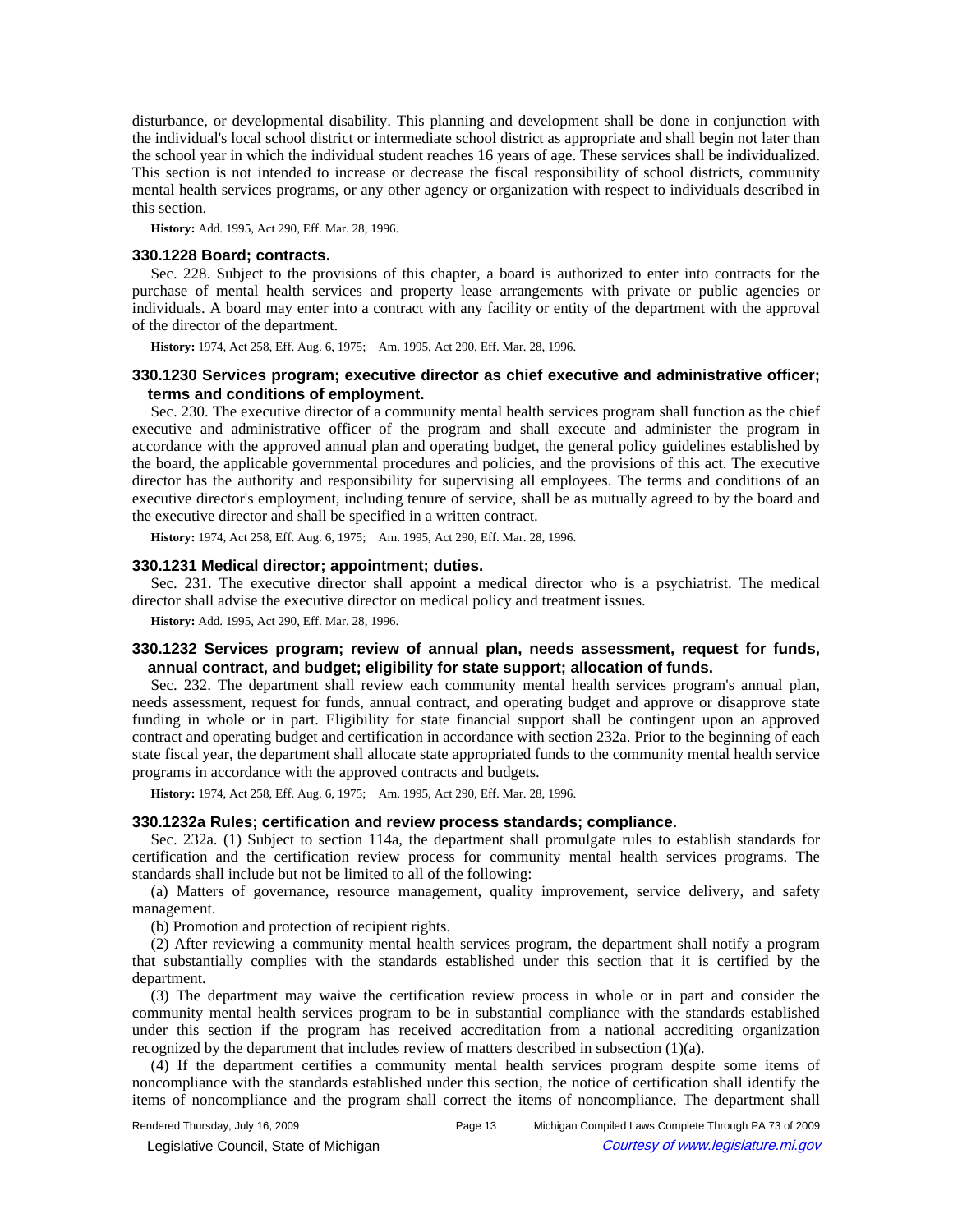disturbance, or developmental disability. This planning and development shall be done in conjunction with the individual's local school district or intermediate school district as appropriate and shall begin not later than the school year in which the individual student reaches 16 years of age. These services shall be individualized. This section is not intended to increase or decrease the fiscal responsibility of school districts, community mental health services programs, or any other agency or organization with respect to individuals described in this section.

**History:** Add. 1995, Act 290, Eff. Mar. 28, 1996.

### 330.1228 Board; contracts.

Sec. 228. Subject to the provisions of this chapter, a board is authorized to enter into contracts for the purchase of mental health services and property lease arrangements with private or public agencies or individuals. A board may enter into a contract with any facility or entity of the department with the approval of the director of the department.

**History:** 1974, Act 258, Eff. Aug. 6, 1975; Am. 1995, Act 290, Eff. Mar. 28, 1996.

### 330.1230 Services program; executive director as chief executive and administrative officer; terms and conditions of employment.

Sec. 230. The executive director of a community mental health services program shall function as the chief executive and administrative officer of the program and shall execute and administer the program in accordance with the approved annual plan and operating budget, the general policy guidelines established by the board, the applicable governmental procedures and policies, and the provisions of this act. The executive director has the authority and responsibility for supervising all employees. The terms and conditions of an executive director's employment, including tenure of service, shall be as mutually agreed to by the board and the executive director and shall be specified in a written contract.

**History:** 1974, Act 258, Eff. Aug. 6, 1975; Am. 1995, Act 290, Eff. Mar. 28, 1996.

### 330.1231 Medical director; appointment; duties.

Sec. 231. The executive director shall appoint a medical director who is a psychiatrist. The medical director shall advise the executive director on medical policy and treatment issues.

**History:** Add. 1995, Act 290, Eff. Mar. 28, 1996.

### 330.1232 Services program; review of annual plan, needs assessment, request for funds, annual contract, and budget; eligibility for state support; allocation of funds.

Sec. 232. The department shall review each community mental health services program's annual plan, needs assessment, request for funds, annual contract, and operating budget and approve or disapprove state funding in whole or in part. Eligibility for state financial support shall be contingent upon an approved contract and operating budget and certification in accordance with section 232a. Prior to the beginning of each state fiscal year, the department shall allocate state appropriated funds to the community mental health service programs in accordance with the approved contracts and budgets.

**History:** 1974, Act 258, Eff. Aug. 6, 1975; Am. 1995, Act 290, Eff. Mar. 28, 1996.

### 330.1232a Rules; certification and review process standards; compliance.

Sec. 232a. (1) Subject to section 114a, the department shall promulgate rules to establish standards for certification and the certification review process for community mental health services programs. The standards shall include but not be limited to all of the following:

(a) Matters of governance, resource management, quality improvement, service delivery, and safety management.

(b) Promotion and protection of recipient rights.

(2) After reviewing a community mental health services program, the department shall notify a program that substantially complies with the standards established under this section that it is certified by the department.

(3) The department may waive the certification review process in whole or in part and consider the community mental health services program to be in substantial compliance with the standards established under this section if the program has received accreditation from a national accrediting organization recognized by the department that includes review of matters described in subsection (1)(a).

(4) If the department certifies a community mental health services program despite some items of noncompliance with the standards established under this section, the notice of certification shall identify the items of noncompliance and the program shall correct the items of noncompliance. The department shall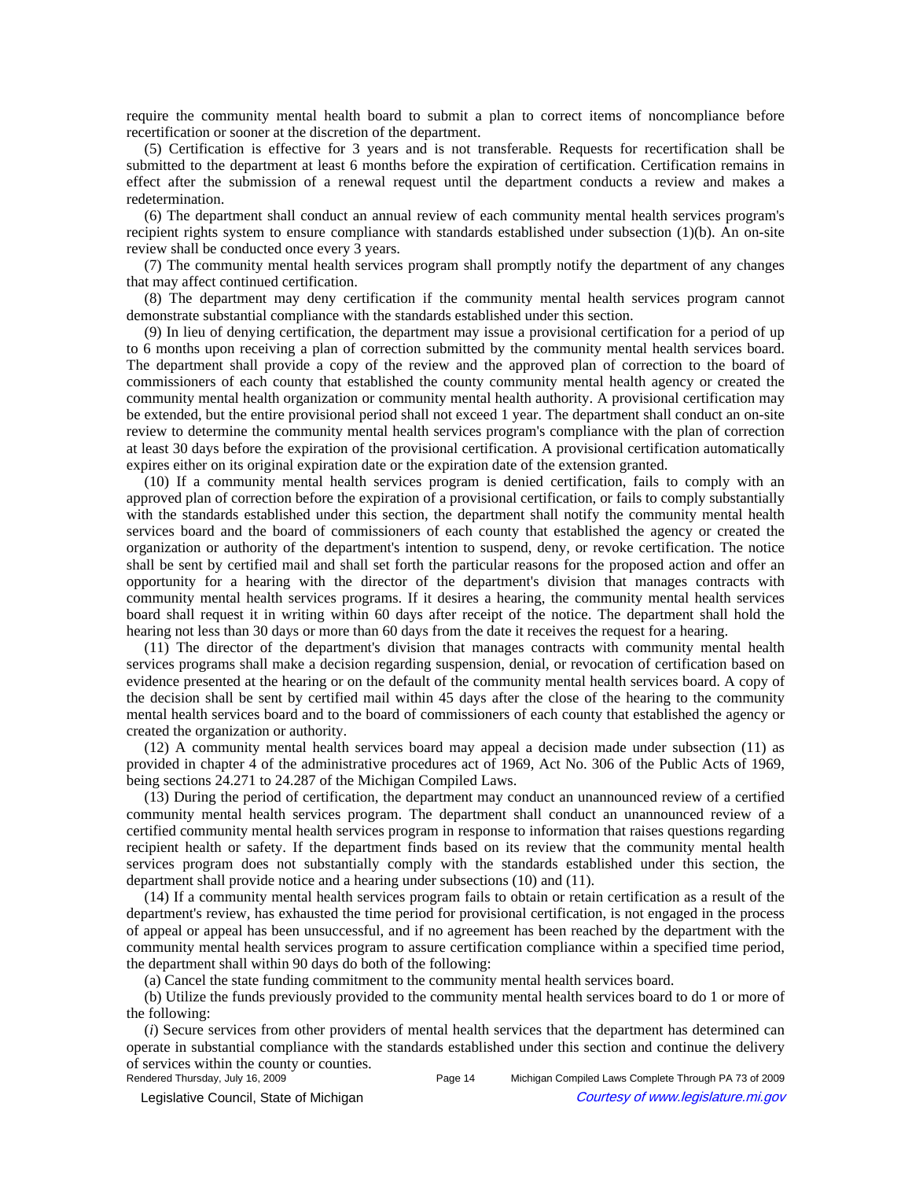require the community mental health board to submit a plan to correct items of noncompliance before recertification or sooner at the discretion of the department.

(5) Certification is effective for 3 years and is not transferable. Requests for recertification shall be submitted to the department at least 6 months before the expiration of certification. Certification remains in effect after the submission of a renewal request until the department conducts a review and makes a redetermination.

(6) The department shall conduct an annual review of each community mental health services program's recipient rights system to ensure compliance with standards established under subsection (1)(b). An on-site review shall be conducted once every 3 years.

(7) The community mental health services program shall promptly notify the department of any changes that may affect continued certification.

(8) The department may deny certification if the community mental health services program cannot demonstrate substantial compliance with the standards established under this section.

(9) In lieu of denying certification, the department may issue a provisional certification for a period of up to 6 months upon receiving a plan of correction submitted by the community mental health services board. The department shall provide a copy of the review and the approved plan of correction to the board of commissioners of each county that established the county community mental health agency or created the community mental health organization or community mental health authority. A provisional certification may be extended, but the entire provisional period shall not exceed 1 year. The department shall conduct an on-site review to determine the community mental health services program's compliance with the plan of correction at least 30 days before the expiration of the provisional certification. A provisional certification automatically expires either on its original expiration date or the expiration date of the extension granted.

(10) If a community mental health services program is denied certification, fails to comply with an approved plan of correction before the expiration of a provisional certification, or fails to comply substantially with the standards established under this section, the department shall notify the community mental health services board and the board of commissioners of each county that established the agency or created the organization or authority of the department's intention to suspend, deny, or revoke certification. The notice shall be sent by certified mail and shall set forth the particular reasons for the proposed action and offer an opportunity for a hearing with the director of the department's division that manages contracts with community mental health services programs. If it desires a hearing, the community mental health services board shall request it in writing within 60 days after receipt of the notice. The department shall hold the hearing not less than 30 days or more than 60 days from the date it receives the request for a hearing.

(11) The director of the department's division that manages contracts with community mental health services programs shall make a decision regarding suspension, denial, or revocation of certification based on evidence presented at the hearing or on the default of the community mental health services board. A copy of the decision shall be sent by certified mail within 45 days after the close of the hearing to the community mental health services board and to the board of commissioners of each county that established the agency or created the organization or authority.

(12) A community mental health services board may appeal a decision made under subsection (11) as provided in chapter 4 of the administrative procedures act of 1969, Act No. 306 of the Public Acts of 1969, being sections 24.271 to 24.287 of the Michigan Compiled Laws.

(13) During the period of certification, the department may conduct an unannounced review of a certified community mental health services program. The department shall conduct an unannounced review of a certified community mental health services program in response to information that raises questions regarding recipient health or safety. If the department finds based on its review that the community mental health services program does not substantially comply with the standards established under this section, the department shall provide notice and a hearing under subsections (10) and (11).

(14) If a community mental health services program fails to obtain or retain certification as a result of the department's review, has exhausted the time period for provisional certification, is not engaged in the process of appeal or appeal has been unsuccessful, and if no agreement has been reached by the department with the community mental health services program to assure certification compliance within a specified time period, the department shall within 90 days do both of the following:

(a) Cancel the state funding commitment to the community mental health services board.

(b) Utilize the funds previously provided to the community mental health services board to do 1 or more of the following:

(*i*) Secure services from other providers of mental health services that the department has determined can operate in substantial compliance with the standards established under this section and continue the delivery of services within the county or counties.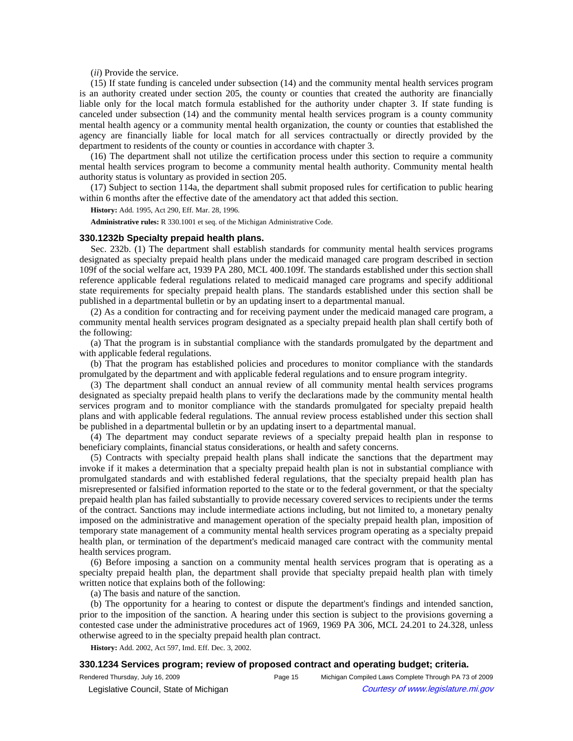(*ii*) Provide the service.

(15) If state funding is canceled under subsection (14) and the community mental health services program is an authority created under section 205, the county or counties that created the authority are financially liable only for the local match formula established for the authority under chapter 3. If state funding is canceled under subsection (14) and the community mental health services program is a county community mental health agency or a community mental health organization, the county or counties that established the agency are financially liable for local match for all services contractually or directly provided by the department to residents of the county or counties in accordance with chapter 3.

(16) The department shall not utilize the certification process under this section to require a community mental health services program to become a community mental health authority. Community mental health authority status is voluntary as provided in section 205.

(17) Subject to section 114a, the department shall submit proposed rules for certification to public hearing within 6 months after the effective date of the amendatory act that added this section.

**History:** Add. 1995, Act 290, Eff. Mar. 28, 1996.

**Administrative rules:** R 330.1001 et seq. of the Michigan Administrative Code.

### 330.1232b Specialty prepaid health plans.

Sec. 232b. (1) The department shall establish standards for community mental health services programs designated as specialty prepaid health plans under the medicaid managed care program described in section 109f of the social welfare act, 1939 PA 280, MCL 400.109f. The standards established under this section shall reference applicable federal regulations related to medicaid managed care programs and specify additional state requirements for specialty prepaid health plans. The standards established under this section shall be published in a departmental bulletin or by an updating insert to a departmental manual.

(2) As a condition for contracting and for receiving payment under the medicaid managed care program, a community mental health services program designated as a specialty prepaid health plan shall certify both of the following:

(a) That the program is in substantial compliance with the standards promulgated by the department and with applicable federal regulations.

(b) That the program has established policies and procedures to monitor compliance with the standards promulgated by the department and with applicable federal regulations and to ensure program integrity.

(3) The department shall conduct an annual review of all community mental health services programs designated as specialty prepaid health plans to verify the declarations made by the community mental health services program and to monitor compliance with the standards promulgated for specialty prepaid health plans and with applicable federal regulations. The annual review process established under this section shall be published in a departmental bulletin or by an updating insert to a departmental manual.

(4) The department may conduct separate reviews of a specialty prepaid health plan in response to beneficiary complaints, financial status considerations, or health and safety concerns.

(5) Contracts with specialty prepaid health plans shall indicate the sanctions that the department may invoke if it makes a determination that a specialty prepaid health plan is not in substantial compliance with promulgated standards and with established federal regulations, that the specialty prepaid health plan has misrepresented or falsified information reported to the state or to the federal government, or that the specialty prepaid health plan has failed substantially to provide necessary covered services to recipients under the terms of the contract. Sanctions may include intermediate actions including, but not limited to, a monetary penalty imposed on the administrative and management operation of the specialty prepaid health plan, imposition of temporary state management of a community mental health services program operating as a specialty prepaid health plan, or termination of the department's medicaid managed care contract with the community mental health services program.

(6) Before imposing a sanction on a community mental health services program that is operating as a specialty prepaid health plan, the department shall provide that specialty prepaid health plan with timely written notice that explains both of the following:

(a) The basis and nature of the sanction.

(b) The opportunity for a hearing to contest or dispute the department's findings and intended sanction, prior to the imposition of the sanction. A hearing under this section is subject to the provisions governing a contested case under the administrative procedures act of 1969, 1969 PA 306, MCL 24.201 to 24.328, unless otherwise agreed to in the specialty prepaid health plan contract.

**History:** Add. 2002, Act 597, Imd. Eff. Dec. 3, 2002.

### 330.1234 Services program; review of proposed contract and operating budget; criteria.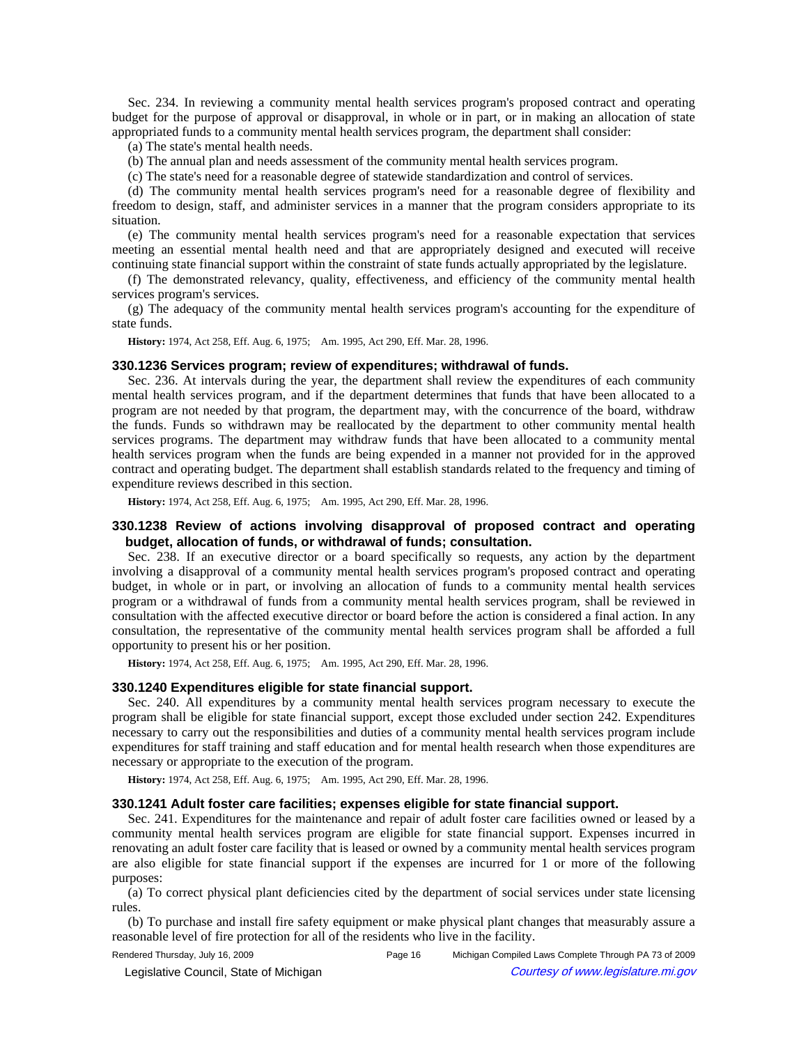Sec. 234. In reviewing a community mental health services program's proposed contract and operating budget for the purpose of approval or disapproval, in whole or in part, or in making an allocation of state appropriated funds to a community mental health services program, the department shall consider:

(a) The state's mental health needs.

(b) The annual plan and needs assessment of the community mental health services program.

(c) The state's need for a reasonable degree of statewide standardization and control of services.

(d) The community mental health services program's need for a reasonable degree of flexibility and freedom to design, staff, and administer services in a manner that the program considers appropriate to its situation.

(e) The community mental health services program's need for a reasonable expectation that services meeting an essential mental health need and that are appropriately designed and executed will receive continuing state financial support within the constraint of state funds actually appropriated by the legislature.

(f) The demonstrated relevancy, quality, effectiveness, and efficiency of the community mental health services program's services.

(g) The adequacy of the community mental health services program's accounting for the expenditure of state funds.

**History:** 1974, Act 258, Eff. Aug. 6, 1975; Am. 1995, Act 290, Eff. Mar. 28, 1996.

### 330.1236 Services program; review of expenditures; withdrawal of funds.

Sec. 236. At intervals during the year, the department shall review the expenditures of each community mental health services program, and if the department determines that funds that have been allocated to a program are not needed by that program, the department may, with the concurrence of the board, withdraw the funds. Funds so withdrawn may be reallocated by the department to other community mental health services programs. The department may withdraw funds that have been allocated to a community mental health services program when the funds are being expended in a manner not provided for in the approved contract and operating budget. The department shall establish standards related to the frequency and timing of expenditure reviews described in this section.

**History:** 1974, Act 258, Eff. Aug. 6, 1975; Am. 1995, Act 290, Eff. Mar. 28, 1996.

### 330.1238 Review of actions involving disapproval of proposed contract and operating budget, allocation of funds, or withdrawal of funds; consultation.

Sec. 238. If an executive director or a board specifically so requests, any action by the department involving a disapproval of a community mental health services program's proposed contract and operating budget, in whole or in part, or involving an allocation of funds to a community mental health services program or a withdrawal of funds from a community mental health services program, shall be reviewed in consultation with the affected executive director or board before the action is considered a final action. In any consultation, the representative of the community mental health services program shall be afforded a full opportunity to present his or her position.

**History:** 1974, Act 258, Eff. Aug. 6, 1975; Am. 1995, Act 290, Eff. Mar. 28, 1996.

### 330.1240 Expenditures eligible for state financial support.

Sec. 240. All expenditures by a community mental health services program necessary to execute the program shall be eligible for state financial support, except those excluded under section 242. Expenditures necessary to carry out the responsibilities and duties of a community mental health services program include expenditures for staff training and staff education and for mental health research when those expenditures are necessary or appropriate to the execution of the program.

**History:** 1974, Act 258, Eff. Aug. 6, 1975; Am. 1995, Act 290, Eff. Mar. 28, 1996.

### 330.1241 Adult foster care facilities; expenses eligible for state financial support.

Sec. 241. Expenditures for the maintenance and repair of adult foster care facilities owned or leased by a community mental health services program are eligible for state financial support. Expenses incurred in renovating an adult foster care facility that is leased or owned by a community mental health services program are also eligible for state financial support if the expenses are incurred for 1 or more of the following purposes:

(a) To correct physical plant deficiencies cited by the department of social services under state licensing rules.

(b) To purchase and install fire safety equipment or make physical plant changes that measurably assure a reasonable level of fire protection for all of the residents who live in the facility.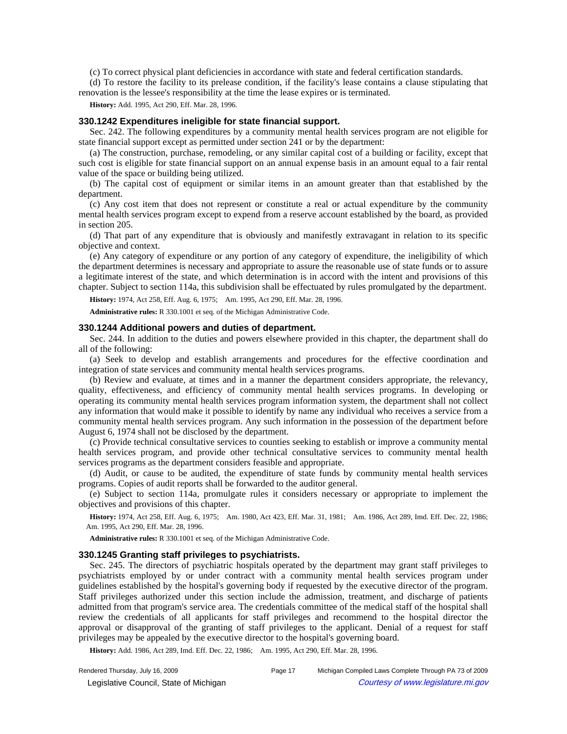(c) To correct physical plant deficiencies in accordance with state and federal certification standards.

(d) To restore the facility to its prelease condition, if the facility's lease contains a clause stipulating that renovation is the lessee's responsibility at the time the lease expires or is terminated.

**History:** Add. 1995, Act 290, Eff. Mar. 28, 1996.

### 330.1242 Expenditures ineligible for state financial support.

Sec. 242. The following expenditures by a community mental health services program are not eligible for state financial support except as permitted under section 241 or by the department:

(a) The construction, purchase, remodeling, or any similar capital cost of a building or facility, except that such cost is eligible for state financial support on an annual expense basis in an amount equal to a fair rental value of the space or building being utilized.

(b) The capital cost of equipment or similar items in an amount greater than that established by the department.

(c) Any cost item that does not represent or constitute a real or actual expenditure by the community mental health services program except to expend from a reserve account established by the board, as provided in section 205.

(d) That part of any expenditure that is obviously and manifestly extravagant in relation to its specific objective and context.

(e) Any category of expenditure or any portion of any category of expenditure, the ineligibility of which the department determines is necessary and appropriate to assure the reasonable use of state funds or to assure a legitimate interest of the state, and which determination is in accord with the intent and provisions of this chapter. Subject to section 114a, this subdivision shall be effectuated by rules promulgated by the department.

**History:** 1974, Act 258, Eff. Aug. 6, 1975; Am. 1995, Act 290, Eff. Mar. 28, 1996.

**Administrative rules:** R 330.1001 et seq. of the Michigan Administrative Code.

### 330.1244 Additional powers and duties of department.

Sec. 244. In addition to the duties and powers elsewhere provided in this chapter, the department shall do all of the following:

(a) Seek to develop and establish arrangements and procedures for the effective coordination and integration of state services and community mental health services programs.

(b) Review and evaluate, at times and in a manner the department considers appropriate, the relevancy, quality, effectiveness, and efficiency of community mental health services programs. In developing or operating its community mental health services program information system, the department shall not collect any information that would make it possible to identify by name any individual who receives a service from a community mental health services program. Any such information in the possession of the department before August 6, 1974 shall not be disclosed by the department.

(c) Provide technical consultative services to counties seeking to establish or improve a community mental health services program, and provide other technical consultative services to community mental health services programs as the department considers feasible and appropriate.

(d) Audit, or cause to be audited, the expenditure of state funds by community mental health services programs. Copies of audit reports shall be forwarded to the auditor general.

(e) Subject to section 114a, promulgate rules it considers necessary or appropriate to implement the objectives and provisions of this chapter.

**History:** 1974, Act 258, Eff. Aug. 6, 1975; Am. 1980, Act 423, Eff. Mar. 31, 1981; Am. 1986, Act 289, Imd. Eff. Dec. 22, 1986; Am. 1995, Act 290, Eff. Mar. 28, 1996.

**Administrative rules:** R 330.1001 et seq. of the Michigan Administrative Code.

### 330.1245 Granting staff privileges to psychiatrists.

Sec. 245. The directors of psychiatric hospitals operated by the department may grant staff privileges to psychiatrists employed by or under contract with a community mental health services program under guidelines established by the hospital's governing body if requested by the executive director of the program. Staff privileges authorized under this section include the admission, treatment, and discharge of patients admitted from that program's service area. The credentials committee of the medical staff of the hospital shall review the credentials of all applicants for staff privileges and recommend to the hospital director the approval or disapproval of the granting of staff privileges to the applicant. Denial of a request for staff privileges may be appealed by the executive director to the hospital's governing board.

**History:** Add. 1986, Act 289, Imd. Eff. Dec. 22, 1986; Am. 1995, Act 290, Eff. Mar. 28, 1996.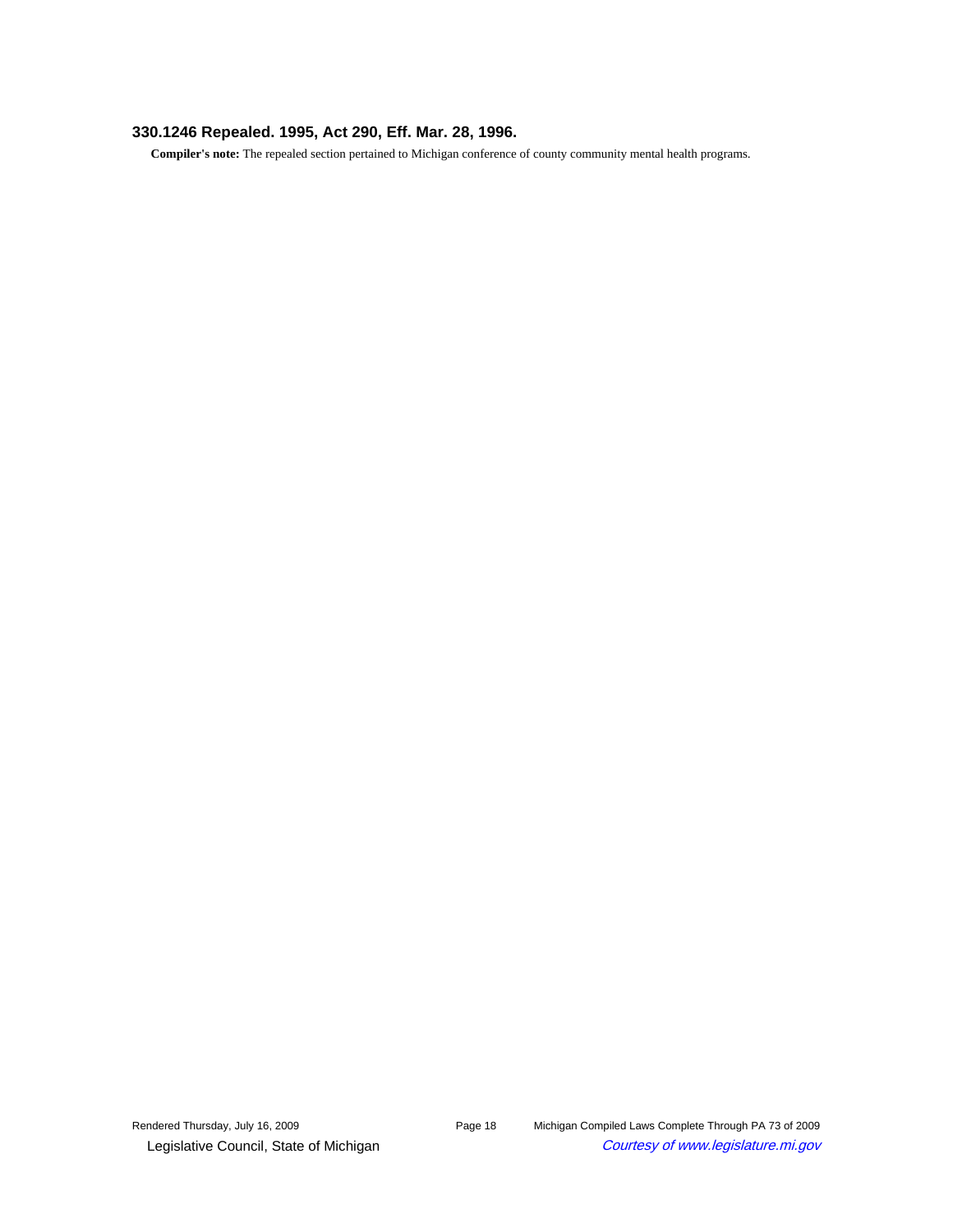### 330.1246 Repealed. 1995, Act 290, Eff. Mar. 28, 1996.

**Compiler's note:** The repealed section pertained to Michigan conference of county community mental health programs.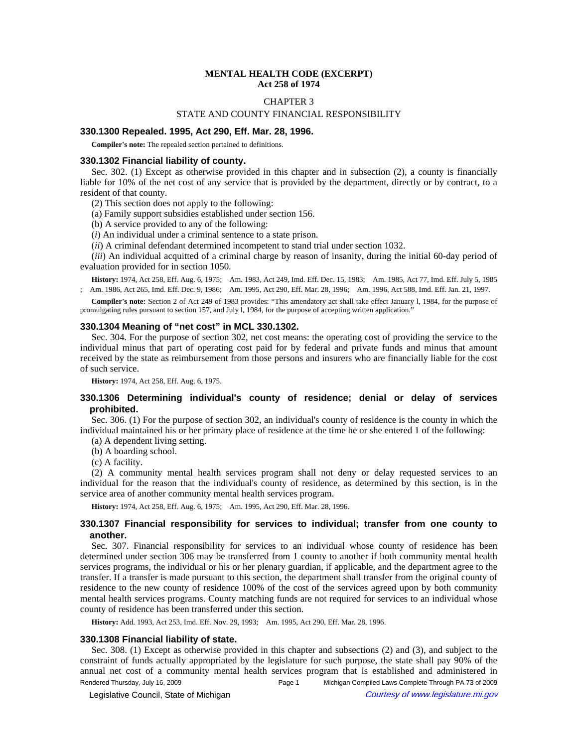**MENTAL HEALTH CODE (EXCERPT)**
**Act 258 of 1974**

CHAPTER 3

STATE AND COUNTY FINANCIAL RESPONSIBILITY

### 330.1300 Repealed. 1995, Act 290, Eff. Mar. 28, 1996.

**Compiler's note:** The repealed section pertained to definitions.

### 330.1302 Financial liability of county.

Sec. 302. (1) Except as otherwise provided in this chapter and in subsection (2), a county is financially liable for 10% of the net cost of any service that is provided by the department, directly or by contract, to a resident of that county.

(2) This section does not apply to the following:

(a) Family support subsidies established under section 156.

(b) A service provided to any of the following:

(*i*) An individual under a criminal sentence to a state prison.

(*ii*) A criminal defendant determined incompetent to stand trial under section 1032.

(*iii*) An individual acquitted of a criminal charge by reason of insanity, during the initial 60-day period of evaluation provided for in section 1050.

**History:** 1974, Act 258, Eff. Aug. 6, 1975; Am. 1983, Act 249, Imd. Eff. Dec. 15, 1983; Am. 1985, Act 77, Imd. Eff. July 5, 1985 ; Am. 1986, Act 265, Imd. Eff. Dec. 9, 1986; Am. 1995, Act 290, Eff. Mar. 28, 1996; Am. 1996, Act 588, Imd. Eff. Jan. 21, 1997.

**Compiler's note:** Section 2 of Act 249 of 1983 provides: "This amendatory act shall take effect January l, 1984, for the purpose of promulgating rules pursuant to section 157, and July l, 1984, for the purpose of accepting written application."

### 330.1304 Meaning of "net cost" in MCL 330.1302.

Sec. 304. For the purpose of section 302, net cost means: the operating cost of providing the service to the individual minus that part of operating cost paid for by federal and private funds and minus that amount received by the state as reimbursement from those persons and insurers who are financially liable for the cost of such service.

**History:** 1974, Act 258, Eff. Aug. 6, 1975.

### 330.1306 Determining individual's county of residence; denial or delay of services prohibited.

Sec. 306. (1) For the purpose of section 302, an individual's county of residence is the county in which the individual maintained his or her primary place of residence at the time he or she entered 1 of the following:

(a) A dependent living setting.

(b) A boarding school.

(c) A facility.

(2) A community mental health services program shall not deny or delay requested services to an individual for the reason that the individual's county of residence, as determined by this section, is in the service area of another community mental health services program.

**History:** 1974, Act 258, Eff. Aug. 6, 1975; Am. 1995, Act 290, Eff. Mar. 28, 1996.

### 330.1307 Financial responsibility for services to individual; transfer from one county to another.

Sec. 307. Financial responsibility for services to an individual whose county of residence has been determined under section 306 may be transferred from 1 county to another if both community mental health services programs, the individual or his or her plenary guardian, if applicable, and the department agree to the transfer. If a transfer is made pursuant to this section, the department shall transfer from the original county of residence to the new county of residence 100% of the cost of the services agreed upon by both community mental health services programs. County matching funds are not required for services to an individual whose county of residence has been transferred under this section.

**History:** Add. 1993, Act 253, Imd. Eff. Nov. 29, 1993; Am. 1995, Act 290, Eff. Mar. 28, 1996.

### 330.1308 Financial liability of state.

Sec. 308. (1) Except as otherwise provided in this chapter and subsections (2) and (3), and subject to the constraint of funds actually appropriated by the legislature for such purpose, the state shall pay 90% of the annual net cost of a community mental health services program that is established and administered in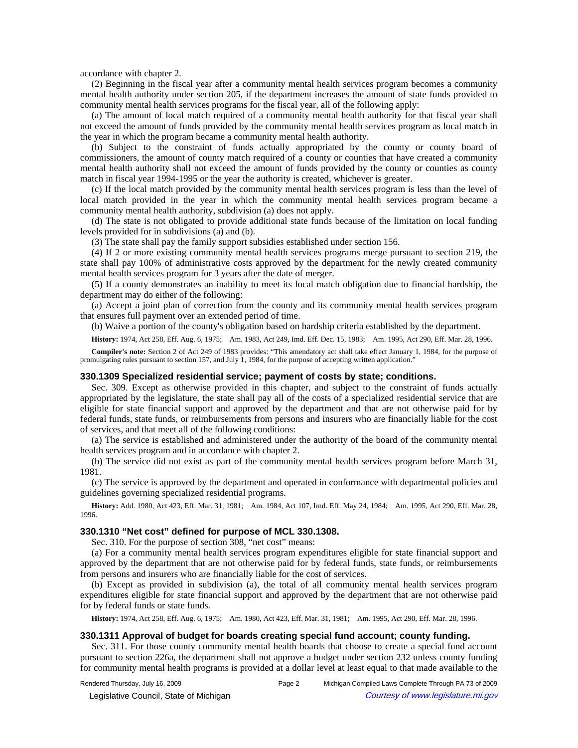accordance with chapter 2.

(2) Beginning in the fiscal year after a community mental health services program becomes a community mental health authority under section 205, if the department increases the amount of state funds provided to community mental health services programs for the fiscal year, all of the following apply:

(a) The amount of local match required of a community mental health authority for that fiscal year shall not exceed the amount of funds provided by the community mental health services program as local match in the year in which the program became a community mental health authority.

(b) Subject to the constraint of funds actually appropriated by the county or county board of commissioners, the amount of county match required of a county or counties that have created a community mental health authority shall not exceed the amount of funds provided by the county or counties as county match in fiscal year 1994-1995 or the year the authority is created, whichever is greater.

(c) If the local match provided by the community mental health services program is less than the level of local match provided in the year in which the community mental health services program became a community mental health authority, subdivision (a) does not apply.

(d) The state is not obligated to provide additional state funds because of the limitation on local funding levels provided for in subdivisions (a) and (b).

(3) The state shall pay the family support subsidies established under section 156.

(4) If 2 or more existing community mental health services programs merge pursuant to section 219, the state shall pay 100% of administrative costs approved by the department for the newly created community mental health services program for 3 years after the date of merger.

(5) If a county demonstrates an inability to meet its local match obligation due to financial hardship, the department may do either of the following:

(a) Accept a joint plan of correction from the county and its community mental health services program that ensures full payment over an extended period of time.

(b) Waive a portion of the county's obligation based on hardship criteria established by the department.

**History:** 1974, Act 258, Eff. Aug. 6, 1975;—Am. 1983, Act 249, Imd. Eff. Dec. 15, 1983;—Am. 1995, Act 290, Eff. Mar. 28, 1996.

**Compiler's note:** Section 2 of Act 249 of 1983 provides: "This amendatory act shall take effect January 1, 1984, for the purpose of promulgating rules pursuant to section 157, and July 1, 1984, for the purpose of accepting written application."

### 330.1309 Specialized residential service; payment of costs by state; conditions.

Sec. 309. Except as otherwise provided in this chapter, and subject to the constraint of funds actually appropriated by the legislature, the state shall pay all of the costs of a specialized residential service that are eligible for state financial support and approved by the department and that are not otherwise paid for by federal funds, state funds, or reimbursements from persons and insurers who are financially liable for the cost of services, and that meet all of the following conditions:

(a) The service is established and administered under the authority of the board of the community mental health services program and in accordance with chapter 2.

(b) The service did not exist as part of the community mental health services program before March 31, 1981.

(c) The service is approved by the department and operated in conformance with departmental policies and guidelines governing specialized residential programs.

**History:** Add. 1980, Act 423, Eff. Mar. 31, 1981;—Am. 1984, Act 107, Imd. Eff. May 24, 1984;—Am. 1995, Act 290, Eff. Mar. 28, 1996.

### 330.1310 "Net cost" defined for purpose of MCL 330.1308.

Sec. 310. For the purpose of section 308, "net cost" means:

(a) For a community mental health services program expenditures eligible for state financial support and approved by the department that are not otherwise paid for by federal funds, state funds, or reimbursements from persons and insurers who are financially liable for the cost of services.

(b) Except as provided in subdivision (a), the total of all community mental health services program expenditures eligible for state financial support and approved by the department that are not otherwise paid for by federal funds or state funds.

**History:** 1974, Act 258, Eff. Aug. 6, 1975;—Am. 1980, Act 423, Eff. Mar. 31, 1981;—Am. 1995, Act 290, Eff. Mar. 28, 1996.

### 330.1311 Approval of budget for boards creating special fund account; county funding.

Sec. 311. For those county community mental health boards that choose to create a special fund account pursuant to section 226a, the department shall not approve a budget under section 232 unless county funding for community mental health programs is provided at a dollar level at least equal to that made available to the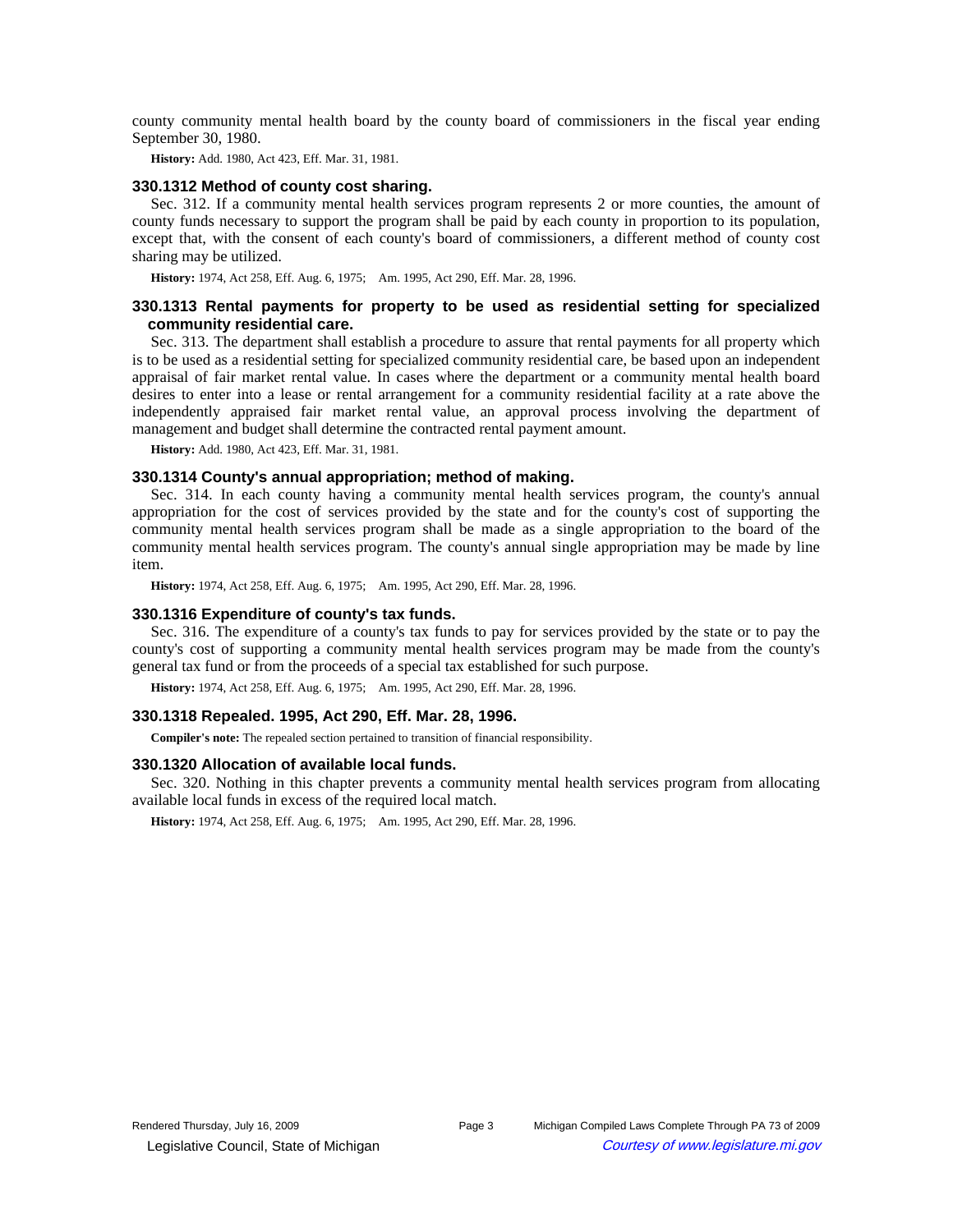county community mental health board by the county board of commissioners in the fiscal year ending September 30, 1980.

**History:** Add. 1980, Act 423, Eff. Mar. 31, 1981.

### 330.1312 Method of county cost sharing.

Sec. 312. If a community mental health services program represents 2 or more counties, the amount of county funds necessary to support the program shall be paid by each county in proportion to its population, except that, with the consent of each county's board of commissioners, a different method of county cost sharing may be utilized.

**History:** 1974, Act 258, Eff. Aug. 6, 1975; Am. 1995, Act 290, Eff. Mar. 28, 1996.

### 330.1313 Rental payments for property to be used as residential setting for specialized community residential care.

Sec. 313. The department shall establish a procedure to assure that rental payments for all property which is to be used as a residential setting for specialized community residential care, be based upon an independent appraisal of fair market rental value. In cases where the department or a community mental health board desires to enter into a lease or rental arrangement for a community residential facility at a rate above the independently appraised fair market rental value, an approval process involving the department of management and budget shall determine the contracted rental payment amount.

**History:** Add. 1980, Act 423, Eff. Mar. 31, 1981.

### 330.1314 County's annual appropriation; method of making.

Sec. 314. In each county having a community mental health services program, the county's annual appropriation for the cost of services provided by the state and for the county's cost of supporting the community mental health services program shall be made as a single appropriation to the board of the community mental health services program. The county's annual single appropriation may be made by line item.

**History:** 1974, Act 258, Eff. Aug. 6, 1975; Am. 1995, Act 290, Eff. Mar. 28, 1996.

### 330.1316 Expenditure of county's tax funds.

Sec. 316. The expenditure of a county's tax funds to pay for services provided by the state or to pay the county's cost of supporting a community mental health services program may be made from the county's general tax fund or from the proceeds of a special tax established for such purpose.

**History:** 1974, Act 258, Eff. Aug. 6, 1975; Am. 1995, Act 290, Eff. Mar. 28, 1996.

### 330.1318 Repealed. 1995, Act 290, Eff. Mar. 28, 1996.

**Compiler's note:** The repealed section pertained to transition of financial responsibility.

### 330.1320 Allocation of available local funds.

Sec. 320. Nothing in this chapter prevents a community mental health services program from allocating available local funds in excess of the required local match.

**History:** 1974, Act 258, Eff. Aug. 6, 1975; Am. 1995, Act 290, Eff. Mar. 28, 1996.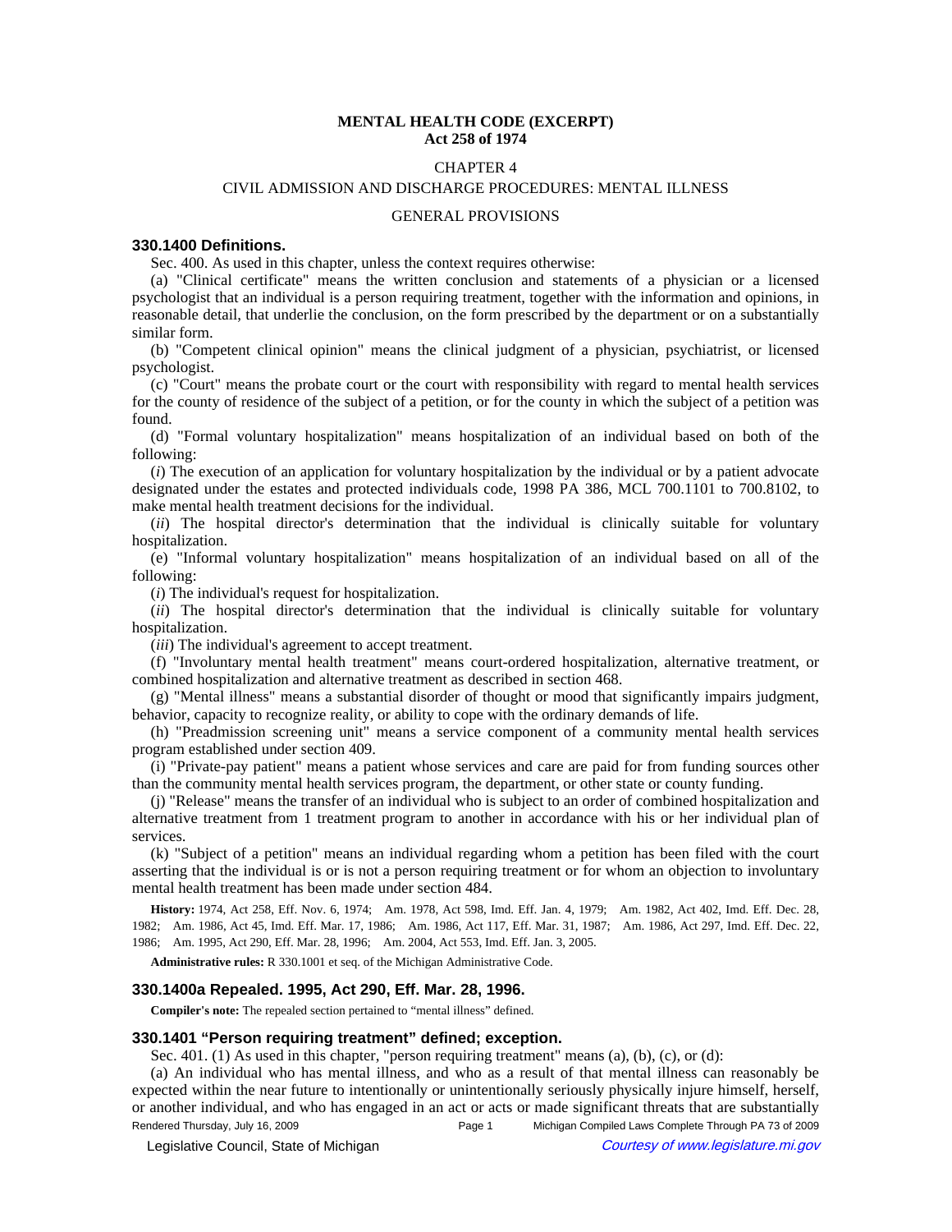# MENTAL HEALTH CODE (EXCERPT)
## Act 258 of 1974

CHAPTER 4

CIVIL ADMISSION AND DISCHARGE PROCEDURES: MENTAL ILLNESS

GENERAL PROVISIONS

### 330.1400 Definitions.

Sec. 400. As used in this chapter, unless the context requires otherwise:

(a) "Clinical certificate" means the written conclusion and statements of a physician or a licensed psychologist that an individual is a person requiring treatment, together with the information and opinions, in reasonable detail, that underlie the conclusion, on the form prescribed by the department or on a substantially similar form.

(b) "Competent clinical opinion" means the clinical judgment of a physician, psychiatrist, or licensed psychologist.

(c) "Court" means the probate court or the court with responsibility with regard to mental health services for the county of residence of the subject of a petition, or for the county in which the subject of a petition was found.

(d) "Formal voluntary hospitalization" means hospitalization of an individual based on both of the following:

(*i*) The execution of an application for voluntary hospitalization by the individual or by a patient advocate designated under the estates and protected individuals code, 1998 PA 386, MCL 700.1101 to 700.8102, to make mental health treatment decisions for the individual.

(*ii*) The hospital director's determination that the individual is clinically suitable for voluntary hospitalization.

(e) "Informal voluntary hospitalization" means hospitalization of an individual based on all of the following:

(*i*) The individual's request for hospitalization.

(*ii*) The hospital director's determination that the individual is clinically suitable for voluntary hospitalization.

(*iii*) The individual's agreement to accept treatment.

(f) "Involuntary mental health treatment" means court-ordered hospitalization, alternative treatment, or combined hospitalization and alternative treatment as described in section 468.

(g) "Mental illness" means a substantial disorder of thought or mood that significantly impairs judgment, behavior, capacity to recognize reality, or ability to cope with the ordinary demands of life.

(h) "Preadmission screening unit" means a service component of a community mental health services program established under section 409.

(i) "Private-pay patient" means a patient whose services and care are paid for from funding sources other than the community mental health services program, the department, or other state or county funding.

(j) "Release" means the transfer of an individual who is subject to an order of combined hospitalization and alternative treatment from 1 treatment program to another in accordance with his or her individual plan of services.

(k) "Subject of a petition" means an individual regarding whom a petition has been filed with the court asserting that the individual is or is not a person requiring treatment or for whom an objection to involuntary mental health treatment has been made under section 484.

**History:** 1974, Act 258, Eff. Nov. 6, 1974; Am. 1978, Act 598, Imd. Eff. Jan. 4, 1979; Am. 1982, Act 402, Imd. Eff. Dec. 28, 1982; Am. 1986, Act 45, Imd. Eff. Mar. 17, 1986; Am. 1986, Act 117, Eff. Mar. 31, 1987; Am. 1986, Act 297, Imd. Eff. Dec. 22, 1986; Am. 1995, Act 290, Eff. Mar. 28, 1996; Am. 2004, Act 553, Imd. Eff. Jan. 3, 2005.

**Administrative rules:** R 330.1001 et seq. of the Michigan Administrative Code.

### 330.1400a Repealed. 1995, Act 290, Eff. Mar. 28, 1996.

**Compiler's note:** The repealed section pertained to "mental illness" defined.

### 330.1401 "Person requiring treatment" defined; exception.

Sec. 401. (1) As used in this chapter, "person requiring treatment" means (a), (b), (c), or (d):

(a) An individual who has mental illness, and who as a result of that mental illness can reasonably be expected within the near future to intentionally or unintentionally seriously physically injure himself, herself, or another individual, and who has engaged in an act or acts or made significant threats that are substantially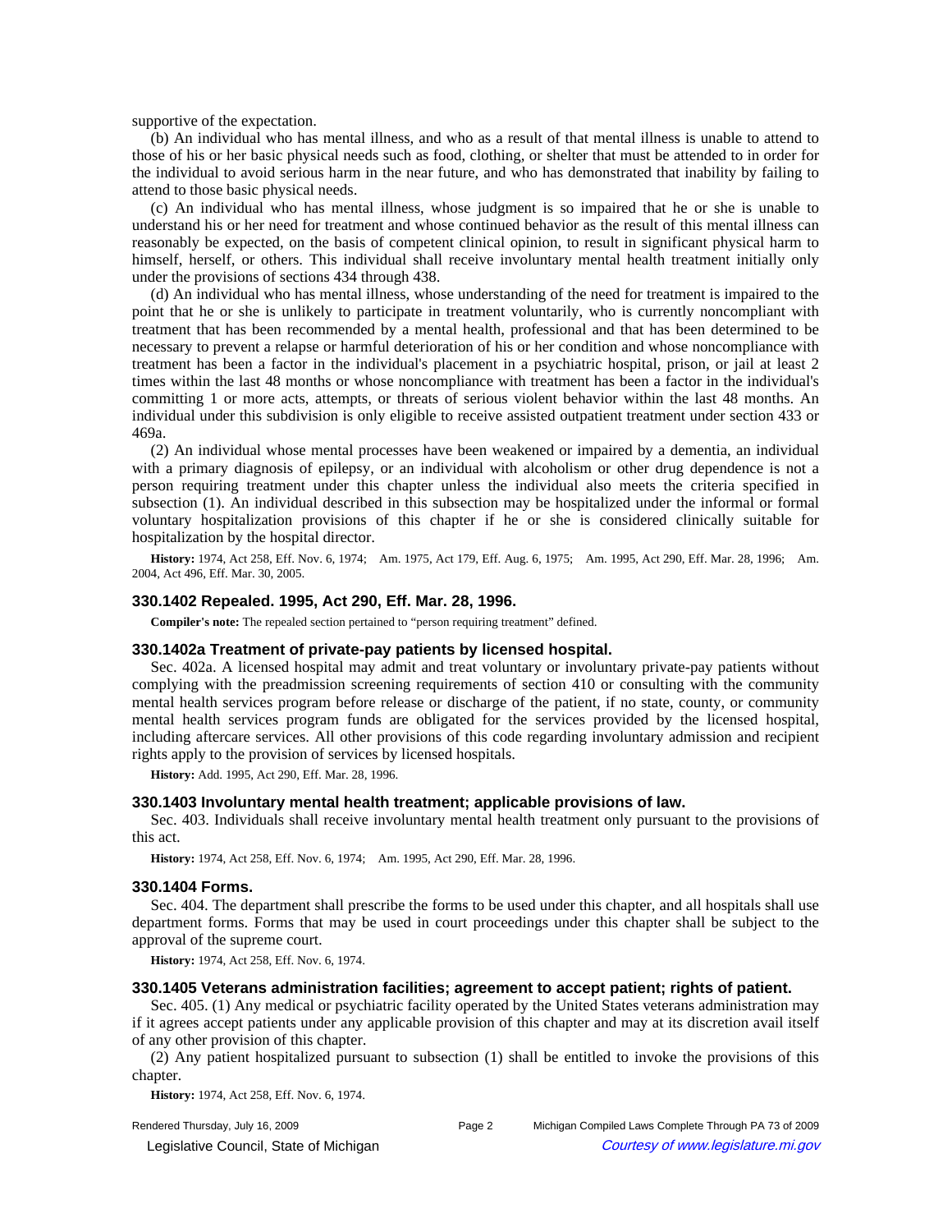supportive of the expectation.

(b) An individual who has mental illness, and who as a result of that mental illness is unable to attend to those of his or her basic physical needs such as food, clothing, or shelter that must be attended to in order for the individual to avoid serious harm in the near future, and who has demonstrated that inability by failing to attend to those basic physical needs.

(c) An individual who has mental illness, whose judgment is so impaired that he or she is unable to understand his or her need for treatment and whose continued behavior as the result of this mental illness can reasonably be expected, on the basis of competent clinical opinion, to result in significant physical harm to himself, herself, or others. This individual shall receive involuntary mental health treatment initially only under the provisions of sections 434 through 438.

(d) An individual who has mental illness, whose understanding of the need for treatment is impaired to the point that he or she is unlikely to participate in treatment voluntarily, who is currently noncompliant with treatment that has been recommended by a mental health, professional and that has been determined to be necessary to prevent a relapse or harmful deterioration of his or her condition and whose noncompliance with treatment has been a factor in the individual's placement in a psychiatric hospital, prison, or jail at least 2 times within the last 48 months or whose noncompliance with treatment has been a factor in the individual's committing 1 or more acts, attempts, or threats of serious violent behavior within the last 48 months. An individual under this subdivision is only eligible to receive assisted outpatient treatment under section 433 or 469a.

(2) An individual whose mental processes have been weakened or impaired by a dementia, an individual with a primary diagnosis of epilepsy, or an individual with alcoholism or other drug dependence is not a person requiring treatment under this chapter unless the individual also meets the criteria specified in subsection (1). An individual described in this subsection may be hospitalized under the informal or formal voluntary hospitalization provisions of this chapter if he or she is considered clinically suitable for hospitalization by the hospital director.

**History:** 1974, Act 258, Eff. Nov. 6, 1974; Am. 1975, Act 179, Eff. Aug. 6, 1975; Am. 1995, Act 290, Eff. Mar. 28, 1996; Am. 2004, Act 496, Eff. Mar. 30, 2005.

### 330.1402 Repealed. 1995, Act 290, Eff. Mar. 28, 1996.

**Compiler's note:** The repealed section pertained to "person requiring treatment" defined.

### 330.1402a Treatment of private-pay patients by licensed hospital.

Sec. 402a. A licensed hospital may admit and treat voluntary or involuntary private-pay patients without complying with the preadmission screening requirements of section 410 or consulting with the community mental health services program before release or discharge of the patient, if no state, county, or community mental health services program funds are obligated for the services provided by the licensed hospital, including aftercare services. All other provisions of this code regarding involuntary admission and recipient rights apply to the provision of services by licensed hospitals.

**History:** Add. 1995, Act 290, Eff. Mar. 28, 1996.

### 330.1403 Involuntary mental health treatment; applicable provisions of law.

Sec. 403. Individuals shall receive involuntary mental health treatment only pursuant to the provisions of this act.

**History:** 1974, Act 258, Eff. Nov. 6, 1974; Am. 1995, Act 290, Eff. Mar. 28, 1996.

### 330.1404 Forms.

Sec. 404. The department shall prescribe the forms to be used under this chapter, and all hospitals shall use department forms. Forms that may be used in court proceedings under this chapter shall be subject to the approval of the supreme court.

**History:** 1974, Act 258, Eff. Nov. 6, 1974.

### 330.1405 Veterans administration facilities; agreement to accept patient; rights of patient.

Sec. 405. (1) Any medical or psychiatric facility operated by the United States veterans administration may if it agrees accept patients under any applicable provision of this chapter and may at its discretion avail itself of any other provision of this chapter.

(2) Any patient hospitalized pursuant to subsection (1) shall be entitled to invoke the provisions of this chapter.

**History:** 1974, Act 258, Eff. Nov. 6, 1974.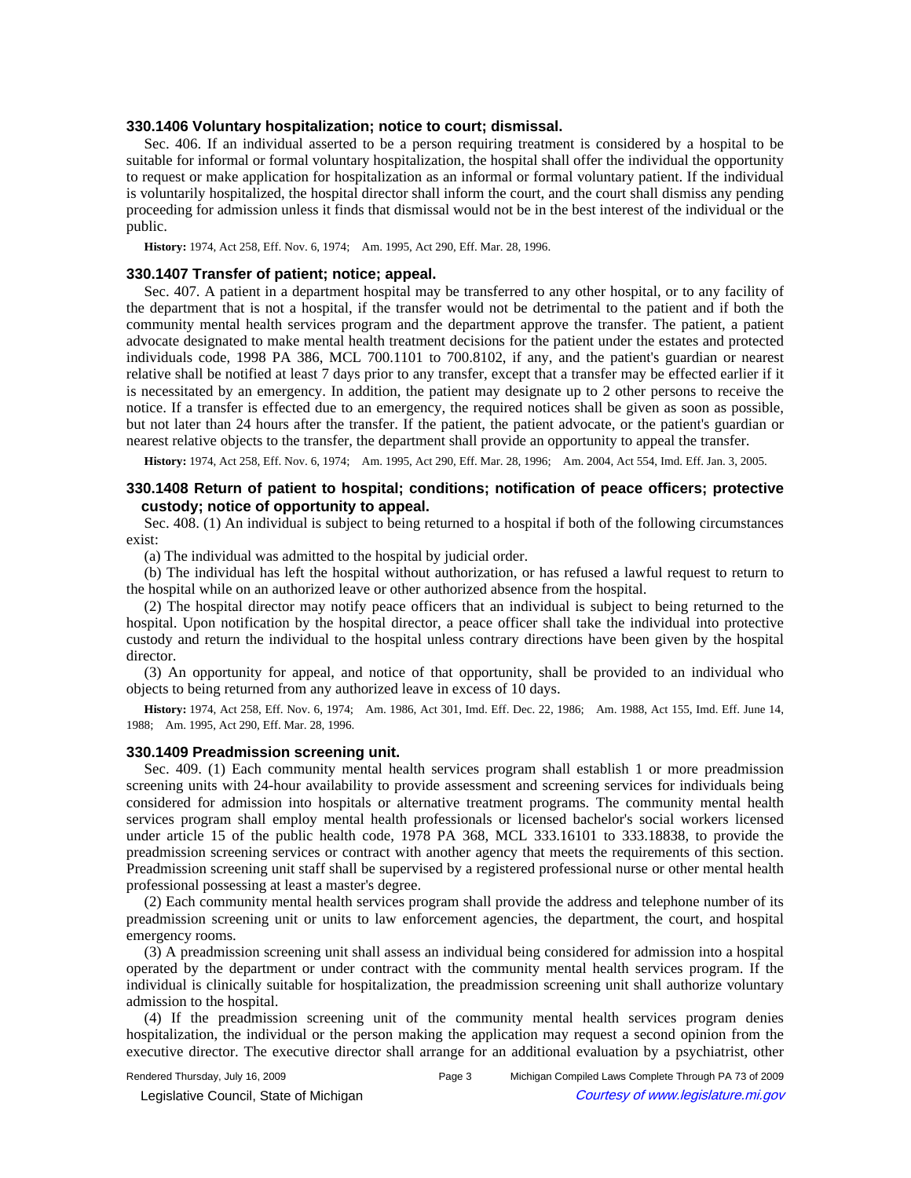### 330.1406 Voluntary hospitalization; notice to court; dismissal.

Sec. 406. If an individual asserted to be a person requiring treatment is considered by a hospital to be suitable for informal or formal voluntary hospitalization, the hospital shall offer the individual the opportunity to request or make application for hospitalization as an informal or formal voluntary patient. If the individual is voluntarily hospitalized, the hospital director shall inform the court, and the court shall dismiss any pending proceeding for admission unless it finds that dismissal would not be in the best interest of the individual or the public.

**History:** 1974, Act 258, Eff. Nov. 6, 1974; Am. 1995, Act 290, Eff. Mar. 28, 1996.

### 330.1407 Transfer of patient; notice; appeal.

Sec. 407. A patient in a department hospital may be transferred to any other hospital, or to any facility of the department that is not a hospital, if the transfer would not be detrimental to the patient and if both the community mental health services program and the department approve the transfer. The patient, a patient advocate designated to make mental health treatment decisions for the patient under the estates and protected individuals code, 1998 PA 386, MCL 700.1101 to 700.8102, if any, and the patient's guardian or nearest relative shall be notified at least 7 days prior to any transfer, except that a transfer may be effected earlier if it is necessitated by an emergency. In addition, the patient may designate up to 2 other persons to receive the notice. If a transfer is effected due to an emergency, the required notices shall be given as soon as possible, but not later than 24 hours after the transfer. If the patient, the patient advocate, or the patient's guardian or nearest relative objects to the transfer, the department shall provide an opportunity to appeal the transfer.

**History:** 1974, Act 258, Eff. Nov. 6, 1974; Am. 1995, Act 290, Eff. Mar. 28, 1996; Am. 2004, Act 554, Imd. Eff. Jan. 3, 2005.

### 330.1408 Return of patient to hospital; conditions; notification of peace officers; protective custody; notice of opportunity to appeal.

Sec. 408. (1) An individual is subject to being returned to a hospital if both of the following circumstances exist:

(a) The individual was admitted to the hospital by judicial order.

(b) The individual has left the hospital without authorization, or has refused a lawful request to return to the hospital while on an authorized leave or other authorized absence from the hospital.

(2) The hospital director may notify peace officers that an individual is subject to being returned to the hospital. Upon notification by the hospital director, a peace officer shall take the individual into protective custody and return the individual to the hospital unless contrary directions have been given by the hospital director.

(3) An opportunity for appeal, and notice of that opportunity, shall be provided to an individual who objects to being returned from any authorized leave in excess of 10 days.

**History:** 1974, Act 258, Eff. Nov. 6, 1974; Am. 1986, Act 301, Imd. Eff. Dec. 22, 1986; Am. 1988, Act 155, Imd. Eff. June 14, 1988; Am. 1995, Act 290, Eff. Mar. 28, 1996.

### 330.1409 Preadmission screening unit.

Sec. 409. (1) Each community mental health services program shall establish 1 or more preadmission screening units with 24-hour availability to provide assessment and screening services for individuals being considered for admission into hospitals or alternative treatment programs. The community mental health services program shall employ mental health professionals or licensed bachelor's social workers licensed under article 15 of the public health code, 1978 PA 368, MCL 333.16101 to 333.18838, to provide the preadmission screening services or contract with another agency that meets the requirements of this section. Preadmission screening unit staff shall be supervised by a registered professional nurse or other mental health professional possessing at least a master's degree.

(2) Each community mental health services program shall provide the address and telephone number of its preadmission screening unit or units to law enforcement agencies, the department, the court, and hospital emergency rooms.

(3) A preadmission screening unit shall assess an individual being considered for admission into a hospital operated by the department or under contract with the community mental health services program. If the individual is clinically suitable for hospitalization, the preadmission screening unit shall authorize voluntary admission to the hospital.

(4) If the preadmission screening unit of the community mental health services program denies hospitalization, the individual or the person making the application may request a second opinion from the executive director. The executive director shall arrange for an additional evaluation by a psychiatrist, other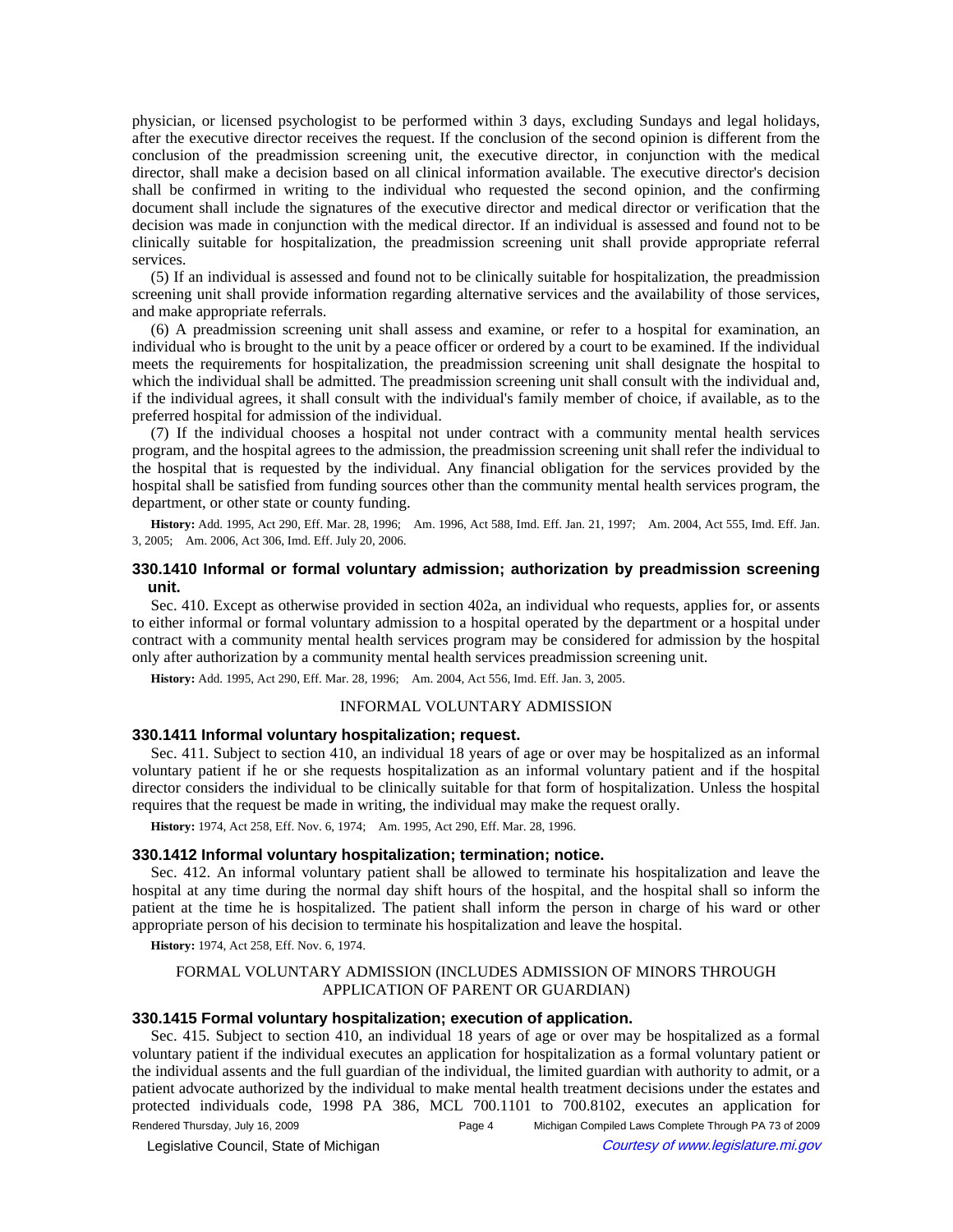physician, or licensed psychologist to be performed within 3 days, excluding Sundays and legal holidays, after the executive director receives the request. If the conclusion of the second opinion is different from the conclusion of the preadmission screening unit, the executive director, in conjunction with the medical director, shall make a decision based on all clinical information available. The executive director's decision shall be confirmed in writing to the individual who requested the second opinion, and the confirming document shall include the signatures of the executive director and medical director or verification that the decision was made in conjunction with the medical director. If an individual is assessed and found not to be clinically suitable for hospitalization, the preadmission screening unit shall provide appropriate referral services.

(5) If an individual is assessed and found not to be clinically suitable for hospitalization, the preadmission screening unit shall provide information regarding alternative services and the availability of those services, and make appropriate referrals.

(6) A preadmission screening unit shall assess and examine, or refer to a hospital for examination, an individual who is brought to the unit by a peace officer or ordered by a court to be examined. If the individual meets the requirements for hospitalization, the preadmission screening unit shall designate the hospital to which the individual shall be admitted. The preadmission screening unit shall consult with the individual and, if the individual agrees, it shall consult with the individual's family member of choice, if available, as to the preferred hospital for admission of the individual.

(7) If the individual chooses a hospital not under contract with a community mental health services program, and the hospital agrees to the admission, the preadmission screening unit shall refer the individual to the hospital that is requested by the individual. Any financial obligation for the services provided by the hospital shall be satisfied from funding sources other than the community mental health services program, the department, or other state or county funding.

**History:** Add. 1995, Act 290, Eff. Mar. 28, 1996; Am. 1996, Act 588, Imd. Eff. Jan. 21, 1997; Am. 2004, Act 555, Imd. Eff. Jan. 3, 2005; Am. 2006, Act 306, Imd. Eff. July 20, 2006.

### 330.1410 Informal or formal voluntary admission; authorization by preadmission screening unit.

Sec. 410. Except as otherwise provided in section 402a, an individual who requests, applies for, or assents to either informal or formal voluntary admission to a hospital operated by the department or a hospital under contract with a community mental health services program may be considered for admission by the hospital only after authorization by a community mental health services preadmission screening unit.

**History:** Add. 1995, Act 290, Eff. Mar. 28, 1996; Am. 2004, Act 556, Imd. Eff. Jan. 3, 2005.

## INFORMAL VOLUNTARY ADMISSION

### 330.1411 Informal voluntary hospitalization; request.

Sec. 411. Subject to section 410, an individual 18 years of age or over may be hospitalized as an informal voluntary patient if he or she requests hospitalization as an informal voluntary patient and if the hospital director considers the individual to be clinically suitable for that form of hospitalization. Unless the hospital requires that the request be made in writing, the individual may make the request orally.

**History:** 1974, Act 258, Eff. Nov. 6, 1974; Am. 1995, Act 290, Eff. Mar. 28, 1996.

### 330.1412 Informal voluntary hospitalization; termination; notice.

Sec. 412. An informal voluntary patient shall be allowed to terminate his hospitalization and leave the hospital at any time during the normal day shift hours of the hospital, and the hospital shall so inform the patient at the time he is hospitalized. The patient shall inform the person in charge of his ward or other appropriate person of his decision to terminate his hospitalization and leave the hospital.

**History:** 1974, Act 258, Eff. Nov. 6, 1974.

## FORMAL VOLUNTARY ADMISSION (INCLUDES ADMISSION OF MINORS THROUGH APPLICATION OF PARENT OR GUARDIAN)

### 330.1415 Formal voluntary hospitalization; execution of application.

Sec. 415. Subject to section 410, an individual 18 years of age or over may be hospitalized as a formal voluntary patient if the individual executes an application for hospitalization as a formal voluntary patient or the individual assents and the full guardian of the individual, the limited guardian with authority to admit, or a patient advocate authorized by the individual to make mental health treatment decisions under the estates and protected individuals code, 1998 PA 386, MCL 700.1101 to 700.8102, executes an application for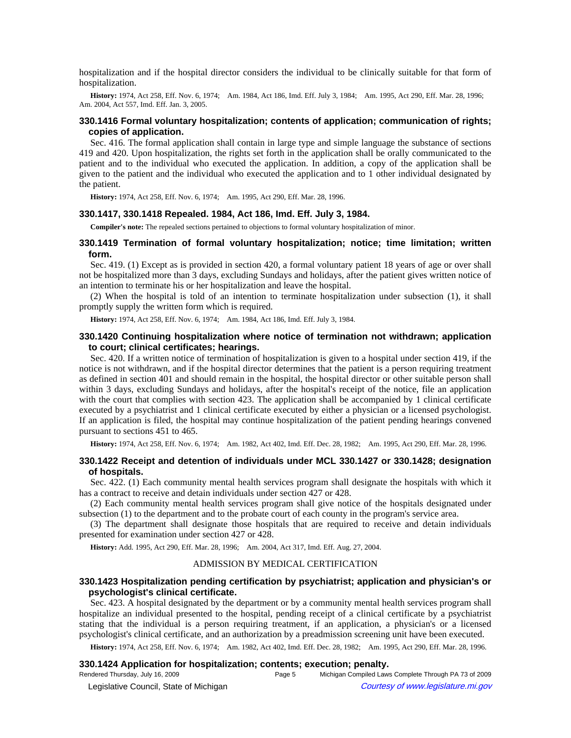hospitalization and if the hospital director considers the individual to be clinically suitable for that form of hospitalization.

**History:** 1974, Act 258, Eff. Nov. 6, 1974; Am. 1984, Act 186, Imd. Eff. July 3, 1984; Am. 1995, Act 290, Eff. Mar. 28, 1996; Am. 2004, Act 557, Imd. Eff. Jan. 3, 2005.

### 330.1416 Formal voluntary hospitalization; contents of application; communication of rights; copies of application.

Sec. 416. The formal application shall contain in large type and simple language the substance of sections 419 and 420. Upon hospitalization, the rights set forth in the application shall be orally communicated to the patient and to the individual who executed the application. In addition, a copy of the application shall be given to the patient and the individual who executed the application and to 1 other individual designated by the patient.

**History:** 1974, Act 258, Eff. Nov. 6, 1974; Am. 1995, Act 290, Eff. Mar. 28, 1996.

### 330.1417, 330.1418 Repealed. 1984, Act 186, Imd. Eff. July 3, 1984.

**Compiler's note:** The repealed sections pertained to objections to formal voluntary hospitalization of minor.

### 330.1419 Termination of formal voluntary hospitalization; notice; time limitation; written form.

Sec. 419. (1) Except as is provided in section 420, a formal voluntary patient 18 years of age or over shall not be hospitalized more than 3 days, excluding Sundays and holidays, after the patient gives written notice of an intention to terminate his or her hospitalization and leave the hospital.

(2) When the hospital is told of an intention to terminate hospitalization under subsection (1), it shall promptly supply the written form which is required.

**History:** 1974, Act 258, Eff. Nov. 6, 1974; Am. 1984, Act 186, Imd. Eff. July 3, 1984.

### 330.1420 Continuing hospitalization where notice of termination not withdrawn; application to court; clinical certificates; hearings.

Sec. 420. If a written notice of termination of hospitalization is given to a hospital under section 419, if the notice is not withdrawn, and if the hospital director determines that the patient is a person requiring treatment as defined in section 401 and should remain in the hospital, the hospital director or other suitable person shall within 3 days, excluding Sundays and holidays, after the hospital's receipt of the notice, file an application with the court that complies with section 423. The application shall be accompanied by 1 clinical certificate executed by a psychiatrist and 1 clinical certificate executed by either a physician or a licensed psychologist. If an application is filed, the hospital may continue hospitalization of the patient pending hearings convened pursuant to sections 451 to 465.

**History:** 1974, Act 258, Eff. Nov. 6, 1974; Am. 1982, Act 402, Imd. Eff. Dec. 28, 1982; Am. 1995, Act 290, Eff. Mar. 28, 1996.

### 330.1422 Receipt and detention of individuals under MCL 330.1427 or 330.1428; designation of hospitals.

Sec. 422. (1) Each community mental health services program shall designate the hospitals with which it has a contract to receive and detain individuals under section 427 or 428.

(2) Each community mental health services program shall give notice of the hospitals designated under subsection (1) to the department and to the probate court of each county in the program's service area.

(3) The department shall designate those hospitals that are required to receive and detain individuals presented for examination under section 427 or 428.

**History:** Add. 1995, Act 290, Eff. Mar. 28, 1996; Am. 2004, Act 317, Imd. Eff. Aug. 27, 2004.

## ADMISSION BY MEDICAL CERTIFICATION

### 330.1423 Hospitalization pending certification by psychiatrist; application and physician's or psychologist's clinical certificate.

Sec. 423. A hospital designated by the department or by a community mental health services program shall hospitalize an individual presented to the hospital, pending receipt of a clinical certificate by a psychiatrist stating that the individual is a person requiring treatment, if an application, a physician's or a licensed psychologist's clinical certificate, and an authorization by a preadmission screening unit have been executed.

**History:** 1974, Act 258, Eff. Nov. 6, 1974; Am. 1982, Act 402, Imd. Eff. Dec. 28, 1982; Am. 1995, Act 290, Eff. Mar. 28, 1996.

### 330.1424 Application for hospitalization; contents; execution; penalty.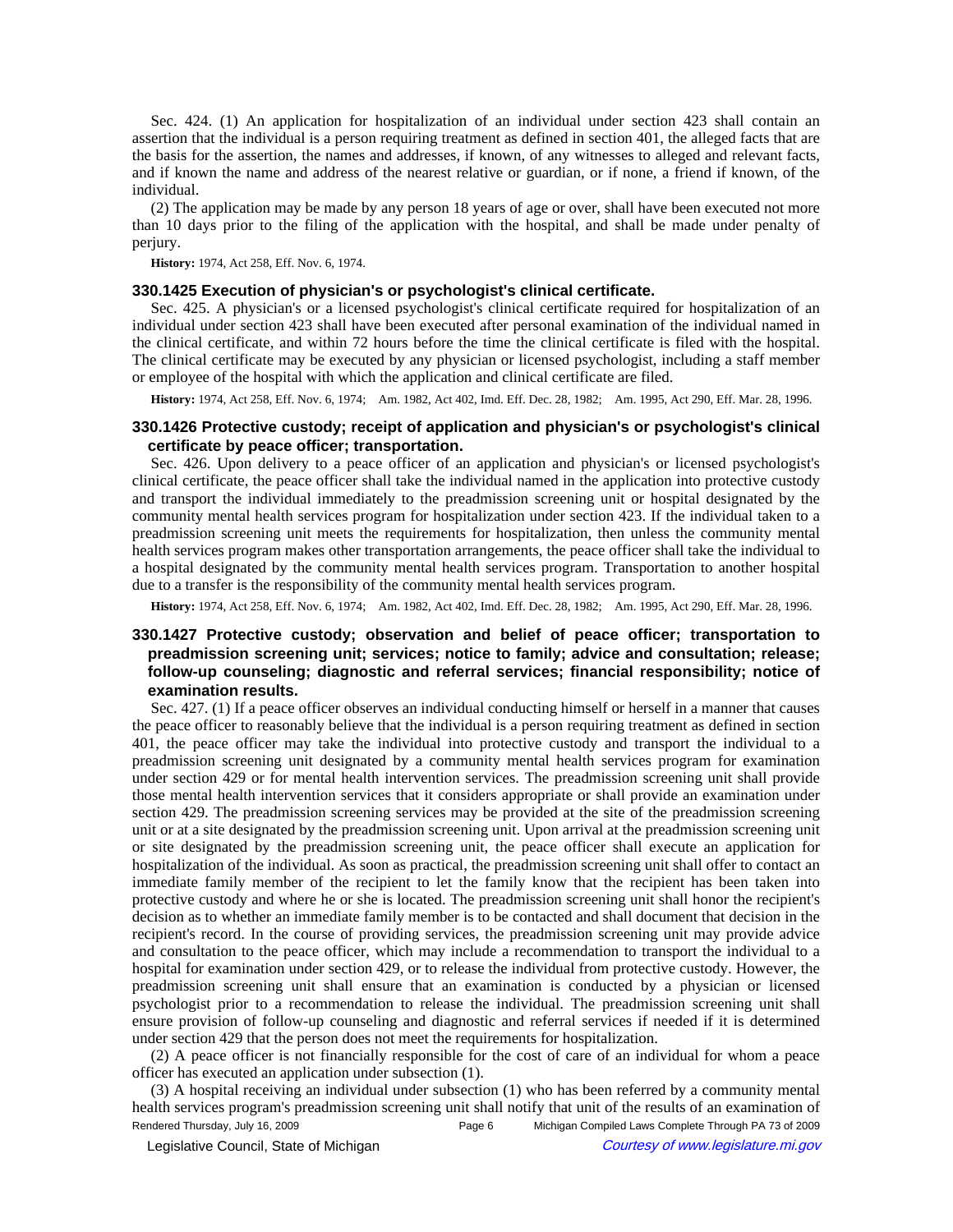Sec. 424. (1) An application for hospitalization of an individual under section 423 shall contain an assertion that the individual is a person requiring treatment as defined in section 401, the alleged facts that are the basis for the assertion, the names and addresses, if known, of any witnesses to alleged and relevant facts, and if known the name and address of the nearest relative or guardian, or if none, a friend if known, of the individual.

(2) The application may be made by any person 18 years of age or over, shall have been executed not more than 10 days prior to the filing of the application with the hospital, and shall be made under penalty of perjury.

**History:** 1974, Act 258, Eff. Nov. 6, 1974.

### 330.1425 Execution of physician's or psychologist's clinical certificate.

Sec. 425. A physician's or a licensed psychologist's clinical certificate required for hospitalization of an individual under section 423 shall have been executed after personal examination of the individual named in the clinical certificate, and within 72 hours before the time the clinical certificate is filed with the hospital. The clinical certificate may be executed by any physician or licensed psychologist, including a staff member or employee of the hospital with which the application and clinical certificate are filed.

**History:** 1974, Act 258, Eff. Nov. 6, 1974; Am. 1982, Act 402, Imd. Eff. Dec. 28, 1982; Am. 1995, Act 290, Eff. Mar. 28, 1996.

### 330.1426 Protective custody; receipt of application and physician's or psychologist's clinical certificate by peace officer; transportation.

Sec. 426. Upon delivery to a peace officer of an application and physician's or licensed psychologist's clinical certificate, the peace officer shall take the individual named in the application into protective custody and transport the individual immediately to the preadmission screening unit or hospital designated by the community mental health services program for hospitalization under section 423. If the individual taken to a preadmission screening unit meets the requirements for hospitalization, then unless the community mental health services program makes other transportation arrangements, the peace officer shall take the individual to a hospital designated by the community mental health services program. Transportation to another hospital due to a transfer is the responsibility of the community mental health services program.

**History:** 1974, Act 258, Eff. Nov. 6, 1974; Am. 1982, Act 402, Imd. Eff. Dec. 28, 1982; Am. 1995, Act 290, Eff. Mar. 28, 1996.

### 330.1427 Protective custody; observation and belief of peace officer; transportation to preadmission screening unit; services; notice to family; advice and consultation; release; follow-up counseling; diagnostic and referral services; financial responsibility; notice of examination results.

Sec. 427. (1) If a peace officer observes an individual conducting himself or herself in a manner that causes the peace officer to reasonably believe that the individual is a person requiring treatment as defined in section 401, the peace officer may take the individual into protective custody and transport the individual to a preadmission screening unit designated by a community mental health services program for examination under section 429 or for mental health intervention services. The preadmission screening unit shall provide those mental health intervention services that it considers appropriate or shall provide an examination under section 429. The preadmission screening services may be provided at the site of the preadmission screening unit or at a site designated by the preadmission screening unit. Upon arrival at the preadmission screening unit or site designated by the preadmission screening unit, the peace officer shall execute an application for hospitalization of the individual. As soon as practical, the preadmission screening unit shall offer to contact an immediate family member of the recipient to let the family know that the recipient has been taken into protective custody and where he or she is located. The preadmission screening unit shall honor the recipient's decision as to whether an immediate family member is to be contacted and shall document that decision in the recipient's record. In the course of providing services, the preadmission screening unit may provide advice and consultation to the peace officer, which may include a recommendation to transport the individual to a hospital for examination under section 429, or to release the individual from protective custody. However, the preadmission screening unit shall ensure that an examination is conducted by a physician or licensed psychologist prior to a recommendation to release the individual. The preadmission screening unit shall ensure provision of follow-up counseling and diagnostic and referral services if needed if it is determined under section 429 that the person does not meet the requirements for hospitalization.

(2) A peace officer is not financially responsible for the cost of care of an individual for whom a peace officer has executed an application under subsection (1).

(3) A hospital receiving an individual under subsection (1) who has been referred by a community mental health services program's preadmission screening unit shall notify that unit of the results of an examination of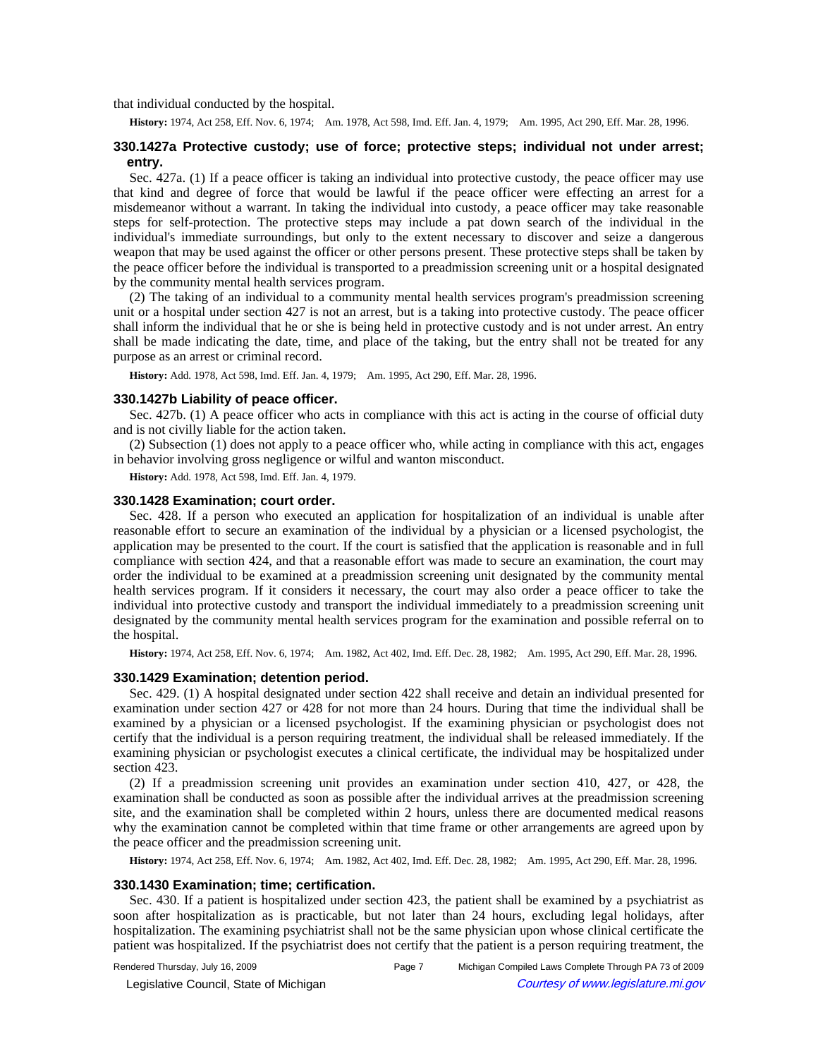that individual conducted by the hospital.

**History:** 1974, Act 258, Eff. Nov. 6, 1974; Am. 1978, Act 598, Imd. Eff. Jan. 4, 1979; Am. 1995, Act 290, Eff. Mar. 28, 1996.

### 330.1427a Protective custody; use of force; protective steps; individual not under arrest; entry.

Sec. 427a. (1) If a peace officer is taking an individual into protective custody, the peace officer may use that kind and degree of force that would be lawful if the peace officer were effecting an arrest for a misdemeanor without a warrant. In taking the individual into custody, a peace officer may take reasonable steps for self-protection. The protective steps may include a pat down search of the individual in the individual's immediate surroundings, but only to the extent necessary to discover and seize a dangerous weapon that may be used against the officer or other persons present. These protective steps shall be taken by the peace officer before the individual is transported to a preadmission screening unit or a hospital designated by the community mental health services program.

(2) The taking of an individual to a community mental health services program's preadmission screening unit or a hospital under section 427 is not an arrest, but is a taking into protective custody. The peace officer shall inform the individual that he or she is being held in protective custody and is not under arrest. An entry shall be made indicating the date, time, and place of the taking, but the entry shall not be treated for any purpose as an arrest or criminal record.

**History:** Add. 1978, Act 598, Imd. Eff. Jan. 4, 1979; Am. 1995, Act 290, Eff. Mar. 28, 1996.

### 330.1427b Liability of peace officer.

Sec. 427b. (1) A peace officer who acts in compliance with this act is acting in the course of official duty and is not civilly liable for the action taken.

(2) Subsection (1) does not apply to a peace officer who, while acting in compliance with this act, engages in behavior involving gross negligence or wilful and wanton misconduct.

**History:** Add. 1978, Act 598, Imd. Eff. Jan. 4, 1979.

### 330.1428 Examination; court order.

Sec. 428. If a person who executed an application for hospitalization of an individual is unable after reasonable effort to secure an examination of the individual by a physician or a licensed psychologist, the application may be presented to the court. If the court is satisfied that the application is reasonable and in full compliance with section 424, and that a reasonable effort was made to secure an examination, the court may order the individual to be examined at a preadmission screening unit designated by the community mental health services program. If it considers it necessary, the court may also order a peace officer to take the individual into protective custody and transport the individual immediately to a preadmission screening unit designated by the community mental health services program for the examination and possible referral on to the hospital.

**History:** 1974, Act 258, Eff. Nov. 6, 1974; Am. 1982, Act 402, Imd. Eff. Dec. 28, 1982; Am. 1995, Act 290, Eff. Mar. 28, 1996.

### 330.1429 Examination; detention period.

Sec. 429. (1) A hospital designated under section 422 shall receive and detain an individual presented for examination under section 427 or 428 for not more than 24 hours. During that time the individual shall be examined by a physician or a licensed psychologist. If the examining physician or psychologist does not certify that the individual is a person requiring treatment, the individual shall be released immediately. If the examining physician or psychologist executes a clinical certificate, the individual may be hospitalized under section 423.

(2) If a preadmission screening unit provides an examination under section 410, 427, or 428, the examination shall be conducted as soon as possible after the individual arrives at the preadmission screening site, and the examination shall be completed within 2 hours, unless there are documented medical reasons why the examination cannot be completed within that time frame or other arrangements are agreed upon by the peace officer and the preadmission screening unit.

**History:** 1974, Act 258, Eff. Nov. 6, 1974; Am. 1982, Act 402, Imd. Eff. Dec. 28, 1982; Am. 1995, Act 290, Eff. Mar. 28, 1996.

### 330.1430 Examination; time; certification.

Sec. 430. If a patient is hospitalized under section 423, the patient shall be examined by a psychiatrist as soon after hospitalization as is practicable, but not later than 24 hours, excluding legal holidays, after hospitalization. The examining psychiatrist shall not be the same physician upon whose clinical certificate the patient was hospitalized. If the psychiatrist does not certify that the patient is a person requiring treatment, the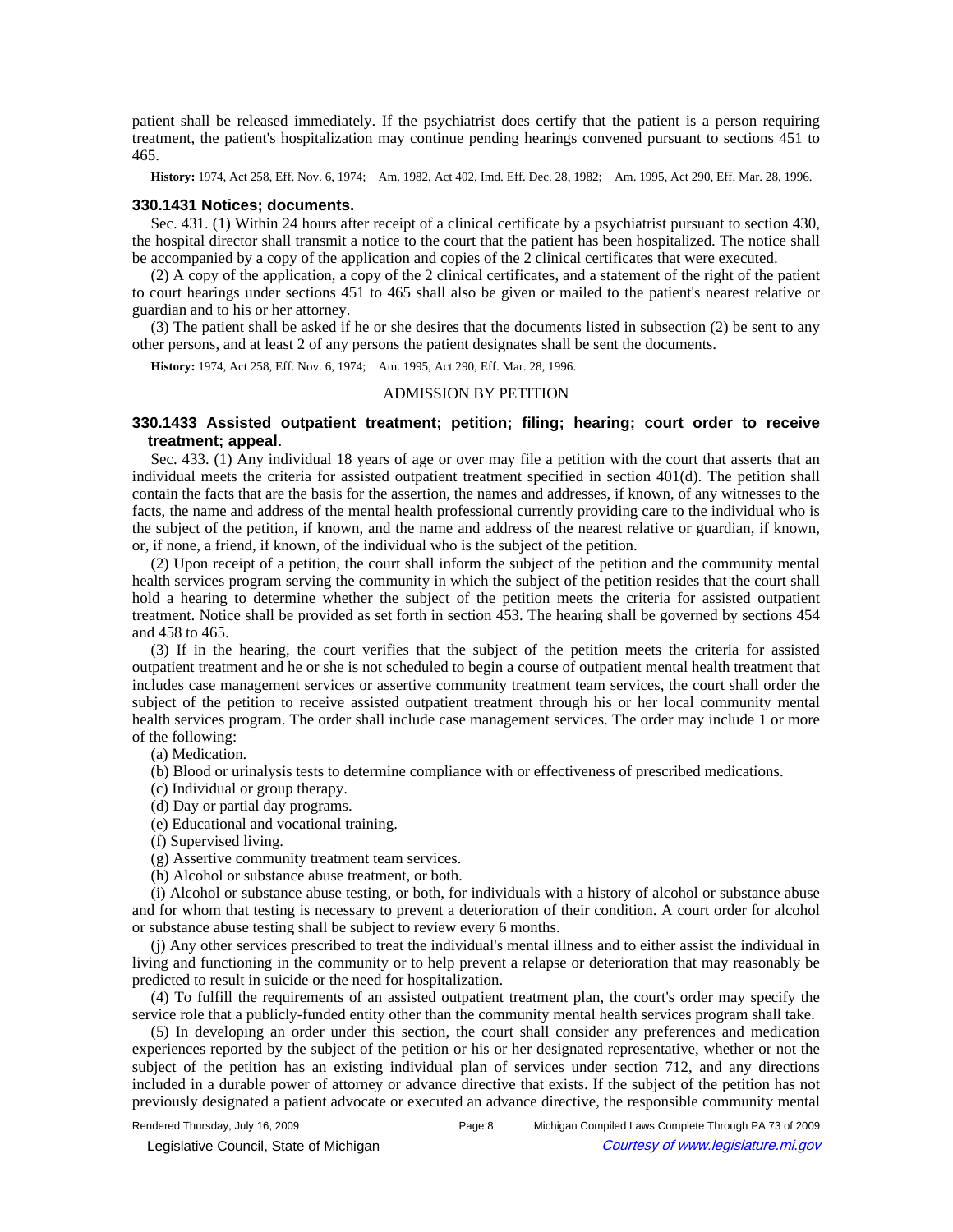patient shall be released immediately. If the psychiatrist does certify that the patient is a person requiring treatment, the patient's hospitalization may continue pending hearings convened pursuant to sections 451 to 465.

**History:** 1974, Act 258, Eff. Nov. 6, 1974;—Am. 1982, Act 402, Imd. Eff. Dec. 28, 1982;—Am. 1995, Act 290, Eff. Mar. 28, 1996.

### 330.1431 Notices; documents.

Sec. 431. (1) Within 24 hours after receipt of a clinical certificate by a psychiatrist pursuant to section 430, the hospital director shall transmit a notice to the court that the patient has been hospitalized. The notice shall be accompanied by a copy of the application and copies of the 2 clinical certificates that were executed.

(2) A copy of the application, a copy of the 2 clinical certificates, and a statement of the right of the patient to court hearings under sections 451 to 465 shall also be given or mailed to the patient's nearest relative or guardian and to his or her attorney.

(3) The patient shall be asked if he or she desires that the documents listed in subsection (2) be sent to any other persons, and at least 2 of any persons the patient designates shall be sent the documents.

**History:** 1974, Act 258, Eff. Nov. 6, 1974;—Am. 1995, Act 290, Eff. Mar. 28, 1996.

ADMISSION BY PETITION

### 330.1433 Assisted outpatient treatment; petition; filing; hearing; court order to receive treatment; appeal.

Sec. 433. (1) Any individual 18 years of age or over may file a petition with the court that asserts that an individual meets the criteria for assisted outpatient treatment specified in section 401(d). The petition shall contain the facts that are the basis for the assertion, the names and addresses, if known, of any witnesses to the facts, the name and address of the mental health professional currently providing care to the individual who is the subject of the petition, if known, and the name and address of the nearest relative or guardian, if known, or, if none, a friend, if known, of the individual who is the subject of the petition.

(2) Upon receipt of a petition, the court shall inform the subject of the petition and the community mental health services program serving the community in which the subject of the petition resides that the court shall hold a hearing to determine whether the subject of the petition meets the criteria for assisted outpatient treatment. Notice shall be provided as set forth in section 453. The hearing shall be governed by sections 454 and 458 to 465.

(3) If in the hearing, the court verifies that the subject of the petition meets the criteria for assisted outpatient treatment and he or she is not scheduled to begin a course of outpatient mental health treatment that includes case management services or assertive community treatment team services, the court shall order the subject of the petition to receive assisted outpatient treatment through his or her local community mental health services program. The order shall include case management services. The order may include 1 or more of the following:

(a) Medication.

(b) Blood or urinalysis tests to determine compliance with or effectiveness of prescribed medications.

(c) Individual or group therapy.

(d) Day or partial day programs.

(e) Educational and vocational training.

(f) Supervised living.

(g) Assertive community treatment team services.

(h) Alcohol or substance abuse treatment, or both.

(i) Alcohol or substance abuse testing, or both, for individuals with a history of alcohol or substance abuse and for whom that testing is necessary to prevent a deterioration of their condition. A court order for alcohol or substance abuse testing shall be subject to review every 6 months.

(j) Any other services prescribed to treat the individual's mental illness and to either assist the individual in living and functioning in the community or to help prevent a relapse or deterioration that may reasonably be predicted to result in suicide or the need for hospitalization.

(4) To fulfill the requirements of an assisted outpatient treatment plan, the court's order may specify the service role that a publicly-funded entity other than the community mental health services program shall take.

(5) In developing an order under this section, the court shall consider any preferences and medication experiences reported by the subject of the petition or his or her designated representative, whether or not the subject of the petition has an existing individual plan of services under section 712, and any directions included in a durable power of attorney or advance directive that exists. If the subject of the petition has not previously designated a patient advocate or executed an advance directive, the responsible community mental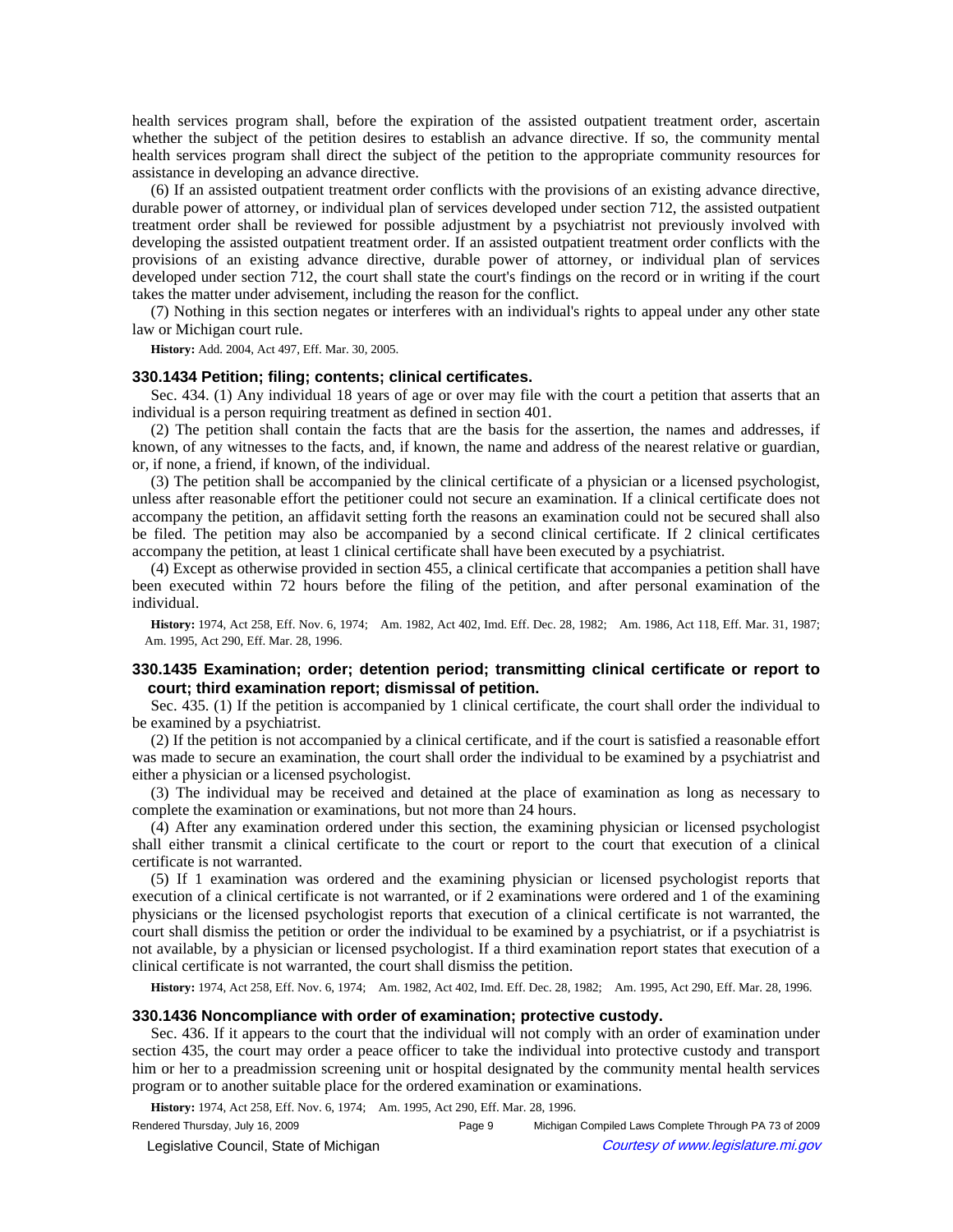health services program shall, before the expiration of the assisted outpatient treatment order, ascertain whether the subject of the petition desires to establish an advance directive. If so, the community mental health services program shall direct the subject of the petition to the appropriate community resources for assistance in developing an advance directive.

(6) If an assisted outpatient treatment order conflicts with the provisions of an existing advance directive, durable power of attorney, or individual plan of services developed under section 712, the assisted outpatient treatment order shall be reviewed for possible adjustment by a psychiatrist not previously involved with developing the assisted outpatient treatment order. If an assisted outpatient treatment order conflicts with the provisions of an existing advance directive, durable power of attorney, or individual plan of services developed under section 712, the court shall state the court's findings on the record or in writing if the court takes the matter under advisement, including the reason for the conflict.

(7) Nothing in this section negates or interferes with an individual's rights to appeal under any other state law or Michigan court rule.

**History:** Add. 2004, Act 497, Eff. Mar. 30, 2005.

### 330.1434 Petition; filing; contents; clinical certificates.

Sec. 434. (1) Any individual 18 years of age or over may file with the court a petition that asserts that an individual is a person requiring treatment as defined in section 401.

(2) The petition shall contain the facts that are the basis for the assertion, the names and addresses, if known, of any witnesses to the facts, and, if known, the name and address of the nearest relative or guardian, or, if none, a friend, if known, of the individual.

(3) The petition shall be accompanied by the clinical certificate of a physician or a licensed psychologist, unless after reasonable effort the petitioner could not secure an examination. If a clinical certificate does not accompany the petition, an affidavit setting forth the reasons an examination could not be secured shall also be filed. The petition may also be accompanied by a second clinical certificate. If 2 clinical certificates accompany the petition, at least 1 clinical certificate shall have been executed by a psychiatrist.

(4) Except as otherwise provided in section 455, a clinical certificate that accompanies a petition shall have been executed within 72 hours before the filing of the petition, and after personal examination of the individual.

**History:** 1974, Act 258, Eff. Nov. 6, 1974; Am. 1982, Act 402, Imd. Eff. Dec. 28, 1982; Am. 1986, Act 118, Eff. Mar. 31, 1987; Am. 1995, Act 290, Eff. Mar. 28, 1996.

### 330.1435 Examination; order; detention period; transmitting clinical certificate or report to court; third examination report; dismissal of petition.

Sec. 435. (1) If the petition is accompanied by 1 clinical certificate, the court shall order the individual to be examined by a psychiatrist.

(2) If the petition is not accompanied by a clinical certificate, and if the court is satisfied a reasonable effort was made to secure an examination, the court shall order the individual to be examined by a psychiatrist and either a physician or a licensed psychologist.

(3) The individual may be received and detained at the place of examination as long as necessary to complete the examination or examinations, but not more than 24 hours.

(4) After any examination ordered under this section, the examining physician or licensed psychologist shall either transmit a clinical certificate to the court or report to the court that execution of a clinical certificate is not warranted.

(5) If 1 examination was ordered and the examining physician or licensed psychologist reports that execution of a clinical certificate is not warranted, or if 2 examinations were ordered and 1 of the examining physicians or the licensed psychologist reports that execution of a clinical certificate is not warranted, the court shall dismiss the petition or order the individual to be examined by a psychiatrist, or if a psychiatrist is not available, by a physician or licensed psychologist. If a third examination report states that execution of a clinical certificate is not warranted, the court shall dismiss the petition.

**History:** 1974, Act 258, Eff. Nov. 6, 1974; Am. 1982, Act 402, Imd. Eff. Dec. 28, 1982; Am. 1995, Act 290, Eff. Mar. 28, 1996.

### 330.1436 Noncompliance with order of examination; protective custody.

Sec. 436. If it appears to the court that the individual will not comply with an order of examination under section 435, the court may order a peace officer to take the individual into protective custody and transport him or her to a preadmission screening unit or hospital designated by the community mental health services program or to another suitable place for the ordered examination or examinations.

**History:** 1974, Act 258, Eff. Nov. 6, 1974; Am. 1995, Act 290, Eff. Mar. 28, 1996.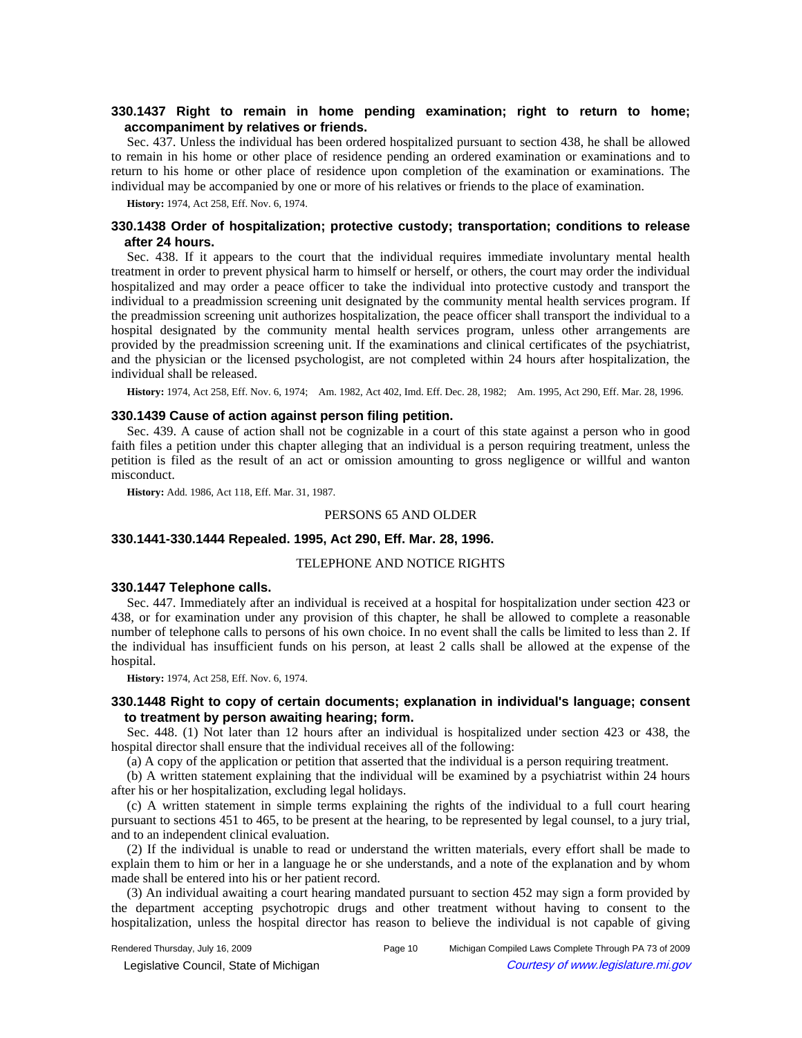### 330.1437 Right to remain in home pending examination; right to return to home; accompaniment by relatives or friends.

Sec. 437. Unless the individual has been ordered hospitalized pursuant to section 438, he shall be allowed to remain in his home or other place of residence pending an ordered examination or examinations and to return to his home or other place of residence upon completion of the examination or examinations. The individual may be accompanied by one or more of his relatives or friends to the place of examination.

**History:** 1974, Act 258, Eff. Nov. 6, 1974.

### 330.1438 Order of hospitalization; protective custody; transportation; conditions to release after 24 hours.

Sec. 438. If it appears to the court that the individual requires immediate involuntary mental health treatment in order to prevent physical harm to himself or herself, or others, the court may order the individual hospitalized and may order a peace officer to take the individual into protective custody and transport the individual to a preadmission screening unit designated by the community mental health services program. If the preadmission screening unit authorizes hospitalization, the peace officer shall transport the individual to a hospital designated by the community mental health services program, unless other arrangements are provided by the preadmission screening unit. If the examinations and clinical certificates of the psychiatrist, and the physician or the licensed psychologist, are not completed within 24 hours after hospitalization, the individual shall be released.

**History:** 1974, Act 258, Eff. Nov. 6, 1974; Am. 1982, Act 402, Imd. Eff. Dec. 28, 1982; Am. 1995, Act 290, Eff. Mar. 28, 1996.

### 330.1439 Cause of action against person filing petition.

Sec. 439. A cause of action shall not be cognizable in a court of this state against a person who in good faith files a petition under this chapter alleging that an individual is a person requiring treatment, unless the petition is filed as the result of an act or omission amounting to gross negligence or willful and wanton misconduct.

**History:** Add. 1986, Act 118, Eff. Mar. 31, 1987.

PERSONS 65 AND OLDER

### 330.1441-330.1444 Repealed. 1995, Act 290, Eff. Mar. 28, 1996.

TELEPHONE AND NOTICE RIGHTS

### 330.1447 Telephone calls.

Sec. 447. Immediately after an individual is received at a hospital for hospitalization under section 423 or 438, or for examination under any provision of this chapter, he shall be allowed to complete a reasonable number of telephone calls to persons of his own choice. In no event shall the calls be limited to less than 2. If the individual has insufficient funds on his person, at least 2 calls shall be allowed at the expense of the hospital.

**History:** 1974, Act 258, Eff. Nov. 6, 1974.

### 330.1448 Right to copy of certain documents; explanation in individual's language; consent to treatment by person awaiting hearing; form.

Sec. 448. (1) Not later than 12 hours after an individual is hospitalized under section 423 or 438, the hospital director shall ensure that the individual receives all of the following:

(a) A copy of the application or petition that asserted that the individual is a person requiring treatment.

(b) A written statement explaining that the individual will be examined by a psychiatrist within 24 hours after his or her hospitalization, excluding legal holidays.

(c) A written statement in simple terms explaining the rights of the individual to a full court hearing pursuant to sections 451 to 465, to be present at the hearing, to be represented by legal counsel, to a jury trial, and to an independent clinical evaluation.

(2) If the individual is unable to read or understand the written materials, every effort shall be made to explain them to him or her in a language he or she understands, and a note of the explanation and by whom made shall be entered into his or her patient record.

(3) An individual awaiting a court hearing mandated pursuant to section 452 may sign a form provided by the department accepting psychotropic drugs and other treatment without having to consent to the hospitalization, unless the hospital director has reason to believe the individual is not capable of giving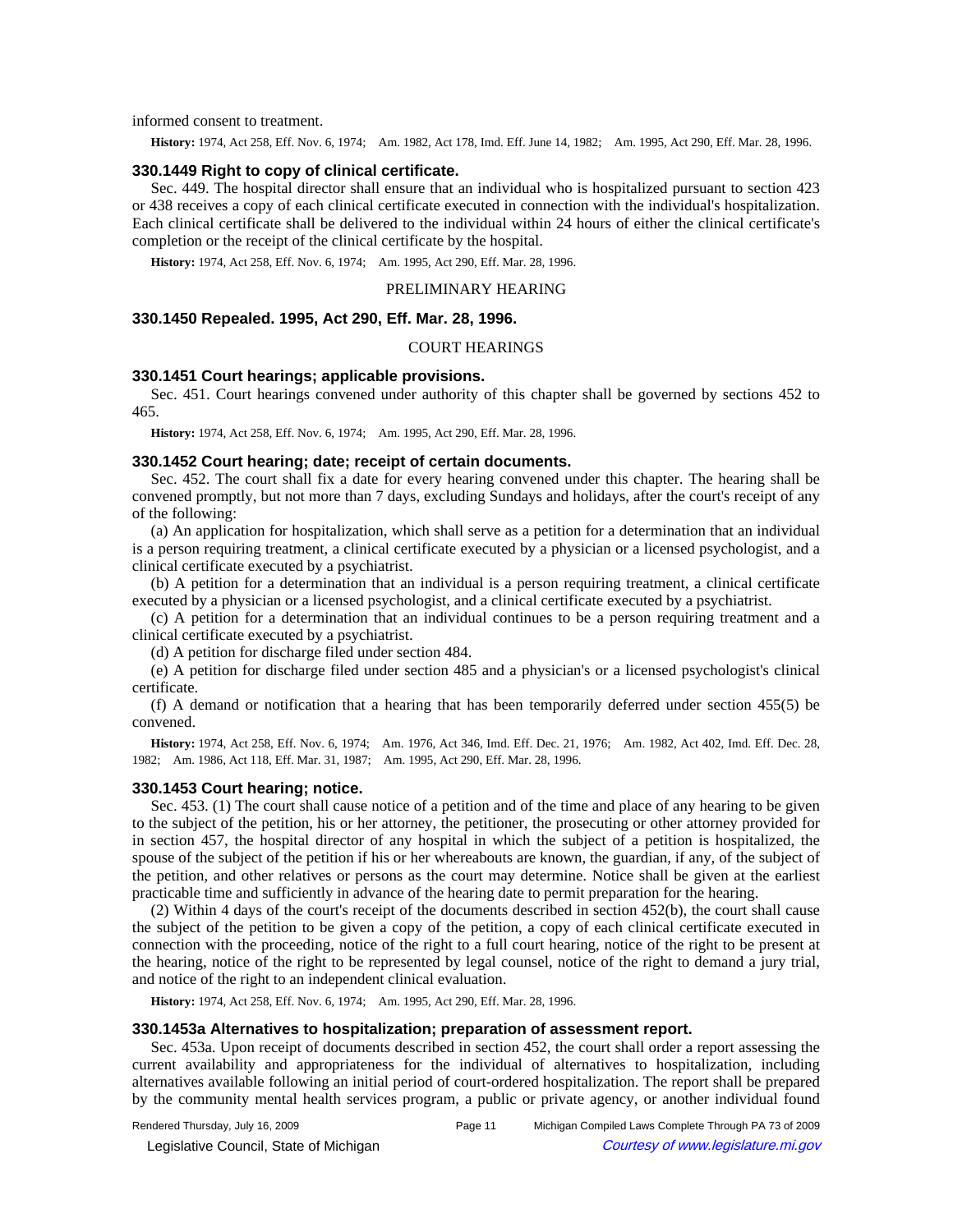informed consent to treatment.

**History:** 1974, Act 258, Eff. Nov. 6, 1974; Am. 1982, Act 178, Imd. Eff. June 14, 1982; Am. 1995, Act 290, Eff. Mar. 28, 1996.

### 330.1449 Right to copy of clinical certificate.

Sec. 449. The hospital director shall ensure that an individual who is hospitalized pursuant to section 423 or 438 receives a copy of each clinical certificate executed in connection with the individual's hospitalization. Each clinical certificate shall be delivered to the individual within 24 hours of either the clinical certificate's completion or the receipt of the clinical certificate by the hospital.

**History:** 1974, Act 258, Eff. Nov. 6, 1974; Am. 1995, Act 290, Eff. Mar. 28, 1996.

PRELIMINARY HEARING

### 330.1450 Repealed. 1995, Act 290, Eff. Mar. 28, 1996.

COURT HEARINGS

### 330.1451 Court hearings; applicable provisions.

Sec. 451. Court hearings convened under authority of this chapter shall be governed by sections 452 to 465.

**History:** 1974, Act 258, Eff. Nov. 6, 1974; Am. 1995, Act 290, Eff. Mar. 28, 1996.

### 330.1452 Court hearing; date; receipt of certain documents.

Sec. 452. The court shall fix a date for every hearing convened under this chapter. The hearing shall be convened promptly, but not more than 7 days, excluding Sundays and holidays, after the court's receipt of any of the following:

(a) An application for hospitalization, which shall serve as a petition for a determination that an individual is a person requiring treatment, a clinical certificate executed by a physician or a licensed psychologist, and a clinical certificate executed by a psychiatrist.

(b) A petition for a determination that an individual is a person requiring treatment, a clinical certificate executed by a physician or a licensed psychologist, and a clinical certificate executed by a psychiatrist.

(c) A petition for a determination that an individual continues to be a person requiring treatment and a clinical certificate executed by a psychiatrist.

(d) A petition for discharge filed under section 484.

(e) A petition for discharge filed under section 485 and a physician's or a licensed psychologist's clinical certificate.

(f) A demand or notification that a hearing that has been temporarily deferred under section 455(5) be convened.

**History:** 1974, Act 258, Eff. Nov. 6, 1974; Am. 1976, Act 346, Imd. Eff. Dec. 21, 1976; Am. 1982, Act 402, Imd. Eff. Dec. 28, 1982; Am. 1986, Act 118, Eff. Mar. 31, 1987; Am. 1995, Act 290, Eff. Mar. 28, 1996.

### 330.1453 Court hearing; notice.

Sec. 453. (1) The court shall cause notice of a petition and of the time and place of any hearing to be given to the subject of the petition, his or her attorney, the petitioner, the prosecuting or other attorney provided for in section 457, the hospital director of any hospital in which the subject of a petition is hospitalized, the spouse of the subject of the petition if his or her whereabouts are known, the guardian, if any, of the subject of the petition, and other relatives or persons as the court may determine. Notice shall be given at the earliest practicable time and sufficiently in advance of the hearing date to permit preparation for the hearing.

(2) Within 4 days of the court's receipt of the documents described in section 452(b), the court shall cause the subject of the petition to be given a copy of the petition, a copy of each clinical certificate executed in connection with the proceeding, notice of the right to a full court hearing, notice of the right to be present at the hearing, notice of the right to be represented by legal counsel, notice of the right to demand a jury trial, and notice of the right to an independent clinical evaluation.

**History:** 1974, Act 258, Eff. Nov. 6, 1974; Am. 1995, Act 290, Eff. Mar. 28, 1996.

### 330.1453a Alternatives to hospitalization; preparation of assessment report.

Sec. 453a. Upon receipt of documents described in section 452, the court shall order a report assessing the current availability and appropriateness for the individual of alternatives to hospitalization, including alternatives available following an initial period of court-ordered hospitalization. The report shall be prepared by the community mental health services program, a public or private agency, or another individual found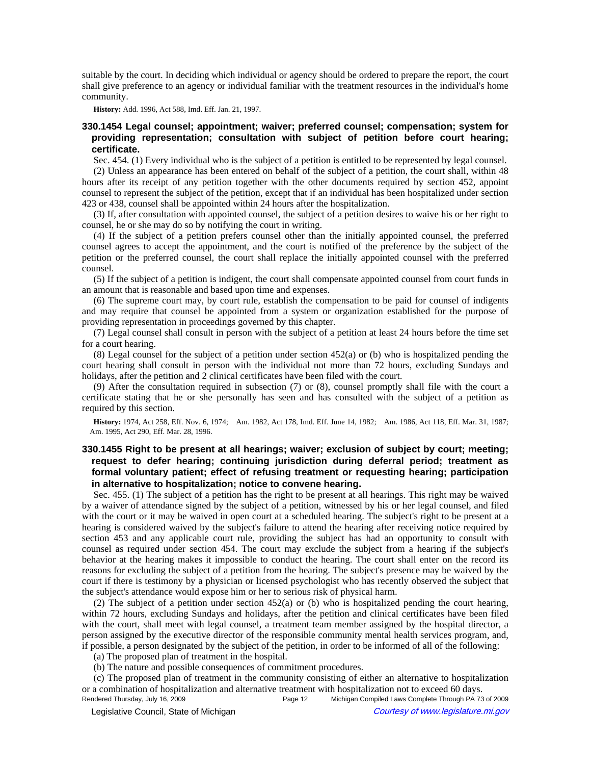suitable by the court. In deciding which individual or agency should be ordered to prepare the report, the court shall give preference to an agency or individual familiar with the treatment resources in the individual's home community.

**History:** Add. 1996, Act 588, Imd. Eff. Jan. 21, 1997.

### 330.1454 Legal counsel; appointment; waiver; preferred counsel; compensation; system for providing representation; consultation with subject of petition before court hearing; certificate.

Sec. 454. (1) Every individual who is the subject of a petition is entitled to be represented by legal counsel.

(2) Unless an appearance has been entered on behalf of the subject of a petition, the court shall, within 48 hours after its receipt of any petition together with the other documents required by section 452, appoint counsel to represent the subject of the petition, except that if an individual has been hospitalized under section 423 or 438, counsel shall be appointed within 24 hours after the hospitalization.

(3) If, after consultation with appointed counsel, the subject of a petition desires to waive his or her right to counsel, he or she may do so by notifying the court in writing.

(4) If the subject of a petition prefers counsel other than the initially appointed counsel, the preferred counsel agrees to accept the appointment, and the court is notified of the preference by the subject of the petition or the preferred counsel, the court shall replace the initially appointed counsel with the preferred counsel.

(5) If the subject of a petition is indigent, the court shall compensate appointed counsel from court funds in an amount that is reasonable and based upon time and expenses.

(6) The supreme court may, by court rule, establish the compensation to be paid for counsel of indigents and may require that counsel be appointed from a system or organization established for the purpose of providing representation in proceedings governed by this chapter.

(7) Legal counsel shall consult in person with the subject of a petition at least 24 hours before the time set for a court hearing.

(8) Legal counsel for the subject of a petition under section 452(a) or (b) who is hospitalized pending the court hearing shall consult in person with the individual not more than 72 hours, excluding Sundays and holidays, after the petition and 2 clinical certificates have been filed with the court.

(9) After the consultation required in subsection (7) or (8), counsel promptly shall file with the court a certificate stating that he or she personally has seen and has consulted with the subject of a petition as required by this section.

**History:** 1974, Act 258, Eff. Nov. 6, 1974; Am. 1982, Act 178, Imd. Eff. June 14, 1982; Am. 1986, Act 118, Eff. Mar. 31, 1987; Am. 1995, Act 290, Eff. Mar. 28, 1996.

### 330.1455 Right to be present at all hearings; waiver; exclusion of subject by court; meeting; request to defer hearing; continuing jurisdiction during deferral period; treatment as formal voluntary patient; effect of refusing treatment or requesting hearing; participation in alternative to hospitalization; notice to convene hearing.

Sec. 455. (1) The subject of a petition has the right to be present at all hearings. This right may be waived by a waiver of attendance signed by the subject of a petition, witnessed by his or her legal counsel, and filed with the court or it may be waived in open court at a scheduled hearing. The subject's right to be present at a hearing is considered waived by the subject's failure to attend the hearing after receiving notice required by section 453 and any applicable court rule, providing the subject has had an opportunity to consult with counsel as required under section 454. The court may exclude the subject from a hearing if the subject's behavior at the hearing makes it impossible to conduct the hearing. The court shall enter on the record its reasons for excluding the subject of a petition from the hearing. The subject's presence may be waived by the court if there is testimony by a physician or licensed psychologist who has recently observed the subject that the subject's attendance would expose him or her to serious risk of physical harm.

(2) The subject of a petition under section 452(a) or (b) who is hospitalized pending the court hearing, within 72 hours, excluding Sundays and holidays, after the petition and clinical certificates have been filed with the court, shall meet with legal counsel, a treatment team member assigned by the hospital director, a person assigned by the executive director of the responsible community mental health services program, and, if possible, a person designated by the subject of the petition, in order to be informed of all of the following:

(a) The proposed plan of treatment in the hospital.

(b) The nature and possible consequences of commitment procedures.

(c) The proposed plan of treatment in the community consisting of either an alternative to hospitalization or a combination of hospitalization and alternative treatment with hospitalization not to exceed 60 days.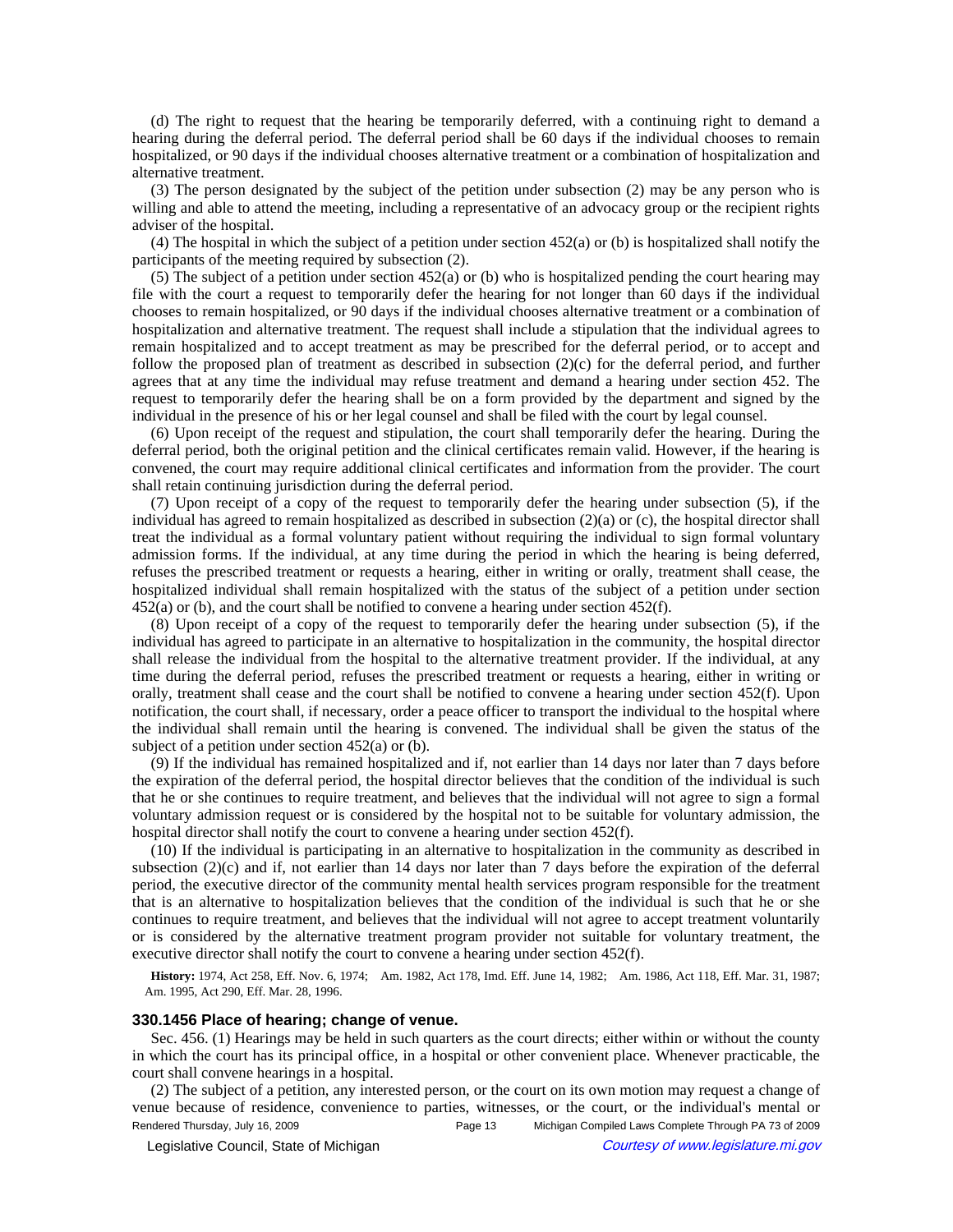(d) The right to request that the hearing be temporarily deferred, with a continuing right to demand a hearing during the deferral period. The deferral period shall be 60 days if the individual chooses to remain hospitalized, or 90 days if the individual chooses alternative treatment or a combination of hospitalization and alternative treatment.

(3) The person designated by the subject of the petition under subsection (2) may be any person who is willing and able to attend the meeting, including a representative of an advocacy group or the recipient rights adviser of the hospital.

(4) The hospital in which the subject of a petition under section 452(a) or (b) is hospitalized shall notify the participants of the meeting required by subsection (2).

(5) The subject of a petition under section 452(a) or (b) who is hospitalized pending the court hearing may file with the court a request to temporarily defer the hearing for not longer than 60 days if the individual chooses to remain hospitalized, or 90 days if the individual chooses alternative treatment or a combination of hospitalization and alternative treatment. The request shall include a stipulation that the individual agrees to remain hospitalized and to accept treatment as may be prescribed for the deferral period, or to accept and follow the proposed plan of treatment as described in subsection (2)(c) for the deferral period, and further agrees that at any time the individual may refuse treatment and demand a hearing under section 452. The request to temporarily defer the hearing shall be on a form provided by the department and signed by the individual in the presence of his or her legal counsel and shall be filed with the court by legal counsel.

(6) Upon receipt of the request and stipulation, the court shall temporarily defer the hearing. During the deferral period, both the original petition and the clinical certificates remain valid. However, if the hearing is convened, the court may require additional clinical certificates and information from the provider. The court shall retain continuing jurisdiction during the deferral period.

(7) Upon receipt of a copy of the request to temporarily defer the hearing under subsection (5), if the individual has agreed to remain hospitalized as described in subsection (2)(a) or (c), the hospital director shall treat the individual as a formal voluntary patient without requiring the individual to sign formal voluntary admission forms. If the individual, at any time during the period in which the hearing is being deferred, refuses the prescribed treatment or requests a hearing, either in writing or orally, treatment shall cease, the hospitalized individual shall remain hospitalized with the status of the subject of a petition under section 452(a) or (b), and the court shall be notified to convene a hearing under section 452(f).

(8) Upon receipt of a copy of the request to temporarily defer the hearing under subsection (5), if the individual has agreed to participate in an alternative to hospitalization in the community, the hospital director shall release the individual from the hospital to the alternative treatment provider. If the individual, at any time during the deferral period, refuses the prescribed treatment or requests a hearing, either in writing or orally, treatment shall cease and the court shall be notified to convene a hearing under section 452(f). Upon notification, the court shall, if necessary, order a peace officer to transport the individual to the hospital where the individual shall remain until the hearing is convened. The individual shall be given the status of the subject of a petition under section 452(a) or (b).

(9) If the individual has remained hospitalized and if, not earlier than 14 days nor later than 7 days before the expiration of the deferral period, the hospital director believes that the condition of the individual is such that he or she continues to require treatment, and believes that the individual will not agree to sign a formal voluntary admission request or is considered by the hospital not to be suitable for voluntary admission, the hospital director shall notify the court to convene a hearing under section 452(f).

(10) If the individual is participating in an alternative to hospitalization in the community as described in subsection (2)(c) and if, not earlier than 14 days nor later than 7 days before the expiration of the deferral period, the executive director of the community mental health services program responsible for the treatment that is an alternative to hospitalization believes that the condition of the individual is such that he or she continues to require treatment, and believes that the individual will not agree to accept treatment voluntarily or is considered by the alternative treatment program provider not suitable for voluntary treatment, the executive director shall notify the court to convene a hearing under section 452(f).

**History:** 1974, Act 258, Eff. Nov. 6, 1974;—Am. 1982, Act 178, Imd. Eff. June 14, 1982;—Am. 1986, Act 118, Eff. Mar. 31, 1987;—Am. 1995, Act 290, Eff. Mar. 28, 1996.

### 330.1456 Place of hearing; change of venue.

Sec. 456. (1) Hearings may be held in such quarters as the court directs; either within or without the county in which the court has its principal office, in a hospital or other convenient place. Whenever practicable, the court shall convene hearings in a hospital.

(2) The subject of a petition, any interested person, or the court on its own motion may request a change of venue because of residence, convenience to parties, witnesses, or the court, or the individual's mental or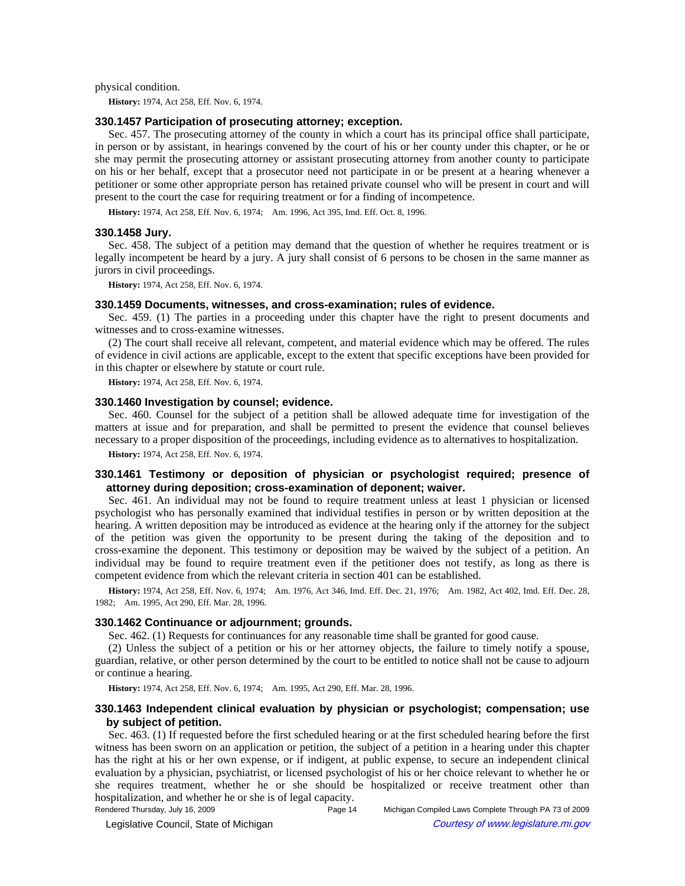physical condition.

**History:** 1974, Act 258, Eff. Nov. 6, 1974.

### 330.1457 Participation of prosecuting attorney; exception.

Sec. 457. The prosecuting attorney of the county in which a court has its principal office shall participate, in person or by assistant, in hearings convened by the court of his or her county under this chapter, or he or she may permit the prosecuting attorney or assistant prosecuting attorney from another county to participate on his or her behalf, except that a prosecutor need not participate in or be present at a hearing whenever a petitioner or some other appropriate person has retained private counsel who will be present in court and will present to the court the case for requiring treatment or for a finding of incompetence.

**History:** 1974, Act 258, Eff. Nov. 6, 1974; Am. 1996, Act 395, Imd. Eff. Oct. 8, 1996.

### 330.1458 Jury.

Sec. 458. The subject of a petition may demand that the question of whether he requires treatment or is legally incompetent be heard by a jury. A jury shall consist of 6 persons to be chosen in the same manner as jurors in civil proceedings.

**History:** 1974, Act 258, Eff. Nov. 6, 1974.

### 330.1459 Documents, witnesses, and cross-examination; rules of evidence.

Sec. 459. (1) The parties in a proceeding under this chapter have the right to present documents and witnesses and to cross-examine witnesses.

(2) The court shall receive all relevant, competent, and material evidence which may be offered. The rules of evidence in civil actions are applicable, except to the extent that specific exceptions have been provided for in this chapter or elsewhere by statute or court rule.

**History:** 1974, Act 258, Eff. Nov. 6, 1974.

### 330.1460 Investigation by counsel; evidence.

Sec. 460. Counsel for the subject of a petition shall be allowed adequate time for investigation of the matters at issue and for preparation, and shall be permitted to present the evidence that counsel believes necessary to a proper disposition of the proceedings, including evidence as to alternatives to hospitalization.

**History:** 1974, Act 258, Eff. Nov. 6, 1974.

### 330.1461 Testimony or deposition of physician or psychologist required; presence of attorney during deposition; cross-examination of deponent; waiver.

Sec. 461. An individual may not be found to require treatment unless at least 1 physician or licensed psychologist who has personally examined that individual testifies in person or by written deposition at the hearing. A written deposition may be introduced as evidence at the hearing only if the attorney for the subject of the petition was given the opportunity to be present during the taking of the deposition and to cross-examine the deponent. This testimony or deposition may be waived by the subject of a petition. An individual may be found to require treatment even if the petitioner does not testify, as long as there is competent evidence from which the relevant criteria in section 401 can be established.

**History:** 1974, Act 258, Eff. Nov. 6, 1974; Am. 1976, Act 346, Imd. Eff. Dec. 21, 1976; Am. 1982, Act 402, Imd. Eff. Dec. 28, 1982; Am. 1995, Act 290, Eff. Mar. 28, 1996.

### 330.1462 Continuance or adjournment; grounds.

Sec. 462. (1) Requests for continuances for any reasonable time shall be granted for good cause.

(2) Unless the subject of a petition or his or her attorney objects, the failure to timely notify a spouse, guardian, relative, or other person determined by the court to be entitled to notice shall not be cause to adjourn or continue a hearing.

**History:** 1974, Act 258, Eff. Nov. 6, 1974; Am. 1995, Act 290, Eff. Mar. 28, 1996.

### 330.1463 Independent clinical evaluation by physician or psychologist; compensation; use by subject of petition.

Sec. 463. (1) If requested before the first scheduled hearing or at the first scheduled hearing before the first witness has been sworn on an application or petition, the subject of a petition in a hearing under this chapter has the right at his or her own expense, or if indigent, at public expense, to secure an independent clinical evaluation by a physician, psychiatrist, or licensed psychologist of his or her choice relevant to whether he or she requires treatment, whether he or she should be hospitalized or receive treatment other than hospitalization, and whether he or she is of legal capacity.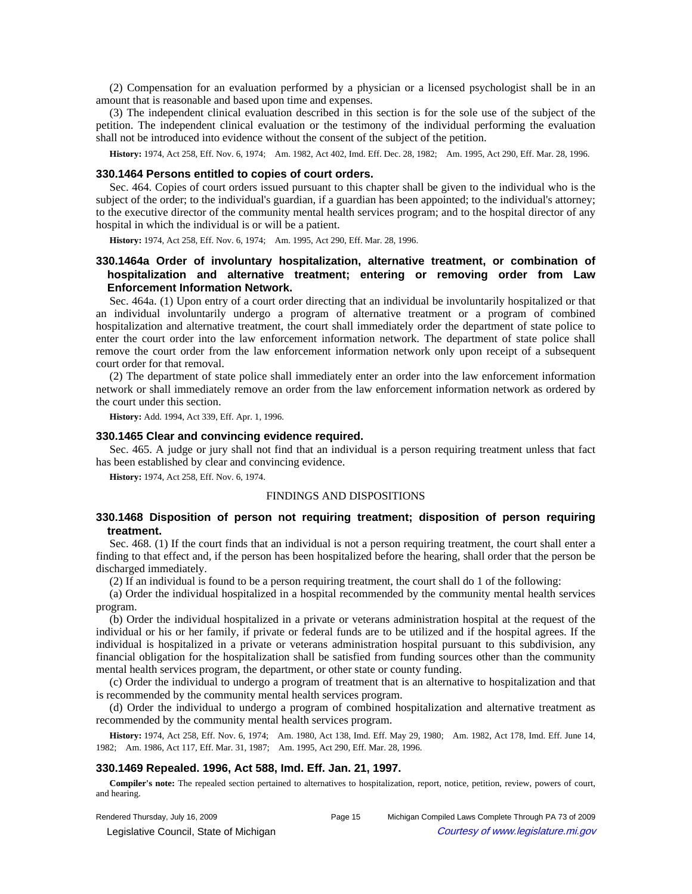(2) Compensation for an evaluation performed by a physician or a licensed psychologist shall be in an amount that is reasonable and based upon time and expenses.

(3) The independent clinical evaluation described in this section is for the sole use of the subject of the petition. The independent clinical evaluation or the testimony of the individual performing the evaluation shall not be introduced into evidence without the consent of the subject of the petition.

**History:** 1974, Act 258, Eff. Nov. 6, 1974; Am. 1982, Act 402, Imd. Eff. Dec. 28, 1982; Am. 1995, Act 290, Eff. Mar. 28, 1996.

### 330.1464 Persons entitled to copies of court orders.

Sec. 464. Copies of court orders issued pursuant to this chapter shall be given to the individual who is the subject of the order; to the individual's guardian, if a guardian has been appointed; to the individual's attorney; to the executive director of the community mental health services program; and to the hospital director of any hospital in which the individual is or will be a patient.

**History:** 1974, Act 258, Eff. Nov. 6, 1974; Am. 1995, Act 290, Eff. Mar. 28, 1996.

### 330.1464a Order of involuntary hospitalization, alternative treatment, or combination of hospitalization and alternative treatment; entering or removing order from Law Enforcement Information Network.

Sec. 464a. (1) Upon entry of a court order directing that an individual be involuntarily hospitalized or that an individual involuntarily undergo a program of alternative treatment or a program of combined hospitalization and alternative treatment, the court shall immediately order the department of state police to enter the court order into the law enforcement information network. The department of state police shall remove the court order from the law enforcement information network only upon receipt of a subsequent court order for that removal.

(2) The department of state police shall immediately enter an order into the law enforcement information network or shall immediately remove an order from the law enforcement information network as ordered by the court under this section.

**History:** Add. 1994, Act 339, Eff. Apr. 1, 1996.

### 330.1465 Clear and convincing evidence required.

Sec. 465. A judge or jury shall not find that an individual is a person requiring treatment unless that fact has been established by clear and convincing evidence.

**History:** 1974, Act 258, Eff. Nov. 6, 1974.

FINDINGS AND DISPOSITIONS

### 330.1468 Disposition of person not requiring treatment; disposition of person requiring treatment.

Sec. 468. (1) If the court finds that an individual is not a person requiring treatment, the court shall enter a finding to that effect and, if the person has been hospitalized before the hearing, shall order that the person be discharged immediately.

(2) If an individual is found to be a person requiring treatment, the court shall do 1 of the following:

(a) Order the individual hospitalized in a hospital recommended by the community mental health services program.

(b) Order the individual hospitalized in a private or veterans administration hospital at the request of the individual or his or her family, if private or federal funds are to be utilized and if the hospital agrees. If the individual is hospitalized in a private or veterans administration hospital pursuant to this subdivision, any financial obligation for the hospitalization shall be satisfied from funding sources other than the community mental health services program, the department, or other state or county funding.

(c) Order the individual to undergo a program of treatment that is an alternative to hospitalization and that is recommended by the community mental health services program.

(d) Order the individual to undergo a program of combined hospitalization and alternative treatment as recommended by the community mental health services program.

**History:** 1974, Act 258, Eff. Nov. 6, 1974; Am. 1980, Act 138, Imd. Eff. May 29, 1980; Am. 1982, Act 178, Imd. Eff. June 14, 1982; Am. 1986, Act 117, Eff. Mar. 31, 1987; Am. 1995, Act 290, Eff. Mar. 28, 1996.

### 330.1469 Repealed. 1996, Act 588, Imd. Eff. Jan. 21, 1997.

**Compiler's note:** The repealed section pertained to alternatives to hospitalization, report, notice, petition, review, powers of court, and hearing.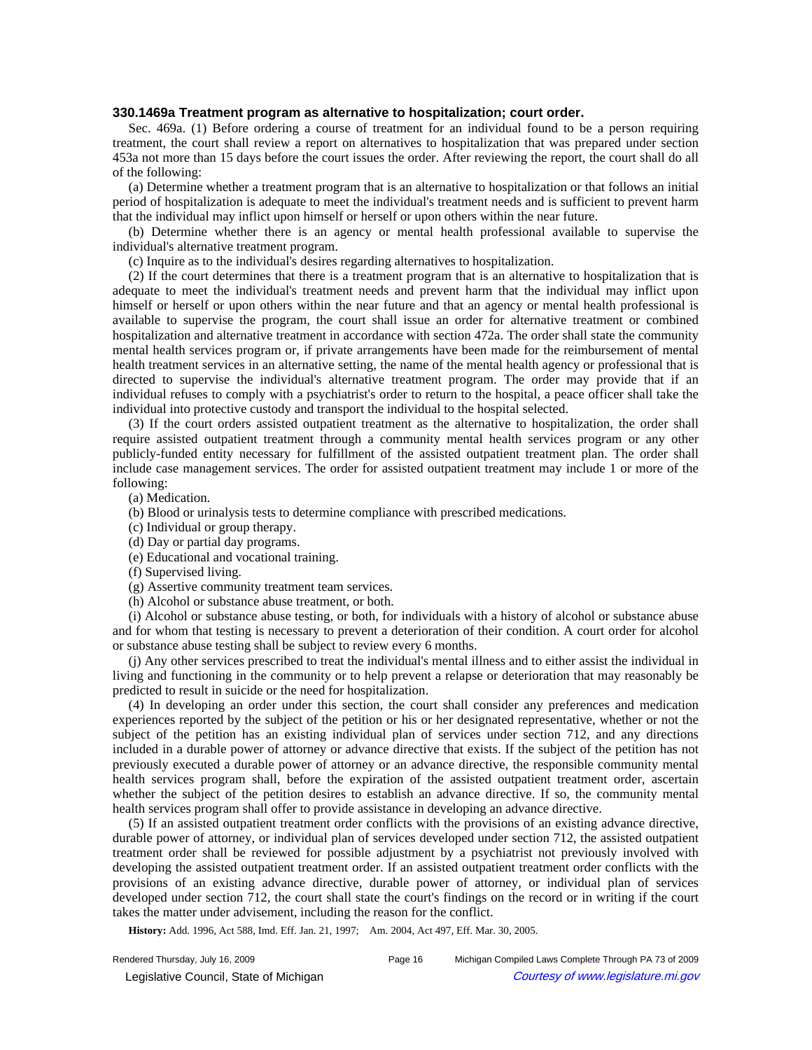### 330.1469a Treatment program as alternative to hospitalization; court order.

Sec. 469a. (1) Before ordering a course of treatment for an individual found to be a person requiring treatment, the court shall review a report on alternatives to hospitalization that was prepared under section 453a not more than 15 days before the court issues the order. After reviewing the report, the court shall do all of the following:

(a) Determine whether a treatment program that is an alternative to hospitalization or that follows an initial period of hospitalization is adequate to meet the individual's treatment needs and is sufficient to prevent harm that the individual may inflict upon himself or herself or upon others within the near future.

(b) Determine whether there is an agency or mental health professional available to supervise the individual's alternative treatment program.

(c) Inquire as to the individual's desires regarding alternatives to hospitalization.

(2) If the court determines that there is a treatment program that is an alternative to hospitalization that is adequate to meet the individual's treatment needs and prevent harm that the individual may inflict upon himself or herself or upon others within the near future and that an agency or mental health professional is available to supervise the program, the court shall issue an order for alternative treatment or combined hospitalization and alternative treatment in accordance with section 472a. The order shall state the community mental health services program or, if private arrangements have been made for the reimbursement of mental health treatment services in an alternative setting, the name of the mental health agency or professional that is directed to supervise the individual's alternative treatment program. The order may provide that if an individual refuses to comply with a psychiatrist's order to return to the hospital, a peace officer shall take the individual into protective custody and transport the individual to the hospital selected.

(3) If the court orders assisted outpatient treatment as the alternative to hospitalization, the order shall require assisted outpatient treatment through a community mental health services program or any other publicly-funded entity necessary for fulfillment of the assisted outpatient treatment plan. The order shall include case management services. The order for assisted outpatient treatment may include 1 or more of the following:

(a) Medication.

(b) Blood or urinalysis tests to determine compliance with prescribed medications.

(c) Individual or group therapy.

(d) Day or partial day programs.

(e) Educational and vocational training.

(f) Supervised living.

(g) Assertive community treatment team services.

(h) Alcohol or substance abuse treatment, or both.

(i) Alcohol or substance abuse testing, or both, for individuals with a history of alcohol or substance abuse and for whom that testing is necessary to prevent a deterioration of their condition. A court order for alcohol or substance abuse testing shall be subject to review every 6 months.

(j) Any other services prescribed to treat the individual's mental illness and to either assist the individual in living and functioning in the community or to help prevent a relapse or deterioration that may reasonably be predicted to result in suicide or the need for hospitalization.

(4) In developing an order under this section, the court shall consider any preferences and medication experiences reported by the subject of the petition or his or her designated representative, whether or not the subject of the petition has an existing individual plan of services under section 712, and any directions included in a durable power of attorney or advance directive that exists. If the subject of the petition has not previously executed a durable power of attorney or an advance directive, the responsible community mental health services program shall, before the expiration of the assisted outpatient treatment order, ascertain whether the subject of the petition desires to establish an advance directive. If so, the community mental health services program shall offer to provide assistance in developing an advance directive.

(5) If an assisted outpatient treatment order conflicts with the provisions of an existing advance directive, durable power of attorney, or individual plan of services developed under section 712, the assisted outpatient treatment order shall be reviewed for possible adjustment by a psychiatrist not previously involved with developing the assisted outpatient treatment order. If an assisted outpatient treatment order conflicts with the provisions of an existing advance directive, durable power of attorney, or individual plan of services developed under section 712, the court shall state the court's findings on the record or in writing if the court takes the matter under advisement, including the reason for the conflict.

**History:** Add. 1996, Act 588, Imd. Eff. Jan. 21, 1997;— Am. 2004, Act 497, Eff. Mar. 30, 2005.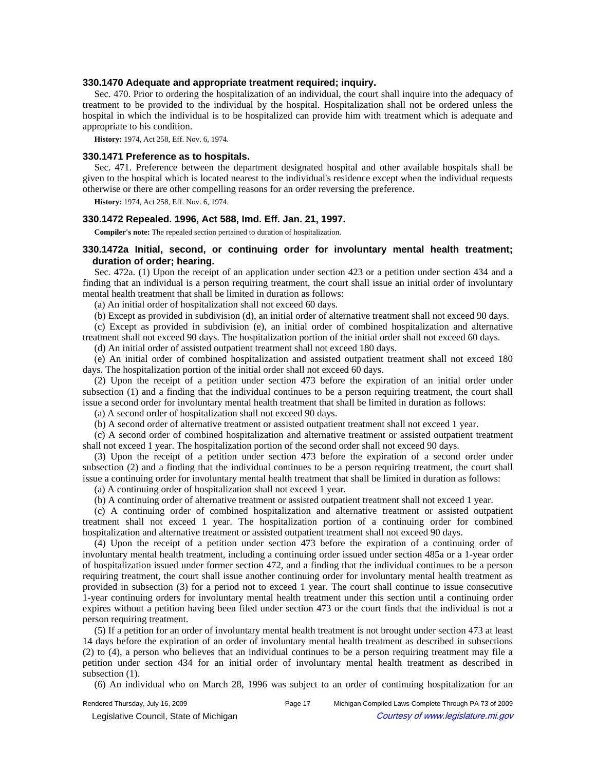### 330.1470 Adequate and appropriate treatment required; inquiry.

Sec. 470. Prior to ordering the hospitalization of an individual, the court shall inquire into the adequacy of treatment to be provided to the individual by the hospital. Hospitalization shall not be ordered unless the hospital in which the individual is to be hospitalized can provide him with treatment which is adequate and appropriate to his condition.

**History:** 1974, Act 258, Eff. Nov. 6, 1974.

### 330.1471 Preference as to hospitals.

Sec. 471. Preference between the department designated hospital and other available hospitals shall be given to the hospital which is located nearest to the individual's residence except when the individual requests otherwise or there are other compelling reasons for an order reversing the preference.

**History:** 1974, Act 258, Eff. Nov. 6, 1974.

### 330.1472 Repealed. 1996, Act 588, Imd. Eff. Jan. 21, 1997.

**Compiler's note:** The repealed section pertained to duration of hospitalization.

### 330.1472a Initial, second, or continuing order for involuntary mental health treatment; duration of order; hearing.

Sec. 472a. (1) Upon the receipt of an application under section 423 or a petition under section 434 and a finding that an individual is a person requiring treatment, the court shall issue an initial order of involuntary mental health treatment that shall be limited in duration as follows:

(a) An initial order of hospitalization shall not exceed 60 days.

(b) Except as provided in subdivision (d), an initial order of alternative treatment shall not exceed 90 days.

(c) Except as provided in subdivision (e), an initial order of combined hospitalization and alternative treatment shall not exceed 90 days. The hospitalization portion of the initial order shall not exceed 60 days.

(d) An initial order of assisted outpatient treatment shall not exceed 180 days.

(e) An initial order of combined hospitalization and assisted outpatient treatment shall not exceed 180 days. The hospitalization portion of the initial order shall not exceed 60 days.

(2) Upon the receipt of a petition under section 473 before the expiration of an initial order under subsection (1) and a finding that the individual continues to be a person requiring treatment, the court shall issue a second order for involuntary mental health treatment that shall be limited in duration as follows:

(a) A second order of hospitalization shall not exceed 90 days.

(b) A second order of alternative treatment or assisted outpatient treatment shall not exceed 1 year.

(c) A second order of combined hospitalization and alternative treatment or assisted outpatient treatment shall not exceed 1 year. The hospitalization portion of the second order shall not exceed 90 days.

(3) Upon the receipt of a petition under section 473 before the expiration of a second order under subsection (2) and a finding that the individual continues to be a person requiring treatment, the court shall issue a continuing order for involuntary mental health treatment that shall be limited in duration as follows:

(a) A continuing order of hospitalization shall not exceed 1 year.

(b) A continuing order of alternative treatment or assisted outpatient treatment shall not exceed 1 year.

(c) A continuing order of combined hospitalization and alternative treatment or assisted outpatient treatment shall not exceed 1 year. The hospitalization portion of a continuing order for combined hospitalization and alternative treatment or assisted outpatient treatment shall not exceed 90 days.

(4) Upon the receipt of a petition under section 473 before the expiration of a continuing order of involuntary mental health treatment, including a continuing order issued under section 485a or a 1-year order of hospitalization issued under former section 472, and a finding that the individual continues to be a person requiring treatment, the court shall issue another continuing order for involuntary mental health treatment as provided in subsection (3) for a period not to exceed 1 year. The court shall continue to issue consecutive 1-year continuing orders for involuntary mental health treatment under this section until a continuing order expires without a petition having been filed under section 473 or the court finds that the individual is not a person requiring treatment.

(5) If a petition for an order of involuntary mental health treatment is not brought under section 473 at least 14 days before the expiration of an order of involuntary mental health treatment as described in subsections (2) to (4), a person who believes that an individual continues to be a person requiring treatment may file a petition under section 434 for an initial order of involuntary mental health treatment as described in subsection (1).

(6) An individual who on March 28, 1996 was subject to an order of continuing hospitalization for an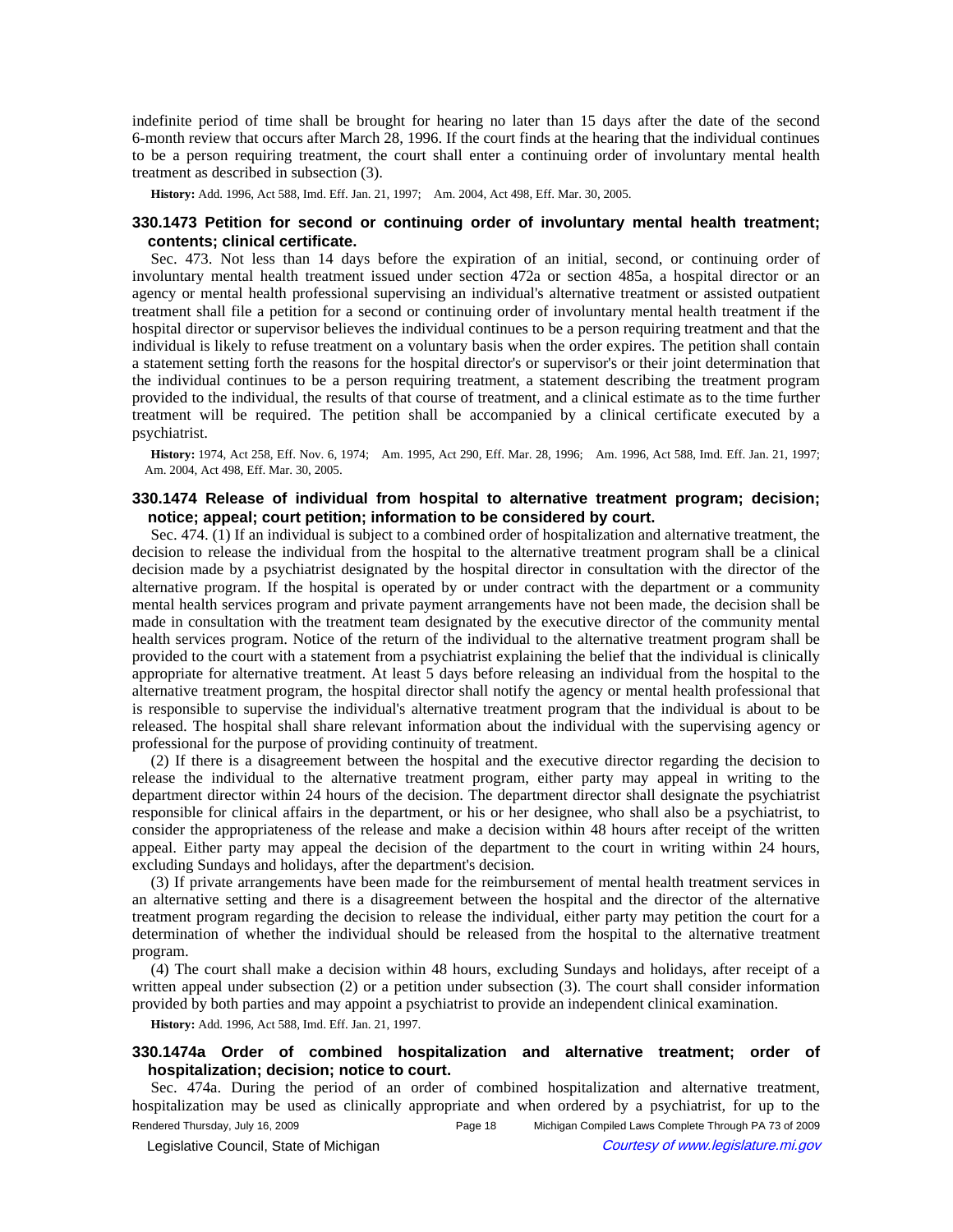indefinite period of time shall be brought for hearing no later than 15 days after the date of the second 6-month review that occurs after March 28, 1996. If the court finds at the hearing that the individual continues to be a person requiring treatment, the court shall enter a continuing order of involuntary mental health treatment as described in subsection (3).

**History:** Add. 1996, Act 588, Imd. Eff. Jan. 21, 1997;—Am. 2004, Act 498, Eff. Mar. 30, 2005.

### 330.1473 Petition for second or continuing order of involuntary mental health treatment; contents; clinical certificate.

Sec. 473. Not less than 14 days before the expiration of an initial, second, or continuing order of involuntary mental health treatment issued under section 472a or section 485a, a hospital director or an agency or mental health professional supervising an individual's alternative treatment or assisted outpatient treatment shall file a petition for a second or continuing order of involuntary mental health treatment if the hospital director or supervisor believes the individual continues to be a person requiring treatment and that the individual is likely to refuse treatment on a voluntary basis when the order expires. The petition shall contain a statement setting forth the reasons for the hospital director's or supervisor's or their joint determination that the individual continues to be a person requiring treatment, a statement describing the treatment program provided to the individual, the results of that course of treatment, and a clinical estimate as to the time further treatment will be required. The petition shall be accompanied by a clinical certificate executed by a psychiatrist.

**History:** 1974, Act 258, Eff. Nov. 6, 1974;—Am. 1995, Act 290, Eff. Mar. 28, 1996;—Am. 1996, Act 588, Imd. Eff. Jan. 21, 1997;—Am. 2004, Act 498, Eff. Mar. 30, 2005.

### 330.1474 Release of individual from hospital to alternative treatment program; decision; notice; appeal; court petition; information to be considered by court.

Sec. 474. (1) If an individual is subject to a combined order of hospitalization and alternative treatment, the decision to release the individual from the hospital to the alternative treatment program shall be a clinical decision made by a psychiatrist designated by the hospital director in consultation with the director of the alternative program. If the hospital is operated by or under contract with the department or a community mental health services program and private payment arrangements have not been made, the decision shall be made in consultation with the treatment team designated by the executive director of the community mental health services program. Notice of the return of the individual to the alternative treatment program shall be provided to the court with a statement from a psychiatrist explaining the belief that the individual is clinically appropriate for alternative treatment. At least 5 days before releasing an individual from the hospital to the alternative treatment program, the hospital director shall notify the agency or mental health professional that is responsible to supervise the individual's alternative treatment program that the individual is about to be released. The hospital shall share relevant information about the individual with the supervising agency or professional for the purpose of providing continuity of treatment.

(2) If there is a disagreement between the hospital and the executive director regarding the decision to release the individual to the alternative treatment program, either party may appeal in writing to the department director within 24 hours of the decision. The department director shall designate the psychiatrist responsible for clinical affairs in the department, or his or her designee, who shall also be a psychiatrist, to consider the appropriateness of the release and make a decision within 48 hours after receipt of the written appeal. Either party may appeal the decision of the department to the court in writing within 24 hours, excluding Sundays and holidays, after the department's decision.

(3) If private arrangements have been made for the reimbursement of mental health treatment services in an alternative setting and there is a disagreement between the hospital and the director of the alternative treatment program regarding the decision to release the individual, either party may petition the court for a determination of whether the individual should be released from the hospital to the alternative treatment program.

(4) The court shall make a decision within 48 hours, excluding Sundays and holidays, after receipt of a written appeal under subsection (2) or a petition under subsection (3). The court shall consider information provided by both parties and may appoint a psychiatrist to provide an independent clinical examination.

**History:** Add. 1996, Act 588, Imd. Eff. Jan. 21, 1997.

### 330.1474a Order of combined hospitalization and alternative treatment; order of hospitalization; decision; notice to court.

Sec. 474a. During the period of an order of combined hospitalization and alternative treatment, hospitalization may be used as clinically appropriate and when ordered by a psychiatrist, for up to the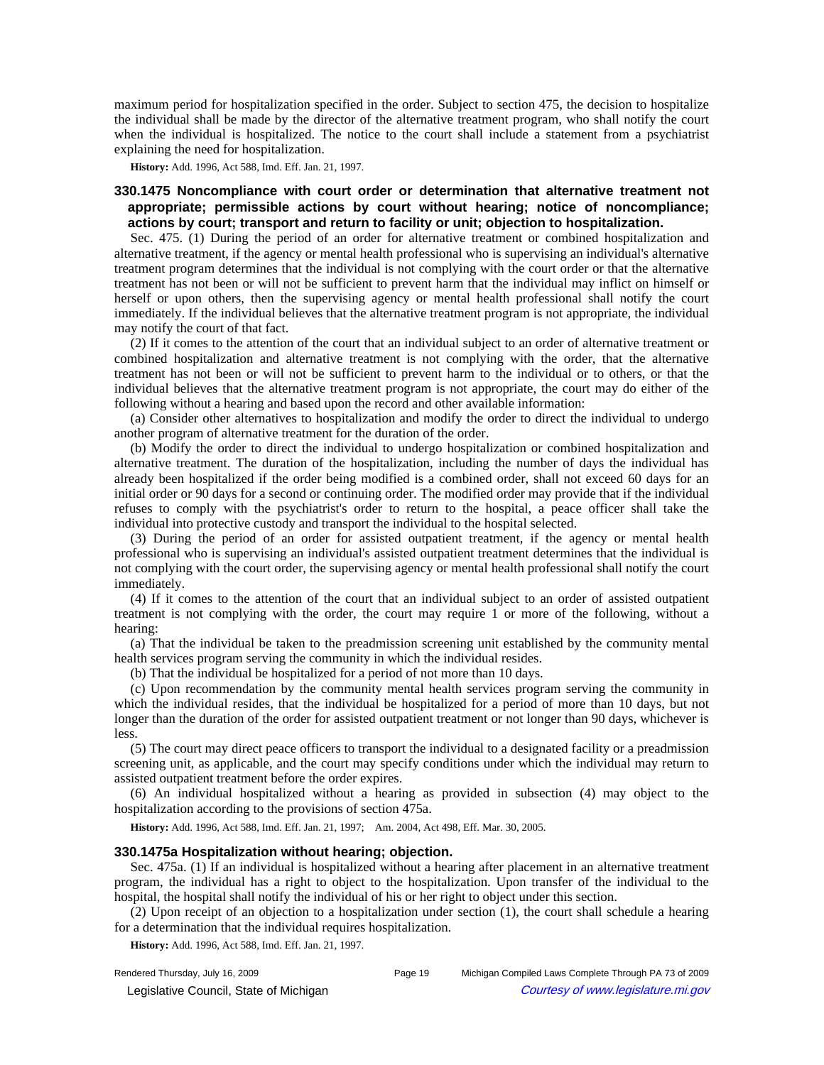maximum period for hospitalization specified in the order. Subject to section 475, the decision to hospitalize the individual shall be made by the director of the alternative treatment program, who shall notify the court when the individual is hospitalized. The notice to the court shall include a statement from a psychiatrist explaining the need for hospitalization.

**History:** Add. 1996, Act 588, Imd. Eff. Jan. 21, 1997.

### 330.1475 Noncompliance with court order or determination that alternative treatment not appropriate; permissible actions by court without hearing; notice of noncompliance; actions by court; transport and return to facility or unit; objection to hospitalization.

Sec. 475. (1) During the period of an order for alternative treatment or combined hospitalization and alternative treatment, if the agency or mental health professional who is supervising an individual's alternative treatment program determines that the individual is not complying with the court order or that the alternative treatment has not been or will not be sufficient to prevent harm that the individual may inflict on himself or herself or upon others, then the supervising agency or mental health professional shall notify the court immediately. If the individual believes that the alternative treatment program is not appropriate, the individual may notify the court of that fact.

(2) If it comes to the attention of the court that an individual subject to an order of alternative treatment or combined hospitalization and alternative treatment is not complying with the order, that the alternative treatment has not been or will not be sufficient to prevent harm to the individual or to others, or that the individual believes that the alternative treatment program is not appropriate, the court may do either of the following without a hearing and based upon the record and other available information:

(a) Consider other alternatives to hospitalization and modify the order to direct the individual to undergo another program of alternative treatment for the duration of the order.

(b) Modify the order to direct the individual to undergo hospitalization or combined hospitalization and alternative treatment. The duration of the hospitalization, including the number of days the individual has already been hospitalized if the order being modified is a combined order, shall not exceed 60 days for an initial order or 90 days for a second or continuing order. The modified order may provide that if the individual refuses to comply with the psychiatrist's order to return to the hospital, a peace officer shall take the individual into protective custody and transport the individual to the hospital selected.

(3) During the period of an order for assisted outpatient treatment, if the agency or mental health professional who is supervising an individual's assisted outpatient treatment determines that the individual is not complying with the court order, the supervising agency or mental health professional shall notify the court immediately.

(4) If it comes to the attention of the court that an individual subject to an order of assisted outpatient treatment is not complying with the order, the court may require 1 or more of the following, without a hearing:

(a) That the individual be taken to the preadmission screening unit established by the community mental health services program serving the community in which the individual resides.

(b) That the individual be hospitalized for a period of not more than 10 days.

(c) Upon recommendation by the community mental health services program serving the community in which the individual resides, that the individual be hospitalized for a period of more than 10 days, but not longer than the duration of the order for assisted outpatient treatment or not longer than 90 days, whichever is less.

(5) The court may direct peace officers to transport the individual to a designated facility or a preadmission screening unit, as applicable, and the court may specify conditions under which the individual may return to assisted outpatient treatment before the order expires.

(6) An individual hospitalized without a hearing as provided in subsection (4) may object to the hospitalization according to the provisions of section 475a.

**History:** Add. 1996, Act 588, Imd. Eff. Jan. 21, 1997;—Am. 2004, Act 498, Eff. Mar. 30, 2005.

### 330.1475a Hospitalization without hearing; objection.

Sec. 475a. (1) If an individual is hospitalized without a hearing after placement in an alternative treatment program, the individual has a right to object to the hospitalization. Upon transfer of the individual to the hospital, the hospital shall notify the individual of his or her right to object under this section.

(2) Upon receipt of an objection to a hospitalization under section (1), the court shall schedule a hearing for a determination that the individual requires hospitalization.

**History:** Add. 1996, Act 588, Imd. Eff. Jan. 21, 1997.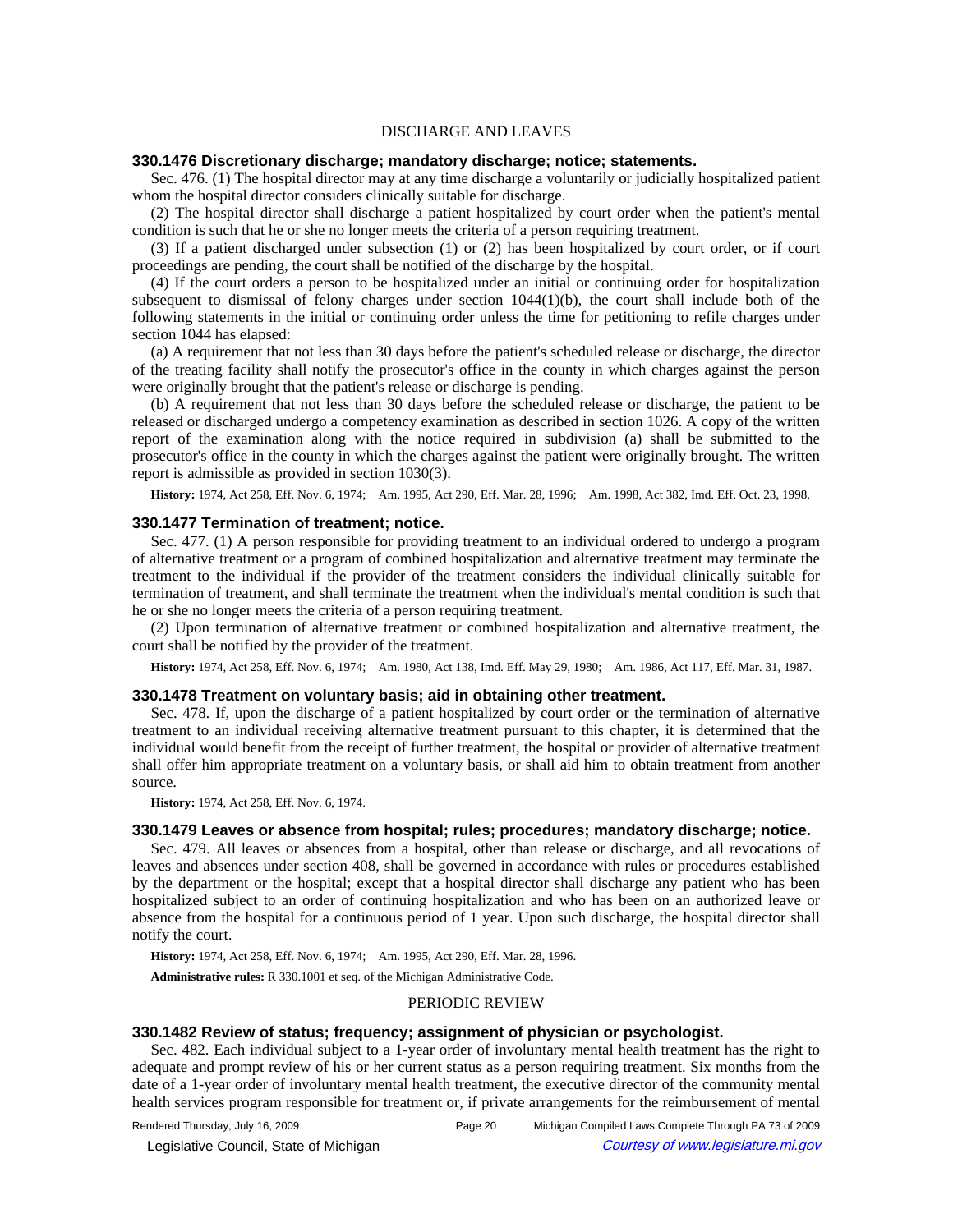DISCHARGE AND LEAVES

### 330.1476 Discretionary discharge; mandatory discharge; notice; statements.

Sec. 476. (1) The hospital director may at any time discharge a voluntarily or judicially hospitalized patient whom the hospital director considers clinically suitable for discharge.

(2) The hospital director shall discharge a patient hospitalized by court order when the patient's mental condition is such that he or she no longer meets the criteria of a person requiring treatment.

(3) If a patient discharged under subsection (1) or (2) has been hospitalized by court order, or if court proceedings are pending, the court shall be notified of the discharge by the hospital.

(4) If the court orders a person to be hospitalized under an initial or continuing order for hospitalization subsequent to dismissal of felony charges under section 1044(1)(b), the court shall include both of the following statements in the initial or continuing order unless the time for petitioning to refile charges under section 1044 has elapsed:

(a) A requirement that not less than 30 days before the patient's scheduled release or discharge, the director of the treating facility shall notify the prosecutor's office in the county in which charges against the person were originally brought that the patient's release or discharge is pending.

(b) A requirement that not less than 30 days before the scheduled release or discharge, the patient to be released or discharged undergo a competency examination as described in section 1026. A copy of the written report of the examination along with the notice required in subdivision (a) shall be submitted to the prosecutor's office in the county in which the charges against the patient were originally brought. The written report is admissible as provided in section 1030(3).

**History:** 1974, Act 258, Eff. Nov. 6, 1974; Am. 1995, Act 290, Eff. Mar. 28, 1996; Am. 1998, Act 382, Imd. Eff. Oct. 23, 1998.

### 330.1477 Termination of treatment; notice.

Sec. 477. (1) A person responsible for providing treatment to an individual ordered to undergo a program of alternative treatment or a program of combined hospitalization and alternative treatment may terminate the treatment to the individual if the provider of the treatment considers the individual clinically suitable for termination of treatment, and shall terminate the treatment when the individual's mental condition is such that he or she no longer meets the criteria of a person requiring treatment.

(2) Upon termination of alternative treatment or combined hospitalization and alternative treatment, the court shall be notified by the provider of the treatment.

**History:** 1974, Act 258, Eff. Nov. 6, 1974; Am. 1980, Act 138, Imd. Eff. May 29, 1980; Am. 1986, Act 117, Eff. Mar. 31, 1987.

### 330.1478 Treatment on voluntary basis; aid in obtaining other treatment.

Sec. 478. If, upon the discharge of a patient hospitalized by court order or the termination of alternative treatment to an individual receiving alternative treatment pursuant to this chapter, it is determined that the individual would benefit from the receipt of further treatment, the hospital or provider of alternative treatment shall offer him appropriate treatment on a voluntary basis, or shall aid him to obtain treatment from another source.

**History:** 1974, Act 258, Eff. Nov. 6, 1974.

### 330.1479 Leaves or absence from hospital; rules; procedures; mandatory discharge; notice.

Sec. 479. All leaves or absences from a hospital, other than release or discharge, and all revocations of leaves and absences under section 408, shall be governed in accordance with rules or procedures established by the department or the hospital; except that a hospital director shall discharge any patient who has been hospitalized subject to an order of continuing hospitalization and who has been on an authorized leave or absence from the hospital for a continuous period of 1 year. Upon such discharge, the hospital director shall notify the court.

**History:** 1974, Act 258, Eff. Nov. 6, 1974; Am. 1995, Act 290, Eff. Mar. 28, 1996.

**Administrative rules:** R 330.1001 et seq. of the Michigan Administrative Code.

PERIODIC REVIEW

### 330.1482 Review of status; frequency; assignment of physician or psychologist.

Sec. 482. Each individual subject to a 1-year order of involuntary mental health treatment has the right to adequate and prompt review of his or her current status as a person requiring treatment. Six months from the date of a 1-year order of involuntary mental health treatment, the executive director of the community mental health services program responsible for treatment or, if private arrangements for the reimbursement of mental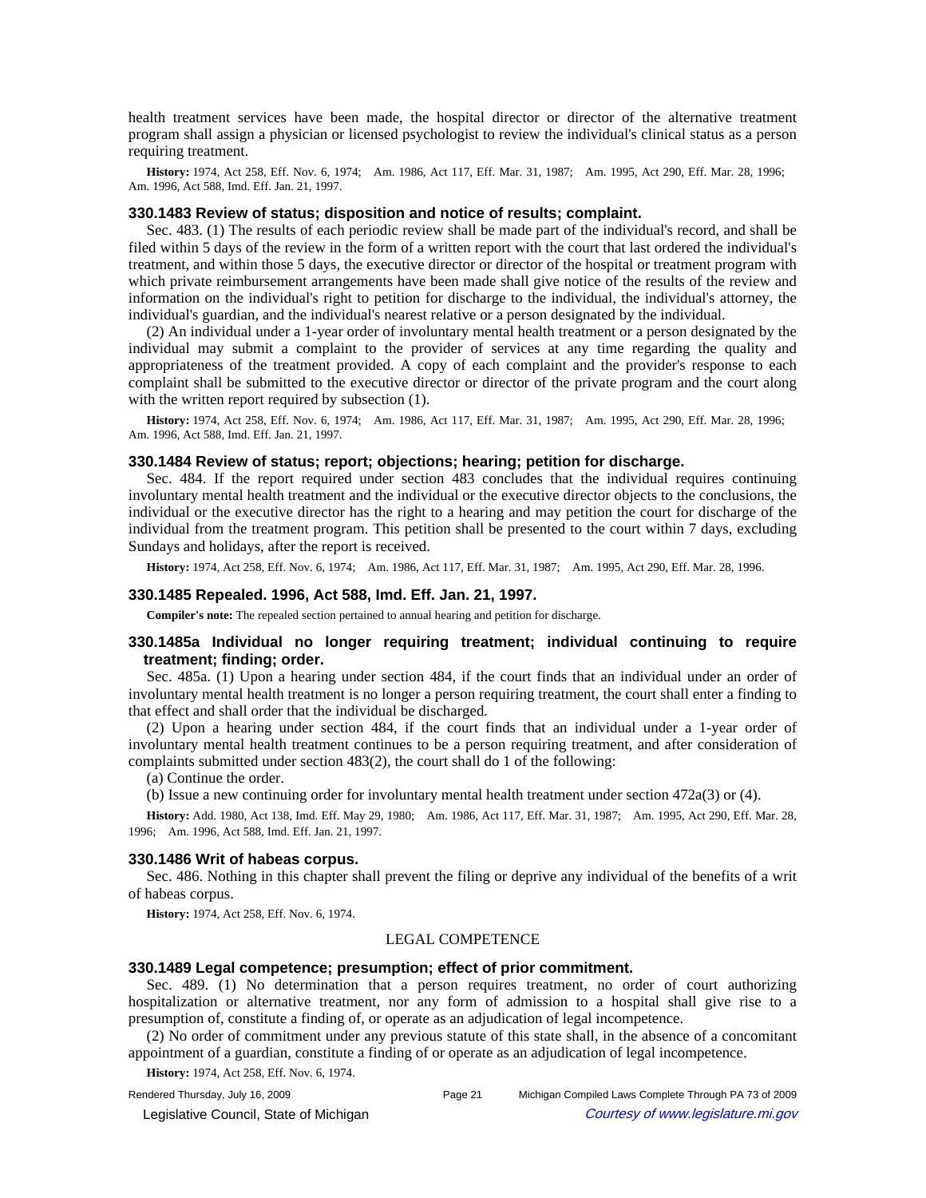health treatment services have been made, the hospital director or director of the alternative treatment program shall assign a physician or licensed psychologist to review the individual's clinical status as a person requiring treatment.

**History:** 1974, Act 258, Eff. Nov. 6, 1974; Am. 1986, Act 117, Eff. Mar. 31, 1987; Am. 1995, Act 290, Eff. Mar. 28, 1996; Am. 1996, Act 588, Imd. Eff. Jan. 21, 1997.

### 330.1483 Review of status; disposition and notice of results; complaint.

Sec. 483. (1) The results of each periodic review shall be made part of the individual's record, and shall be filed within 5 days of the review in the form of a written report with the court that last ordered the individual's treatment, and within those 5 days, the executive director or director of the hospital or treatment program with which private reimbursement arrangements have been made shall give notice of the results of the review and information on the individual's right to petition for discharge to the individual, the individual's attorney, the individual's guardian, and the individual's nearest relative or a person designated by the individual.

(2) An individual under a 1-year order of involuntary mental health treatment or a person designated by the individual may submit a complaint to the provider of services at any time regarding the quality and appropriateness of the treatment provided. A copy of each complaint and the provider's response to each complaint shall be submitted to the executive director or director of the private program and the court along with the written report required by subsection (1).

**History:** 1974, Act 258, Eff. Nov. 6, 1974; Am. 1986, Act 117, Eff. Mar. 31, 1987; Am. 1995, Act 290, Eff. Mar. 28, 1996; Am. 1996, Act 588, Imd. Eff. Jan. 21, 1997.

### 330.1484 Review of status; report; objections; hearing; petition for discharge.

Sec. 484. If the report required under section 483 concludes that the individual requires continuing involuntary mental health treatment and the individual or the executive director objects to the conclusions, the individual or the executive director has the right to a hearing and may petition the court for discharge of the individual from the treatment program. This petition shall be presented to the court within 7 days, excluding Sundays and holidays, after the report is received.

**History:** 1974, Act 258, Eff. Nov. 6, 1974; Am. 1986, Act 117, Eff. Mar. 31, 1987; Am. 1995, Act 290, Eff. Mar. 28, 1996.

### 330.1485 Repealed. 1996, Act 588, Imd. Eff. Jan. 21, 1997.

**Compiler's note:** The repealed section pertained to annual hearing and petition for discharge.

### 330.1485a Individual no longer requiring treatment; individual continuing to require treatment; finding; order.

Sec. 485a. (1) Upon a hearing under section 484, if the court finds that an individual under an order of involuntary mental health treatment is no longer a person requiring treatment, the court shall enter a finding to that effect and shall order that the individual be discharged.

(2) Upon a hearing under section 484, if the court finds that an individual under a 1-year order of involuntary mental health treatment continues to be a person requiring treatment, and after consideration of complaints submitted under section 483(2), the court shall do 1 of the following:

(a) Continue the order.

(b) Issue a new continuing order for involuntary mental health treatment under section 472a(3) or (4).

**History:** Add. 1980, Act 138, Imd. Eff. May 29, 1980; Am. 1986, Act 117, Eff. Mar. 31, 1987; Am. 1995, Act 290, Eff. Mar. 28, 1996; Am. 1996, Act 588, Imd. Eff. Jan. 21, 1997.

### 330.1486 Writ of habeas corpus.

Sec. 486. Nothing in this chapter shall prevent the filing or deprive any individual of the benefits of a writ of habeas corpus.

**History:** 1974, Act 258, Eff. Nov. 6, 1974.

## LEGAL COMPETENCE

### 330.1489 Legal competence; presumption; effect of prior commitment.

Sec. 489. (1) No determination that a person requires treatment, no order of court authorizing hospitalization or alternative treatment, nor any form of admission to a hospital shall give rise to a presumption of, constitute a finding of, or operate as an adjudication of legal incompetence.

(2) No order of commitment under any previous statute of this state shall, in the absence of a concomitant appointment of a guardian, constitute a finding of or operate as an adjudication of legal incompetence.

**History:** 1974, Act 258, Eff. Nov. 6, 1974.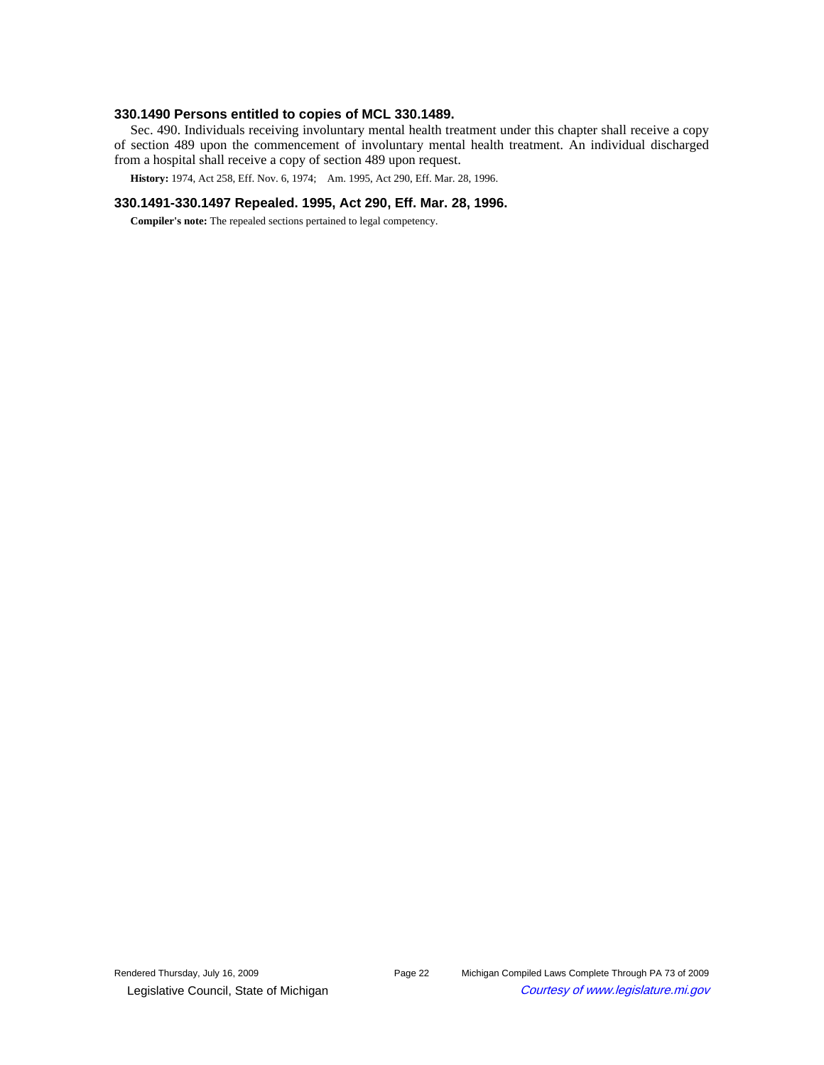### 330.1490 Persons entitled to copies of MCL 330.1489.

Sec. 490. Individuals receiving involuntary mental health treatment under this chapter shall receive a copy of section 489 upon the commencement of involuntary mental health treatment. An individual discharged from a hospital shall receive a copy of section 489 upon request.

**History:** 1974, Act 258, Eff. Nov. 6, 1974; Am. 1995, Act 290, Eff. Mar. 28, 1996.

### 330.1491-330.1497 Repealed. 1995, Act 290, Eff. Mar. 28, 1996.

**Compiler's note:** The repealed sections pertained to legal competency.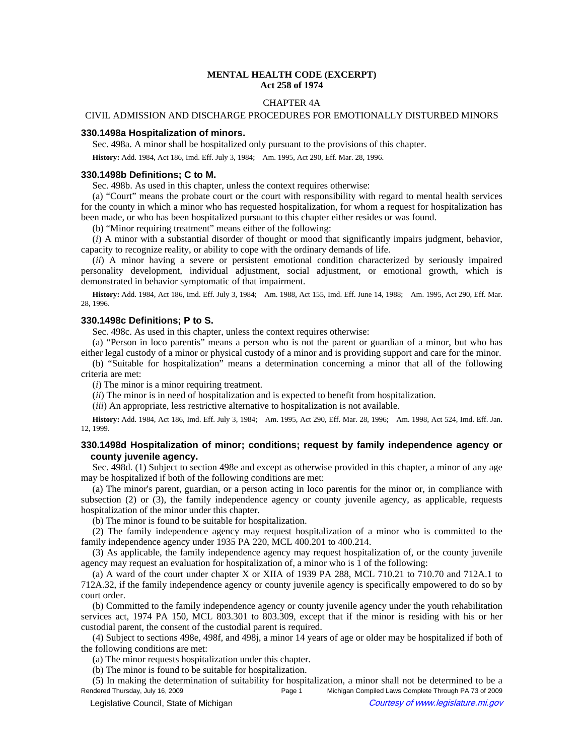# MENTAL HEALTH CODE (EXCERPT)
## Act 258 of 1974

### CHAPTER 4A

### CIVIL ADMISSION AND DISCHARGE PROCEDURES FOR EMOTIONALLY DISTURBED MINORS

#### 330.1498a Hospitalization of minors.

Sec. 498a. A minor shall be hospitalized only pursuant to the provisions of this chapter.

**History:** Add. 1984, Act 186, Imd. Eff. July 3, 1984;  Am. 1995, Act 290, Eff. Mar. 28, 1996.

#### 330.1498b Definitions; C to M.

Sec. 498b. As used in this chapter, unless the context requires otherwise:

(a) "Court" means the probate court or the court with responsibility with regard to mental health services for the county in which a minor who has requested hospitalization, for whom a request for hospitalization has been made, or who has been hospitalized pursuant to this chapter either resides or was found.

(b) "Minor requiring treatment" means either of the following:

(*i*) A minor with a substantial disorder of thought or mood that significantly impairs judgment, behavior, capacity to recognize reality, or ability to cope with the ordinary demands of life.

(*ii*) A minor having a severe or persistent emotional condition characterized by seriously impaired personality development, individual adjustment, social adjustment, or emotional growth, which is demonstrated in behavior symptomatic of that impairment.

**History:** Add. 1984, Act 186, Imd. Eff. July 3, 1984;  Am. 1988, Act 155, Imd. Eff. June 14, 1988;  Am. 1995, Act 290, Eff. Mar. 28, 1996.

#### 330.1498c Definitions; P to S.

Sec. 498c. As used in this chapter, unless the context requires otherwise:

(a) "Person in loco parentis" means a person who is not the parent or guardian of a minor, but who has either legal custody of a minor or physical custody of a minor and is providing support and care for the minor.

(b) "Suitable for hospitalization" means a determination concerning a minor that all of the following criteria are met:

(*i*) The minor is a minor requiring treatment.

(*ii*) The minor is in need of hospitalization and is expected to benefit from hospitalization.

(*iii*) An appropriate, less restrictive alternative to hospitalization is not available.

**History:** Add. 1984, Act 186, Imd. Eff. July 3, 1984;  Am. 1995, Act 290, Eff. Mar. 28, 1996;  Am. 1998, Act 524, Imd. Eff. Jan. 12, 1999.

#### 330.1498d Hospitalization of minor; conditions; request by family independence agency or county juvenile agency.

Sec. 498d. (1) Subject to section 498e and except as otherwise provided in this chapter, a minor of any age may be hospitalized if both of the following conditions are met:

(a) The minor's parent, guardian, or a person acting in loco parentis for the minor or, in compliance with subsection (2) or (3), the family independence agency or county juvenile agency, as applicable, requests hospitalization of the minor under this chapter.

(b) The minor is found to be suitable for hospitalization.

(2) The family independence agency may request hospitalization of a minor who is committed to the family independence agency under 1935 PA 220, MCL 400.201 to 400.214.

(3) As applicable, the family independence agency may request hospitalization of, or the county juvenile agency may request an evaluation for hospitalization of, a minor who is 1 of the following:

(a) A ward of the court under chapter X or XIIA of 1939 PA 288, MCL 710.21 to 710.70 and 712A.1 to 712A.32, if the family independence agency or county juvenile agency is specifically empowered to do so by court order.

(b) Committed to the family independence agency or county juvenile agency under the youth rehabilitation services act, 1974 PA 150, MCL 803.301 to 803.309, except that if the minor is residing with his or her custodial parent, the consent of the custodial parent is required.

(4) Subject to sections 498e, 498f, and 498j, a minor 14 years of age or older may be hospitalized if both of the following conditions are met:

(a) The minor requests hospitalization under this chapter.

(b) The minor is found to be suitable for hospitalization.

(5) In making the determination of suitability for hospitalization, a minor shall not be determined to be a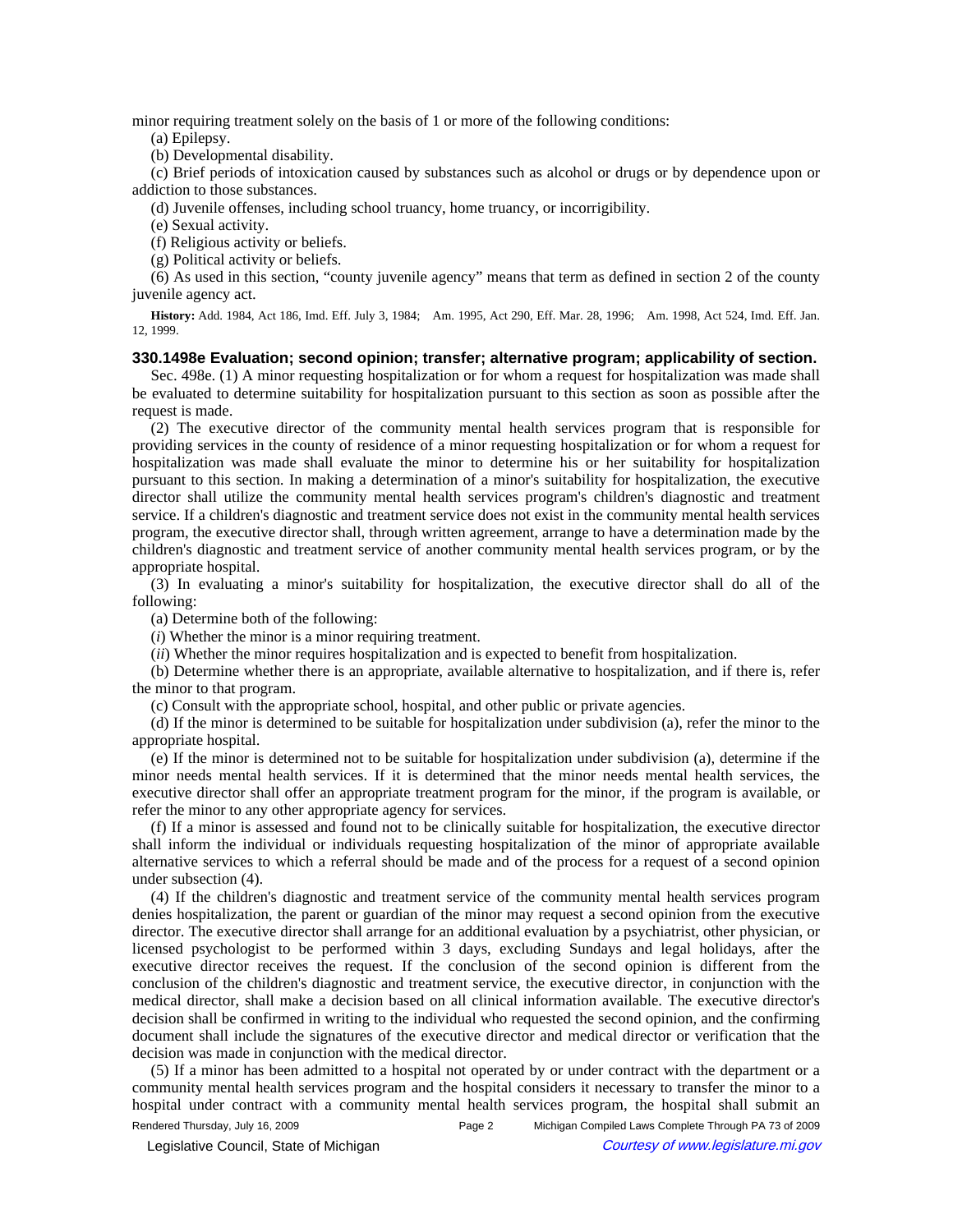minor requiring treatment solely on the basis of 1 or more of the following conditions:

(a) Epilepsy.

(b) Developmental disability.

(c) Brief periods of intoxication caused by substances such as alcohol or drugs or by dependence upon or addiction to those substances.

(d) Juvenile offenses, including school truancy, home truancy, or incorrigibility.

(e) Sexual activity.

(f) Religious activity or beliefs.

(g) Political activity or beliefs.

(6) As used in this section, "county juvenile agency" means that term as defined in section 2 of the county juvenile agency act.

**History:** Add. 1984, Act 186, Imd. Eff. July 3, 1984;— Am. 1995, Act 290, Eff. Mar. 28, 1996;— Am. 1998, Act 524, Imd. Eff. Jan. 12, 1999.

### 330.1498e Evaluation; second opinion; transfer; alternative program; applicability of section.

Sec. 498e. (1) A minor requesting hospitalization or for whom a request for hospitalization was made shall be evaluated to determine suitability for hospitalization pursuant to this section as soon as possible after the request is made.

(2) The executive director of the community mental health services program that is responsible for providing services in the county of residence of a minor requesting hospitalization or for whom a request for hospitalization was made shall evaluate the minor to determine his or her suitability for hospitalization pursuant to this section. In making a determination of a minor's suitability for hospitalization, the executive director shall utilize the community mental health services program's children's diagnostic and treatment service. If a children's diagnostic and treatment service does not exist in the community mental health services program, the executive director shall, through written agreement, arrange to have a determination made by the children's diagnostic and treatment service of another community mental health services program, or by the appropriate hospital.

(3) In evaluating a minor's suitability for hospitalization, the executive director shall do all of the following:

(a) Determine both of the following:

(*i*) Whether the minor is a minor requiring treatment.

(*ii*) Whether the minor requires hospitalization and is expected to benefit from hospitalization.

(b) Determine whether there is an appropriate, available alternative to hospitalization, and if there is, refer the minor to that program.

(c) Consult with the appropriate school, hospital, and other public or private agencies.

(d) If the minor is determined to be suitable for hospitalization under subdivision (a), refer the minor to the appropriate hospital.

(e) If the minor is determined not to be suitable for hospitalization under subdivision (a), determine if the minor needs mental health services. If it is determined that the minor needs mental health services, the executive director shall offer an appropriate treatment program for the minor, if the program is available, or refer the minor to any other appropriate agency for services.

(f) If a minor is assessed and found not to be clinically suitable for hospitalization, the executive director shall inform the individual or individuals requesting hospitalization of the minor of appropriate available alternative services to which a referral should be made and of the process for a request of a second opinion under subsection (4).

(4) If the children's diagnostic and treatment service of the community mental health services program denies hospitalization, the parent or guardian of the minor may request a second opinion from the executive director. The executive director shall arrange for an additional evaluation by a psychiatrist, other physician, or licensed psychologist to be performed within 3 days, excluding Sundays and legal holidays, after the executive director receives the request. If the conclusion of the second opinion is different from the conclusion of the children's diagnostic and treatment service, the executive director, in conjunction with the medical director, shall make a decision based on all clinical information available. The executive director's decision shall be confirmed in writing to the individual who requested the second opinion, and the confirming document shall include the signatures of the executive director and medical director or verification that the decision was made in conjunction with the medical director.

(5) If a minor has been admitted to a hospital not operated by or under contract with the department or a community mental health services program and the hospital considers it necessary to transfer the minor to a hospital under contract with a community mental health services program, the hospital shall submit an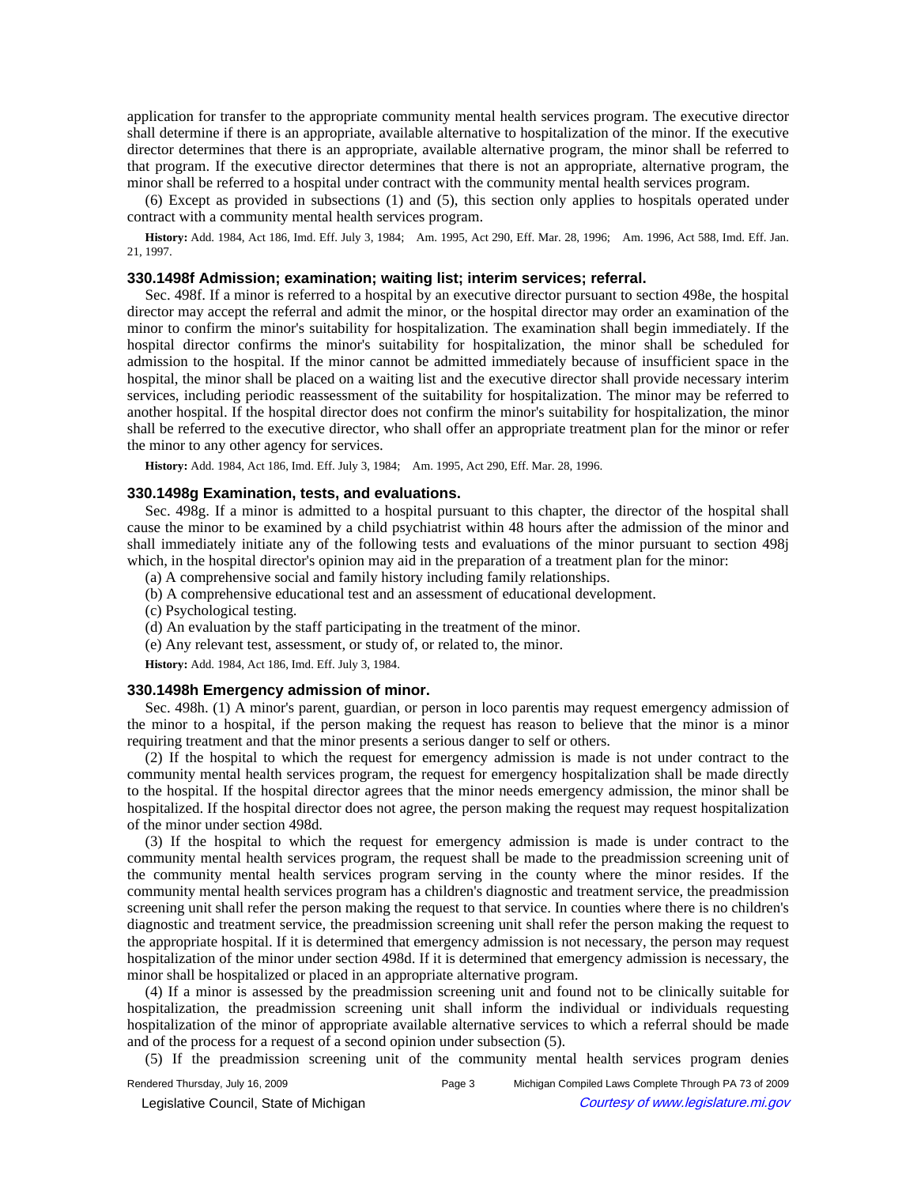application for transfer to the appropriate community mental health services program. The executive director shall determine if there is an appropriate, available alternative to hospitalization of the minor. If the executive director determines that there is an appropriate, available alternative program, the minor shall be referred to that program. If the executive director determines that there is not an appropriate, alternative program, the minor shall be referred to a hospital under contract with the community mental health services program.

(6) Except as provided in subsections (1) and (5), this section only applies to hospitals operated under contract with a community mental health services program.

**History:** Add. 1984, Act 186, Imd. Eff. July 3, 1984;—Am. 1995, Act 290, Eff. Mar. 28, 1996;—Am. 1996, Act 588, Imd. Eff. Jan. 21, 1997.

### 330.1498f Admission; examination; waiting list; interim services; referral.

Sec. 498f. If a minor is referred to a hospital by an executive director pursuant to section 498e, the hospital director may accept the referral and admit the minor, or the hospital director may order an examination of the minor to confirm the minor's suitability for hospitalization. The examination shall begin immediately. If the hospital director confirms the minor's suitability for hospitalization, the minor shall be scheduled for admission to the hospital. If the minor cannot be admitted immediately because of insufficient space in the hospital, the minor shall be placed on a waiting list and the executive director shall provide necessary interim services, including periodic reassessment of the suitability for hospitalization. The minor may be referred to another hospital. If the hospital director does not confirm the minor's suitability for hospitalization, the minor shall be referred to the executive director, who shall offer an appropriate treatment plan for the minor or refer the minor to any other agency for services.

**History:** Add. 1984, Act 186, Imd. Eff. July 3, 1984;—Am. 1995, Act 290, Eff. Mar. 28, 1996.

### 330.1498g Examination, tests, and evaluations.

Sec. 498g. If a minor is admitted to a hospital pursuant to this chapter, the director of the hospital shall cause the minor to be examined by a child psychiatrist within 48 hours after the admission of the minor and shall immediately initiate any of the following tests and evaluations of the minor pursuant to section 498j which, in the hospital director's opinion may aid in the preparation of a treatment plan for the minor:

(a) A comprehensive social and family history including family relationships.

(b) A comprehensive educational test and an assessment of educational development.

(c) Psychological testing.

(d) An evaluation by the staff participating in the treatment of the minor.

(e) Any relevant test, assessment, or study of, or related to, the minor.

**History:** Add. 1984, Act 186, Imd. Eff. July 3, 1984.

### 330.1498h Emergency admission of minor.

Sec. 498h. (1) A minor's parent, guardian, or person in loco parentis may request emergency admission of the minor to a hospital, if the person making the request has reason to believe that the minor is a minor requiring treatment and that the minor presents a serious danger to self or others.

(2) If the hospital to which the request for emergency admission is made is not under contract to the community mental health services program, the request for emergency hospitalization shall be made directly to the hospital. If the hospital director agrees that the minor needs emergency admission, the minor shall be hospitalized. If the hospital director does not agree, the person making the request may request hospitalization of the minor under section 498d.

(3) If the hospital to which the request for emergency admission is made is under contract to the community mental health services program, the request shall be made to the preadmission screening unit of the community mental health services program serving in the county where the minor resides. If the community mental health services program has a children's diagnostic and treatment service, the preadmission screening unit shall refer the person making the request to that service. In counties where there is no children's diagnostic and treatment service, the preadmission screening unit shall refer the person making the request to the appropriate hospital. If it is determined that emergency admission is not necessary, the person may request hospitalization of the minor under section 498d. If it is determined that emergency admission is necessary, the minor shall be hospitalized or placed in an appropriate alternative program.

(4) If a minor is assessed by the preadmission screening unit and found not to be clinically suitable for hospitalization, the preadmission screening unit shall inform the individual or individuals requesting hospitalization of the minor of appropriate available alternative services to which a referral should be made and of the process for a request of a second opinion under subsection (5).

(5) If the preadmission screening unit of the community mental health services program denies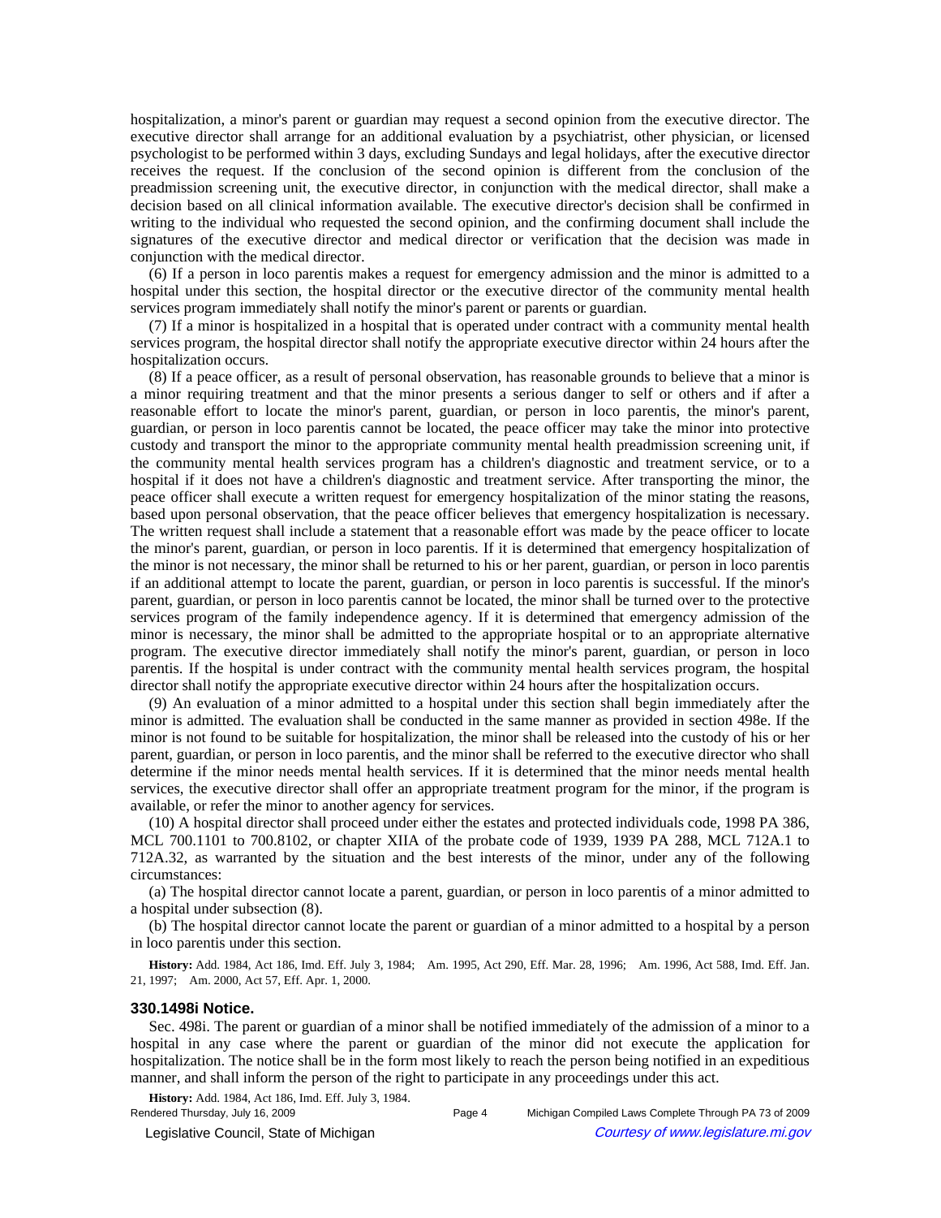hospitalization, a minor's parent or guardian may request a second opinion from the executive director. The executive director shall arrange for an additional evaluation by a psychiatrist, other physician, or licensed psychologist to be performed within 3 days, excluding Sundays and legal holidays, after the executive director receives the request. If the conclusion of the second opinion is different from the conclusion of the preadmission screening unit, the executive director, in conjunction with the medical director, shall make a decision based on all clinical information available. The executive director's decision shall be confirmed in writing to the individual who requested the second opinion, and the confirming document shall include the signatures of the executive director and medical director or verification that the decision was made in conjunction with the medical director.

(6) If a person in loco parentis makes a request for emergency admission and the minor is admitted to a hospital under this section, the hospital director or the executive director of the community mental health services program immediately shall notify the minor's parent or parents or guardian.

(7) If a minor is hospitalized in a hospital that is operated under contract with a community mental health services program, the hospital director shall notify the appropriate executive director within 24 hours after the hospitalization occurs.

(8) If a peace officer, as a result of personal observation, has reasonable grounds to believe that a minor is a minor requiring treatment and that the minor presents a serious danger to self or others and if after a reasonable effort to locate the minor's parent, guardian, or person in loco parentis, the minor's parent, guardian, or person in loco parentis cannot be located, the peace officer may take the minor into protective custody and transport the minor to the appropriate community mental health preadmission screening unit, if the community mental health services program has a children's diagnostic and treatment service, or to a hospital if it does not have a children's diagnostic and treatment service. After transporting the minor, the peace officer shall execute a written request for emergency hospitalization of the minor stating the reasons, based upon personal observation, that the peace officer believes that emergency hospitalization is necessary. The written request shall include a statement that a reasonable effort was made by the peace officer to locate the minor's parent, guardian, or person in loco parentis. If it is determined that emergency hospitalization of the minor is not necessary, the minor shall be returned to his or her parent, guardian, or person in loco parentis if an additional attempt to locate the parent, guardian, or person in loco parentis is successful. If the minor's parent, guardian, or person in loco parentis cannot be located, the minor shall be turned over to the protective services program of the family independence agency. If it is determined that emergency admission of the minor is necessary, the minor shall be admitted to the appropriate hospital or to an appropriate alternative program. The executive director immediately shall notify the minor's parent, guardian, or person in loco parentis. If the hospital is under contract with the community mental health services program, the hospital director shall notify the appropriate executive director within 24 hours after the hospitalization occurs.

(9) An evaluation of a minor admitted to a hospital under this section shall begin immediately after the minor is admitted. The evaluation shall be conducted in the same manner as provided in section 498e. If the minor is not found to be suitable for hospitalization, the minor shall be released into the custody of his or her parent, guardian, or person in loco parentis, and the minor shall be referred to the executive director who shall determine if the minor needs mental health services. If it is determined that the minor needs mental health services, the executive director shall offer an appropriate treatment program for the minor, if the program is available, or refer the minor to another agency for services.

(10) A hospital director shall proceed under either the estates and protected individuals code, 1998 PA 386, MCL 700.1101 to 700.8102, or chapter XIIA of the probate code of 1939, 1939 PA 288, MCL 712A.1 to 712A.32, as warranted by the situation and the best interests of the minor, under any of the following circumstances:

(a) The hospital director cannot locate a parent, guardian, or person in loco parentis of a minor admitted to a hospital under subsection (8).

(b) The hospital director cannot locate the parent or guardian of a minor admitted to a hospital by a person in loco parentis under this section.

**History:** Add. 1984, Act 186, Imd. Eff. July 3, 1984; Am. 1995, Act 290, Eff. Mar. 28, 1996; Am. 1996, Act 588, Imd. Eff. Jan. 21, 1997; Am. 2000, Act 57, Eff. Apr. 1, 2000.

### 330.1498i Notice.

Sec. 498i. The parent or guardian of a minor shall be notified immediately of the admission of a minor to a hospital in any case where the parent or guardian of the minor did not execute the application for hospitalization. The notice shall be in the form most likely to reach the person being notified in an expeditious manner, and shall inform the person of the right to participate in any proceedings under this act.

**History:** Add. 1984, Act 186, Imd. Eff. July 3, 1984.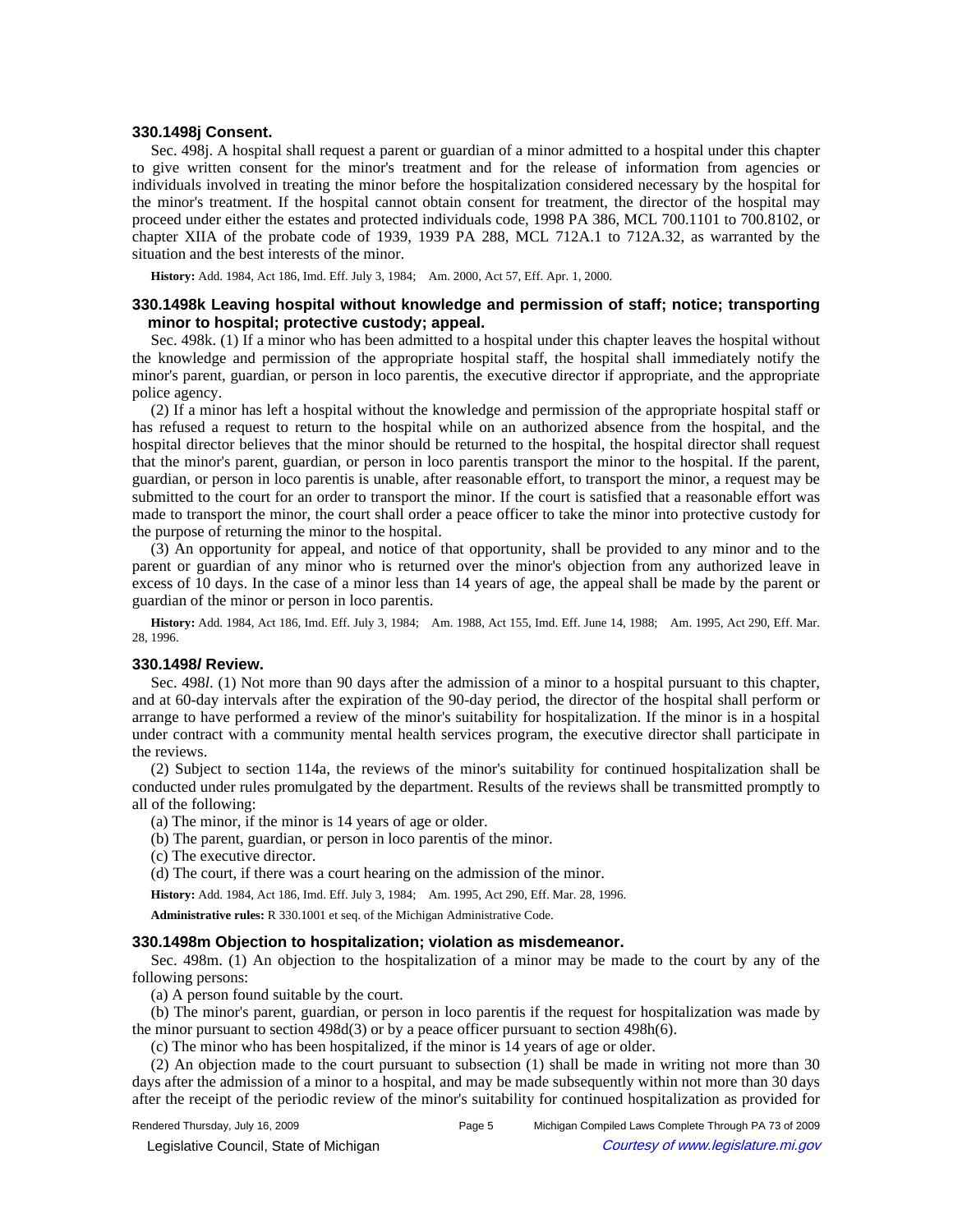### 330.1498j Consent.

Sec. 498j. A hospital shall request a parent or guardian of a minor admitted to a hospital under this chapter to give written consent for the minor's treatment and for the release of information from agencies or individuals involved in treating the minor before the hospitalization considered necessary by the hospital for the minor's treatment. If the hospital cannot obtain consent for treatment, the director of the hospital may proceed under either the estates and protected individuals code, 1998 PA 386, MCL 700.1101 to 700.8102, or chapter XIIA of the probate code of 1939, 1939 PA 288, MCL 712A.1 to 712A.32, as warranted by the situation and the best interests of the minor.

**History:** Add. 1984, Act 186, Imd. Eff. July 3, 1984;—Am. 2000, Act 57, Eff. Apr. 1, 2000.

### 330.1498k Leaving hospital without knowledge and permission of staff; notice; transporting minor to hospital; protective custody; appeal.

Sec. 498k. (1) If a minor who has been admitted to a hospital under this chapter leaves the hospital without the knowledge and permission of the appropriate hospital staff, the hospital shall immediately notify the minor's parent, guardian, or person in loco parentis, the executive director if appropriate, and the appropriate police agency.

(2) If a minor has left a hospital without the knowledge and permission of the appropriate hospital staff or has refused a request to return to the hospital while on an authorized absence from the hospital, and the hospital director believes that the minor should be returned to the hospital, the hospital director shall request that the minor's parent, guardian, or person in loco parentis transport the minor to the hospital. If the parent, guardian, or person in loco parentis is unable, after reasonable effort, to transport the minor, a request may be submitted to the court for an order to transport the minor. If the court is satisfied that a reasonable effort was made to transport the minor, the court shall order a peace officer to take the minor into protective custody for the purpose of returning the minor to the hospital.

(3) An opportunity for appeal, and notice of that opportunity, shall be provided to any minor and to the parent or guardian of any minor who is returned over the minor's objection from any authorized leave in excess of 10 days. In the case of a minor less than 14 years of age, the appeal shall be made by the parent or guardian of the minor or person in loco parentis.

**History:** Add. 1984, Act 186, Imd. Eff. July 3, 1984;—Am. 1988, Act 155, Imd. Eff. June 14, 1988;—Am. 1995, Act 290, Eff. Mar. 28, 1996.

### 330.1498*l* Review.

Sec. 498*l*. (1) Not more than 90 days after the admission of a minor to a hospital pursuant to this chapter, and at 60-day intervals after the expiration of the 90-day period, the director of the hospital shall perform or arrange to have performed a review of the minor's suitability for hospitalization. If the minor is in a hospital under contract with a community mental health services program, the executive director shall participate in the reviews.

(2) Subject to section 114a, the reviews of the minor's suitability for continued hospitalization shall be conducted under rules promulgated by the department. Results of the reviews shall be transmitted promptly to all of the following:

(a) The minor, if the minor is 14 years of age or older.

(b) The parent, guardian, or person in loco parentis of the minor.

(c) The executive director.

(d) The court, if there was a court hearing on the admission of the minor.

**History:** Add. 1984, Act 186, Imd. Eff. July 3, 1984;—Am. 1995, Act 290, Eff. Mar. 28, 1996.

**Administrative rules:** R 330.1001 et seq. of the Michigan Administrative Code.

### 330.1498m Objection to hospitalization; violation as misdemeanor.

Sec. 498m. (1) An objection to the hospitalization of a minor may be made to the court by any of the following persons:

(a) A person found suitable by the court.

(b) The minor's parent, guardian, or person in loco parentis if the request for hospitalization was made by the minor pursuant to section 498d(3) or by a peace officer pursuant to section 498h(6).

(c) The minor who has been hospitalized, if the minor is 14 years of age or older.

(2) An objection made to the court pursuant to subsection (1) shall be made in writing not more than 30 days after the admission of a minor to a hospital, and may be made subsequently within not more than 30 days after the receipt of the periodic review of the minor's suitability for continued hospitalization as provided for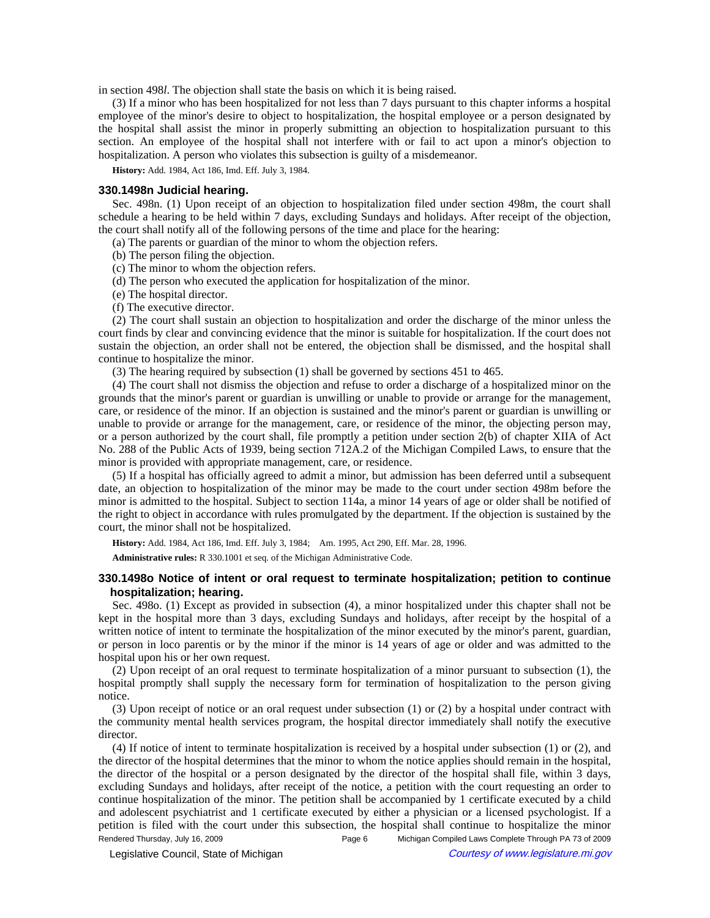in section 498*l*. The objection shall state the basis on which it is being raised.

(3) If a minor who has been hospitalized for not less than 7 days pursuant to this chapter informs a hospital employee of the minor's desire to object to hospitalization, the hospital employee or a person designated by the hospital shall assist the minor in properly submitting an objection to hospitalization pursuant to this section. An employee of the hospital shall not interfere with or fail to act upon a minor's objection to hospitalization. A person who violates this subsection is guilty of a misdemeanor.

**History:** Add. 1984, Act 186, Imd. Eff. July 3, 1984.

### 330.1498n Judicial hearing.

Sec. 498n. (1) Upon receipt of an objection to hospitalization filed under section 498m, the court shall schedule a hearing to be held within 7 days, excluding Sundays and holidays. After receipt of the objection, the court shall notify all of the following persons of the time and place for the hearing:

(a) The parents or guardian of the minor to whom the objection refers.

(b) The person filing the objection.

(c) The minor to whom the objection refers.

(d) The person who executed the application for hospitalization of the minor.

(e) The hospital director.

(f) The executive director.

(2) The court shall sustain an objection to hospitalization and order the discharge of the minor unless the court finds by clear and convincing evidence that the minor is suitable for hospitalization. If the court does not sustain the objection, an order shall not be entered, the objection shall be dismissed, and the hospital shall continue to hospitalize the minor.

(3) The hearing required by subsection (1) shall be governed by sections 451 to 465.

(4) The court shall not dismiss the objection and refuse to order a discharge of a hospitalized minor on the grounds that the minor's parent or guardian is unwilling or unable to provide or arrange for the management, care, or residence of the minor. If an objection is sustained and the minor's parent or guardian is unwilling or unable to provide or arrange for the management, care, or residence of the minor, the objecting person may, or a person authorized by the court shall, file promptly a petition under section 2(b) of chapter XIIA of Act No. 288 of the Public Acts of 1939, being section 712A.2 of the Michigan Compiled Laws, to ensure that the minor is provided with appropriate management, care, or residence.

(5) If a hospital has officially agreed to admit a minor, but admission has been deferred until a subsequent date, an objection to hospitalization of the minor may be made to the court under section 498m before the minor is admitted to the hospital. Subject to section 114a, a minor 14 years of age or older shall be notified of the right to object in accordance with rules promulgated by the department. If the objection is sustained by the court, the minor shall not be hospitalized.

**History:** Add. 1984, Act 186, Imd. Eff. July 3, 1984; Am. 1995, Act 290, Eff. Mar. 28, 1996.

**Administrative rules:** R 330.1001 et seq. of the Michigan Administrative Code.

### 330.1498o Notice of intent or oral request to terminate hospitalization; petition to continue hospitalization; hearing.

Sec. 498o. (1) Except as provided in subsection (4), a minor hospitalized under this chapter shall not be kept in the hospital more than 3 days, excluding Sundays and holidays, after receipt by the hospital of a written notice of intent to terminate the hospitalization of the minor executed by the minor's parent, guardian, or person in loco parentis or by the minor if the minor is 14 years of age or older and was admitted to the hospital upon his or her own request.

(2) Upon receipt of an oral request to terminate hospitalization of a minor pursuant to subsection (1), the hospital promptly shall supply the necessary form for termination of hospitalization to the person giving notice.

(3) Upon receipt of notice or an oral request under subsection (1) or (2) by a hospital under contract with the community mental health services program, the hospital director immediately shall notify the executive director.

(4) If notice of intent to terminate hospitalization is received by a hospital under subsection (1) or (2), and the director of the hospital determines that the minor to whom the notice applies should remain in the hospital, the director of the hospital or a person designated by the director of the hospital shall file, within 3 days, excluding Sundays and holidays, after receipt of the notice, a petition with the court requesting an order to continue hospitalization of the minor. The petition shall be accompanied by 1 certificate executed by a child and adolescent psychiatrist and 1 certificate executed by either a physician or a licensed psychologist. If a petition is filed with the court under this subsection, the hospital shall continue to hospitalize the minor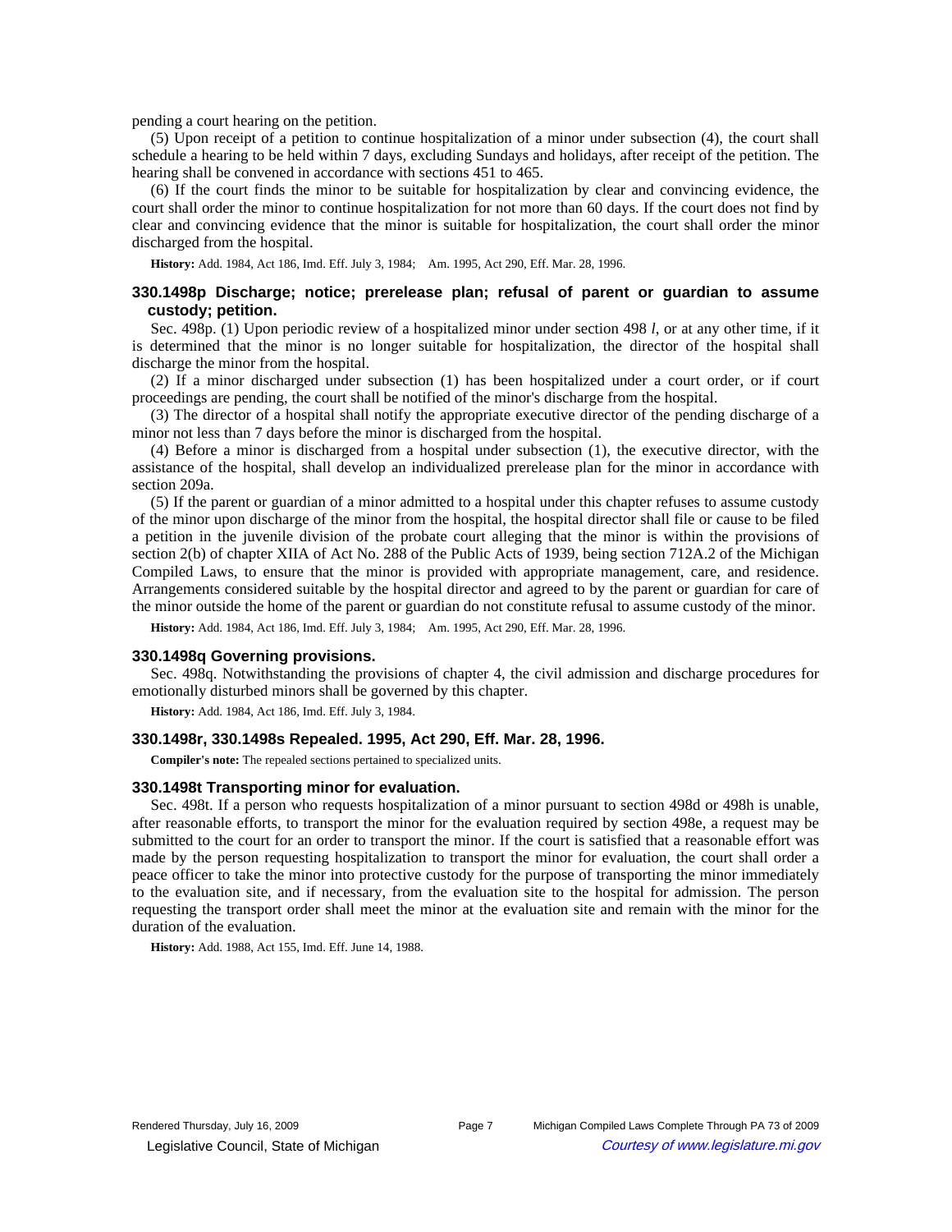pending a court hearing on the petition.

(5) Upon receipt of a petition to continue hospitalization of a minor under subsection (4), the court shall schedule a hearing to be held within 7 days, excluding Sundays and holidays, after receipt of the petition. The hearing shall be convened in accordance with sections 451 to 465.

(6) If the court finds the minor to be suitable for hospitalization by clear and convincing evidence, the court shall order the minor to continue hospitalization for not more than 60 days. If the court does not find by clear and convincing evidence that the minor is suitable for hospitalization, the court shall order the minor discharged from the hospital.

**History:** Add. 1984, Act 186, Imd. Eff. July 3, 1984;— Am. 1995, Act 290, Eff. Mar. 28, 1996.

### 330.1498p Discharge; notice; prerelease plan; refusal of parent or guardian to assume custody; petition.

Sec. 498p. (1) Upon periodic review of a hospitalized minor under section 498 *l*, or at any other time, if it is determined that the minor is no longer suitable for hospitalization, the director of the hospital shall discharge the minor from the hospital.

(2) If a minor discharged under subsection (1) has been hospitalized under a court order, or if court proceedings are pending, the court shall be notified of the minor's discharge from the hospital.

(3) The director of a hospital shall notify the appropriate executive director of the pending discharge of a minor not less than 7 days before the minor is discharged from the hospital.

(4) Before a minor is discharged from a hospital under subsection (1), the executive director, with the assistance of the hospital, shall develop an individualized prerelease plan for the minor in accordance with section 209a.

(5) If the parent or guardian of a minor admitted to a hospital under this chapter refuses to assume custody of the minor upon discharge of the minor from the hospital, the hospital director shall file or cause to be filed a petition in the juvenile division of the probate court alleging that the minor is within the provisions of section 2(b) of chapter XIIA of Act No. 288 of the Public Acts of 1939, being section 712A.2 of the Michigan Compiled Laws, to ensure that the minor is provided with appropriate management, care, and residence. Arrangements considered suitable by the hospital director and agreed to by the parent or guardian for care of the minor outside the home of the parent or guardian do not constitute refusal to assume custody of the minor.

**History:** Add. 1984, Act 186, Imd. Eff. July 3, 1984;— Am. 1995, Act 290, Eff. Mar. 28, 1996.

### 330.1498q Governing provisions.

Sec. 498q. Notwithstanding the provisions of chapter 4, the civil admission and discharge procedures for emotionally disturbed minors shall be governed by this chapter.

**History:** Add. 1984, Act 186, Imd. Eff. July 3, 1984.

### 330.1498r, 330.1498s Repealed. 1995, Act 290, Eff. Mar. 28, 1996.

**Compiler's note:** The repealed sections pertained to specialized units.

### 330.1498t Transporting minor for evaluation.

Sec. 498t. If a person who requests hospitalization of a minor pursuant to section 498d or 498h is unable, after reasonable efforts, to transport the minor for the evaluation required by section 498e, a request may be submitted to the court for an order to transport the minor. If the court is satisfied that a reasonable effort was made by the person requesting hospitalization to transport the minor for evaluation, the court shall order a peace officer to take the minor into protective custody for the purpose of transporting the minor immediately to the evaluation site, and if necessary, from the evaluation site to the hospital for admission. The person requesting the transport order shall meet the minor at the evaluation site and remain with the minor for the duration of the evaluation.

**History:** Add. 1988, Act 155, Imd. Eff. June 14, 1988.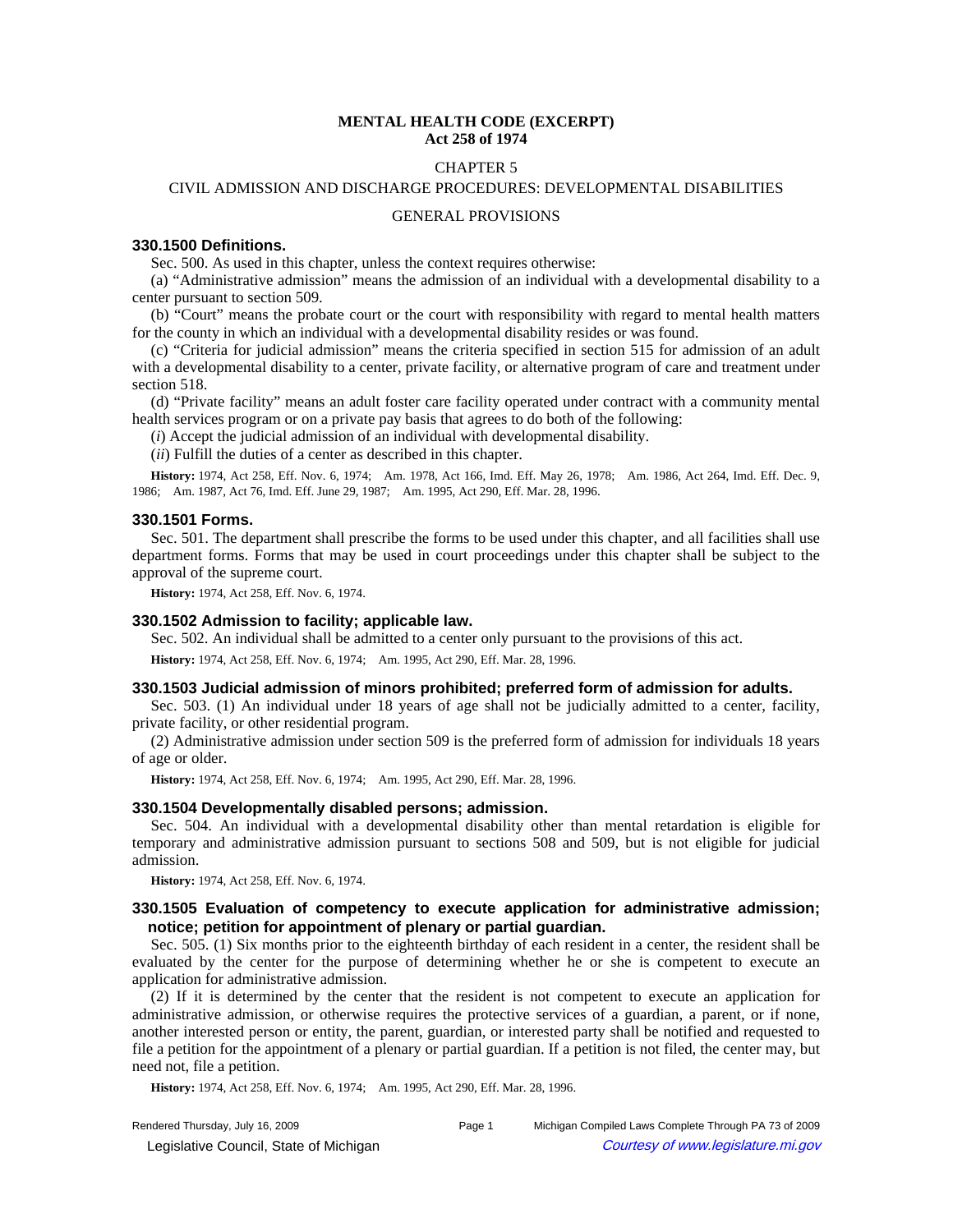**MENTAL HEALTH CODE (EXCERPT)**
**Act 258 of 1974**

CHAPTER 5

CIVIL ADMISSION AND DISCHARGE PROCEDURES: DEVELOPMENTAL DISABILITIES

GENERAL PROVISIONS

### 330.1500 Definitions.

Sec. 500. As used in this chapter, unless the context requires otherwise:

(a) "Administrative admission" means the admission of an individual with a developmental disability to a center pursuant to section 509.

(b) "Court" means the probate court or the court with responsibility with regard to mental health matters for the county in which an individual with a developmental disability resides or was found.

(c) "Criteria for judicial admission" means the criteria specified in section 515 for admission of an adult with a developmental disability to a center, private facility, or alternative program of care and treatment under section 518.

(d) "Private facility" means an adult foster care facility operated under contract with a community mental health services program or on a private pay basis that agrees to do both of the following:

(*i*) Accept the judicial admission of an individual with developmental disability.

(*ii*) Fulfill the duties of a center as described in this chapter.

**History:** 1974, Act 258, Eff. Nov. 6, 1974; Am. 1978, Act 166, Imd. Eff. May 26, 1978; Am. 1986, Act 264, Imd. Eff. Dec. 9, 1986; Am. 1987, Act 76, Imd. Eff. June 29, 1987; Am. 1995, Act 290, Eff. Mar. 28, 1996.

### 330.1501 Forms.

Sec. 501. The department shall prescribe the forms to be used under this chapter, and all facilities shall use department forms. Forms that may be used in court proceedings under this chapter shall be subject to the approval of the supreme court.

**History:** 1974, Act 258, Eff. Nov. 6, 1974.

### 330.1502 Admission to facility; applicable law.

Sec. 502. An individual shall be admitted to a center only pursuant to the provisions of this act.

**History:** 1974, Act 258, Eff. Nov. 6, 1974; Am. 1995, Act 290, Eff. Mar. 28, 1996.

### 330.1503 Judicial admission of minors prohibited; preferred form of admission for adults.

Sec. 503. (1) An individual under 18 years of age shall not be judicially admitted to a center, facility, private facility, or other residential program.

(2) Administrative admission under section 509 is the preferred form of admission for individuals 18 years of age or older.

**History:** 1974, Act 258, Eff. Nov. 6, 1974; Am. 1995, Act 290, Eff. Mar. 28, 1996.

### 330.1504 Developmentally disabled persons; admission.

Sec. 504. An individual with a developmental disability other than mental retardation is eligible for temporary and administrative admission pursuant to sections 508 and 509, but is not eligible for judicial admission.

**History:** 1974, Act 258, Eff. Nov. 6, 1974.

### 330.1505 Evaluation of competency to execute application for administrative admission; notice; petition for appointment of plenary or partial guardian.

Sec. 505. (1) Six months prior to the eighteenth birthday of each resident in a center, the resident shall be evaluated by the center for the purpose of determining whether he or she is competent to execute an application for administrative admission.

(2) If it is determined by the center that the resident is not competent to execute an application for administrative admission, or otherwise requires the protective services of a guardian, a parent, or if none, another interested person or entity, the parent, guardian, or interested party shall be notified and requested to file a petition for the appointment of a plenary or partial guardian. If a petition is not filed, the center may, but need not, file a petition.

**History:** 1974, Act 258, Eff. Nov. 6, 1974; Am. 1995, Act 290, Eff. Mar. 28, 1996.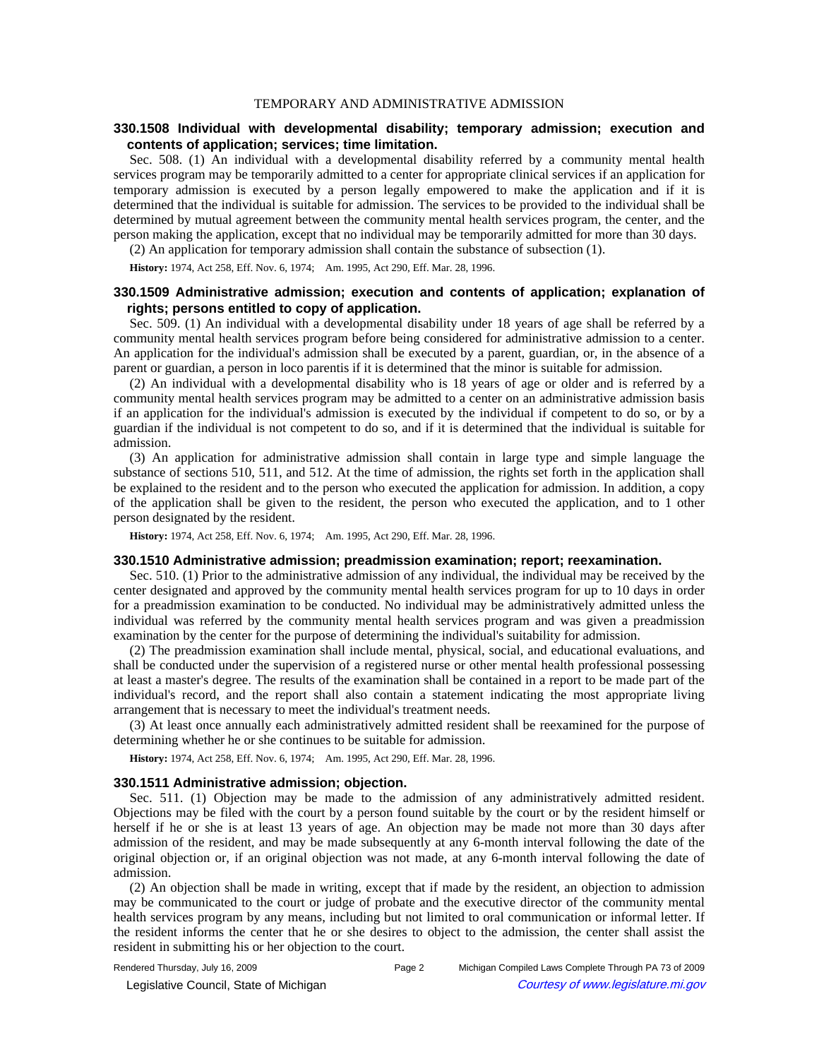## TEMPORARY AND ADMINISTRATIVE ADMISSION

### 330.1508 Individual with developmental disability; temporary admission; execution and contents of application; services; time limitation.

Sec. 508. (1) An individual with a developmental disability referred by a community mental health services program may be temporarily admitted to a center for appropriate clinical services if an application for temporary admission is executed by a person legally empowered to make the application and if it is determined that the individual is suitable for admission. The services to be provided to the individual shall be determined by mutual agreement between the community mental health services program, the center, and the person making the application, except that no individual may be temporarily admitted for more than 30 days.

(2) An application for temporary admission shall contain the substance of subsection (1).

**History:** 1974, Act 258, Eff. Nov. 6, 1974; Am. 1995, Act 290, Eff. Mar. 28, 1996.

### 330.1509 Administrative admission; execution and contents of application; explanation of rights; persons entitled to copy of application.

Sec. 509. (1) An individual with a developmental disability under 18 years of age shall be referred by a community mental health services program before being considered for administrative admission to a center. An application for the individual's admission shall be executed by a parent, guardian, or, in the absence of a parent or guardian, a person in loco parentis if it is determined that the minor is suitable for admission.

(2) An individual with a developmental disability who is 18 years of age or older and is referred by a community mental health services program may be admitted to a center on an administrative admission basis if an application for the individual's admission is executed by the individual if competent to do so, or by a guardian if the individual is not competent to do so, and if it is determined that the individual is suitable for admission.

(3) An application for administrative admission shall contain in large type and simple language the substance of sections 510, 511, and 512. At the time of admission, the rights set forth in the application shall be explained to the resident and to the person who executed the application for admission. In addition, a copy of the application shall be given to the resident, the person who executed the application, and to 1 other person designated by the resident.

**History:** 1974, Act 258, Eff. Nov. 6, 1974; Am. 1995, Act 290, Eff. Mar. 28, 1996.

### 330.1510 Administrative admission; preadmission examination; report; reexamination.

Sec. 510. (1) Prior to the administrative admission of any individual, the individual may be received by the center designated and approved by the community mental health services program for up to 10 days in order for a preadmission examination to be conducted. No individual may be administratively admitted unless the individual was referred by the community mental health services program and was given a preadmission examination by the center for the purpose of determining the individual's suitability for admission.

(2) The preadmission examination shall include mental, physical, social, and educational evaluations, and shall be conducted under the supervision of a registered nurse or other mental health professional possessing at least a master's degree. The results of the examination shall be contained in a report to be made part of the individual's record, and the report shall also contain a statement indicating the most appropriate living arrangement that is necessary to meet the individual's treatment needs.

(3) At least once annually each administratively admitted resident shall be reexamined for the purpose of determining whether he or she continues to be suitable for admission.

**History:** 1974, Act 258, Eff. Nov. 6, 1974; Am. 1995, Act 290, Eff. Mar. 28, 1996.

### 330.1511 Administrative admission; objection.

Sec. 511. (1) Objection may be made to the admission of any administratively admitted resident. Objections may be filed with the court by a person found suitable by the court or by the resident himself or herself if he or she is at least 13 years of age. An objection may be made not more than 30 days after admission of the resident, and may be made subsequently at any 6-month interval following the date of the original objection or, if an original objection was not made, at any 6-month interval following the date of admission.

(2) An objection shall be made in writing, except that if made by the resident, an objection to admission may be communicated to the court or judge of probate and the executive director of the community mental health services program by any means, including but not limited to oral communication or informal letter. If the resident informs the center that he or she desires to object to the admission, the center shall assist the resident in submitting his or her objection to the court.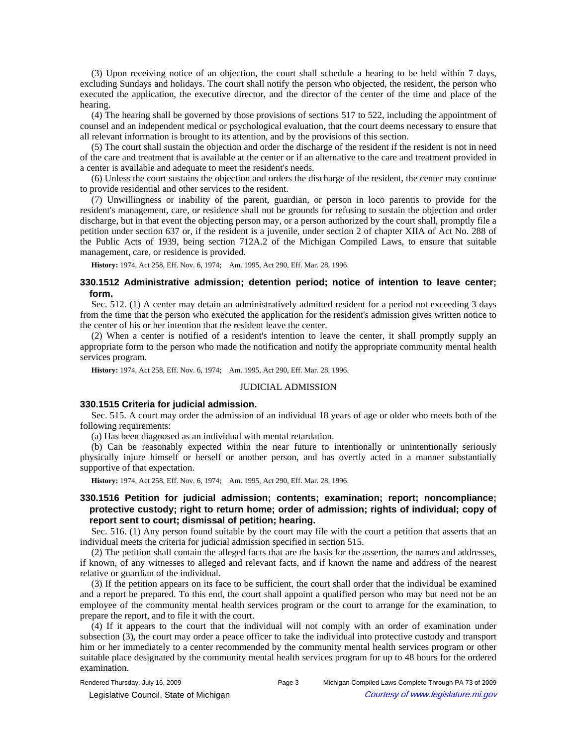(3) Upon receiving notice of an objection, the court shall schedule a hearing to be held within 7 days, excluding Sundays and holidays. The court shall notify the person who objected, the resident, the person who executed the application, the executive director, and the director of the center of the time and place of the hearing.

(4) The hearing shall be governed by those provisions of sections 517 to 522, including the appointment of counsel and an independent medical or psychological evaluation, that the court deems necessary to ensure that all relevant information is brought to its attention, and by the provisions of this section.

(5) The court shall sustain the objection and order the discharge of the resident if the resident is not in need of the care and treatment that is available at the center or if an alternative to the care and treatment provided in a center is available and adequate to meet the resident's needs.

(6) Unless the court sustains the objection and orders the discharge of the resident, the center may continue to provide residential and other services to the resident.

(7) Unwillingness or inability of the parent, guardian, or person in loco parentis to provide for the resident's management, care, or residence shall not be grounds for refusing to sustain the objection and order discharge, but in that event the objecting person may, or a person authorized by the court shall, promptly file a petition under section 637 or, if the resident is a juvenile, under section 2 of chapter XIIA of Act No. 288 of the Public Acts of 1939, being section 712A.2 of the Michigan Compiled Laws, to ensure that suitable management, care, or residence is provided.

**History:** 1974, Act 258, Eff. Nov. 6, 1974; Am. 1995, Act 290, Eff. Mar. 28, 1996.

### 330.1512 Administrative admission; detention period; notice of intention to leave center; form.

Sec. 512. (1) A center may detain an administratively admitted resident for a period not exceeding 3 days from the time that the person who executed the application for the resident's admission gives written notice to the center of his or her intention that the resident leave the center.

(2) When a center is notified of a resident's intention to leave the center, it shall promptly supply an appropriate form to the person who made the notification and notify the appropriate community mental health services program.

**History:** 1974, Act 258, Eff. Nov. 6, 1974; Am. 1995, Act 290, Eff. Mar. 28, 1996.

## JUDICIAL ADMISSION

### 330.1515 Criteria for judicial admission.

Sec. 515. A court may order the admission of an individual 18 years of age or older who meets both of the following requirements:

(a) Has been diagnosed as an individual with mental retardation.

(b) Can be reasonably expected within the near future to intentionally or unintentionally seriously physically injure himself or herself or another person, and has overtly acted in a manner substantially supportive of that expectation.

**History:** 1974, Act 258, Eff. Nov. 6, 1974; Am. 1995, Act 290, Eff. Mar. 28, 1996.

### 330.1516 Petition for judicial admission; contents; examination; report; noncompliance; protective custody; right to return home; order of admission; rights of individual; copy of report sent to court; dismissal of petition; hearing.

Sec. 516. (1) Any person found suitable by the court may file with the court a petition that asserts that an individual meets the criteria for judicial admission specified in section 515.

(2) The petition shall contain the alleged facts that are the basis for the assertion, the names and addresses, if known, of any witnesses to alleged and relevant facts, and if known the name and address of the nearest relative or guardian of the individual.

(3) If the petition appears on its face to be sufficient, the court shall order that the individual be examined and a report be prepared. To this end, the court shall appoint a qualified person who may but need not be an employee of the community mental health services program or the court to arrange for the examination, to prepare the report, and to file it with the court.

(4) If it appears to the court that the individual will not comply with an order of examination under subsection (3), the court may order a peace officer to take the individual into protective custody and transport him or her immediately to a center recommended by the community mental health services program or other suitable place designated by the community mental health services program for up to 48 hours for the ordered examination.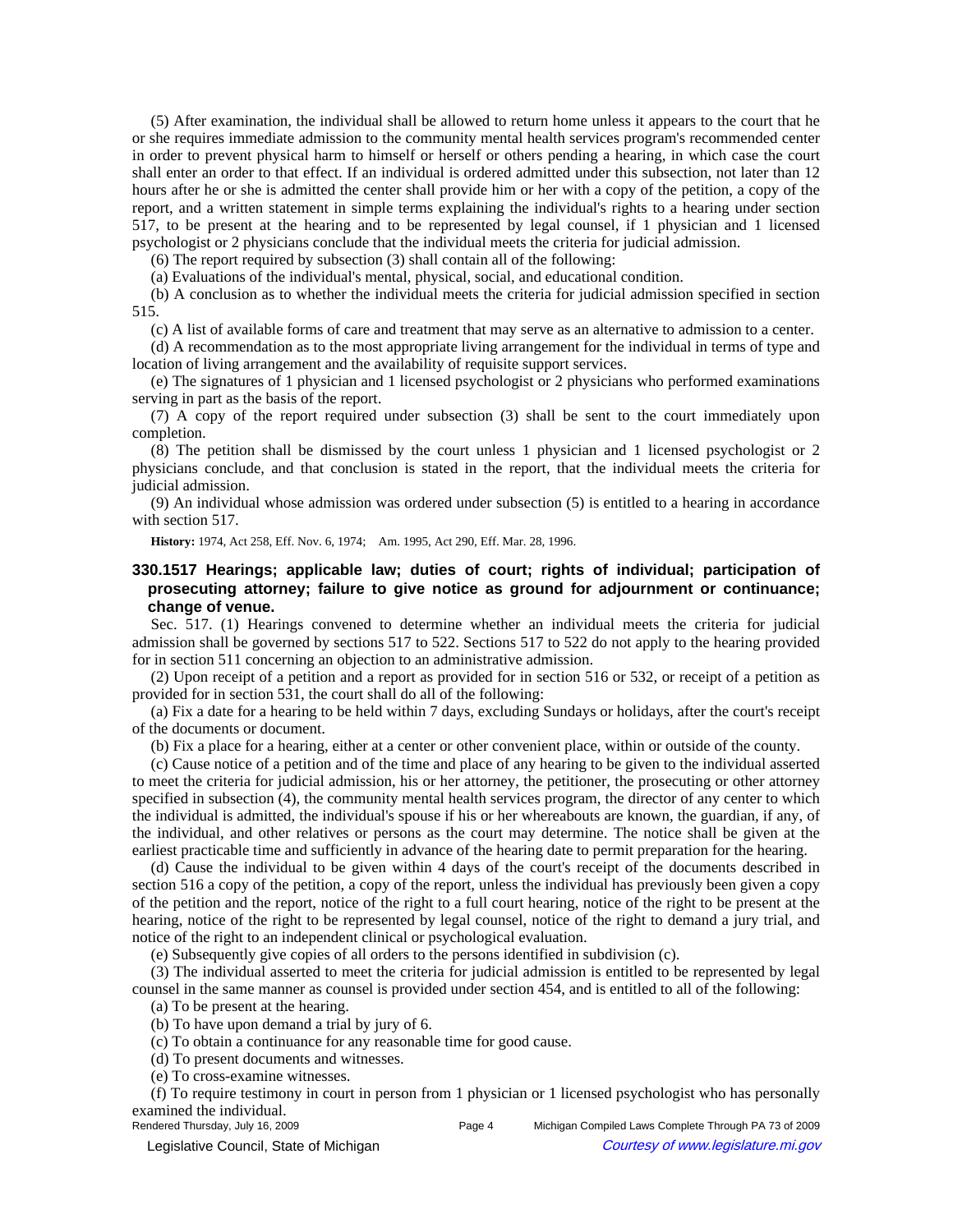(5) After examination, the individual shall be allowed to return home unless it appears to the court that he or she requires immediate admission to the community mental health services program's recommended center in order to prevent physical harm to himself or herself or others pending a hearing, in which case the court shall enter an order to that effect. If an individual is ordered admitted under this subsection, not later than 12 hours after he or she is admitted the center shall provide him or her with a copy of the petition, a copy of the report, and a written statement in simple terms explaining the individual's rights to a hearing under section 517, to be present at the hearing and to be represented by legal counsel, if 1 physician and 1 licensed psychologist or 2 physicians conclude that the individual meets the criteria for judicial admission.

(6) The report required by subsection (3) shall contain all of the following:

(a) Evaluations of the individual's mental, physical, social, and educational condition.

(b) A conclusion as to whether the individual meets the criteria for judicial admission specified in section 515.

(c) A list of available forms of care and treatment that may serve as an alternative to admission to a center.

(d) A recommendation as to the most appropriate living arrangement for the individual in terms of type and location of living arrangement and the availability of requisite support services.

(e) The signatures of 1 physician and 1 licensed psychologist or 2 physicians who performed examinations serving in part as the basis of the report.

(7) A copy of the report required under subsection (3) shall be sent to the court immediately upon completion.

(8) The petition shall be dismissed by the court unless 1 physician and 1 licensed psychologist or 2 physicians conclude, and that conclusion is stated in the report, that the individual meets the criteria for judicial admission.

(9) An individual whose admission was ordered under subsection (5) is entitled to a hearing in accordance with section 517.

**History:** 1974, Act 258, Eff. Nov. 6, 1974; Am. 1995, Act 290, Eff. Mar. 28, 1996.

### 330.1517 Hearings; applicable law; duties of court; rights of individual; participation of prosecuting attorney; failure to give notice as ground for adjournment or continuance; change of venue.

Sec. 517. (1) Hearings convened to determine whether an individual meets the criteria for judicial admission shall be governed by sections 517 to 522. Sections 517 to 522 do not apply to the hearing provided for in section 511 concerning an objection to an administrative admission.

(2) Upon receipt of a petition and a report as provided for in section 516 or 532, or receipt of a petition as provided for in section 531, the court shall do all of the following:

(a) Fix a date for a hearing to be held within 7 days, excluding Sundays or holidays, after the court's receipt of the documents or document.

(b) Fix a place for a hearing, either at a center or other convenient place, within or outside of the county.

(c) Cause notice of a petition and of the time and place of any hearing to be given to the individual asserted to meet the criteria for judicial admission, his or her attorney, the petitioner, the prosecuting or other attorney specified in subsection (4), the community mental health services program, the director of any center to which the individual is admitted, the individual's spouse if his or her whereabouts are known, the guardian, if any, of the individual, and other relatives or persons as the court may determine. The notice shall be given at the earliest practicable time and sufficiently in advance of the hearing date to permit preparation for the hearing.

(d) Cause the individual to be given within 4 days of the court's receipt of the documents described in section 516 a copy of the petition, a copy of the report, unless the individual has previously been given a copy of the petition and the report, notice of the right to a full court hearing, notice of the right to be present at the hearing, notice of the right to be represented by legal counsel, notice of the right to demand a jury trial, and notice of the right to an independent clinical or psychological evaluation.

(e) Subsequently give copies of all orders to the persons identified in subdivision (c).

(3) The individual asserted to meet the criteria for judicial admission is entitled to be represented by legal counsel in the same manner as counsel is provided under section 454, and is entitled to all of the following:

(a) To be present at the hearing.

(b) To have upon demand a trial by jury of 6.

(c) To obtain a continuance for any reasonable time for good cause.

(d) To present documents and witnesses.

(e) To cross-examine witnesses.

(f) To require testimony in court in person from 1 physician or 1 licensed psychologist who has personally examined the individual.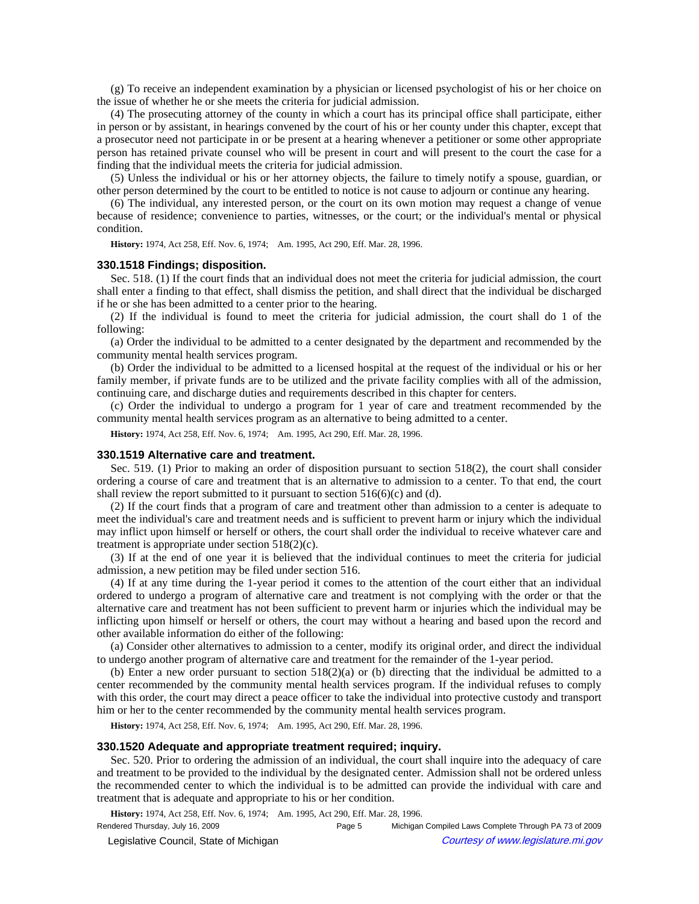(g) To receive an independent examination by a physician or licensed psychologist of his or her choice on the issue of whether he or she meets the criteria for judicial admission.

(4) The prosecuting attorney of the county in which a court has its principal office shall participate, either in person or by assistant, in hearings convened by the court of his or her county under this chapter, except that a prosecutor need not participate in or be present at a hearing whenever a petitioner or some other appropriate person has retained private counsel who will be present in court and will present to the court the case for a finding that the individual meets the criteria for judicial admission.

(5) Unless the individual or his or her attorney objects, the failure to timely notify a spouse, guardian, or other person determined by the court to be entitled to notice is not cause to adjourn or continue any hearing.

(6) The individual, any interested person, or the court on its own motion may request a change of venue because of residence; convenience to parties, witnesses, or the court; or the individual's mental or physical condition.

**History:** 1974, Act 258, Eff. Nov. 6, 1974;—Am. 1995, Act 290, Eff. Mar. 28, 1996.

### 330.1518 Findings; disposition.

Sec. 518. (1) If the court finds that an individual does not meet the criteria for judicial admission, the court shall enter a finding to that effect, shall dismiss the petition, and shall direct that the individual be discharged if he or she has been admitted to a center prior to the hearing.

(2) If the individual is found to meet the criteria for judicial admission, the court shall do 1 of the following:

(a) Order the individual to be admitted to a center designated by the department and recommended by the community mental health services program.

(b) Order the individual to be admitted to a licensed hospital at the request of the individual or his or her family member, if private funds are to be utilized and the private facility complies with all of the admission, continuing care, and discharge duties and requirements described in this chapter for centers.

(c) Order the individual to undergo a program for 1 year of care and treatment recommended by the community mental health services program as an alternative to being admitted to a center.

**History:** 1974, Act 258, Eff. Nov. 6, 1974;—Am. 1995, Act 290, Eff. Mar. 28, 1996.

### 330.1519 Alternative care and treatment.

Sec. 519. (1) Prior to making an order of disposition pursuant to section 518(2), the court shall consider ordering a course of care and treatment that is an alternative to admission to a center. To that end, the court shall review the report submitted to it pursuant to section 516(6)(c) and (d).

(2) If the court finds that a program of care and treatment other than admission to a center is adequate to meet the individual's care and treatment needs and is sufficient to prevent harm or injury which the individual may inflict upon himself or herself or others, the court shall order the individual to receive whatever care and treatment is appropriate under section 518(2)(c).

(3) If at the end of one year it is believed that the individual continues to meet the criteria for judicial admission, a new petition may be filed under section 516.

(4) If at any time during the 1-year period it comes to the attention of the court either that an individual ordered to undergo a program of alternative care and treatment is not complying with the order or that the alternative care and treatment has not been sufficient to prevent harm or injuries which the individual may be inflicting upon himself or herself or others, the court may without a hearing and based upon the record and other available information do either of the following:

(a) Consider other alternatives to admission to a center, modify its original order, and direct the individual to undergo another program of alternative care and treatment for the remainder of the 1-year period.

(b) Enter a new order pursuant to section 518(2)(a) or (b) directing that the individual be admitted to a center recommended by the community mental health services program. If the individual refuses to comply with this order, the court may direct a peace officer to take the individual into protective custody and transport him or her to the center recommended by the community mental health services program.

**History:** 1974, Act 258, Eff. Nov. 6, 1974;—Am. 1995, Act 290, Eff. Mar. 28, 1996.

### 330.1520 Adequate and appropriate treatment required; inquiry.

Sec. 520. Prior to ordering the admission of an individual, the court shall inquire into the adequacy of care and treatment to be provided to the individual by the designated center. Admission shall not be ordered unless the recommended center to which the individual is to be admitted can provide the individual with care and treatment that is adequate and appropriate to his or her condition.

**History:** 1974, Act 258, Eff. Nov. 6, 1974;—Am. 1995, Act 290, Eff. Mar. 28, 1996.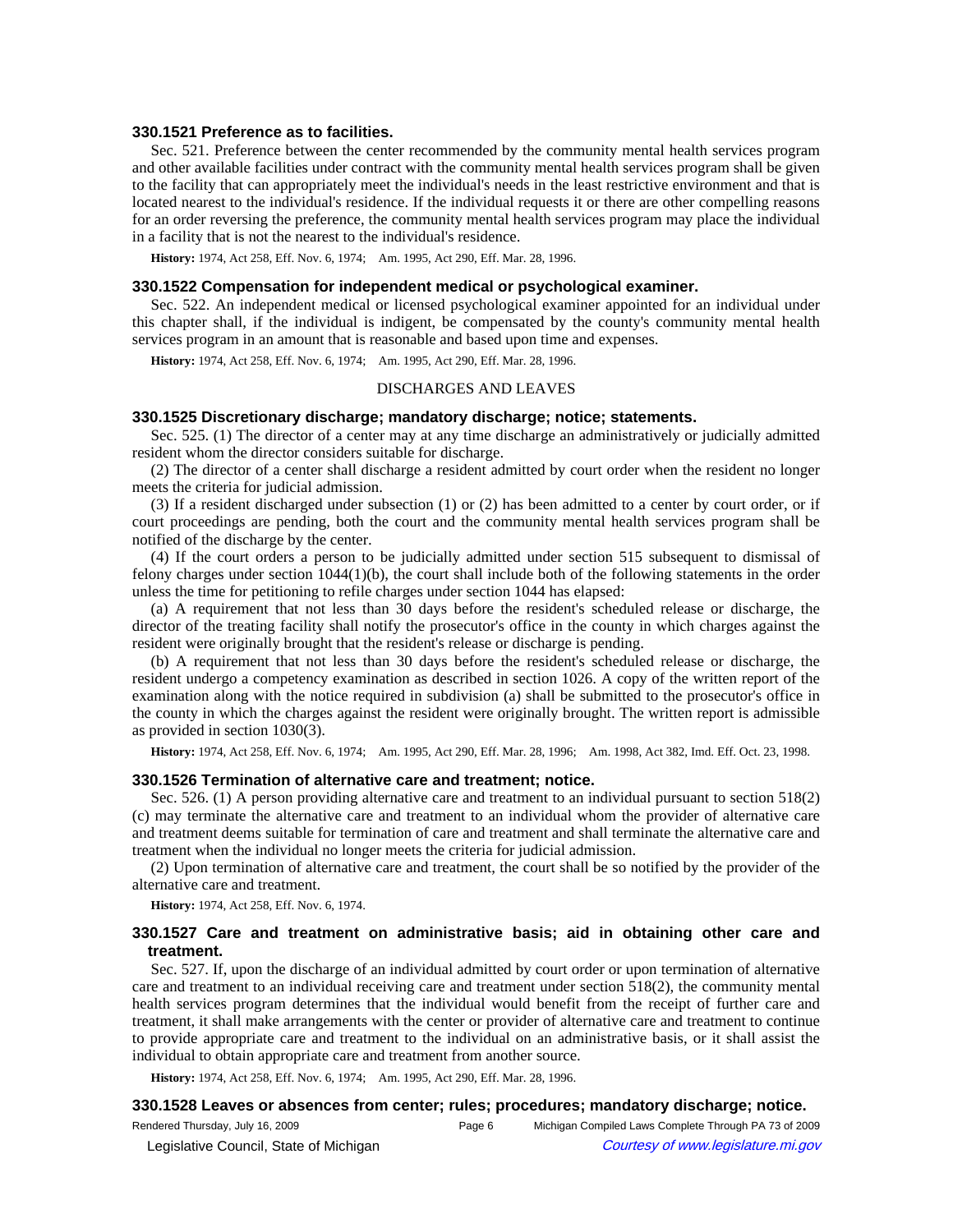### 330.1521 Preference as to facilities.

Sec. 521. Preference between the center recommended by the community mental health services program and other available facilities under contract with the community mental health services program shall be given to the facility that can appropriately meet the individual's needs in the least restrictive environment and that is located nearest to the individual's residence. If the individual requests it or there are other compelling reasons for an order reversing the preference, the community mental health services program may place the individual in a facility that is not the nearest to the individual's residence.

**History:** 1974, Act 258, Eff. Nov. 6, 1974;—Am. 1995, Act 290, Eff. Mar. 28, 1996.

### 330.1522 Compensation for independent medical or psychological examiner.

Sec. 522. An independent medical or licensed psychological examiner appointed for an individual under this chapter shall, if the individual is indigent, be compensated by the county's community mental health services program in an amount that is reasonable and based upon time and expenses.

**History:** 1974, Act 258, Eff. Nov. 6, 1974;—Am. 1995, Act 290, Eff. Mar. 28, 1996.

## DISCHARGES AND LEAVES

### 330.1525 Discretionary discharge; mandatory discharge; notice; statements.

Sec. 525. (1) The director of a center may at any time discharge an administratively or judicially admitted resident whom the director considers suitable for discharge.

(2) The director of a center shall discharge a resident admitted by court order when the resident no longer meets the criteria for judicial admission.

(3) If a resident discharged under subsection (1) or (2) has been admitted to a center by court order, or if court proceedings are pending, both the court and the community mental health services program shall be notified of the discharge by the center.

(4) If the court orders a person to be judicially admitted under section 515 subsequent to dismissal of felony charges under section 1044(1)(b), the court shall include both of the following statements in the order unless the time for petitioning to refile charges under section 1044 has elapsed:

(a) A requirement that not less than 30 days before the resident's scheduled release or discharge, the director of the treating facility shall notify the prosecutor's office in the county in which charges against the resident were originally brought that the resident's release or discharge is pending.

(b) A requirement that not less than 30 days before the resident's scheduled release or discharge, the resident undergo a competency examination as described in section 1026. A copy of the written report of the examination along with the notice required in subdivision (a) shall be submitted to the prosecutor's office in the county in which the charges against the resident were originally brought. The written report is admissible as provided in section 1030(3).

**History:** 1974, Act 258, Eff. Nov. 6, 1974;—Am. 1995, Act 290, Eff. Mar. 28, 1996;—Am. 1998, Act 382, Imd. Eff. Oct. 23, 1998.

### 330.1526 Termination of alternative care and treatment; notice.

Sec. 526. (1) A person providing alternative care and treatment to an individual pursuant to section 518(2)(c) may terminate the alternative care and treatment to an individual whom the provider of alternative care and treatment deems suitable for termination of care and treatment and shall terminate the alternative care and treatment when the individual no longer meets the criteria for judicial admission.

(2) Upon termination of alternative care and treatment, the court shall be so notified by the provider of the alternative care and treatment.

**History:** 1974, Act 258, Eff. Nov. 6, 1974.

### 330.1527 Care and treatment on administrative basis; aid in obtaining other care and treatment.

Sec. 527. If, upon the discharge of an individual admitted by court order or upon termination of alternative care and treatment to an individual receiving care and treatment under section 518(2), the community mental health services program determines that the individual would benefit from the receipt of further care and treatment, it shall make arrangements with the center or provider of alternative care and treatment to continue to provide appropriate care and treatment to the individual on an administrative basis, or it shall assist the individual to obtain appropriate care and treatment from another source.

**History:** 1974, Act 258, Eff. Nov. 6, 1974;—Am. 1995, Act 290, Eff. Mar. 28, 1996.

### 330.1528 Leaves or absences from center; rules; procedures; mandatory discharge; notice.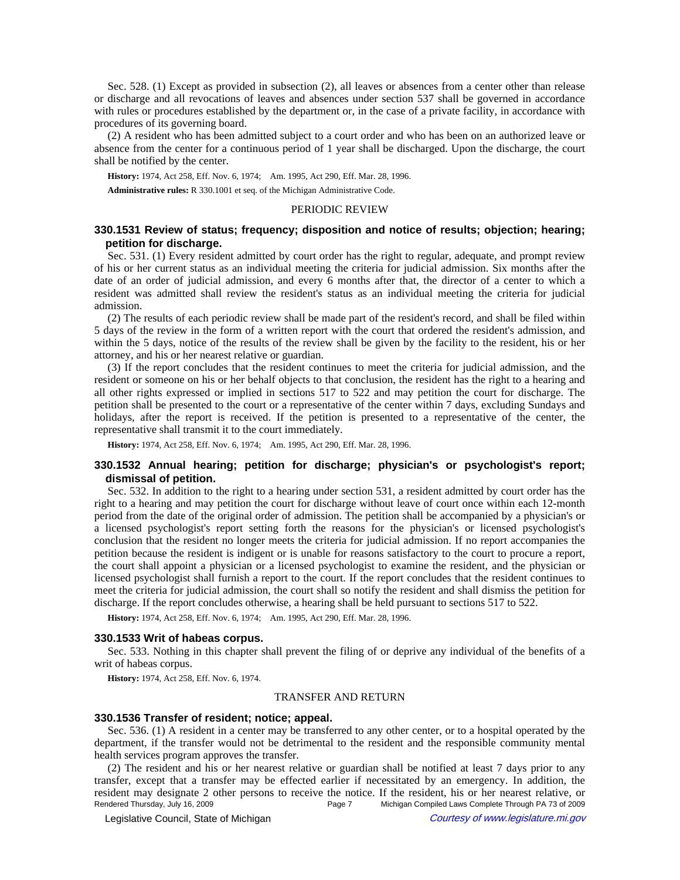Sec. 528. (1) Except as provided in subsection (2), all leaves or absences from a center other than release or discharge and all revocations of leaves and absences under section 537 shall be governed in accordance with rules or procedures established by the department or, in the case of a private facility, in accordance with procedures of its governing board.

(2) A resident who has been admitted subject to a court order and who has been on an authorized leave or absence from the center for a continuous period of 1 year shall be discharged. Upon the discharge, the court shall be notified by the center.

**History:** 1974, Act 258, Eff. Nov. 6, 1974;—Am. 1995, Act 290, Eff. Mar. 28, 1996.

**Administrative rules:** R 330.1001 et seq. of the Michigan Administrative Code.

PERIODIC REVIEW

### 330.1531 Review of status; frequency; disposition and notice of results; objection; hearing; petition for discharge.

Sec. 531. (1) Every resident admitted by court order has the right to regular, adequate, and prompt review of his or her current status as an individual meeting the criteria for judicial admission. Six months after the date of an order of judicial admission, and every 6 months after that, the director of a center to which a resident was admitted shall review the resident's status as an individual meeting the criteria for judicial admission.

(2) The results of each periodic review shall be made part of the resident's record, and shall be filed within 5 days of the review in the form of a written report with the court that ordered the resident's admission, and within the 5 days, notice of the results of the review shall be given by the facility to the resident, his or her attorney, and his or her nearest relative or guardian.

(3) If the report concludes that the resident continues to meet the criteria for judicial admission, and the resident or someone on his or her behalf objects to that conclusion, the resident has the right to a hearing and all other rights expressed or implied in sections 517 to 522 and may petition the court for discharge. The petition shall be presented to the court or a representative of the center within 7 days, excluding Sundays and holidays, after the report is received. If the petition is presented to a representative of the center, the representative shall transmit it to the court immediately.

**History:** 1974, Act 258, Eff. Nov. 6, 1974;—Am. 1995, Act 290, Eff. Mar. 28, 1996.

### 330.1532 Annual hearing; petition for discharge; physician's or psychologist's report; dismissal of petition.

Sec. 532. In addition to the right to a hearing under section 531, a resident admitted by court order has the right to a hearing and may petition the court for discharge without leave of court once within each 12-month period from the date of the original order of admission. The petition shall be accompanied by a physician's or a licensed psychologist's report setting forth the reasons for the physician's or licensed psychologist's conclusion that the resident no longer meets the criteria for judicial admission. If no report accompanies the petition because the resident is indigent or is unable for reasons satisfactory to the court to procure a report, the court shall appoint a physician or a licensed psychologist to examine the resident, and the physician or licensed psychologist shall furnish a report to the court. If the report concludes that the resident continues to meet the criteria for judicial admission, the court shall so notify the resident and shall dismiss the petition for discharge. If the report concludes otherwise, a hearing shall be held pursuant to sections 517 to 522.

**History:** 1974, Act 258, Eff. Nov. 6, 1974;—Am. 1995, Act 290, Eff. Mar. 28, 1996.

### 330.1533 Writ of habeas corpus.

Sec. 533. Nothing in this chapter shall prevent the filing of or deprive any individual of the benefits of a writ of habeas corpus.

**History:** 1974, Act 258, Eff. Nov. 6, 1974.

TRANSFER AND RETURN

### 330.1536 Transfer of resident; notice; appeal.

Sec. 536. (1) A resident in a center may be transferred to any other center, or to a hospital operated by the department, if the transfer would not be detrimental to the resident and the responsible community mental health services program approves the transfer.

(2) The resident and his or her nearest relative or guardian shall be notified at least 7 days prior to any transfer, except that a transfer may be effected earlier if necessitated by an emergency. In addition, the resident may designate 2 other persons to receive the notice. If the resident, his or her nearest relative, or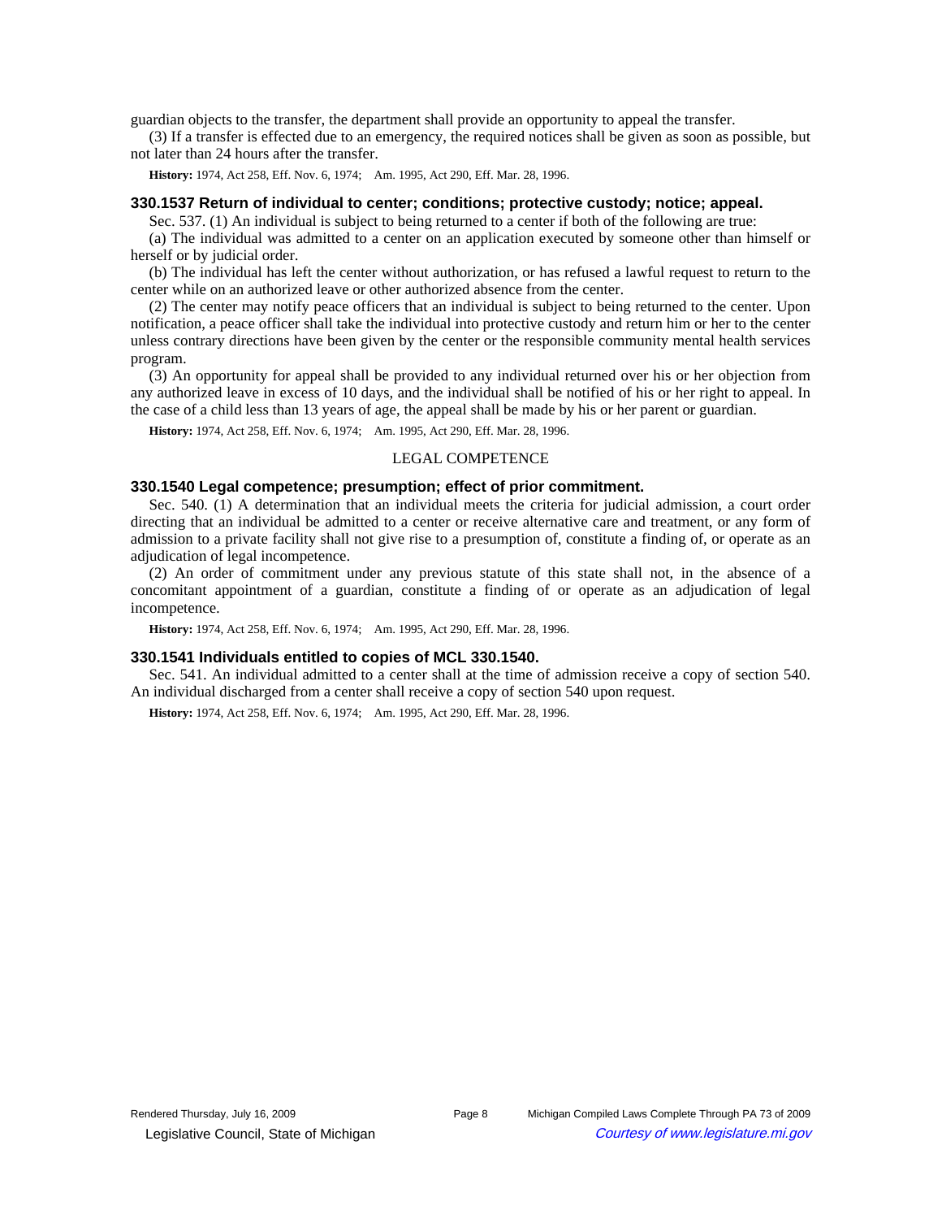guardian objects to the transfer, the department shall provide an opportunity to appeal the transfer.

(3) If a transfer is effected due to an emergency, the required notices shall be given as soon as possible, but not later than 24 hours after the transfer.

**History:** 1974, Act 258, Eff. Nov. 6, 1974; Am. 1995, Act 290, Eff. Mar. 28, 1996.

### 330.1537 Return of individual to center; conditions; protective custody; notice; appeal.

Sec. 537. (1) An individual is subject to being returned to a center if both of the following are true:

(a) The individual was admitted to a center on an application executed by someone other than himself or herself or by judicial order.

(b) The individual has left the center without authorization, or has refused a lawful request to return to the center while on an authorized leave or other authorized absence from the center.

(2) The center may notify peace officers that an individual is subject to being returned to the center. Upon notification, a peace officer shall take the individual into protective custody and return him or her to the center unless contrary directions have been given by the center or the responsible community mental health services program.

(3) An opportunity for appeal shall be provided to any individual returned over his or her objection from any authorized leave in excess of 10 days, and the individual shall be notified of his or her right to appeal. In the case of a child less than 13 years of age, the appeal shall be made by his or her parent or guardian.

**History:** 1974, Act 258, Eff. Nov. 6, 1974; Am. 1995, Act 290, Eff. Mar. 28, 1996.

## LEGAL COMPETENCE

### 330.1540 Legal competence; presumption; effect of prior commitment.

Sec. 540. (1) A determination that an individual meets the criteria for judicial admission, a court order directing that an individual be admitted to a center or receive alternative care and treatment, or any form of admission to a private facility shall not give rise to a presumption of, constitute a finding of, or operate as an adjudication of legal incompetence.

(2) An order of commitment under any previous statute of this state shall not, in the absence of a concomitant appointment of a guardian, constitute a finding of or operate as an adjudication of legal incompetence.

**History:** 1974, Act 258, Eff. Nov. 6, 1974; Am. 1995, Act 290, Eff. Mar. 28, 1996.

### 330.1541 Individuals entitled to copies of MCL 330.1540.

Sec. 541. An individual admitted to a center shall at the time of admission receive a copy of section 540. An individual discharged from a center shall receive a copy of section 540 upon request.

**History:** 1974, Act 258, Eff. Nov. 6, 1974; Am. 1995, Act 290, Eff. Mar. 28, 1996.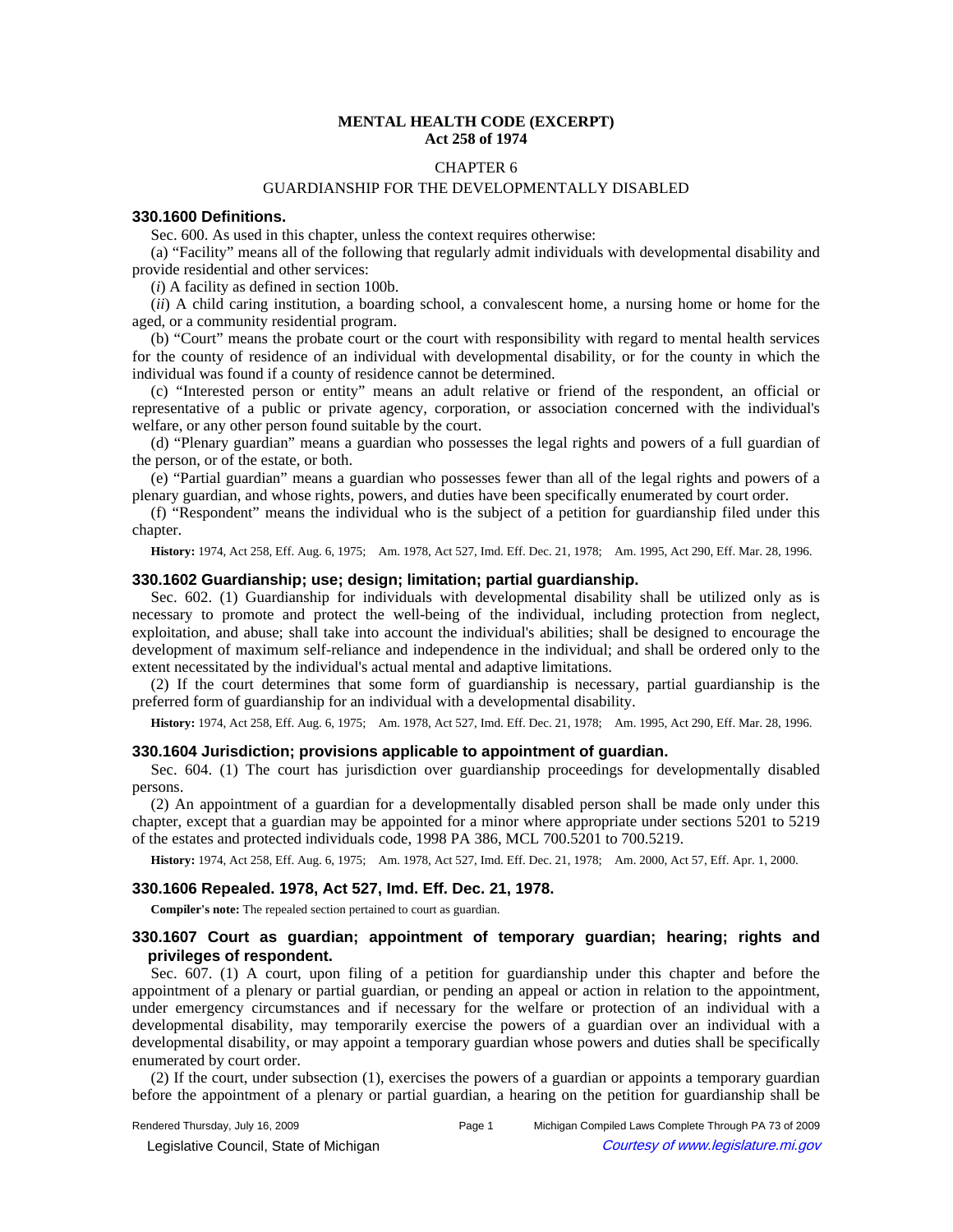**MENTAL HEALTH CODE (EXCERPT)**
**Act 258 of 1974**

CHAPTER 6

GUARDIANSHIP FOR THE DEVELOPMENTALLY DISABLED

### 330.1600 Definitions.

Sec. 600. As used in this chapter, unless the context requires otherwise:

(a) "Facility" means all of the following that regularly admit individuals with developmental disability and provide residential and other services:

(*i*) A facility as defined in section 100b.

(*ii*) A child caring institution, a boarding school, a convalescent home, a nursing home or home for the aged, or a community residential program.

(b) "Court" means the probate court or the court with responsibility with regard to mental health services for the county of residence of an individual with developmental disability, or for the county in which the individual was found if a county of residence cannot be determined.

(c) "Interested person or entity" means an adult relative or friend of the respondent, an official or representative of a public or private agency, corporation, or association concerned with the individual's welfare, or any other person found suitable by the court.

(d) "Plenary guardian" means a guardian who possesses the legal rights and powers of a full guardian of the person, or of the estate, or both.

(e) "Partial guardian" means a guardian who possesses fewer than all of the legal rights and powers of a plenary guardian, and whose rights, powers, and duties have been specifically enumerated by court order.

(f) "Respondent" means the individual who is the subject of a petition for guardianship filed under this chapter.

**History:** 1974, Act 258, Eff. Aug. 6, 1975; Am. 1978, Act 527, Imd. Eff. Dec. 21, 1978; Am. 1995, Act 290, Eff. Mar. 28, 1996.

### 330.1602 Guardianship; use; design; limitation; partial guardianship.

Sec. 602. (1) Guardianship for individuals with developmental disability shall be utilized only as is necessary to promote and protect the well-being of the individual, including protection from neglect, exploitation, and abuse; shall take into account the individual's abilities; shall be designed to encourage the development of maximum self-reliance and independence in the individual; and shall be ordered only to the extent necessitated by the individual's actual mental and adaptive limitations.

(2) If the court determines that some form of guardianship is necessary, partial guardianship is the preferred form of guardianship for an individual with a developmental disability.

**History:** 1974, Act 258, Eff. Aug. 6, 1975; Am. 1978, Act 527, Imd. Eff. Dec. 21, 1978; Am. 1995, Act 290, Eff. Mar. 28, 1996.

### 330.1604 Jurisdiction; provisions applicable to appointment of guardian.

Sec. 604. (1) The court has jurisdiction over guardianship proceedings for developmentally disabled persons.

(2) An appointment of a guardian for a developmentally disabled person shall be made only under this chapter, except that a guardian may be appointed for a minor where appropriate under sections 5201 to 5219 of the estates and protected individuals code, 1998 PA 386, MCL 700.5201 to 700.5219.

**History:** 1974, Act 258, Eff. Aug. 6, 1975; Am. 1978, Act 527, Imd. Eff. Dec. 21, 1978; Am. 2000, Act 57, Eff. Apr. 1, 2000.

### 330.1606 Repealed. 1978, Act 527, Imd. Eff. Dec. 21, 1978.

**Compiler's note:** The repealed section pertained to court as guardian.

### 330.1607 Court as guardian; appointment of temporary guardian; hearing; rights and privileges of respondent.

Sec. 607. (1) A court, upon filing of a petition for guardianship under this chapter and before the appointment of a plenary or partial guardian, or pending an appeal or action in relation to the appointment, under emergency circumstances and if necessary for the welfare or protection of an individual with a developmental disability, may temporarily exercise the powers of a guardian over an individual with a developmental disability, or may appoint a temporary guardian whose powers and duties shall be specifically enumerated by court order.

(2) If the court, under subsection (1), exercises the powers of a guardian or appoints a temporary guardian before the appointment of a plenary or partial guardian, a hearing on the petition for guardianship shall be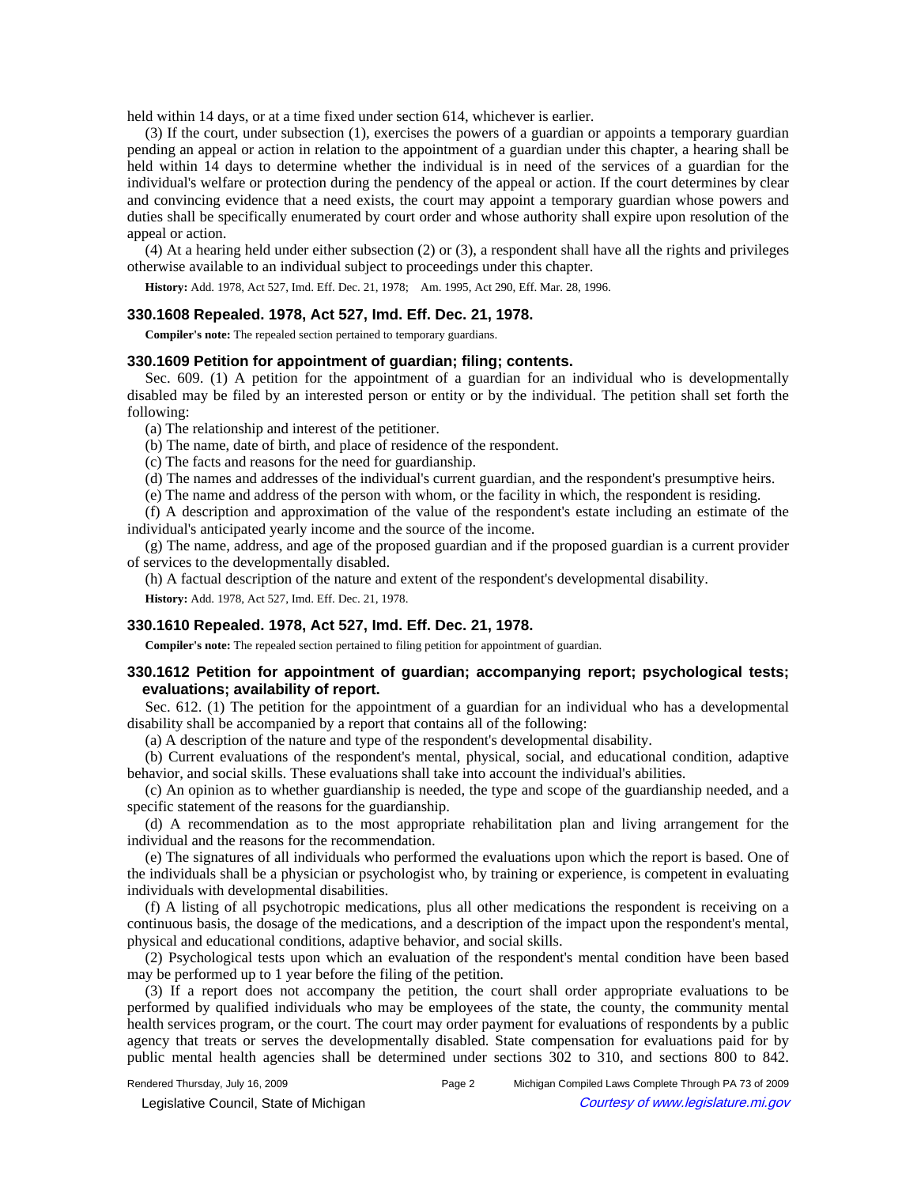held within 14 days, or at a time fixed under section 614, whichever is earlier.

(3) If the court, under subsection (1), exercises the powers of a guardian or appoints a temporary guardian pending an appeal or action in relation to the appointment of a guardian under this chapter, a hearing shall be held within 14 days to determine whether the individual is in need of the services of a guardian for the individual's welfare or protection during the pendency of the appeal or action. If the court determines by clear and convincing evidence that a need exists, the court may appoint a temporary guardian whose powers and duties shall be specifically enumerated by court order and whose authority shall expire upon resolution of the appeal or action.

(4) At a hearing held under either subsection (2) or (3), a respondent shall have all the rights and privileges otherwise available to an individual subject to proceedings under this chapter.

**History:** Add. 1978, Act 527, Imd. Eff. Dec. 21, 1978; Am. 1995, Act 290, Eff. Mar. 28, 1996.

### 330.1608 Repealed. 1978, Act 527, Imd. Eff. Dec. 21, 1978.

**Compiler's note:** The repealed section pertained to temporary guardians.

### 330.1609 Petition for appointment of guardian; filing; contents.

Sec. 609. (1) A petition for the appointment of a guardian for an individual who is developmentally disabled may be filed by an interested person or entity or by the individual. The petition shall set forth the following:

(a) The relationship and interest of the petitioner.

(b) The name, date of birth, and place of residence of the respondent.

(c) The facts and reasons for the need for guardianship.

(d) The names and addresses of the individual's current guardian, and the respondent's presumptive heirs.

(e) The name and address of the person with whom, or the facility in which, the respondent is residing.

(f) A description and approximation of the value of the respondent's estate including an estimate of the individual's anticipated yearly income and the source of the income.

(g) The name, address, and age of the proposed guardian and if the proposed guardian is a current provider of services to the developmentally disabled.

(h) A factual description of the nature and extent of the respondent's developmental disability.

**History:** Add. 1978, Act 527, Imd. Eff. Dec. 21, 1978.

### 330.1610 Repealed. 1978, Act 527, Imd. Eff. Dec. 21, 1978.

**Compiler's note:** The repealed section pertained to filing petition for appointment of guardian.

### 330.1612 Petition for appointment of guardian; accompanying report; psychological tests; evaluations; availability of report.

Sec. 612. (1) The petition for the appointment of a guardian for an individual who has a developmental disability shall be accompanied by a report that contains all of the following:

(a) A description of the nature and type of the respondent's developmental disability.

(b) Current evaluations of the respondent's mental, physical, social, and educational condition, adaptive behavior, and social skills. These evaluations shall take into account the individual's abilities.

(c) An opinion as to whether guardianship is needed, the type and scope of the guardianship needed, and a specific statement of the reasons for the guardianship.

(d) A recommendation as to the most appropriate rehabilitation plan and living arrangement for the individual and the reasons for the recommendation.

(e) The signatures of all individuals who performed the evaluations upon which the report is based. One of the individuals shall be a physician or psychologist who, by training or experience, is competent in evaluating individuals with developmental disabilities.

(f) A listing of all psychotropic medications, plus all other medications the respondent is receiving on a continuous basis, the dosage of the medications, and a description of the impact upon the respondent's mental, physical and educational conditions, adaptive behavior, and social skills.

(2) Psychological tests upon which an evaluation of the respondent's mental condition have been based may be performed up to 1 year before the filing of the petition.

(3) If a report does not accompany the petition, the court shall order appropriate evaluations to be performed by qualified individuals who may be employees of the state, the county, the community mental health services program, or the court. The court may order payment for evaluations of respondents by a public agency that treats or serves the developmentally disabled. State compensation for evaluations paid for by public mental health agencies shall be determined under sections 302 to 310, and sections 800 to 842.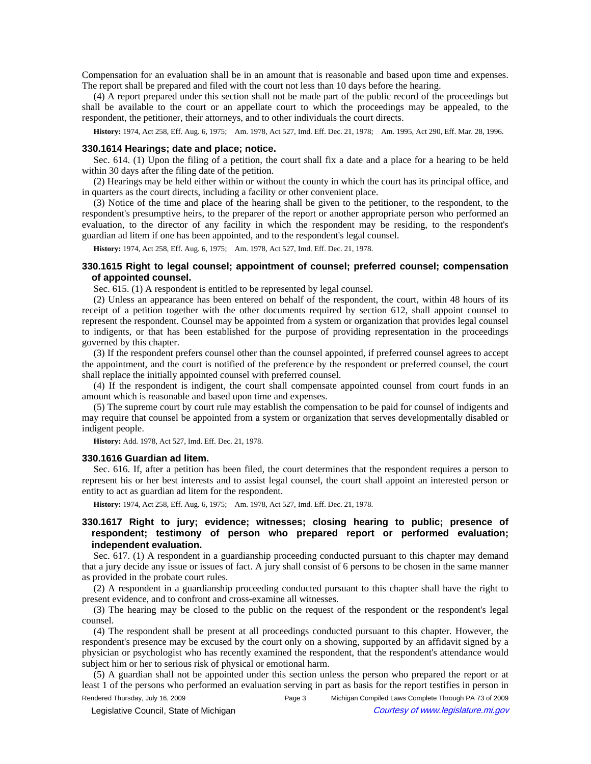Compensation for an evaluation shall be in an amount that is reasonable and based upon time and expenses. The report shall be prepared and filed with the court not less than 10 days before the hearing.

(4) A report prepared under this section shall not be made part of the public record of the proceedings but shall be available to the court or an appellate court to which the proceedings may be appealed, to the respondent, the petitioner, their attorneys, and to other individuals the court directs.

**History:** 1974, Act 258, Eff. Aug. 6, 1975; Am. 1978, Act 527, Imd. Eff. Dec. 21, 1978; Am. 1995, Act 290, Eff. Mar. 28, 1996.

### 330.1614 Hearings; date and place; notice.

Sec. 614. (1) Upon the filing of a petition, the court shall fix a date and a place for a hearing to be held within 30 days after the filing date of the petition.

(2) Hearings may be held either within or without the county in which the court has its principal office, and in quarters as the court directs, including a facility or other convenient place.

(3) Notice of the time and place of the hearing shall be given to the petitioner, to the respondent, to the respondent's presumptive heirs, to the preparer of the report or another appropriate person who performed an evaluation, to the director of any facility in which the respondent may be residing, to the respondent's guardian ad litem if one has been appointed, and to the respondent's legal counsel.

**History:** 1974, Act 258, Eff. Aug. 6, 1975; Am. 1978, Act 527, Imd. Eff. Dec. 21, 1978.

### 330.1615 Right to legal counsel; appointment of counsel; preferred counsel; compensation of appointed counsel.

Sec. 615. (1) A respondent is entitled to be represented by legal counsel.

(2) Unless an appearance has been entered on behalf of the respondent, the court, within 48 hours of its receipt of a petition together with the other documents required by section 612, shall appoint counsel to represent the respondent. Counsel may be appointed from a system or organization that provides legal counsel to indigents, or that has been established for the purpose of providing representation in the proceedings governed by this chapter.

(3) If the respondent prefers counsel other than the counsel appointed, if preferred counsel agrees to accept the appointment, and the court is notified of the preference by the respondent or preferred counsel, the court shall replace the initially appointed counsel with preferred counsel.

(4) If the respondent is indigent, the court shall compensate appointed counsel from court funds in an amount which is reasonable and based upon time and expenses.

(5) The supreme court by court rule may establish the compensation to be paid for counsel of indigents and may require that counsel be appointed from a system or organization that serves developmentally disabled or indigent people.

**History:** Add. 1978, Act 527, Imd. Eff. Dec. 21, 1978.

### 330.1616 Guardian ad litem.

Sec. 616. If, after a petition has been filed, the court determines that the respondent requires a person to represent his or her best interests and to assist legal counsel, the court shall appoint an interested person or entity to act as guardian ad litem for the respondent.

**History:** 1974, Act 258, Eff. Aug. 6, 1975; Am. 1978, Act 527, Imd. Eff. Dec. 21, 1978.

### 330.1617 Right to jury; evidence; witnesses; closing hearing to public; presence of respondent; testimony of person who prepared report or performed evaluation; independent evaluation.

Sec. 617. (1) A respondent in a guardianship proceeding conducted pursuant to this chapter may demand that a jury decide any issue or issues of fact. A jury shall consist of 6 persons to be chosen in the same manner as provided in the probate court rules.

(2) A respondent in a guardianship proceeding conducted pursuant to this chapter shall have the right to present evidence, and to confront and cross-examine all witnesses.

(3) The hearing may be closed to the public on the request of the respondent or the respondent's legal counsel.

(4) The respondent shall be present at all proceedings conducted pursuant to this chapter. However, the respondent's presence may be excused by the court only on a showing, supported by an affidavit signed by a physician or psychologist who has recently examined the respondent, that the respondent's attendance would subject him or her to serious risk of physical or emotional harm.

(5) A guardian shall not be appointed under this section unless the person who prepared the report or at least 1 of the persons who performed an evaluation serving in part as basis for the report testifies in person in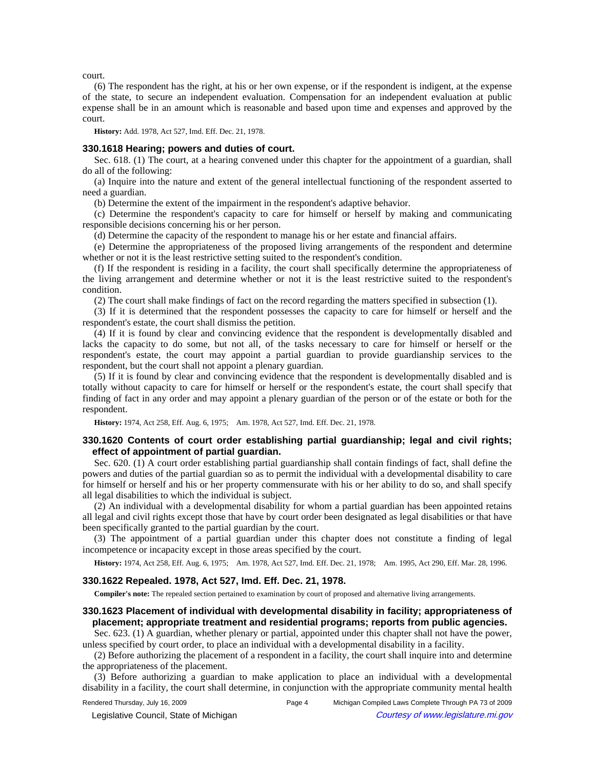court.

(6) The respondent has the right, at his or her own expense, or if the respondent is indigent, at the expense of the state, to secure an independent evaluation. Compensation for an independent evaluation at public expense shall be in an amount which is reasonable and based upon time and expenses and approved by the court.

**History:** Add. 1978, Act 527, Imd. Eff. Dec. 21, 1978.

### 330.1618 Hearing; powers and duties of court.

Sec. 618. (1) The court, at a hearing convened under this chapter for the appointment of a guardian, shall do all of the following:

(a) Inquire into the nature and extent of the general intellectual functioning of the respondent asserted to need a guardian.

(b) Determine the extent of the impairment in the respondent's adaptive behavior.

(c) Determine the respondent's capacity to care for himself or herself by making and communicating responsible decisions concerning his or her person.

(d) Determine the capacity of the respondent to manage his or her estate and financial affairs.

(e) Determine the appropriateness of the proposed living arrangements of the respondent and determine whether or not it is the least restrictive setting suited to the respondent's condition.

(f) If the respondent is residing in a facility, the court shall specifically determine the appropriateness of the living arrangement and determine whether or not it is the least restrictive suited to the respondent's condition.

(2) The court shall make findings of fact on the record regarding the matters specified in subsection (1).

(3) If it is determined that the respondent possesses the capacity to care for himself or herself and the respondent's estate, the court shall dismiss the petition.

(4) If it is found by clear and convincing evidence that the respondent is developmentally disabled and lacks the capacity to do some, but not all, of the tasks necessary to care for himself or herself or the respondent's estate, the court may appoint a partial guardian to provide guardianship services to the respondent, but the court shall not appoint a plenary guardian.

(5) If it is found by clear and convincing evidence that the respondent is developmentally disabled and is totally without capacity to care for himself or herself or the respondent's estate, the court shall specify that finding of fact in any order and may appoint a plenary guardian of the person or of the estate or both for the respondent.

**History:** 1974, Act 258, Eff. Aug. 6, 1975; Am. 1978, Act 527, Imd. Eff. Dec. 21, 1978.

### 330.1620 Contents of court order establishing partial guardianship; legal and civil rights; effect of appointment of partial guardian.

Sec. 620. (1) A court order establishing partial guardianship shall contain findings of fact, shall define the powers and duties of the partial guardian so as to permit the individual with a developmental disability to care for himself or herself and his or her property commensurate with his or her ability to do so, and shall specify all legal disabilities to which the individual is subject.

(2) An individual with a developmental disability for whom a partial guardian has been appointed retains all legal and civil rights except those that have by court order been designated as legal disabilities or that have been specifically granted to the partial guardian by the court.

(3) The appointment of a partial guardian under this chapter does not constitute a finding of legal incompetence or incapacity except in those areas specified by the court.

**History:** 1974, Act 258, Eff. Aug. 6, 1975; Am. 1978, Act 527, Imd. Eff. Dec. 21, 1978; Am. 1995, Act 290, Eff. Mar. 28, 1996.

### 330.1622 Repealed. 1978, Act 527, Imd. Eff. Dec. 21, 1978.

**Compiler's note:** The repealed section pertained to examination by court of proposed and alternative living arrangements.

### 330.1623 Placement of individual with developmental disability in facility; appropriateness of placement; appropriate treatment and residential programs; reports from public agencies.

Sec. 623. (1) A guardian, whether plenary or partial, appointed under this chapter shall not have the power, unless specified by court order, to place an individual with a developmental disability in a facility.

(2) Before authorizing the placement of a respondent in a facility, the court shall inquire into and determine the appropriateness of the placement.

(3) Before authorizing a guardian to make application to place an individual with a developmental disability in a facility, the court shall determine, in conjunction with the appropriate community mental health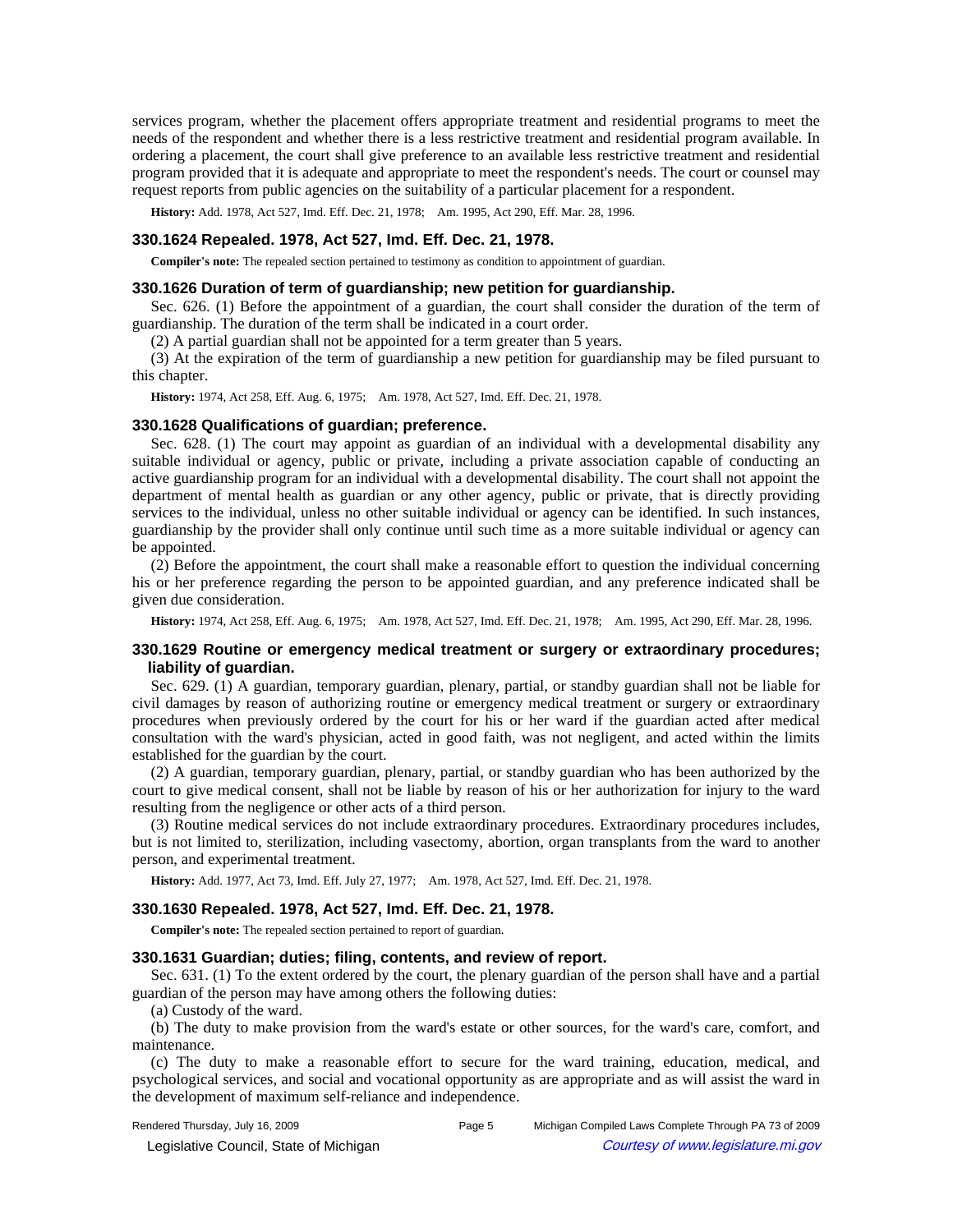services program, whether the placement offers appropriate treatment and residential programs to meet the needs of the respondent and whether there is a less restrictive treatment and residential program available. In ordering a placement, the court shall give preference to an available less restrictive treatment and residential program provided that it is adequate and appropriate to meet the respondent's needs. The court or counsel may request reports from public agencies on the suitability of a particular placement for a respondent.

**History:** Add. 1978, Act 527, Imd. Eff. Dec. 21, 1978; Am. 1995, Act 290, Eff. Mar. 28, 1996.

### 330.1624 Repealed. 1978, Act 527, Imd. Eff. Dec. 21, 1978.

**Compiler's note:** The repealed section pertained to testimony as condition to appointment of guardian.

### 330.1626 Duration of term of guardianship; new petition for guardianship.

Sec. 626. (1) Before the appointment of a guardian, the court shall consider the duration of the term of guardianship. The duration of the term shall be indicated in a court order.

(2) A partial guardian shall not be appointed for a term greater than 5 years.

(3) At the expiration of the term of guardianship a new petition for guardianship may be filed pursuant to this chapter.

**History:** 1974, Act 258, Eff. Aug. 6, 1975; Am. 1978, Act 527, Imd. Eff. Dec. 21, 1978.

### 330.1628 Qualifications of guardian; preference.

Sec. 628. (1) The court may appoint as guardian of an individual with a developmental disability any suitable individual or agency, public or private, including a private association capable of conducting an active guardianship program for an individual with a developmental disability. The court shall not appoint the department of mental health as guardian or any other agency, public or private, that is directly providing services to the individual, unless no other suitable individual or agency can be identified. In such instances, guardianship by the provider shall only continue until such time as a more suitable individual or agency can be appointed.

(2) Before the appointment, the court shall make a reasonable effort to question the individual concerning his or her preference regarding the person to be appointed guardian, and any preference indicated shall be given due consideration.

**History:** 1974, Act 258, Eff. Aug. 6, 1975; Am. 1978, Act 527, Imd. Eff. Dec. 21, 1978; Am. 1995, Act 290, Eff. Mar. 28, 1996.

### 330.1629 Routine or emergency medical treatment or surgery or extraordinary procedures; liability of guardian.

Sec. 629. (1) A guardian, temporary guardian, plenary, partial, or standby guardian shall not be liable for civil damages by reason of authorizing routine or emergency medical treatment or surgery or extraordinary procedures when previously ordered by the court for his or her ward if the guardian acted after medical consultation with the ward's physician, acted in good faith, was not negligent, and acted within the limits established for the guardian by the court.

(2) A guardian, temporary guardian, plenary, partial, or standby guardian who has been authorized by the court to give medical consent, shall not be liable by reason of his or her authorization for injury to the ward resulting from the negligence or other acts of a third person.

(3) Routine medical services do not include extraordinary procedures. Extraordinary procedures includes, but is not limited to, sterilization, including vasectomy, abortion, organ transplants from the ward to another person, and experimental treatment.

**History:** Add. 1977, Act 73, Imd. Eff. July 27, 1977; Am. 1978, Act 527, Imd. Eff. Dec. 21, 1978.

### 330.1630 Repealed. 1978, Act 527, Imd. Eff. Dec. 21, 1978.

**Compiler's note:** The repealed section pertained to report of guardian.

### 330.1631 Guardian; duties; filing, contents, and review of report.

Sec. 631. (1) To the extent ordered by the court, the plenary guardian of the person shall have and a partial guardian of the person may have among others the following duties:

(a) Custody of the ward.

(b) The duty to make provision from the ward's estate or other sources, for the ward's care, comfort, and maintenance.

(c) The duty to make a reasonable effort to secure for the ward training, education, medical, and psychological services, and social and vocational opportunity as are appropriate and as will assist the ward in the development of maximum self-reliance and independence.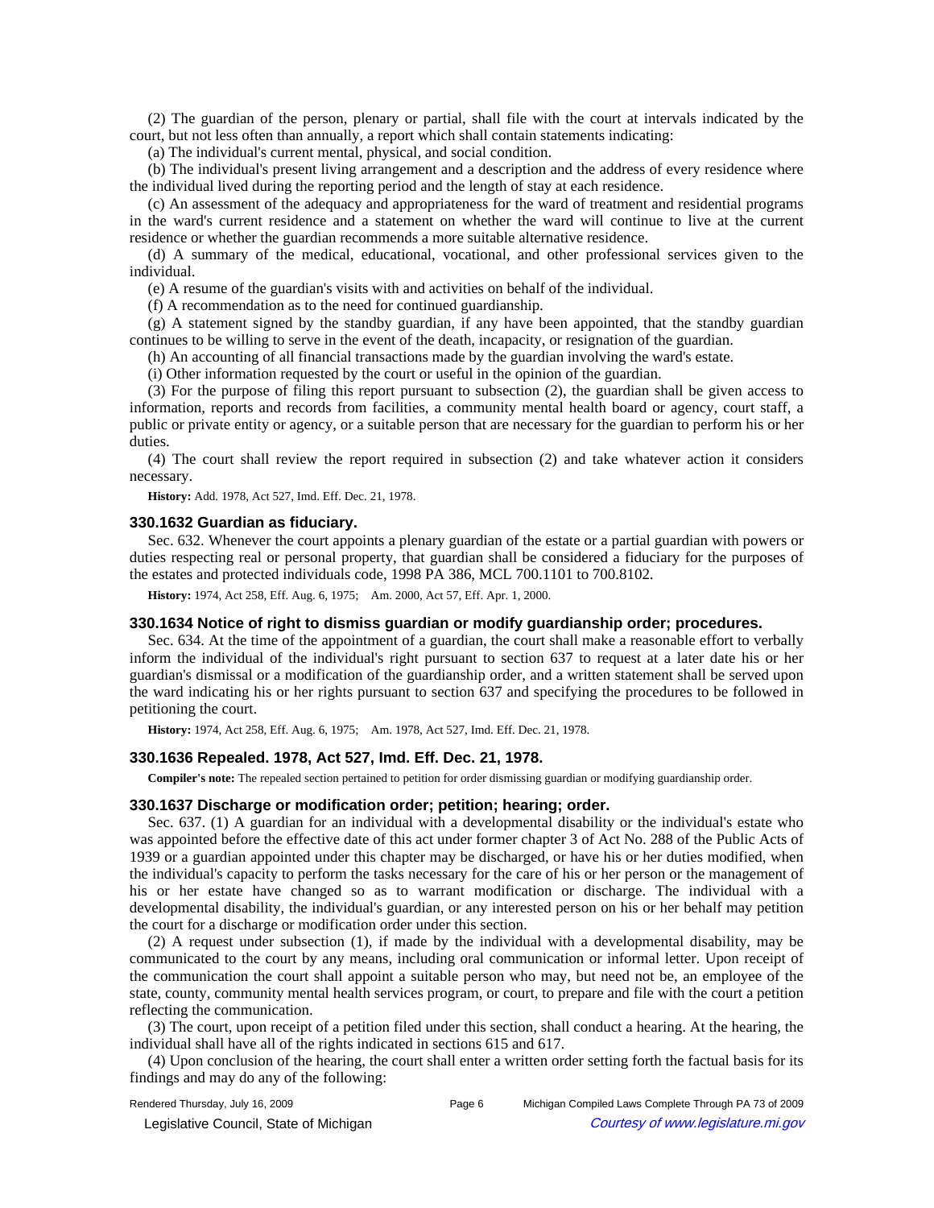(2) The guardian of the person, plenary or partial, shall file with the court at intervals indicated by the court, but not less often than annually, a report which shall contain statements indicating:

(a) The individual's current mental, physical, and social condition.

(b) The individual's present living arrangement and a description and the address of every residence where the individual lived during the reporting period and the length of stay at each residence.

(c) An assessment of the adequacy and appropriateness for the ward of treatment and residential programs in the ward's current residence and a statement on whether the ward will continue to live at the current residence or whether the guardian recommends a more suitable alternative residence.

(d) A summary of the medical, educational, vocational, and other professional services given to the individual.

(e) A resume of the guardian's visits with and activities on behalf of the individual.

(f) A recommendation as to the need for continued guardianship.

(g) A statement signed by the standby guardian, if any have been appointed, that the standby guardian continues to be willing to serve in the event of the death, incapacity, or resignation of the guardian.

(h) An accounting of all financial transactions made by the guardian involving the ward's estate.

(i) Other information requested by the court or useful in the opinion of the guardian.

(3) For the purpose of filing this report pursuant to subsection (2), the guardian shall be given access to information, reports and records from facilities, a community mental health board or agency, court staff, a public or private entity or agency, or a suitable person that are necessary for the guardian to perform his or her duties.

(4) The court shall review the report required in subsection (2) and take whatever action it considers necessary.

**History:** Add. 1978, Act 527, Imd. Eff. Dec. 21, 1978.

### 330.1632 Guardian as fiduciary.

Sec. 632. Whenever the court appoints a plenary guardian of the estate or a partial guardian with powers or duties respecting real or personal property, that guardian shall be considered a fiduciary for the purposes of the estates and protected individuals code, 1998 PA 386, MCL 700.1101 to 700.8102.

**History:** 1974, Act 258, Eff. Aug. 6, 1975; Am. 2000, Act 57, Eff. Apr. 1, 2000.

### 330.1634 Notice of right to dismiss guardian or modify guardianship order; procedures.

Sec. 634. At the time of the appointment of a guardian, the court shall make a reasonable effort to verbally inform the individual of the individual's right pursuant to section 637 to request at a later date his or her guardian's dismissal or a modification of the guardianship order, and a written statement shall be served upon the ward indicating his or her rights pursuant to section 637 and specifying the procedures to be followed in petitioning the court.

**History:** 1974, Act 258, Eff. Aug. 6, 1975; Am. 1978, Act 527, Imd. Eff. Dec. 21, 1978.

### 330.1636 Repealed. 1978, Act 527, Imd. Eff. Dec. 21, 1978.

**Compiler's note:** The repealed section pertained to petition for order dismissing guardian or modifying guardianship order.

### 330.1637 Discharge or modification order; petition; hearing; order.

Sec. 637. (1) A guardian for an individual with a developmental disability or the individual's estate who was appointed before the effective date of this act under former chapter 3 of Act No. 288 of the Public Acts of 1939 or a guardian appointed under this chapter may be discharged, or have his or her duties modified, when the individual's capacity to perform the tasks necessary for the care of his or her person or the management of his or her estate have changed so as to warrant modification or discharge. The individual with a developmental disability, the individual's guardian, or any interested person on his or her behalf may petition the court for a discharge or modification order under this section.

(2) A request under subsection (1), if made by the individual with a developmental disability, may be communicated to the court by any means, including oral communication or informal letter. Upon receipt of the communication the court shall appoint a suitable person who may, but need not be, an employee of the state, county, community mental health services program, or court, to prepare and file with the court a petition reflecting the communication.

(3) The court, upon receipt of a petition filed under this section, shall conduct a hearing. At the hearing, the individual shall have all of the rights indicated in sections 615 and 617.

(4) Upon conclusion of the hearing, the court shall enter a written order setting forth the factual basis for its findings and may do any of the following: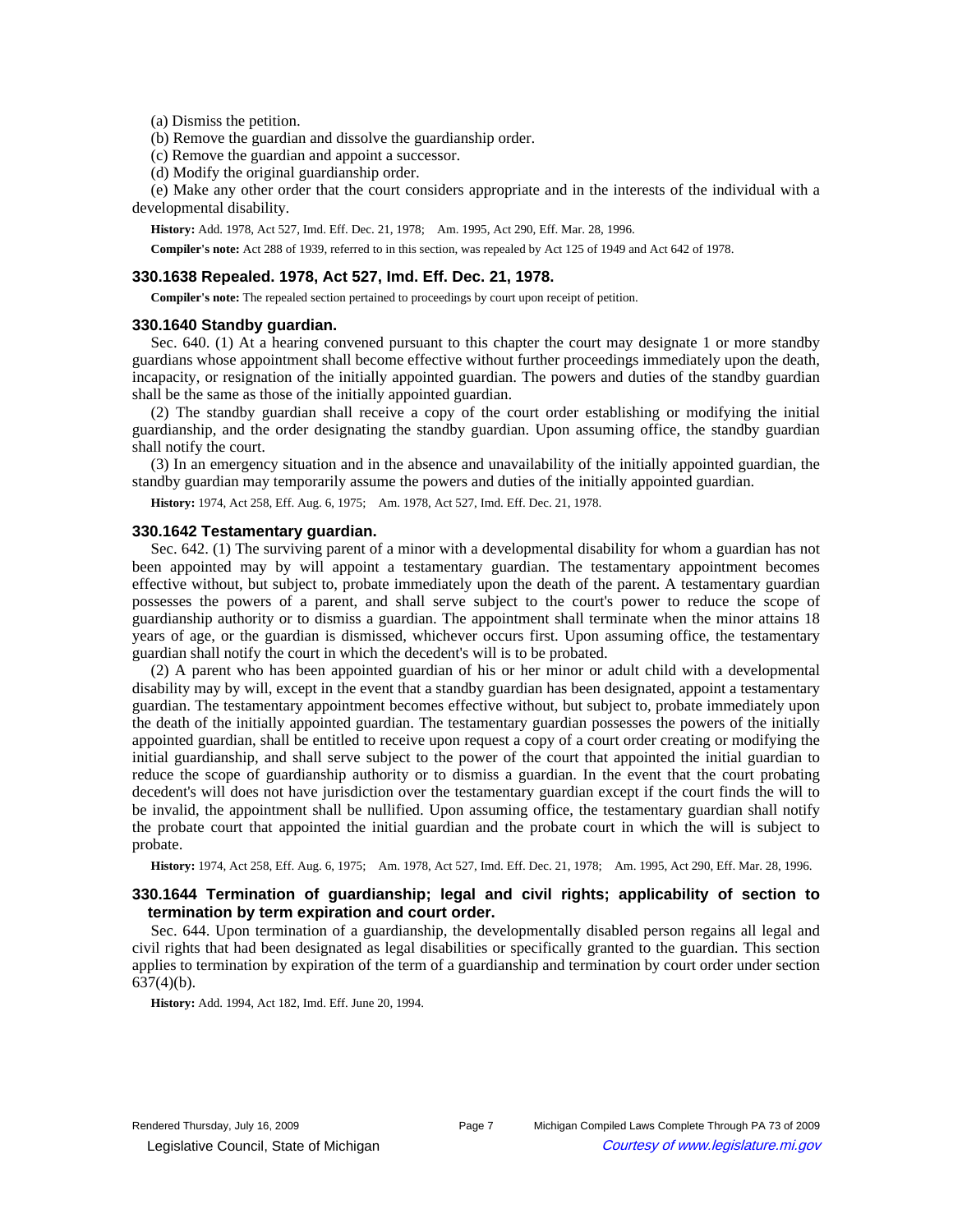(a) Dismiss the petition.

(b) Remove the guardian and dissolve the guardianship order.

(c) Remove the guardian and appoint a successor.

(d) Modify the original guardianship order.

(e) Make any other order that the court considers appropriate and in the interests of the individual with a developmental disability.

**History:** Add. 1978, Act 527, Imd. Eff. Dec. 21, 1978; Am. 1995, Act 290, Eff. Mar. 28, 1996.

**Compiler's note:** Act 288 of 1939, referred to in this section, was repealed by Act 125 of 1949 and Act 642 of 1978.

### 330.1638 Repealed. 1978, Act 527, Imd. Eff. Dec. 21, 1978.

**Compiler's note:** The repealed section pertained to proceedings by court upon receipt of petition.

### 330.1640 Standby guardian.

Sec. 640. (1) At a hearing convened pursuant to this chapter the court may designate 1 or more standby guardians whose appointment shall become effective without further proceedings immediately upon the death, incapacity, or resignation of the initially appointed guardian. The powers and duties of the standby guardian shall be the same as those of the initially appointed guardian.

(2) The standby guardian shall receive a copy of the court order establishing or modifying the initial guardianship, and the order designating the standby guardian. Upon assuming office, the standby guardian shall notify the court.

(3) In an emergency situation and in the absence and unavailability of the initially appointed guardian, the standby guardian may temporarily assume the powers and duties of the initially appointed guardian.

**History:** 1974, Act 258, Eff. Aug. 6, 1975; Am. 1978, Act 527, Imd. Eff. Dec. 21, 1978.

### 330.1642 Testamentary guardian.

Sec. 642. (1) The surviving parent of a minor with a developmental disability for whom a guardian has not been appointed may by will appoint a testamentary guardian. The testamentary appointment becomes effective without, but subject to, probate immediately upon the death of the parent. A testamentary guardian possesses the powers of a parent, and shall serve subject to the court's power to reduce the scope of guardianship authority or to dismiss a guardian. The appointment shall terminate when the minor attains 18 years of age, or the guardian is dismissed, whichever occurs first. Upon assuming office, the testamentary guardian shall notify the court in which the decedent's will is to be probated.

(2) A parent who has been appointed guardian of his or her minor or adult child with a developmental disability may by will, except in the event that a standby guardian has been designated, appoint a testamentary guardian. The testamentary appointment becomes effective without, but subject to, probate immediately upon the death of the initially appointed guardian. The testamentary guardian possesses the powers of the initially appointed guardian, shall be entitled to receive upon request a copy of a court order creating or modifying the initial guardianship, and shall serve subject to the power of the court that appointed the initial guardian to reduce the scope of guardianship authority or to dismiss a guardian. In the event that the court probating decedent's will does not have jurisdiction over the testamentary guardian except if the court finds the will to be invalid, the appointment shall be nullified. Upon assuming office, the testamentary guardian shall notify the probate court that appointed the initial guardian and the probate court in which the will is subject to probate.

**History:** 1974, Act 258, Eff. Aug. 6, 1975; Am. 1978, Act 527, Imd. Eff. Dec. 21, 1978; Am. 1995, Act 290, Eff. Mar. 28, 1996.

### 330.1644 Termination of guardianship; legal and civil rights; applicability of section to termination by term expiration and court order.

Sec. 644. Upon termination of a guardianship, the developmentally disabled person regains all legal and civil rights that had been designated as legal disabilities or specifically granted to the guardian. This section applies to termination by expiration of the term of a guardianship and termination by court order under section 637(4)(b).

**History:** Add. 1994, Act 182, Imd. Eff. June 20, 1994.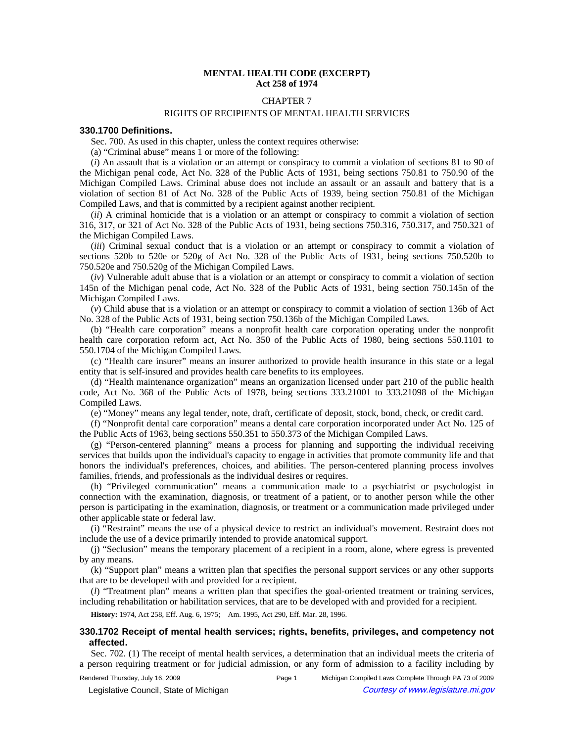**MENTAL HEALTH CODE (EXCERPT)**
**Act 258 of 1974**

CHAPTER 7

RIGHTS OF RECIPIENTS OF MENTAL HEALTH SERVICES

### 330.1700 Definitions.

Sec. 700. As used in this chapter, unless the context requires otherwise:

(a) "Criminal abuse" means 1 or more of the following:

(*i*) An assault that is a violation or an attempt or conspiracy to commit a violation of sections 81 to 90 of the Michigan penal code, Act No. 328 of the Public Acts of 1931, being sections 750.81 to 750.90 of the Michigan Compiled Laws. Criminal abuse does not include an assault or an assault and battery that is a violation of section 81 of Act No. 328 of the Public Acts of 1939, being section 750.81 of the Michigan Compiled Laws, and that is committed by a recipient against another recipient.

(*ii*) A criminal homicide that is a violation or an attempt or conspiracy to commit a violation of section 316, 317, or 321 of Act No. 328 of the Public Acts of 1931, being sections 750.316, 750.317, and 750.321 of the Michigan Compiled Laws.

(*iii*) Criminal sexual conduct that is a violation or an attempt or conspiracy to commit a violation of sections 520b to 520e or 520g of Act No. 328 of the Public Acts of 1931, being sections 750.520b to 750.520e and 750.520g of the Michigan Compiled Laws.

(*iv*) Vulnerable adult abuse that is a violation or an attempt or conspiracy to commit a violation of section 145n of the Michigan penal code, Act No. 328 of the Public Acts of 1931, being section 750.145n of the Michigan Compiled Laws.

(*v*) Child abuse that is a violation or an attempt or conspiracy to commit a violation of section 136b of Act No. 328 of the Public Acts of 1931, being section 750.136b of the Michigan Compiled Laws.

(b) "Health care corporation" means a nonprofit health care corporation operating under the nonprofit health care corporation reform act, Act No. 350 of the Public Acts of 1980, being sections 550.1101 to 550.1704 of the Michigan Compiled Laws.

(c) "Health care insurer" means an insurer authorized to provide health insurance in this state or a legal entity that is self-insured and provides health care benefits to its employees.

(d) "Health maintenance organization" means an organization licensed under part 210 of the public health code, Act No. 368 of the Public Acts of 1978, being sections 333.21001 to 333.21098 of the Michigan Compiled Laws.

(e) "Money" means any legal tender, note, draft, certificate of deposit, stock, bond, check, or credit card.

(f) "Nonprofit dental care corporation" means a dental care corporation incorporated under Act No. 125 of the Public Acts of 1963, being sections 550.351 to 550.373 of the Michigan Compiled Laws.

(g) "Person-centered planning" means a process for planning and supporting the individual receiving services that builds upon the individual's capacity to engage in activities that promote community life and that honors the individual's preferences, choices, and abilities. The person-centered planning process involves families, friends, and professionals as the individual desires or requires.

(h) "Privileged communication" means a communication made to a psychiatrist or psychologist in connection with the examination, diagnosis, or treatment of a patient, or to another person while the other person is participating in the examination, diagnosis, or treatment or a communication made privileged under other applicable state or federal law.

(i) "Restraint" means the use of a physical device to restrict an individual's movement. Restraint does not include the use of a device primarily intended to provide anatomical support.

(j) "Seclusion" means the temporary placement of a recipient in a room, alone, where egress is prevented by any means.

(k) "Support plan" means a written plan that specifies the personal support services or any other supports that are to be developed with and provided for a recipient.

(*l*) "Treatment plan" means a written plan that specifies the goal-oriented treatment or training services, including rehabilitation or habilitation services, that are to be developed with and provided for a recipient.

**History:** 1974, Act 258, Eff. Aug. 6, 1975;⎯Am. 1995, Act 290, Eff. Mar. 28, 1996.

### 330.1702 Receipt of mental health services; rights, benefits, privileges, and competency not affected.

Sec. 702. (1) The receipt of mental health services, a determination that an individual meets the criteria of a person requiring treatment or for judicial admission, or any form of admission to a facility including by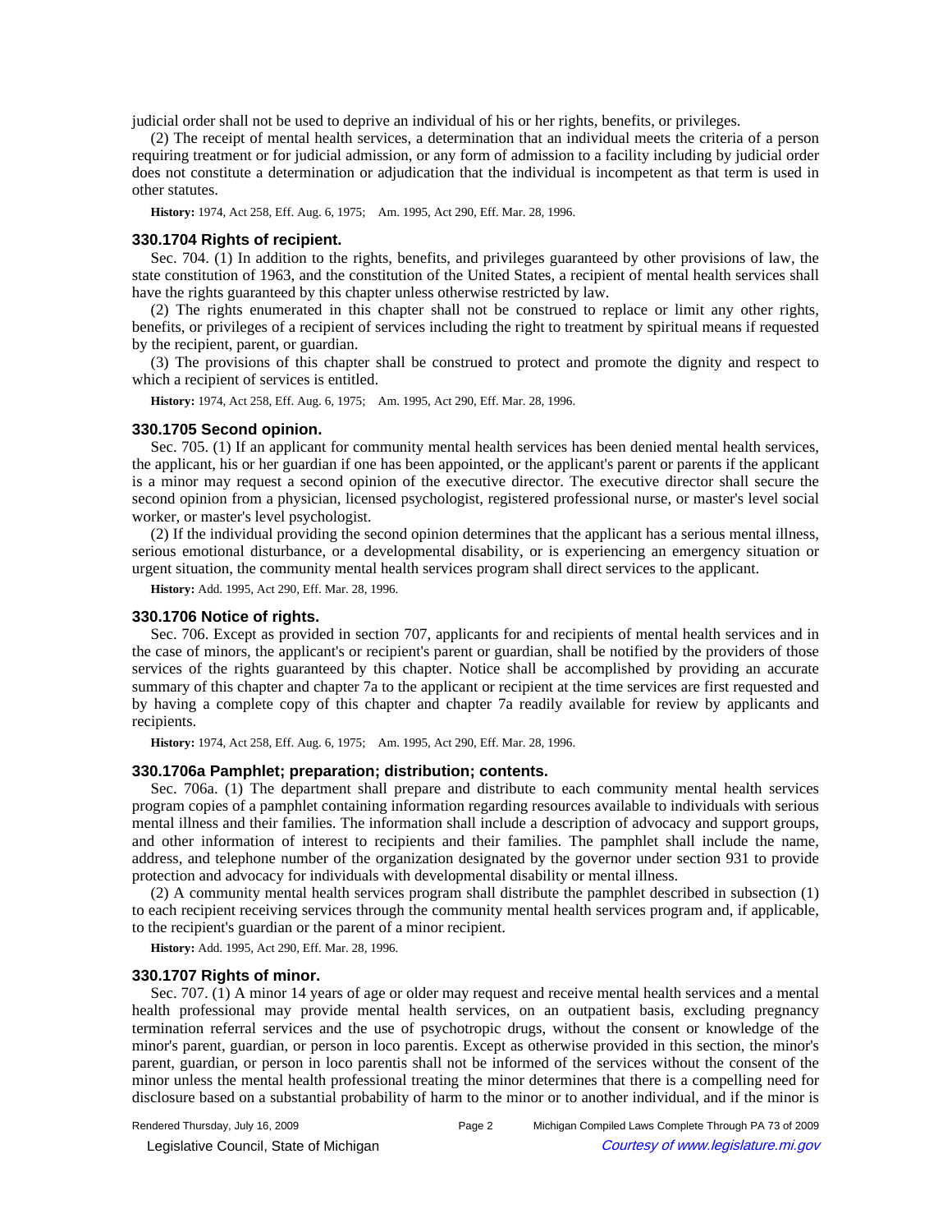judicial order shall not be used to deprive an individual of his or her rights, benefits, or privileges.

(2) The receipt of mental health services, a determination that an individual meets the criteria of a person requiring treatment or for judicial admission, or any form of admission to a facility including by judicial order does not constitute a determination or adjudication that the individual is incompetent as that term is used in other statutes.

**History:** 1974, Act 258, Eff. Aug. 6, 1975;  Am. 1995, Act 290, Eff. Mar. 28, 1996.

### 330.1704 Rights of recipient.

Sec. 704. (1) In addition to the rights, benefits, and privileges guaranteed by other provisions of law, the state constitution of 1963, and the constitution of the United States, a recipient of mental health services shall have the rights guaranteed by this chapter unless otherwise restricted by law.

(2) The rights enumerated in this chapter shall not be construed to replace or limit any other rights, benefits, or privileges of a recipient of services including the right to treatment by spiritual means if requested by the recipient, parent, or guardian.

(3) The provisions of this chapter shall be construed to protect and promote the dignity and respect to which a recipient of services is entitled.

**History:** 1974, Act 258, Eff. Aug. 6, 1975;  Am. 1995, Act 290, Eff. Mar. 28, 1996.

### 330.1705 Second opinion.

Sec. 705. (1) If an applicant for community mental health services has been denied mental health services, the applicant, his or her guardian if one has been appointed, or the applicant's parent or parents if the applicant is a minor may request a second opinion of the executive director. The executive director shall secure the second opinion from a physician, licensed psychologist, registered professional nurse, or master's level social worker, or master's level psychologist.

(2) If the individual providing the second opinion determines that the applicant has a serious mental illness, serious emotional disturbance, or a developmental disability, or is experiencing an emergency situation or urgent situation, the community mental health services program shall direct services to the applicant.

**History:** Add. 1995, Act 290, Eff. Mar. 28, 1996.

### 330.1706 Notice of rights.

Sec. 706. Except as provided in section 707, applicants for and recipients of mental health services and in the case of minors, the applicant's or recipient's parent or guardian, shall be notified by the providers of those services of the rights guaranteed by this chapter. Notice shall be accomplished by providing an accurate summary of this chapter and chapter 7a to the applicant or recipient at the time services are first requested and by having a complete copy of this chapter and chapter 7a readily available for review by applicants and recipients.

**History:** 1974, Act 258, Eff. Aug. 6, 1975;  Am. 1995, Act 290, Eff. Mar. 28, 1996.

### 330.1706a Pamphlet; preparation; distribution; contents.

Sec. 706a. (1) The department shall prepare and distribute to each community mental health services program copies of a pamphlet containing information regarding resources available to individuals with serious mental illness and their families. The information shall include a description of advocacy and support groups, and other information of interest to recipients and their families. The pamphlet shall include the name, address, and telephone number of the organization designated by the governor under section 931 to provide protection and advocacy for individuals with developmental disability or mental illness.

(2) A community mental health services program shall distribute the pamphlet described in subsection (1) to each recipient receiving services through the community mental health services program and, if applicable, to the recipient's guardian or the parent of a minor recipient.

**History:** Add. 1995, Act 290, Eff. Mar. 28, 1996.

### 330.1707 Rights of minor.

Sec. 707. (1) A minor 14 years of age or older may request and receive mental health services and a mental health professional may provide mental health services, on an outpatient basis, excluding pregnancy termination referral services and the use of psychotropic drugs, without the consent or knowledge of the minor's parent, guardian, or person in loco parentis. Except as otherwise provided in this section, the minor's parent, guardian, or person in loco parentis shall not be informed of the services without the consent of the minor unless the mental health professional treating the minor determines that there is a compelling need for disclosure based on a substantial probability of harm to the minor or to another individual, and if the minor is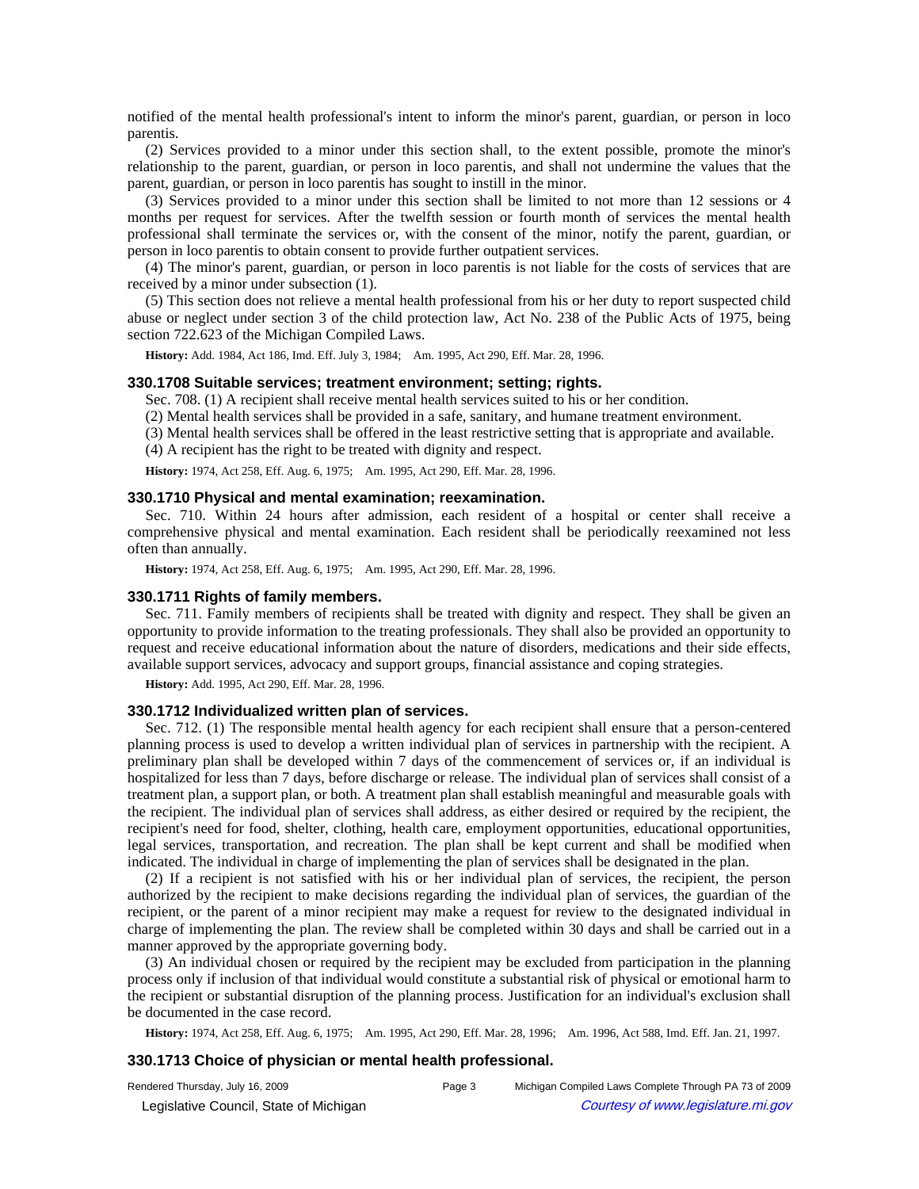notified of the mental health professional's intent to inform the minor's parent, guardian, or person in loco parentis.

(2) Services provided to a minor under this section shall, to the extent possible, promote the minor's relationship to the parent, guardian, or person in loco parentis, and shall not undermine the values that the parent, guardian, or person in loco parentis has sought to instill in the minor.

(3) Services provided to a minor under this section shall be limited to not more than 12 sessions or 4 months per request for services. After the twelfth session or fourth month of services the mental health professional shall terminate the services or, with the consent of the minor, notify the parent, guardian, or person in loco parentis to obtain consent to provide further outpatient services.

(4) The minor's parent, guardian, or person in loco parentis is not liable for the costs of services that are received by a minor under subsection (1).

(5) This section does not relieve a mental health professional from his or her duty to report suspected child abuse or neglect under section 3 of the child protection law, Act No. 238 of the Public Acts of 1975, being section 722.623 of the Michigan Compiled Laws.

**History:** Add. 1984, Act 186, Imd. Eff. July 3, 1984; Am. 1995, Act 290, Eff. Mar. 28, 1996.

### 330.1708 Suitable services; treatment environment; setting; rights.

Sec. 708. (1) A recipient shall receive mental health services suited to his or her condition.

(2) Mental health services shall be provided in a safe, sanitary, and humane treatment environment.

(3) Mental health services shall be offered in the least restrictive setting that is appropriate and available.

(4) A recipient has the right to be treated with dignity and respect.

**History:** 1974, Act 258, Eff. Aug. 6, 1975; Am. 1995, Act 290, Eff. Mar. 28, 1996.

### 330.1710 Physical and mental examination; reexamination.

Sec. 710. Within 24 hours after admission, each resident of a hospital or center shall receive a comprehensive physical and mental examination. Each resident shall be periodically reexamined not less often than annually.

**History:** 1974, Act 258, Eff. Aug. 6, 1975; Am. 1995, Act 290, Eff. Mar. 28, 1996.

### 330.1711 Rights of family members.

Sec. 711. Family members of recipients shall be treated with dignity and respect. They shall be given an opportunity to provide information to the treating professionals. They shall also be provided an opportunity to request and receive educational information about the nature of disorders, medications and their side effects, available support services, advocacy and support groups, financial assistance and coping strategies.

**History:** Add. 1995, Act 290, Eff. Mar. 28, 1996.

### 330.1712 Individualized written plan of services.

Sec. 712. (1) The responsible mental health agency for each recipient shall ensure that a person-centered planning process is used to develop a written individual plan of services in partnership with the recipient. A preliminary plan shall be developed within 7 days of the commencement of services or, if an individual is hospitalized for less than 7 days, before discharge or release. The individual plan of services shall consist of a treatment plan, a support plan, or both. A treatment plan shall establish meaningful and measurable goals with the recipient. The individual plan of services shall address, as either desired or required by the recipient, the recipient's need for food, shelter, clothing, health care, employment opportunities, educational opportunities, legal services, transportation, and recreation. The plan shall be kept current and shall be modified when indicated. The individual in charge of implementing the plan of services shall be designated in the plan.

(2) If a recipient is not satisfied with his or her individual plan of services, the recipient, the person authorized by the recipient to make decisions regarding the individual plan of services, the guardian of the recipient, or the parent of a minor recipient may make a request for review to the designated individual in charge of implementing the plan. The review shall be completed within 30 days and shall be carried out in a manner approved by the appropriate governing body.

(3) An individual chosen or required by the recipient may be excluded from participation in the planning process only if inclusion of that individual would constitute a substantial risk of physical or emotional harm to the recipient or substantial disruption of the planning process. Justification for an individual's exclusion shall be documented in the case record.

**History:** 1974, Act 258, Eff. Aug. 6, 1975; Am. 1995, Act 290, Eff. Mar. 28, 1996; Am. 1996, Act 588, Imd. Eff. Jan. 21, 1997.

### 330.1713 Choice of physician or mental health professional.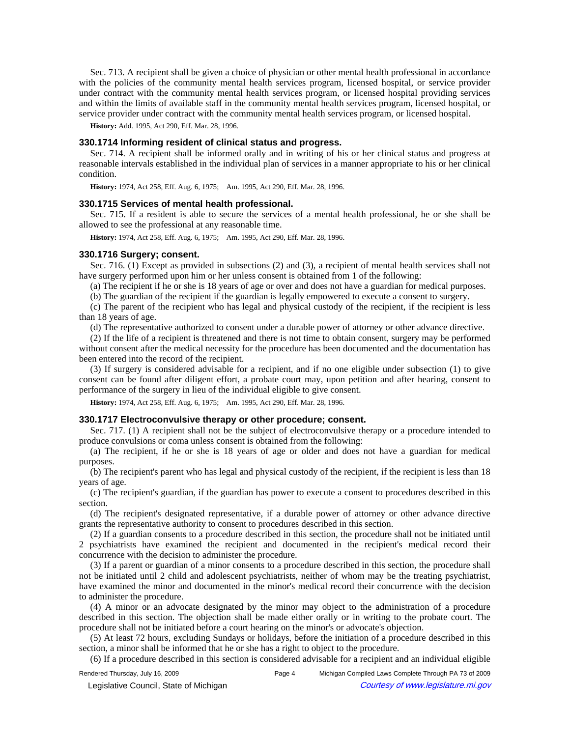Sec. 713. A recipient shall be given a choice of physician or other mental health professional in accordance with the policies of the community mental health services program, licensed hospital, or service provider under contract with the community mental health services program, or licensed hospital providing services and within the limits of available staff in the community mental health services program, licensed hospital, or service provider under contract with the community mental health services program, or licensed hospital.

**History:** Add. 1995, Act 290, Eff. Mar. 28, 1996.

### 330.1714 Informing resident of clinical status and progress.

Sec. 714. A recipient shall be informed orally and in writing of his or her clinical status and progress at reasonable intervals established in the individual plan of services in a manner appropriate to his or her clinical condition.

**History:** 1974, Act 258, Eff. Aug. 6, 1975;  Am. 1995, Act 290, Eff. Mar. 28, 1996.

### 330.1715 Services of mental health professional.

Sec. 715. If a resident is able to secure the services of a mental health professional, he or she shall be allowed to see the professional at any reasonable time.

**History:** 1974, Act 258, Eff. Aug. 6, 1975;  Am. 1995, Act 290, Eff. Mar. 28, 1996.

### 330.1716 Surgery; consent.

Sec. 716. (1) Except as provided in subsections (2) and (3), a recipient of mental health services shall not have surgery performed upon him or her unless consent is obtained from 1 of the following:

(a) The recipient if he or she is 18 years of age or over and does not have a guardian for medical purposes.

(b) The guardian of the recipient if the guardian is legally empowered to execute a consent to surgery.

(c) The parent of the recipient who has legal and physical custody of the recipient, if the recipient is less than 18 years of age.

(d) The representative authorized to consent under a durable power of attorney or other advance directive.

(2) If the life of a recipient is threatened and there is not time to obtain consent, surgery may be performed without consent after the medical necessity for the procedure has been documented and the documentation has been entered into the record of the recipient.

(3) If surgery is considered advisable for a recipient, and if no one eligible under subsection (1) to give consent can be found after diligent effort, a probate court may, upon petition and after hearing, consent to performance of the surgery in lieu of the individual eligible to give consent.

**History:** 1974, Act 258, Eff. Aug. 6, 1975;  Am. 1995, Act 290, Eff. Mar. 28, 1996.

### 330.1717 Electroconvulsive therapy or other procedure; consent.

Sec. 717. (1) A recipient shall not be the subject of electroconvulsive therapy or a procedure intended to produce convulsions or coma unless consent is obtained from the following:

(a) The recipient, if he or she is 18 years of age or older and does not have a guardian for medical purposes.

(b) The recipient's parent who has legal and physical custody of the recipient, if the recipient is less than 18 years of age.

(c) The recipient's guardian, if the guardian has power to execute a consent to procedures described in this section.

(d) The recipient's designated representative, if a durable power of attorney or other advance directive grants the representative authority to consent to procedures described in this section.

(2) If a guardian consents to a procedure described in this section, the procedure shall not be initiated until 2 psychiatrists have examined the recipient and documented in the recipient's medical record their concurrence with the decision to administer the procedure.

(3) If a parent or guardian of a minor consents to a procedure described in this section, the procedure shall not be initiated until 2 child and adolescent psychiatrists, neither of whom may be the treating psychiatrist, have examined the minor and documented in the minor's medical record their concurrence with the decision to administer the procedure.

(4) A minor or an advocate designated by the minor may object to the administration of a procedure described in this section. The objection shall be made either orally or in writing to the probate court. The procedure shall not be initiated before a court hearing on the minor's or advocate's objection.

(5) At least 72 hours, excluding Sundays or holidays, before the initiation of a procedure described in this section, a minor shall be informed that he or she has a right to object to the procedure.

(6) If a procedure described in this section is considered advisable for a recipient and an individual eligible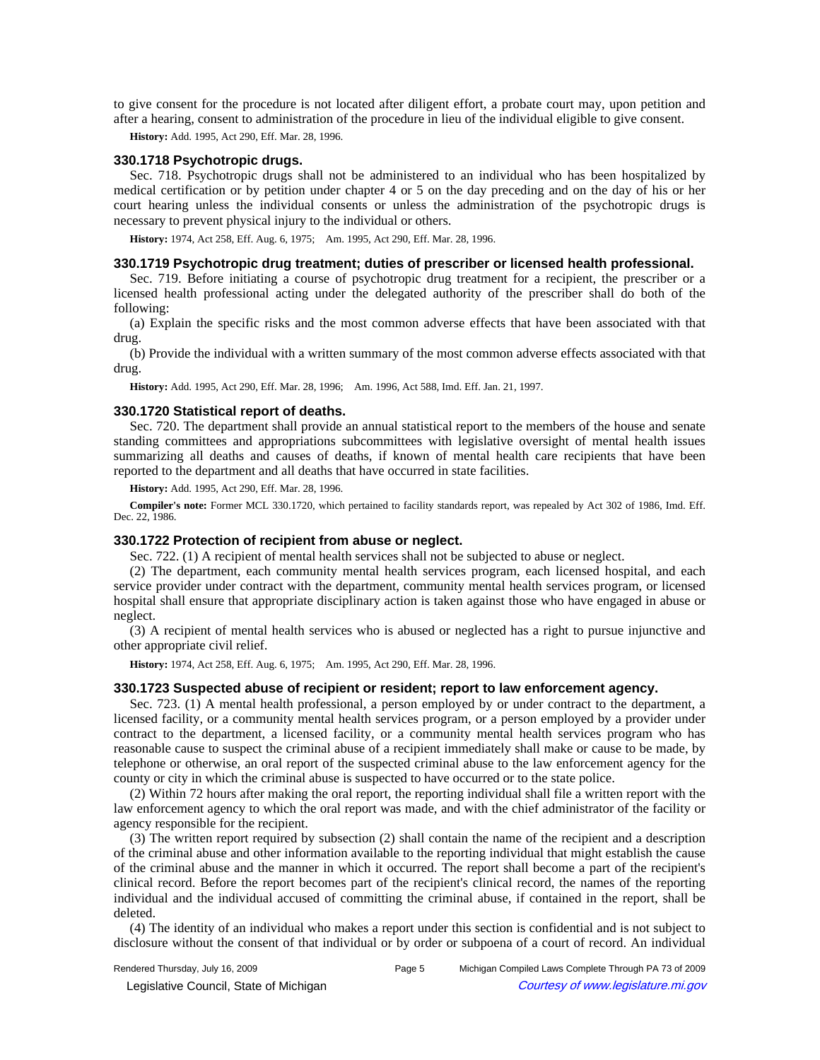to give consent for the procedure is not located after diligent effort, a probate court may, upon petition and after a hearing, consent to administration of the procedure in lieu of the individual eligible to give consent.

**History:** Add. 1995, Act 290, Eff. Mar. 28, 1996.

### 330.1718 Psychotropic drugs.

Sec. 718. Psychotropic drugs shall not be administered to an individual who has been hospitalized by medical certification or by petition under chapter 4 or 5 on the day preceding and on the day of his or her court hearing unless the individual consents or unless the administration of the psychotropic drugs is necessary to prevent physical injury to the individual or others.

**History:** 1974, Act 258, Eff. Aug. 6, 1975;—Am. 1995, Act 290, Eff. Mar. 28, 1996.

### 330.1719 Psychotropic drug treatment; duties of prescriber or licensed health professional.

Sec. 719. Before initiating a course of psychotropic drug treatment for a recipient, the prescriber or a licensed health professional acting under the delegated authority of the prescriber shall do both of the following:

(a) Explain the specific risks and the most common adverse effects that have been associated with that drug.

(b) Provide the individual with a written summary of the most common adverse effects associated with that drug.

**History:** Add. 1995, Act 290, Eff. Mar. 28, 1996;—Am. 1996, Act 588, Imd. Eff. Jan. 21, 1997.

### 330.1720 Statistical report of deaths.

Sec. 720. The department shall provide an annual statistical report to the members of the house and senate standing committees and appropriations subcommittees with legislative oversight of mental health issues summarizing all deaths and causes of deaths, if known of mental health care recipients that have been reported to the department and all deaths that have occurred in state facilities.

**History:** Add. 1995, Act 290, Eff. Mar. 28, 1996.

**Compiler's note:** Former MCL 330.1720, which pertained to facility standards report, was repealed by Act 302 of 1986, Imd. Eff. Dec. 22, 1986.

### 330.1722 Protection of recipient from abuse or neglect.

Sec. 722. (1) A recipient of mental health services shall not be subjected to abuse or neglect.

(2) The department, each community mental health services program, each licensed hospital, and each service provider under contract with the department, community mental health services program, or licensed hospital shall ensure that appropriate disciplinary action is taken against those who have engaged in abuse or neglect.

(3) A recipient of mental health services who is abused or neglected has a right to pursue injunctive and other appropriate civil relief.

**History:** 1974, Act 258, Eff. Aug. 6, 1975;—Am. 1995, Act 290, Eff. Mar. 28, 1996.

### 330.1723 Suspected abuse of recipient or resident; report to law enforcement agency.

Sec. 723. (1) A mental health professional, a person employed by or under contract to the department, a licensed facility, or a community mental health services program, or a person employed by a provider under contract to the department, a licensed facility, or a community mental health services program who has reasonable cause to suspect the criminal abuse of a recipient immediately shall make or cause to be made, by telephone or otherwise, an oral report of the suspected criminal abuse to the law enforcement agency for the county or city in which the criminal abuse is suspected to have occurred or to the state police.

(2) Within 72 hours after making the oral report, the reporting individual shall file a written report with the law enforcement agency to which the oral report was made, and with the chief administrator of the facility or agency responsible for the recipient.

(3) The written report required by subsection (2) shall contain the name of the recipient and a description of the criminal abuse and other information available to the reporting individual that might establish the cause of the criminal abuse and the manner in which it occurred. The report shall become a part of the recipient's clinical record. Before the report becomes part of the recipient's clinical record, the names of the reporting individual and the individual accused of committing the criminal abuse, if contained in the report, shall be deleted.

(4) The identity of an individual who makes a report under this section is confidential and is not subject to disclosure without the consent of that individual or by order or subpoena of a court of record. An individual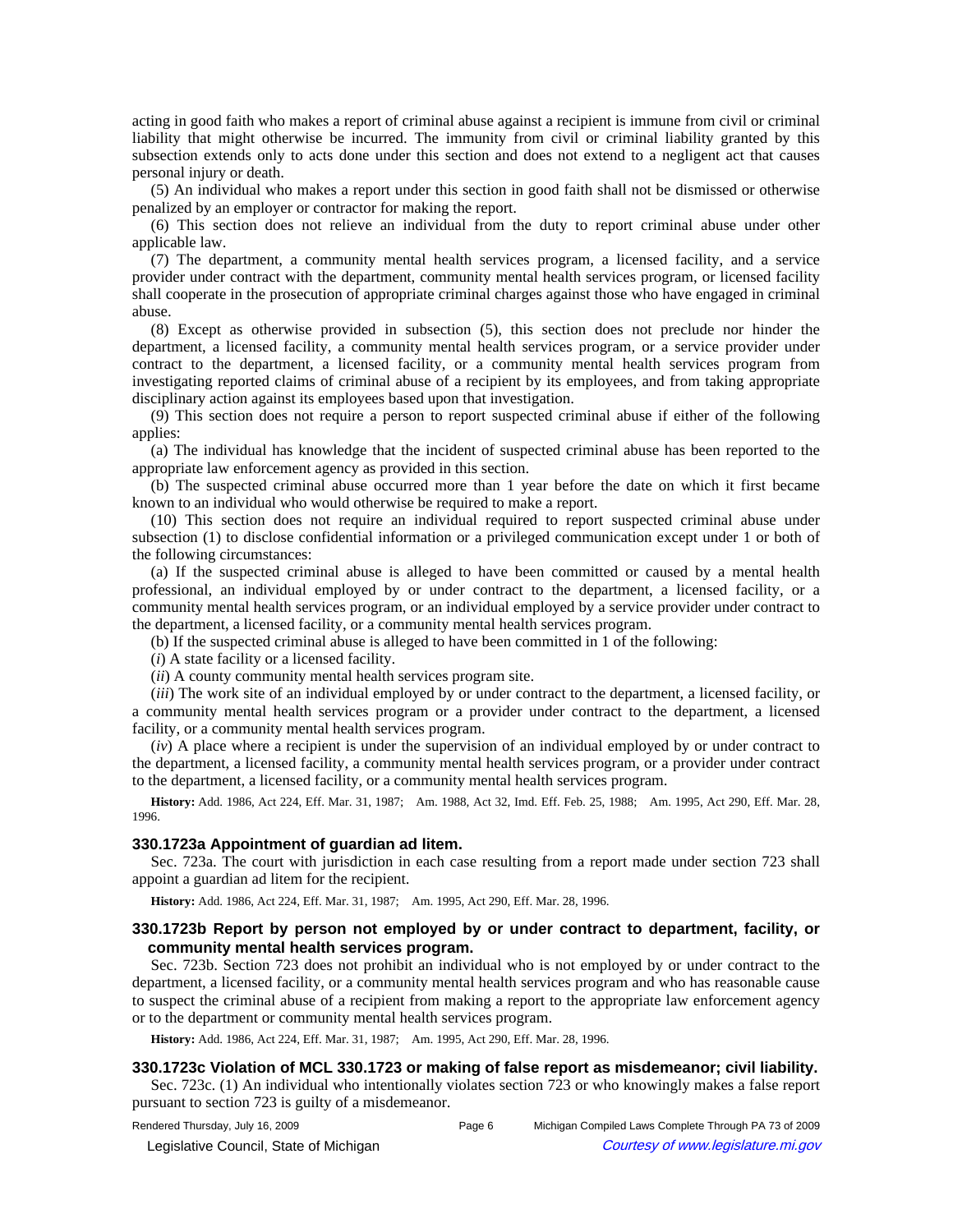acting in good faith who makes a report of criminal abuse against a recipient is immune from civil or criminal liability that might otherwise be incurred. The immunity from civil or criminal liability granted by this subsection extends only to acts done under this section and does not extend to a negligent act that causes personal injury or death.

(5) An individual who makes a report under this section in good faith shall not be dismissed or otherwise penalized by an employer or contractor for making the report.

(6) This section does not relieve an individual from the duty to report criminal abuse under other applicable law.

(7) The department, a community mental health services program, a licensed facility, and a service provider under contract with the department, community mental health services program, or licensed facility shall cooperate in the prosecution of appropriate criminal charges against those who have engaged in criminal abuse.

(8) Except as otherwise provided in subsection (5), this section does not preclude nor hinder the department, a licensed facility, a community mental health services program, or a service provider under contract to the department, a licensed facility, or a community mental health services program from investigating reported claims of criminal abuse of a recipient by its employees, and from taking appropriate disciplinary action against its employees based upon that investigation.

(9) This section does not require a person to report suspected criminal abuse if either of the following applies:

(a) The individual has knowledge that the incident of suspected criminal abuse has been reported to the appropriate law enforcement agency as provided in this section.

(b) The suspected criminal abuse occurred more than 1 year before the date on which it first became known to an individual who would otherwise be required to make a report.

(10) This section does not require an individual required to report suspected criminal abuse under subsection (1) to disclose confidential information or a privileged communication except under 1 or both of the following circumstances:

(a) If the suspected criminal abuse is alleged to have been committed or caused by a mental health professional, an individual employed by or under contract to the department, a licensed facility, or a community mental health services program, or an individual employed by a service provider under contract to the department, a licensed facility, or a community mental health services program.

(b) If the suspected criminal abuse is alleged to have been committed in 1 of the following:

(*i*) A state facility or a licensed facility.

(*ii*) A county community mental health services program site.

(*iii*) The work site of an individual employed by or under contract to the department, a licensed facility, or a community mental health services program or a provider under contract to the department, a licensed facility, or a community mental health services program.

(*iv*) A place where a recipient is under the supervision of an individual employed by or under contract to the department, a licensed facility, a community mental health services program, or a provider under contract to the department, a licensed facility, or a community mental health services program.

**History:** Add. 1986, Act 224, Eff. Mar. 31, 1987; Am. 1988, Act 32, Imd. Eff. Feb. 25, 1988; Am. 1995, Act 290, Eff. Mar. 28, 1996.

### 330.1723a Appointment of guardian ad litem.

Sec. 723a. The court with jurisdiction in each case resulting from a report made under section 723 shall appoint a guardian ad litem for the recipient.

**History:** Add. 1986, Act 224, Eff. Mar. 31, 1987; Am. 1995, Act 290, Eff. Mar. 28, 1996.

### 330.1723b Report by person not employed by or under contract to department, facility, or community mental health services program.

Sec. 723b. Section 723 does not prohibit an individual who is not employed by or under contract to the department, a licensed facility, or a community mental health services program and who has reasonable cause to suspect the criminal abuse of a recipient from making a report to the appropriate law enforcement agency or to the department or community mental health services program.

**History:** Add. 1986, Act 224, Eff. Mar. 31, 1987; Am. 1995, Act 290, Eff. Mar. 28, 1996.

### 330.1723c Violation of MCL 330.1723 or making of false report as misdemeanor; civil liability.

Sec. 723c. (1) An individual who intentionally violates section 723 or who knowingly makes a false report pursuant to section 723 is guilty of a misdemeanor.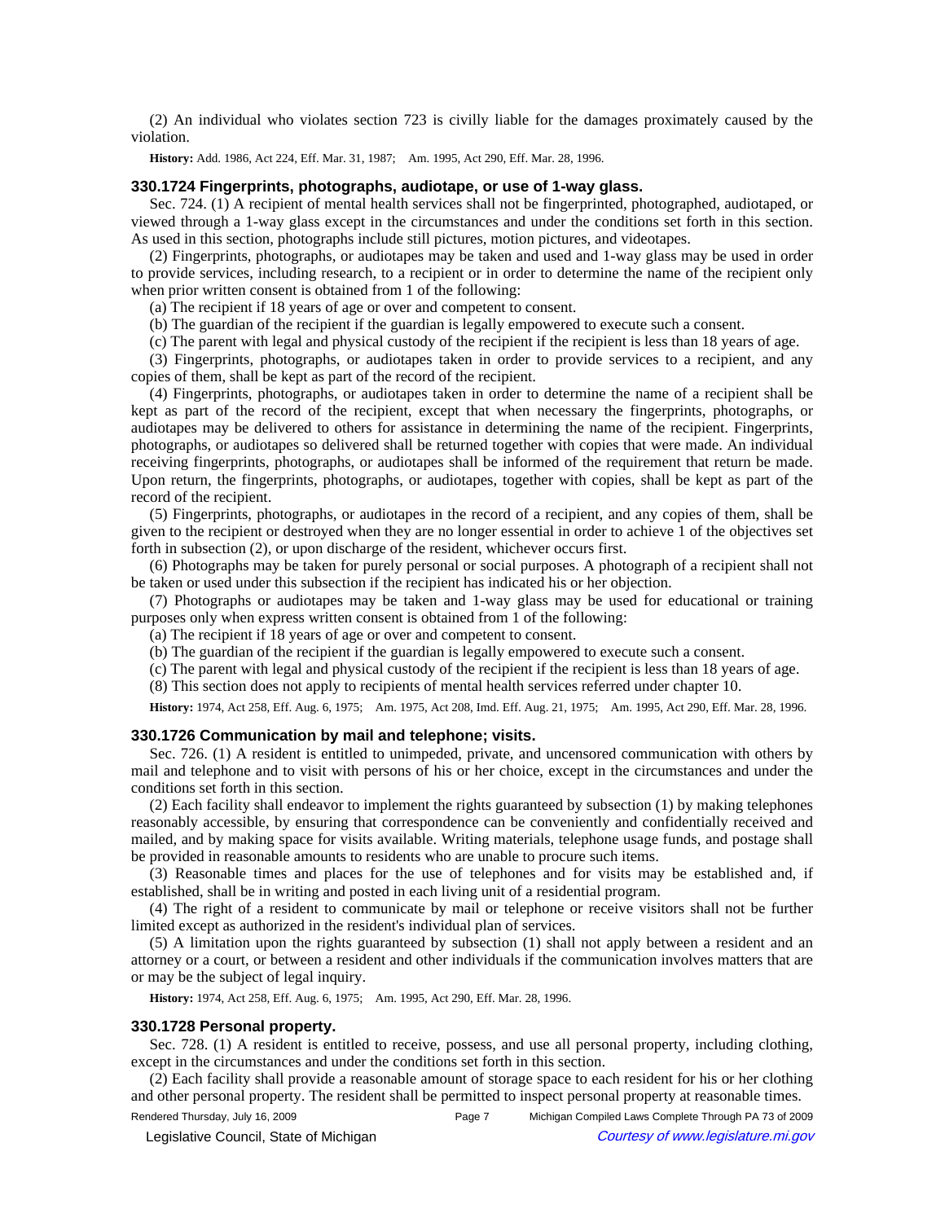(2) An individual who violates section 723 is civilly liable for the damages proximately caused by the violation.

**History:** Add. 1986, Act 224, Eff. Mar. 31, 1987;  Am. 1995, Act 290, Eff. Mar. 28, 1996.

### 330.1724 Fingerprints, photographs, audiotape, or use of 1-way glass.

Sec. 724. (1) A recipient of mental health services shall not be fingerprinted, photographed, audiotaped, or viewed through a 1-way glass except in the circumstances and under the conditions set forth in this section. As used in this section, photographs include still pictures, motion pictures, and videotapes.

(2) Fingerprints, photographs, or audiotapes may be taken and used and 1-way glass may be used in order to provide services, including research, to a recipient or in order to determine the name of the recipient only when prior written consent is obtained from 1 of the following:

(a) The recipient if 18 years of age or over and competent to consent.

(b) The guardian of the recipient if the guardian is legally empowered to execute such a consent.

(c) The parent with legal and physical custody of the recipient if the recipient is less than 18 years of age.

(3) Fingerprints, photographs, or audiotapes taken in order to provide services to a recipient, and any copies of them, shall be kept as part of the record of the recipient.

(4) Fingerprints, photographs, or audiotapes taken in order to determine the name of a recipient shall be kept as part of the record of the recipient, except that when necessary the fingerprints, photographs, or audiotapes may be delivered to others for assistance in determining the name of the recipient. Fingerprints, photographs, or audiotapes so delivered shall be returned together with copies that were made. An individual receiving fingerprints, photographs, or audiotapes shall be informed of the requirement that return be made. Upon return, the fingerprints, photographs, or audiotapes, together with copies, shall be kept as part of the record of the recipient.

(5) Fingerprints, photographs, or audiotapes in the record of a recipient, and any copies of them, shall be given to the recipient or destroyed when they are no longer essential in order to achieve 1 of the objectives set forth in subsection (2), or upon discharge of the resident, whichever occurs first.

(6) Photographs may be taken for purely personal or social purposes. A photograph of a recipient shall not be taken or used under this subsection if the recipient has indicated his or her objection.

(7) Photographs or audiotapes may be taken and 1-way glass may be used for educational or training purposes only when express written consent is obtained from 1 of the following:

(a) The recipient if 18 years of age or over and competent to consent.

(b) The guardian of the recipient if the guardian is legally empowered to execute such a consent.

(c) The parent with legal and physical custody of the recipient if the recipient is less than 18 years of age.

(8) This section does not apply to recipients of mental health services referred under chapter 10.

**History:** 1974, Act 258, Eff. Aug. 6, 1975;  Am. 1975, Act 208, Imd. Eff. Aug. 21, 1975;  Am. 1995, Act 290, Eff. Mar. 28, 1996.

### 330.1726 Communication by mail and telephone; visits.

Sec. 726. (1) A resident is entitled to unimpeded, private, and uncensored communication with others by mail and telephone and to visit with persons of his or her choice, except in the circumstances and under the conditions set forth in this section.

(2) Each facility shall endeavor to implement the rights guaranteed by subsection (1) by making telephones reasonably accessible, by ensuring that correspondence can be conveniently and confidentially received and mailed, and by making space for visits available. Writing materials, telephone usage funds, and postage shall be provided in reasonable amounts to residents who are unable to procure such items.

(3) Reasonable times and places for the use of telephones and for visits may be established and, if established, shall be in writing and posted in each living unit of a residential program.

(4) The right of a resident to communicate by mail or telephone or receive visitors shall not be further limited except as authorized in the resident's individual plan of services.

(5) A limitation upon the rights guaranteed by subsection (1) shall not apply between a resident and an attorney or a court, or between a resident and other individuals if the communication involves matters that are or may be the subject of legal inquiry.

**History:** 1974, Act 258, Eff. Aug. 6, 1975;  Am. 1995, Act 290, Eff. Mar. 28, 1996.

### 330.1728 Personal property.

Sec. 728. (1) A resident is entitled to receive, possess, and use all personal property, including clothing, except in the circumstances and under the conditions set forth in this section.

(2) Each facility shall provide a reasonable amount of storage space to each resident for his or her clothing and other personal property. The resident shall be permitted to inspect personal property at reasonable times.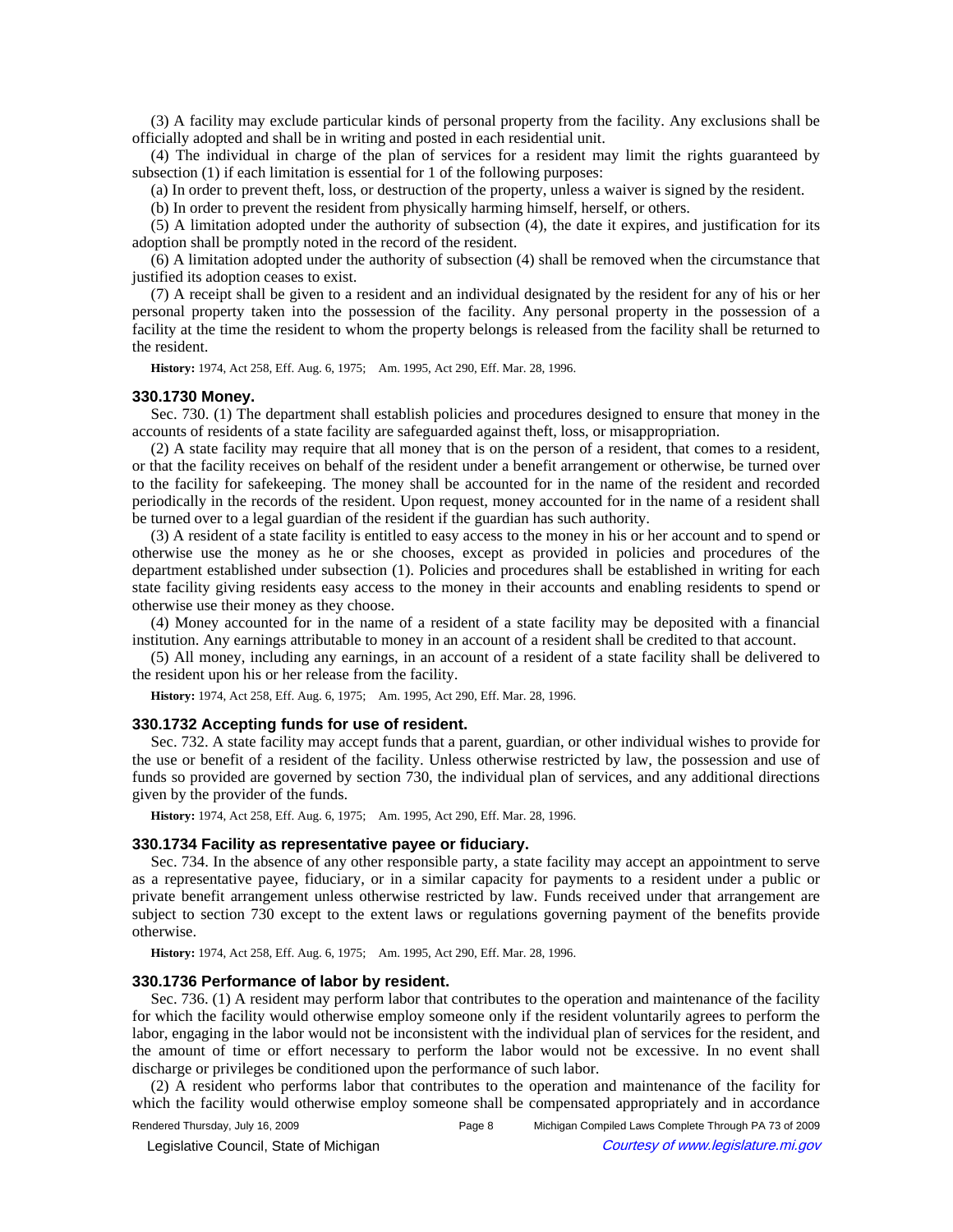(3) A facility may exclude particular kinds of personal property from the facility. Any exclusions shall be officially adopted and shall be in writing and posted in each residential unit.

(4) The individual in charge of the plan of services for a resident may limit the rights guaranteed by subsection (1) if each limitation is essential for 1 of the following purposes:

(a) In order to prevent theft, loss, or destruction of the property, unless a waiver is signed by the resident.

(b) In order to prevent the resident from physically harming himself, herself, or others.

(5) A limitation adopted under the authority of subsection (4), the date it expires, and justification for its adoption shall be promptly noted in the record of the resident.

(6) A limitation adopted under the authority of subsection (4) shall be removed when the circumstance that justified its adoption ceases to exist.

(7) A receipt shall be given to a resident and an individual designated by the resident for any of his or her personal property taken into the possession of the facility. Any personal property in the possession of a facility at the time the resident to whom the property belongs is released from the facility shall be returned to the resident.

**History:** 1974, Act 258, Eff. Aug. 6, 1975;—Am. 1995, Act 290, Eff. Mar. 28, 1996.

### 330.1730 Money.

Sec. 730. (1) The department shall establish policies and procedures designed to ensure that money in the accounts of residents of a state facility are safeguarded against theft, loss, or misappropriation.

(2) A state facility may require that all money that is on the person of a resident, that comes to a resident, or that the facility receives on behalf of the resident under a benefit arrangement or otherwise, be turned over to the facility for safekeeping. The money shall be accounted for in the name of the resident and recorded periodically in the records of the resident. Upon request, money accounted for in the name of a resident shall be turned over to a legal guardian of the resident if the guardian has such authority.

(3) A resident of a state facility is entitled to easy access to the money in his or her account and to spend or otherwise use the money as he or she chooses, except as provided in policies and procedures of the department established under subsection (1). Policies and procedures shall be established in writing for each state facility giving residents easy access to the money in their accounts and enabling residents to spend or otherwise use their money as they choose.

(4) Money accounted for in the name of a resident of a state facility may be deposited with a financial institution. Any earnings attributable to money in an account of a resident shall be credited to that account.

(5) All money, including any earnings, in an account of a resident of a state facility shall be delivered to the resident upon his or her release from the facility.

**History:** 1974, Act 258, Eff. Aug. 6, 1975;—Am. 1995, Act 290, Eff. Mar. 28, 1996.

### 330.1732 Accepting funds for use of resident.

Sec. 732. A state facility may accept funds that a parent, guardian, or other individual wishes to provide for the use or benefit of a resident of the facility. Unless otherwise restricted by law, the possession and use of funds so provided are governed by section 730, the individual plan of services, and any additional directions given by the provider of the funds.

**History:** 1974, Act 258, Eff. Aug. 6, 1975;—Am. 1995, Act 290, Eff. Mar. 28, 1996.

### 330.1734 Facility as representative payee or fiduciary.

Sec. 734. In the absence of any other responsible party, a state facility may accept an appointment to serve as a representative payee, fiduciary, or in a similar capacity for payments to a resident under a public or private benefit arrangement unless otherwise restricted by law. Funds received under that arrangement are subject to section 730 except to the extent laws or regulations governing payment of the benefits provide otherwise.

**History:** 1974, Act 258, Eff. Aug. 6, 1975;—Am. 1995, Act 290, Eff. Mar. 28, 1996.

### 330.1736 Performance of labor by resident.

Sec. 736. (1) A resident may perform labor that contributes to the operation and maintenance of the facility for which the facility would otherwise employ someone only if the resident voluntarily agrees to perform the labor, engaging in the labor would not be inconsistent with the individual plan of services for the resident, and the amount of time or effort necessary to perform the labor would not be excessive. In no event shall discharge or privileges be conditioned upon the performance of such labor.

(2) A resident who performs labor that contributes to the operation and maintenance of the facility for which the facility would otherwise employ someone shall be compensated appropriately and in accordance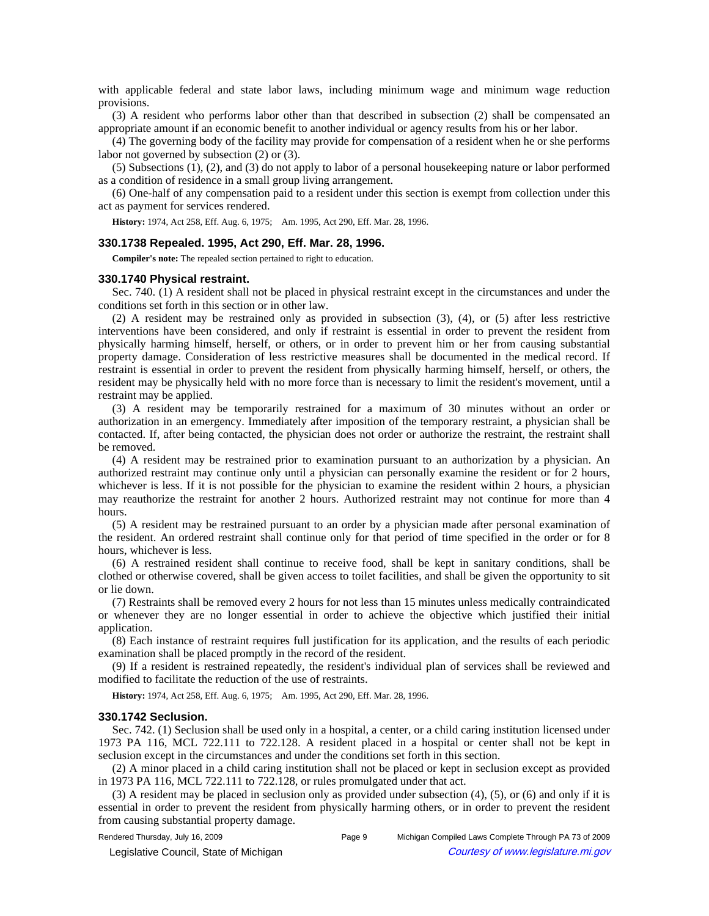with applicable federal and state labor laws, including minimum wage and minimum wage reduction provisions.

(3) A resident who performs labor other than that described in subsection (2) shall be compensated an appropriate amount if an economic benefit to another individual or agency results from his or her labor.

(4) The governing body of the facility may provide for compensation of a resident when he or she performs labor not governed by subsection (2) or (3).

(5) Subsections (1), (2), and (3) do not apply to labor of a personal housekeeping nature or labor performed as a condition of residence in a small group living arrangement.

(6) One-half of any compensation paid to a resident under this section is exempt from collection under this act as payment for services rendered.

**History:** 1974, Act 258, Eff. Aug. 6, 1975;  Am. 1995, Act 290, Eff. Mar. 28, 1996.

### 330.1738 Repealed. 1995, Act 290, Eff. Mar. 28, 1996.

**Compiler's note:** The repealed section pertained to right to education.

### 330.1740 Physical restraint.

Sec. 740. (1) A resident shall not be placed in physical restraint except in the circumstances and under the conditions set forth in this section or in other law.

(2) A resident may be restrained only as provided in subsection (3), (4), or (5) after less restrictive interventions have been considered, and only if restraint is essential in order to prevent the resident from physically harming himself, herself, or others, or in order to prevent him or her from causing substantial property damage. Consideration of less restrictive measures shall be documented in the medical record. If restraint is essential in order to prevent the resident from physically harming himself, herself, or others, the resident may be physically held with no more force than is necessary to limit the resident's movement, until a restraint may be applied.

(3) A resident may be temporarily restrained for a maximum of 30 minutes without an order or authorization in an emergency. Immediately after imposition of the temporary restraint, a physician shall be contacted. If, after being contacted, the physician does not order or authorize the restraint, the restraint shall be removed.

(4) A resident may be restrained prior to examination pursuant to an authorization by a physician. An authorized restraint may continue only until a physician can personally examine the resident or for 2 hours, whichever is less. If it is not possible for the physician to examine the resident within 2 hours, a physician may reauthorize the restraint for another 2 hours. Authorized restraint may not continue for more than 4 hours.

(5) A resident may be restrained pursuant to an order by a physician made after personal examination of the resident. An ordered restraint shall continue only for that period of time specified in the order or for 8 hours, whichever is less.

(6) A restrained resident shall continue to receive food, shall be kept in sanitary conditions, shall be clothed or otherwise covered, shall be given access to toilet facilities, and shall be given the opportunity to sit or lie down.

(7) Restraints shall be removed every 2 hours for not less than 15 minutes unless medically contraindicated or whenever they are no longer essential in order to achieve the objective which justified their initial application.

(8) Each instance of restraint requires full justification for its application, and the results of each periodic examination shall be placed promptly in the record of the resident.

(9) If a resident is restrained repeatedly, the resident's individual plan of services shall be reviewed and modified to facilitate the reduction of the use of restraints.

**History:** 1974, Act 258, Eff. Aug. 6, 1975;  Am. 1995, Act 290, Eff. Mar. 28, 1996.

### 330.1742 Seclusion.

Sec. 742. (1) Seclusion shall be used only in a hospital, a center, or a child caring institution licensed under 1973 PA 116, MCL 722.111 to 722.128. A resident placed in a hospital or center shall not be kept in seclusion except in the circumstances and under the conditions set forth in this section.

(2) A minor placed in a child caring institution shall not be placed or kept in seclusion except as provided in 1973 PA 116, MCL 722.111 to 722.128, or rules promulgated under that act.

(3) A resident may be placed in seclusion only as provided under subsection (4), (5), or (6) and only if it is essential in order to prevent the resident from physically harming others, or in order to prevent the resident from causing substantial property damage.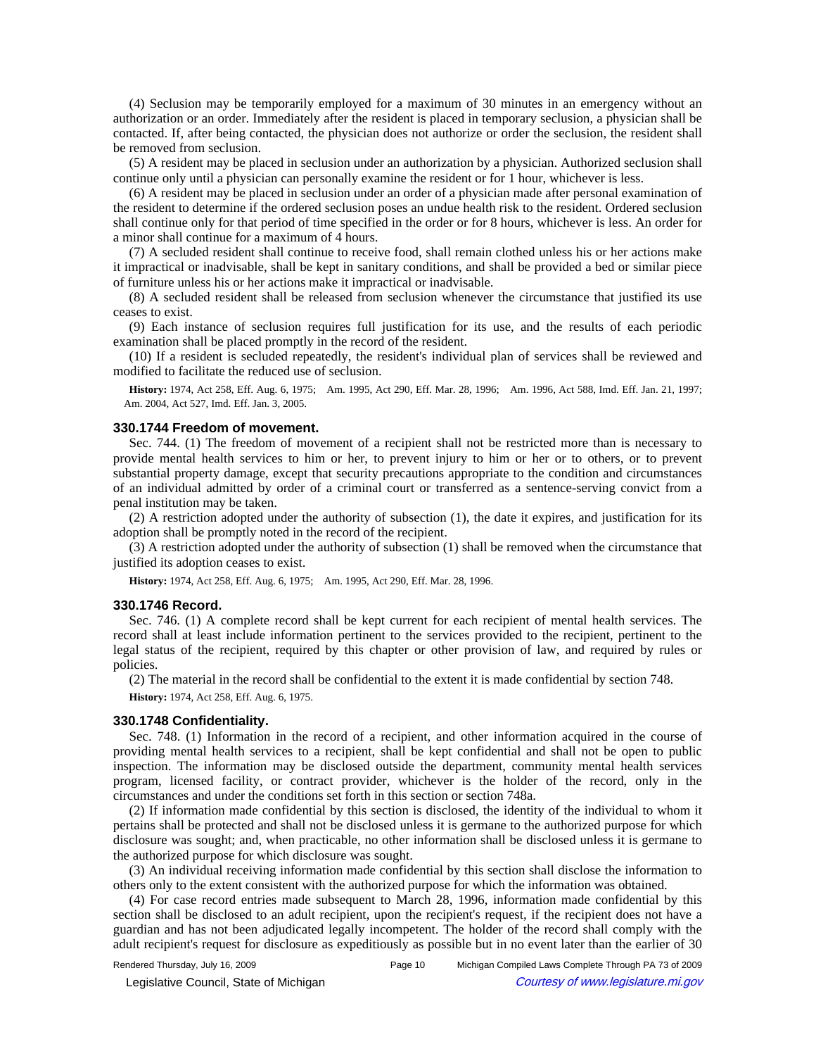(4) Seclusion may be temporarily employed for a maximum of 30 minutes in an emergency without an authorization or an order. Immediately after the resident is placed in temporary seclusion, a physician shall be contacted. If, after being contacted, the physician does not authorize or order the seclusion, the resident shall be removed from seclusion.

(5) A resident may be placed in seclusion under an authorization by a physician. Authorized seclusion shall continue only until a physician can personally examine the resident or for 1 hour, whichever is less.

(6) A resident may be placed in seclusion under an order of a physician made after personal examination of the resident to determine if the ordered seclusion poses an undue health risk to the resident. Ordered seclusion shall continue only for that period of time specified in the order or for 8 hours, whichever is less. An order for a minor shall continue for a maximum of 4 hours.

(7) A secluded resident shall continue to receive food, shall remain clothed unless his or her actions make it impractical or inadvisable, shall be kept in sanitary conditions, and shall be provided a bed or similar piece of furniture unless his or her actions make it impractical or inadvisable.

(8) A secluded resident shall be released from seclusion whenever the circumstance that justified its use ceases to exist.

(9) Each instance of seclusion requires full justification for its use, and the results of each periodic examination shall be placed promptly in the record of the resident.

(10) If a resident is secluded repeatedly, the resident's individual plan of services shall be reviewed and modified to facilitate the reduced use of seclusion.

**History:** 1974, Act 258, Eff. Aug. 6, 1975; Am. 1995, Act 290, Eff. Mar. 28, 1996; Am. 1996, Act 588, Imd. Eff. Jan. 21, 1997; Am. 2004, Act 527, Imd. Eff. Jan. 3, 2005.

### 330.1744 Freedom of movement.

Sec. 744. (1) The freedom of movement of a recipient shall not be restricted more than is necessary to provide mental health services to him or her, to prevent injury to him or her or to others, or to prevent substantial property damage, except that security precautions appropriate to the condition and circumstances of an individual admitted by order of a criminal court or transferred as a sentence-serving convict from a penal institution may be taken.

(2) A restriction adopted under the authority of subsection (1), the date it expires, and justification for its adoption shall be promptly noted in the record of the recipient.

(3) A restriction adopted under the authority of subsection (1) shall be removed when the circumstance that justified its adoption ceases to exist.

**History:** 1974, Act 258, Eff. Aug. 6, 1975; Am. 1995, Act 290, Eff. Mar. 28, 1996.

### 330.1746 Record.

Sec. 746. (1) A complete record shall be kept current for each recipient of mental health services. The record shall at least include information pertinent to the services provided to the recipient, pertinent to the legal status of the recipient, required by this chapter or other provision of law, and required by rules or policies.

(2) The material in the record shall be confidential to the extent it is made confidential by section 748.

**History:** 1974, Act 258, Eff. Aug. 6, 1975.

### 330.1748 Confidentiality.

Sec. 748. (1) Information in the record of a recipient, and other information acquired in the course of providing mental health services to a recipient, shall be kept confidential and shall not be open to public inspection. The information may be disclosed outside the department, community mental health services program, licensed facility, or contract provider, whichever is the holder of the record, only in the circumstances and under the conditions set forth in this section or section 748a.

(2) If information made confidential by this section is disclosed, the identity of the individual to whom it pertains shall be protected and shall not be disclosed unless it is germane to the authorized purpose for which disclosure was sought; and, when practicable, no other information shall be disclosed unless it is germane to the authorized purpose for which disclosure was sought.

(3) An individual receiving information made confidential by this section shall disclose the information to others only to the extent consistent with the authorized purpose for which the information was obtained.

(4) For case record entries made subsequent to March 28, 1996, information made confidential by this section shall be disclosed to an adult recipient, upon the recipient's request, if the recipient does not have a guardian and has not been adjudicated legally incompetent. The holder of the record shall comply with the adult recipient's request for disclosure as expeditiously as possible but in no event later than the earlier of 30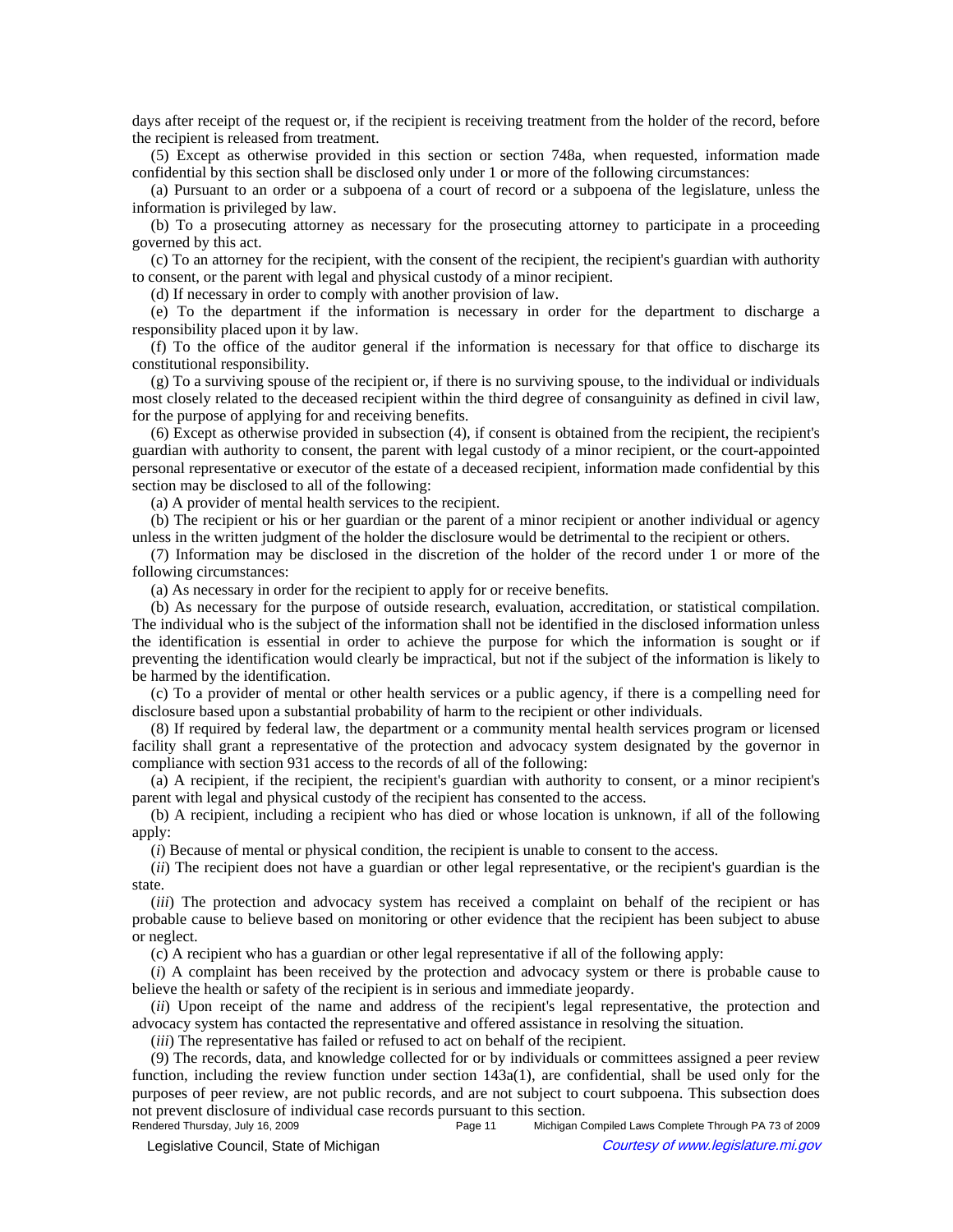days after receipt of the request or, if the recipient is receiving treatment from the holder of the record, before the recipient is released from treatment.

(5) Except as otherwise provided in this section or section 748a, when requested, information made confidential by this section shall be disclosed only under 1 or more of the following circumstances:

(a) Pursuant to an order or a subpoena of a court of record or a subpoena of the legislature, unless the information is privileged by law.

(b) To a prosecuting attorney as necessary for the prosecuting attorney to participate in a proceeding governed by this act.

(c) To an attorney for the recipient, with the consent of the recipient, the recipient's guardian with authority to consent, or the parent with legal and physical custody of a minor recipient.

(d) If necessary in order to comply with another provision of law.

(e) To the department if the information is necessary in order for the department to discharge a responsibility placed upon it by law.

(f) To the office of the auditor general if the information is necessary for that office to discharge its constitutional responsibility.

(g) To a surviving spouse of the recipient or, if there is no surviving spouse, to the individual or individuals most closely related to the deceased recipient within the third degree of consanguinity as defined in civil law, for the purpose of applying for and receiving benefits.

(6) Except as otherwise provided in subsection (4), if consent is obtained from the recipient, the recipient's guardian with authority to consent, the parent with legal custody of a minor recipient, or the court-appointed personal representative or executor of the estate of a deceased recipient, information made confidential by this section may be disclosed to all of the following:

(a) A provider of mental health services to the recipient.

(b) The recipient or his or her guardian or the parent of a minor recipient or another individual or agency unless in the written judgment of the holder the disclosure would be detrimental to the recipient or others.

(7) Information may be disclosed in the discretion of the holder of the record under 1 or more of the following circumstances:

(a) As necessary in order for the recipient to apply for or receive benefits.

(b) As necessary for the purpose of outside research, evaluation, accreditation, or statistical compilation. The individual who is the subject of the information shall not be identified in the disclosed information unless the identification is essential in order to achieve the purpose for which the information is sought or if preventing the identification would clearly be impractical, but not if the subject of the information is likely to be harmed by the identification.

(c) To a provider of mental or other health services or a public agency, if there is a compelling need for disclosure based upon a substantial probability of harm to the recipient or other individuals.

(8) If required by federal law, the department or a community mental health services program or licensed facility shall grant a representative of the protection and advocacy system designated by the governor in compliance with section 931 access to the records of all of the following:

(a) A recipient, if the recipient, the recipient's guardian with authority to consent, or a minor recipient's parent with legal and physical custody of the recipient has consented to the access.

(b) A recipient, including a recipient who has died or whose location is unknown, if all of the following apply:

(*i*) Because of mental or physical condition, the recipient is unable to consent to the access.

(*ii*) The recipient does not have a guardian or other legal representative, or the recipient's guardian is the state.

(*iii*) The protection and advocacy system has received a complaint on behalf of the recipient or has probable cause to believe based on monitoring or other evidence that the recipient has been subject to abuse or neglect.

(c) A recipient who has a guardian or other legal representative if all of the following apply:

(*i*) A complaint has been received by the protection and advocacy system or there is probable cause to believe the health or safety of the recipient is in serious and immediate jeopardy.

(*ii*) Upon receipt of the name and address of the recipient's legal representative, the protection and advocacy system has contacted the representative and offered assistance in resolving the situation.

(*iii*) The representative has failed or refused to act on behalf of the recipient.

(9) The records, data, and knowledge collected for or by individuals or committees assigned a peer review function, including the review function under section 143a(1), are confidential, shall be used only for the purposes of peer review, are not public records, and are not subject to court subpoena. This subsection does not prevent disclosure of individual case records pursuant to this section.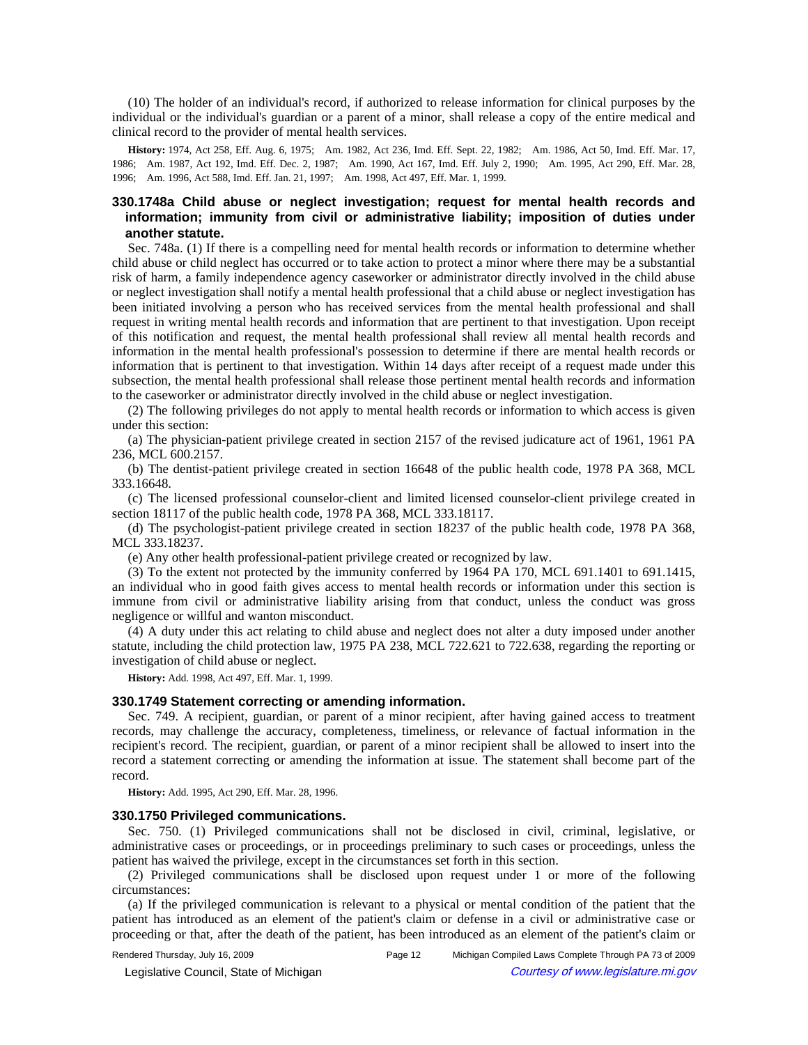(10) The holder of an individual's record, if authorized to release information for clinical purposes by the individual or the individual's guardian or a parent of a minor, shall release a copy of the entire medical and clinical record to the provider of mental health services.

**History:** 1974, Act 258, Eff. Aug. 6, 1975; Am. 1982, Act 236, Imd. Eff. Sept. 22, 1982; Am. 1986, Act 50, Imd. Eff. Mar. 17, 1986; Am. 1987, Act 192, Imd. Eff. Dec. 2, 1987; Am. 1990, Act 167, Imd. Eff. July 2, 1990; Am. 1995, Act 290, Eff. Mar. 28, 1996; Am. 1996, Act 588, Imd. Eff. Jan. 21, 1997; Am. 1998, Act 497, Eff. Mar. 1, 1999.

### 330.1748a Child abuse or neglect investigation; request for mental health records and information; immunity from civil or administrative liability; imposition of duties under another statute.

Sec. 748a. (1) If there is a compelling need for mental health records or information to determine whether child abuse or child neglect has occurred or to take action to protect a minor where there may be a substantial risk of harm, a family independence agency caseworker or administrator directly involved in the child abuse or neglect investigation shall notify a mental health professional that a child abuse or neglect investigation has been initiated involving a person who has received services from the mental health professional and shall request in writing mental health records and information that are pertinent to that investigation. Upon receipt of this notification and request, the mental health professional shall review all mental health records and information in the mental health professional's possession to determine if there are mental health records or information that is pertinent to that investigation. Within 14 days after receipt of a request made under this subsection, the mental health professional shall release those pertinent mental health records and information to the caseworker or administrator directly involved in the child abuse or neglect investigation.

(2) The following privileges do not apply to mental health records or information to which access is given under this section:

(a) The physician-patient privilege created in section 2157 of the revised judicature act of 1961, 1961 PA 236, MCL 600.2157.

(b) The dentist-patient privilege created in section 16648 of the public health code, 1978 PA 368, MCL 333.16648.

(c) The licensed professional counselor-client and limited licensed counselor-client privilege created in section 18117 of the public health code, 1978 PA 368, MCL 333.18117.

(d) The psychologist-patient privilege created in section 18237 of the public health code, 1978 PA 368, MCL 333.18237.

(e) Any other health professional-patient privilege created or recognized by law.

(3) To the extent not protected by the immunity conferred by 1964 PA 170, MCL 691.1401 to 691.1415, an individual who in good faith gives access to mental health records or information under this section is immune from civil or administrative liability arising from that conduct, unless the conduct was gross negligence or willful and wanton misconduct.

(4) A duty under this act relating to child abuse and neglect does not alter a duty imposed under another statute, including the child protection law, 1975 PA 238, MCL 722.621 to 722.638, regarding the reporting or investigation of child abuse or neglect.

**History:** Add. 1998, Act 497, Eff. Mar. 1, 1999.

### 330.1749 Statement correcting or amending information.

Sec. 749. A recipient, guardian, or parent of a minor recipient, after having gained access to treatment records, may challenge the accuracy, completeness, timeliness, or relevance of factual information in the recipient's record. The recipient, guardian, or parent of a minor recipient shall be allowed to insert into the record a statement correcting or amending the information at issue. The statement shall become part of the record.

**History:** Add. 1995, Act 290, Eff. Mar. 28, 1996.

### 330.1750 Privileged communications.

Sec. 750. (1) Privileged communications shall not be disclosed in civil, criminal, legislative, or administrative cases or proceedings, or in proceedings preliminary to such cases or proceedings, unless the patient has waived the privilege, except in the circumstances set forth in this section.

(2) Privileged communications shall be disclosed upon request under 1 or more of the following circumstances:

(a) If the privileged communication is relevant to a physical or mental condition of the patient that the patient has introduced as an element of the patient's claim or defense in a civil or administrative case or proceeding or that, after the death of the patient, has been introduced as an element of the patient's claim or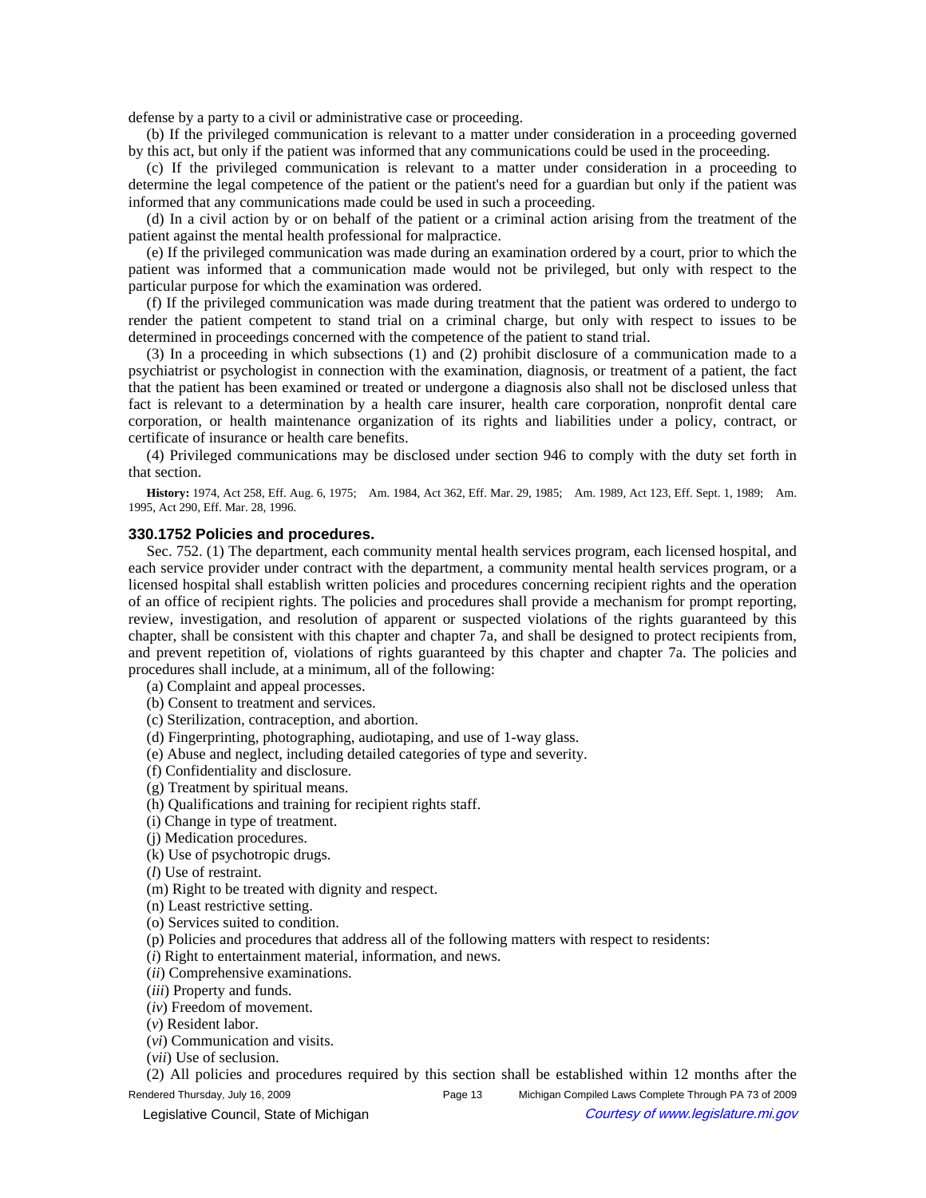defense by a party to a civil or administrative case or proceeding.

(b) If the privileged communication is relevant to a matter under consideration in a proceeding governed by this act, but only if the patient was informed that any communications could be used in the proceeding.

(c) If the privileged communication is relevant to a matter under consideration in a proceeding to determine the legal competence of the patient or the patient's need for a guardian but only if the patient was informed that any communications made could be used in such a proceeding.

(d) In a civil action by or on behalf of the patient or a criminal action arising from the treatment of the patient against the mental health professional for malpractice.

(e) If the privileged communication was made during an examination ordered by a court, prior to which the patient was informed that a communication made would not be privileged, but only with respect to the particular purpose for which the examination was ordered.

(f) If the privileged communication was made during treatment that the patient was ordered to undergo to render the patient competent to stand trial on a criminal charge, but only with respect to issues to be determined in proceedings concerned with the competence of the patient to stand trial.

(3) In a proceeding in which subsections (1) and (2) prohibit disclosure of a communication made to a psychiatrist or psychologist in connection with the examination, diagnosis, or treatment of a patient, the fact that the patient has been examined or treated or undergone a diagnosis also shall not be disclosed unless that fact is relevant to a determination by a health care insurer, health care corporation, nonprofit dental care corporation, or health maintenance organization of its rights and liabilities under a policy, contract, or certificate of insurance or health care benefits.

(4) Privileged communications may be disclosed under section 946 to comply with the duty set forth in that section.

**History:** 1974, Act 258, Eff. Aug. 6, 1975; Am. 1984, Act 362, Eff. Mar. 29, 1985; Am. 1989, Act 123, Eff. Sept. 1, 1989; Am. 1995, Act 290, Eff. Mar. 28, 1996.

### 330.1752 Policies and procedures.

Sec. 752. (1) The department, each community mental health services program, each licensed hospital, and each service provider under contract with the department, a community mental health services program, or a licensed hospital shall establish written policies and procedures concerning recipient rights and the operation of an office of recipient rights. The policies and procedures shall provide a mechanism for prompt reporting, review, investigation, and resolution of apparent or suspected violations of the rights guaranteed by this chapter, shall be consistent with this chapter and chapter 7a, and shall be designed to protect recipients from, and prevent repetition of, violations of rights guaranteed by this chapter and chapter 7a. The policies and procedures shall include, at a minimum, all of the following:

(a) Complaint and appeal processes.

(b) Consent to treatment and services.

(c) Sterilization, contraception, and abortion.

(d) Fingerprinting, photographing, audiotaping, and use of 1-way glass.

(e) Abuse and neglect, including detailed categories of type and severity.

(f) Confidentiality and disclosure.

(g) Treatment by spiritual means.

(h) Qualifications and training for recipient rights staff.

(i) Change in type of treatment.

(j) Medication procedures.

(k) Use of psychotropic drugs.

(*l*) Use of restraint.

(m) Right to be treated with dignity and respect.

(n) Least restrictive setting.

(o) Services suited to condition.

(p) Policies and procedures that address all of the following matters with respect to residents:

(*i*) Right to entertainment material, information, and news.

(*ii*) Comprehensive examinations.

(*iii*) Property and funds.

(*iv*) Freedom of movement.

(*v*) Resident labor.

(*vi*) Communication and visits.

(*vii*) Use of seclusion.

(2) All policies and procedures required by this section shall be established within 12 months after the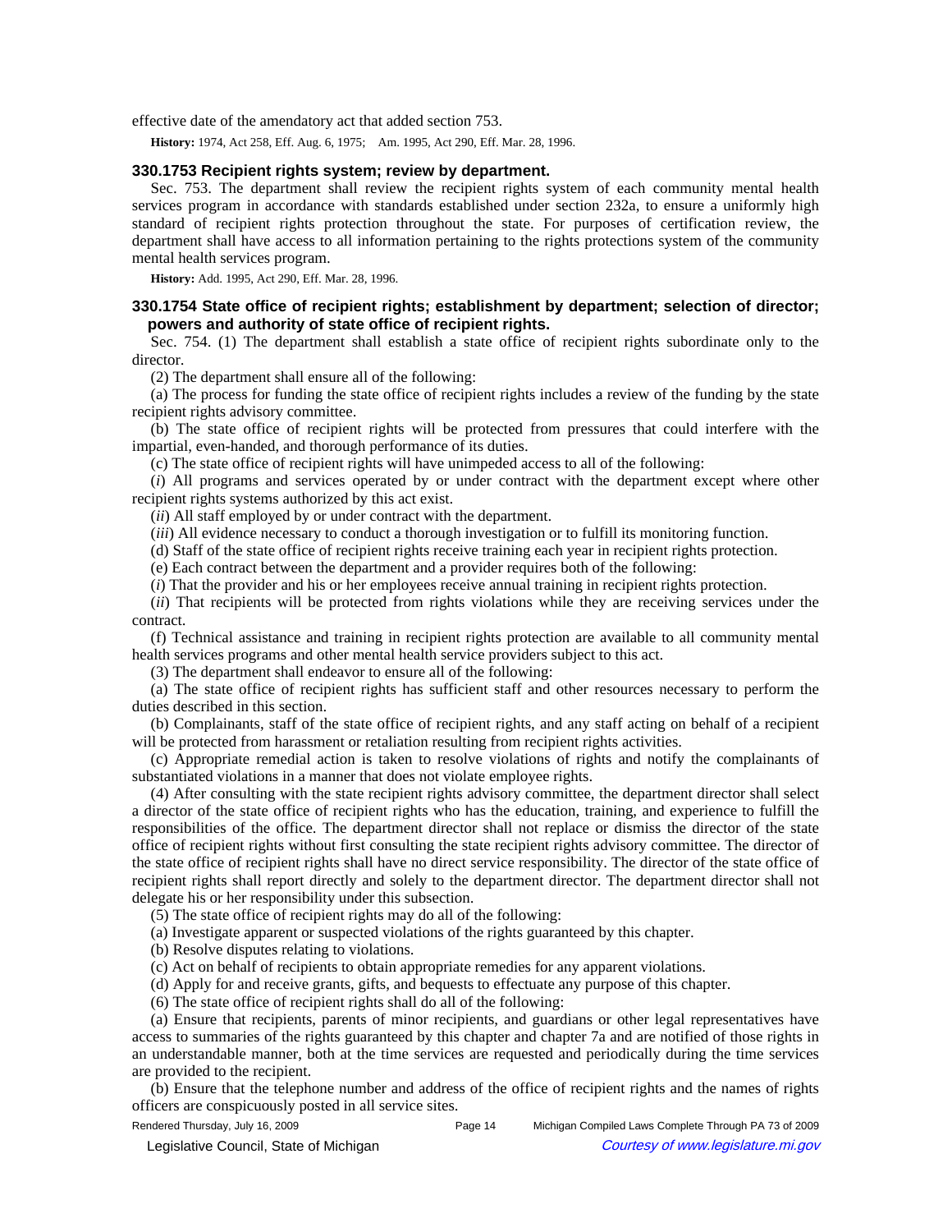effective date of the amendatory act that added section 753.

**History:** 1974, Act 258, Eff. Aug. 6, 1975;—Am. 1995, Act 290, Eff. Mar. 28, 1996.

### 330.1753 Recipient rights system; review by department.

Sec. 753. The department shall review the recipient rights system of each community mental health services program in accordance with standards established under section 232a, to ensure a uniformly high standard of recipient rights protection throughout the state. For purposes of certification review, the department shall have access to all information pertaining to the rights protections system of the community mental health services program.

**History:** Add. 1995, Act 290, Eff. Mar. 28, 1996.

### 330.1754 State office of recipient rights; establishment by department; selection of director; powers and authority of state office of recipient rights.

Sec. 754. (1) The department shall establish a state office of recipient rights subordinate only to the director.

(2) The department shall ensure all of the following:

(a) The process for funding the state office of recipient rights includes a review of the funding by the state recipient rights advisory committee.

(b) The state office of recipient rights will be protected from pressures that could interfere with the impartial, even-handed, and thorough performance of its duties.

(c) The state office of recipient rights will have unimpeded access to all of the following:

(*i*) All programs and services operated by or under contract with the department except where other recipient rights systems authorized by this act exist.

(*ii*) All staff employed by or under contract with the department.

(*iii*) All evidence necessary to conduct a thorough investigation or to fulfill its monitoring function.

(d) Staff of the state office of recipient rights receive training each year in recipient rights protection.

(e) Each contract between the department and a provider requires both of the following:

(*i*) That the provider and his or her employees receive annual training in recipient rights protection.

(*ii*) That recipients will be protected from rights violations while they are receiving services under the contract.

(f) Technical assistance and training in recipient rights protection are available to all community mental health services programs and other mental health service providers subject to this act.

(3) The department shall endeavor to ensure all of the following:

(a) The state office of recipient rights has sufficient staff and other resources necessary to perform the duties described in this section.

(b) Complainants, staff of the state office of recipient rights, and any staff acting on behalf of a recipient will be protected from harassment or retaliation resulting from recipient rights activities.

(c) Appropriate remedial action is taken to resolve violations of rights and notify the complainants of substantiated violations in a manner that does not violate employee rights.

(4) After consulting with the state recipient rights advisory committee, the department director shall select a director of the state office of recipient rights who has the education, training, and experience to fulfill the responsibilities of the office. The department director shall not replace or dismiss the director of the state office of recipient rights without first consulting the state recipient rights advisory committee. The director of the state office of recipient rights shall have no direct service responsibility. The director of the state office of recipient rights shall report directly and solely to the department director. The department director shall not delegate his or her responsibility under this subsection.

(5) The state office of recipient rights may do all of the following:

(a) Investigate apparent or suspected violations of the rights guaranteed by this chapter.

(b) Resolve disputes relating to violations.

(c) Act on behalf of recipients to obtain appropriate remedies for any apparent violations.

(d) Apply for and receive grants, gifts, and bequests to effectuate any purpose of this chapter.

(6) The state office of recipient rights shall do all of the following:

(a) Ensure that recipients, parents of minor recipients, and guardians or other legal representatives have access to summaries of the rights guaranteed by this chapter and chapter 7a and are notified of those rights in an understandable manner, both at the time services are requested and periodically during the time services are provided to the recipient.

(b) Ensure that the telephone number and address of the office of recipient rights and the names of rights officers are conspicuously posted in all service sites.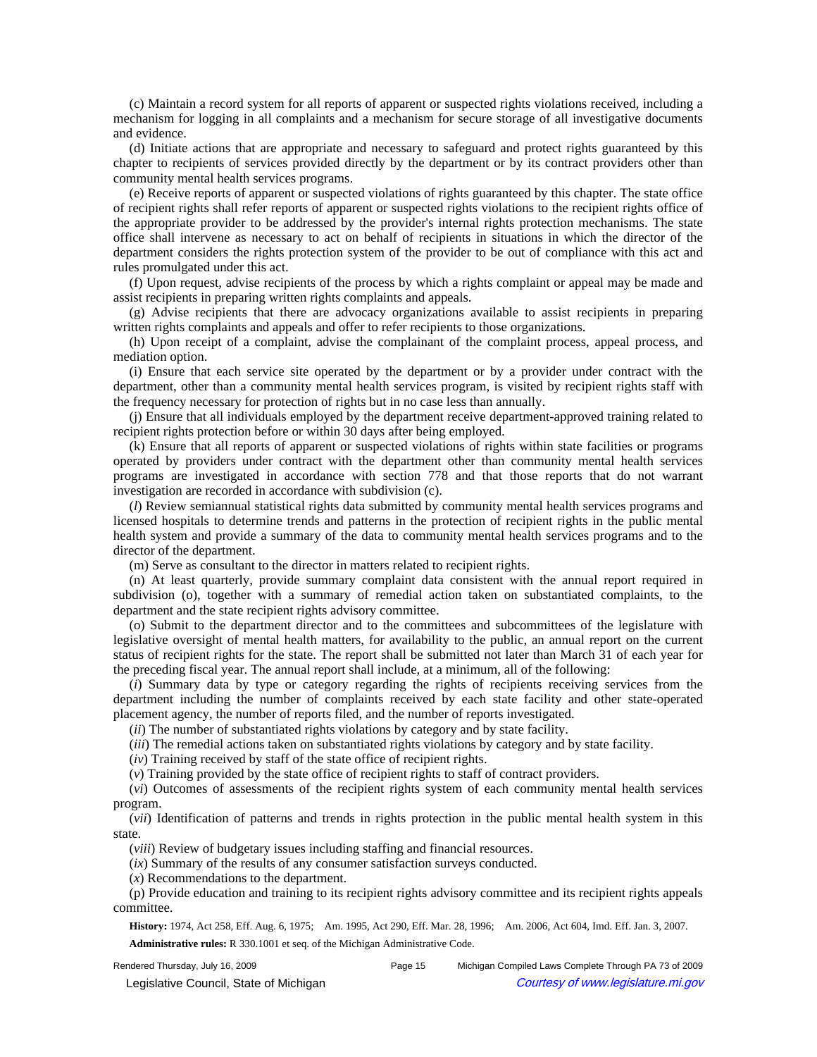(c) Maintain a record system for all reports of apparent or suspected rights violations received, including a mechanism for logging in all complaints and a mechanism for secure storage of all investigative documents and evidence.

(d) Initiate actions that are appropriate and necessary to safeguard and protect rights guaranteed by this chapter to recipients of services provided directly by the department or by its contract providers other than community mental health services programs.

(e) Receive reports of apparent or suspected violations of rights guaranteed by this chapter. The state office of recipient rights shall refer reports of apparent or suspected rights violations to the recipient rights office of the appropriate provider to be addressed by the provider's internal rights protection mechanisms. The state office shall intervene as necessary to act on behalf of recipients in situations in which the director of the department considers the rights protection system of the provider to be out of compliance with this act and rules promulgated under this act.

(f) Upon request, advise recipients of the process by which a rights complaint or appeal may be made and assist recipients in preparing written rights complaints and appeals.

(g) Advise recipients that there are advocacy organizations available to assist recipients in preparing written rights complaints and appeals and offer to refer recipients to those organizations.

(h) Upon receipt of a complaint, advise the complainant of the complaint process, appeal process, and mediation option.

(i) Ensure that each service site operated by the department or by a provider under contract with the department, other than a community mental health services program, is visited by recipient rights staff with the frequency necessary for protection of rights but in no case less than annually.

(j) Ensure that all individuals employed by the department receive department-approved training related to recipient rights protection before or within 30 days after being employed.

(k) Ensure that all reports of apparent or suspected violations of rights within state facilities or programs operated by providers under contract with the department other than community mental health services programs are investigated in accordance with section 778 and that those reports that do not warrant investigation are recorded in accordance with subdivision (c).

(*l*) Review semiannual statistical rights data submitted by community mental health services programs and licensed hospitals to determine trends and patterns in the protection of recipient rights in the public mental health system and provide a summary of the data to community mental health services programs and to the director of the department.

(m) Serve as consultant to the director in matters related to recipient rights.

(n) At least quarterly, provide summary complaint data consistent with the annual report required in subdivision (o), together with a summary of remedial action taken on substantiated complaints, to the department and the state recipient rights advisory committee.

(o) Submit to the department director and to the committees and subcommittees of the legislature with legislative oversight of mental health matters, for availability to the public, an annual report on the current status of recipient rights for the state. The report shall be submitted not later than March 31 of each year for the preceding fiscal year. The annual report shall include, at a minimum, all of the following:

(*i*) Summary data by type or category regarding the rights of recipients receiving services from the department including the number of complaints received by each state facility and other state-operated placement agency, the number of reports filed, and the number of reports investigated.

(*ii*) The number of substantiated rights violations by category and by state facility.

(*iii*) The remedial actions taken on substantiated rights violations by category and by state facility.

(*iv*) Training received by staff of the state office of recipient rights.

(*v*) Training provided by the state office of recipient rights to staff of contract providers.

(*vi*) Outcomes of assessments of the recipient rights system of each community mental health services program.

(*vii*) Identification of patterns and trends in rights protection in the public mental health system in this state.

(*viii*) Review of budgetary issues including staffing and financial resources.

(*ix*) Summary of the results of any consumer satisfaction surveys conducted.

(*x*) Recommendations to the department.

(p) Provide education and training to its recipient rights advisory committee and its recipient rights appeals committee.

**History:** 1974, Act 258, Eff. Aug. 6, 1975;—Am. 1995, Act 290, Eff. Mar. 28, 1996;—Am. 2006, Act 604, Imd. Eff. Jan. 3, 2007.

**Administrative rules:** R 330.1001 et seq. of the Michigan Administrative Code.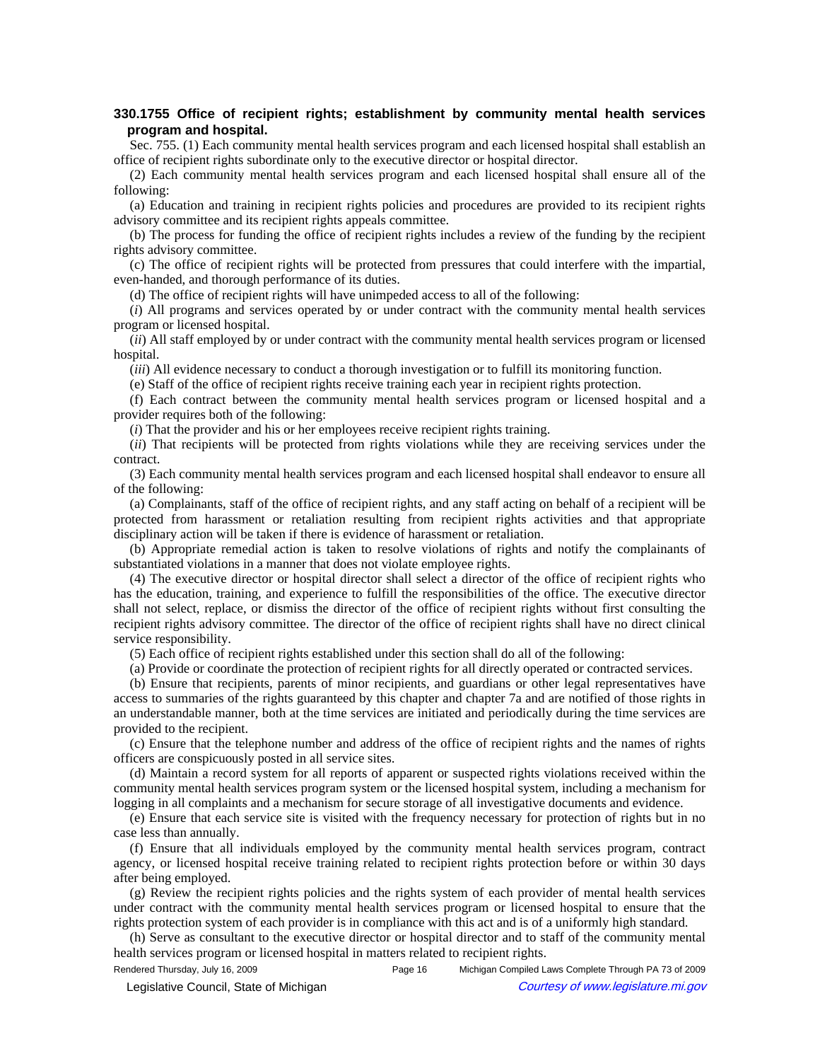**330.1755 Office of recipient rights; establishment by community mental health services program and hospital.**

Sec. 755. (1) Each community mental health services program and each licensed hospital shall establish an office of recipient rights subordinate only to the executive director or hospital director.

(2) Each community mental health services program and each licensed hospital shall ensure all of the following:

(a) Education and training in recipient rights policies and procedures are provided to its recipient rights advisory committee and its recipient rights appeals committee.

(b) The process for funding the office of recipient rights includes a review of the funding by the recipient rights advisory committee.

(c) The office of recipient rights will be protected from pressures that could interfere with the impartial, even-handed, and thorough performance of its duties.

(d) The office of recipient rights will have unimpeded access to all of the following:

(*i*) All programs and services operated by or under contract with the community mental health services program or licensed hospital.

(*ii*) All staff employed by or under contract with the community mental health services program or licensed hospital.

(*iii*) All evidence necessary to conduct a thorough investigation or to fulfill its monitoring function.

(e) Staff of the office of recipient rights receive training each year in recipient rights protection.

(f) Each contract between the community mental health services program or licensed hospital and a provider requires both of the following:

(*i*) That the provider and his or her employees receive recipient rights training.

(*ii*) That recipients will be protected from rights violations while they are receiving services under the contract.

(3) Each community mental health services program and each licensed hospital shall endeavor to ensure all of the following:

(a) Complainants, staff of the office of recipient rights, and any staff acting on behalf of a recipient will be protected from harassment or retaliation resulting from recipient rights activities and that appropriate disciplinary action will be taken if there is evidence of harassment or retaliation.

(b) Appropriate remedial action is taken to resolve violations of rights and notify the complainants of substantiated violations in a manner that does not violate employee rights.

(4) The executive director or hospital director shall select a director of the office of recipient rights who has the education, training, and experience to fulfill the responsibilities of the office. The executive director shall not select, replace, or dismiss the director of the office of recipient rights without first consulting the recipient rights advisory committee. The director of the office of recipient rights shall have no direct clinical service responsibility.

(5) Each office of recipient rights established under this section shall do all of the following:

(a) Provide or coordinate the protection of recipient rights for all directly operated or contracted services.

(b) Ensure that recipients, parents of minor recipients, and guardians or other legal representatives have access to summaries of the rights guaranteed by this chapter and chapter 7a and are notified of those rights in an understandable manner, both at the time services are initiated and periodically during the time services are provided to the recipient.

(c) Ensure that the telephone number and address of the office of recipient rights and the names of rights officers are conspicuously posted in all service sites.

(d) Maintain a record system for all reports of apparent or suspected rights violations received within the community mental health services program system or the licensed hospital system, including a mechanism for logging in all complaints and a mechanism for secure storage of all investigative documents and evidence.

(e) Ensure that each service site is visited with the frequency necessary for protection of rights but in no case less than annually.

(f) Ensure that all individuals employed by the community mental health services program, contract agency, or licensed hospital receive training related to recipient rights protection before or within 30 days after being employed.

(g) Review the recipient rights policies and the rights system of each provider of mental health services under contract with the community mental health services program or licensed hospital to ensure that the rights protection system of each provider is in compliance with this act and is of a uniformly high standard.

(h) Serve as consultant to the executive director or hospital director and to staff of the community mental health services program or licensed hospital in matters related to recipient rights.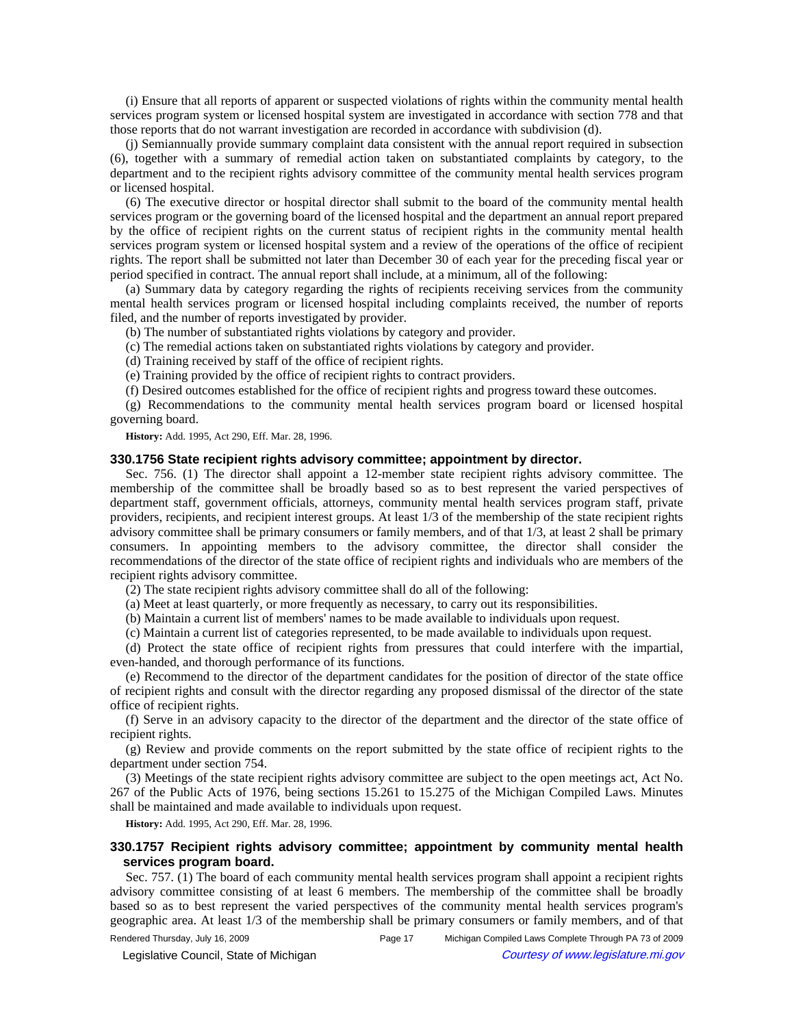(i) Ensure that all reports of apparent or suspected violations of rights within the community mental health services program system or licensed hospital system are investigated in accordance with section 778 and that those reports that do not warrant investigation are recorded in accordance with subdivision (d).

(j) Semiannually provide summary complaint data consistent with the annual report required in subsection (6), together with a summary of remedial action taken on substantiated complaints by category, to the department and to the recipient rights advisory committee of the community mental health services program or licensed hospital.

(6) The executive director or hospital director shall submit to the board of the community mental health services program or the governing board of the licensed hospital and the department an annual report prepared by the office of recipient rights on the current status of recipient rights in the community mental health services program system or licensed hospital system and a review of the operations of the office of recipient rights. The report shall be submitted not later than December 30 of each year for the preceding fiscal year or period specified in contract. The annual report shall include, at a minimum, all of the following:

(a) Summary data by category regarding the rights of recipients receiving services from the community mental health services program or licensed hospital including complaints received, the number of reports filed, and the number of reports investigated by provider.

(b) The number of substantiated rights violations by category and provider.

(c) The remedial actions taken on substantiated rights violations by category and provider.

(d) Training received by staff of the office of recipient rights.

(e) Training provided by the office of recipient rights to contract providers.

(f) Desired outcomes established for the office of recipient rights and progress toward these outcomes.

(g) Recommendations to the community mental health services program board or licensed hospital governing board.

**History:** Add. 1995, Act 290, Eff. Mar. 28, 1996.

### 330.1756 State recipient rights advisory committee; appointment by director.

Sec. 756. (1) The director shall appoint a 12-member state recipient rights advisory committee. The membership of the committee shall be broadly based so as to best represent the varied perspectives of department staff, government officials, attorneys, community mental health services program staff, private providers, recipients, and recipient interest groups. At least 1/3 of the membership of the state recipient rights advisory committee shall be primary consumers or family members, and of that 1/3, at least 2 shall be primary consumers. In appointing members to the advisory committee, the director shall consider the recommendations of the director of the state office of recipient rights and individuals who are members of the recipient rights advisory committee.

(2) The state recipient rights advisory committee shall do all of the following:

(a) Meet at least quarterly, or more frequently as necessary, to carry out its responsibilities.

(b) Maintain a current list of members' names to be made available to individuals upon request.

(c) Maintain a current list of categories represented, to be made available to individuals upon request.

(d) Protect the state office of recipient rights from pressures that could interfere with the impartial, even-handed, and thorough performance of its functions.

(e) Recommend to the director of the department candidates for the position of director of the state office of recipient rights and consult with the director regarding any proposed dismissal of the director of the state office of recipient rights.

(f) Serve in an advisory capacity to the director of the department and the director of the state office of recipient rights.

(g) Review and provide comments on the report submitted by the state office of recipient rights to the department under section 754.

(3) Meetings of the state recipient rights advisory committee are subject to the open meetings act, Act No. 267 of the Public Acts of 1976, being sections 15.261 to 15.275 of the Michigan Compiled Laws. Minutes shall be maintained and made available to individuals upon request.

**History:** Add. 1995, Act 290, Eff. Mar. 28, 1996.

### 330.1757 Recipient rights advisory committee; appointment by community mental health services program board.

Sec. 757. (1) The board of each community mental health services program shall appoint a recipient rights advisory committee consisting of at least 6 members. The membership of the committee shall be broadly based so as to best represent the varied perspectives of the community mental health services program's geographic area. At least 1/3 of the membership shall be primary consumers or family members, and of that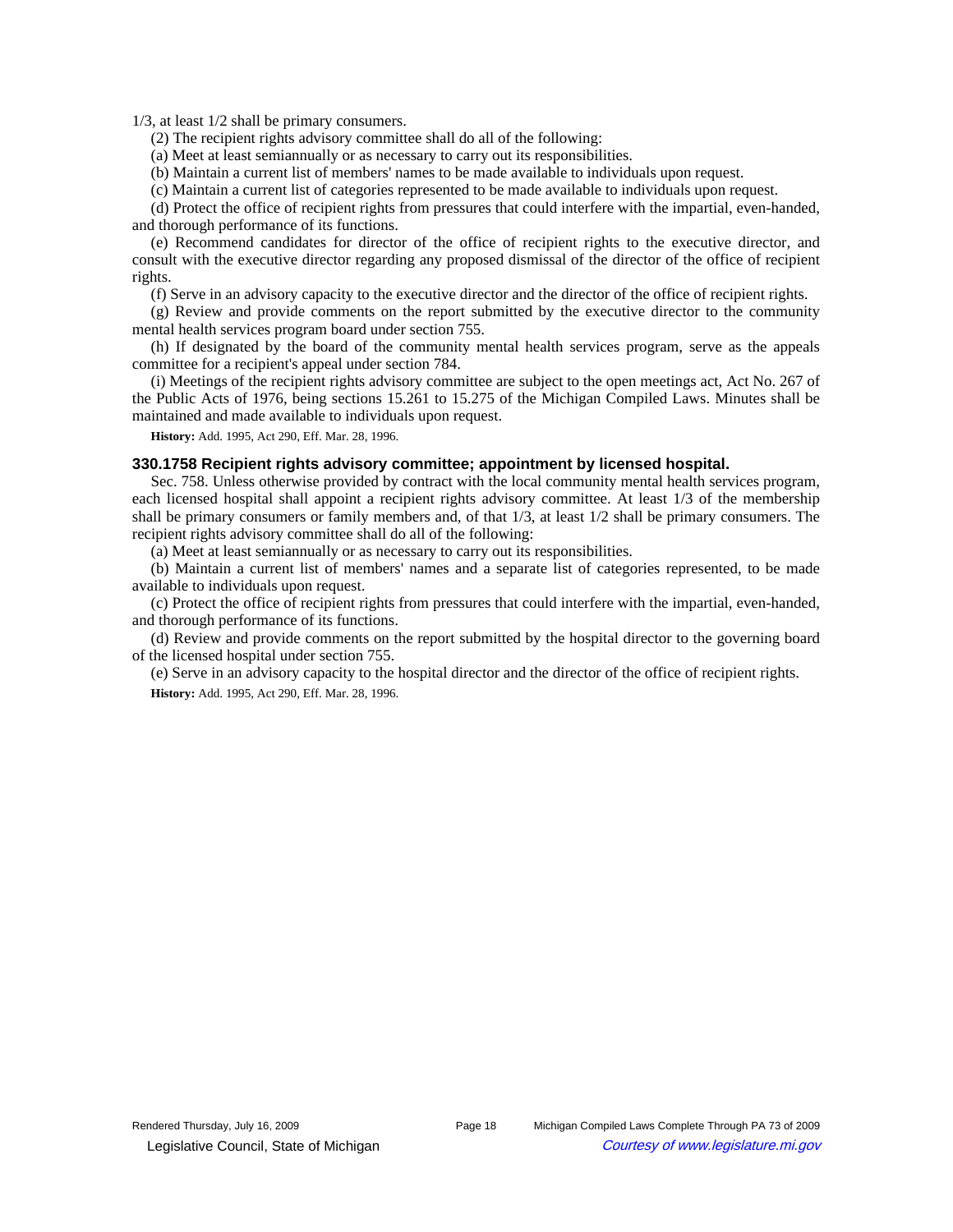1/3, at least 1/2 shall be primary consumers.

(2) The recipient rights advisory committee shall do all of the following:

(a) Meet at least semiannually or as necessary to carry out its responsibilities.

(b) Maintain a current list of members' names to be made available to individuals upon request.

(c) Maintain a current list of categories represented to be made available to individuals upon request.

(d) Protect the office of recipient rights from pressures that could interfere with the impartial, even-handed, and thorough performance of its functions.

(e) Recommend candidates for director of the office of recipient rights to the executive director, and consult with the executive director regarding any proposed dismissal of the director of the office of recipient rights.

(f) Serve in an advisory capacity to the executive director and the director of the office of recipient rights.

(g) Review and provide comments on the report submitted by the executive director to the community mental health services program board under section 755.

(h) If designated by the board of the community mental health services program, serve as the appeals committee for a recipient's appeal under section 784.

(i) Meetings of the recipient rights advisory committee are subject to the open meetings act, Act No. 267 of the Public Acts of 1976, being sections 15.261 to 15.275 of the Michigan Compiled Laws. Minutes shall be maintained and made available to individuals upon request.

**History:** Add. 1995, Act 290, Eff. Mar. 28, 1996.

### 330.1758 Recipient rights advisory committee; appointment by licensed hospital.

Sec. 758. Unless otherwise provided by contract with the local community mental health services program, each licensed hospital shall appoint a recipient rights advisory committee. At least 1/3 of the membership shall be primary consumers or family members and, of that 1/3, at least 1/2 shall be primary consumers. The recipient rights advisory committee shall do all of the following:

(a) Meet at least semiannually or as necessary to carry out its responsibilities.

(b) Maintain a current list of members' names and a separate list of categories represented, to be made available to individuals upon request.

(c) Protect the office of recipient rights from pressures that could interfere with the impartial, even-handed, and thorough performance of its functions.

(d) Review and provide comments on the report submitted by the hospital director to the governing board of the licensed hospital under section 755.

(e) Serve in an advisory capacity to the hospital director and the director of the office of recipient rights.

**History:** Add. 1995, Act 290, Eff. Mar. 28, 1996.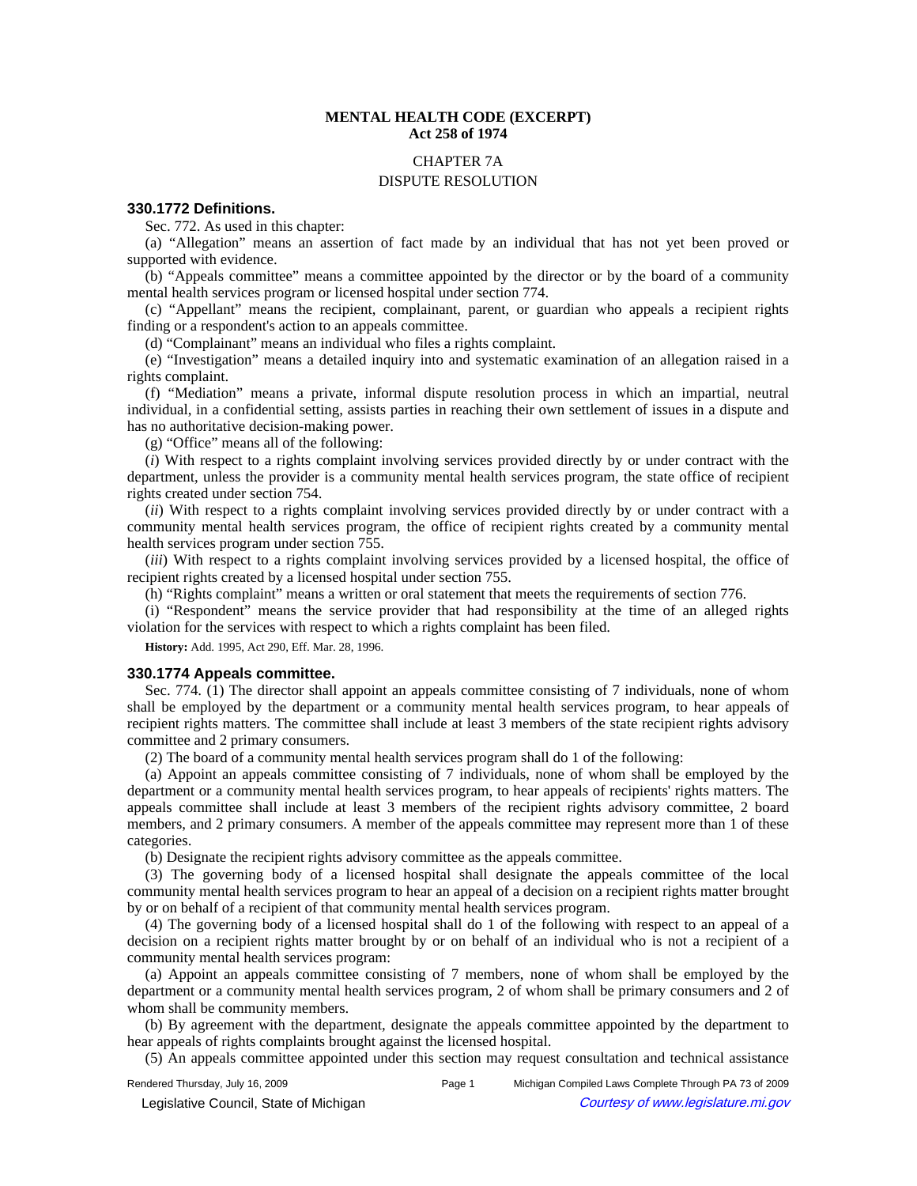**MENTAL HEALTH CODE (EXCERPT)**
**Act 258 of 1974**

CHAPTER 7A

DISPUTE RESOLUTION

### 330.1772 Definitions.

Sec. 772. As used in this chapter:

(a) "Allegation" means an assertion of fact made by an individual that has not yet been proved or supported with evidence.

(b) "Appeals committee" means a committee appointed by the director or by the board of a community mental health services program or licensed hospital under section 774.

(c) "Appellant" means the recipient, complainant, parent, or guardian who appeals a recipient rights finding or a respondent's action to an appeals committee.

(d) "Complainant" means an individual who files a rights complaint.

(e) "Investigation" means a detailed inquiry into and systematic examination of an allegation raised in a rights complaint.

(f) "Mediation" means a private, informal dispute resolution process in which an impartial, neutral individual, in a confidential setting, assists parties in reaching their own settlement of issues in a dispute and has no authoritative decision-making power.

(g) "Office" means all of the following:

(*i*) With respect to a rights complaint involving services provided directly by or under contract with the department, unless the provider is a community mental health services program, the state office of recipient rights created under section 754.

(*ii*) With respect to a rights complaint involving services provided directly by or under contract with a community mental health services program, the office of recipient rights created by a community mental health services program under section 755.

(*iii*) With respect to a rights complaint involving services provided by a licensed hospital, the office of recipient rights created by a licensed hospital under section 755.

(h) "Rights complaint" means a written or oral statement that meets the requirements of section 776.

(i) "Respondent" means the service provider that had responsibility at the time of an alleged rights violation for the services with respect to which a rights complaint has been filed.

**History:** Add. 1995, Act 290, Eff. Mar. 28, 1996.

### 330.1774 Appeals committee.

Sec. 774. (1) The director shall appoint an appeals committee consisting of 7 individuals, none of whom shall be employed by the department or a community mental health services program, to hear appeals of recipient rights matters. The committee shall include at least 3 members of the state recipient rights advisory committee and 2 primary consumers.

(2) The board of a community mental health services program shall do 1 of the following:

(a) Appoint an appeals committee consisting of 7 individuals, none of whom shall be employed by the department or a community mental health services program, to hear appeals of recipients' rights matters. The appeals committee shall include at least 3 members of the recipient rights advisory committee, 2 board members, and 2 primary consumers. A member of the appeals committee may represent more than 1 of these categories.

(b) Designate the recipient rights advisory committee as the appeals committee.

(3) The governing body of a licensed hospital shall designate the appeals committee of the local community mental health services program to hear an appeal of a decision on a recipient rights matter brought by or on behalf of a recipient of that community mental health services program.

(4) The governing body of a licensed hospital shall do 1 of the following with respect to an appeal of a decision on a recipient rights matter brought by or on behalf of an individual who is not a recipient of a community mental health services program:

(a) Appoint an appeals committee consisting of 7 members, none of whom shall be employed by the department or a community mental health services program, 2 of whom shall be primary consumers and 2 of whom shall be community members.

(b) By agreement with the department, designate the appeals committee appointed by the department to hear appeals of rights complaints brought against the licensed hospital.

(5) An appeals committee appointed under this section may request consultation and technical assistance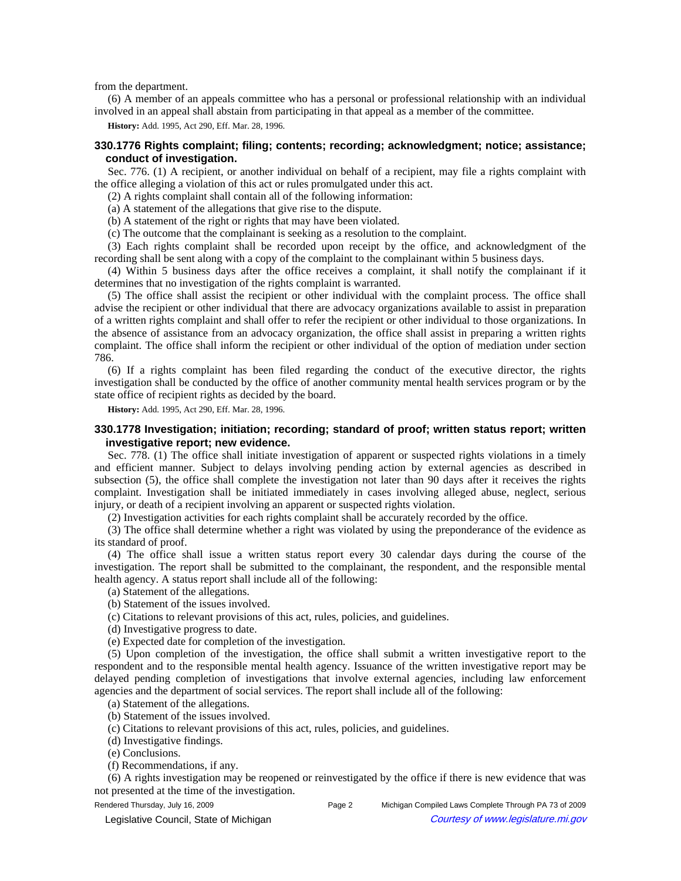from the department.

(6) A member of an appeals committee who has a personal or professional relationship with an individual involved in an appeal shall abstain from participating in that appeal as a member of the committee.

**History:** Add. 1995, Act 290, Eff. Mar. 28, 1996.

### 330.1776 Rights complaint; filing; contents; recording; acknowledgment; notice; assistance; conduct of investigation.

Sec. 776. (1) A recipient, or another individual on behalf of a recipient, may file a rights complaint with the office alleging a violation of this act or rules promulgated under this act.

(2) A rights complaint shall contain all of the following information:

(a) A statement of the allegations that give rise to the dispute.

(b) A statement of the right or rights that may have been violated.

(c) The outcome that the complainant is seeking as a resolution to the complaint.

(3) Each rights complaint shall be recorded upon receipt by the office, and acknowledgment of the recording shall be sent along with a copy of the complaint to the complainant within 5 business days.

(4) Within 5 business days after the office receives a complaint, it shall notify the complainant if it determines that no investigation of the rights complaint is warranted.

(5) The office shall assist the recipient or other individual with the complaint process. The office shall advise the recipient or other individual that there are advocacy organizations available to assist in preparation of a written rights complaint and shall offer to refer the recipient or other individual to those organizations. In the absence of assistance from an advocacy organization, the office shall assist in preparing a written rights complaint. The office shall inform the recipient or other individual of the option of mediation under section 786.

(6) If a rights complaint has been filed regarding the conduct of the executive director, the rights investigation shall be conducted by the office of another community mental health services program or by the state office of recipient rights as decided by the board.

**History:** Add. 1995, Act 290, Eff. Mar. 28, 1996.

### 330.1778 Investigation; initiation; recording; standard of proof; written status report; written investigative report; new evidence.

Sec. 778. (1) The office shall initiate investigation of apparent or suspected rights violations in a timely and efficient manner. Subject to delays involving pending action by external agencies as described in subsection (5), the office shall complete the investigation not later than 90 days after it receives the rights complaint. Investigation shall be initiated immediately in cases involving alleged abuse, neglect, serious injury, or death of a recipient involving an apparent or suspected rights violation.

(2) Investigation activities for each rights complaint shall be accurately recorded by the office.

(3) The office shall determine whether a right was violated by using the preponderance of the evidence as its standard of proof.

(4) The office shall issue a written status report every 30 calendar days during the course of the investigation. The report shall be submitted to the complainant, the respondent, and the responsible mental health agency. A status report shall include all of the following:

(a) Statement of the allegations.

(b) Statement of the issues involved.

(c) Citations to relevant provisions of this act, rules, policies, and guidelines.

(d) Investigative progress to date.

(e) Expected date for completion of the investigation.

(5) Upon completion of the investigation, the office shall submit a written investigative report to the respondent and to the responsible mental health agency. Issuance of the written investigative report may be delayed pending completion of investigations that involve external agencies, including law enforcement agencies and the department of social services. The report shall include all of the following:

(a) Statement of the allegations.

(b) Statement of the issues involved.

(c) Citations to relevant provisions of this act, rules, policies, and guidelines.

(d) Investigative findings.

(e) Conclusions.

(f) Recommendations, if any.

(6) A rights investigation may be reopened or reinvestigated by the office if there is new evidence that was not presented at the time of the investigation.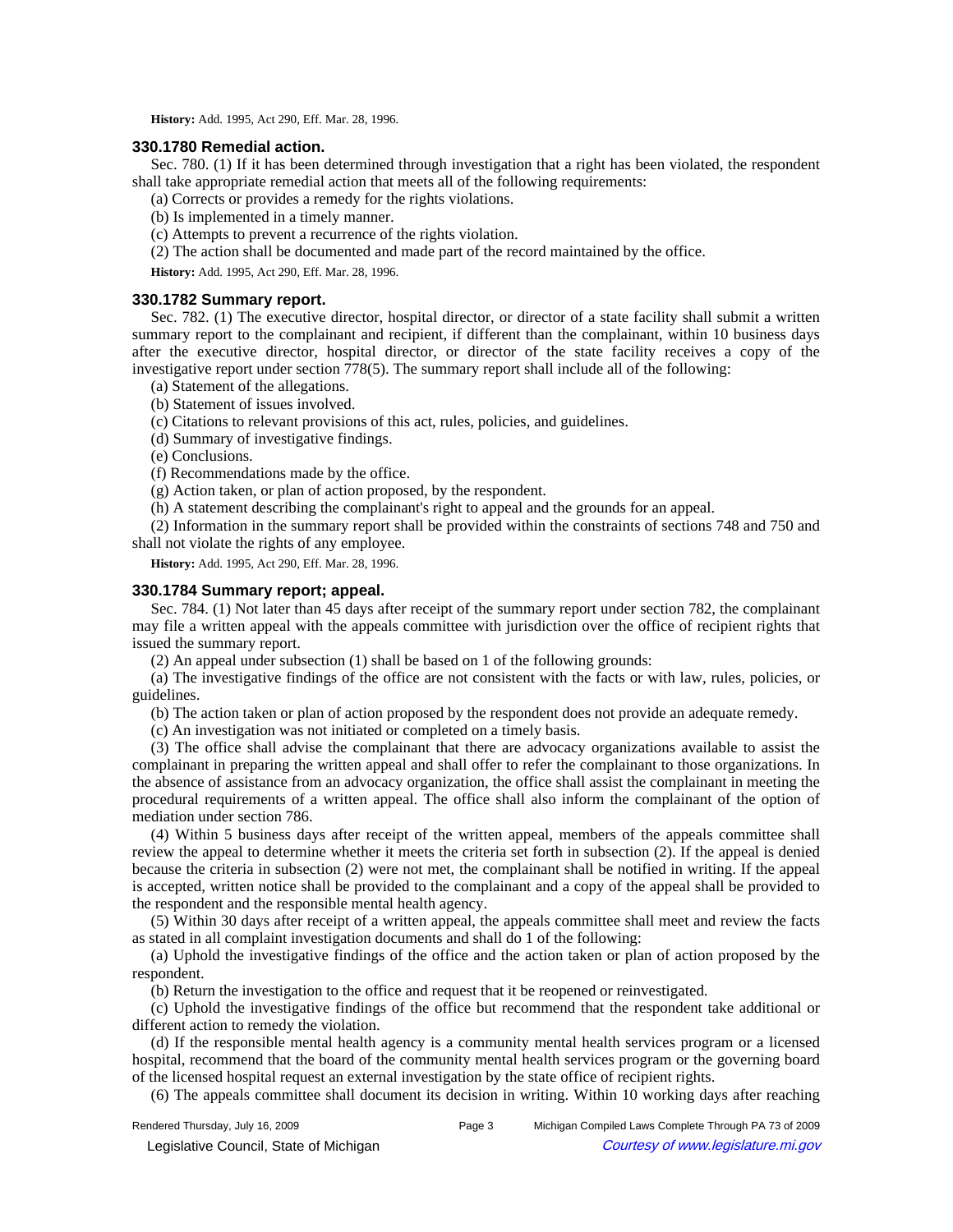**History:** Add. 1995, Act 290, Eff. Mar. 28, 1996.

### 330.1780 Remedial action.

Sec. 780. (1) If it has been determined through investigation that a right has been violated, the respondent shall take appropriate remedial action that meets all of the following requirements:

(a) Corrects or provides a remedy for the rights violations.

(b) Is implemented in a timely manner.

(c) Attempts to prevent a recurrence of the rights violation.

(2) The action shall be documented and made part of the record maintained by the office.

**History:** Add. 1995, Act 290, Eff. Mar. 28, 1996.

### 330.1782 Summary report.

Sec. 782. (1) The executive director, hospital director, or director of a state facility shall submit a written summary report to the complainant and recipient, if different than the complainant, within 10 business days after the executive director, hospital director, or director of the state facility receives a copy of the investigative report under section 778(5). The summary report shall include all of the following:

(a) Statement of the allegations.

(b) Statement of issues involved.

(c) Citations to relevant provisions of this act, rules, policies, and guidelines.

(d) Summary of investigative findings.

(e) Conclusions.

(f) Recommendations made by the office.

(g) Action taken, or plan of action proposed, by the respondent.

(h) A statement describing the complainant's right to appeal and the grounds for an appeal.

(2) Information in the summary report shall be provided within the constraints of sections 748 and 750 and shall not violate the rights of any employee.

**History:** Add. 1995, Act 290, Eff. Mar. 28, 1996.

### 330.1784 Summary report; appeal.

Sec. 784. (1) Not later than 45 days after receipt of the summary report under section 782, the complainant may file a written appeal with the appeals committee with jurisdiction over the office of recipient rights that issued the summary report.

(2) An appeal under subsection (1) shall be based on 1 of the following grounds:

(a) The investigative findings of the office are not consistent with the facts or with law, rules, policies, or guidelines.

(b) The action taken or plan of action proposed by the respondent does not provide an adequate remedy.

(c) An investigation was not initiated or completed on a timely basis.

(3) The office shall advise the complainant that there are advocacy organizations available to assist the complainant in preparing the written appeal and shall offer to refer the complainant to those organizations. In the absence of assistance from an advocacy organization, the office shall assist the complainant in meeting the procedural requirements of a written appeal. The office shall also inform the complainant of the option of mediation under section 786.

(4) Within 5 business days after receipt of the written appeal, members of the appeals committee shall review the appeal to determine whether it meets the criteria set forth in subsection (2). If the appeal is denied because the criteria in subsection (2) were not met, the complainant shall be notified in writing. If the appeal is accepted, written notice shall be provided to the complainant and a copy of the appeal shall be provided to the respondent and the responsible mental health agency.

(5) Within 30 days after receipt of a written appeal, the appeals committee shall meet and review the facts as stated in all complaint investigation documents and shall do 1 of the following:

(a) Uphold the investigative findings of the office and the action taken or plan of action proposed by the respondent.

(b) Return the investigation to the office and request that it be reopened or reinvestigated.

(c) Uphold the investigative findings of the office but recommend that the respondent take additional or different action to remedy the violation.

(d) If the responsible mental health agency is a community mental health services program or a licensed hospital, recommend that the board of the community mental health services program or the governing board of the licensed hospital request an external investigation by the state office of recipient rights.

(6) The appeals committee shall document its decision in writing. Within 10 working days after reaching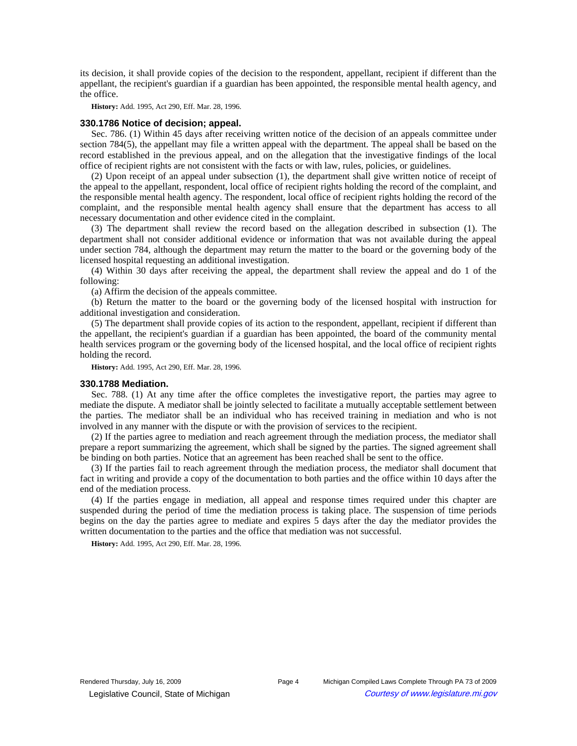its decision, it shall provide copies of the decision to the respondent, appellant, recipient if different than the appellant, the recipient's guardian if a guardian has been appointed, the responsible mental health agency, and the office.

**History:** Add. 1995, Act 290, Eff. Mar. 28, 1996.

### 330.1786 Notice of decision; appeal.

Sec. 786. (1) Within 45 days after receiving written notice of the decision of an appeals committee under section 784(5), the appellant may file a written appeal with the department. The appeal shall be based on the record established in the previous appeal, and on the allegation that the investigative findings of the local office of recipient rights are not consistent with the facts or with law, rules, policies, or guidelines.

(2) Upon receipt of an appeal under subsection (1), the department shall give written notice of receipt of the appeal to the appellant, respondent, local office of recipient rights holding the record of the complaint, and the responsible mental health agency. The respondent, local office of recipient rights holding the record of the complaint, and the responsible mental health agency shall ensure that the department has access to all necessary documentation and other evidence cited in the complaint.

(3) The department shall review the record based on the allegation described in subsection (1). The department shall not consider additional evidence or information that was not available during the appeal under section 784, although the department may return the matter to the board or the governing body of the licensed hospital requesting an additional investigation.

(4) Within 30 days after receiving the appeal, the department shall review the appeal and do 1 of the following:

(a) Affirm the decision of the appeals committee.

(b) Return the matter to the board or the governing body of the licensed hospital with instruction for additional investigation and consideration.

(5) The department shall provide copies of its action to the respondent, appellant, recipient if different than the appellant, the recipient's guardian if a guardian has been appointed, the board of the community mental health services program or the governing body of the licensed hospital, and the local office of recipient rights holding the record.

**History:** Add. 1995, Act 290, Eff. Mar. 28, 1996.

### 330.1788 Mediation.

Sec. 788. (1) At any time after the office completes the investigative report, the parties may agree to mediate the dispute. A mediator shall be jointly selected to facilitate a mutually acceptable settlement between the parties. The mediator shall be an individual who has received training in mediation and who is not involved in any manner with the dispute or with the provision of services to the recipient.

(2) If the parties agree to mediation and reach agreement through the mediation process, the mediator shall prepare a report summarizing the agreement, which shall be signed by the parties. The signed agreement shall be binding on both parties. Notice that an agreement has been reached shall be sent to the office.

(3) If the parties fail to reach agreement through the mediation process, the mediator shall document that fact in writing and provide a copy of the documentation to both parties and the office within 10 days after the end of the mediation process.

(4) If the parties engage in mediation, all appeal and response times required under this chapter are suspended during the period of time the mediation process is taking place. The suspension of time periods begins on the day the parties agree to mediate and expires 5 days after the day the mediator provides the written documentation to the parties and the office that mediation was not successful.

**History:** Add. 1995, Act 290, Eff. Mar. 28, 1996.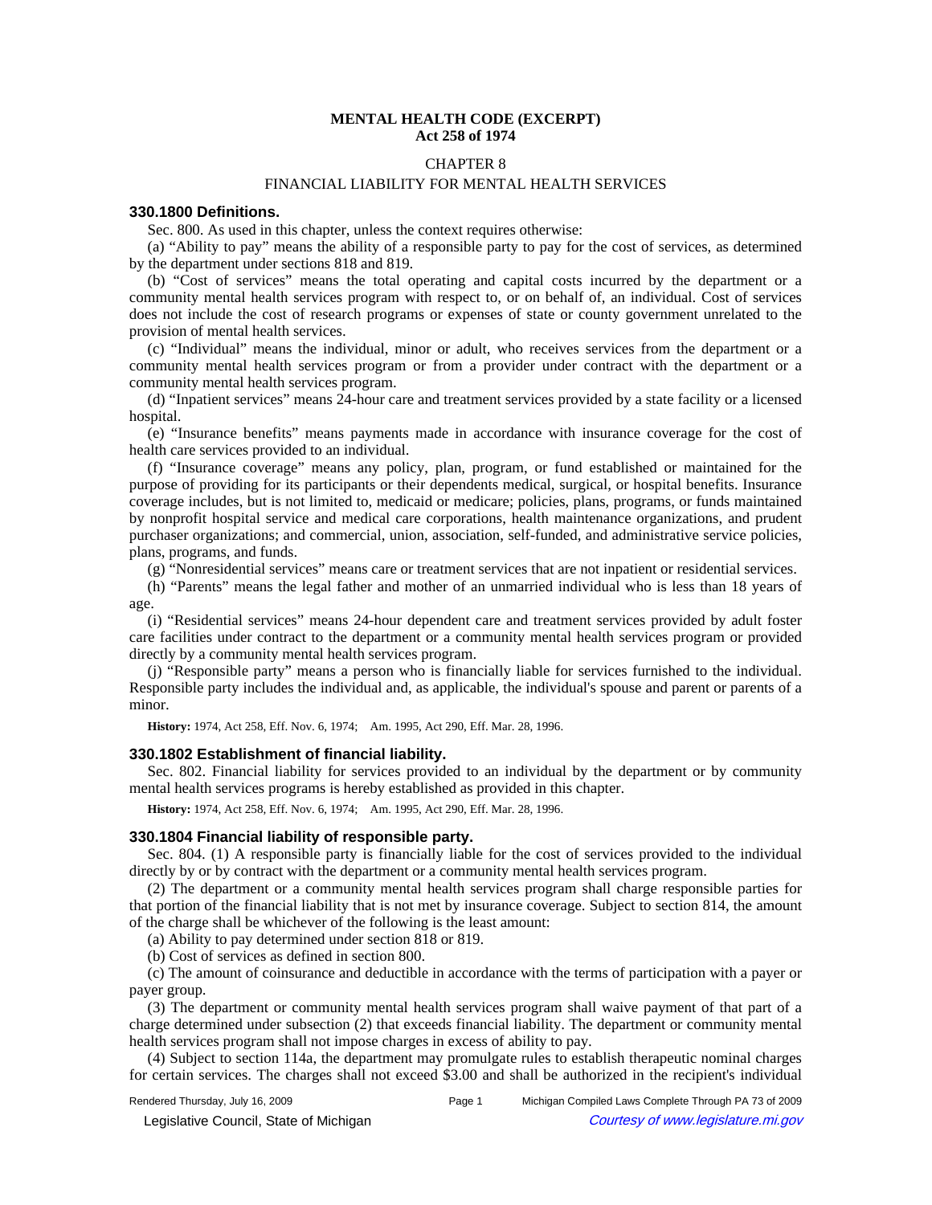**MENTAL HEALTH CODE (EXCERPT)**
**Act 258 of 1974**

CHAPTER 8

FINANCIAL LIABILITY FOR MENTAL HEALTH SERVICES

### 330.1800 Definitions.

Sec. 800. As used in this chapter, unless the context requires otherwise:

(a) "Ability to pay" means the ability of a responsible party to pay for the cost of services, as determined by the department under sections 818 and 819.

(b) "Cost of services" means the total operating and capital costs incurred by the department or a community mental health services program with respect to, or on behalf of, an individual. Cost of services does not include the cost of research programs or expenses of state or county government unrelated to the provision of mental health services.

(c) "Individual" means the individual, minor or adult, who receives services from the department or a community mental health services program or from a provider under contract with the department or a community mental health services program.

(d) "Inpatient services" means 24-hour care and treatment services provided by a state facility or a licensed hospital.

(e) "Insurance benefits" means payments made in accordance with insurance coverage for the cost of health care services provided to an individual.

(f) "Insurance coverage" means any policy, plan, program, or fund established or maintained for the purpose of providing for its participants or their dependents medical, surgical, or hospital benefits. Insurance coverage includes, but is not limited to, medicaid or medicare; policies, plans, programs, or funds maintained by nonprofit hospital service and medical care corporations, health maintenance organizations, and prudent purchaser organizations; and commercial, union, association, self-funded, and administrative service policies, plans, programs, and funds.

(g) "Nonresidential services" means care or treatment services that are not inpatient or residential services.

(h) "Parents" means the legal father and mother of an unmarried individual who is less than 18 years of age.

(i) "Residential services" means 24-hour dependent care and treatment services provided by adult foster care facilities under contract to the department or a community mental health services program or provided directly by a community mental health services program.

(j) "Responsible party" means a person who is financially liable for services furnished to the individual. Responsible party includes the individual and, as applicable, the individual's spouse and parent or parents of a minor.

**History:** 1974, Act 258, Eff. Nov. 6, 1974;—Am. 1995, Act 290, Eff. Mar. 28, 1996.

### 330.1802 Establishment of financial liability.

Sec. 802. Financial liability for services provided to an individual by the department or by community mental health services programs is hereby established as provided in this chapter.

**History:** 1974, Act 258, Eff. Nov. 6, 1974;—Am. 1995, Act 290, Eff. Mar. 28, 1996.

### 330.1804 Financial liability of responsible party.

Sec. 804. (1) A responsible party is financially liable for the cost of services provided to the individual directly by or by contract with the department or a community mental health services program.

(2) The department or a community mental health services program shall charge responsible parties for that portion of the financial liability that is not met by insurance coverage. Subject to section 814, the amount of the charge shall be whichever of the following is the least amount:

(a) Ability to pay determined under section 818 or 819.

(b) Cost of services as defined in section 800.

(c) The amount of coinsurance and deductible in accordance with the terms of participation with a payer or payer group.

(3) The department or community mental health services program shall waive payment of that part of a charge determined under subsection (2) that exceeds financial liability. The department or community mental health services program shall not impose charges in excess of ability to pay.

(4) Subject to section 114a, the department may promulgate rules to establish therapeutic nominal charges for certain services. The charges shall not exceed $3.00 and shall be authorized in the recipient's individual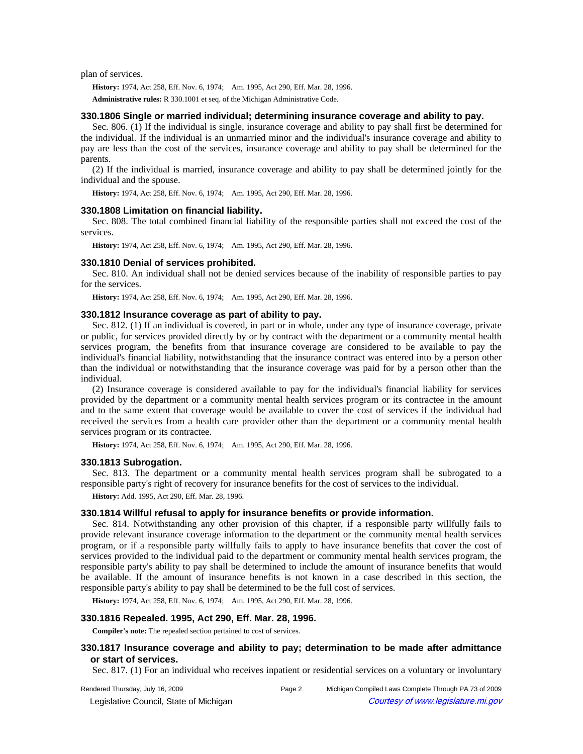plan of services.

**History:** 1974, Act 258, Eff. Nov. 6, 1974; Am. 1995, Act 290, Eff. Mar. 28, 1996.

**Administrative rules:** R 330.1001 et seq. of the Michigan Administrative Code.

### 330.1806 Single or married individual; determining insurance coverage and ability to pay.

Sec. 806. (1) If the individual is single, insurance coverage and ability to pay shall first be determined for the individual. If the individual is an unmarried minor and the individual's insurance coverage and ability to pay are less than the cost of the services, insurance coverage and ability to pay shall be determined for the parents.

(2) If the individual is married, insurance coverage and ability to pay shall be determined jointly for the individual and the spouse.

**History:** 1974, Act 258, Eff. Nov. 6, 1974; Am. 1995, Act 290, Eff. Mar. 28, 1996.

### 330.1808 Limitation on financial liability.

Sec. 808. The total combined financial liability of the responsible parties shall not exceed the cost of the services.

**History:** 1974, Act 258, Eff. Nov. 6, 1974; Am. 1995, Act 290, Eff. Mar. 28, 1996.

### 330.1810 Denial of services prohibited.

Sec. 810. An individual shall not be denied services because of the inability of responsible parties to pay for the services.

**History:** 1974, Act 258, Eff. Nov. 6, 1974; Am. 1995, Act 290, Eff. Mar. 28, 1996.

### 330.1812 Insurance coverage as part of ability to pay.

Sec. 812. (1) If an individual is covered, in part or in whole, under any type of insurance coverage, private or public, for services provided directly by or by contract with the department or a community mental health services program, the benefits from that insurance coverage are considered to be available to pay the individual's financial liability, notwithstanding that the insurance contract was entered into by a person other than the individual or notwithstanding that the insurance coverage was paid for by a person other than the individual.

(2) Insurance coverage is considered available to pay for the individual's financial liability for services provided by the department or a community mental health services program or its contractee in the amount and to the same extent that coverage would be available to cover the cost of services if the individual had received the services from a health care provider other than the department or a community mental health services program or its contractee.

**History:** 1974, Act 258, Eff. Nov. 6, 1974; Am. 1995, Act 290, Eff. Mar. 28, 1996.

### 330.1813 Subrogation.

Sec. 813. The department or a community mental health services program shall be subrogated to a responsible party's right of recovery for insurance benefits for the cost of services to the individual.

**History:** Add. 1995, Act 290, Eff. Mar. 28, 1996.

### 330.1814 Willful refusal to apply for insurance benefits or provide information.

Sec. 814. Notwithstanding any other provision of this chapter, if a responsible party willfully fails to provide relevant insurance coverage information to the department or the community mental health services program, or if a responsible party willfully fails to apply to have insurance benefits that cover the cost of services provided to the individual paid to the department or community mental health services program, the responsible party's ability to pay shall be determined to include the amount of insurance benefits that would be available. If the amount of insurance benefits is not known in a case described in this section, the responsible party's ability to pay shall be determined to be the full cost of services.

**History:** 1974, Act 258, Eff. Nov. 6, 1974; Am. 1995, Act 290, Eff. Mar. 28, 1996.

### 330.1816 Repealed. 1995, Act 290, Eff. Mar. 28, 1996.

**Compiler's note:** The repealed section pertained to cost of services.

### 330.1817 Insurance coverage and ability to pay; determination to be made after admittance or start of services.

Sec. 817. (1) For an individual who receives inpatient or residential services on a voluntary or involuntary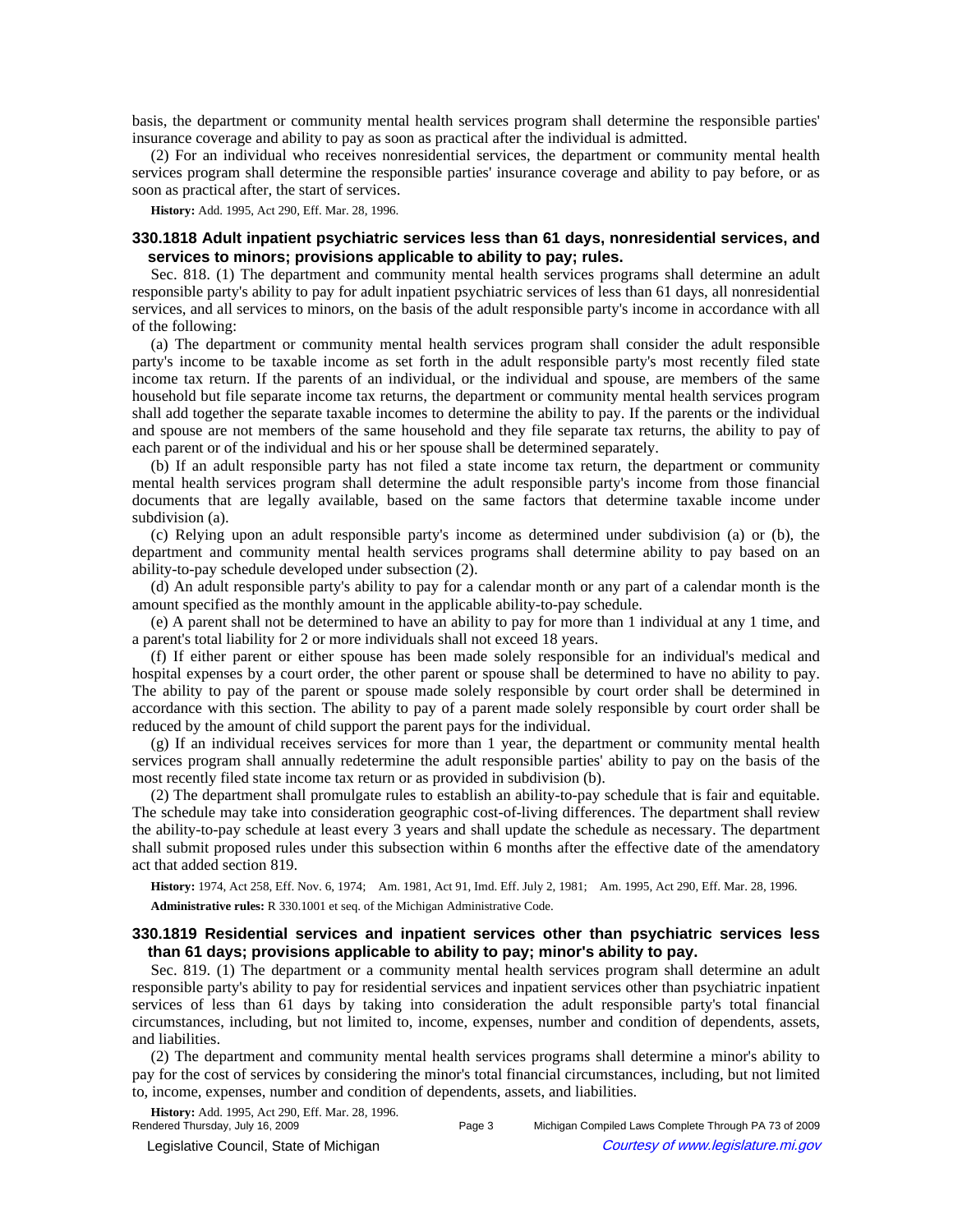basis, the department or community mental health services program shall determine the responsible parties' insurance coverage and ability to pay as soon as practical after the individual is admitted.

(2) For an individual who receives nonresidential services, the department or community mental health services program shall determine the responsible parties' insurance coverage and ability to pay before, or as soon as practical after, the start of services.

**History:** Add. 1995, Act 290, Eff. Mar. 28, 1996.

### 330.1818 Adult inpatient psychiatric services less than 61 days, nonresidential services, and services to minors; provisions applicable to ability to pay; rules.

Sec. 818. (1) The department and community mental health services programs shall determine an adult responsible party's ability to pay for adult inpatient psychiatric services of less than 61 days, all nonresidential services, and all services to minors, on the basis of the adult responsible party's income in accordance with all of the following:

(a) The department or community mental health services program shall consider the adult responsible party's income to be taxable income as set forth in the adult responsible party's most recently filed state income tax return. If the parents of an individual, or the individual and spouse, are members of the same household but file separate income tax returns, the department or community mental health services program shall add together the separate taxable incomes to determine the ability to pay. If the parents or the individual and spouse are not members of the same household and they file separate tax returns, the ability to pay of each parent or of the individual and his or her spouse shall be determined separately.

(b) If an adult responsible party has not filed a state income tax return, the department or community mental health services program shall determine the adult responsible party's income from those financial documents that are legally available, based on the same factors that determine taxable income under subdivision (a).

(c) Relying upon an adult responsible party's income as determined under subdivision (a) or (b), the department and community mental health services programs shall determine ability to pay based on an ability-to-pay schedule developed under subsection (2).

(d) An adult responsible party's ability to pay for a calendar month or any part of a calendar month is the amount specified as the monthly amount in the applicable ability-to-pay schedule.

(e) A parent shall not be determined to have an ability to pay for more than 1 individual at any 1 time, and a parent's total liability for 2 or more individuals shall not exceed 18 years.

(f) If either parent or either spouse has been made solely responsible for an individual's medical and hospital expenses by a court order, the other parent or spouse shall be determined to have no ability to pay. The ability to pay of the parent or spouse made solely responsible by court order shall be determined in accordance with this section. The ability to pay of a parent made solely responsible by court order shall be reduced by the amount of child support the parent pays for the individual.

(g) If an individual receives services for more than 1 year, the department or community mental health services program shall annually redetermine the adult responsible parties' ability to pay on the basis of the most recently filed state income tax return or as provided in subdivision (b).

(2) The department shall promulgate rules to establish an ability-to-pay schedule that is fair and equitable. The schedule may take into consideration geographic cost-of-living differences. The department shall review the ability-to-pay schedule at least every 3 years and shall update the schedule as necessary. The department shall submit proposed rules under this subsection within 6 months after the effective date of the amendatory act that added section 819.

**History:** 1974, Act 258, Eff. Nov. 6, 1974;—Am. 1981, Act 91, Imd. Eff. July 2, 1981;—Am. 1995, Act 290, Eff. Mar. 28, 1996.

**Administrative rules:** R 330.1001 et seq. of the Michigan Administrative Code.

### 330.1819 Residential services and inpatient services other than psychiatric services less than 61 days; provisions applicable to ability to pay; minor's ability to pay.

Sec. 819. (1) The department or a community mental health services program shall determine an adult responsible party's ability to pay for residential services and inpatient services other than psychiatric inpatient services of less than 61 days by taking into consideration the adult responsible party's total financial circumstances, including, but not limited to, income, expenses, number and condition of dependents, assets, and liabilities.

(2) The department and community mental health services programs shall determine a minor's ability to pay for the cost of services by considering the minor's total financial circumstances, including, but not limited to, income, expenses, number and condition of dependents, assets, and liabilities.

**History:** Add. 1995, Act 290, Eff. Mar. 28, 1996.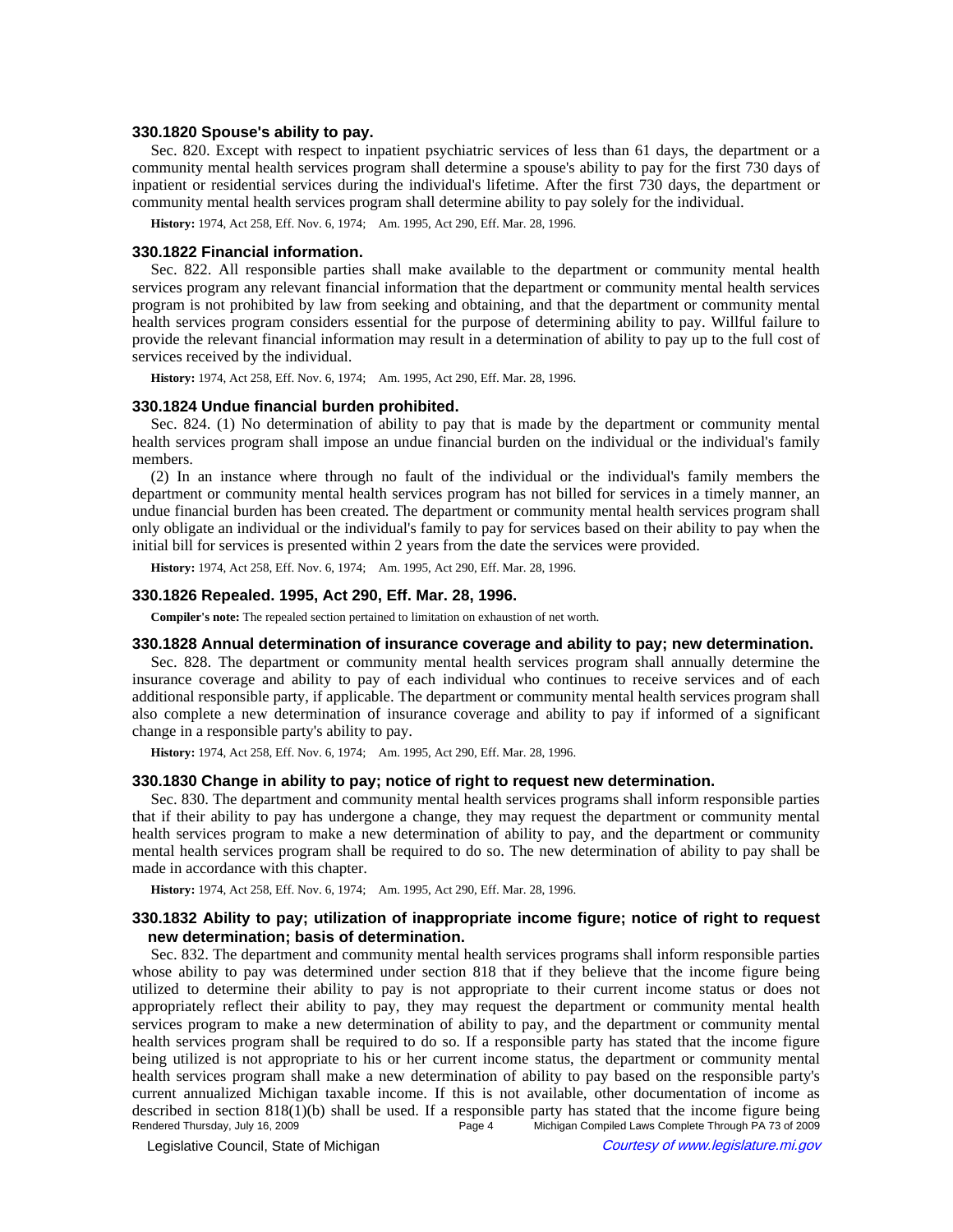### 330.1820 Spouse's ability to pay.

Sec. 820. Except with respect to inpatient psychiatric services of less than 61 days, the department or a community mental health services program shall determine a spouse's ability to pay for the first 730 days of inpatient or residential services during the individual's lifetime. After the first 730 days, the department or community mental health services program shall determine ability to pay solely for the individual.

**History:** 1974, Act 258, Eff. Nov. 6, 1974; Am. 1995, Act 290, Eff. Mar. 28, 1996.

### 330.1822 Financial information.

Sec. 822. All responsible parties shall make available to the department or community mental health services program any relevant financial information that the department or community mental health services program is not prohibited by law from seeking and obtaining, and that the department or community mental health services program considers essential for the purpose of determining ability to pay. Willful failure to provide the relevant financial information may result in a determination of ability to pay up to the full cost of services received by the individual.

**History:** 1974, Act 258, Eff. Nov. 6, 1974; Am. 1995, Act 290, Eff. Mar. 28, 1996.

### 330.1824 Undue financial burden prohibited.

Sec. 824. (1) No determination of ability to pay that is made by the department or community mental health services program shall impose an undue financial burden on the individual or the individual's family members.

(2) In an instance where through no fault of the individual or the individual's family members the department or community mental health services program has not billed for services in a timely manner, an undue financial burden has been created. The department or community mental health services program shall only obligate an individual or the individual's family to pay for services based on their ability to pay when the initial bill for services is presented within 2 years from the date the services were provided.

**History:** 1974, Act 258, Eff. Nov. 6, 1974; Am. 1995, Act 290, Eff. Mar. 28, 1996.

### 330.1826 Repealed. 1995, Act 290, Eff. Mar. 28, 1996.

**Compiler's note:** The repealed section pertained to limitation on exhaustion of net worth.

### 330.1828 Annual determination of insurance coverage and ability to pay; new determination.

Sec. 828. The department or community mental health services program shall annually determine the insurance coverage and ability to pay of each individual who continues to receive services and of each additional responsible party, if applicable. The department or community mental health services program shall also complete a new determination of insurance coverage and ability to pay if informed of a significant change in a responsible party's ability to pay.

**History:** 1974, Act 258, Eff. Nov. 6, 1974; Am. 1995, Act 290, Eff. Mar. 28, 1996.

### 330.1830 Change in ability to pay; notice of right to request new determination.

Sec. 830. The department and community mental health services programs shall inform responsible parties that if their ability to pay has undergone a change, they may request the department or community mental health services program to make a new determination of ability to pay, and the department or community mental health services program shall be required to do so. The new determination of ability to pay shall be made in accordance with this chapter.

**History:** 1974, Act 258, Eff. Nov. 6, 1974; Am. 1995, Act 290, Eff. Mar. 28, 1996.

### 330.1832 Ability to pay; utilization of inappropriate income figure; notice of right to request new determination; basis of determination.

Sec. 832. The department and community mental health services programs shall inform responsible parties whose ability to pay was determined under section 818 that if they believe that the income figure being utilized to determine their ability to pay is not appropriate to their current income status or does not appropriately reflect their ability to pay, they may request the department or community mental health services program to make a new determination of ability to pay, and the department or community mental health services program shall be required to do so. If a responsible party has stated that the income figure being utilized is not appropriate to his or her current income status, the department or community mental health services program shall make a new determination of ability to pay based on the responsible party's current annualized Michigan taxable income. If this is not available, other documentation of income as described in section 818(1)(b) shall be used. If a responsible party has stated that the income figure being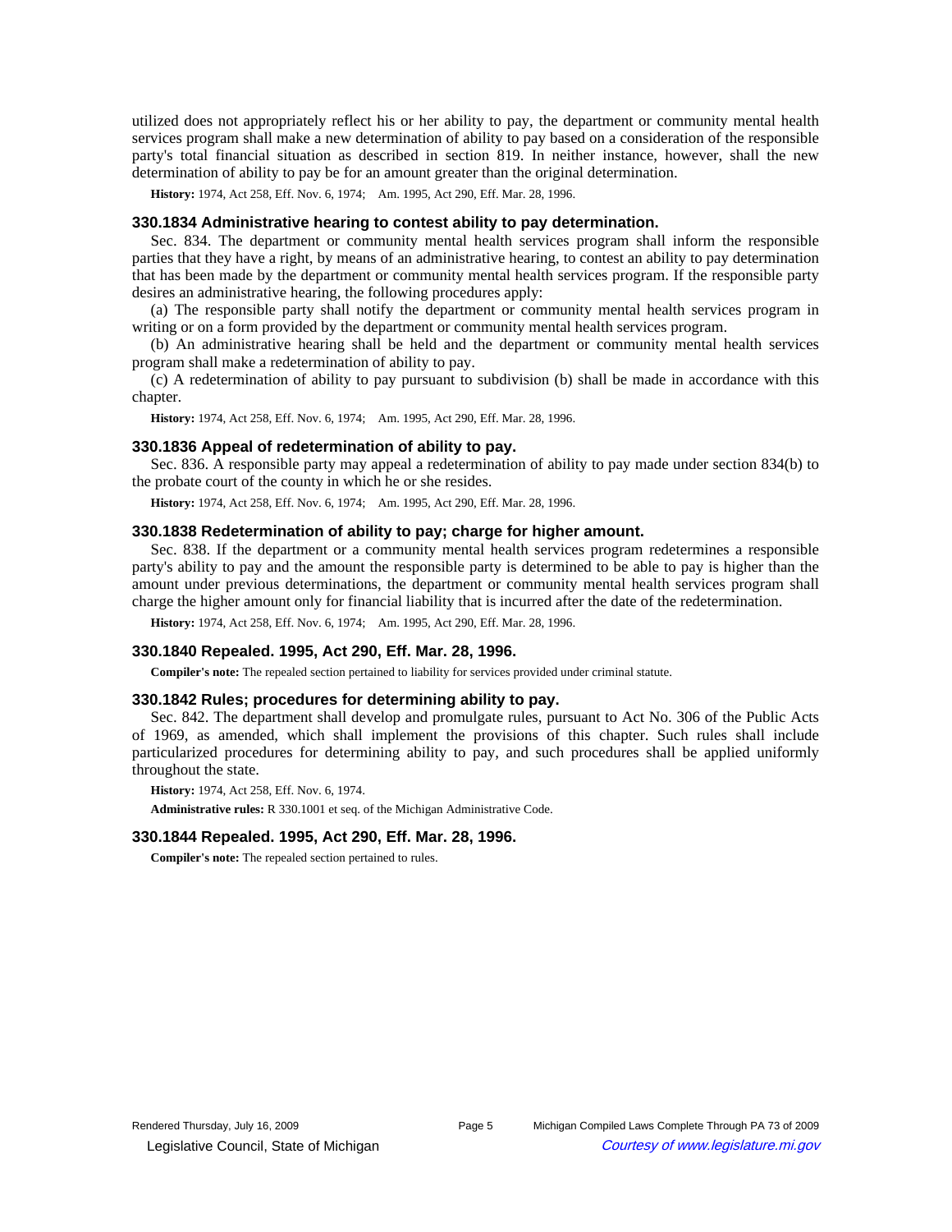utilized does not appropriately reflect his or her ability to pay, the department or community mental health services program shall make a new determination of ability to pay based on a consideration of the responsible party's total financial situation as described in section 819. In neither instance, however, shall the new determination of ability to pay be for an amount greater than the original determination.

**History:** 1974, Act 258, Eff. Nov. 6, 1974;—Am. 1995, Act 290, Eff. Mar. 28, 1996.

### 330.1834 Administrative hearing to contest ability to pay determination.

Sec. 834. The department or community mental health services program shall inform the responsible parties that they have a right, by means of an administrative hearing, to contest an ability to pay determination that has been made by the department or community mental health services program. If the responsible party desires an administrative hearing, the following procedures apply:

(a) The responsible party shall notify the department or community mental health services program in writing or on a form provided by the department or community mental health services program.

(b) An administrative hearing shall be held and the department or community mental health services program shall make a redetermination of ability to pay.

(c) A redetermination of ability to pay pursuant to subdivision (b) shall be made in accordance with this chapter.

**History:** 1974, Act 258, Eff. Nov. 6, 1974;—Am. 1995, Act 290, Eff. Mar. 28, 1996.

### 330.1836 Appeal of redetermination of ability to pay.

Sec. 836. A responsible party may appeal a redetermination of ability to pay made under section 834(b) to the probate court of the county in which he or she resides.

**History:** 1974, Act 258, Eff. Nov. 6, 1974;—Am. 1995, Act 290, Eff. Mar. 28, 1996.

### 330.1838 Redetermination of ability to pay; charge for higher amount.

Sec. 838. If the department or a community mental health services program redetermines a responsible party's ability to pay and the amount the responsible party is determined to be able to pay is higher than the amount under previous determinations, the department or community mental health services program shall charge the higher amount only for financial liability that is incurred after the date of the redetermination.

**History:** 1974, Act 258, Eff. Nov. 6, 1974;—Am. 1995, Act 290, Eff. Mar. 28, 1996.

### 330.1840 Repealed. 1995, Act 290, Eff. Mar. 28, 1996.

**Compiler's note:** The repealed section pertained to liability for services provided under criminal statute.

### 330.1842 Rules; procedures for determining ability to pay.

Sec. 842. The department shall develop and promulgate rules, pursuant to Act No. 306 of the Public Acts of 1969, as amended, which shall implement the provisions of this chapter. Such rules shall include particularized procedures for determining ability to pay, and such procedures shall be applied uniformly throughout the state.

**History:** 1974, Act 258, Eff. Nov. 6, 1974.

**Administrative rules:** R 330.1001 et seq. of the Michigan Administrative Code.

### 330.1844 Repealed. 1995, Act 290, Eff. Mar. 28, 1996.

**Compiler's note:** The repealed section pertained to rules.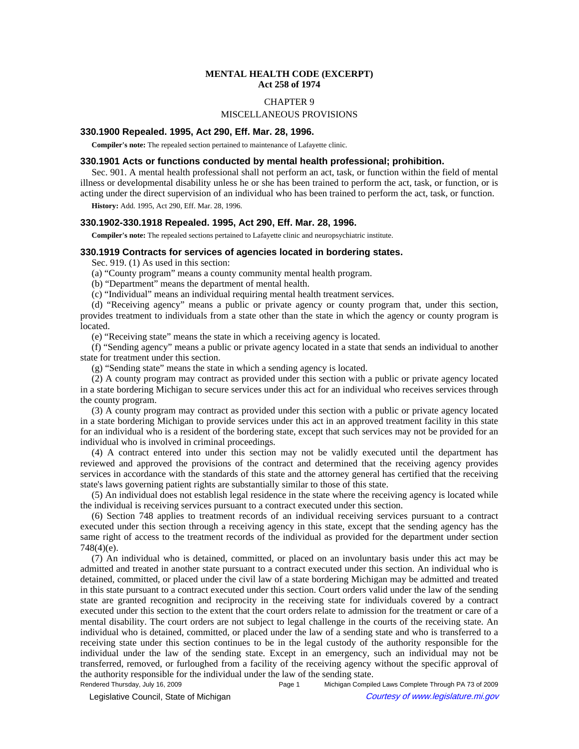# MENTAL HEALTH CODE (EXCERPT)
## Act 258 of 1974

CHAPTER 9

MISCELLANEOUS PROVISIONS

### 330.1900 Repealed. 1995, Act 290, Eff. Mar. 28, 1996.

**Compiler's note:** The repealed section pertained to maintenance of Lafayette clinic.

### 330.1901 Acts or functions conducted by mental health professional; prohibition.

Sec. 901. A mental health professional shall not perform an act, task, or function within the field of mental illness or developmental disability unless he or she has been trained to perform the act, task, or function, or is acting under the direct supervision of an individual who has been trained to perform the act, task, or function.

**History:** Add. 1995, Act 290, Eff. Mar. 28, 1996.

### 330.1902-330.1918 Repealed. 1995, Act 290, Eff. Mar. 28, 1996.

**Compiler's note:** The repealed sections pertained to Lafayette clinic and neuropsychiatric institute.

### 330.1919 Contracts for services of agencies located in bordering states.

Sec. 919. (1) As used in this section:

(a) "County program" means a county community mental health program.

(b) "Department" means the department of mental health.

(c) "Individual" means an individual requiring mental health treatment services.

(d) "Receiving agency" means a public or private agency or county program that, under this section, provides treatment to individuals from a state other than the state in which the agency or county program is located.

(e) "Receiving state" means the state in which a receiving agency is located.

(f) "Sending agency" means a public or private agency located in a state that sends an individual to another state for treatment under this section.

(g) "Sending state" means the state in which a sending agency is located.

(2) A county program may contract as provided under this section with a public or private agency located in a state bordering Michigan to secure services under this act for an individual who receives services through the county program.

(3) A county program may contract as provided under this section with a public or private agency located in a state bordering Michigan to provide services under this act in an approved treatment facility in this state for an individual who is a resident of the bordering state, except that such services may not be provided for an individual who is involved in criminal proceedings.

(4) A contract entered into under this section may not be validly executed until the department has reviewed and approved the provisions of the contract and determined that the receiving agency provides services in accordance with the standards of this state and the attorney general has certified that the receiving state's laws governing patient rights are substantially similar to those of this state.

(5) An individual does not establish legal residence in the state where the receiving agency is located while the individual is receiving services pursuant to a contract executed under this section.

(6) Section 748 applies to treatment records of an individual receiving services pursuant to a contract executed under this section through a receiving agency in this state, except that the sending agency has the same right of access to the treatment records of the individual as provided for the department under section 748(4)(e).

(7) An individual who is detained, committed, or placed on an involuntary basis under this act may be admitted and treated in another state pursuant to a contract executed under this section. An individual who is detained, committed, or placed under the civil law of a state bordering Michigan may be admitted and treated in this state pursuant to a contract executed under this section. Court orders valid under the law of the sending state are granted recognition and reciprocity in the receiving state for individuals covered by a contract executed under this section to the extent that the court orders relate to admission for the treatment or care of a mental disability. The court orders are not subject to legal challenge in the courts of the receiving state. An individual who is detained, committed, or placed under the law of a sending state and who is transferred to a receiving state under this section continues to be in the legal custody of the authority responsible for the individual under the law of the sending state. Except in an emergency, such an individual may not be transferred, removed, or furloughed from a facility of the receiving agency without the specific approval of the authority responsible for the individual under the law of the sending state.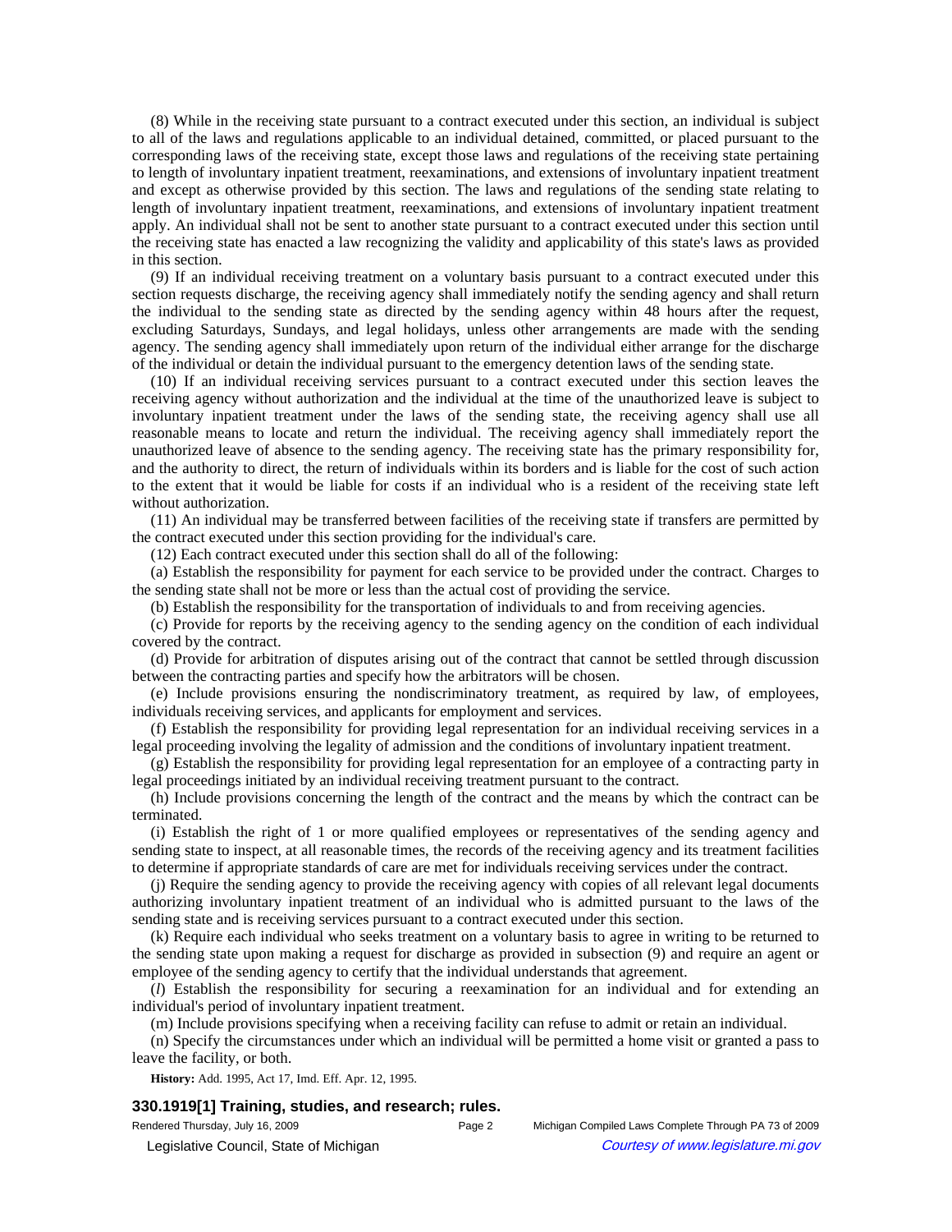(8) While in the receiving state pursuant to a contract executed under this section, an individual is subject to all of the laws and regulations applicable to an individual detained, committed, or placed pursuant to the corresponding laws of the receiving state, except those laws and regulations of the receiving state pertaining to length of involuntary inpatient treatment, reexaminations, and extensions of involuntary inpatient treatment and except as otherwise provided by this section. The laws and regulations of the sending state relating to length of involuntary inpatient treatment, reexaminations, and extensions of involuntary inpatient treatment apply. An individual shall not be sent to another state pursuant to a contract executed under this section until the receiving state has enacted a law recognizing the validity and applicability of this state's laws as provided in this section.

(9) If an individual receiving treatment on a voluntary basis pursuant to a contract executed under this section requests discharge, the receiving agency shall immediately notify the sending agency and shall return the individual to the sending state as directed by the sending agency within 48 hours after the request, excluding Saturdays, Sundays, and legal holidays, unless other arrangements are made with the sending agency. The sending agency shall immediately upon return of the individual either arrange for the discharge of the individual or detain the individual pursuant to the emergency detention laws of the sending state.

(10) If an individual receiving services pursuant to a contract executed under this section leaves the receiving agency without authorization and the individual at the time of the unauthorized leave is subject to involuntary inpatient treatment under the laws of the sending state, the receiving agency shall use all reasonable means to locate and return the individual. The receiving agency shall immediately report the unauthorized leave of absence to the sending agency. The receiving state has the primary responsibility for, and the authority to direct, the return of individuals within its borders and is liable for the cost of such action to the extent that it would be liable for costs if an individual who is a resident of the receiving state left without authorization.

(11) An individual may be transferred between facilities of the receiving state if transfers are permitted by the contract executed under this section providing for the individual's care.

(12) Each contract executed under this section shall do all of the following:

(a) Establish the responsibility for payment for each service to be provided under the contract. Charges to the sending state shall not be more or less than the actual cost of providing the service.

(b) Establish the responsibility for the transportation of individuals to and from receiving agencies.

(c) Provide for reports by the receiving agency to the sending agency on the condition of each individual covered by the contract.

(d) Provide for arbitration of disputes arising out of the contract that cannot be settled through discussion between the contracting parties and specify how the arbitrators will be chosen.

(e) Include provisions ensuring the nondiscriminatory treatment, as required by law, of employees, individuals receiving services, and applicants for employment and services.

(f) Establish the responsibility for providing legal representation for an individual receiving services in a legal proceeding involving the legality of admission and the conditions of involuntary inpatient treatment.

(g) Establish the responsibility for providing legal representation for an employee of a contracting party in legal proceedings initiated by an individual receiving treatment pursuant to the contract.

(h) Include provisions concerning the length of the contract and the means by which the contract can be terminated.

(i) Establish the right of 1 or more qualified employees or representatives of the sending agency and sending state to inspect, at all reasonable times, the records of the receiving agency and its treatment facilities to determine if appropriate standards of care are met for individuals receiving services under the contract.

(j) Require the sending agency to provide the receiving agency with copies of all relevant legal documents authorizing involuntary inpatient treatment of an individual who is admitted pursuant to the laws of the sending state and is receiving services pursuant to a contract executed under this section.

(k) Require each individual who seeks treatment on a voluntary basis to agree in writing to be returned to the sending state upon making a request for discharge as provided in subsection (9) and require an agent or employee of the sending agency to certify that the individual understands that agreement.

(*l*) Establish the responsibility for securing a reexamination for an individual and for extending an individual's period of involuntary inpatient treatment.

(m) Include provisions specifying when a receiving facility can refuse to admit or retain an individual.

(n) Specify the circumstances under which an individual will be permitted a home visit or granted a pass to leave the facility, or both.

**History:** Add. 1995, Act 17, Imd. Eff. Apr. 12, 1995.

### 330.1919[1] Training, studies, and research; rules.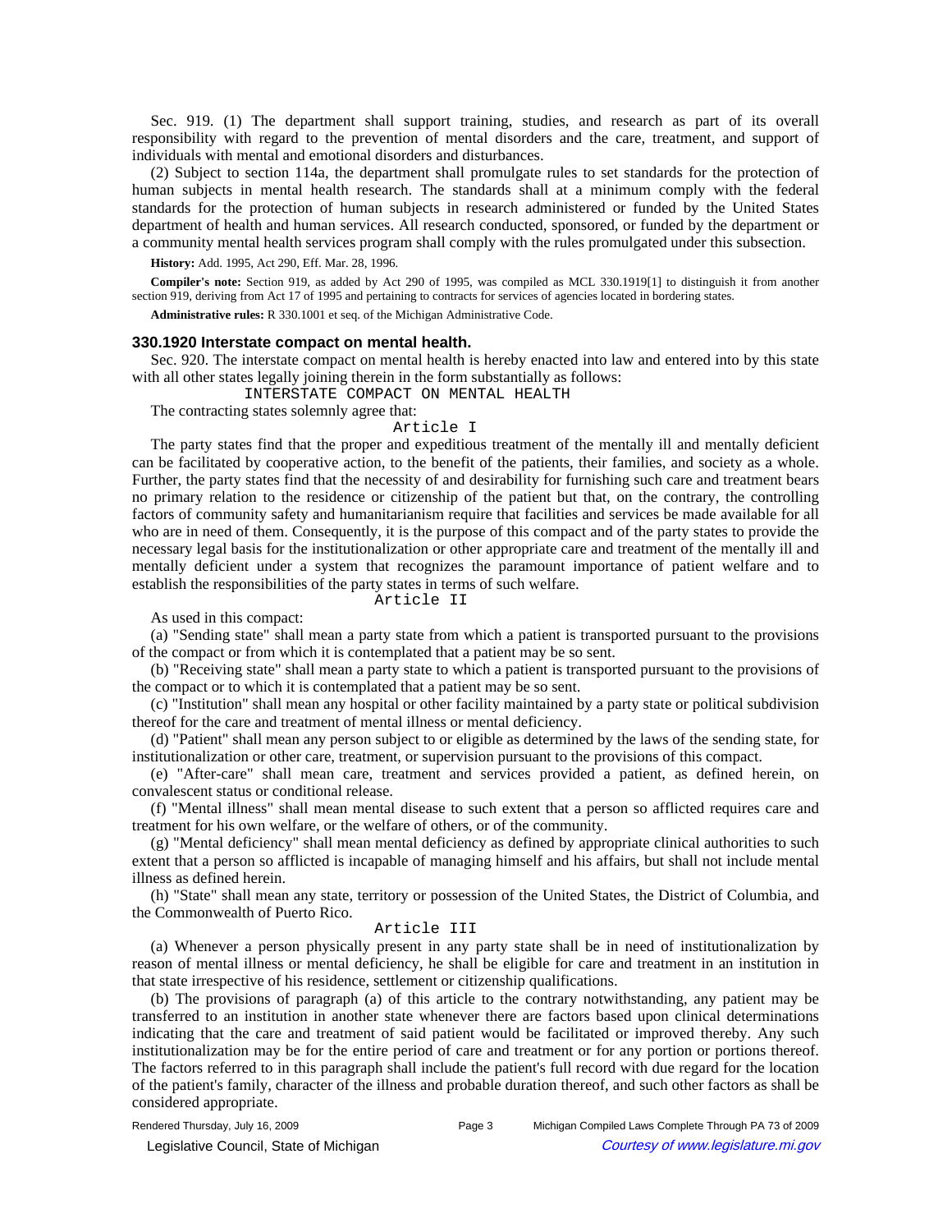Sec. 919. (1) The department shall support training, studies, and research as part of its overall responsibility with regard to the prevention of mental disorders and the care, treatment, and support of individuals with mental and emotional disorders and disturbances.

(2) Subject to section 114a, the department shall promulgate rules to set standards for the protection of human subjects in mental health research. The standards shall at a minimum comply with the federal standards for the protection of human subjects in research administered or funded by the United States department of health and human services. All research conducted, sponsored, or funded by the department or a community mental health services program shall comply with the rules promulgated under this subsection.

**History:** Add. 1995, Act 290, Eff. Mar. 28, 1996.

**Compiler's note:** Section 919, as added by Act 290 of 1995, was compiled as MCL 330.1919[1] to distinguish it from another section 919, deriving from Act 17 of 1995 and pertaining to contracts for services of agencies located in bordering states.

**Administrative rules:** R 330.1001 et seq. of the Michigan Administrative Code.

### 330.1920 Interstate compact on mental health.

Sec. 920. The interstate compact on mental health is hereby enacted into law and entered into by this state with all other states legally joining therein in the form substantially as follows:

INTERSTATE COMPACT ON MENTAL HEALTH

The contracting states solemnly agree that:

Article I

The party states find that the proper and expeditious treatment of the mentally ill and mentally deficient can be facilitated by cooperative action, to the benefit of the patients, their families, and society as a whole. Further, the party states find that the necessity of and desirability for furnishing such care and treatment bears no primary relation to the residence or citizenship of the patient but that, on the contrary, the controlling factors of community safety and humanitarianism require that facilities and services be made available for all who are in need of them. Consequently, it is the purpose of this compact and of the party states to provide the necessary legal basis for the institutionalization or other appropriate care and treatment of the mentally ill and mentally deficient under a system that recognizes the paramount importance of patient welfare and to establish the responsibilities of the party states in terms of such welfare.

Article II

As used in this compact:

(a) "Sending state" shall mean a party state from which a patient is transported pursuant to the provisions of the compact or from which it is contemplated that a patient may be so sent.

(b) "Receiving state" shall mean a party state to which a patient is transported pursuant to the provisions of the compact or to which it is contemplated that a patient may be so sent.

(c) "Institution" shall mean any hospital or other facility maintained by a party state or political subdivision thereof for the care and treatment of mental illness or mental deficiency.

(d) "Patient" shall mean any person subject to or eligible as determined by the laws of the sending state, for institutionalization or other care, treatment, or supervision pursuant to the provisions of this compact.

(e) "After-care" shall mean care, treatment and services provided a patient, as defined herein, on convalescent status or conditional release.

(f) "Mental illness" shall mean mental disease to such extent that a person so afflicted requires care and treatment for his own welfare, or the welfare of others, or of the community.

(g) "Mental deficiency" shall mean mental deficiency as defined by appropriate clinical authorities to such extent that a person so afflicted is incapable of managing himself and his affairs, but shall not include mental illness as defined herein.

(h) "State" shall mean any state, territory or possession of the United States, the District of Columbia, and the Commonwealth of Puerto Rico.

Article III

(a) Whenever a person physically present in any party state shall be in need of institutionalization by reason of mental illness or mental deficiency, he shall be eligible for care and treatment in an institution in that state irrespective of his residence, settlement or citizenship qualifications.

(b) The provisions of paragraph (a) of this article to the contrary notwithstanding, any patient may be transferred to an institution in another state whenever there are factors based upon clinical determinations indicating that the care and treatment of said patient would be facilitated or improved thereby. Any such institutionalization may be for the entire period of care and treatment or for any portion or portions thereof. The factors referred to in this paragraph shall include the patient's full record with due regard for the location of the patient's family, character of the illness and probable duration thereof, and such other factors as shall be considered appropriate.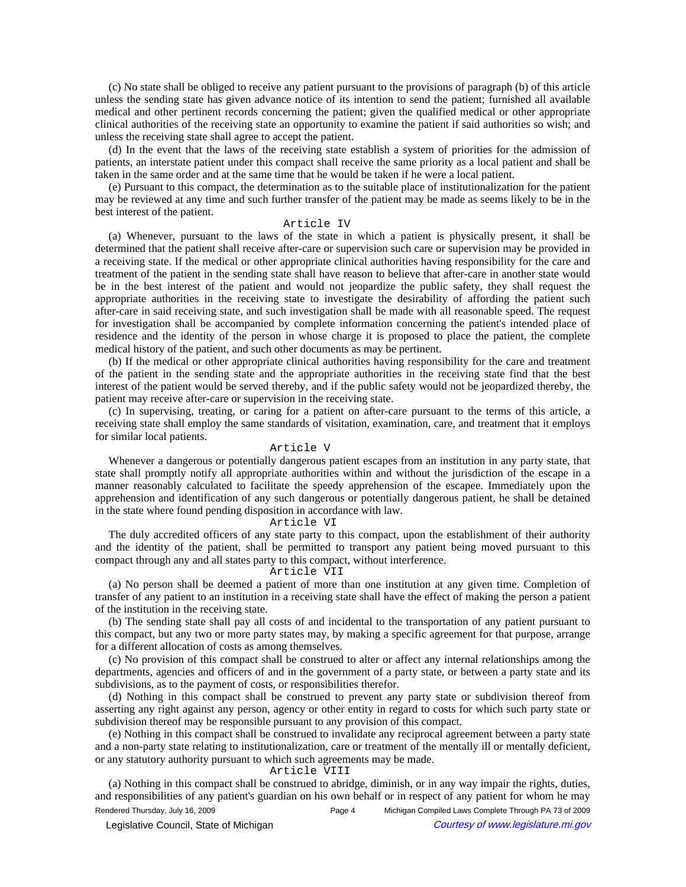(c) No state shall be obliged to receive any patient pursuant to the provisions of paragraph (b) of this article unless the sending state has given advance notice of its intention to send the patient; furnished all available medical and other pertinent records concerning the patient; given the qualified medical or other appropriate clinical authorities of the receiving state an opportunity to examine the patient if said authorities so wish; and unless the receiving state shall agree to accept the patient.

(d) In the event that the laws of the receiving state establish a system of priorities for the admission of patients, an interstate patient under this compact shall receive the same priority as a local patient and shall be taken in the same order and at the same time that he would be taken if he were a local patient.

(e) Pursuant to this compact, the determination as to the suitable place of institutionalization for the patient may be reviewed at any time and such further transfer of the patient may be made as seems likely to be in the best interest of the patient.

Article IV

(a) Whenever, pursuant to the laws of the state in which a patient is physically present, it shall be determined that the patient shall receive after-care or supervision such care or supervision may be provided in a receiving state. If the medical or other appropriate clinical authorities having responsibility for the care and treatment of the patient in the sending state shall have reason to believe that after-care in another state would be in the best interest of the patient and would not jeopardize the public safety, they shall request the appropriate authorities in the receiving state to investigate the desirability of affording the patient such after-care in said receiving state, and such investigation shall be made with all reasonable speed. The request for investigation shall be accompanied by complete information concerning the patient's intended place of residence and the identity of the person in whose charge it is proposed to place the patient, the complete medical history of the patient, and such other documents as may be pertinent.

(b) If the medical or other appropriate clinical authorities having responsibility for the care and treatment of the patient in the sending state and the appropriate authorities in the receiving state find that the best interest of the patient would be served thereby, and if the public safety would not be jeopardized thereby, the patient may receive after-care or supervision in the receiving state.

(c) In supervising, treating, or caring for a patient on after-care pursuant to the terms of this article, a receiving state shall employ the same standards of visitation, examination, care, and treatment that it employs for similar local patients.

Article V

Whenever a dangerous or potentially dangerous patient escapes from an institution in any party state, that state shall promptly notify all appropriate authorities within and without the jurisdiction of the escape in a manner reasonably calculated to facilitate the speedy apprehension of the escapee. Immediately upon the apprehension and identification of any such dangerous or potentially dangerous patient, he shall be detained in the state where found pending disposition in accordance with law.

Article VI

The duly accredited officers of any state party to this compact, upon the establishment of their authority and the identity of the patient, shall be permitted to transport any patient being moved pursuant to this compact through any and all states party to this compact, without interference.

Article VII

(a) No person shall be deemed a patient of more than one institution at any given time. Completion of transfer of any patient to an institution in a receiving state shall have the effect of making the person a patient of the institution in the receiving state.

(b) The sending state shall pay all costs of and incidental to the transportation of any patient pursuant to this compact, but any two or more party states may, by making a specific agreement for that purpose, arrange for a different allocation of costs as among themselves.

(c) No provision of this compact shall be construed to alter or affect any internal relationships among the departments, agencies and officers of and in the government of a party state, or between a party state and its subdivisions, as to the payment of costs, or responsibilities therefor.

(d) Nothing in this compact shall be construed to prevent any party state or subdivision thereof from asserting any right against any person, agency or other entity in regard to costs for which such party state or subdivision thereof may be responsible pursuant to any provision of this compact.

(e) Nothing in this compact shall be construed to invalidate any reciprocal agreement between a party state and a non-party state relating to institutionalization, care or treatment of the mentally ill or mentally deficient, or any statutory authority pursuant to which such agreements may be made.

Article VIII

(a) Nothing in this compact shall be construed to abridge, diminish, or in any way impair the rights, duties, and responsibilities of any patient's guardian on his own behalf or in respect of any patient for whom he may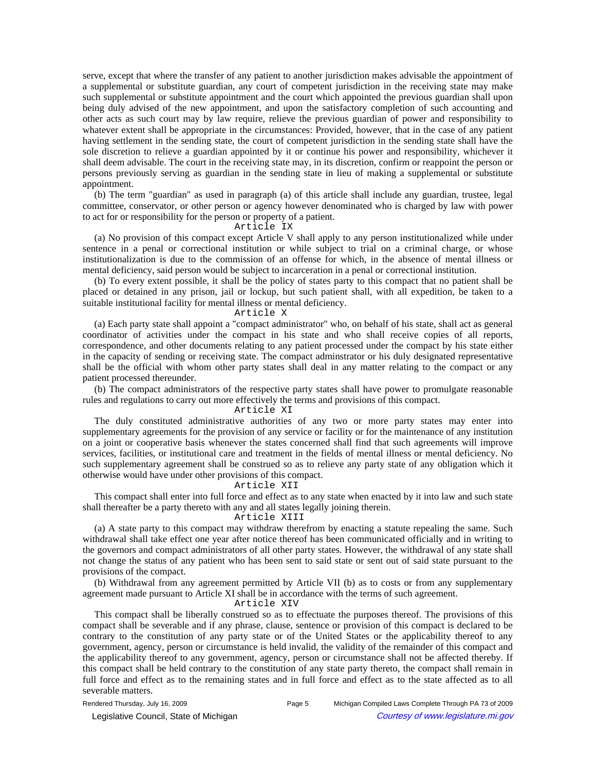serve, except that where the transfer of any patient to another jurisdiction makes advisable the appointment of a supplemental or substitute guardian, any court of competent jurisdiction in the receiving state may make such supplemental or substitute appointment and the court which appointed the previous guardian shall upon being duly advised of the new appointment, and upon the satisfactory completion of such accounting and other acts as such court may by law require, relieve the previous guardian of power and responsibility to whatever extent shall be appropriate in the circumstances: Provided, however, that in the case of any patient having settlement in the sending state, the court of competent jurisdiction in the sending state shall have the sole discretion to relieve a guardian appointed by it or continue his power and responsibility, whichever it shall deem advisable. The court in the receiving state may, in its discretion, confirm or reappoint the person or persons previously serving as guardian in the sending state in lieu of making a supplemental or substitute appointment.

(b) The term "guardian" as used in paragraph (a) of this article shall include any guardian, trustee, legal committee, conservator, or other person or agency however denominated who is charged by law with power to act for or responsibility for the person or property of a patient.

Article IX

(a) No provision of this compact except Article V shall apply to any person institutionalized while under sentence in a penal or correctional institution or while subject to trial on a criminal charge, or whose institutionalization is due to the commission of an offense for which, in the absence of mental illness or mental deficiency, said person would be subject to incarceration in a penal or correctional institution.

(b) To every extent possible, it shall be the policy of states party to this compact that no patient shall be placed or detained in any prison, jail or lockup, but such patient shall, with all expedition, be taken to a suitable institutional facility for mental illness or mental deficiency.

Article X

(a) Each party state shall appoint a "compact administrator" who, on behalf of his state, shall act as general coordinator of activities under the compact in his state and who shall receive copies of all reports, correspondence, and other documents relating to any patient processed under the compact by his state either in the capacity of sending or receiving state. The compact adminstrator or his duly designated representative shall be the official with whom other party states shall deal in any matter relating to the compact or any patient processed thereunder.

(b) The compact administrators of the respective party states shall have power to promulgate reasonable rules and regulations to carry out more effectively the terms and provisions of this compact.

Article XI

The duly constituted administrative authorities of any two or more party states may enter into supplementary agreements for the provision of any service or facility or for the maintenance of any institution on a joint or cooperative basis whenever the states concerned shall find that such agreements will improve services, facilities, or institutional care and treatment in the fields of mental illness or mental deficiency. No such supplementary agreement shall be construed so as to relieve any party state of any obligation which it otherwise would have under other provisions of this compact.

Article XII

This compact shall enter into full force and effect as to any state when enacted by it into law and such state shall thereafter be a party thereto with any and all states legally joining therein.

Article XIII

(a) A state party to this compact may withdraw therefrom by enacting a statute repealing the same. Such withdrawal shall take effect one year after notice thereof has been communicated officially and in writing to the governors and compact administrators of all other party states. However, the withdrawal of any state shall not change the status of any patient who has been sent to said state or sent out of said state pursuant to the provisions of the compact.

(b) Withdrawal from any agreement permitted by Article VII (b) as to costs or from any supplementary agreement made pursuant to Article XI shall be in accordance with the terms of such agreement.

Article XIV

This compact shall be liberally construed so as to effectuate the purposes thereof. The provisions of this compact shall be severable and if any phrase, clause, sentence or provision of this compact is declared to be contrary to the constitution of any party state or of the United States or the applicability thereof to any government, agency, person or circumstance is held invalid, the validity of the remainder of this compact and the applicability thereof to any government, agency, person or circumstance shall not be affected thereby. If this compact shall be held contrary to the constitution of any state party thereto, the compact shall remain in full force and effect as to the remaining states and in full force and effect as to the state affected as to all severable matters.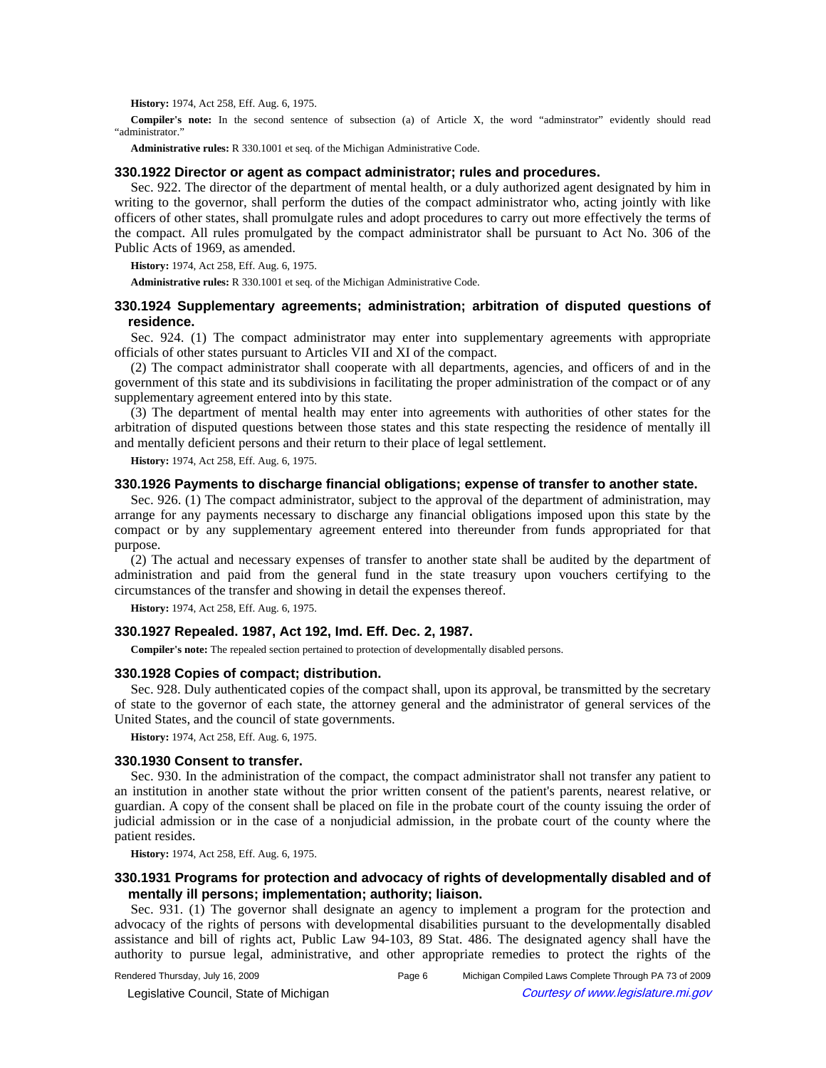**History:** 1974, Act 258, Eff. Aug. 6, 1975.

**Compiler's note:** In the second sentence of subsection (a) of Article X, the word "adminstrator" evidently should read "administrator."

**Administrative rules:** R 330.1001 et seq. of the Michigan Administrative Code.

### 330.1922 Director or agent as compact administrator; rules and procedures.

Sec. 922. The director of the department of mental health, or a duly authorized agent designated by him in writing to the governor, shall perform the duties of the compact administrator who, acting jointly with like officers of other states, shall promulgate rules and adopt procedures to carry out more effectively the terms of the compact. All rules promulgated by the compact administrator shall be pursuant to Act No. 306 of the Public Acts of 1969, as amended.

**History:** 1974, Act 258, Eff. Aug. 6, 1975.

**Administrative rules:** R 330.1001 et seq. of the Michigan Administrative Code.

### 330.1924 Supplementary agreements; administration; arbitration of disputed questions of residence.

Sec. 924. (1) The compact administrator may enter into supplementary agreements with appropriate officials of other states pursuant to Articles VII and XI of the compact.

(2) The compact administrator shall cooperate with all departments, agencies, and officers of and in the government of this state and its subdivisions in facilitating the proper administration of the compact or of any supplementary agreement entered into by this state.

(3) The department of mental health may enter into agreements with authorities of other states for the arbitration of disputed questions between those states and this state respecting the residence of mentally ill and mentally deficient persons and their return to their place of legal settlement.

**History:** 1974, Act 258, Eff. Aug. 6, 1975.

### 330.1926 Payments to discharge financial obligations; expense of transfer to another state.

Sec. 926. (1) The compact administrator, subject to the approval of the department of administration, may arrange for any payments necessary to discharge any financial obligations imposed upon this state by the compact or by any supplementary agreement entered into thereunder from funds appropriated for that purpose.

(2) The actual and necessary expenses of transfer to another state shall be audited by the department of administration and paid from the general fund in the state treasury upon vouchers certifying to the circumstances of the transfer and showing in detail the expenses thereof.

**History:** 1974, Act 258, Eff. Aug. 6, 1975.

### 330.1927 Repealed. 1987, Act 192, Imd. Eff. Dec. 2, 1987.

**Compiler's note:** The repealed section pertained to protection of developmentally disabled persons.

### 330.1928 Copies of compact; distribution.

Sec. 928. Duly authenticated copies of the compact shall, upon its approval, be transmitted by the secretary of state to the governor of each state, the attorney general and the administrator of general services of the United States, and the council of state governments.

**History:** 1974, Act 258, Eff. Aug. 6, 1975.

### 330.1930 Consent to transfer.

Sec. 930. In the administration of the compact, the compact administrator shall not transfer any patient to an institution in another state without the prior written consent of the patient's parents, nearest relative, or guardian. A copy of the consent shall be placed on file in the probate court of the county issuing the order of judicial admission or in the case of a nonjudicial admission, in the probate court of the county where the patient resides.

**History:** 1974, Act 258, Eff. Aug. 6, 1975.

### 330.1931 Programs for protection and advocacy of rights of developmentally disabled and of mentally ill persons; implementation; authority; liaison.

Sec. 931. (1) The governor shall designate an agency to implement a program for the protection and advocacy of the rights of persons with developmental disabilities pursuant to the developmentally disabled assistance and bill of rights act, Public Law 94-103, 89 Stat. 486. The designated agency shall have the authority to pursue legal, administrative, and other appropriate remedies to protect the rights of the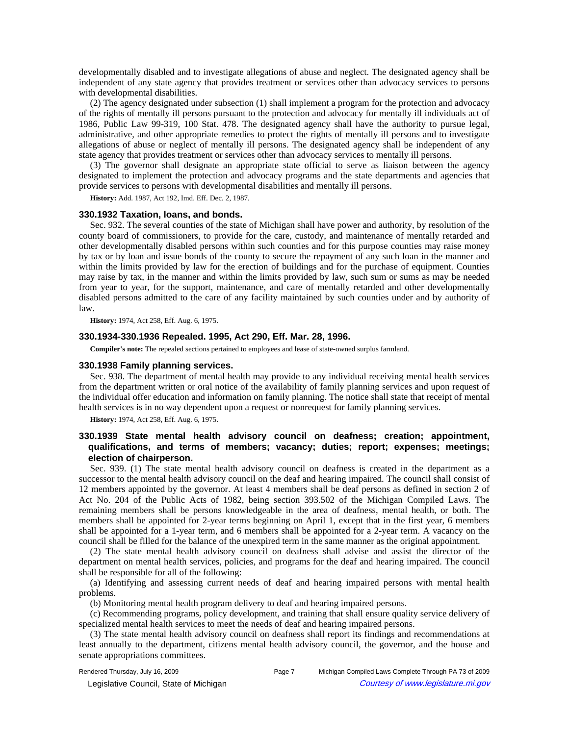developmentally disabled and to investigate allegations of abuse and neglect. The designated agency shall be independent of any state agency that provides treatment or services other than advocacy services to persons with developmental disabilities.

(2) The agency designated under subsection (1) shall implement a program for the protection and advocacy of the rights of mentally ill persons pursuant to the protection and advocacy for mentally ill individuals act of 1986, Public Law 99-319, 100 Stat. 478. The designated agency shall have the authority to pursue legal, administrative, and other appropriate remedies to protect the rights of mentally ill persons and to investigate allegations of abuse or neglect of mentally ill persons. The designated agency shall be independent of any state agency that provides treatment or services other than advocacy services to mentally ill persons.

(3) The governor shall designate an appropriate state official to serve as liaison between the agency designated to implement the protection and advocacy programs and the state departments and agencies that provide services to persons with developmental disabilities and mentally ill persons.

**History:** Add. 1987, Act 192, Imd. Eff. Dec. 2, 1987.

### 330.1932 Taxation, loans, and bonds.

Sec. 932. The several counties of the state of Michigan shall have power and authority, by resolution of the county board of commissioners, to provide for the care, custody, and maintenance of mentally retarded and other developmentally disabled persons within such counties and for this purpose counties may raise money by tax or by loan and issue bonds of the county to secure the repayment of any such loan in the manner and within the limits provided by law for the erection of buildings and for the purchase of equipment. Counties may raise by tax, in the manner and within the limits provided by law, such sum or sums as may be needed from year to year, for the support, maintenance, and care of mentally retarded and other developmentally disabled persons admitted to the care of any facility maintained by such counties under and by authority of law.

**History:** 1974, Act 258, Eff. Aug. 6, 1975.

### 330.1934-330.1936 Repealed. 1995, Act 290, Eff. Mar. 28, 1996.

**Compiler's note:** The repealed sections pertained to employees and lease of state-owned surplus farmland.

### 330.1938 Family planning services.

Sec. 938. The department of mental health may provide to any individual receiving mental health services from the department written or oral notice of the availability of family planning services and upon request of the individual offer education and information on family planning. The notice shall state that receipt of mental health services is in no way dependent upon a request or nonrequest for family planning services.

**History:** 1974, Act 258, Eff. Aug. 6, 1975.

### 330.1939 State mental health advisory council on deafness; creation; appointment, qualifications, and terms of members; vacancy; duties; report; expenses; meetings; election of chairperson.

Sec. 939. (1) The state mental health advisory council on deafness is created in the department as a successor to the mental health advisory council on the deaf and hearing impaired. The council shall consist of 12 members appointed by the governor. At least 4 members shall be deaf persons as defined in section 2 of Act No. 204 of the Public Acts of 1982, being section 393.502 of the Michigan Compiled Laws. The remaining members shall be persons knowledgeable in the area of deafness, mental health, or both. The members shall be appointed for 2-year terms beginning on April 1, except that in the first year, 6 members shall be appointed for a 1-year term, and 6 members shall be appointed for a 2-year term. A vacancy on the council shall be filled for the balance of the unexpired term in the same manner as the original appointment.

(2) The state mental health advisory council on deafness shall advise and assist the director of the department on mental health services, policies, and programs for the deaf and hearing impaired. The council shall be responsible for all of the following:

(a) Identifying and assessing current needs of deaf and hearing impaired persons with mental health problems.

(b) Monitoring mental health program delivery to deaf and hearing impaired persons.

(c) Recommending programs, policy development, and training that shall ensure quality service delivery of specialized mental health services to meet the needs of deaf and hearing impaired persons.

(3) The state mental health advisory council on deafness shall report its findings and recommendations at least annually to the department, citizens mental health advisory council, the governor, and the house and senate appropriations committees.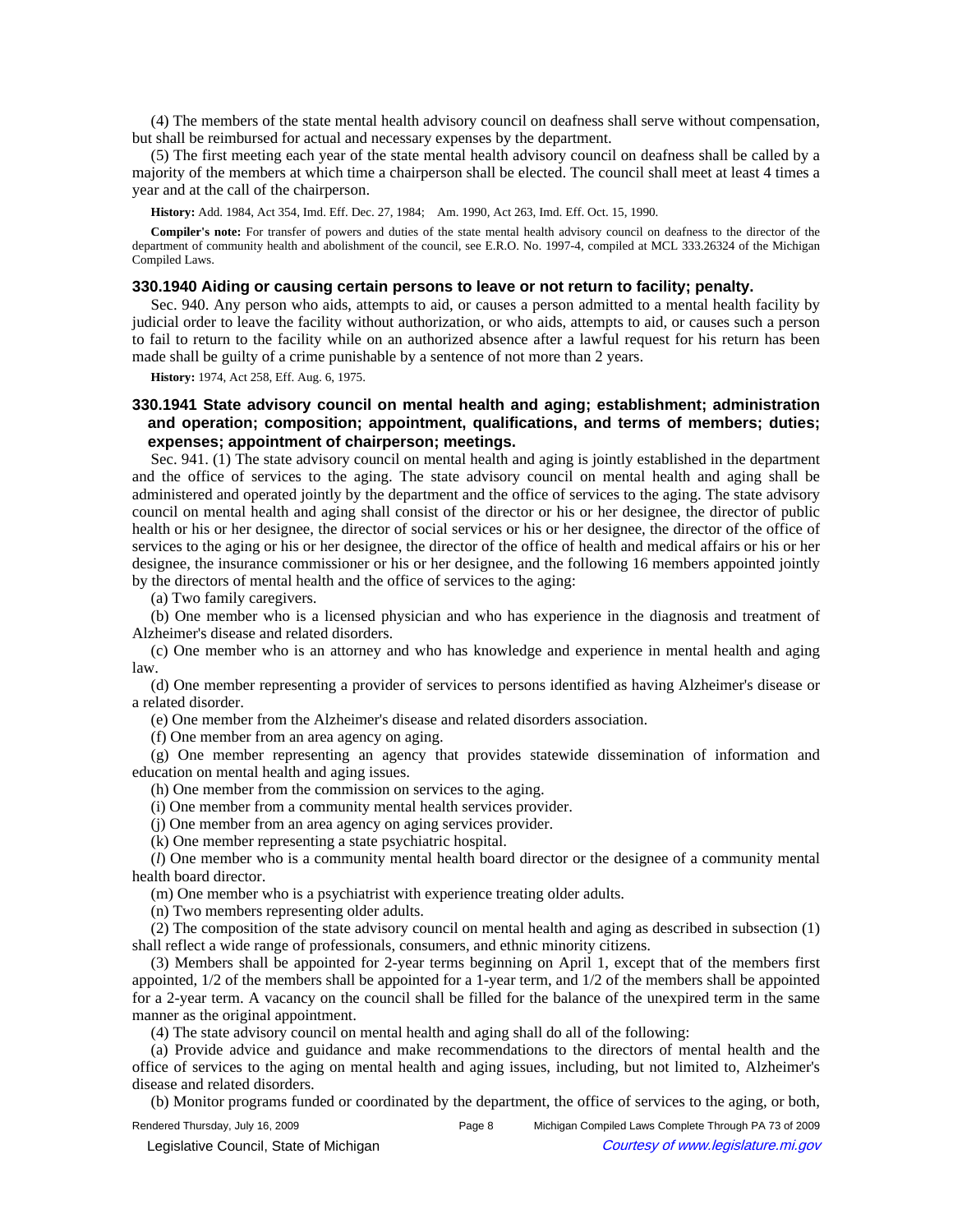(4) The members of the state mental health advisory council on deafness shall serve without compensation, but shall be reimbursed for actual and necessary expenses by the department.

(5) The first meeting each year of the state mental health advisory council on deafness shall be called by a majority of the members at which time a chairperson shall be elected. The council shall meet at least 4 times a year and at the call of the chairperson.

**History:** Add. 1984, Act 354, Imd. Eff. Dec. 27, 1984;—Am. 1990, Act 263, Imd. Eff. Oct. 15, 1990.

**Compiler's note:** For transfer of powers and duties of the state mental health advisory council on deafness to the director of the department of community health and abolishment of the council, see E.R.O. No. 1997-4, compiled at MCL 333.26324 of the Michigan Compiled Laws.

### 330.1940 Aiding or causing certain persons to leave or not return to facility; penalty.

Sec. 940. Any person who aids, attempts to aid, or causes a person admitted to a mental health facility by judicial order to leave the facility without authorization, or who aids, attempts to aid, or causes such a person to fail to return to the facility while on an authorized absence after a lawful request for his return has been made shall be guilty of a crime punishable by a sentence of not more than 2 years.

**History:** 1974, Act 258, Eff. Aug. 6, 1975.

### 330.1941 State advisory council on mental health and aging; establishment; administration and operation; composition; appointment, qualifications, and terms of members; duties; expenses; appointment of chairperson; meetings.

Sec. 941. (1) The state advisory council on mental health and aging is jointly established in the department and the office of services to the aging. The state advisory council on mental health and aging shall be administered and operated jointly by the department and the office of services to the aging. The state advisory council on mental health and aging shall consist of the director or his or her designee, the director of public health or his or her designee, the director of social services or his or her designee, the director of the office of services to the aging or his or her designee, the director of the office of health and medical affairs or his or her designee, the insurance commissioner or his or her designee, and the following 16 members appointed jointly by the directors of mental health and the office of services to the aging:

(a) Two family caregivers.

(b) One member who is a licensed physician and who has experience in the diagnosis and treatment of Alzheimer's disease and related disorders.

(c) One member who is an attorney and who has knowledge and experience in mental health and aging law.

(d) One member representing a provider of services to persons identified as having Alzheimer's disease or a related disorder.

(e) One member from the Alzheimer's disease and related disorders association.

(f) One member from an area agency on aging.

(g) One member representing an agency that provides statewide dissemination of information and education on mental health and aging issues.

(h) One member from the commission on services to the aging.

(i) One member from a community mental health services provider.

(j) One member from an area agency on aging services provider.

(k) One member representing a state psychiatric hospital.

(*l*) One member who is a community mental health board director or the designee of a community mental health board director.

(m) One member who is a psychiatrist with experience treating older adults.

(n) Two members representing older adults.

(2) The composition of the state advisory council on mental health and aging as described in subsection (1) shall reflect a wide range of professionals, consumers, and ethnic minority citizens.

(3) Members shall be appointed for 2-year terms beginning on April 1, except that of the members first appointed, 1/2 of the members shall be appointed for a 1-year term, and 1/2 of the members shall be appointed for a 2-year term. A vacancy on the council shall be filled for the balance of the unexpired term in the same manner as the original appointment.

(4) The state advisory council on mental health and aging shall do all of the following:

(a) Provide advice and guidance and make recommendations to the directors of mental health and the office of services to the aging on mental health and aging issues, including, but not limited to, Alzheimer's disease and related disorders.

(b) Monitor programs funded or coordinated by the department, the office of services to the aging, or both,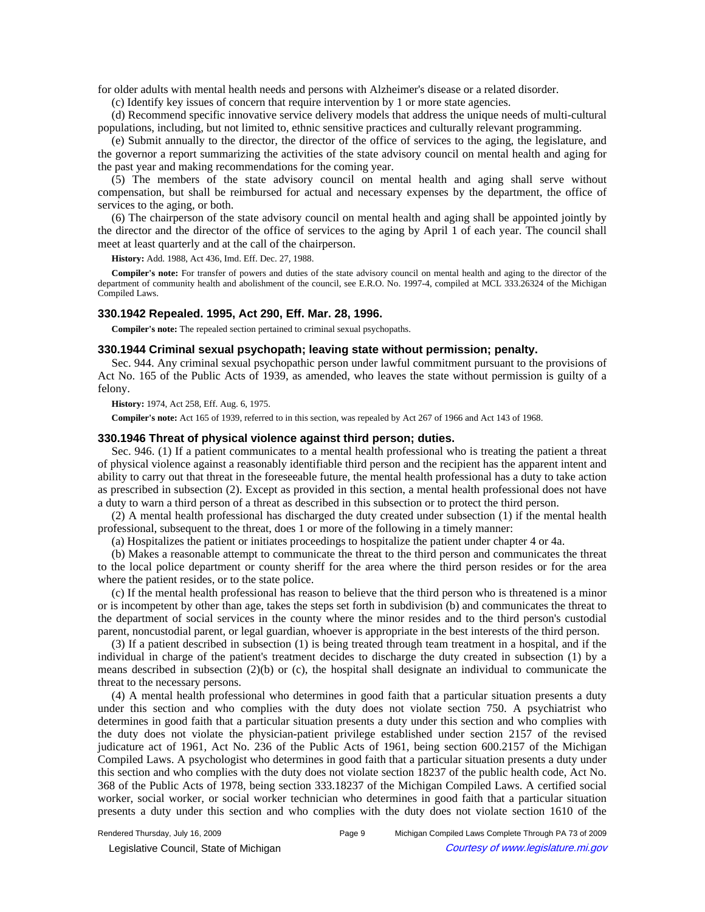for older adults with mental health needs and persons with Alzheimer's disease or a related disorder.

(c) Identify key issues of concern that require intervention by 1 or more state agencies.

(d) Recommend specific innovative service delivery models that address the unique needs of multi-cultural populations, including, but not limited to, ethnic sensitive practices and culturally relevant programming.

(e) Submit annually to the director, the director of the office of services to the aging, the legislature, and the governor a report summarizing the activities of the state advisory council on mental health and aging for the past year and making recommendations for the coming year.

(5) The members of the state advisory council on mental health and aging shall serve without compensation, but shall be reimbursed for actual and necessary expenses by the department, the office of services to the aging, or both.

(6) The chairperson of the state advisory council on mental health and aging shall be appointed jointly by the director and the director of the office of services to the aging by April 1 of each year. The council shall meet at least quarterly and at the call of the chairperson.

**History:** Add. 1988, Act 436, Imd. Eff. Dec. 27, 1988.

**Compiler's note:** For transfer of powers and duties of the state advisory council on mental health and aging to the director of the department of community health and abolishment of the council, see E.R.O. No. 1997-4, compiled at MCL 333.26324 of the Michigan Compiled Laws.

### 330.1942 Repealed. 1995, Act 290, Eff. Mar. 28, 1996.

**Compiler's note:** The repealed section pertained to criminal sexual psychopaths.

### 330.1944 Criminal sexual psychopath; leaving state without permission; penalty.

Sec. 944. Any criminal sexual psychopathic person under lawful commitment pursuant to the provisions of Act No. 165 of the Public Acts of 1939, as amended, who leaves the state without permission is guilty of a felony.

**History:** 1974, Act 258, Eff. Aug. 6, 1975.

**Compiler's note:** Act 165 of 1939, referred to in this section, was repealed by Act 267 of 1966 and Act 143 of 1968.

### 330.1946 Threat of physical violence against third person; duties.

Sec. 946. (1) If a patient communicates to a mental health professional who is treating the patient a threat of physical violence against a reasonably identifiable third person and the recipient has the apparent intent and ability to carry out that threat in the foreseeable future, the mental health professional has a duty to take action as prescribed in subsection (2). Except as provided in this section, a mental health professional does not have a duty to warn a third person of a threat as described in this subsection or to protect the third person.

(2) A mental health professional has discharged the duty created under subsection (1) if the mental health professional, subsequent to the threat, does 1 or more of the following in a timely manner:

(a) Hospitalizes the patient or initiates proceedings to hospitalize the patient under chapter 4 or 4a.

(b) Makes a reasonable attempt to communicate the threat to the third person and communicates the threat to the local police department or county sheriff for the area where the third person resides or for the area where the patient resides, or to the state police.

(c) If the mental health professional has reason to believe that the third person who is threatened is a minor or is incompetent by other than age, takes the steps set forth in subdivision (b) and communicates the threat to the department of social services in the county where the minor resides and to the third person's custodial parent, noncustodial parent, or legal guardian, whoever is appropriate in the best interests of the third person.

(3) If a patient described in subsection (1) is being treated through team treatment in a hospital, and if the individual in charge of the patient's treatment decides to discharge the duty created in subsection (1) by a means described in subsection (2)(b) or (c), the hospital shall designate an individual to communicate the threat to the necessary persons.

(4) A mental health professional who determines in good faith that a particular situation presents a duty under this section and who complies with the duty does not violate section 750. A psychiatrist who determines in good faith that a particular situation presents a duty under this section and who complies with the duty does not violate the physician-patient privilege established under section 2157 of the revised judicature act of 1961, Act No. 236 of the Public Acts of 1961, being section 600.2157 of the Michigan Compiled Laws. A psychologist who determines in good faith that a particular situation presents a duty under this section and who complies with the duty does not violate section 18237 of the public health code, Act No. 368 of the Public Acts of 1978, being section 333.18237 of the Michigan Compiled Laws. A certified social worker, social worker, or social worker technician who determines in good faith that a particular situation presents a duty under this section and who complies with the duty does not violate section 1610 of the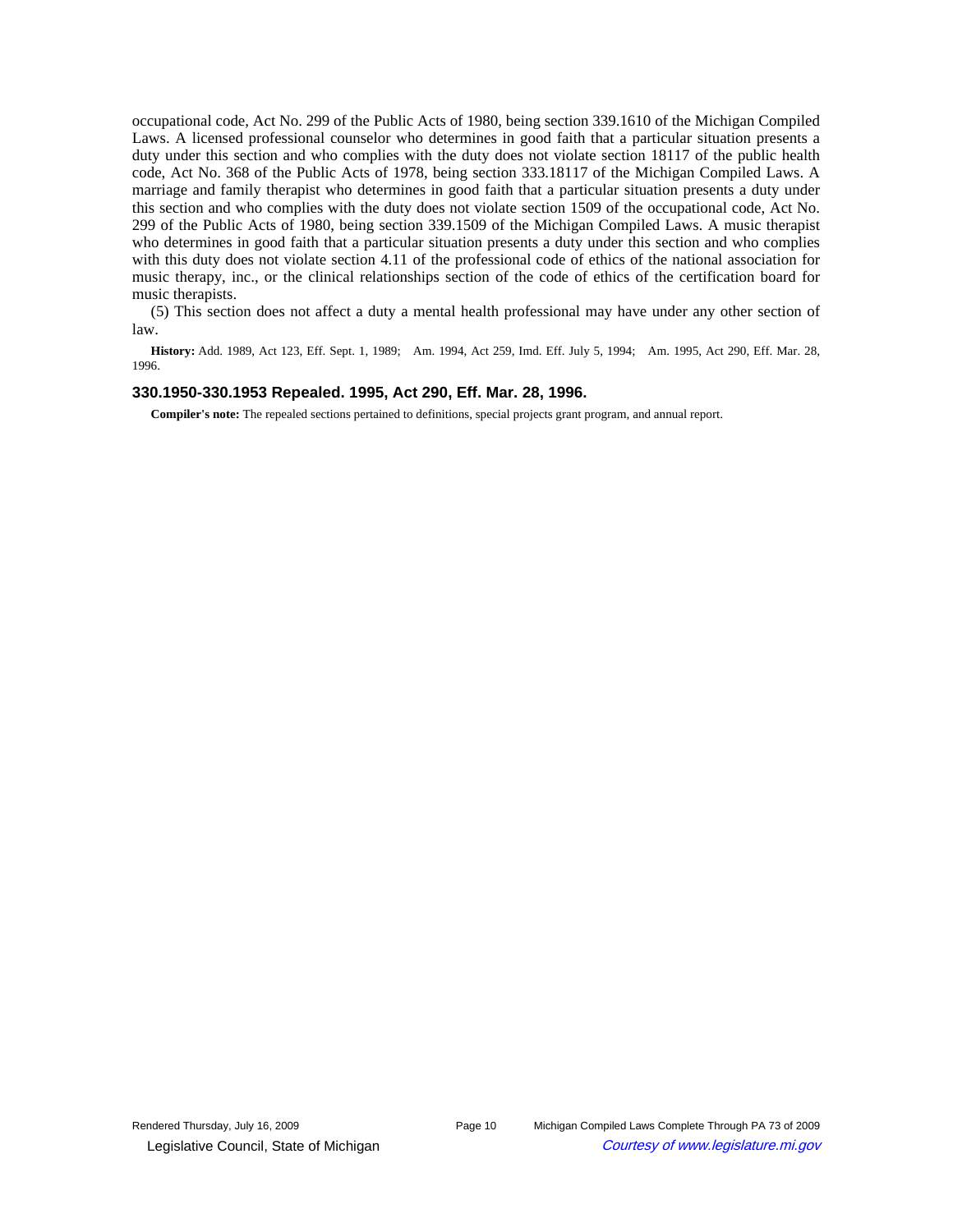occupational code, Act No. 299 of the Public Acts of 1980, being section 339.1610 of the Michigan Compiled Laws. A licensed professional counselor who determines in good faith that a particular situation presents a duty under this section and who complies with the duty does not violate section 18117 of the public health code, Act No. 368 of the Public Acts of 1978, being section 333.18117 of the Michigan Compiled Laws. A marriage and family therapist who determines in good faith that a particular situation presents a duty under this section and who complies with the duty does not violate section 1509 of the occupational code, Act No. 299 of the Public Acts of 1980, being section 339.1509 of the Michigan Compiled Laws. A music therapist who determines in good faith that a particular situation presents a duty under this section and who complies with this duty does not violate section 4.11 of the professional code of ethics of the national association for music therapy, inc., or the clinical relationships section of the code of ethics of the certification board for music therapists.

(5) This section does not affect a duty a mental health professional may have under any other section of law.

**History:** Add. 1989, Act 123, Eff. Sept. 1, 1989; Am. 1994, Act 259, Imd. Eff. July 5, 1994; Am. 1995, Act 290, Eff. Mar. 28, 1996.

### 330.1950-330.1953 Repealed. 1995, Act 290, Eff. Mar. 28, 1996.

**Compiler's note:** The repealed sections pertained to definitions, special projects grant program, and annual report.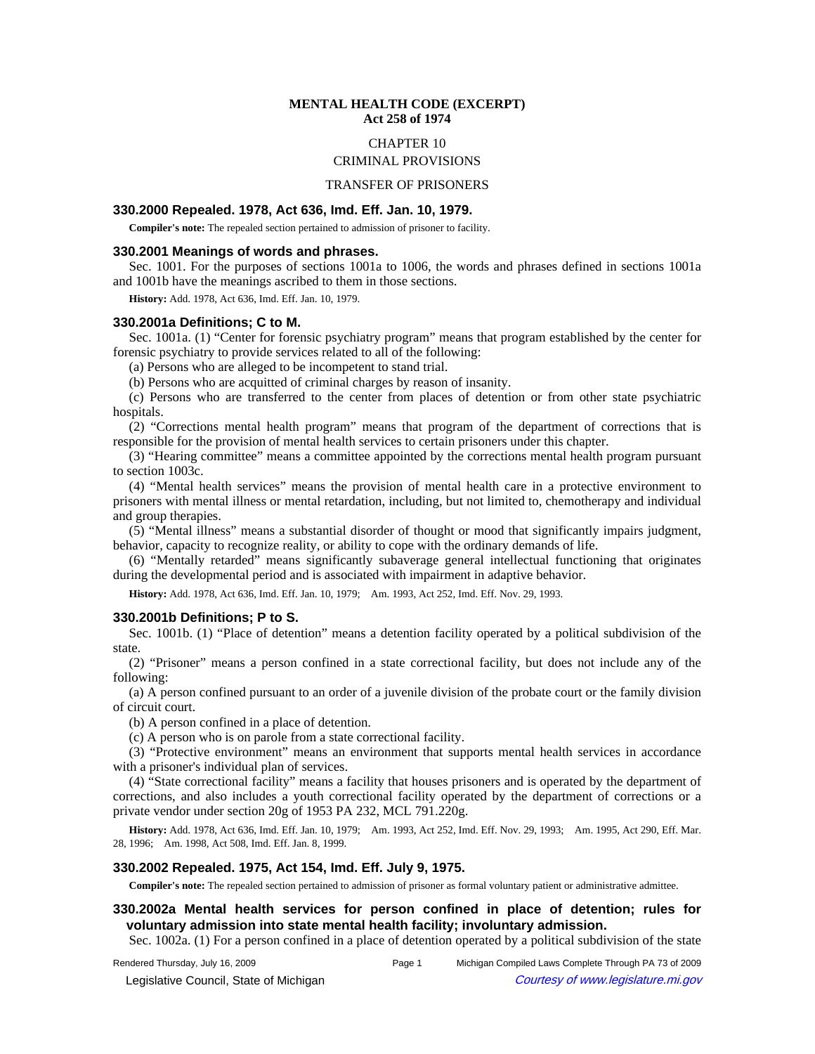**MENTAL HEALTH CODE (EXCERPT)**
**Act 258 of 1974**

CHAPTER 10

CRIMINAL PROVISIONS

TRANSFER OF PRISONERS

### 330.2000 Repealed. 1978, Act 636, Imd. Eff. Jan. 10, 1979.

**Compiler's note:** The repealed section pertained to admission of prisoner to facility.

### 330.2001 Meanings of words and phrases.

Sec. 1001. For the purposes of sections 1001a to 1006, the words and phrases defined in sections 1001a and 1001b have the meanings ascribed to them in those sections.

**History:** Add. 1978, Act 636, Imd. Eff. Jan. 10, 1979.

### 330.2001a Definitions; C to M.

Sec. 1001a. (1) "Center for forensic psychiatry program" means that program established by the center for forensic psychiatry to provide services related to all of the following:

(a) Persons who are alleged to be incompetent to stand trial.

(b) Persons who are acquitted of criminal charges by reason of insanity.

(c) Persons who are transferred to the center from places of detention or from other state psychiatric hospitals.

(2) "Corrections mental health program" means that program of the department of corrections that is responsible for the provision of mental health services to certain prisoners under this chapter.

(3) "Hearing committee" means a committee appointed by the corrections mental health program pursuant to section 1003c.

(4) "Mental health services" means the provision of mental health care in a protective environment to prisoners with mental illness or mental retardation, including, but not limited to, chemotherapy and individual and group therapies.

(5) "Mental illness" means a substantial disorder of thought or mood that significantly impairs judgment, behavior, capacity to recognize reality, or ability to cope with the ordinary demands of life.

(6) "Mentally retarded" means significantly subaverage general intellectual functioning that originates during the developmental period and is associated with impairment in adaptive behavior.

**History:** Add. 1978, Act 636, Imd. Eff. Jan. 10, 1979; Am. 1993, Act 252, Imd. Eff. Nov. 29, 1993.

### 330.2001b Definitions; P to S.

Sec. 1001b. (1) "Place of detention" means a detention facility operated by a political subdivision of the state.

(2) "Prisoner" means a person confined in a state correctional facility, but does not include any of the following:

(a) A person confined pursuant to an order of a juvenile division of the probate court or the family division of circuit court.

(b) A person confined in a place of detention.

(c) A person who is on parole from a state correctional facility.

(3) "Protective environment" means an environment that supports mental health services in accordance with a prisoner's individual plan of services.

(4) "State correctional facility" means a facility that houses prisoners and is operated by the department of corrections, and also includes a youth correctional facility operated by the department of corrections or a private vendor under section 20g of 1953 PA 232, MCL 791.220g.

**History:** Add. 1978, Act 636, Imd. Eff. Jan. 10, 1979; Am. 1993, Act 252, Imd. Eff. Nov. 29, 1993; Am. 1995, Act 290, Eff. Mar. 28, 1996; Am. 1998, Act 508, Imd. Eff. Jan. 8, 1999.

### 330.2002 Repealed. 1975, Act 154, Imd. Eff. July 9, 1975.

**Compiler's note:** The repealed section pertained to admission of prisoner as formal voluntary patient or administrative admittee.

### 330.2002a Mental health services for person confined in place of detention; rules for voluntary admission into state mental health facility; involuntary admission.

Sec. 1002a. (1) For a person confined in a place of detention operated by a political subdivision of the state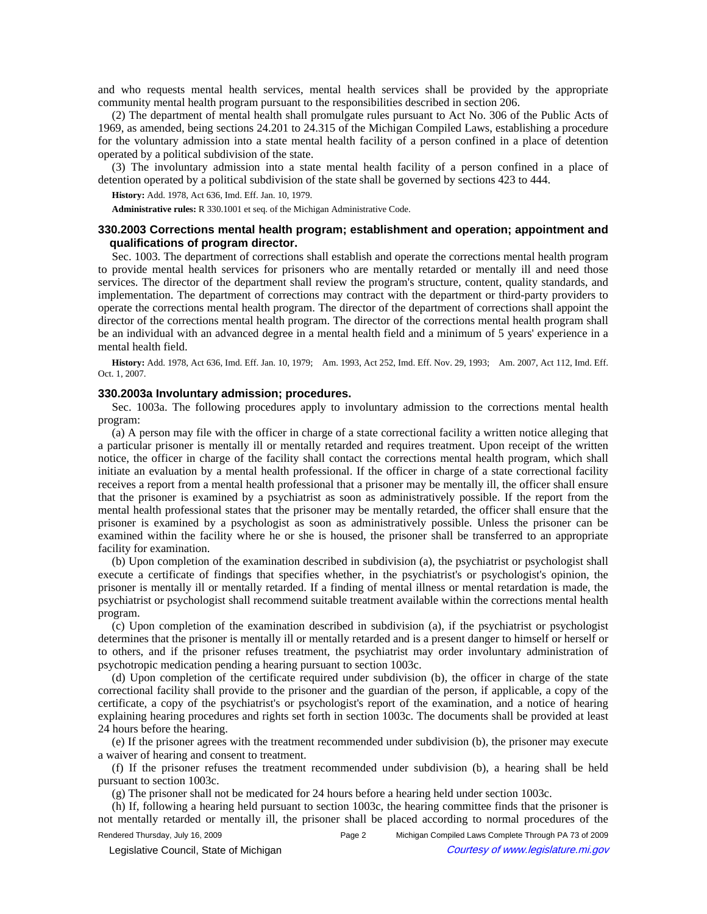and who requests mental health services, mental health services shall be provided by the appropriate community mental health program pursuant to the responsibilities described in section 206.

(2) The department of mental health shall promulgate rules pursuant to Act No. 306 of the Public Acts of 1969, as amended, being sections 24.201 to 24.315 of the Michigan Compiled Laws, establishing a procedure for the voluntary admission into a state mental health facility of a person confined in a place of detention operated by a political subdivision of the state.

(3) The involuntary admission into a state mental health facility of a person confined in a place of detention operated by a political subdivision of the state shall be governed by sections 423 to 444.

**History:** Add. 1978, Act 636, Imd. Eff. Jan. 10, 1979.

**Administrative rules:** R 330.1001 et seq. of the Michigan Administrative Code.

### 330.2003 Corrections mental health program; establishment and operation; appointment and qualifications of program director.

Sec. 1003. The department of corrections shall establish and operate the corrections mental health program to provide mental health services for prisoners who are mentally retarded or mentally ill and need those services. The director of the department shall review the program's structure, content, quality standards, and implementation. The department of corrections may contract with the department or third-party providers to operate the corrections mental health program. The director of the department of corrections shall appoint the director of the corrections mental health program. The director of the corrections mental health program shall be an individual with an advanced degree in a mental health field and a minimum of 5 years' experience in a mental health field.

**History:** Add. 1978, Act 636, Imd. Eff. Jan. 10, 1979; Am. 1993, Act 252, Imd. Eff. Nov. 29, 1993; Am. 2007, Act 112, Imd. Eff. Oct. 1, 2007.

### 330.2003a Involuntary admission; procedures.

Sec. 1003a. The following procedures apply to involuntary admission to the corrections mental health program:

(a) A person may file with the officer in charge of a state correctional facility a written notice alleging that a particular prisoner is mentally ill or mentally retarded and requires treatment. Upon receipt of the written notice, the officer in charge of the facility shall contact the corrections mental health program, which shall initiate an evaluation by a mental health professional. If the officer in charge of a state correctional facility receives a report from a mental health professional that a prisoner may be mentally ill, the officer shall ensure that the prisoner is examined by a psychiatrist as soon as administratively possible. If the report from the mental health professional states that the prisoner may be mentally retarded, the officer shall ensure that the prisoner is examined by a psychologist as soon as administratively possible. Unless the prisoner can be examined within the facility where he or she is housed, the prisoner shall be transferred to an appropriate facility for examination.

(b) Upon completion of the examination described in subdivision (a), the psychiatrist or psychologist shall execute a certificate of findings that specifies whether, in the psychiatrist's or psychologist's opinion, the prisoner is mentally ill or mentally retarded. If a finding of mental illness or mental retardation is made, the psychiatrist or psychologist shall recommend suitable treatment available within the corrections mental health program.

(c) Upon completion of the examination described in subdivision (a), if the psychiatrist or psychologist determines that the prisoner is mentally ill or mentally retarded and is a present danger to himself or herself or to others, and if the prisoner refuses treatment, the psychiatrist may order involuntary administration of psychotropic medication pending a hearing pursuant to section 1003c.

(d) Upon completion of the certificate required under subdivision (b), the officer in charge of the state correctional facility shall provide to the prisoner and the guardian of the person, if applicable, a copy of the certificate, a copy of the psychiatrist's or psychologist's report of the examination, and a notice of hearing explaining hearing procedures and rights set forth in section 1003c. The documents shall be provided at least 24 hours before the hearing.

(e) If the prisoner agrees with the treatment recommended under subdivision (b), the prisoner may execute a waiver of hearing and consent to treatment.

(f) If the prisoner refuses the treatment recommended under subdivision (b), a hearing shall be held pursuant to section 1003c.

(g) The prisoner shall not be medicated for 24 hours before a hearing held under section 1003c.

(h) If, following a hearing held pursuant to section 1003c, the hearing committee finds that the prisoner is not mentally retarded or mentally ill, the prisoner shall be placed according to normal procedures of the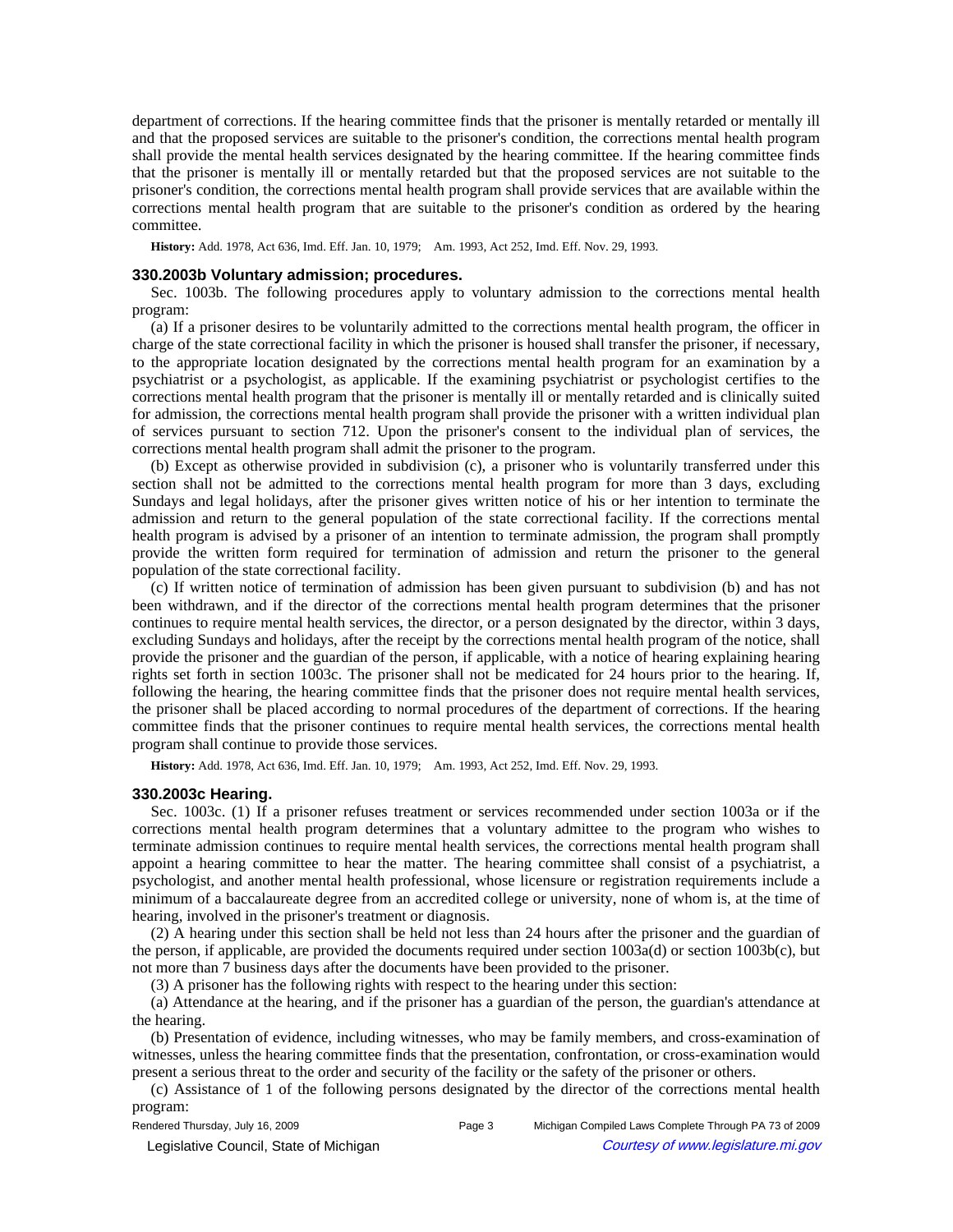department of corrections. If the hearing committee finds that the prisoner is mentally retarded or mentally ill and that the proposed services are suitable to the prisoner's condition, the corrections mental health program shall provide the mental health services designated by the hearing committee. If the hearing committee finds that the prisoner is mentally ill or mentally retarded but that the proposed services are not suitable to the prisoner's condition, the corrections mental health program shall provide services that are available within the corrections mental health program that are suitable to the prisoner's condition as ordered by the hearing committee.

**History:** Add. 1978, Act 636, Imd. Eff. Jan. 10, 1979; Am. 1993, Act 252, Imd. Eff. Nov. 29, 1993.

### 330.2003b Voluntary admission; procedures.

Sec. 1003b. The following procedures apply to voluntary admission to the corrections mental health program:

(a) If a prisoner desires to be voluntarily admitted to the corrections mental health program, the officer in charge of the state correctional facility in which the prisoner is housed shall transfer the prisoner, if necessary, to the appropriate location designated by the corrections mental health program for an examination by a psychiatrist or a psychologist, as applicable. If the examining psychiatrist or psychologist certifies to the corrections mental health program that the prisoner is mentally ill or mentally retarded and is clinically suited for admission, the corrections mental health program shall provide the prisoner with a written individual plan of services pursuant to section 712. Upon the prisoner's consent to the individual plan of services, the corrections mental health program shall admit the prisoner to the program.

(b) Except as otherwise provided in subdivision (c), a prisoner who is voluntarily transferred under this section shall not be admitted to the corrections mental health program for more than 3 days, excluding Sundays and legal holidays, after the prisoner gives written notice of his or her intention to terminate the admission and return to the general population of the state correctional facility. If the corrections mental health program is advised by a prisoner of an intention to terminate admission, the program shall promptly provide the written form required for termination of admission and return the prisoner to the general population of the state correctional facility.

(c) If written notice of termination of admission has been given pursuant to subdivision (b) and has not been withdrawn, and if the director of the corrections mental health program determines that the prisoner continues to require mental health services, the director, or a person designated by the director, within 3 days, excluding Sundays and holidays, after the receipt by the corrections mental health program of the notice, shall provide the prisoner and the guardian of the person, if applicable, with a notice of hearing explaining hearing rights set forth in section 1003c. The prisoner shall not be medicated for 24 hours prior to the hearing. If, following the hearing, the hearing committee finds that the prisoner does not require mental health services, the prisoner shall be placed according to normal procedures of the department of corrections. If the hearing committee finds that the prisoner continues to require mental health services, the corrections mental health program shall continue to provide those services.

**History:** Add. 1978, Act 636, Imd. Eff. Jan. 10, 1979; Am. 1993, Act 252, Imd. Eff. Nov. 29, 1993.

### 330.2003c Hearing.

Sec. 1003c. (1) If a prisoner refuses treatment or services recommended under section 1003a or if the corrections mental health program determines that a voluntary admittee to the program who wishes to terminate admission continues to require mental health services, the corrections mental health program shall appoint a hearing committee to hear the matter. The hearing committee shall consist of a psychiatrist, a psychologist, and another mental health professional, whose licensure or registration requirements include a minimum of a baccalaureate degree from an accredited college or university, none of whom is, at the time of hearing, involved in the prisoner's treatment or diagnosis.

(2) A hearing under this section shall be held not less than 24 hours after the prisoner and the guardian of the person, if applicable, are provided the documents required under section 1003a(d) or section 1003b(c), but not more than 7 business days after the documents have been provided to the prisoner.

(3) A prisoner has the following rights with respect to the hearing under this section:

(a) Attendance at the hearing, and if the prisoner has a guardian of the person, the guardian's attendance at the hearing.

(b) Presentation of evidence, including witnesses, who may be family members, and cross-examination of witnesses, unless the hearing committee finds that the presentation, confrontation, or cross-examination would present a serious threat to the order and security of the facility or the safety of the prisoner or others.

(c) Assistance of 1 of the following persons designated by the director of the corrections mental health program: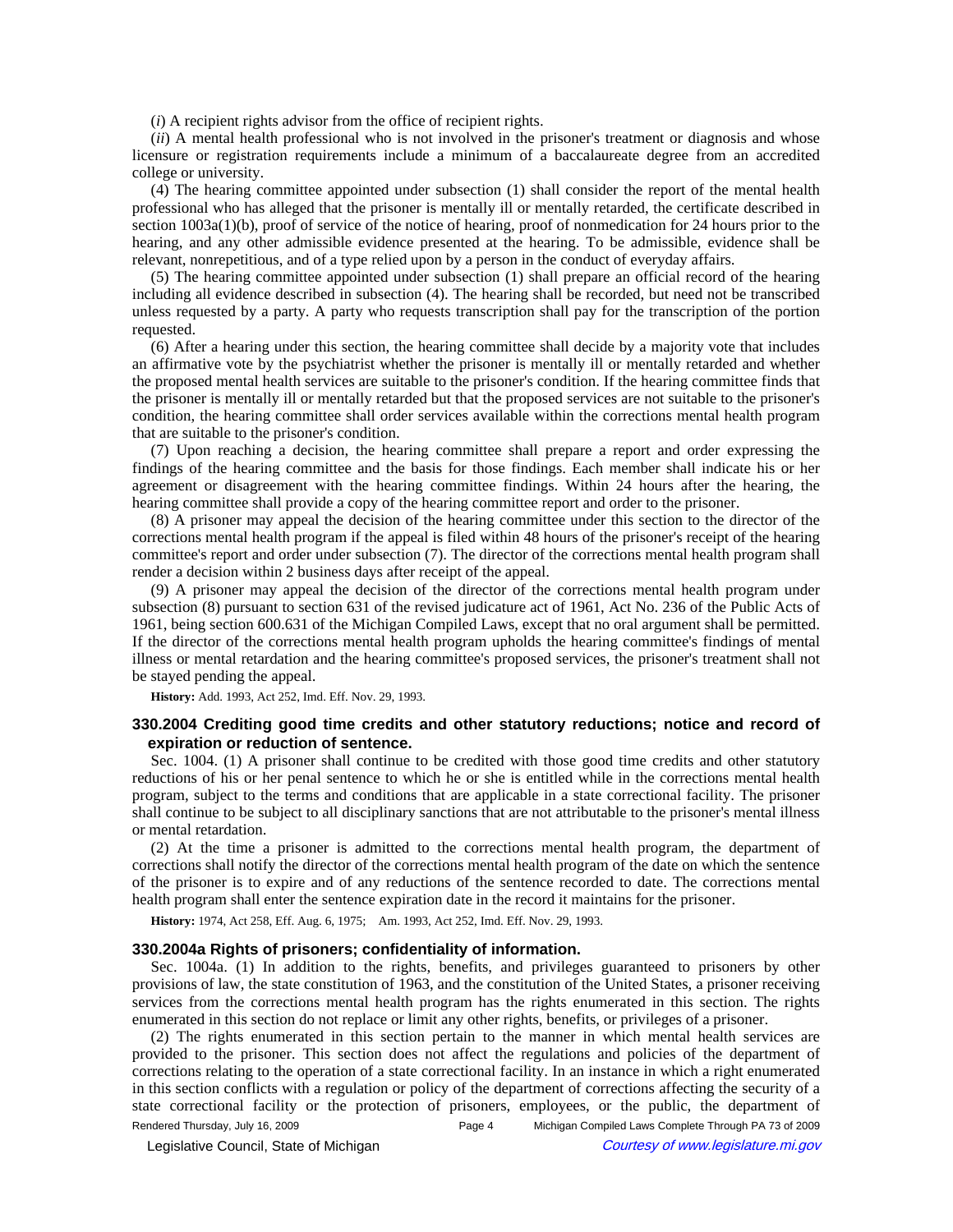(*i*) A recipient rights advisor from the office of recipient rights.

(*ii*) A mental health professional who is not involved in the prisoner's treatment or diagnosis and whose licensure or registration requirements include a minimum of a baccalaureate degree from an accredited college or university.

(4) The hearing committee appointed under subsection (1) shall consider the report of the mental health professional who has alleged that the prisoner is mentally ill or mentally retarded, the certificate described in section 1003a(1)(b), proof of service of the notice of hearing, proof of nonmedication for 24 hours prior to the hearing, and any other admissible evidence presented at the hearing. To be admissible, evidence shall be relevant, nonrepetitious, and of a type relied upon by a person in the conduct of everyday affairs.

(5) The hearing committee appointed under subsection (1) shall prepare an official record of the hearing including all evidence described in subsection (4). The hearing shall be recorded, but need not be transcribed unless requested by a party. A party who requests transcription shall pay for the transcription of the portion requested.

(6) After a hearing under this section, the hearing committee shall decide by a majority vote that includes an affirmative vote by the psychiatrist whether the prisoner is mentally ill or mentally retarded and whether the proposed mental health services are suitable to the prisoner's condition. If the hearing committee finds that the prisoner is mentally ill or mentally retarded but that the proposed services are not suitable to the prisoner's condition, the hearing committee shall order services available within the corrections mental health program that are suitable to the prisoner's condition.

(7) Upon reaching a decision, the hearing committee shall prepare a report and order expressing the findings of the hearing committee and the basis for those findings. Each member shall indicate his or her agreement or disagreement with the hearing committee findings. Within 24 hours after the hearing, the hearing committee shall provide a copy of the hearing committee report and order to the prisoner.

(8) A prisoner may appeal the decision of the hearing committee under this section to the director of the corrections mental health program if the appeal is filed within 48 hours of the prisoner's receipt of the hearing committee's report and order under subsection (7). The director of the corrections mental health program shall render a decision within 2 business days after receipt of the appeal.

(9) A prisoner may appeal the decision of the director of the corrections mental health program under subsection (8) pursuant to section 631 of the revised judicature act of 1961, Act No. 236 of the Public Acts of 1961, being section 600.631 of the Michigan Compiled Laws, except that no oral argument shall be permitted. If the director of the corrections mental health program upholds the hearing committee's findings of mental illness or mental retardation and the hearing committee's proposed services, the prisoner's treatment shall not be stayed pending the appeal.

**History:** Add. 1993, Act 252, Imd. Eff. Nov. 29, 1993.

### 330.2004 Crediting good time credits and other statutory reductions; notice and record of expiration or reduction of sentence.

Sec. 1004. (1) A prisoner shall continue to be credited with those good time credits and other statutory reductions of his or her penal sentence to which he or she is entitled while in the corrections mental health program, subject to the terms and conditions that are applicable in a state correctional facility. The prisoner shall continue to be subject to all disciplinary sanctions that are not attributable to the prisoner's mental illness or mental retardation.

(2) At the time a prisoner is admitted to the corrections mental health program, the department of corrections shall notify the director of the corrections mental health program of the date on which the sentence of the prisoner is to expire and of any reductions of the sentence recorded to date. The corrections mental health program shall enter the sentence expiration date in the record it maintains for the prisoner.

**History:** 1974, Act 258, Eff. Aug. 6, 1975; Am. 1993, Act 252, Imd. Eff. Nov. 29, 1993.

### 330.2004a Rights of prisoners; confidentiality of information.

Sec. 1004a. (1) In addition to the rights, benefits, and privileges guaranteed to prisoners by other provisions of law, the state constitution of 1963, and the constitution of the United States, a prisoner receiving services from the corrections mental health program has the rights enumerated in this section. The rights enumerated in this section do not replace or limit any other rights, benefits, or privileges of a prisoner.

(2) The rights enumerated in this section pertain to the manner in which mental health services are provided to the prisoner. This section does not affect the regulations and policies of the department of corrections relating to the operation of a state correctional facility. In an instance in which a right enumerated in this section conflicts with a regulation or policy of the department of corrections affecting the security of a state correctional facility or the protection of prisoners, employees, or the public, the department of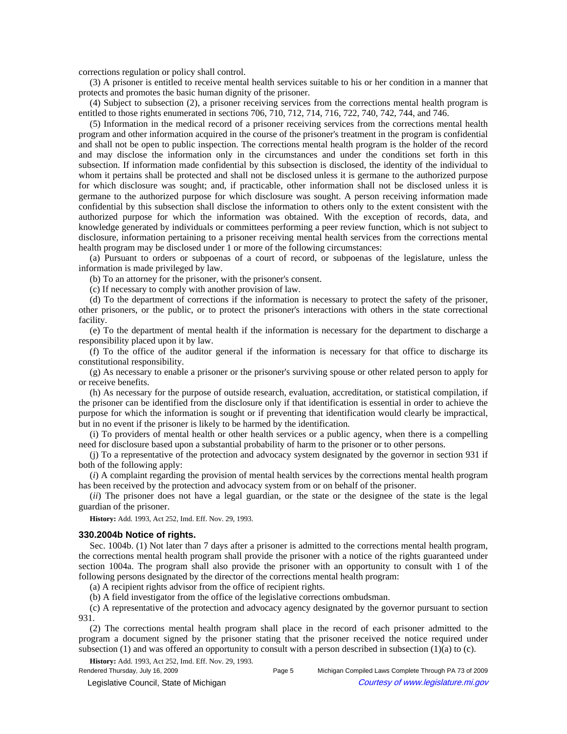corrections regulation or policy shall control.

(3) A prisoner is entitled to receive mental health services suitable to his or her condition in a manner that protects and promotes the basic human dignity of the prisoner.

(4) Subject to subsection (2), a prisoner receiving services from the corrections mental health program is entitled to those rights enumerated in sections 706, 710, 712, 714, 716, 722, 740, 742, 744, and 746.

(5) Information in the medical record of a prisoner receiving services from the corrections mental health program and other information acquired in the course of the prisoner's treatment in the program is confidential and shall not be open to public inspection. The corrections mental health program is the holder of the record and may disclose the information only in the circumstances and under the conditions set forth in this subsection. If information made confidential by this subsection is disclosed, the identity of the individual to whom it pertains shall be protected and shall not be disclosed unless it is germane to the authorized purpose for which disclosure was sought; and, if practicable, other information shall not be disclosed unless it is germane to the authorized purpose for which disclosure was sought. A person receiving information made confidential by this subsection shall disclose the information to others only to the extent consistent with the authorized purpose for which the information was obtained. With the exception of records, data, and knowledge generated by individuals or committees performing a peer review function, which is not subject to disclosure, information pertaining to a prisoner receiving mental health services from the corrections mental health program may be disclosed under 1 or more of the following circumstances:

(a) Pursuant to orders or subpoenas of a court of record, or subpoenas of the legislature, unless the information is made privileged by law.

(b) To an attorney for the prisoner, with the prisoner's consent.

(c) If necessary to comply with another provision of law.

(d) To the department of corrections if the information is necessary to protect the safety of the prisoner, other prisoners, or the public, or to protect the prisoner's interactions with others in the state correctional facility.

(e) To the department of mental health if the information is necessary for the department to discharge a responsibility placed upon it by law.

(f) To the office of the auditor general if the information is necessary for that office to discharge its constitutional responsibility.

(g) As necessary to enable a prisoner or the prisoner's surviving spouse or other related person to apply for or receive benefits.

(h) As necessary for the purpose of outside research, evaluation, accreditation, or statistical compilation, if the prisoner can be identified from the disclosure only if that identification is essential in order to achieve the purpose for which the information is sought or if preventing that identification would clearly be impractical, but in no event if the prisoner is likely to be harmed by the identification.

(i) To providers of mental health or other health services or a public agency, when there is a compelling need for disclosure based upon a substantial probability of harm to the prisoner or to other persons.

(j) To a representative of the protection and advocacy system designated by the governor in section 931 if both of the following apply:

(*i*) A complaint regarding the provision of mental health services by the corrections mental health program has been received by the protection and advocacy system from or on behalf of the prisoner.

(*ii*) The prisoner does not have a legal guardian, or the state or the designee of the state is the legal guardian of the prisoner.

**History:** Add. 1993, Act 252, Imd. Eff. Nov. 29, 1993.

### 330.2004b Notice of rights.

Sec. 1004b. (1) Not later than 7 days after a prisoner is admitted to the corrections mental health program, the corrections mental health program shall provide the prisoner with a notice of the rights guaranteed under section 1004a. The program shall also provide the prisoner with an opportunity to consult with 1 of the following persons designated by the director of the corrections mental health program:

(a) A recipient rights advisor from the office of recipient rights.

(b) A field investigator from the office of the legislative corrections ombudsman.

(c) A representative of the protection and advocacy agency designated by the governor pursuant to section 931.

(2) The corrections mental health program shall place in the record of each prisoner admitted to the program a document signed by the prisoner stating that the prisoner received the notice required under subsection (1) and was offered an opportunity to consult with a person described in subsection (1)(a) to (c).

**History:** Add. 1993, Act 252, Imd. Eff. Nov. 29, 1993.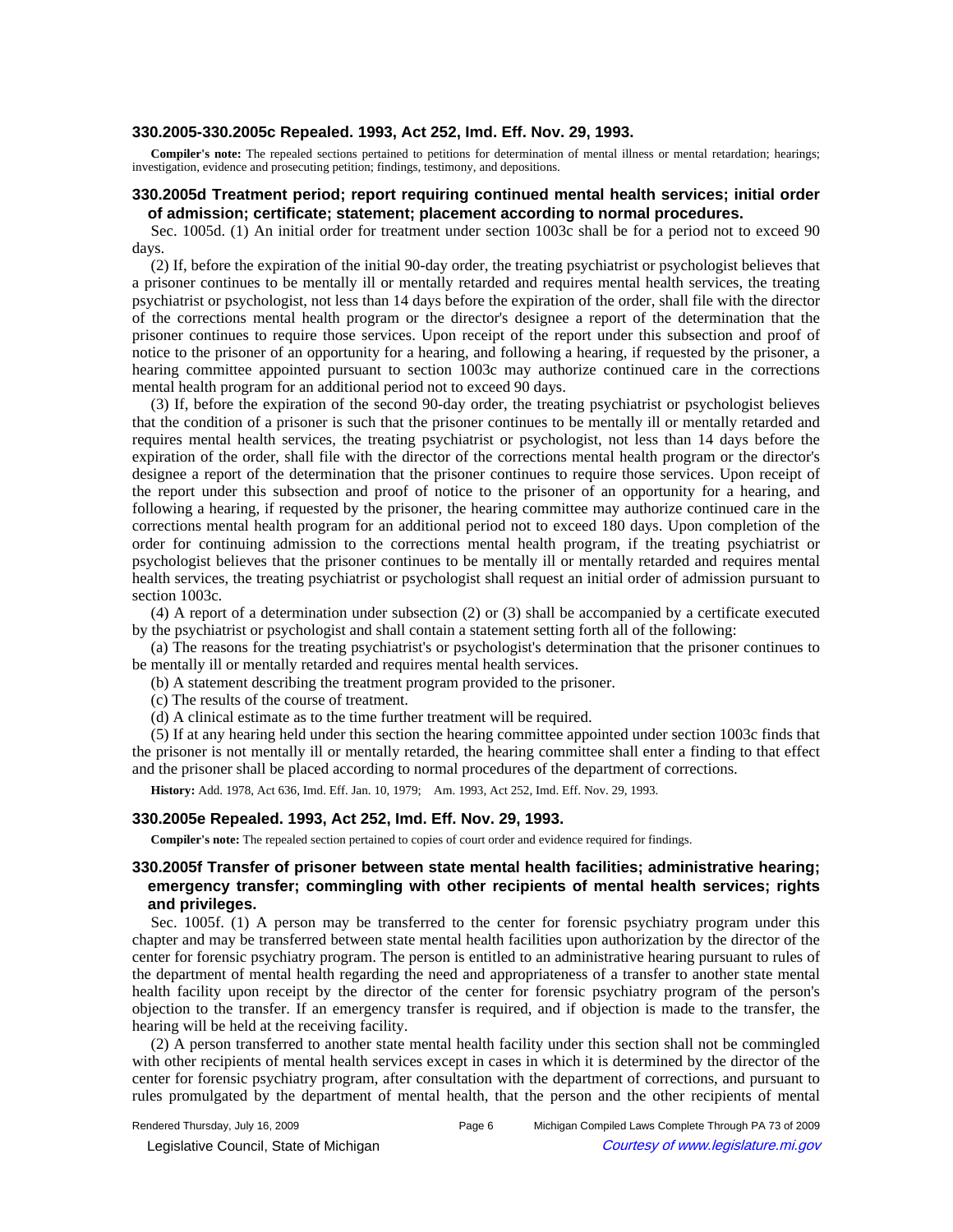### 330.2005-330.2005c Repealed. 1993, Act 252, Imd. Eff. Nov. 29, 1993.

**Compiler's note:** The repealed sections pertained to petitions for determination of mental illness or mental retardation; hearings; investigation, evidence and prosecuting petition; findings, testimony, and depositions.

### 330.2005d Treatment period; report requiring continued mental health services; initial order of admission; certificate; statement; placement according to normal procedures.

Sec. 1005d. (1) An initial order for treatment under section 1003c shall be for a period not to exceed 90 days.

(2) If, before the expiration of the initial 90-day order, the treating psychiatrist or psychologist believes that a prisoner continues to be mentally ill or mentally retarded and requires mental health services, the treating psychiatrist or psychologist, not less than 14 days before the expiration of the order, shall file with the director of the corrections mental health program or the director's designee a report of the determination that the prisoner continues to require those services. Upon receipt of the report under this subsection and proof of notice to the prisoner of an opportunity for a hearing, and following a hearing, if requested by the prisoner, a hearing committee appointed pursuant to section 1003c may authorize continued care in the corrections mental health program for an additional period not to exceed 90 days.

(3) If, before the expiration of the second 90-day order, the treating psychiatrist or psychologist believes that the condition of a prisoner is such that the prisoner continues to be mentally ill or mentally retarded and requires mental health services, the treating psychiatrist or psychologist, not less than 14 days before the expiration of the order, shall file with the director of the corrections mental health program or the director's designee a report of the determination that the prisoner continues to require those services. Upon receipt of the report under this subsection and proof of notice to the prisoner of an opportunity for a hearing, and following a hearing, if requested by the prisoner, the hearing committee may authorize continued care in the corrections mental health program for an additional period not to exceed 180 days. Upon completion of the order for continuing admission to the corrections mental health program, if the treating psychiatrist or psychologist believes that the prisoner continues to be mentally ill or mentally retarded and requires mental health services, the treating psychiatrist or psychologist shall request an initial order of admission pursuant to section 1003c.

(4) A report of a determination under subsection (2) or (3) shall be accompanied by a certificate executed by the psychiatrist or psychologist and shall contain a statement setting forth all of the following:

(a) The reasons for the treating psychiatrist's or psychologist's determination that the prisoner continues to be mentally ill or mentally retarded and requires mental health services.

(b) A statement describing the treatment program provided to the prisoner.

(c) The results of the course of treatment.

(d) A clinical estimate as to the time further treatment will be required.

(5) If at any hearing held under this section the hearing committee appointed under section 1003c finds that the prisoner is not mentally ill or mentally retarded, the hearing committee shall enter a finding to that effect and the prisoner shall be placed according to normal procedures of the department of corrections.

**History:** Add. 1978, Act 636, Imd. Eff. Jan. 10, 1979; Am. 1993, Act 252, Imd. Eff. Nov. 29, 1993.

### 330.2005e Repealed. 1993, Act 252, Imd. Eff. Nov. 29, 1993.

**Compiler's note:** The repealed section pertained to copies of court order and evidence required for findings.

### 330.2005f Transfer of prisoner between state mental health facilities; administrative hearing; emergency transfer; commingling with other recipients of mental health services; rights and privileges.

Sec. 1005f. (1) A person may be transferred to the center for forensic psychiatry program under this chapter and may be transferred between state mental health facilities upon authorization by the director of the center for forensic psychiatry program. The person is entitled to an administrative hearing pursuant to rules of the department of mental health regarding the need and appropriateness of a transfer to another state mental health facility upon receipt by the director of the center for forensic psychiatry program of the person's objection to the transfer. If an emergency transfer is required, and if objection is made to the transfer, the hearing will be held at the receiving facility.

(2) A person transferred to another state mental health facility under this section shall not be commingled with other recipients of mental health services except in cases in which it is determined by the director of the center for forensic psychiatry program, after consultation with the department of corrections, and pursuant to rules promulgated by the department of mental health, that the person and the other recipients of mental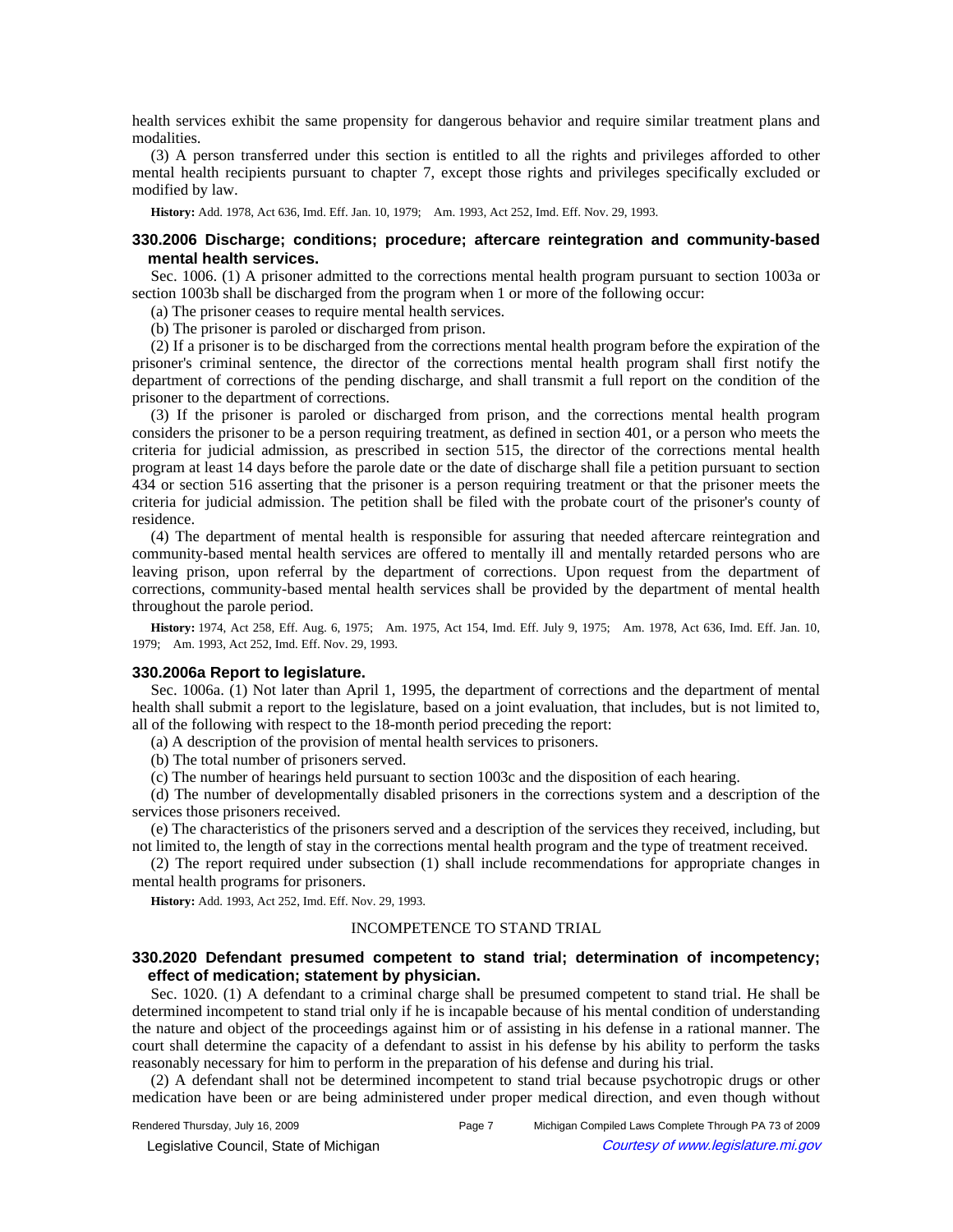health services exhibit the same propensity for dangerous behavior and require similar treatment plans and modalities.

(3) A person transferred under this section is entitled to all the rights and privileges afforded to other mental health recipients pursuant to chapter 7, except those rights and privileges specifically excluded or modified by law.

**History:** Add. 1978, Act 636, Imd. Eff. Jan. 10, 1979;—Am. 1993, Act 252, Imd. Eff. Nov. 29, 1993.

### 330.2006 Discharge; conditions; procedure; aftercare reintegration and community-based mental health services.

Sec. 1006. (1) A prisoner admitted to the corrections mental health program pursuant to section 1003a or section 1003b shall be discharged from the program when 1 or more of the following occur:

(a) The prisoner ceases to require mental health services.

(b) The prisoner is paroled or discharged from prison.

(2) If a prisoner is to be discharged from the corrections mental health program before the expiration of the prisoner's criminal sentence, the director of the corrections mental health program shall first notify the department of corrections of the pending discharge, and shall transmit a full report on the condition of the prisoner to the department of corrections.

(3) If the prisoner is paroled or discharged from prison, and the corrections mental health program considers the prisoner to be a person requiring treatment, as defined in section 401, or a person who meets the criteria for judicial admission, as prescribed in section 515, the director of the corrections mental health program at least 14 days before the parole date or the date of discharge shall file a petition pursuant to section 434 or section 516 asserting that the prisoner is a person requiring treatment or that the prisoner meets the criteria for judicial admission. The petition shall be filed with the probate court of the prisoner's county of residence.

(4) The department of mental health is responsible for assuring that needed aftercare reintegration and community-based mental health services are offered to mentally ill and mentally retarded persons who are leaving prison, upon referral by the department of corrections. Upon request from the department of corrections, community-based mental health services shall be provided by the department of mental health throughout the parole period.

**History:** 1974, Act 258, Eff. Aug. 6, 1975;—Am. 1975, Act 154, Imd. Eff. July 9, 1975;—Am. 1978, Act 636, Imd. Eff. Jan. 10, 1979;—Am. 1993, Act 252, Imd. Eff. Nov. 29, 1993.

### 330.2006a Report to legislature.

Sec. 1006a. (1) Not later than April 1, 1995, the department of corrections and the department of mental health shall submit a report to the legislature, based on a joint evaluation, that includes, but is not limited to, all of the following with respect to the 18-month period preceding the report:

(a) A description of the provision of mental health services to prisoners.

(b) The total number of prisoners served.

(c) The number of hearings held pursuant to section 1003c and the disposition of each hearing.

(d) The number of developmentally disabled prisoners in the corrections system and a description of the services those prisoners received.

(e) The characteristics of the prisoners served and a description of the services they received, including, but not limited to, the length of stay in the corrections mental health program and the type of treatment received.

(2) The report required under subsection (1) shall include recommendations for appropriate changes in mental health programs for prisoners.

**History:** Add. 1993, Act 252, Imd. Eff. Nov. 29, 1993.

## INCOMPETENCE TO STAND TRIAL

### 330.2020 Defendant presumed competent to stand trial; determination of incompetency; effect of medication; statement by physician.

Sec. 1020. (1) A defendant to a criminal charge shall be presumed competent to stand trial. He shall be determined incompetent to stand trial only if he is incapable because of his mental condition of understanding the nature and object of the proceedings against him or of assisting in his defense in a rational manner. The court shall determine the capacity of a defendant to assist in his defense by his ability to perform the tasks reasonably necessary for him to perform in the preparation of his defense and during his trial.

(2) A defendant shall not be determined incompetent to stand trial because psychotropic drugs or other medication have been or are being administered under proper medical direction, and even though without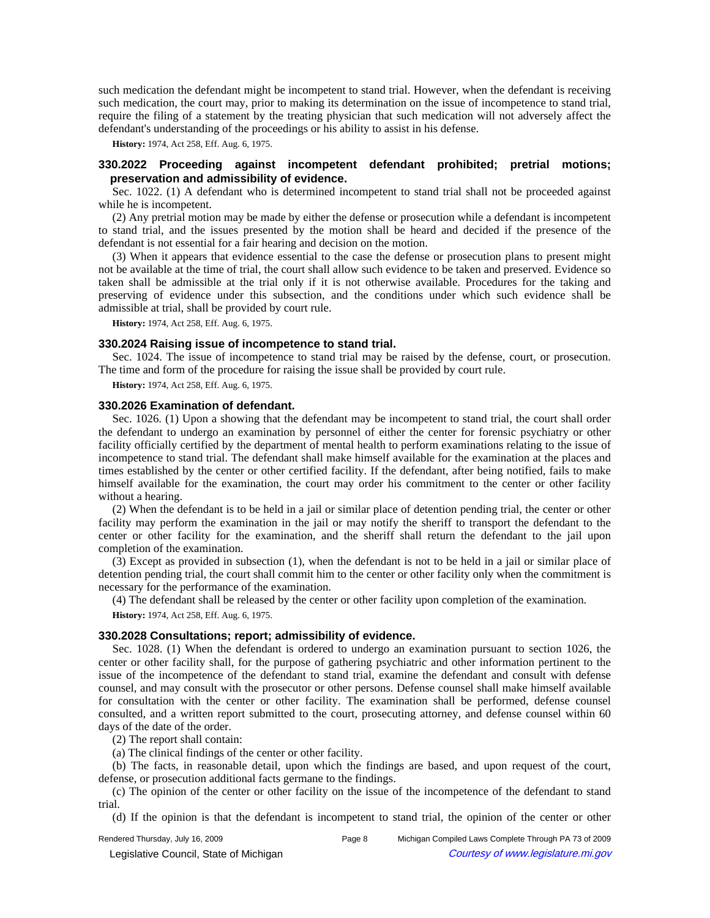such medication the defendant might be incompetent to stand trial. However, when the defendant is receiving such medication, the court may, prior to making its determination on the issue of incompetence to stand trial, require the filing of a statement by the treating physician that such medication will not adversely affect the defendant's understanding of the proceedings or his ability to assist in his defense.

**History:** 1974, Act 258, Eff. Aug. 6, 1975.

### 330.2022 Proceeding against incompetent defendant prohibited; pretrial motions; preservation and admissibility of evidence.

Sec. 1022. (1) A defendant who is determined incompetent to stand trial shall not be proceeded against while he is incompetent.

(2) Any pretrial motion may be made by either the defense or prosecution while a defendant is incompetent to stand trial, and the issues presented by the motion shall be heard and decided if the presence of the defendant is not essential for a fair hearing and decision on the motion.

(3) When it appears that evidence essential to the case the defense or prosecution plans to present might not be available at the time of trial, the court shall allow such evidence to be taken and preserved. Evidence so taken shall be admissible at the trial only if it is not otherwise available. Procedures for the taking and preserving of evidence under this subsection, and the conditions under which such evidence shall be admissible at trial, shall be provided by court rule.

**History:** 1974, Act 258, Eff. Aug. 6, 1975.

### 330.2024 Raising issue of incompetence to stand trial.

Sec. 1024. The issue of incompetence to stand trial may be raised by the defense, court, or prosecution. The time and form of the procedure for raising the issue shall be provided by court rule.

**History:** 1974, Act 258, Eff. Aug. 6, 1975.

### 330.2026 Examination of defendant.

Sec. 1026. (1) Upon a showing that the defendant may be incompetent to stand trial, the court shall order the defendant to undergo an examination by personnel of either the center for forensic psychiatry or other facility officially certified by the department of mental health to perform examinations relating to the issue of incompetence to stand trial. The defendant shall make himself available for the examination at the places and times established by the center or other certified facility. If the defendant, after being notified, fails to make himself available for the examination, the court may order his commitment to the center or other facility without a hearing.

(2) When the defendant is to be held in a jail or similar place of detention pending trial, the center or other facility may perform the examination in the jail or may notify the sheriff to transport the defendant to the center or other facility for the examination, and the sheriff shall return the defendant to the jail upon completion of the examination.

(3) Except as provided in subsection (1), when the defendant is not to be held in a jail or similar place of detention pending trial, the court shall commit him to the center or other facility only when the commitment is necessary for the performance of the examination.

(4) The defendant shall be released by the center or other facility upon completion of the examination.

**History:** 1974, Act 258, Eff. Aug. 6, 1975.

### 330.2028 Consultations; report; admissibility of evidence.

Sec. 1028. (1) When the defendant is ordered to undergo an examination pursuant to section 1026, the center or other facility shall, for the purpose of gathering psychiatric and other information pertinent to the issue of the incompetence of the defendant to stand trial, examine the defendant and consult with defense counsel, and may consult with the prosecutor or other persons. Defense counsel shall make himself available for consultation with the center or other facility. The examination shall be performed, defense counsel consulted, and a written report submitted to the court, prosecuting attorney, and defense counsel within 60 days of the date of the order.

(2) The report shall contain:

(a) The clinical findings of the center or other facility.

(b) The facts, in reasonable detail, upon which the findings are based, and upon request of the court, defense, or prosecution additional facts germane to the findings.

(c) The opinion of the center or other facility on the issue of the incompetence of the defendant to stand trial.

(d) If the opinion is that the defendant is incompetent to stand trial, the opinion of the center or other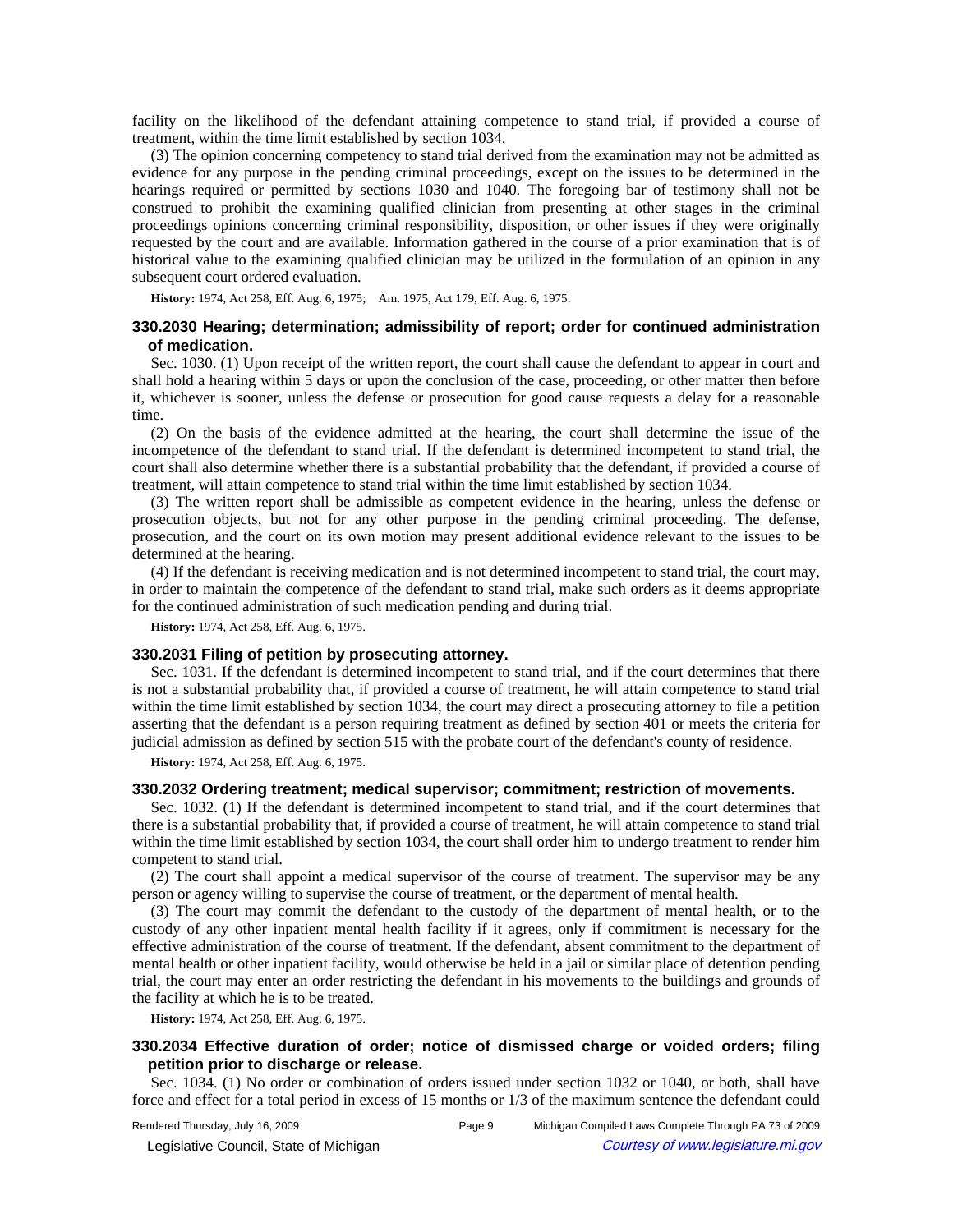facility on the likelihood of the defendant attaining competence to stand trial, if provided a course of treatment, within the time limit established by section 1034.

(3) The opinion concerning competency to stand trial derived from the examination may not be admitted as evidence for any purpose in the pending criminal proceedings, except on the issues to be determined in the hearings required or permitted by sections 1030 and 1040. The foregoing bar of testimony shall not be construed to prohibit the examining qualified clinician from presenting at other stages in the criminal proceedings opinions concerning criminal responsibility, disposition, or other issues if they were originally requested by the court and are available. Information gathered in the course of a prior examination that is of historical value to the examining qualified clinician may be utilized in the formulation of an opinion in any subsequent court ordered evaluation.

**History:** 1974, Act 258, Eff. Aug. 6, 1975;—Am. 1975, Act 179, Eff. Aug. 6, 1975.

### 330.2030 Hearing; determination; admissibility of report; order for continued administration of medication.

Sec. 1030. (1) Upon receipt of the written report, the court shall cause the defendant to appear in court and shall hold a hearing within 5 days or upon the conclusion of the case, proceeding, or other matter then before it, whichever is sooner, unless the defense or prosecution for good cause requests a delay for a reasonable time.

(2) On the basis of the evidence admitted at the hearing, the court shall determine the issue of the incompetence of the defendant to stand trial. If the defendant is determined incompetent to stand trial, the court shall also determine whether there is a substantial probability that the defendant, if provided a course of treatment, will attain competence to stand trial within the time limit established by section 1034.

(3) The written report shall be admissible as competent evidence in the hearing, unless the defense or prosecution objects, but not for any other purpose in the pending criminal proceeding. The defense, prosecution, and the court on its own motion may present additional evidence relevant to the issues to be determined at the hearing.

(4) If the defendant is receiving medication and is not determined incompetent to stand trial, the court may, in order to maintain the competence of the defendant to stand trial, make such orders as it deems appropriate for the continued administration of such medication pending and during trial.

**History:** 1974, Act 258, Eff. Aug. 6, 1975.

### 330.2031 Filing of petition by prosecuting attorney.

Sec. 1031. If the defendant is determined incompetent to stand trial, and if the court determines that there is not a substantial probability that, if provided a course of treatment, he will attain competence to stand trial within the time limit established by section 1034, the court may direct a prosecuting attorney to file a petition asserting that the defendant is a person requiring treatment as defined by section 401 or meets the criteria for judicial admission as defined by section 515 with the probate court of the defendant's county of residence.

**History:** 1974, Act 258, Eff. Aug. 6, 1975.

### 330.2032 Ordering treatment; medical supervisor; commitment; restriction of movements.

Sec. 1032. (1) If the defendant is determined incompetent to stand trial, and if the court determines that there is a substantial probability that, if provided a course of treatment, he will attain competence to stand trial within the time limit established by section 1034, the court shall order him to undergo treatment to render him competent to stand trial.

(2) The court shall appoint a medical supervisor of the course of treatment. The supervisor may be any person or agency willing to supervise the course of treatment, or the department of mental health.

(3) The court may commit the defendant to the custody of the department of mental health, or to the custody of any other inpatient mental health facility if it agrees, only if commitment is necessary for the effective administration of the course of treatment. If the defendant, absent commitment to the department of mental health or other inpatient facility, would otherwise be held in a jail or similar place of detention pending trial, the court may enter an order restricting the defendant in his movements to the buildings and grounds of the facility at which he is to be treated.

**History:** 1974, Act 258, Eff. Aug. 6, 1975.

### 330.2034 Effective duration of order; notice of dismissed charge or voided orders; filing petition prior to discharge or release.

Sec. 1034. (1) No order or combination of orders issued under section 1032 or 1040, or both, shall have force and effect for a total period in excess of 15 months or 1/3 of the maximum sentence the defendant could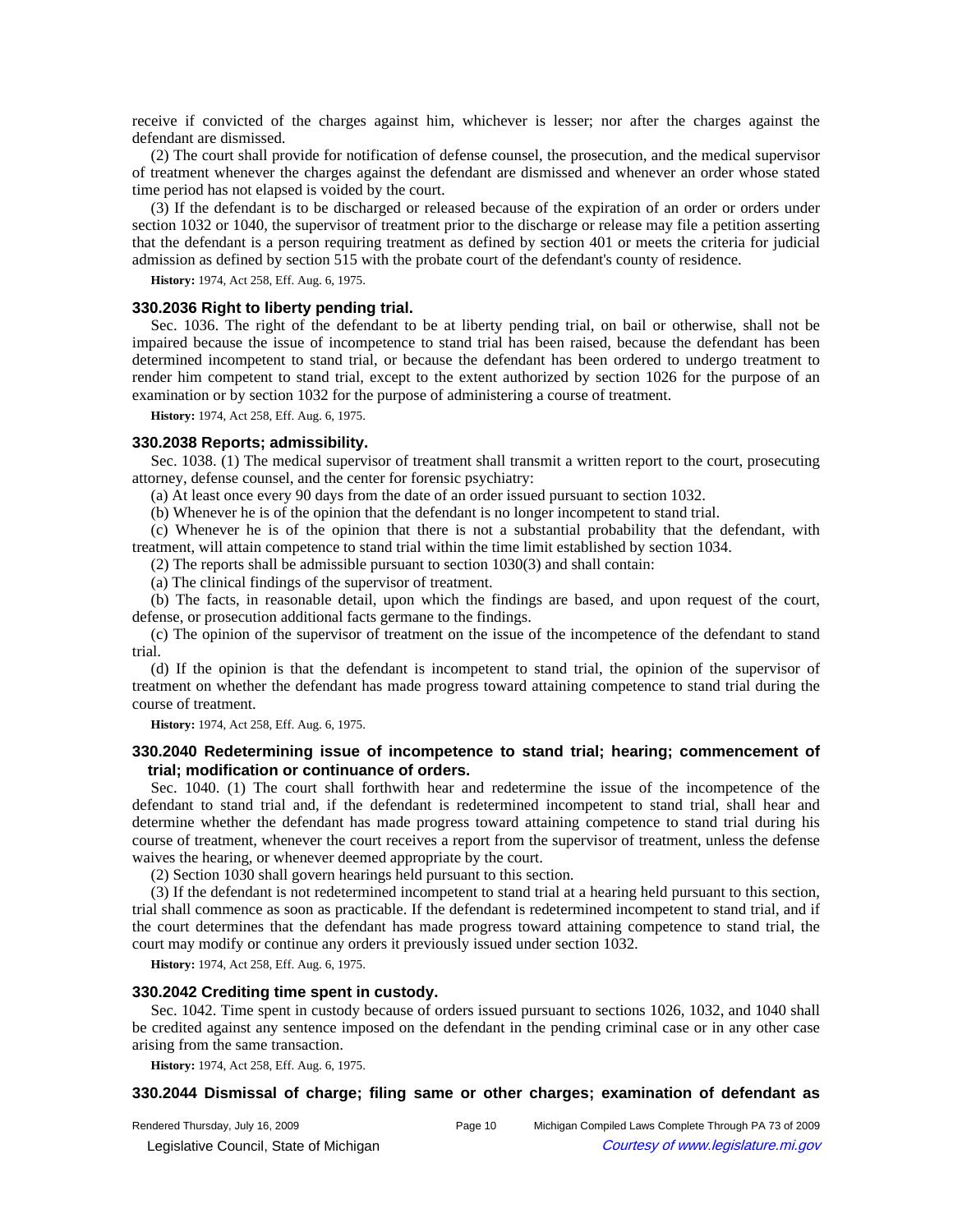receive if convicted of the charges against him, whichever is lesser; nor after the charges against the defendant are dismissed.

(2) The court shall provide for notification of defense counsel, the prosecution, and the medical supervisor of treatment whenever the charges against the defendant are dismissed and whenever an order whose stated time period has not elapsed is voided by the court.

(3) If the defendant is to be discharged or released because of the expiration of an order or orders under section 1032 or 1040, the supervisor of treatment prior to the discharge or release may file a petition asserting that the defendant is a person requiring treatment as defined by section 401 or meets the criteria for judicial admission as defined by section 515 with the probate court of the defendant's county of residence.

**History:** 1974, Act 258, Eff. Aug. 6, 1975.

### 330.2036 Right to liberty pending trial.

Sec. 1036. The right of the defendant to be at liberty pending trial, on bail or otherwise, shall not be impaired because the issue of incompetence to stand trial has been raised, because the defendant has been determined incompetent to stand trial, or because the defendant has been ordered to undergo treatment to render him competent to stand trial, except to the extent authorized by section 1026 for the purpose of an examination or by section 1032 for the purpose of administering a course of treatment.

**History:** 1974, Act 258, Eff. Aug. 6, 1975.

### 330.2038 Reports; admissibility.

Sec. 1038. (1) The medical supervisor of treatment shall transmit a written report to the court, prosecuting attorney, defense counsel, and the center for forensic psychiatry:

(a) At least once every 90 days from the date of an order issued pursuant to section 1032.

(b) Whenever he is of the opinion that the defendant is no longer incompetent to stand trial.

(c) Whenever he is of the opinion that there is not a substantial probability that the defendant, with treatment, will attain competence to stand trial within the time limit established by section 1034.

(2) The reports shall be admissible pursuant to section 1030(3) and shall contain:

(a) The clinical findings of the supervisor of treatment.

(b) The facts, in reasonable detail, upon which the findings are based, and upon request of the court, defense, or prosecution additional facts germane to the findings.

(c) The opinion of the supervisor of treatment on the issue of the incompetence of the defendant to stand trial.

(d) If the opinion is that the defendant is incompetent to stand trial, the opinion of the supervisor of treatment on whether the defendant has made progress toward attaining competence to stand trial during the course of treatment.

**History:** 1974, Act 258, Eff. Aug. 6, 1975.

### 330.2040 Redetermining issue of incompetence to stand trial; hearing; commencement of trial; modification or continuance of orders.

Sec. 1040. (1) The court shall forthwith hear and redetermine the issue of the incompetence of the defendant to stand trial and, if the defendant is redetermined incompetent to stand trial, shall hear and determine whether the defendant has made progress toward attaining competence to stand trial during his course of treatment, whenever the court receives a report from the supervisor of treatment, unless the defense waives the hearing, or whenever deemed appropriate by the court.

(2) Section 1030 shall govern hearings held pursuant to this section.

(3) If the defendant is not redetermined incompetent to stand trial at a hearing held pursuant to this section, trial shall commence as soon as practicable. If the defendant is redetermined incompetent to stand trial, and if the court determines that the defendant has made progress toward attaining competence to stand trial, the court may modify or continue any orders it previously issued under section 1032.

**History:** 1974, Act 258, Eff. Aug. 6, 1975.

### 330.2042 Crediting time spent in custody.

Sec. 1042. Time spent in custody because of orders issued pursuant to sections 1026, 1032, and 1040 shall be credited against any sentence imposed on the defendant in the pending criminal case or in any other case arising from the same transaction.

**History:** 1974, Act 258, Eff. Aug. 6, 1975.

### 330.2044 Dismissal of charge; filing same or other charges; examination of defendant as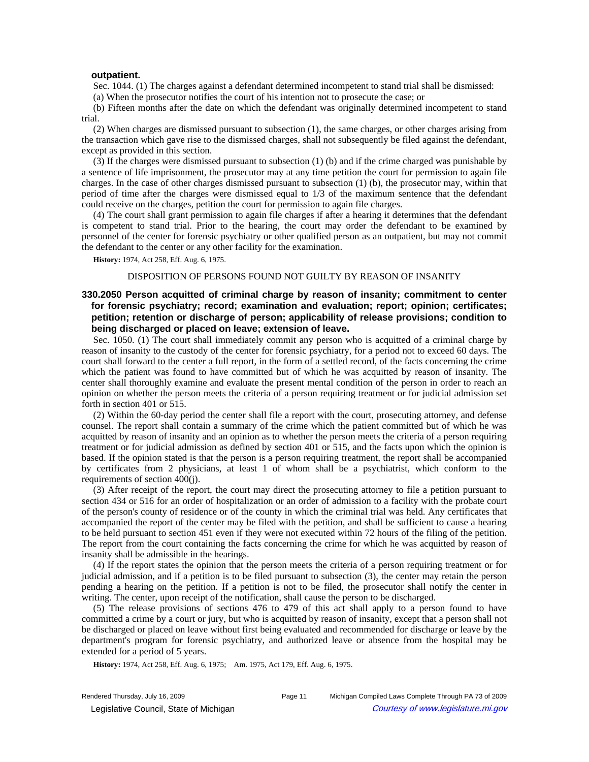**outpatient.**

Sec. 1044. (1) The charges against a defendant determined incompetent to stand trial shall be dismissed:

(a) When the prosecutor notifies the court of his intention not to prosecute the case; or

(b) Fifteen months after the date on which the defendant was originally determined incompetent to stand trial.

(2) When charges are dismissed pursuant to subsection (1), the same charges, or other charges arising from the transaction which gave rise to the dismissed charges, shall not subsequently be filed against the defendant, except as provided in this section.

(3) If the charges were dismissed pursuant to subsection (1) (b) and if the crime charged was punishable by a sentence of life imprisonment, the prosecutor may at any time petition the court for permission to again file charges. In the case of other charges dismissed pursuant to subsection (1) (b), the prosecutor may, within that period of time after the charges were dismissed equal to 1/3 of the maximum sentence that the defendant could receive on the charges, petition the court for permission to again file charges.

(4) The court shall grant permission to again file charges if after a hearing it determines that the defendant is competent to stand trial. Prior to the hearing, the court may order the defendant to be examined by personnel of the center for forensic psychiatry or other qualified person as an outpatient, but may not commit the defendant to the center or any other facility for the examination.

**History:** 1974, Act 258, Eff. Aug. 6, 1975.

DISPOSITION OF PERSONS FOUND NOT GUILTY BY REASON OF INSANITY

### 330.2050 Person acquitted of criminal charge by reason of insanity; commitment to center for forensic psychiatry; record; examination and evaluation; report; opinion; certificates; petition; retention or discharge of person; applicability of release provisions; condition to being discharged or placed on leave; extension of leave.

Sec. 1050. (1) The court shall immediately commit any person who is acquitted of a criminal charge by reason of insanity to the custody of the center for forensic psychiatry, for a period not to exceed 60 days. The court shall forward to the center a full report, in the form of a settled record, of the facts concerning the crime which the patient was found to have committed but of which he was acquitted by reason of insanity. The center shall thoroughly examine and evaluate the present mental condition of the person in order to reach an opinion on whether the person meets the criteria of a person requiring treatment or for judicial admission set forth in section 401 or 515.

(2) Within the 60-day period the center shall file a report with the court, prosecuting attorney, and defense counsel. The report shall contain a summary of the crime which the patient committed but of which he was acquitted by reason of insanity and an opinion as to whether the person meets the criteria of a person requiring treatment or for judicial admission as defined by section 401 or 515, and the facts upon which the opinion is based. If the opinion stated is that the person is a person requiring treatment, the report shall be accompanied by certificates from 2 physicians, at least 1 of whom shall be a psychiatrist, which conform to the requirements of section 400(j).

(3) After receipt of the report, the court may direct the prosecuting attorney to file a petition pursuant to section 434 or 516 for an order of hospitalization or an order of admission to a facility with the probate court of the person's county of residence or of the county in which the criminal trial was held. Any certificates that accompanied the report of the center may be filed with the petition, and shall be sufficient to cause a hearing to be held pursuant to section 451 even if they were not executed within 72 hours of the filing of the petition. The report from the court containing the facts concerning the crime for which he was acquitted by reason of insanity shall be admissible in the hearings.

(4) If the report states the opinion that the person meets the criteria of a person requiring treatment or for judicial admission, and if a petition is to be filed pursuant to subsection (3), the center may retain the person pending a hearing on the petition. If a petition is not to be filed, the prosecutor shall notify the center in writing. The center, upon receipt of the notification, shall cause the person to be discharged.

(5) The release provisions of sections 476 to 479 of this act shall apply to a person found to have committed a crime by a court or jury, but who is acquitted by reason of insanity, except that a person shall not be discharged or placed on leave without first being evaluated and recommended for discharge or leave by the department's program for forensic psychiatry, and authorized leave or absence from the hospital may be extended for a period of 5 years.

**History:** 1974, Act 258, Eff. Aug. 6, 1975; Am. 1975, Act 179, Eff. Aug. 6, 1975.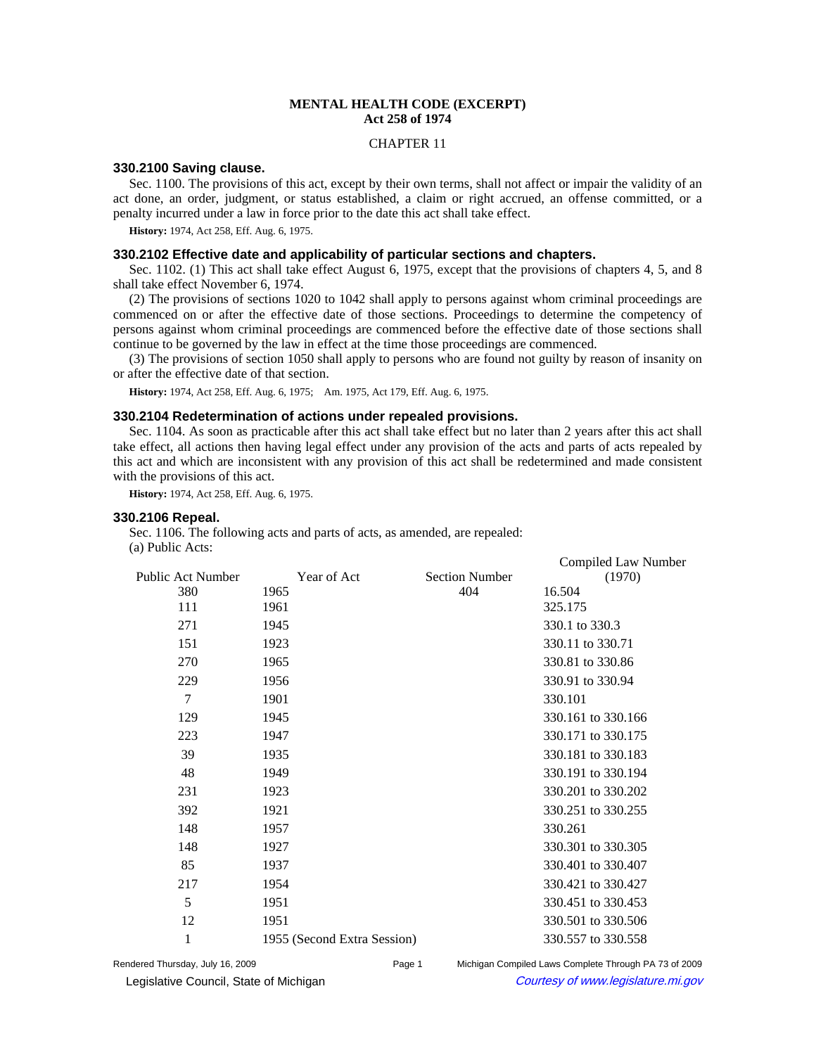**MENTAL HEALTH CODE (EXCERPT)**
**Act 258 of 1974**

CHAPTER 11

### 330.2100 Saving clause.

Sec. 1100. The provisions of this act, except by their own terms, shall not affect or impair the validity of an act done, an order, judgment, or status established, a claim or right accrued, an offense committed, or a penalty incurred under a law in force prior to the date this act shall take effect.

**History:** 1974, Act 258, Eff. Aug. 6, 1975.

### 330.2102 Effective date and applicability of particular sections and chapters.

Sec. 1102. (1) This act shall take effect August 6, 1975, except that the provisions of chapters 4, 5, and 8 shall take effect November 6, 1974.

(2) The provisions of sections 1020 to 1042 shall apply to persons against whom criminal proceedings are commenced on or after the effective date of those sections. Proceedings to determine the competency of persons against whom criminal proceedings are commenced before the effective date of those sections shall continue to be governed by the law in effect at the time those proceedings are commenced.

(3) The provisions of section 1050 shall apply to persons who are found not guilty by reason of insanity on or after the effective date of that section.

**History:** 1974, Act 258, Eff. Aug. 6, 1975;— Am. 1975, Act 179, Eff. Aug. 6, 1975.

### 330.2104 Redetermination of actions under repealed provisions.

Sec. 1104. As soon as practicable after this act shall take effect but no later than 2 years after this act shall take effect, all actions then having legal effect under any provision of the acts and parts of acts repealed by this act and which are inconsistent with any provision of this act shall be redetermined and made consistent with the provisions of this act.

**History:** 1974, Act 258, Eff. Aug. 6, 1975.

### 330.2106 Repeal.

Sec. 1106. The following acts and parts of acts, as amended, are repealed:

(a) Public Acts:

| Public Act Number | Year of Act | Section Number | Compiled Law Number (1970) |
|---|---|---|---|
| 380 | 1965 | 404 | 16.504 |
| 111 | 1961 | | 325.175 |
| 271 | 1945 | | 330.1 to 330.3 |
| 151 | 1923 | | 330.11 to 330.71 |
| 270 | 1965 | | 330.81 to 330.86 |
| 229 | 1956 | | 330.91 to 330.94 |
| 7 | 1901 | | 330.101 |
| 129 | 1945 | | 330.161 to 330.166 |
| 223 | 1947 | | 330.171 to 330.175 |
| 39 | 1935 | | 330.181 to 330.183 |
| 48 | 1949 | | 330.191 to 330.194 |
| 231 | 1923 | | 330.201 to 330.202 |
| 392 | 1921 | | 330.251 to 330.255 |
| 148 | 1957 | | 330.261 |
| 148 | 1927 | | 330.301 to 330.305 |
| 85 | 1937 | | 330.401 to 330.407 |
| 217 | 1954 | | 330.421 to 330.427 |
| 5 | 1951 | | 330.451 to 330.453 |
| 12 | 1951 | | 330.501 to 330.506 |
| 1 | 1955 (Second Extra Session) | | 330.557 to 330.558 |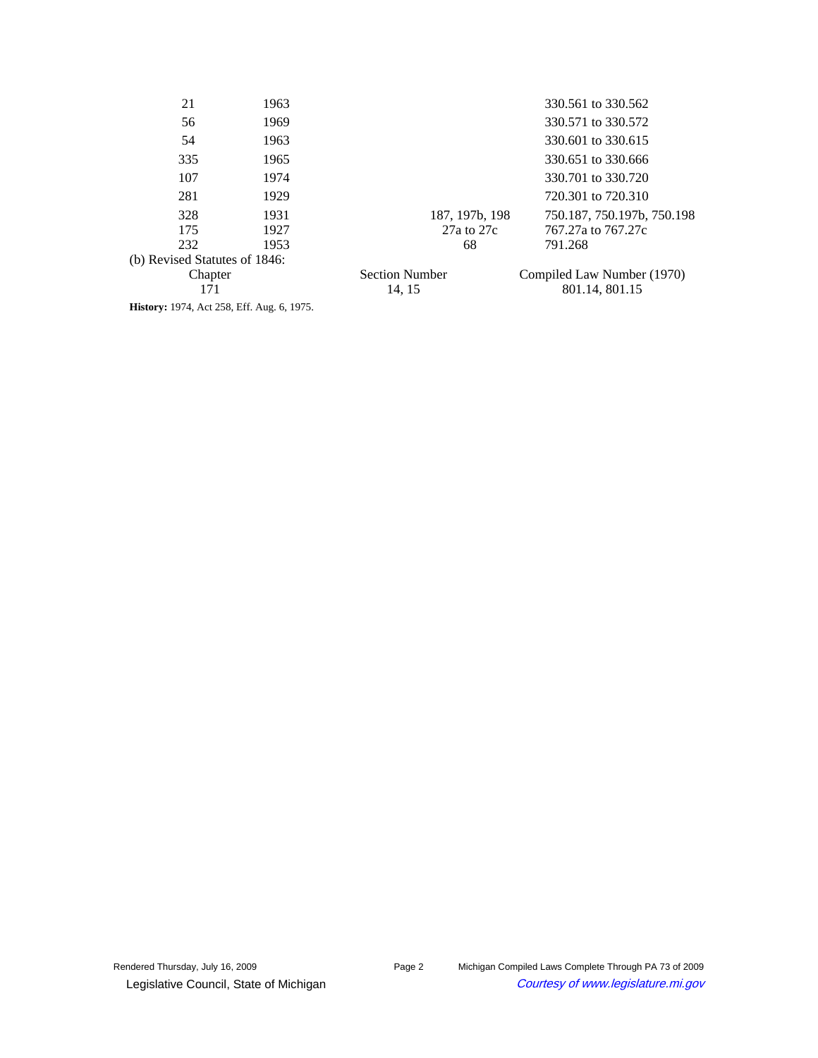| | | | |
|---|---|---|---|
| 21 | 1963 | | 330.561 to 330.562 |
| 56 | 1969 | | 330.571 to 330.572 |
| 54 | 1963 | | 330.601 to 330.615 |
| 335 | 1965 | | 330.651 to 330.666 |
| 107 | 1974 | | 330.701 to 330.720 |
| 281 | 1929 | | 720.301 to 720.310 |
| 328 | 1931 | 187, 197b, 198 | 750.187, 750.197b, 750.198 |
| 175 | 1927 | 27a to 27c | 767.27a to 767.27c |
| 232 | 1953 | 68 | 791.268 |

(b) Revised Statutes of 1846:

| Chapter | Section Number | Compiled Law Number (1970) |
|---|---|---|
| 171 | 14, 15 | 801.14, 801.15 |

**History:** 1974, Act 258, Eff. Aug. 6, 1975.